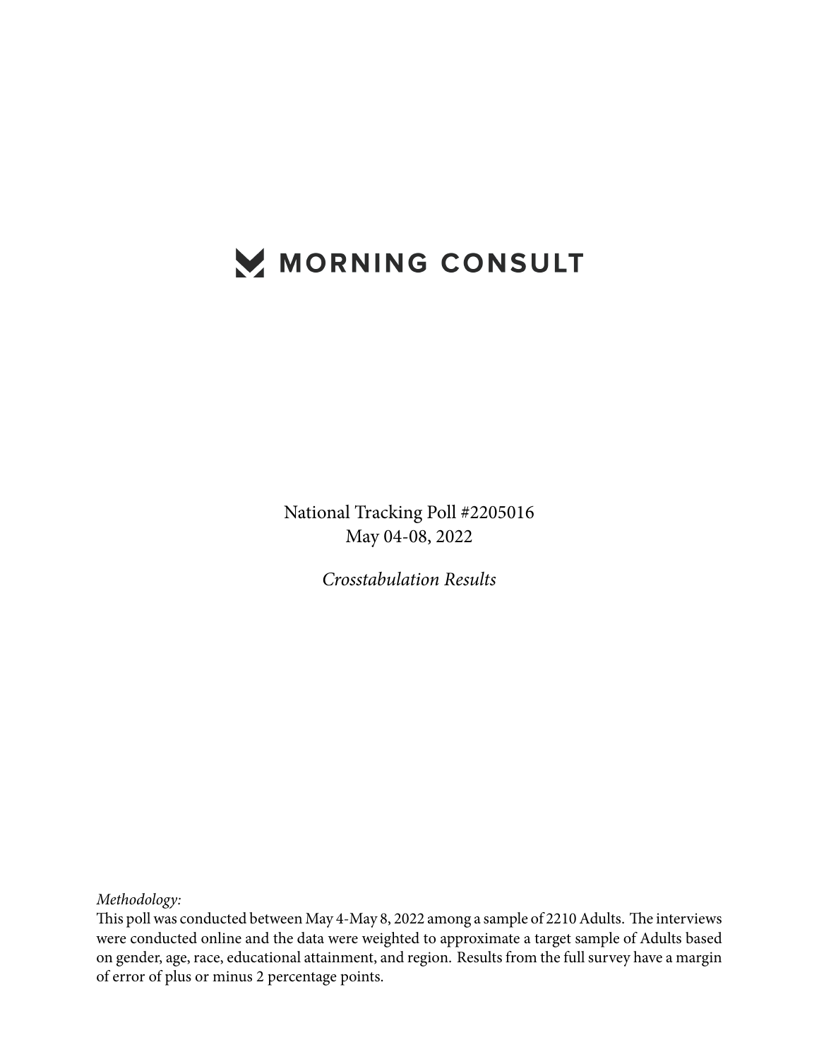# MORNING CONSULT

National Tracking Poll #2205016
May 04-08, 2022

*Crosstabulation Results*

*Methodology:*
This poll was conducted between May 4-May 8, 2022 among a sample of 2210 Adults. The interviews were conducted online and the data were weighted to approximate a target sample of Adults based on gender, age, race, educational attainment, and region. Results from the full survey have a margin of error of plus or minus 2 percentage points.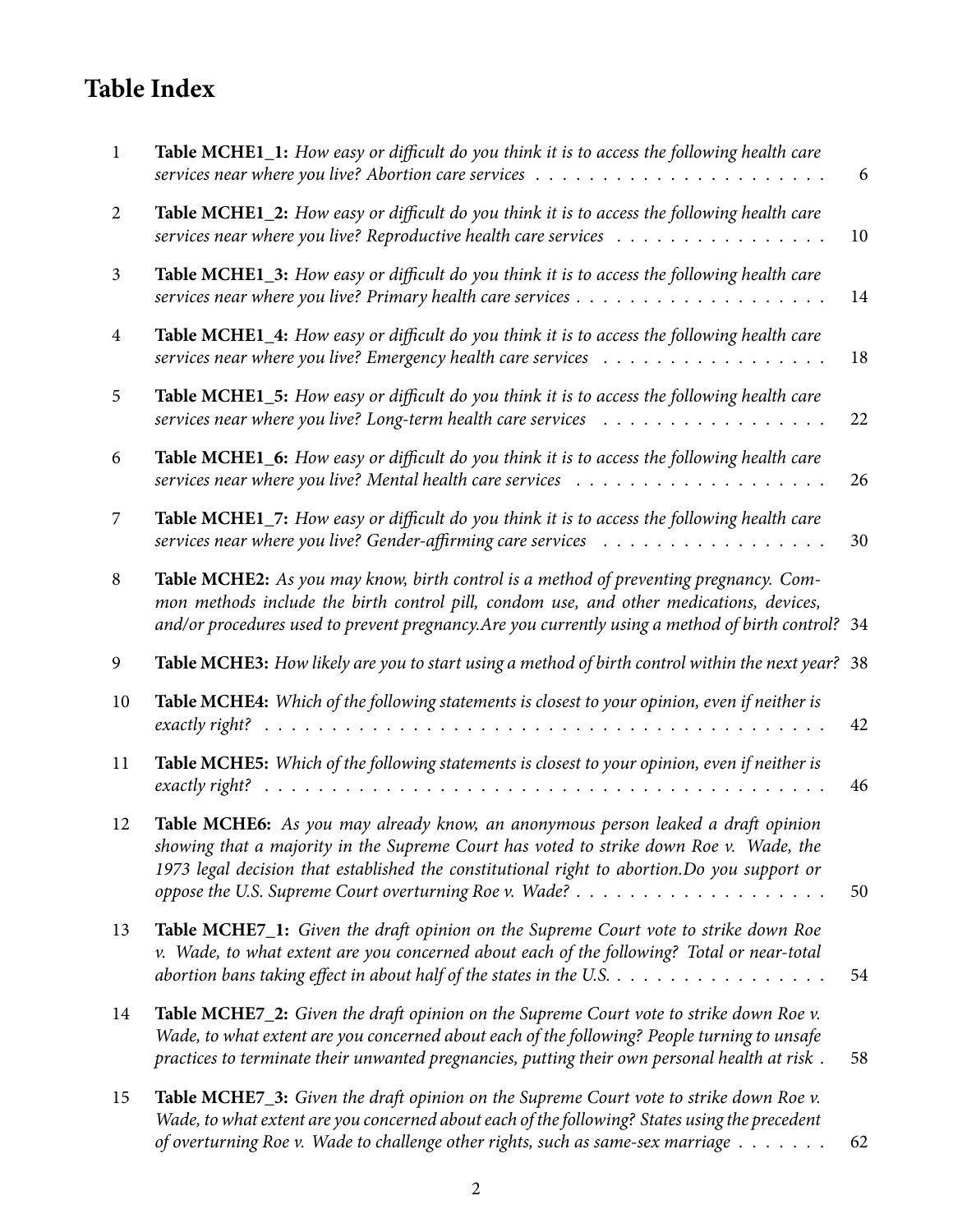# Table Index

| | | |
|---|---|---|
| 1 | **Table MCHE1_1:** *How easy or difficult do you think it is to access the following health care services near where you live? Abortion care services* | 6 |
| 2 | **Table MCHE1_2:** *How easy or difficult do you think it is to access the following health care services near where you live? Reproductive health care services* | 10 |
| 3 | **Table MCHE1_3:** *How easy or difficult do you think it is to access the following health care services near where you live? Primary health care services* | 14 |
| 4 | **Table MCHE1_4:** *How easy or difficult do you think it is to access the following health care services near where you live? Emergency health care services* | 18 |
| 5 | **Table MCHE1_5:** *How easy or difficult do you think it is to access the following health care services near where you live? Long-term health care services* | 22 |
| 6 | **Table MCHE1_6:** *How easy or difficult do you think it is to access the following health care services near where you live? Mental health care services* | 26 |
| 7 | **Table MCHE1_7:** *How easy or difficult do you think it is to access the following health care services near where you live? Gender-affirming care services* | 30 |
| 8 | **Table MCHE2:** *As you may know, birth control is a method of preventing pregnancy. Common methods include the birth control pill, condom use, and other medications, devices, and/or procedures used to prevent pregnancy.Are you currently using a method of birth control?* | 34 |
| 9 | **Table MCHE3:** *How likely are you to start using a method of birth control within the next year?* | 38 |
| 10 | **Table MCHE4:** *Which of the following statements is closest to your opinion, even if neither is exactly right?* | 42 |
| 11 | **Table MCHE5:** *Which of the following statements is closest to your opinion, even if neither is exactly right?* | 46 |
| 12 | **Table MCHE6:** *As you may already know, an anonymous person leaked a draft opinion showing that a majority in the Supreme Court has voted to strike down Roe v. Wade, the 1973 legal decision that established the constitutional right to abortion.Do you support or oppose the U.S. Supreme Court overturning Roe v. Wade?* | 50 |
| 13 | **Table MCHE7_1:** *Given the draft opinion on the Supreme Court vote to strike down Roe v. Wade, to what extent are you concerned about each of the following? Total or near-total abortion bans taking effect in about half of the states in the U.S.* | 54 |
| 14 | **Table MCHE7_2:** *Given the draft opinion on the Supreme Court vote to strike down Roe v. Wade, to what extent are you concerned about each of the following? People turning to unsafe practices to terminate their unwanted pregnancies, putting their own personal health at risk* | 58 |
| 15 | **Table MCHE7_3:** *Given the draft opinion on the Supreme Court vote to strike down Roe v. Wade, to what extent are you concerned about each of the following? States using the precedent of overturning Roe v. Wade to challenge other rights, such as same-sex marriage* | 62 |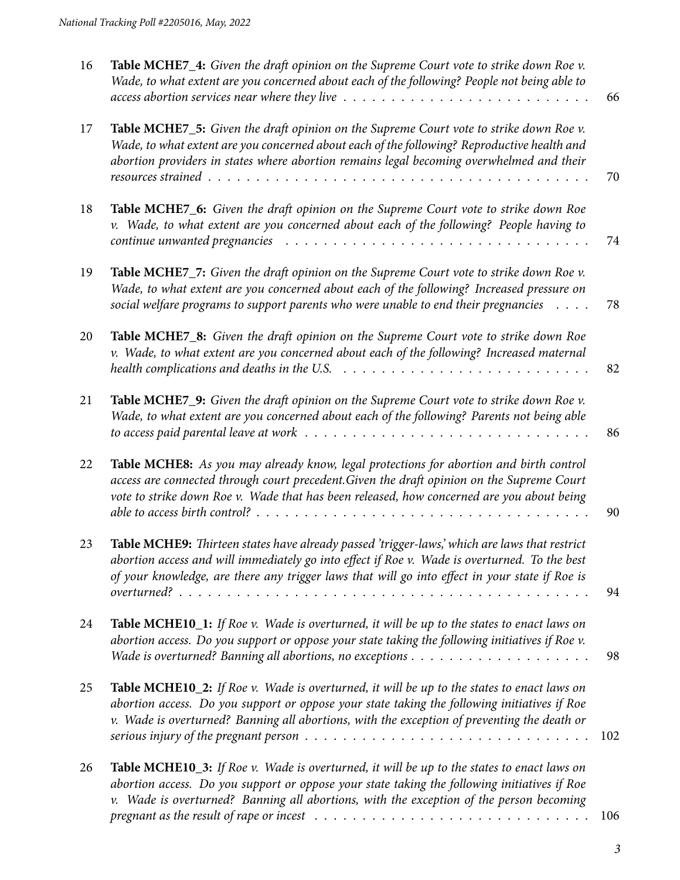16 **Table MCHE7_4:** *Given the draft opinion on the Supreme Court vote to strike down Roe v. Wade, to what extent are you concerned about each of the following? People not being able to access abortion services near where they live* . . . . . . . . . . . . . . . . . . . . . . . . . 66

17 **Table MCHE7_5:** *Given the draft opinion on the Supreme Court vote to strike down Roe v. Wade, to what extent are you concerned about each of the following? Reproductive health and abortion providers in states where abortion remains legal becoming overwhelmed and their resources strained* . . . . . . . . . . . . . . . . . . . . . . . . . . . . . . . . . . . . . . . 70

18 **Table MCHE7_6:** *Given the draft opinion on the Supreme Court vote to strike down Roe v. Wade, to what extent are you concerned about each of the following? People having to continue unwanted pregnancies* . . . . . . . . . . . . . . . . . . . . . . . . . . . . . . . 74

19 **Table MCHE7_7:** *Given the draft opinion on the Supreme Court vote to strike down Roe v. Wade, to what extent are you concerned about each of the following? Increased pressure on social welfare programs to support parents who were unable to end their pregnancies* . . . . 78

20 **Table MCHE7_8:** *Given the draft opinion on the Supreme Court vote to strike down Roe v. Wade, to what extent are you concerned about each of the following? Increased maternal health complications and deaths in the U.S.* . . . . . . . . . . . . . . . . . . . . . . . . 82

21 **Table MCHE7_9:** *Given the draft opinion on the Supreme Court vote to strike down Roe v. Wade, to what extent are you concerned about each of the following? Parents not being able to access paid parental leave at work* . . . . . . . . . . . . . . . . . . . . . . . . . . . . 86

22 **Table MCHE8:** *As you may already know, legal protections for abortion and birth control access are connected through court precedent.Given the draft opinion on the Supreme Court vote to strike down Roe v. Wade that has been released, how concerned are you about being able to access birth control?* . . . . . . . . . . . . . . . . . . . . . . . . . . . . . . . . . 90

23 **Table MCHE9:** *Thirteen states have already passed 'trigger-laws,' which are laws that restrict abortion access and will immediately go into effect if Roe v. Wade is overturned. To the best of your knowledge, are there any trigger laws that will go into effect in your state if Roe is overturned?* . . . . . . . . . . . . . . . . . . . . . . . . . . . . . . . . . . . . . . . . . 94

24 **Table MCHE10_1:** *If Roe v. Wade is overturned, it will be up to the states to enact laws on abortion access. Do you support or oppose your state taking the following initiatives if Roe v. Wade is overturned? Banning all abortions, no exceptions* . . . . . . . . . . . . . . . . . . 98

25 **Table MCHE10_2:** *If Roe v. Wade is overturned, it will be up to the states to enact laws on abortion access. Do you support or oppose your state taking the following initiatives if Roe v. Wade is overturned? Banning all abortions, with the exception of preventing the death or serious injury of the pregnant person* . . . . . . . . . . . . . . . . . . . . . . . . . . . . . 102

26 **Table MCHE10_3:** *If Roe v. Wade is overturned, it will be up to the states to enact laws on abortion access. Do you support or oppose your state taking the following initiatives if Roe v. Wade is overturned? Banning all abortions, with the exception of the person becoming pregnant as the result of rape or incest* . . . . . . . . . . . . . . . . . . . . . . . . . . . . 106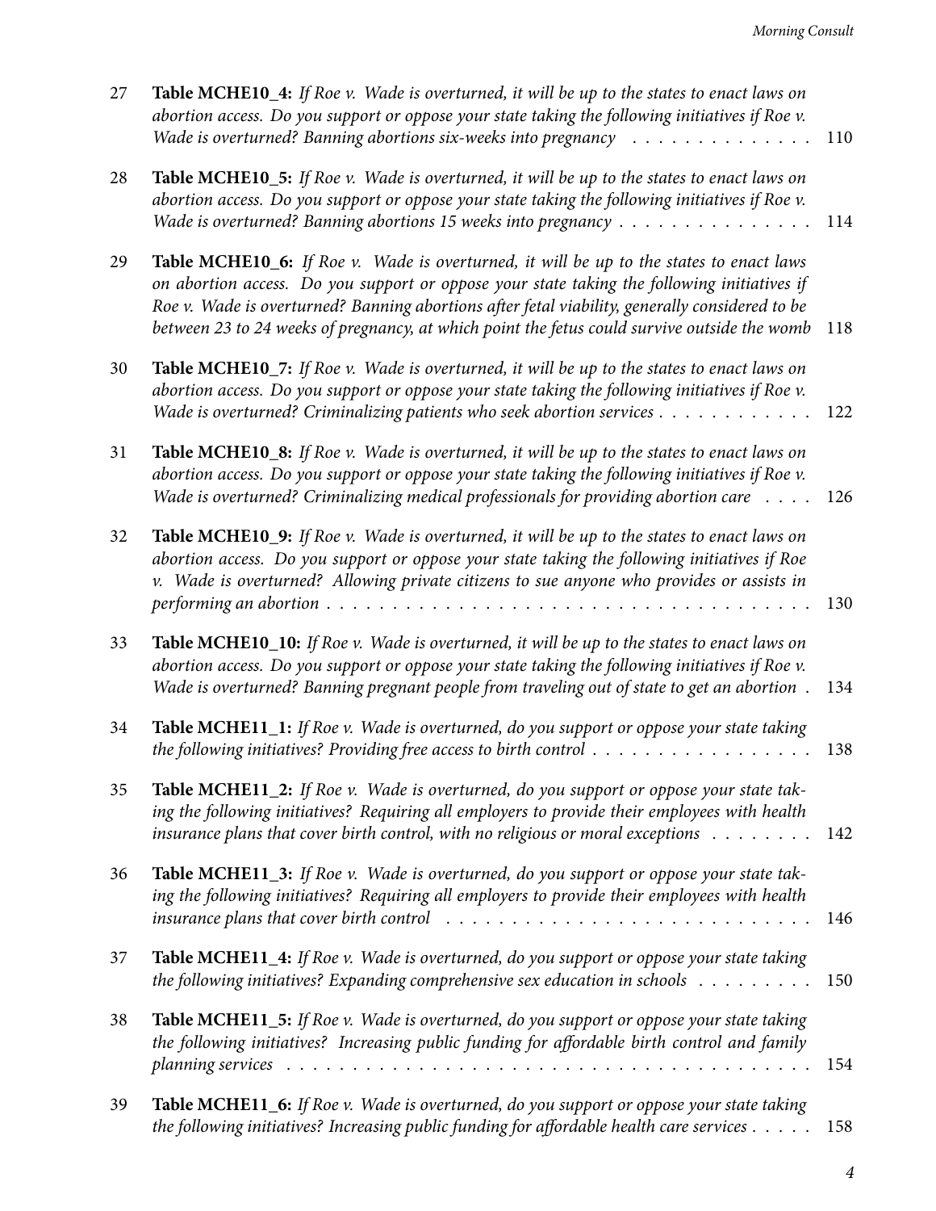| | | |
|---|---|---|
| 27 | **Table MCHE10_4:** *If Roe v. Wade is overturned, it will be up to the states to enact laws on abortion access. Do you support or oppose your state taking the following initiatives if Roe v. Wade is overturned? Banning abortions six-weeks into pregnancy* | 110 |
| 28 | **Table MCHE10_5:** *If Roe v. Wade is overturned, it will be up to the states to enact laws on abortion access. Do you support or oppose your state taking the following initiatives if Roe v. Wade is overturned? Banning abortions 15 weeks into pregnancy* | 114 |
| 29 | **Table MCHE10_6:** *If Roe v. Wade is overturned, it will be up to the states to enact laws on abortion access. Do you support or oppose your state taking the following initiatives if Roe v. Wade is overturned? Banning abortions after fetal viability, generally considered to be between 23 to 24 weeks of pregnancy, at which point the fetus could survive outside the womb* | 118 |
| 30 | **Table MCHE10_7:** *If Roe v. Wade is overturned, it will be up to the states to enact laws on abortion access. Do you support or oppose your state taking the following initiatives if Roe v. Wade is overturned? Criminalizing patients who seek abortion services* | 122 |
| 31 | **Table MCHE10_8:** *If Roe v. Wade is overturned, it will be up to the states to enact laws on abortion access. Do you support or oppose your state taking the following initiatives if Roe v. Wade is overturned? Criminalizing medical professionals for providing abortion care* | 126 |
| 32 | **Table MCHE10_9:** *If Roe v. Wade is overturned, it will be up to the states to enact laws on abortion access. Do you support or oppose your state taking the following initiatives if Roe v. Wade is overturned? Allowing private citizens to sue anyone who provides or assists in performing an abortion* | 130 |
| 33 | **Table MCHE10_10:** *If Roe v. Wade is overturned, it will be up to the states to enact laws on abortion access. Do you support or oppose your state taking the following initiatives if Roe v. Wade is overturned? Banning pregnant people from traveling out of state to get an abortion* | 134 |
| 34 | **Table MCHE11_1:** *If Roe v. Wade is overturned, do you support or oppose your state taking the following initiatives? Providing free access to birth control* | 138 |
| 35 | **Table MCHE11_2:** *If Roe v. Wade is overturned, do you support or oppose your state taking the following initiatives? Requiring all employers to provide their employees with health insurance plans that cover birth control, with no religious or moral exceptions* | 142 |
| 36 | **Table MCHE11_3:** *If Roe v. Wade is overturned, do you support or oppose your state taking the following initiatives? Requiring all employers to provide their employees with health insurance plans that cover birth control* | 146 |
| 37 | **Table MCHE11_4:** *If Roe v. Wade is overturned, do you support or oppose your state taking the following initiatives? Expanding comprehensive sex education in schools* | 150 |
| 38 | **Table MCHE11_5:** *If Roe v. Wade is overturned, do you support or oppose your state taking the following initiatives? Increasing public funding for affordable birth control and family planning services* | 154 |
| 39 | **Table MCHE11_6:** *If Roe v. Wade is overturned, do you support or oppose your state taking the following initiatives? Increasing public funding for affordable health care services* | 158 |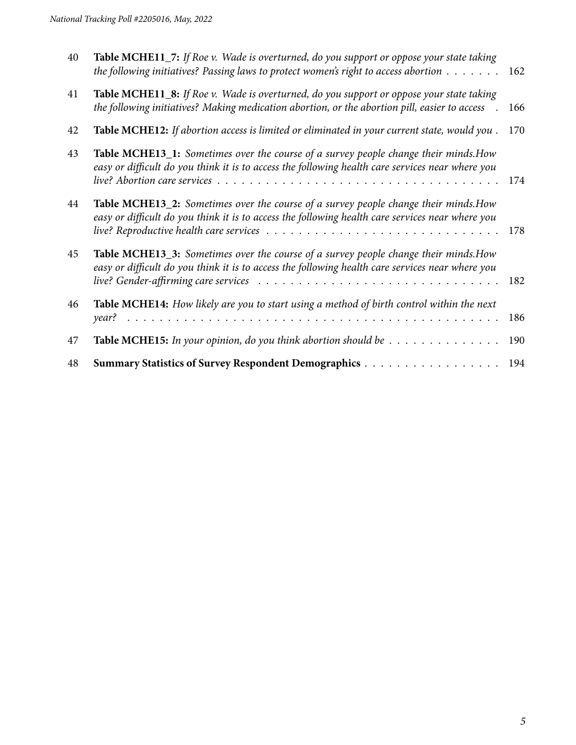| | | |
|---|---|---|
| 40 | **Table MCHE11_7:** *If Roe v. Wade is overturned, do you support or oppose your state taking the following initiatives? Passing laws to protect women's right to access abortion* | 162 |
| 41 | **Table MCHE11_8:** *If Roe v. Wade is overturned, do you support or oppose your state taking the following initiatives? Making medication abortion, or the abortion pill, easier to access* | 166 |
| 42 | **Table MCHE12:** *If abortion access is limited or eliminated in your current state, would you* | 170 |
| 43 | **Table MCHE13_1:** *Sometimes over the course of a survey people change their minds.How easy or difficult do you think it is to access the following health care services near where you live? Abortion care services* | 174 |
| 44 | **Table MCHE13_2:** *Sometimes over the course of a survey people change their minds.How easy or difficult do you think it is to access the following health care services near where you live? Reproductive health care services* | 178 |
| 45 | **Table MCHE13_3:** *Sometimes over the course of a survey people change their minds.How easy or difficult do you think it is to access the following health care services near where you live? Gender-affirming care services* | 182 |
| 46 | **Table MCHE14:** *How likely are you to start using a method of birth control within the next year?* | 186 |
| 47 | **Table MCHE15:** *In your opinion, do you think abortion should be* | 190 |
| 48 | **Summary Statistics of Survey Respondent Demographics** | 194 |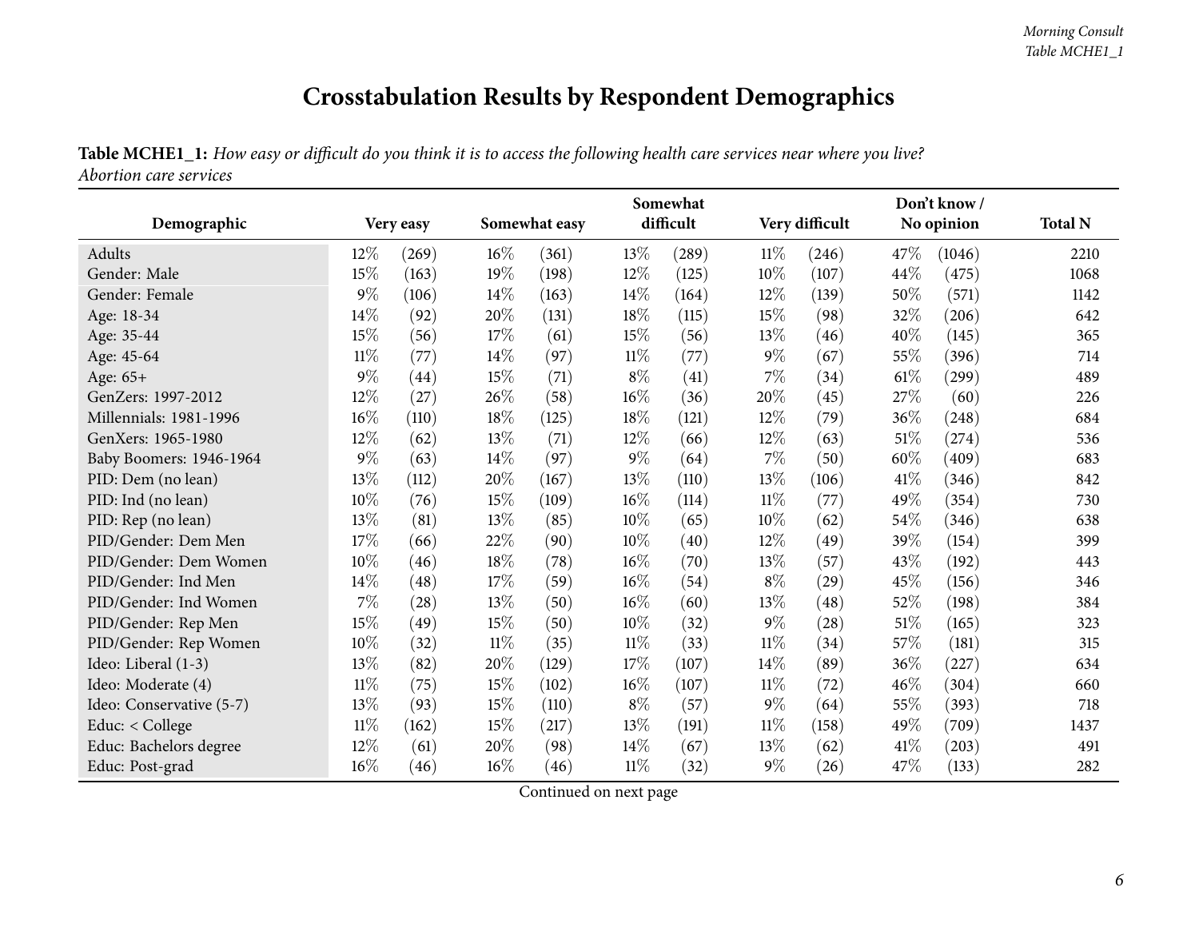# Crosstabulation Results by Respondent Demographics

**Table MCHE1_1:** *How easy or difficult do you think it is to access the following health care services near where you live? Abortion care services*

| Demographic | Very easy | | Somewhat easy | | Somewhat difficult | | Very difficult | | Don't know / No opinion | | Total N |
|---|---|---|---|---|---|---|---|---|---|---|---|
| Adults | 12% | (269) | 16% | (361) | 13% | (289) | 11% | (246) | 47% | (1046) | 2210 |
| Gender: Male | 15% | (163) | 19% | (198) | 12% | (125) | 10% | (107) | 44% | (475) | 1068 |
| Gender: Female | 9% | (106) | 14% | (163) | 14% | (164) | 12% | (139) | 50% | (571) | 1142 |
| Age: 18-34 | 14% | (92) | 20% | (131) | 18% | (115) | 15% | (98) | 32% | (206) | 642 |
| Age: 35-44 | 15% | (56) | 17% | (61) | 15% | (56) | 13% | (46) | 40% | (145) | 365 |
| Age: 45-64 | 11% | (77) | 14% | (97) | 11% | (77) | 9% | (67) | 55% | (396) | 714 |
| Age: 65+ | 9% | (44) | 15% | (71) | 8% | (41) | 7% | (34) | 61% | (299) | 489 |
| GenZers: 1997-2012 | 12% | (27) | 26% | (58) | 16% | (36) | 20% | (45) | 27% | (60) | 226 |
| Millennials: 1981-1996 | 16% | (110) | 18% | (125) | 18% | (121) | 12% | (79) | 36% | (248) | 684 |
| GenXers: 1965-1980 | 12% | (62) | 13% | (71) | 12% | (66) | 12% | (63) | 51% | (274) | 536 |
| Baby Boomers: 1946-1964 | 9% | (63) | 14% | (97) | 9% | (64) | 7% | (50) | 60% | (409) | 683 |
| PID: Dem (no lean) | 13% | (112) | 20% | (167) | 13% | (110) | 13% | (106) | 41% | (346) | 842 |
| PID: Ind (no lean) | 10% | (76) | 15% | (109) | 16% | (114) | 11% | (77) | 49% | (354) | 730 |
| PID: Rep (no lean) | 13% | (81) | 13% | (85) | 10% | (65) | 10% | (62) | 54% | (346) | 638 |
| PID/Gender: Dem Men | 17% | (66) | 22% | (90) | 10% | (40) | 12% | (49) | 39% | (154) | 399 |
| PID/Gender: Dem Women | 10% | (46) | 18% | (78) | 16% | (70) | 13% | (57) | 43% | (192) | 443 |
| PID/Gender: Ind Men | 14% | (48) | 17% | (59) | 16% | (54) | 8% | (29) | 45% | (156) | 346 |
| PID/Gender: Ind Women | 7% | (28) | 13% | (50) | 16% | (60) | 13% | (48) | 52% | (198) | 384 |
| PID/Gender: Rep Men | 15% | (49) | 15% | (50) | 10% | (32) | 9% | (28) | 51% | (165) | 323 |
| PID/Gender: Rep Women | 10% | (32) | 11% | (35) | 11% | (33) | 11% | (34) | 57% | (181) | 315 |
| Ideo: Liberal (1-3) | 13% | (82) | 20% | (129) | 17% | (107) | 14% | (89) | 36% | (227) | 634 |
| Ideo: Moderate (4) | 11% | (75) | 15% | (102) | 16% | (107) | 11% | (72) | 46% | (304) | 660 |
| Ideo: Conservative (5-7) | 13% | (93) | 15% | (110) | 8% | (57) | 9% | (64) | 55% | (393) | 718 |
| Educ: < College | 11% | (162) | 15% | (217) | 13% | (191) | 11% | (158) | 49% | (709) | 1437 |
| Educ: Bachelors degree | 12% | (61) | 20% | (98) | 14% | (67) | 13% | (62) | 41% | (203) | 491 |
| Educ: Post-grad | 16% | (46) | 16% | (46) | 11% | (32) | 9% | (26) | 47% | (133) | 282 |

Continued on next page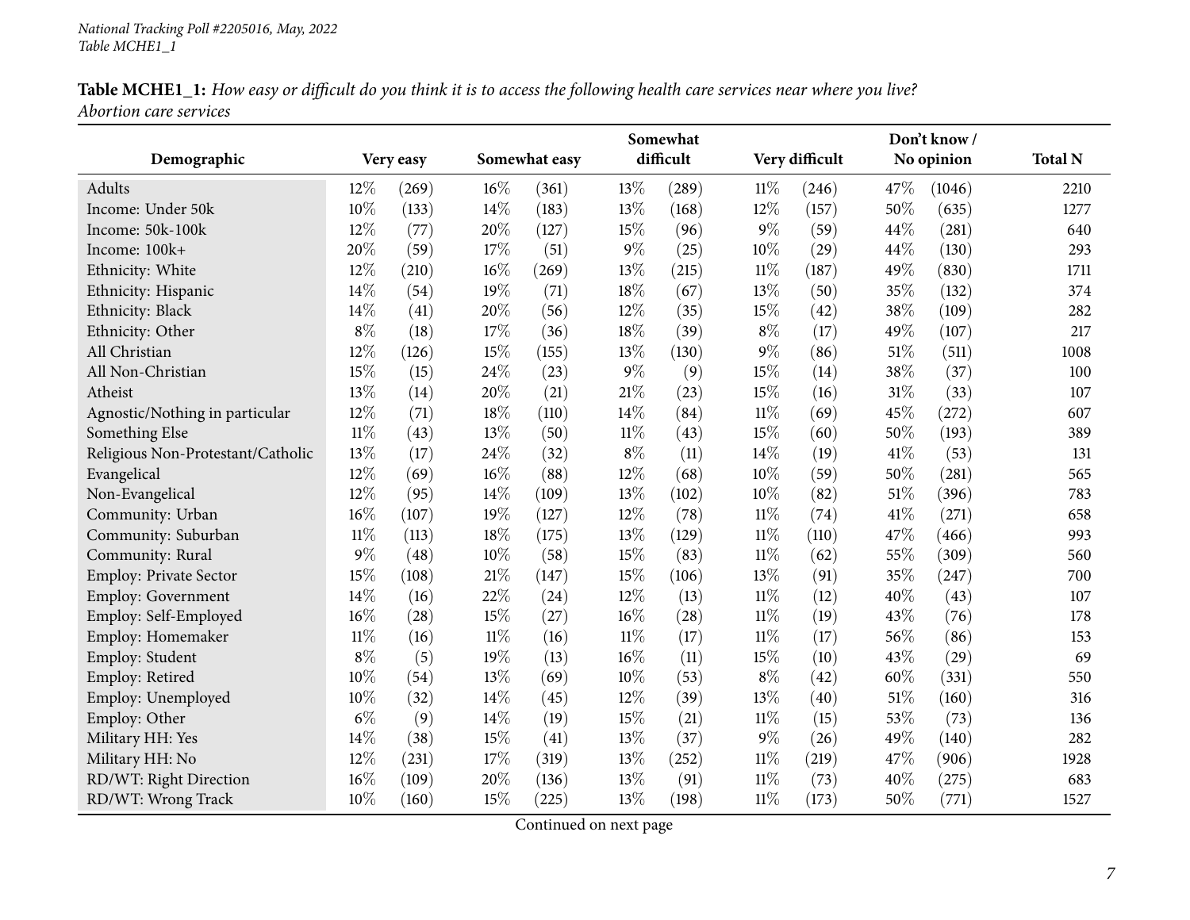**Table MCHE1_1:** *How easy or difficult do you think it is to access the following health care services near where you live? Abortion care services*

| Demographic | Very easy | | Somewhat easy | | Somewhat difficult | | Very difficult | | Don't know / No opinion | | Total N |
|---|---|---|---|---|---|---|---|---|---|---|---|
| Adults | 12% | (269) | 16% | (361) | 13% | (289) | 11% | (246) | 47% | (1046) | 2210 |
| Income: Under 50k | 10% | (133) | 14% | (183) | 13% | (168) | 12% | (157) | 50% | (635) | 1277 |
| Income: 50k-100k | 12% | (77) | 20% | (127) | 15% | (96) | 9% | (59) | 44% | (281) | 640 |
| Income: 100k+ | 20% | (59) | 17% | (51) | 9% | (25) | 10% | (29) | 44% | (130) | 293 |
| Ethnicity: White | 12% | (210) | 16% | (269) | 13% | (215) | 11% | (187) | 49% | (830) | 1711 |
| Ethnicity: Hispanic | 14% | (54) | 19% | (71) | 18% | (67) | 13% | (50) | 35% | (132) | 374 |
| Ethnicity: Black | 14% | (41) | 20% | (56) | 12% | (35) | 15% | (42) | 38% | (109) | 282 |
| Ethnicity: Other | 8% | (18) | 17% | (36) | 18% | (39) | 8% | (17) | 49% | (107) | 217 |
| All Christian | 12% | (126) | 15% | (155) | 13% | (130) | 9% | (86) | 51% | (511) | 1008 |
| All Non-Christian | 15% | (15) | 24% | (23) | 9% | (9) | 15% | (14) | 38% | (37) | 100 |
| Atheist | 13% | (14) | 20% | (21) | 21% | (23) | 15% | (16) | 31% | (33) | 107 |
| Agnostic/Nothing in particular | 12% | (71) | 18% | (110) | 14% | (84) | 11% | (69) | 45% | (272) | 607 |
| Something Else | 11% | (43) | 13% | (50) | 11% | (43) | 15% | (60) | 50% | (193) | 389 |
| Religious Non-Protestant/Catholic | 13% | (17) | 24% | (32) | 8% | (11) | 14% | (19) | 41% | (53) | 131 |
| Evangelical | 12% | (69) | 16% | (88) | 12% | (68) | 10% | (59) | 50% | (281) | 565 |
| Non-Evangelical | 12% | (95) | 14% | (109) | 13% | (102) | 10% | (82) | 51% | (396) | 783 |
| Community: Urban | 16% | (107) | 19% | (127) | 12% | (78) | 11% | (74) | 41% | (271) | 658 |
| Community: Suburban | 11% | (113) | 18% | (175) | 13% | (129) | 11% | (110) | 47% | (466) | 993 |
| Community: Rural | 9% | (48) | 10% | (58) | 15% | (83) | 11% | (62) | 55% | (309) | 560 |
| Employ: Private Sector | 15% | (108) | 21% | (147) | 15% | (106) | 13% | (91) | 35% | (247) | 700 |
| Employ: Government | 14% | (16) | 22% | (24) | 12% | (13) | 11% | (12) | 40% | (43) | 107 |
| Employ: Self-Employed | 16% | (28) | 15% | (27) | 16% | (28) | 11% | (19) | 43% | (76) | 178 |
| Employ: Homemaker | 11% | (16) | 11% | (16) | 11% | (17) | 11% | (17) | 56% | (86) | 153 |
| Employ: Student | 8% | (5) | 19% | (13) | 16% | (11) | 15% | (10) | 43% | (29) | 69 |
| Employ: Retired | 10% | (54) | 13% | (69) | 10% | (53) | 8% | (42) | 60% | (331) | 550 |
| Employ: Unemployed | 10% | (32) | 14% | (45) | 12% | (39) | 13% | (40) | 51% | (160) | 316 |
| Employ: Other | 6% | (9) | 14% | (19) | 15% | (21) | 11% | (15) | 53% | (73) | 136 |
| Military HH: Yes | 14% | (38) | 15% | (41) | 13% | (37) | 9% | (26) | 49% | (140) | 282 |
| Military HH: No | 12% | (231) | 17% | (319) | 13% | (252) | 11% | (219) | 47% | (906) | 1928 |
| RD/WT: Right Direction | 16% | (109) | 20% | (136) | 13% | (91) | 11% | (73) | 40% | (275) | 683 |
| RD/WT: Wrong Track | 10% | (160) | 15% | (225) | 13% | (198) | 11% | (173) | 50% | (771) | 1527 |

Continued on next page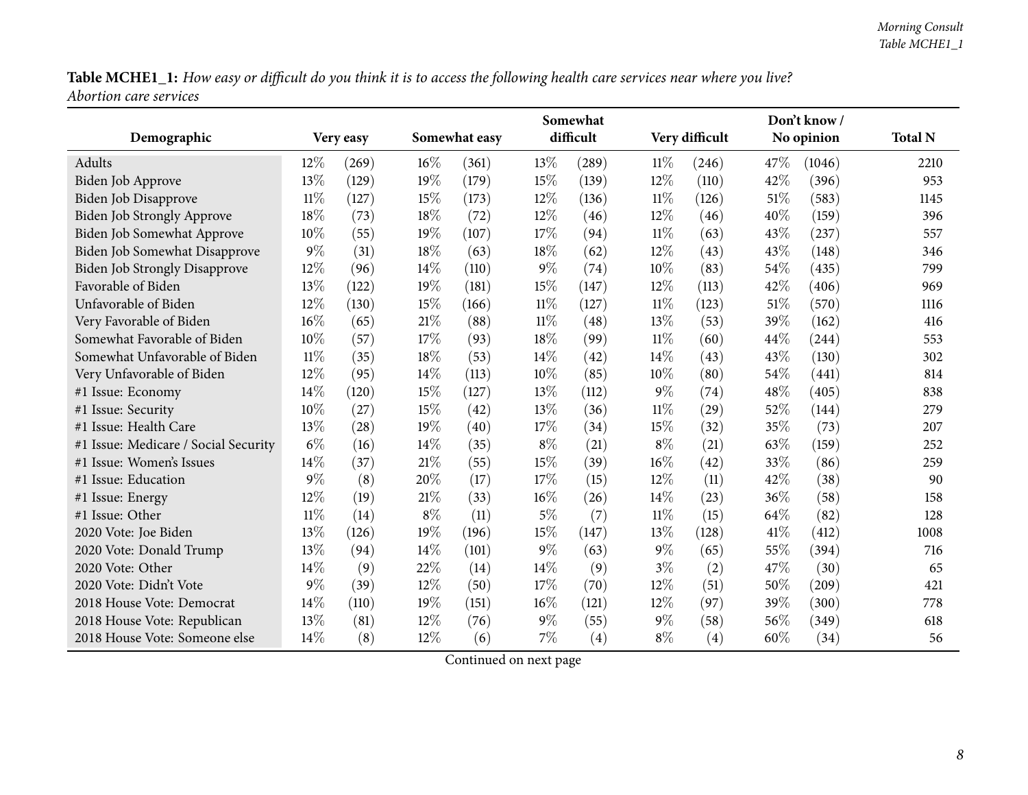**Table MCHE1_1:** *How easy or difficult do you think it is to access the following health care services near where you live? Abortion care services*

| Demographic | Very easy | | Somewhat easy | | Somewhat difficult | | Very difficult | | Don't know / No opinion | | Total N |
|---|---|---|---|---|---|---|---|---|---|---|---|
| Adults | 12% | (269) | 16% | (361) | 13% | (289) | 11% | (246) | 47% | (1046) | 2210 |
| Biden Job Approve | 13% | (129) | 19% | (179) | 15% | (139) | 12% | (110) | 42% | (396) | 953 |
| Biden Job Disapprove | 11% | (127) | 15% | (173) | 12% | (136) | 11% | (126) | 51% | (583) | 1145 |
| Biden Job Strongly Approve | 18% | (73) | 18% | (72) | 12% | (46) | 12% | (46) | 40% | (159) | 396 |
| Biden Job Somewhat Approve | 10% | (55) | 19% | (107) | 17% | (94) | 11% | (63) | 43% | (237) | 557 |
| Biden Job Somewhat Disapprove | 9% | (31) | 18% | (63) | 18% | (62) | 12% | (43) | 43% | (148) | 346 |
| Biden Job Strongly Disapprove | 12% | (96) | 14% | (110) | 9% | (74) | 10% | (83) | 54% | (435) | 799 |
| Favorable of Biden | 13% | (122) | 19% | (181) | 15% | (147) | 12% | (113) | 42% | (406) | 969 |
| Unfavorable of Biden | 12% | (130) | 15% | (166) | 11% | (127) | 11% | (123) | 51% | (570) | 1116 |
| Very Favorable of Biden | 16% | (65) | 21% | (88) | 11% | (48) | 13% | (53) | 39% | (162) | 416 |
| Somewhat Favorable of Biden | 10% | (57) | 17% | (93) | 18% | (99) | 11% | (60) | 44% | (244) | 553 |
| Somewhat Unfavorable of Biden | 11% | (35) | 18% | (53) | 14% | (42) | 14% | (43) | 43% | (130) | 302 |
| Very Unfavorable of Biden | 12% | (95) | 14% | (113) | 10% | (85) | 10% | (80) | 54% | (441) | 814 |
| #1 Issue: Economy | 14% | (120) | 15% | (127) | 13% | (112) | 9% | (74) | 48% | (405) | 838 |
| #1 Issue: Security | 10% | (27) | 15% | (42) | 13% | (36) | 11% | (29) | 52% | (144) | 279 |
| #1 Issue: Health Care | 13% | (28) | 19% | (40) | 17% | (34) | 15% | (32) | 35% | (73) | 207 |
| #1 Issue: Medicare / Social Security | 6% | (16) | 14% | (35) | 8% | (21) | 8% | (21) | 63% | (159) | 252 |
| #1 Issue: Women's Issues | 14% | (37) | 21% | (55) | 15% | (39) | 16% | (42) | 33% | (86) | 259 |
| #1 Issue: Education | 9% | (8) | 20% | (17) | 17% | (15) | 12% | (11) | 42% | (38) | 90 |
| #1 Issue: Energy | 12% | (19) | 21% | (33) | 16% | (26) | 14% | (23) | 36% | (58) | 158 |
| #1 Issue: Other | 11% | (14) | 8% | (11) | 5% | (7) | 11% | (15) | 64% | (82) | 128 |
| 2020 Vote: Joe Biden | 13% | (126) | 19% | (196) | 15% | (147) | 13% | (128) | 41% | (412) | 1008 |
| 2020 Vote: Donald Trump | 13% | (94) | 14% | (101) | 9% | (63) | 9% | (65) | 55% | (394) | 716 |
| 2020 Vote: Other | 14% | (9) | 22% | (14) | 14% | (9) | 3% | (2) | 47% | (30) | 65 |
| 2020 Vote: Didn't Vote | 9% | (39) | 12% | (50) | 17% | (70) | 12% | (51) | 50% | (209) | 421 |
| 2018 House Vote: Democrat | 14% | (110) | 19% | (151) | 16% | (121) | 12% | (97) | 39% | (300) | 778 |
| 2018 House Vote: Republican | 13% | (81) | 12% | (76) | 9% | (55) | 9% | (58) | 56% | (349) | 618 |
| 2018 House Vote: Someone else | 14% | (8) | 12% | (6) | 7% | (4) | 8% | (4) | 60% | (34) | 56 |

Continued on next page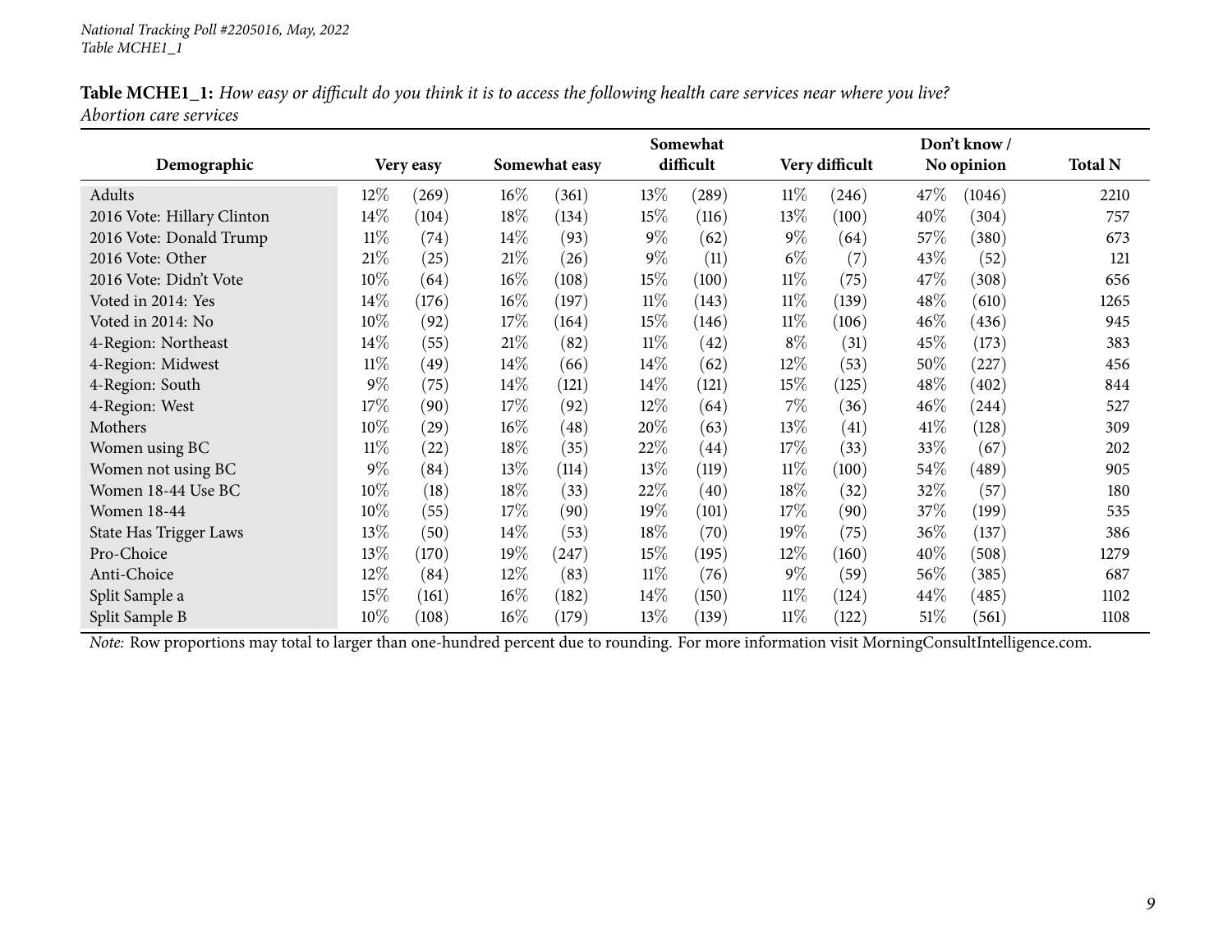**Table MCHE1_1:** *How easy or difficult do you think it is to access the following health care services near where you live? Abortion care services*

| Demographic | Very easy | | Somewhat easy | | Somewhat difficult | | Very difficult | | Don't know / No opinion | | Total N |
|---|---|---|---|---|---|---|---|---|---|---|---|
| Adults | 12% | (269) | 16% | (361) | 13% | (289) | 11% | (246) | 47% | (1046) | 2210 |
| 2016 Vote: Hillary Clinton | 14% | (104) | 18% | (134) | 15% | (116) | 13% | (100) | 40% | (304) | 757 |
| 2016 Vote: Donald Trump | 11% | (74) | 14% | (93) | 9% | (62) | 9% | (64) | 57% | (380) | 673 |
| 2016 Vote: Other | 21% | (25) | 21% | (26) | 9% | (11) | 6% | (7) | 43% | (52) | 121 |
| 2016 Vote: Didn't Vote | 10% | (64) | 16% | (108) | 15% | (100) | 11% | (75) | 47% | (308) | 656 |
| Voted in 2014: Yes | 14% | (176) | 16% | (197) | 11% | (143) | 11% | (139) | 48% | (610) | 1265 |
| Voted in 2014: No | 10% | (92) | 17% | (164) | 15% | (146) | 11% | (106) | 46% | (436) | 945 |
| 4-Region: Northeast | 14% | (55) | 21% | (82) | 11% | (42) | 8% | (31) | 45% | (173) | 383 |
| 4-Region: Midwest | 11% | (49) | 14% | (66) | 14% | (62) | 12% | (53) | 50% | (227) | 456 |
| 4-Region: South | 9% | (75) | 14% | (121) | 14% | (121) | 15% | (125) | 48% | (402) | 844 |
| 4-Region: West | 17% | (90) | 17% | (92) | 12% | (64) | 7% | (36) | 46% | (244) | 527 |
| Mothers | 10% | (29) | 16% | (48) | 20% | (63) | 13% | (41) | 41% | (128) | 309 |
| Women using BC | 11% | (22) | 18% | (35) | 22% | (44) | 17% | (33) | 33% | (67) | 202 |
| Women not using BC | 9% | (84) | 13% | (114) | 13% | (119) | 11% | (100) | 54% | (489) | 905 |
| Women 18-44 Use BC | 10% | (18) | 18% | (33) | 22% | (40) | 18% | (32) | 32% | (57) | 180 |
| Women 18-44 | 10% | (55) | 17% | (90) | 19% | (101) | 17% | (90) | 37% | (199) | 535 |
| State Has Trigger Laws | 13% | (50) | 14% | (53) | 18% | (70) | 19% | (75) | 36% | (137) | 386 |
| Pro-Choice | 13% | (170) | 19% | (247) | 15% | (195) | 12% | (160) | 40% | (508) | 1279 |
| Anti-Choice | 12% | (84) | 12% | (83) | 11% | (76) | 9% | (59) | 56% | (385) | 687 |
| Split Sample a | 15% | (161) | 16% | (182) | 14% | (150) | 11% | (124) | 44% | (485) | 1102 |
| Split Sample B | 10% | (108) | 16% | (179) | 13% | (139) | 11% | (122) | 51% | (561) | 1108 |

*Note:* Row proportions may total to larger than one-hundred percent due to rounding. For more information visit MorningConsultIntelligence.com.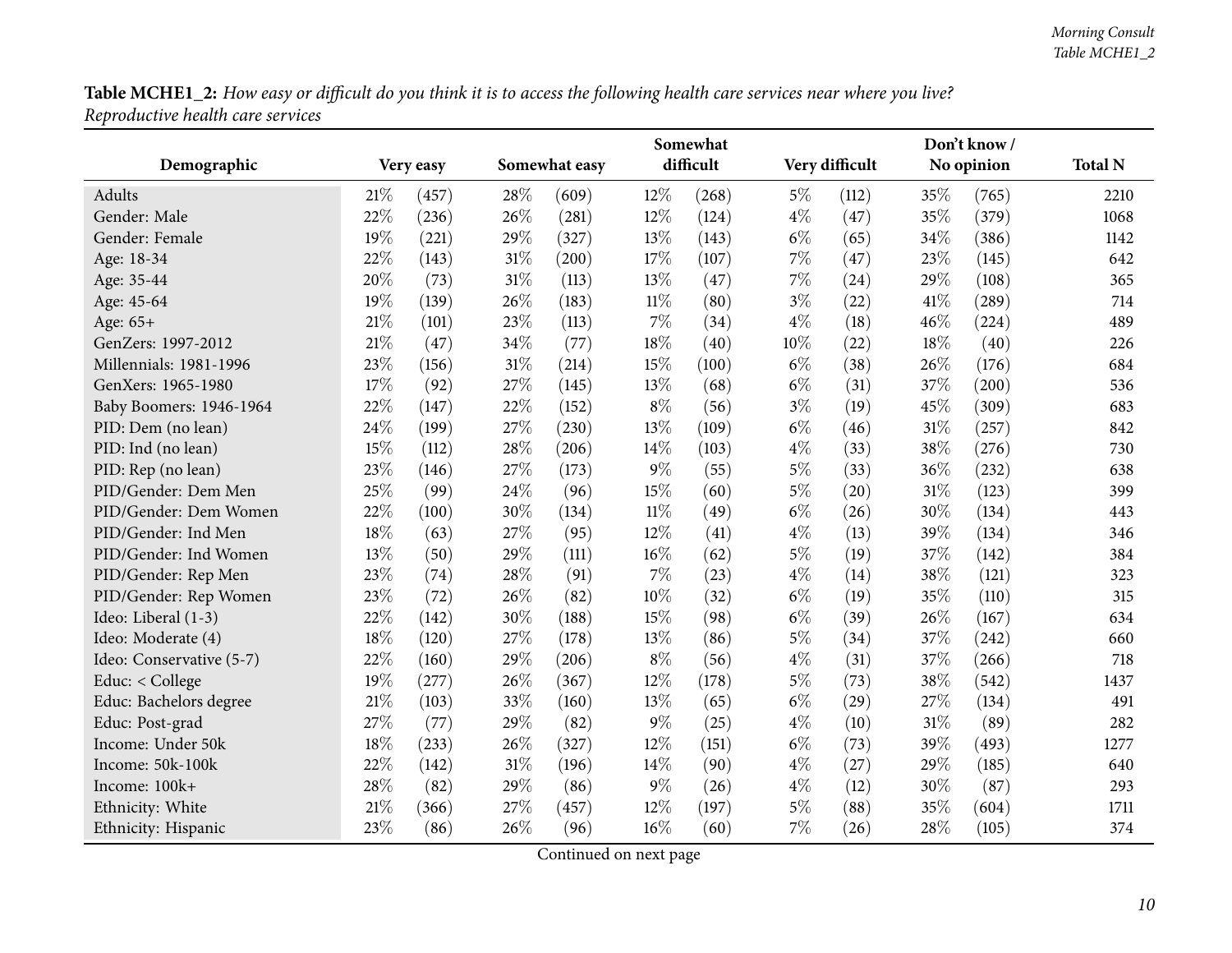**Table MCHE1_2:** *How easy or difficult do you think it is to access the following health care services near where you live? Reproductive health care services*

| Demographic | Very easy | | Somewhat easy | | Somewhat difficult | | Very difficult | | Don't know / No opinion | | Total N |
|---|---|---|---|---|---|---|---|---|---|---|---|
| Adults | 21% | (457) | 28% | (609) | 12% | (268) | 5% | (112) | 35% | (765) | 2210 |
| Gender: Male | 22% | (236) | 26% | (281) | 12% | (124) | 4% | (47) | 35% | (379) | 1068 |
| Gender: Female | 19% | (221) | 29% | (327) | 13% | (143) | 6% | (65) | 34% | (386) | 1142 |
| Age: 18-34 | 22% | (143) | 31% | (200) | 17% | (107) | 7% | (47) | 23% | (145) | 642 |
| Age: 35-44 | 20% | (73) | 31% | (113) | 13% | (47) | 7% | (24) | 29% | (108) | 365 |
| Age: 45-64 | 19% | (139) | 26% | (183) | 11% | (80) | 3% | (22) | 41% | (289) | 714 |
| Age: 65+ | 21% | (101) | 23% | (113) | 7% | (34) | 4% | (18) | 46% | (224) | 489 |
| GenZers: 1997-2012 | 21% | (47) | 34% | (77) | 18% | (40) | 10% | (22) | 18% | (40) | 226 |
| Millennials: 1981-1996 | 23% | (156) | 31% | (214) | 15% | (100) | 6% | (38) | 26% | (176) | 684 |
| GenXers: 1965-1980 | 17% | (92) | 27% | (145) | 13% | (68) | 6% | (31) | 37% | (200) | 536 |
| Baby Boomers: 1946-1964 | 22% | (147) | 22% | (152) | 8% | (56) | 3% | (19) | 45% | (309) | 683 |
| PID: Dem (no lean) | 24% | (199) | 27% | (230) | 13% | (109) | 6% | (46) | 31% | (257) | 842 |
| PID: Ind (no lean) | 15% | (112) | 28% | (206) | 14% | (103) | 4% | (33) | 38% | (276) | 730 |
| PID: Rep (no lean) | 23% | (146) | 27% | (173) | 9% | (55) | 5% | (33) | 36% | (232) | 638 |
| PID/Gender: Dem Men | 25% | (99) | 24% | (96) | 15% | (60) | 5% | (20) | 31% | (123) | 399 |
| PID/Gender: Dem Women | 22% | (100) | 30% | (134) | 11% | (49) | 6% | (26) | 30% | (134) | 443 |
| PID/Gender: Ind Men | 18% | (63) | 27% | (95) | 12% | (41) | 4% | (13) | 39% | (134) | 346 |
| PID/Gender: Ind Women | 13% | (50) | 29% | (111) | 16% | (62) | 5% | (19) | 37% | (142) | 384 |
| PID/Gender: Rep Men | 23% | (74) | 28% | (91) | 7% | (23) | 4% | (14) | 38% | (121) | 323 |
| PID/Gender: Rep Women | 23% | (72) | 26% | (82) | 10% | (32) | 6% | (19) | 35% | (110) | 315 |
| Ideo: Liberal (1-3) | 22% | (142) | 30% | (188) | 15% | (98) | 6% | (39) | 26% | (167) | 634 |
| Ideo: Moderate (4) | 18% | (120) | 27% | (178) | 13% | (86) | 5% | (34) | 37% | (242) | 660 |
| Ideo: Conservative (5-7) | 22% | (160) | 29% | (206) | 8% | (56) | 4% | (31) | 37% | (266) | 718 |
| Educ: < College | 19% | (277) | 26% | (367) | 12% | (178) | 5% | (73) | 38% | (542) | 1437 |
| Educ: Bachelors degree | 21% | (103) | 33% | (160) | 13% | (65) | 6% | (29) | 27% | (134) | 491 |
| Educ: Post-grad | 27% | (77) | 29% | (82) | 9% | (25) | 4% | (10) | 31% | (89) | 282 |
| Income: Under 50k | 18% | (233) | 26% | (327) | 12% | (151) | 6% | (73) | 39% | (493) | 1277 |
| Income: 50k-100k | 22% | (142) | 31% | (196) | 14% | (90) | 4% | (27) | 29% | (185) | 640 |
| Income: 100k+ | 28% | (82) | 29% | (86) | 9% | (26) | 4% | (12) | 30% | (87) | 293 |
| Ethnicity: White | 21% | (366) | 27% | (457) | 12% | (197) | 5% | (88) | 35% | (604) | 1711 |
| Ethnicity: Hispanic | 23% | (86) | 26% | (96) | 16% | (60) | 7% | (26) | 28% | (105) | 374 |

Continued on next page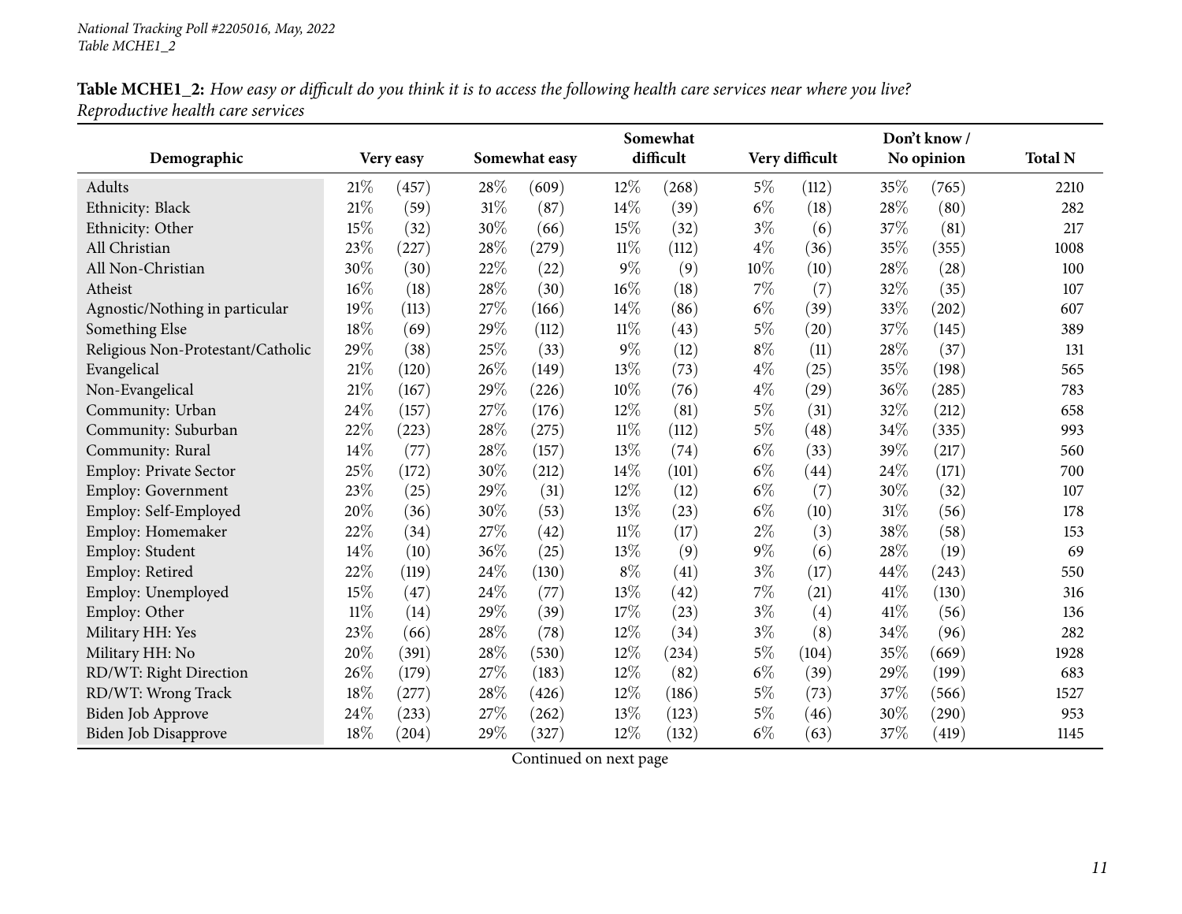**Table MCHE1_2:** *How easy or difficult do you think it is to access the following health care services near where you live? Reproductive health care services*

| Demographic | Very easy | | Somewhat easy | | Somewhat difficult | | Very difficult | | Don't know / No opinion | | Total N |
|---|---|---|---|---|---|---|---|---|---|---|---|
| Adults | 21% | (457) | 28% | (609) | 12% | (268) | 5% | (112) | 35% | (765) | 2210 |
| Ethnicity: Black | 21% | (59) | 31% | (87) | 14% | (39) | 6% | (18) | 28% | (80) | 282 |
| Ethnicity: Other | 15% | (32) | 30% | (66) | 15% | (32) | 3% | (6) | 37% | (81) | 217 |
| All Christian | 23% | (227) | 28% | (279) | 11% | (112) | 4% | (36) | 35% | (355) | 1008 |
| All Non-Christian | 30% | (30) | 22% | (22) | 9% | (9) | 10% | (10) | 28% | (28) | 100 |
| Atheist | 16% | (18) | 28% | (30) | 16% | (18) | 7% | (7) | 32% | (35) | 107 |
| Agnostic/Nothing in particular | 19% | (113) | 27% | (166) | 14% | (86) | 6% | (39) | 33% | (202) | 607 |
| Something Else | 18% | (69) | 29% | (112) | 11% | (43) | 5% | (20) | 37% | (145) | 389 |
| Religious Non-Protestant/Catholic | 29% | (38) | 25% | (33) | 9% | (12) | 8% | (11) | 28% | (37) | 131 |
| Evangelical | 21% | (120) | 26% | (149) | 13% | (73) | 4% | (25) | 35% | (198) | 565 |
| Non-Evangelical | 21% | (167) | 29% | (226) | 10% | (76) | 4% | (29) | 36% | (285) | 783 |
| Community: Urban | 24% | (157) | 27% | (176) | 12% | (81) | 5% | (31) | 32% | (212) | 658 |
| Community: Suburban | 22% | (223) | 28% | (275) | 11% | (112) | 5% | (48) | 34% | (335) | 993 |
| Community: Rural | 14% | (77) | 28% | (157) | 13% | (74) | 6% | (33) | 39% | (217) | 560 |
| Employ: Private Sector | 25% | (172) | 30% | (212) | 14% | (101) | 6% | (44) | 24% | (171) | 700 |
| Employ: Government | 23% | (25) | 29% | (31) | 12% | (12) | 6% | (7) | 30% | (32) | 107 |
| Employ: Self-Employed | 20% | (36) | 30% | (53) | 13% | (23) | 6% | (10) | 31% | (56) | 178 |
| Employ: Homemaker | 22% | (34) | 27% | (42) | 11% | (17) | 2% | (3) | 38% | (58) | 153 |
| Employ: Student | 14% | (10) | 36% | (25) | 13% | (9) | 9% | (6) | 28% | (19) | 69 |
| Employ: Retired | 22% | (119) | 24% | (130) | 8% | (41) | 3% | (17) | 44% | (243) | 550 |
| Employ: Unemployed | 15% | (47) | 24% | (77) | 13% | (42) | 7% | (21) | 41% | (130) | 316 |
| Employ: Other | 11% | (14) | 29% | (39) | 17% | (23) | 3% | (4) | 41% | (56) | 136 |
| Military HH: Yes | 23% | (66) | 28% | (78) | 12% | (34) | 3% | (8) | 34% | (96) | 282 |
| Military HH: No | 20% | (391) | 28% | (530) | 12% | (234) | 5% | (104) | 35% | (669) | 1928 |
| RD/WT: Right Direction | 26% | (179) | 27% | (183) | 12% | (82) | 6% | (39) | 29% | (199) | 683 |
| RD/WT: Wrong Track | 18% | (277) | 28% | (426) | 12% | (186) | 5% | (73) | 37% | (566) | 1527 |
| Biden Job Approve | 24% | (233) | 27% | (262) | 13% | (123) | 5% | (46) | 30% | (290) | 953 |
| Biden Job Disapprove | 18% | (204) | 29% | (327) | 12% | (132) | 6% | (63) | 37% | (419) | 1145 |

Continued on next page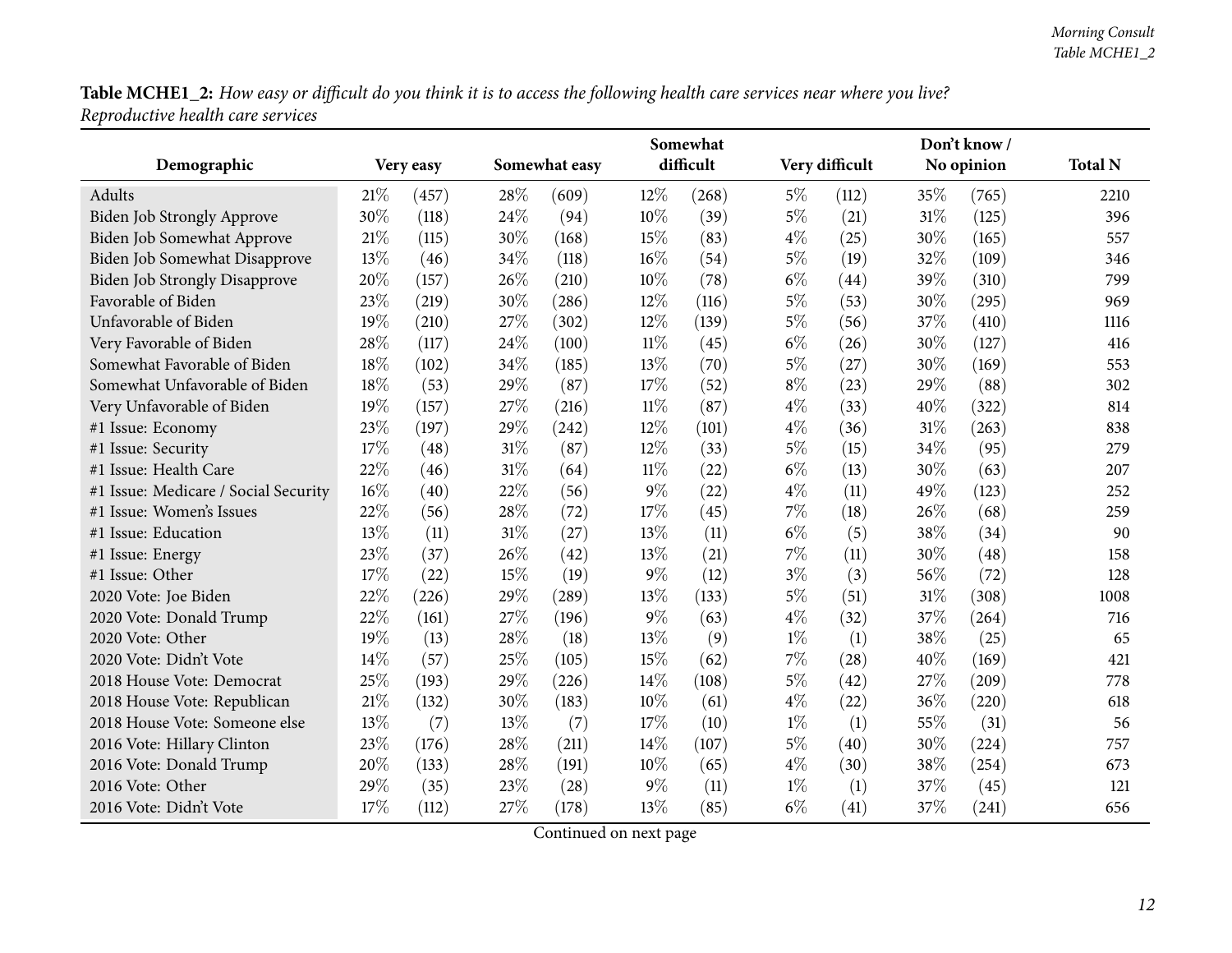**Table MCHE1_2:** *How easy or difficult do you think it is to access the following health care services near where you live? Reproductive health care services*

| Demographic | Very easy | | Somewhat easy | | Somewhat difficult | | Very difficult | | Don't know / No opinion | | Total N |
|---|---|---|---|---|---|---|---|---|---|---|---|
| Adults | 21% | (457) | 28% | (609) | 12% | (268) | 5% | (112) | 35% | (765) | 2210 |
| Biden Job Strongly Approve | 30% | (118) | 24% | (94) | 10% | (39) | 5% | (21) | 31% | (125) | 396 |
| Biden Job Somewhat Approve | 21% | (115) | 30% | (168) | 15% | (83) | 4% | (25) | 30% | (165) | 557 |
| Biden Job Somewhat Disapprove | 13% | (46) | 34% | (118) | 16% | (54) | 5% | (19) | 32% | (109) | 346 |
| Biden Job Strongly Disapprove | 20% | (157) | 26% | (210) | 10% | (78) | 6% | (44) | 39% | (310) | 799 |
| Favorable of Biden | 23% | (219) | 30% | (286) | 12% | (116) | 5% | (53) | 30% | (295) | 969 |
| Unfavorable of Biden | 19% | (210) | 27% | (302) | 12% | (139) | 5% | (56) | 37% | (410) | 1116 |
| Very Favorable of Biden | 28% | (117) | 24% | (100) | 11% | (45) | 6% | (26) | 30% | (127) | 416 |
| Somewhat Favorable of Biden | 18% | (102) | 34% | (185) | 13% | (70) | 5% | (27) | 30% | (169) | 553 |
| Somewhat Unfavorable of Biden | 18% | (53) | 29% | (87) | 17% | (52) | 8% | (23) | 29% | (88) | 302 |
| Very Unfavorable of Biden | 19% | (157) | 27% | (216) | 11% | (87) | 4% | (33) | 40% | (322) | 814 |
| #1 Issue: Economy | 23% | (197) | 29% | (242) | 12% | (101) | 4% | (36) | 31% | (263) | 838 |
| #1 Issue: Security | 17% | (48) | 31% | (87) | 12% | (33) | 5% | (15) | 34% | (95) | 279 |
| #1 Issue: Health Care | 22% | (46) | 31% | (64) | 11% | (22) | 6% | (13) | 30% | (63) | 207 |
| #1 Issue: Medicare / Social Security | 16% | (40) | 22% | (56) | 9% | (22) | 4% | (11) | 49% | (123) | 252 |
| #1 Issue: Women's Issues | 22% | (56) | 28% | (72) | 17% | (45) | 7% | (18) | 26% | (68) | 259 |
| #1 Issue: Education | 13% | (11) | 31% | (27) | 13% | (11) | 6% | (5) | 38% | (34) | 90 |
| #1 Issue: Energy | 23% | (37) | 26% | (42) | 13% | (21) | 7% | (11) | 30% | (48) | 158 |
| #1 Issue: Other | 17% | (22) | 15% | (19) | 9% | (12) | 3% | (3) | 56% | (72) | 128 |
| 2020 Vote: Joe Biden | 22% | (226) | 29% | (289) | 13% | (133) | 5% | (51) | 31% | (308) | 1008 |
| 2020 Vote: Donald Trump | 22% | (161) | 27% | (196) | 9% | (63) | 4% | (32) | 37% | (264) | 716 |
| 2020 Vote: Other | 19% | (13) | 28% | (18) | 13% | (9) | 1% | (1) | 38% | (25) | 65 |
| 2020 Vote: Didn't Vote | 14% | (57) | 25% | (105) | 15% | (62) | 7% | (28) | 40% | (169) | 421 |
| 2018 House Vote: Democrat | 25% | (193) | 29% | (226) | 14% | (108) | 5% | (42) | 27% | (209) | 778 |
| 2018 House Vote: Republican | 21% | (132) | 30% | (183) | 10% | (61) | 4% | (22) | 36% | (220) | 618 |
| 2018 House Vote: Someone else | 13% | (7) | 13% | (7) | 17% | (10) | 1% | (1) | 55% | (31) | 56 |
| 2016 Vote: Hillary Clinton | 23% | (176) | 28% | (211) | 14% | (107) | 5% | (40) | 30% | (224) | 757 |
| 2016 Vote: Donald Trump | 20% | (133) | 28% | (191) | 10% | (65) | 4% | (30) | 38% | (254) | 673 |
| 2016 Vote: Other | 29% | (35) | 23% | (28) | 9% | (11) | 1% | (1) | 37% | (45) | 121 |
| 2016 Vote: Didn't Vote | 17% | (112) | 27% | (178) | 13% | (85) | 6% | (41) | 37% | (241) | 656 |

Continued on next page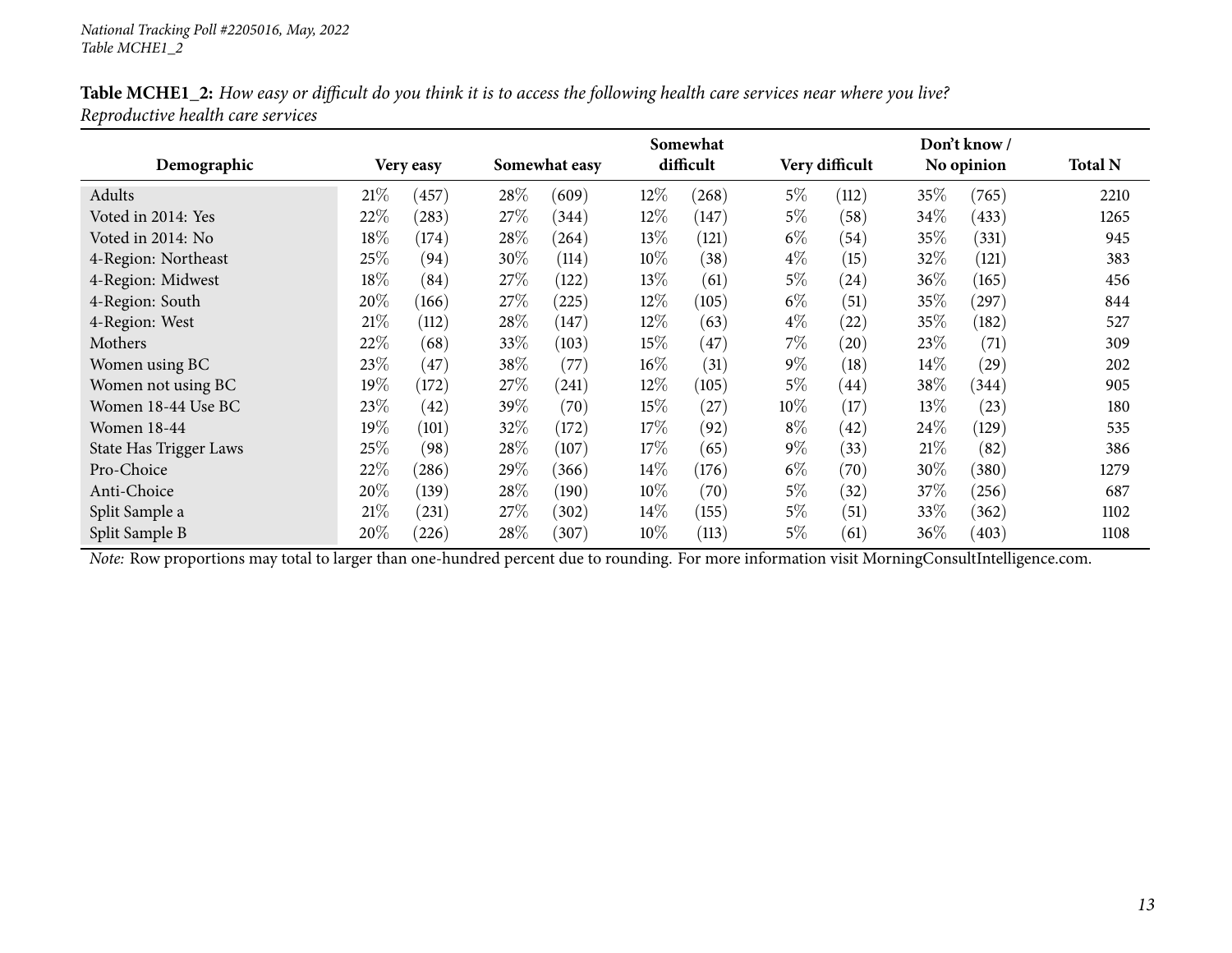*National Tracking Poll #2205016, May, 2022*
*Table MCHE1_2*

**Table MCHE1_2:** *How easy or difficult do you think it is to access the following health care services near where you live? Reproductive health care services*

| Demographic | Very easy | | Somewhat easy | | Somewhat difficult | | Very difficult | | Don't know / No opinion | | Total N |
|---|---|---|---|---|---|---|---|---|---|---|---|
| Adults | 21% | (457) | 28% | (609) | 12% | (268) | 5% | (112) | 35% | (765) | 2210 |
| Voted in 2014: Yes | 22% | (283) | 27% | (344) | 12% | (147) | 5% | (58) | 34% | (433) | 1265 |
| Voted in 2014: No | 18% | (174) | 28% | (264) | 13% | (121) | 6% | (54) | 35% | (331) | 945 |
| 4-Region: Northeast | 25% | (94) | 30% | (114) | 10% | (38) | 4% | (15) | 32% | (121) | 383 |
| 4-Region: Midwest | 18% | (84) | 27% | (122) | 13% | (61) | 5% | (24) | 36% | (165) | 456 |
| 4-Region: South | 20% | (166) | 27% | (225) | 12% | (105) | 6% | (51) | 35% | (297) | 844 |
| 4-Region: West | 21% | (112) | 28% | (147) | 12% | (63) | 4% | (22) | 35% | (182) | 527 |
| Mothers | 22% | (68) | 33% | (103) | 15% | (47) | 7% | (20) | 23% | (71) | 309 |
| Women using BC | 23% | (47) | 38% | (77) | 16% | (31) | 9% | (18) | 14% | (29) | 202 |
| Women not using BC | 19% | (172) | 27% | (241) | 12% | (105) | 5% | (44) | 38% | (344) | 905 |
| Women 18-44 Use BC | 23% | (42) | 39% | (70) | 15% | (27) | 10% | (17) | 13% | (23) | 180 |
| Women 18-44 | 19% | (101) | 32% | (172) | 17% | (92) | 8% | (42) | 24% | (129) | 535 |
| State Has Trigger Laws | 25% | (98) | 28% | (107) | 17% | (65) | 9% | (33) | 21% | (82) | 386 |
| Pro-Choice | 22% | (286) | 29% | (366) | 14% | (176) | 6% | (70) | 30% | (380) | 1279 |
| Anti-Choice | 20% | (139) | 28% | (190) | 10% | (70) | 5% | (32) | 37% | (256) | 687 |
| Split Sample a | 21% | (231) | 27% | (302) | 14% | (155) | 5% | (51) | 33% | (362) | 1102 |
| Split Sample B | 20% | (226) | 28% | (307) | 10% | (113) | 5% | (61) | 36% | (403) | 1108 |

*Note:* Row proportions may total to larger than one-hundred percent due to rounding. For more information visit MorningConsultIntelligence.com.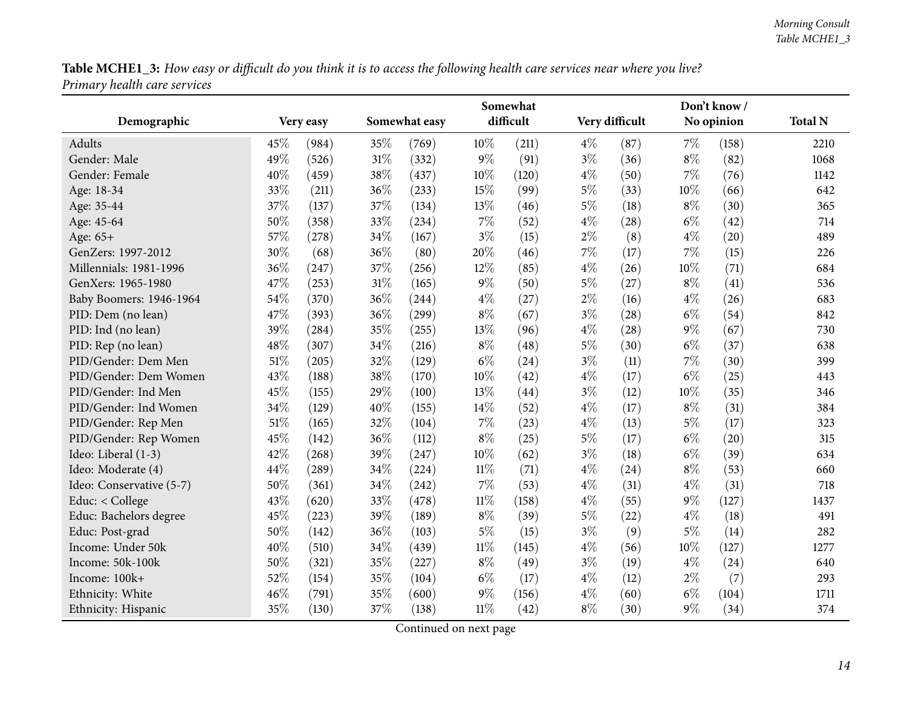**Table MCHE1_3:** *How easy or difficult do you think it is to access the following health care services near where you live? Primary health care services*

| Demographic | Very easy | | Somewhat easy | | Somewhat difficult | | Very difficult | | Don't know / No opinion | | Total N |
|---|---|---|---|---|---|---|---|---|---|---|---|
| Adults | 45% | (984) | 35% | (769) | 10% | (211) | 4% | (87) | 7% | (158) | 2210 |
| Gender: Male | 49% | (526) | 31% | (332) | 9% | (91) | 3% | (36) | 8% | (82) | 1068 |
| Gender: Female | 40% | (459) | 38% | (437) | 10% | (120) | 4% | (50) | 7% | (76) | 1142 |
| Age: 18-34 | 33% | (211) | 36% | (233) | 15% | (99) | 5% | (33) | 10% | (66) | 642 |
| Age: 35-44 | 37% | (137) | 37% | (134) | 13% | (46) | 5% | (18) | 8% | (30) | 365 |
| Age: 45-64 | 50% | (358) | 33% | (234) | 7% | (52) | 4% | (28) | 6% | (42) | 714 |
| Age: 65+ | 57% | (278) | 34% | (167) | 3% | (15) | 2% | (8) | 4% | (20) | 489 |
| GenZers: 1997-2012 | 30% | (68) | 36% | (80) | 20% | (46) | 7% | (17) | 7% | (15) | 226 |
| Millennials: 1981-1996 | 36% | (247) | 37% | (256) | 12% | (85) | 4% | (26) | 10% | (71) | 684 |
| GenXers: 1965-1980 | 47% | (253) | 31% | (165) | 9% | (50) | 5% | (27) | 8% | (41) | 536 |
| Baby Boomers: 1946-1964 | 54% | (370) | 36% | (244) | 4% | (27) | 2% | (16) | 4% | (26) | 683 |
| PID: Dem (no lean) | 47% | (393) | 36% | (299) | 8% | (67) | 3% | (28) | 6% | (54) | 842 |
| PID: Ind (no lean) | 39% | (284) | 35% | (255) | 13% | (96) | 4% | (28) | 9% | (67) | 730 |
| PID: Rep (no lean) | 48% | (307) | 34% | (216) | 8% | (48) | 5% | (30) | 6% | (37) | 638 |
| PID/Gender: Dem Men | 51% | (205) | 32% | (129) | 6% | (24) | 3% | (11) | 7% | (30) | 399 |
| PID/Gender: Dem Women | 43% | (188) | 38% | (170) | 10% | (42) | 4% | (17) | 6% | (25) | 443 |
| PID/Gender: Ind Men | 45% | (155) | 29% | (100) | 13% | (44) | 3% | (12) | 10% | (35) | 346 |
| PID/Gender: Ind Women | 34% | (129) | 40% | (155) | 14% | (52) | 4% | (17) | 8% | (31) | 384 |
| PID/Gender: Rep Men | 51% | (165) | 32% | (104) | 7% | (23) | 4% | (13) | 5% | (17) | 323 |
| PID/Gender: Rep Women | 45% | (142) | 36% | (112) | 8% | (25) | 5% | (17) | 6% | (20) | 315 |
| Ideo: Liberal (1-3) | 42% | (268) | 39% | (247) | 10% | (62) | 3% | (18) | 6% | (39) | 634 |
| Ideo: Moderate (4) | 44% | (289) | 34% | (224) | 11% | (71) | 4% | (24) | 8% | (53) | 660 |
| Ideo: Conservative (5-7) | 50% | (361) | 34% | (242) | 7% | (53) | 4% | (31) | 4% | (31) | 718 |
| Educ: < College | 43% | (620) | 33% | (478) | 11% | (158) | 4% | (55) | 9% | (127) | 1437 |
| Educ: Bachelors degree | 45% | (223) | 39% | (189) | 8% | (39) | 5% | (22) | 4% | (18) | 491 |
| Educ: Post-grad | 50% | (142) | 36% | (103) | 5% | (15) | 3% | (9) | 5% | (14) | 282 |
| Income: Under 50k | 40% | (510) | 34% | (439) | 11% | (145) | 4% | (56) | 10% | (127) | 1277 |
| Income: 50k-100k | 50% | (321) | 35% | (227) | 8% | (49) | 3% | (19) | 4% | (24) | 640 |
| Income: 100k+ | 52% | (154) | 35% | (104) | 6% | (17) | 4% | (12) | 2% | (7) | 293 |
| Ethnicity: White | 46% | (791) | 35% | (600) | 9% | (156) | 4% | (60) | 6% | (104) | 1711 |
| Ethnicity: Hispanic | 35% | (130) | 37% | (138) | 11% | (42) | 8% | (30) | 9% | (34) | 374 |

Continued on next page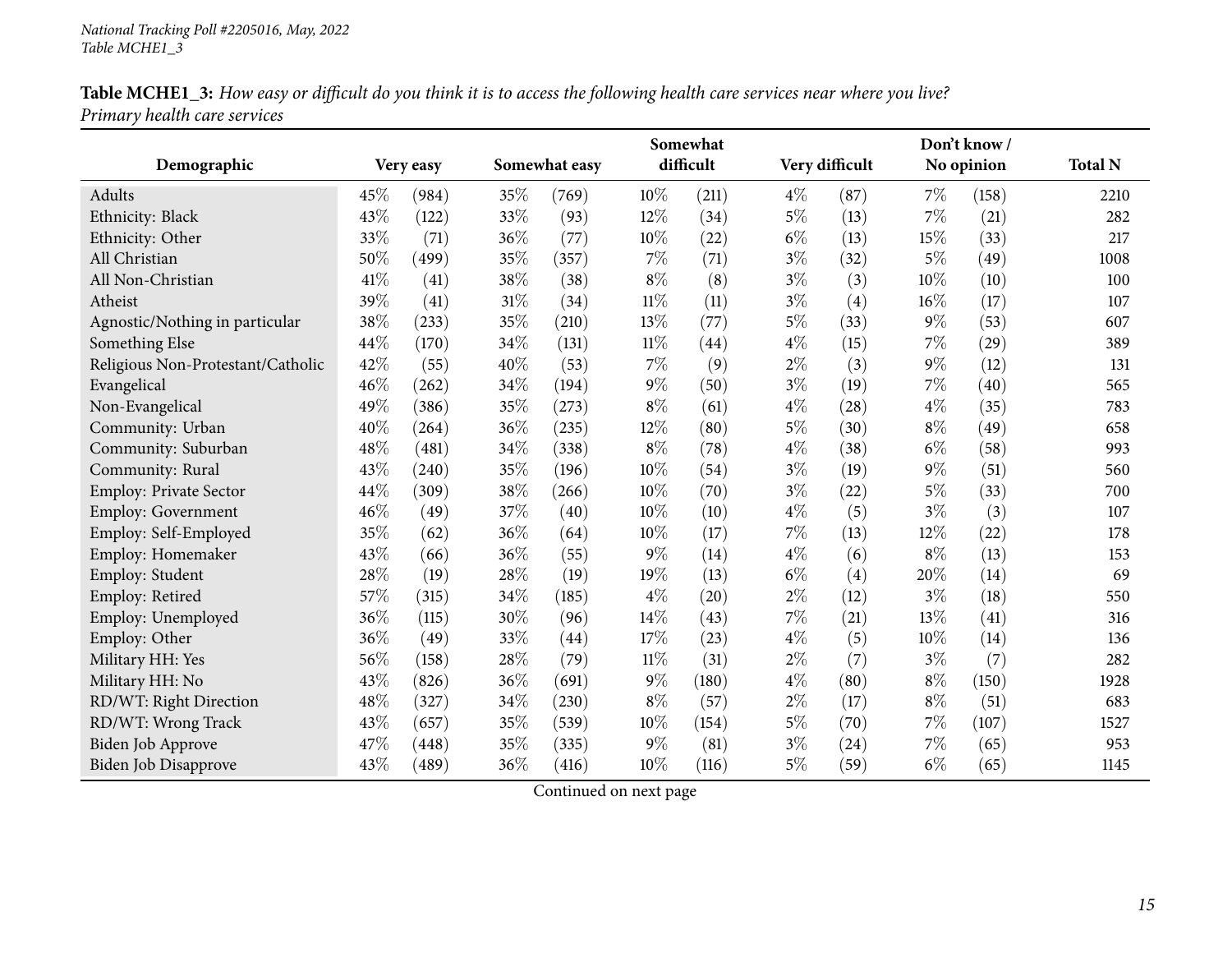**Table MCHE1_3:** *How easy or difficult do you think it is to access the following health care services near where you live? Primary health care services*

| Demographic | Very easy | | Somewhat easy | | Somewhat difficult | | Very difficult | | Don't know / No opinion | | Total N |
|---|---|---|---|---|---|---|---|---|---|---|---|
| Adults | 45% | (984) | 35% | (769) | 10% | (211) | 4% | (87) | 7% | (158) | 2210 |
| Ethnicity: Black | 43% | (122) | 33% | (93) | 12% | (34) | 5% | (13) | 7% | (21) | 282 |
| Ethnicity: Other | 33% | (71) | 36% | (77) | 10% | (22) | 6% | (13) | 15% | (33) | 217 |
| All Christian | 50% | (499) | 35% | (357) | 7% | (71) | 3% | (32) | 5% | (49) | 1008 |
| All Non-Christian | 41% | (41) | 38% | (38) | 8% | (8) | 3% | (3) | 10% | (10) | 100 |
| Atheist | 39% | (41) | 31% | (34) | 11% | (11) | 3% | (4) | 16% | (17) | 107 |
| Agnostic/Nothing in particular | 38% | (233) | 35% | (210) | 13% | (77) | 5% | (33) | 9% | (53) | 607 |
| Something Else | 44% | (170) | 34% | (131) | 11% | (44) | 4% | (15) | 7% | (29) | 389 |
| Religious Non-Protestant/Catholic | 42% | (55) | 40% | (53) | 7% | (9) | 2% | (3) | 9% | (12) | 131 |
| Evangelical | 46% | (262) | 34% | (194) | 9% | (50) | 3% | (19) | 7% | (40) | 565 |
| Non-Evangelical | 49% | (386) | 35% | (273) | 8% | (61) | 4% | (28) | 4% | (35) | 783 |
| Community: Urban | 40% | (264) | 36% | (235) | 12% | (80) | 5% | (30) | 8% | (49) | 658 |
| Community: Suburban | 48% | (481) | 34% | (338) | 8% | (78) | 4% | (38) | 6% | (58) | 993 |
| Community: Rural | 43% | (240) | 35% | (196) | 10% | (54) | 3% | (19) | 9% | (51) | 560 |
| Employ: Private Sector | 44% | (309) | 38% | (266) | 10% | (70) | 3% | (22) | 5% | (33) | 700 |
| Employ: Government | 46% | (49) | 37% | (40) | 10% | (10) | 4% | (5) | 3% | (3) | 107 |
| Employ: Self-Employed | 35% | (62) | 36% | (64) | 10% | (17) | 7% | (13) | 12% | (22) | 178 |
| Employ: Homemaker | 43% | (66) | 36% | (55) | 9% | (14) | 4% | (6) | 8% | (13) | 153 |
| Employ: Student | 28% | (19) | 28% | (19) | 19% | (13) | 6% | (4) | 20% | (14) | 69 |
| Employ: Retired | 57% | (315) | 34% | (185) | 4% | (20) | 2% | (12) | 3% | (18) | 550 |
| Employ: Unemployed | 36% | (115) | 30% | (96) | 14% | (43) | 7% | (21) | 13% | (41) | 316 |
| Employ: Other | 36% | (49) | 33% | (44) | 17% | (23) | 4% | (5) | 10% | (14) | 136 |
| Military HH: Yes | 56% | (158) | 28% | (79) | 11% | (31) | 2% | (7) | 3% | (7) | 282 |
| Military HH: No | 43% | (826) | 36% | (691) | 9% | (180) | 4% | (80) | 8% | (150) | 1928 |
| RD/WT: Right Direction | 48% | (327) | 34% | (230) | 8% | (57) | 2% | (17) | 8% | (51) | 683 |
| RD/WT: Wrong Track | 43% | (657) | 35% | (539) | 10% | (154) | 5% | (70) | 7% | (107) | 1527 |
| Biden Job Approve | 47% | (448) | 35% | (335) | 9% | (81) | 3% | (24) | 7% | (65) | 953 |
| Biden Job Disapprove | 43% | (489) | 36% | (416) | 10% | (116) | 5% | (59) | 6% | (65) | 1145 |

Continued on next page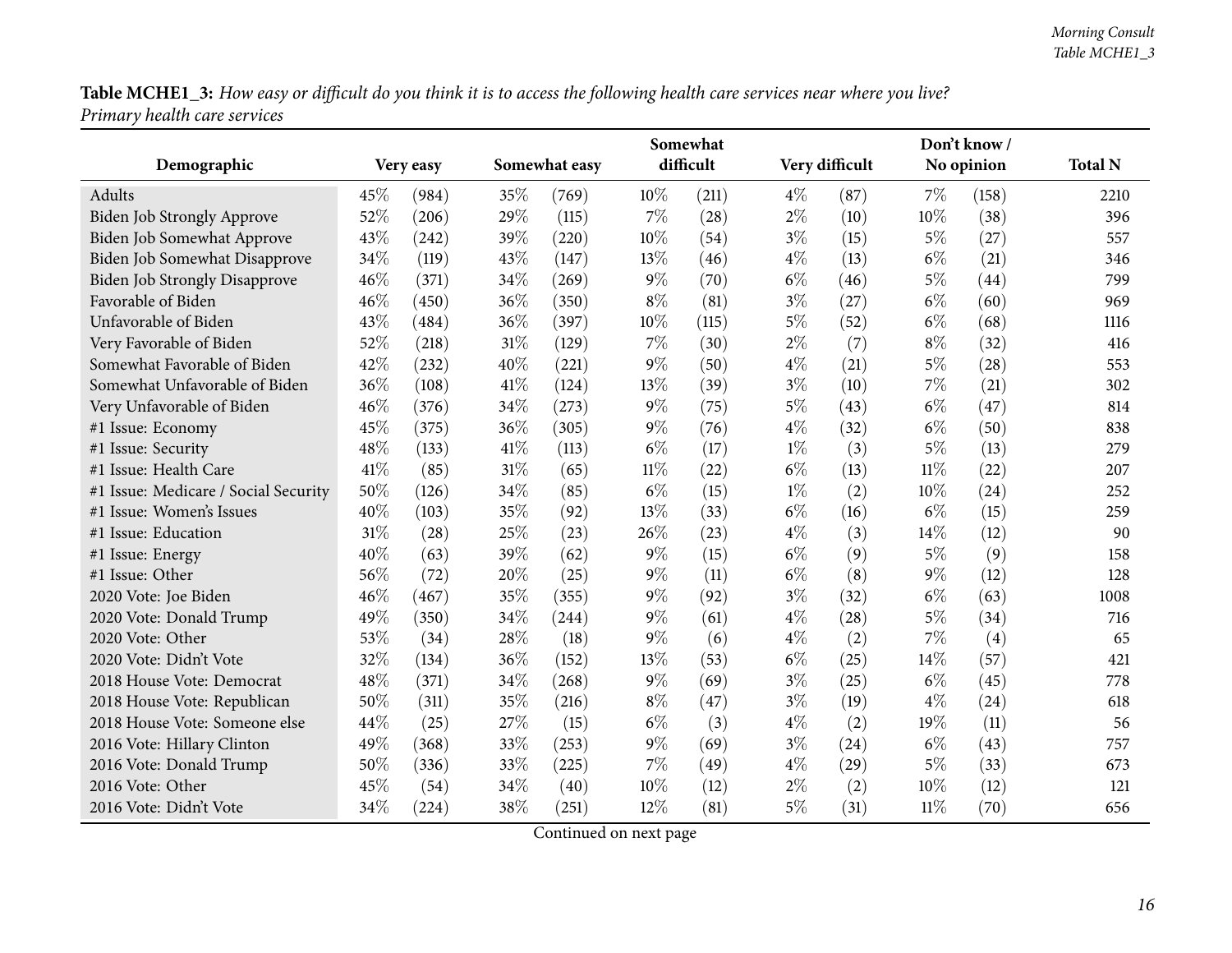**Table MCHE1_3:** *How easy or difficult do you think it is to access the following health care services near where you live? Primary health care services*

| Demographic | Very easy | | Somewhat easy | | Somewhat difficult | | Very difficult | | Don't know / No opinion | | Total N |
|---|---|---|---|---|---|---|---|---|---|---|---|
| Adults | 45% | (984) | 35% | (769) | 10% | (211) | 4% | (87) | 7% | (158) | 2210 |
| Biden Job Strongly Approve | 52% | (206) | 29% | (115) | 7% | (28) | 2% | (10) | 10% | (38) | 396 |
| Biden Job Somewhat Approve | 43% | (242) | 39% | (220) | 10% | (54) | 3% | (15) | 5% | (27) | 557 |
| Biden Job Somewhat Disapprove | 34% | (119) | 43% | (147) | 13% | (46) | 4% | (13) | 6% | (21) | 346 |
| Biden Job Strongly Disapprove | 46% | (371) | 34% | (269) | 9% | (70) | 6% | (46) | 5% | (44) | 799 |
| Favorable of Biden | 46% | (450) | 36% | (350) | 8% | (81) | 3% | (27) | 6% | (60) | 969 |
| Unfavorable of Biden | 43% | (484) | 36% | (397) | 10% | (115) | 5% | (52) | 6% | (68) | 1116 |
| Very Favorable of Biden | 52% | (218) | 31% | (129) | 7% | (30) | 2% | (7) | 8% | (32) | 416 |
| Somewhat Favorable of Biden | 42% | (232) | 40% | (221) | 9% | (50) | 4% | (21) | 5% | (28) | 553 |
| Somewhat Unfavorable of Biden | 36% | (108) | 41% | (124) | 13% | (39) | 3% | (10) | 7% | (21) | 302 |
| Very Unfavorable of Biden | 46% | (376) | 34% | (273) | 9% | (75) | 5% | (43) | 6% | (47) | 814 |
| #1 Issue: Economy | 45% | (375) | 36% | (305) | 9% | (76) | 4% | (32) | 6% | (50) | 838 |
| #1 Issue: Security | 48% | (133) | 41% | (113) | 6% | (17) | 1% | (3) | 5% | (13) | 279 |
| #1 Issue: Health Care | 41% | (85) | 31% | (65) | 11% | (22) | 6% | (13) | 11% | (22) | 207 |
| #1 Issue: Medicare / Social Security | 50% | (126) | 34% | (85) | 6% | (15) | 1% | (2) | 10% | (24) | 252 |
| #1 Issue: Women's Issues | 40% | (103) | 35% | (92) | 13% | (33) | 6% | (16) | 6% | (15) | 259 |
| #1 Issue: Education | 31% | (28) | 25% | (23) | 26% | (23) | 4% | (3) | 14% | (12) | 90 |
| #1 Issue: Energy | 40% | (63) | 39% | (62) | 9% | (15) | 6% | (9) | 5% | (9) | 158 |
| #1 Issue: Other | 56% | (72) | 20% | (25) | 9% | (11) | 6% | (8) | 9% | (12) | 128 |
| 2020 Vote: Joe Biden | 46% | (467) | 35% | (355) | 9% | (92) | 3% | (32) | 6% | (63) | 1008 |
| 2020 Vote: Donald Trump | 49% | (350) | 34% | (244) | 9% | (61) | 4% | (28) | 5% | (34) | 716 |
| 2020 Vote: Other | 53% | (34) | 28% | (18) | 9% | (6) | 4% | (2) | 7% | (4) | 65 |
| 2020 Vote: Didn't Vote | 32% | (134) | 36% | (152) | 13% | (53) | 6% | (25) | 14% | (57) | 421 |
| 2018 House Vote: Democrat | 48% | (371) | 34% | (268) | 9% | (69) | 3% | (25) | 6% | (45) | 778 |
| 2018 House Vote: Republican | 50% | (311) | 35% | (216) | 8% | (47) | 3% | (19) | 4% | (24) | 618 |
| 2018 House Vote: Someone else | 44% | (25) | 27% | (15) | 6% | (3) | 4% | (2) | 19% | (11) | 56 |
| 2016 Vote: Hillary Clinton | 49% | (368) | 33% | (253) | 9% | (69) | 3% | (24) | 6% | (43) | 757 |
| 2016 Vote: Donald Trump | 50% | (336) | 33% | (225) | 7% | (49) | 4% | (29) | 5% | (33) | 673 |
| 2016 Vote: Other | 45% | (54) | 34% | (40) | 10% | (12) | 2% | (2) | 10% | (12) | 121 |
| 2016 Vote: Didn't Vote | 34% | (224) | 38% | (251) | 12% | (81) | 5% | (31) | 11% | (70) | 656 |

Continued on next page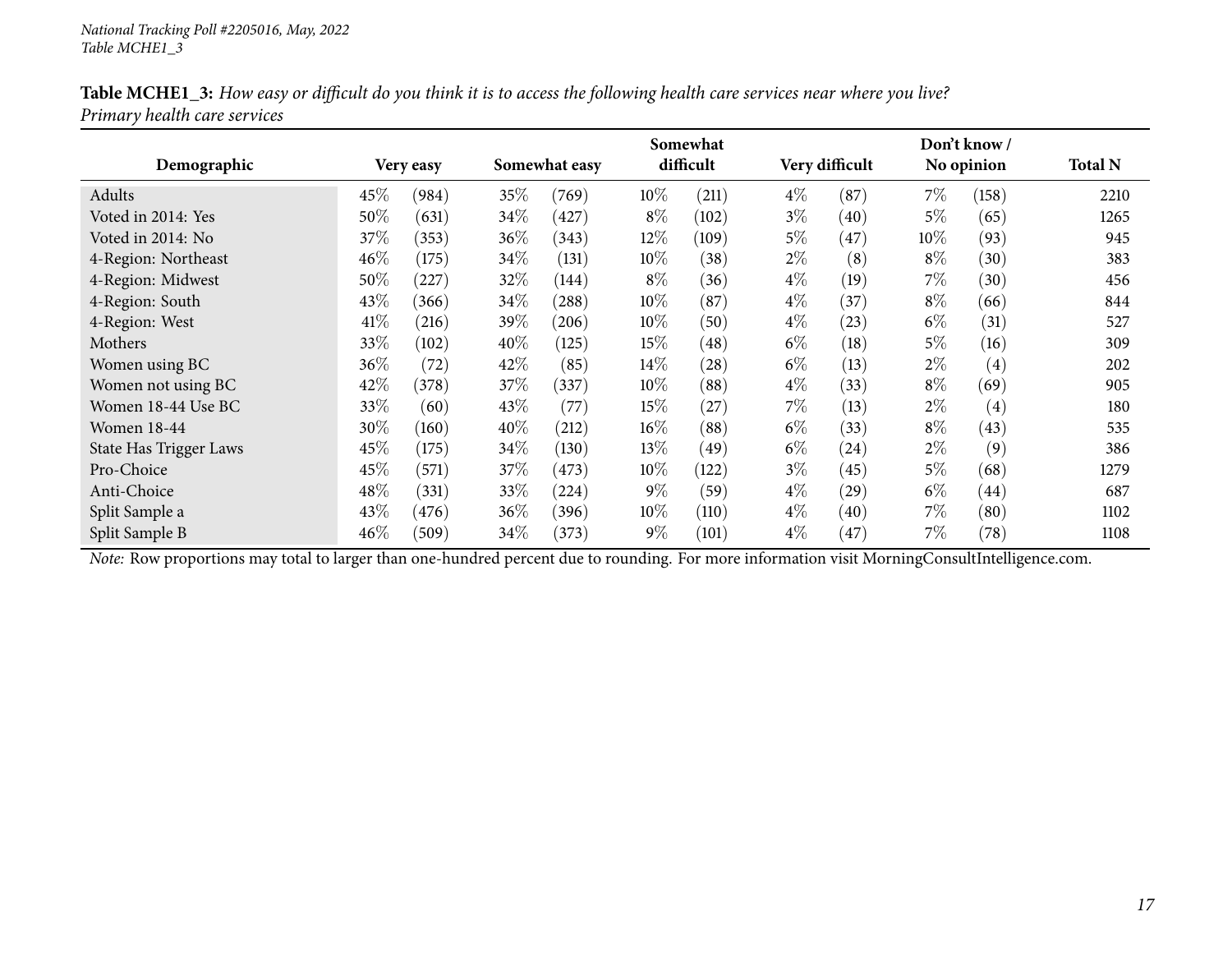*National Tracking Poll #2205016, May, 2022*
*Table MCHE1_3*

**Table MCHE1_3:** *How easy or difficult do you think it is to access the following health care services near where you live?*
*Primary health care services*

| Demographic | Very easy | | Somewhat easy | | Somewhat difficult | | Very difficult | | Don't know / No opinion | | Total N |
|---|---|---|---|---|---|---|---|---|---|---|---|
| Adults | 45% | (984) | 35% | (769) | 10% | (211) | 4% | (87) | 7% | (158) | 2210 |
| Voted in 2014: Yes | 50% | (631) | 34% | (427) | 8% | (102) | 3% | (40) | 5% | (65) | 1265 |
| Voted in 2014: No | 37% | (353) | 36% | (343) | 12% | (109) | 5% | (47) | 10% | (93) | 945 |
| 4-Region: Northeast | 46% | (175) | 34% | (131) | 10% | (38) | 2% | (8) | 8% | (30) | 383 |
| 4-Region: Midwest | 50% | (227) | 32% | (144) | 8% | (36) | 4% | (19) | 7% | (30) | 456 |
| 4-Region: South | 43% | (366) | 34% | (288) | 10% | (87) | 4% | (37) | 8% | (66) | 844 |
| 4-Region: West | 41% | (216) | 39% | (206) | 10% | (50) | 4% | (23) | 6% | (31) | 527 |
| Mothers | 33% | (102) | 40% | (125) | 15% | (48) | 6% | (18) | 5% | (16) | 309 |
| Women using BC | 36% | (72) | 42% | (85) | 14% | (28) | 6% | (13) | 2% | (4) | 202 |
| Women not using BC | 42% | (378) | 37% | (337) | 10% | (88) | 4% | (33) | 8% | (69) | 905 |
| Women 18-44 Use BC | 33% | (60) | 43% | (77) | 15% | (27) | 7% | (13) | 2% | (4) | 180 |
| Women 18-44 | 30% | (160) | 40% | (212) | 16% | (88) | 6% | (33) | 8% | (43) | 535 |
| State Has Trigger Laws | 45% | (175) | 34% | (130) | 13% | (49) | 6% | (24) | 2% | (9) | 386 |
| Pro-Choice | 45% | (571) | 37% | (473) | 10% | (122) | 3% | (45) | 5% | (68) | 1279 |
| Anti-Choice | 48% | (331) | 33% | (224) | 9% | (59) | 4% | (29) | 6% | (44) | 687 |
| Split Sample a | 43% | (476) | 36% | (396) | 10% | (110) | 4% | (40) | 7% | (80) | 1102 |
| Split Sample B | 46% | (509) | 34% | (373) | 9% | (101) | 4% | (47) | 7% | (78) | 1108 |

*Note:* Row proportions may total to larger than one-hundred percent due to rounding. For more information visit MorningConsultIntelligence.com.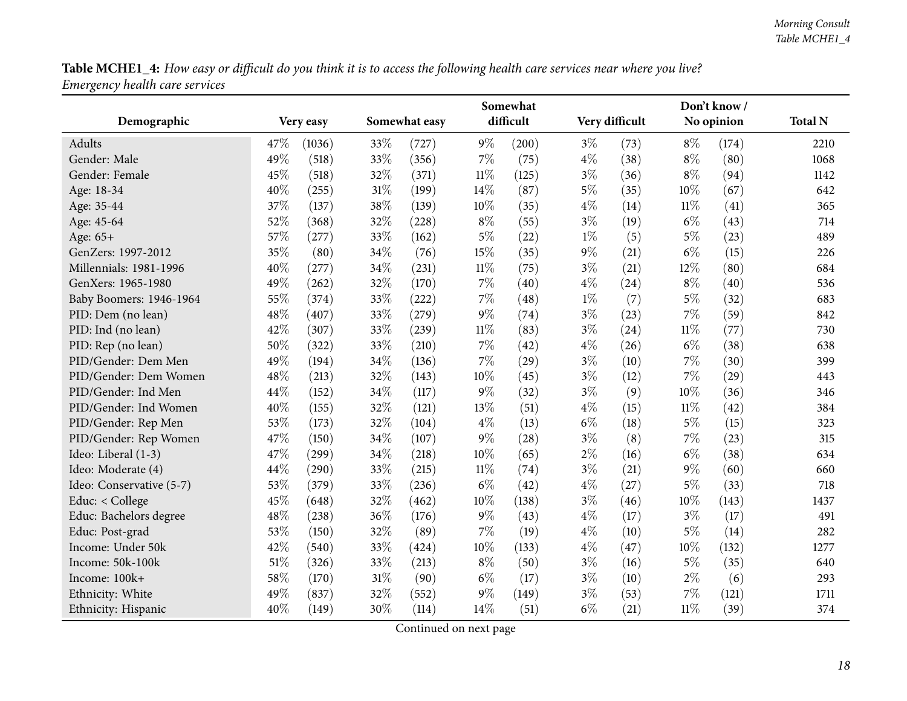**Table MCHE1_4:** *How easy or difficult do you think it is to access the following health care services near where you live? Emergency health care services*

| Demographic | Very easy | | Somewhat easy | | Somewhat difficult | | Very difficult | | Don't know / No opinion | | Total N |
|---|---|---|---|---|---|---|---|---|---|---|---|
| Adults | 47% | (1036) | 33% | (727) | 9% | (200) | 3% | (73) | 8% | (174) | 2210 |
| Gender: Male | 49% | (518) | 33% | (356) | 7% | (75) | 4% | (38) | 8% | (80) | 1068 |
| Gender: Female | 45% | (518) | 32% | (371) | 11% | (125) | 3% | (36) | 8% | (94) | 1142 |
| Age: 18-34 | 40% | (255) | 31% | (199) | 14% | (87) | 5% | (35) | 10% | (67) | 642 |
| Age: 35-44 | 37% | (137) | 38% | (139) | 10% | (35) | 4% | (14) | 11% | (41) | 365 |
| Age: 45-64 | 52% | (368) | 32% | (228) | 8% | (55) | 3% | (19) | 6% | (43) | 714 |
| Age: 65+ | 57% | (277) | 33% | (162) | 5% | (22) | 1% | (5) | 5% | (23) | 489 |
| GenZers: 1997-2012 | 35% | (80) | 34% | (76) | 15% | (35) | 9% | (21) | 6% | (15) | 226 |
| Millennials: 1981-1996 | 40% | (277) | 34% | (231) | 11% | (75) | 3% | (21) | 12% | (80) | 684 |
| GenXers: 1965-1980 | 49% | (262) | 32% | (170) | 7% | (40) | 4% | (24) | 8% | (40) | 536 |
| Baby Boomers: 1946-1964 | 55% | (374) | 33% | (222) | 7% | (48) | 1% | (7) | 5% | (32) | 683 |
| PID: Dem (no lean) | 48% | (407) | 33% | (279) | 9% | (74) | 3% | (23) | 7% | (59) | 842 |
| PID: Ind (no lean) | 42% | (307) | 33% | (239) | 11% | (83) | 3% | (24) | 11% | (77) | 730 |
| PID: Rep (no lean) | 50% | (322) | 33% | (210) | 7% | (42) | 4% | (26) | 6% | (38) | 638 |
| PID/Gender: Dem Men | 49% | (194) | 34% | (136) | 7% | (29) | 3% | (10) | 7% | (30) | 399 |
| PID/Gender: Dem Women | 48% | (213) | 32% | (143) | 10% | (45) | 3% | (12) | 7% | (29) | 443 |
| PID/Gender: Ind Men | 44% | (152) | 34% | (117) | 9% | (32) | 3% | (9) | 10% | (36) | 346 |
| PID/Gender: Ind Women | 40% | (155) | 32% | (121) | 13% | (51) | 4% | (15) | 11% | (42) | 384 |
| PID/Gender: Rep Men | 53% | (173) | 32% | (104) | 4% | (13) | 6% | (18) | 5% | (15) | 323 |
| PID/Gender: Rep Women | 47% | (150) | 34% | (107) | 9% | (28) | 3% | (8) | 7% | (23) | 315 |
| Ideo: Liberal (1-3) | 47% | (299) | 34% | (218) | 10% | (65) | 2% | (16) | 6% | (38) | 634 |
| Ideo: Moderate (4) | 44% | (290) | 33% | (215) | 11% | (74) | 3% | (21) | 9% | (60) | 660 |
| Ideo: Conservative (5-7) | 53% | (379) | 33% | (236) | 6% | (42) | 4% | (27) | 5% | (33) | 718 |
| Educ: < College | 45% | (648) | 32% | (462) | 10% | (138) | 3% | (46) | 10% | (143) | 1437 |
| Educ: Bachelors degree | 48% | (238) | 36% | (176) | 9% | (43) | 4% | (17) | 3% | (17) | 491 |
| Educ: Post-grad | 53% | (150) | 32% | (89) | 7% | (19) | 4% | (10) | 5% | (14) | 282 |
| Income: Under 50k | 42% | (540) | 33% | (424) | 10% | (133) | 4% | (47) | 10% | (132) | 1277 |
| Income: 50k-100k | 51% | (326) | 33% | (213) | 8% | (50) | 3% | (16) | 5% | (35) | 640 |
| Income: 100k+ | 58% | (170) | 31% | (90) | 6% | (17) | 3% | (10) | 2% | (6) | 293 |
| Ethnicity: White | 49% | (837) | 32% | (552) | 9% | (149) | 3% | (53) | 7% | (121) | 1711 |
| Ethnicity: Hispanic | 40% | (149) | 30% | (114) | 14% | (51) | 6% | (21) | 11% | (39) | 374 |

Continued on next page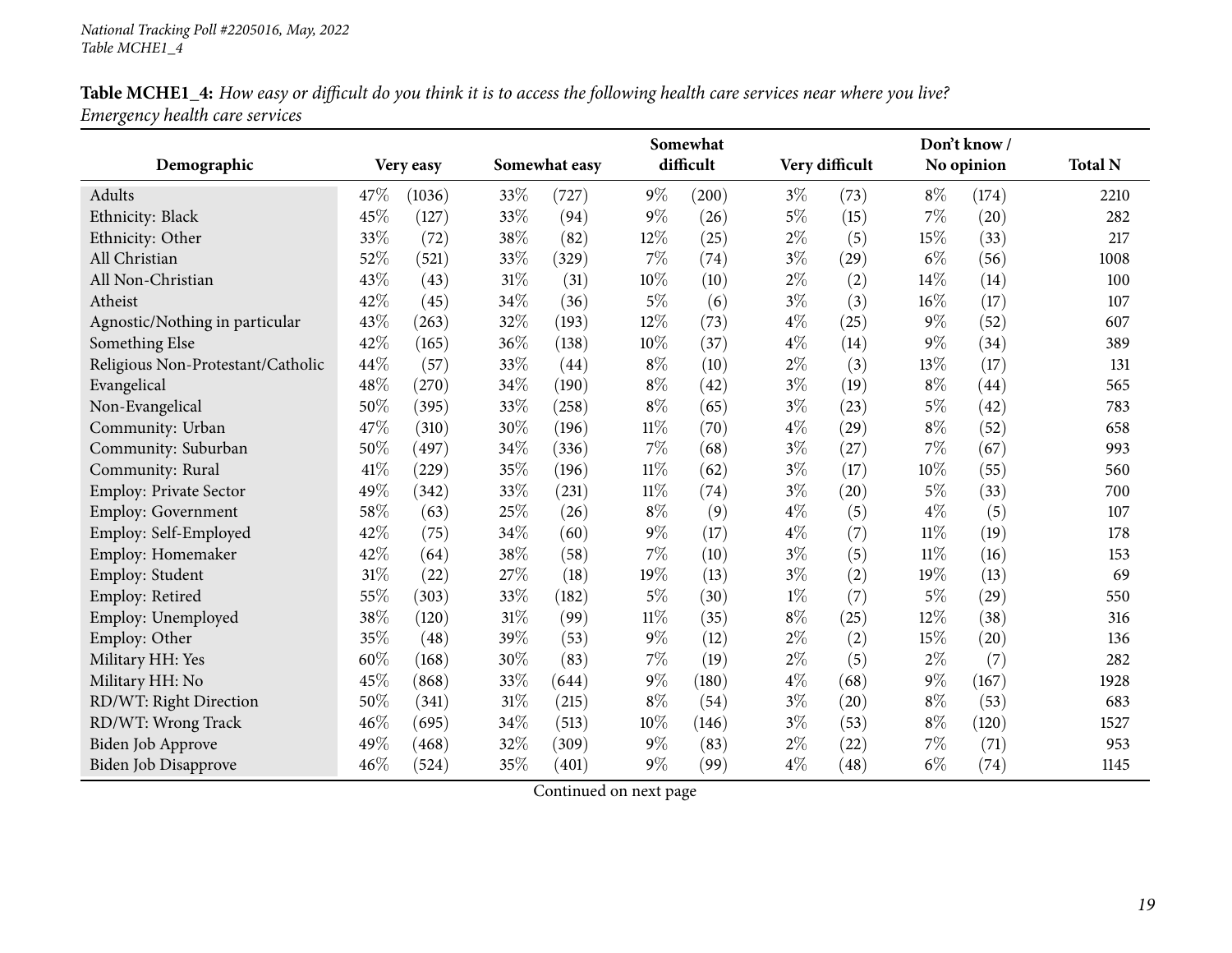**Table MCHE1_4:** *How easy or difficult do you think it is to access the following health care services near where you live? Emergency health care services*

| Demographic | Very easy | | Somewhat easy | | Somewhat difficult | | Very difficult | | Don't know / No opinion | | Total N |
|---|---|---|---|---|---|---|---|---|---|---|---|
| Adults | 47% | (1036) | 33% | (727) | 9% | (200) | 3% | (73) | 8% | (174) | 2210 |
| Ethnicity: Black | 45% | (127) | 33% | (94) | 9% | (26) | 5% | (15) | 7% | (20) | 282 |
| Ethnicity: Other | 33% | (72) | 38% | (82) | 12% | (25) | 2% | (5) | 15% | (33) | 217 |
| All Christian | 52% | (521) | 33% | (329) | 7% | (74) | 3% | (29) | 6% | (56) | 1008 |
| All Non-Christian | 43% | (43) | 31% | (31) | 10% | (10) | 2% | (2) | 14% | (14) | 100 |
| Atheist | 42% | (45) | 34% | (36) | 5% | (6) | 3% | (3) | 16% | (17) | 107 |
| Agnostic/Nothing in particular | 43% | (263) | 32% | (193) | 12% | (73) | 4% | (25) | 9% | (52) | 607 |
| Something Else | 42% | (165) | 36% | (138) | 10% | (37) | 4% | (14) | 9% | (34) | 389 |
| Religious Non-Protestant/Catholic | 44% | (57) | 33% | (44) | 8% | (10) | 2% | (3) | 13% | (17) | 131 |
| Evangelical | 48% | (270) | 34% | (190) | 8% | (42) | 3% | (19) | 8% | (44) | 565 |
| Non-Evangelical | 50% | (395) | 33% | (258) | 8% | (65) | 3% | (23) | 5% | (42) | 783 |
| Community: Urban | 47% | (310) | 30% | (196) | 11% | (70) | 4% | (29) | 8% | (52) | 658 |
| Community: Suburban | 50% | (497) | 34% | (336) | 7% | (68) | 3% | (27) | 7% | (67) | 993 |
| Community: Rural | 41% | (229) | 35% | (196) | 11% | (62) | 3% | (17) | 10% | (55) | 560 |
| Employ: Private Sector | 49% | (342) | 33% | (231) | 11% | (74) | 3% | (20) | 5% | (33) | 700 |
| Employ: Government | 58% | (63) | 25% | (26) | 8% | (9) | 4% | (5) | 4% | (5) | 107 |
| Employ: Self-Employed | 42% | (75) | 34% | (60) | 9% | (17) | 4% | (7) | 11% | (19) | 178 |
| Employ: Homemaker | 42% | (64) | 38% | (58) | 7% | (10) | 3% | (5) | 11% | (16) | 153 |
| Employ: Student | 31% | (22) | 27% | (18) | 19% | (13) | 3% | (2) | 19% | (13) | 69 |
| Employ: Retired | 55% | (303) | 33% | (182) | 5% | (30) | 1% | (7) | 5% | (29) | 550 |
| Employ: Unemployed | 38% | (120) | 31% | (99) | 11% | (35) | 8% | (25) | 12% | (38) | 316 |
| Employ: Other | 35% | (48) | 39% | (53) | 9% | (12) | 2% | (2) | 15% | (20) | 136 |
| Military HH: Yes | 60% | (168) | 30% | (83) | 7% | (19) | 2% | (5) | 2% | (7) | 282 |
| Military HH: No | 45% | (868) | 33% | (644) | 9% | (180) | 4% | (68) | 9% | (167) | 1928 |
| RD/WT: Right Direction | 50% | (341) | 31% | (215) | 8% | (54) | 3% | (20) | 8% | (53) | 683 |
| RD/WT: Wrong Track | 46% | (695) | 34% | (513) | 10% | (146) | 3% | (53) | 8% | (120) | 1527 |
| Biden Job Approve | 49% | (468) | 32% | (309) | 9% | (83) | 2% | (22) | 7% | (71) | 953 |
| Biden Job Disapprove | 46% | (524) | 35% | (401) | 9% | (99) | 4% | (48) | 6% | (74) | 1145 |

Continued on next page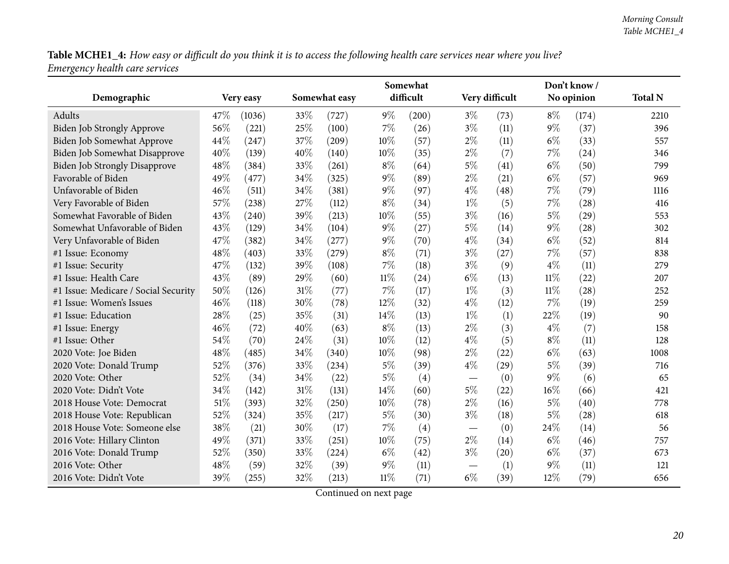**Table MCHE1_4:** *How easy or difficult do you think it is to access the following health care services near where you live? Emergency health care services*

| Demographic | Very easy | | Somewhat easy | | Somewhat difficult | | Very difficult | | Don't know / No opinion | | Total N |
|---|---|---|---|---|---|---|---|---|---|---|---|
| Adults | 47% | (1036) | 33% | (727) | 9% | (200) | 3% | (73) | 8% | (174) | 2210 |
| Biden Job Strongly Approve | 56% | (221) | 25% | (100) | 7% | (26) | 3% | (11) | 9% | (37) | 396 |
| Biden Job Somewhat Approve | 44% | (247) | 37% | (209) | 10% | (57) | 2% | (11) | 6% | (33) | 557 |
| Biden Job Somewhat Disapprove | 40% | (139) | 40% | (140) | 10% | (35) | 2% | (7) | 7% | (24) | 346 |
| Biden Job Strongly Disapprove | 48% | (384) | 33% | (261) | 8% | (64) | 5% | (41) | 6% | (50) | 799 |
| Favorable of Biden | 49% | (477) | 34% | (325) | 9% | (89) | 2% | (21) | 6% | (57) | 969 |
| Unfavorable of Biden | 46% | (511) | 34% | (381) | 9% | (97) | 4% | (48) | 7% | (79) | 1116 |
| Very Favorable of Biden | 57% | (238) | 27% | (112) | 8% | (34) | 1% | (5) | 7% | (28) | 416 |
| Somewhat Favorable of Biden | 43% | (240) | 39% | (213) | 10% | (55) | 3% | (16) | 5% | (29) | 553 |
| Somewhat Unfavorable of Biden | 43% | (129) | 34% | (104) | 9% | (27) | 5% | (14) | 9% | (28) | 302 |
| Very Unfavorable of Biden | 47% | (382) | 34% | (277) | 9% | (70) | 4% | (34) | 6% | (52) | 814 |
| #1 Issue: Economy | 48% | (403) | 33% | (279) | 8% | (71) | 3% | (27) | 7% | (57) | 838 |
| #1 Issue: Security | 47% | (132) | 39% | (108) | 7% | (18) | 3% | (9) | 4% | (11) | 279 |
| #1 Issue: Health Care | 43% | (89) | 29% | (60) | 11% | (24) | 6% | (13) | 11% | (22) | 207 |
| #1 Issue: Medicare / Social Security | 50% | (126) | 31% | (77) | 7% | (17) | 1% | (3) | 11% | (28) | 252 |
| #1 Issue: Women's Issues | 46% | (118) | 30% | (78) | 12% | (32) | 4% | (12) | 7% | (19) | 259 |
| #1 Issue: Education | 28% | (25) | 35% | (31) | 14% | (13) | 1% | (1) | 22% | (19) | 90 |
| #1 Issue: Energy | 46% | (72) | 40% | (63) | 8% | (13) | 2% | (3) | 4% | (7) | 158 |
| #1 Issue: Other | 54% | (70) | 24% | (31) | 10% | (12) | 4% | (5) | 8% | (11) | 128 |
| 2020 Vote: Joe Biden | 48% | (485) | 34% | (340) | 10% | (98) | 2% | (22) | 6% | (63) | 1008 |
| 2020 Vote: Donald Trump | 52% | (376) | 33% | (234) | 5% | (39) | 4% | (29) | 5% | (39) | 716 |
| 2020 Vote: Other | 52% | (34) | 34% | (22) | 5% | (4) | — | (0) | 9% | (6) | 65 |
| 2020 Vote: Didn't Vote | 34% | (142) | 31% | (131) | 14% | (60) | 5% | (22) | 16% | (66) | 421 |
| 2018 House Vote: Democrat | 51% | (393) | 32% | (250) | 10% | (78) | 2% | (16) | 5% | (40) | 778 |
| 2018 House Vote: Republican | 52% | (324) | 35% | (217) | 5% | (30) | 3% | (18) | 5% | (28) | 618 |
| 2018 House Vote: Someone else | 38% | (21) | 30% | (17) | 7% | (4) | — | (0) | 24% | (14) | 56 |
| 2016 Vote: Hillary Clinton | 49% | (371) | 33% | (251) | 10% | (75) | 2% | (14) | 6% | (46) | 757 |
| 2016 Vote: Donald Trump | 52% | (350) | 33% | (224) | 6% | (42) | 3% | (20) | 6% | (37) | 673 |
| 2016 Vote: Other | 48% | (59) | 32% | (39) | 9% | (11) | — | (1) | 9% | (11) | 121 |
| 2016 Vote: Didn't Vote | 39% | (255) | 32% | (213) | 11% | (71) | 6% | (39) | 12% | (79) | 656 |

Continued on next page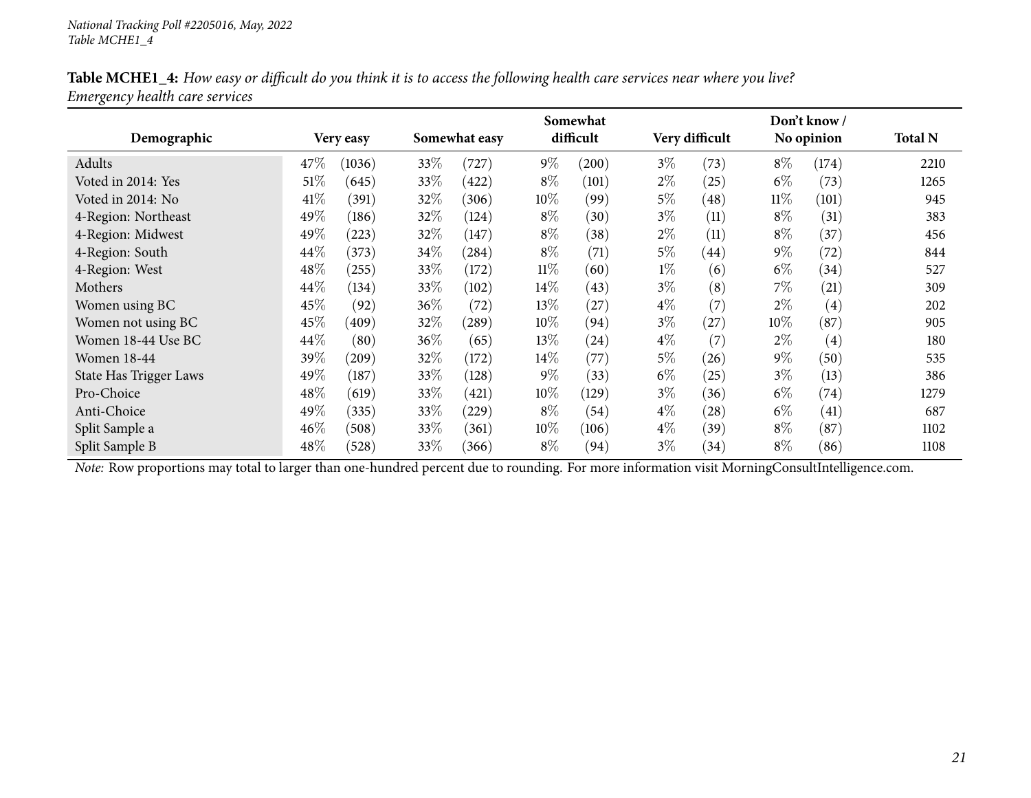**Table MCHE1_4:** *How easy or difficult do you think it is to access the following health care services near where you live? Emergency health care services*

| Demographic | Very easy | | Somewhat easy | | Somewhat difficult | | Very difficult | | Don't know / No opinion | | Total N |
|---|---|---|---|---|---|---|---|---|---|---|---|
| Adults | 47% | (1036) | 33% | (727) | 9% | (200) | 3% | (73) | 8% | (174) | 2210 |
| Voted in 2014: Yes | 51% | (645) | 33% | (422) | 8% | (101) | 2% | (25) | 6% | (73) | 1265 |
| Voted in 2014: No | 41% | (391) | 32% | (306) | 10% | (99) | 5% | (48) | 11% | (101) | 945 |
| 4-Region: Northeast | 49% | (186) | 32% | (124) | 8% | (30) | 3% | (11) | 8% | (31) | 383 |
| 4-Region: Midwest | 49% | (223) | 32% | (147) | 8% | (38) | 2% | (11) | 8% | (37) | 456 |
| 4-Region: South | 44% | (373) | 34% | (284) | 8% | (71) | 5% | (44) | 9% | (72) | 844 |
| 4-Region: West | 48% | (255) | 33% | (172) | 11% | (60) | 1% | (6) | 6% | (34) | 527 |
| Mothers | 44% | (134) | 33% | (102) | 14% | (43) | 3% | (8) | 7% | (21) | 309 |
| Women using BC | 45% | (92) | 36% | (72) | 13% | (27) | 4% | (7) | 2% | (4) | 202 |
| Women not using BC | 45% | (409) | 32% | (289) | 10% | (94) | 3% | (27) | 10% | (87) | 905 |
| Women 18-44 Use BC | 44% | (80) | 36% | (65) | 13% | (24) | 4% | (7) | 2% | (4) | 180 |
| Women 18-44 | 39% | (209) | 32% | (172) | 14% | (77) | 5% | (26) | 9% | (50) | 535 |
| State Has Trigger Laws | 49% | (187) | 33% | (128) | 9% | (33) | 6% | (25) | 3% | (13) | 386 |
| Pro-Choice | 48% | (619) | 33% | (421) | 10% | (129) | 3% | (36) | 6% | (74) | 1279 |
| Anti-Choice | 49% | (335) | 33% | (229) | 8% | (54) | 4% | (28) | 6% | (41) | 687 |
| Split Sample a | 46% | (508) | 33% | (361) | 10% | (106) | 4% | (39) | 8% | (87) | 1102 |
| Split Sample B | 48% | (528) | 33% | (366) | 8% | (94) | 3% | (34) | 8% | (86) | 1108 |

*Note:* Row proportions may total to larger than one-hundred percent due to rounding. For more information visit MorningConsultIntelligence.com.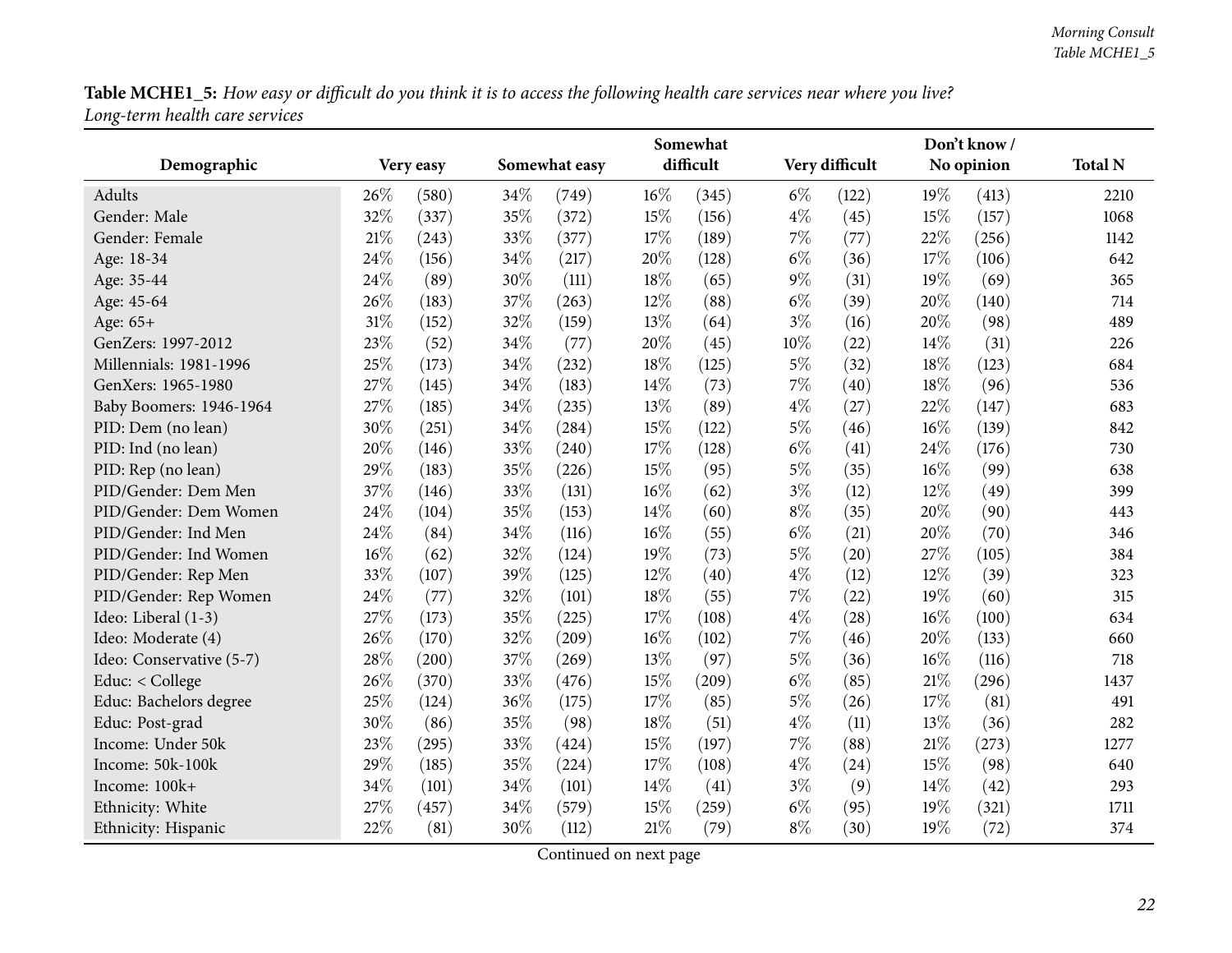**Table MCHE1_5:** *How easy or difficult do you think it is to access the following health care services near where you live? Long-term health care services*

| Demographic | Very easy | | Somewhat easy | | Somewhat difficult | | Very difficult | | Don't know / No opinion | | Total N |
|---|---|---|---|---|---|---|---|---|---|---|---|
| Adults | 26% | (580) | 34% | (749) | 16% | (345) | 6% | (122) | 19% | (413) | 2210 |
| Gender: Male | 32% | (337) | 35% | (372) | 15% | (156) | 4% | (45) | 15% | (157) | 1068 |
| Gender: Female | 21% | (243) | 33% | (377) | 17% | (189) | 7% | (77) | 22% | (256) | 1142 |
| Age: 18-34 | 24% | (156) | 34% | (217) | 20% | (128) | 6% | (36) | 17% | (106) | 642 |
| Age: 35-44 | 24% | (89) | 30% | (111) | 18% | (65) | 9% | (31) | 19% | (69) | 365 |
| Age: 45-64 | 26% | (183) | 37% | (263) | 12% | (88) | 6% | (39) | 20% | (140) | 714 |
| Age: 65+ | 31% | (152) | 32% | (159) | 13% | (64) | 3% | (16) | 20% | (98) | 489 |
| GenZers: 1997-2012 | 23% | (52) | 34% | (77) | 20% | (45) | 10% | (22) | 14% | (31) | 226 |
| Millennials: 1981-1996 | 25% | (173) | 34% | (232) | 18% | (125) | 5% | (32) | 18% | (123) | 684 |
| GenXers: 1965-1980 | 27% | (145) | 34% | (183) | 14% | (73) | 7% | (40) | 18% | (96) | 536 |
| Baby Boomers: 1946-1964 | 27% | (185) | 34% | (235) | 13% | (89) | 4% | (27) | 22% | (147) | 683 |
| PID: Dem (no lean) | 30% | (251) | 34% | (284) | 15% | (122) | 5% | (46) | 16% | (139) | 842 |
| PID: Ind (no lean) | 20% | (146) | 33% | (240) | 17% | (128) | 6% | (41) | 24% | (176) | 730 |
| PID: Rep (no lean) | 29% | (183) | 35% | (226) | 15% | (95) | 5% | (35) | 16% | (99) | 638 |
| PID/Gender: Dem Men | 37% | (146) | 33% | (131) | 16% | (62) | 3% | (12) | 12% | (49) | 399 |
| PID/Gender: Dem Women | 24% | (104) | 35% | (153) | 14% | (60) | 8% | (35) | 20% | (90) | 443 |
| PID/Gender: Ind Men | 24% | (84) | 34% | (116) | 16% | (55) | 6% | (21) | 20% | (70) | 346 |
| PID/Gender: Ind Women | 16% | (62) | 32% | (124) | 19% | (73) | 5% | (20) | 27% | (105) | 384 |
| PID/Gender: Rep Men | 33% | (107) | 39% | (125) | 12% | (40) | 4% | (12) | 12% | (39) | 323 |
| PID/Gender: Rep Women | 24% | (77) | 32% | (101) | 18% | (55) | 7% | (22) | 19% | (60) | 315 |
| Ideo: Liberal (1-3) | 27% | (173) | 35% | (225) | 17% | (108) | 4% | (28) | 16% | (100) | 634 |
| Ideo: Moderate (4) | 26% | (170) | 32% | (209) | 16% | (102) | 7% | (46) | 20% | (133) | 660 |
| Ideo: Conservative (5-7) | 28% | (200) | 37% | (269) | 13% | (97) | 5% | (36) | 16% | (116) | 718 |
| Educ: < College | 26% | (370) | 33% | (476) | 15% | (209) | 6% | (85) | 21% | (296) | 1437 |
| Educ: Bachelors degree | 25% | (124) | 36% | (175) | 17% | (85) | 5% | (26) | 17% | (81) | 491 |
| Educ: Post-grad | 30% | (86) | 35% | (98) | 18% | (51) | 4% | (11) | 13% | (36) | 282 |
| Income: Under 50k | 23% | (295) | 33% | (424) | 15% | (197) | 7% | (88) | 21% | (273) | 1277 |
| Income: 50k-100k | 29% | (185) | 35% | (224) | 17% | (108) | 4% | (24) | 15% | (98) | 640 |
| Income: 100k+ | 34% | (101) | 34% | (101) | 14% | (41) | 3% | (9) | 14% | (42) | 293 |
| Ethnicity: White | 27% | (457) | 34% | (579) | 15% | (259) | 6% | (95) | 19% | (321) | 1711 |
| Ethnicity: Hispanic | 22% | (81) | 30% | (112) | 21% | (79) | 8% | (30) | 19% | (72) | 374 |

Continued on next page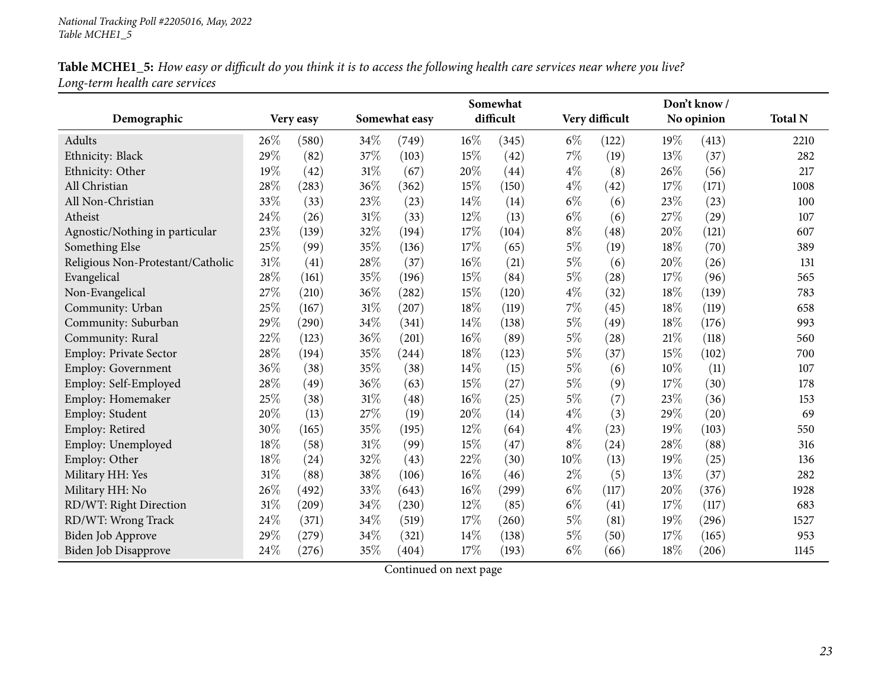**Table MCHE1_5:** *How easy or difficult do you think it is to access the following health care services near where you live? Long-term health care services*

| Demographic | Very easy | | Somewhat easy | | Somewhat difficult | | Very difficult | | Don't know / No opinion | | Total N |
|---|---|---|---|---|---|---|---|---|---|---|---|
| Adults | 26% | (580) | 34% | (749) | 16% | (345) | 6% | (122) | 19% | (413) | 2210 |
| Ethnicity: Black | 29% | (82) | 37% | (103) | 15% | (42) | 7% | (19) | 13% | (37) | 282 |
| Ethnicity: Other | 19% | (42) | 31% | (67) | 20% | (44) | 4% | (8) | 26% | (56) | 217 |
| All Christian | 28% | (283) | 36% | (362) | 15% | (150) | 4% | (42) | 17% | (171) | 1008 |
| All Non-Christian | 33% | (33) | 23% | (23) | 14% | (14) | 6% | (6) | 23% | (23) | 100 |
| Atheist | 24% | (26) | 31% | (33) | 12% | (13) | 6% | (6) | 27% | (29) | 107 |
| Agnostic/Nothing in particular | 23% | (139) | 32% | (194) | 17% | (104) | 8% | (48) | 20% | (121) | 607 |
| Something Else | 25% | (99) | 35% | (136) | 17% | (65) | 5% | (19) | 18% | (70) | 389 |
| Religious Non-Protestant/Catholic | 31% | (41) | 28% | (37) | 16% | (21) | 5% | (6) | 20% | (26) | 131 |
| Evangelical | 28% | (161) | 35% | (196) | 15% | (84) | 5% | (28) | 17% | (96) | 565 |
| Non-Evangelical | 27% | (210) | 36% | (282) | 15% | (120) | 4% | (32) | 18% | (139) | 783 |
| Community: Urban | 25% | (167) | 31% | (207) | 18% | (119) | 7% | (45) | 18% | (119) | 658 |
| Community: Suburban | 29% | (290) | 34% | (341) | 14% | (138) | 5% | (49) | 18% | (176) | 993 |
| Community: Rural | 22% | (123) | 36% | (201) | 16% | (89) | 5% | (28) | 21% | (118) | 560 |
| Employ: Private Sector | 28% | (194) | 35% | (244) | 18% | (123) | 5% | (37) | 15% | (102) | 700 |
| Employ: Government | 36% | (38) | 35% | (38) | 14% | (15) | 5% | (6) | 10% | (11) | 107 |
| Employ: Self-Employed | 28% | (49) | 36% | (63) | 15% | (27) | 5% | (9) | 17% | (30) | 178 |
| Employ: Homemaker | 25% | (38) | 31% | (48) | 16% | (25) | 5% | (7) | 23% | (36) | 153 |
| Employ: Student | 20% | (13) | 27% | (19) | 20% | (14) | 4% | (3) | 29% | (20) | 69 |
| Employ: Retired | 30% | (165) | 35% | (195) | 12% | (64) | 4% | (23) | 19% | (103) | 550 |
| Employ: Unemployed | 18% | (58) | 31% | (99) | 15% | (47) | 8% | (24) | 28% | (88) | 316 |
| Employ: Other | 18% | (24) | 32% | (43) | 22% | (30) | 10% | (13) | 19% | (25) | 136 |
| Military HH: Yes | 31% | (88) | 38% | (106) | 16% | (46) | 2% | (5) | 13% | (37) | 282 |
| Military HH: No | 26% | (492) | 33% | (643) | 16% | (299) | 6% | (117) | 20% | (376) | 1928 |
| RD/WT: Right Direction | 31% | (209) | 34% | (230) | 12% | (85) | 6% | (41) | 17% | (117) | 683 |
| RD/WT: Wrong Track | 24% | (371) | 34% | (519) | 17% | (260) | 5% | (81) | 19% | (296) | 1527 |
| Biden Job Approve | 29% | (279) | 34% | (321) | 14% | (138) | 5% | (50) | 17% | (165) | 953 |
| Biden Job Disapprove | 24% | (276) | 35% | (404) | 17% | (193) | 6% | (66) | 18% | (206) | 1145 |

Continued on next page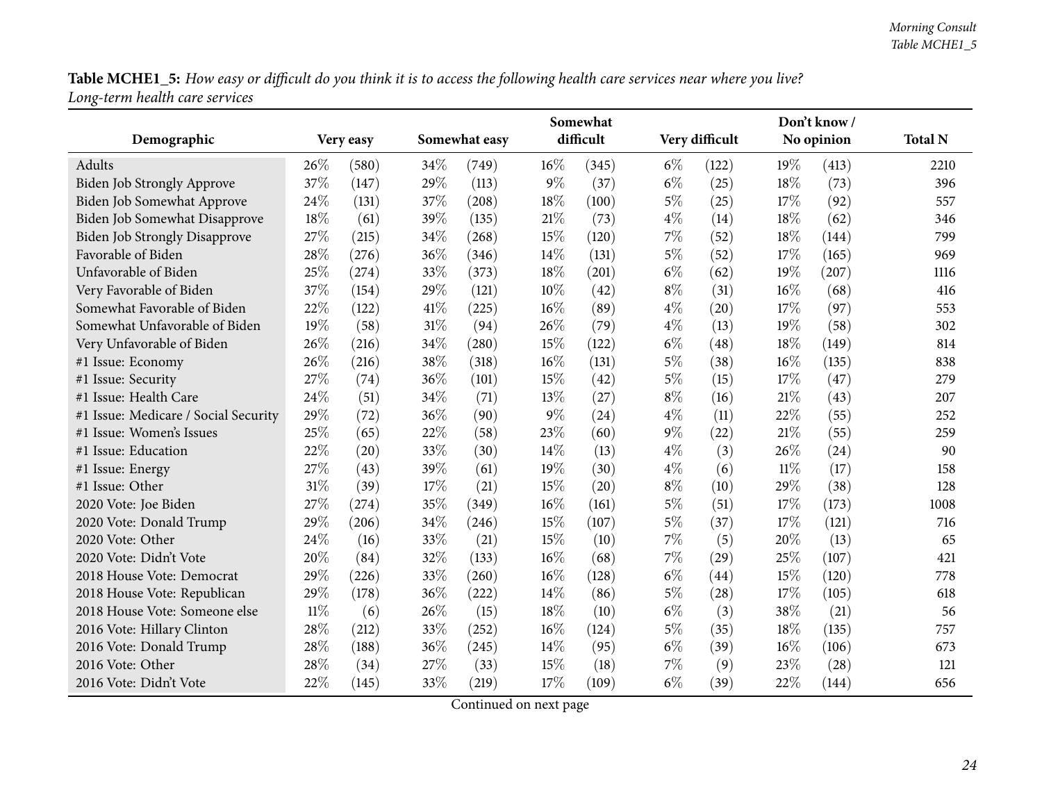**Table MCHE1_5:** *How easy or difficult do you think it is to access the following health care services near where you live? Long-term health care services*

| Demographic | Very easy | | Somewhat easy | | Somewhat difficult | | Very difficult | | Don't know / No opinion | | Total N |
|---|---|---|---|---|---|---|---|---|---|---|---|
| Adults | 26% | (580) | 34% | (749) | 16% | (345) | 6% | (122) | 19% | (413) | 2210 |
| Biden Job Strongly Approve | 37% | (147) | 29% | (113) | 9% | (37) | 6% | (25) | 18% | (73) | 396 |
| Biden Job Somewhat Approve | 24% | (131) | 37% | (208) | 18% | (100) | 5% | (25) | 17% | (92) | 557 |
| Biden Job Somewhat Disapprove | 18% | (61) | 39% | (135) | 21% | (73) | 4% | (14) | 18% | (62) | 346 |
| Biden Job Strongly Disapprove | 27% | (215) | 34% | (268) | 15% | (120) | 7% | (52) | 18% | (144) | 799 |
| Favorable of Biden | 28% | (276) | 36% | (346) | 14% | (131) | 5% | (52) | 17% | (165) | 969 |
| Unfavorable of Biden | 25% | (274) | 33% | (373) | 18% | (201) | 6% | (62) | 19% | (207) | 1116 |
| Very Favorable of Biden | 37% | (154) | 29% | (121) | 10% | (42) | 8% | (31) | 16% | (68) | 416 |
| Somewhat Favorable of Biden | 22% | (122) | 41% | (225) | 16% | (89) | 4% | (20) | 17% | (97) | 553 |
| Somewhat Unfavorable of Biden | 19% | (58) | 31% | (94) | 26% | (79) | 4% | (13) | 19% | (58) | 302 |
| Very Unfavorable of Biden | 26% | (216) | 34% | (280) | 15% | (122) | 6% | (48) | 18% | (149) | 814 |
| #1 Issue: Economy | 26% | (216) | 38% | (318) | 16% | (131) | 5% | (38) | 16% | (135) | 838 |
| #1 Issue: Security | 27% | (74) | 36% | (101) | 15% | (42) | 5% | (15) | 17% | (47) | 279 |
| #1 Issue: Health Care | 24% | (51) | 34% | (71) | 13% | (27) | 8% | (16) | 21% | (43) | 207 |
| #1 Issue: Medicare / Social Security | 29% | (72) | 36% | (90) | 9% | (24) | 4% | (11) | 22% | (55) | 252 |
| #1 Issue: Women's Issues | 25% | (65) | 22% | (58) | 23% | (60) | 9% | (22) | 21% | (55) | 259 |
| #1 Issue: Education | 22% | (20) | 33% | (30) | 14% | (13) | 4% | (3) | 26% | (24) | 90 |
| #1 Issue: Energy | 27% | (43) | 39% | (61) | 19% | (30) | 4% | (6) | 11% | (17) | 158 |
| #1 Issue: Other | 31% | (39) | 17% | (21) | 15% | (20) | 8% | (10) | 29% | (38) | 128 |
| 2020 Vote: Joe Biden | 27% | (274) | 35% | (349) | 16% | (161) | 5% | (51) | 17% | (173) | 1008 |
| 2020 Vote: Donald Trump | 29% | (206) | 34% | (246) | 15% | (107) | 5% | (37) | 17% | (121) | 716 |
| 2020 Vote: Other | 24% | (16) | 33% | (21) | 15% | (10) | 7% | (5) | 20% | (13) | 65 |
| 2020 Vote: Didn't Vote | 20% | (84) | 32% | (133) | 16% | (68) | 7% | (29) | 25% | (107) | 421 |
| 2018 House Vote: Democrat | 29% | (226) | 33% | (260) | 16% | (128) | 6% | (44) | 15% | (120) | 778 |
| 2018 House Vote: Republican | 29% | (178) | 36% | (222) | 14% | (86) | 5% | (28) | 17% | (105) | 618 |
| 2018 House Vote: Someone else | 11% | (6) | 26% | (15) | 18% | (10) | 6% | (3) | 38% | (21) | 56 |
| 2016 Vote: Hillary Clinton | 28% | (212) | 33% | (252) | 16% | (124) | 5% | (35) | 18% | (135) | 757 |
| 2016 Vote: Donald Trump | 28% | (188) | 36% | (245) | 14% | (95) | 6% | (39) | 16% | (106) | 673 |
| 2016 Vote: Other | 28% | (34) | 27% | (33) | 15% | (18) | 7% | (9) | 23% | (28) | 121 |
| 2016 Vote: Didn't Vote | 22% | (145) | 33% | (219) | 17% | (109) | 6% | (39) | 22% | (144) | 656 |

Continued on next page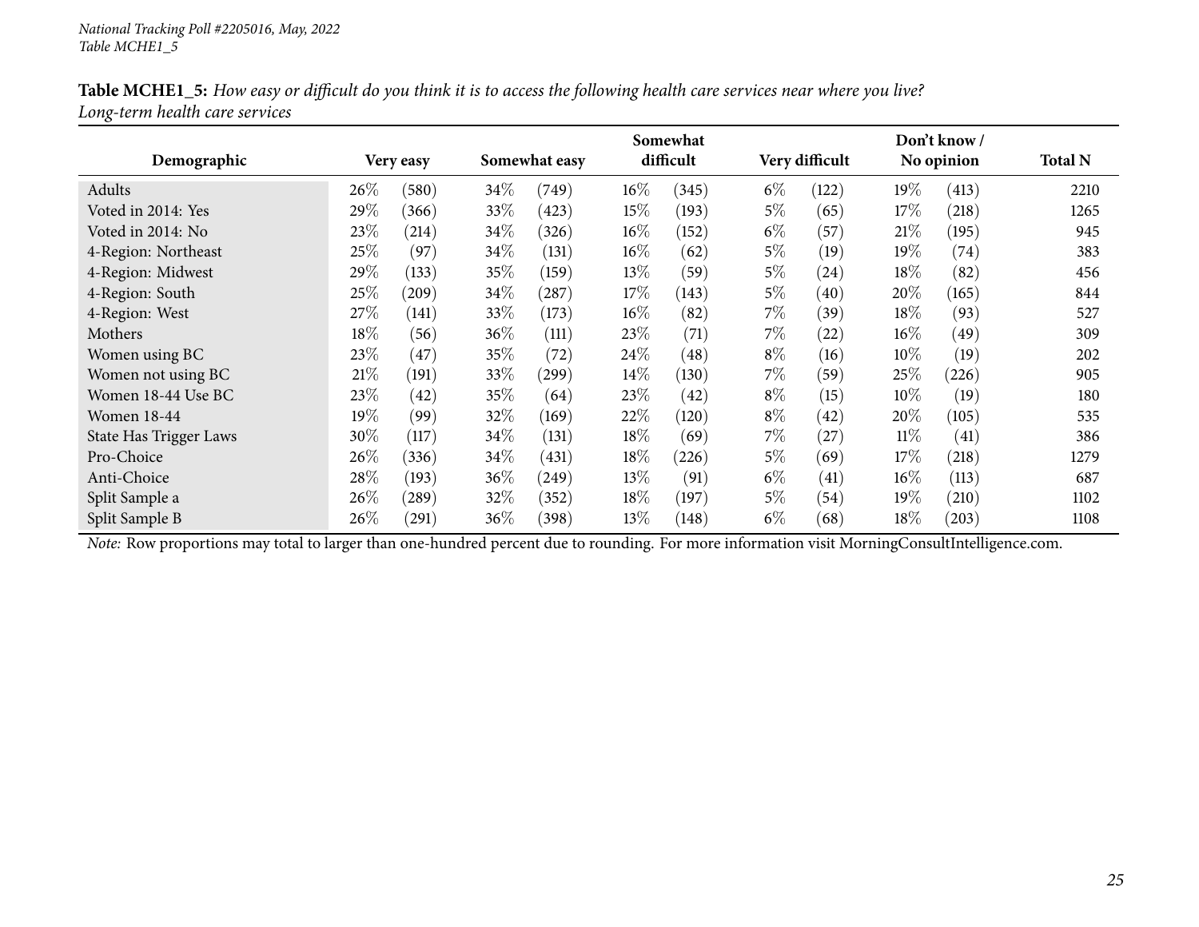**Table MCHE1_5:** *How easy or difficult do you think it is to access the following health care services near where you live? Long-term health care services*

| Demographic | Very easy | | Somewhat easy | | Somewhat difficult | | Very difficult | | Don't know / No opinion | | Total N |
|---|---|---|---|---|---|---|---|---|---|---|---|
| Adults | 26% | (580) | 34% | (749) | 16% | (345) | 6% | (122) | 19% | (413) | 2210 |
| Voted in 2014: Yes | 29% | (366) | 33% | (423) | 15% | (193) | 5% | (65) | 17% | (218) | 1265 |
| Voted in 2014: No | 23% | (214) | 34% | (326) | 16% | (152) | 6% | (57) | 21% | (195) | 945 |
| 4-Region: Northeast | 25% | (97) | 34% | (131) | 16% | (62) | 5% | (19) | 19% | (74) | 383 |
| 4-Region: Midwest | 29% | (133) | 35% | (159) | 13% | (59) | 5% | (24) | 18% | (82) | 456 |
| 4-Region: South | 25% | (209) | 34% | (287) | 17% | (143) | 5% | (40) | 20% | (165) | 844 |
| 4-Region: West | 27% | (141) | 33% | (173) | 16% | (82) | 7% | (39) | 18% | (93) | 527 |
| Mothers | 18% | (56) | 36% | (111) | 23% | (71) | 7% | (22) | 16% | (49) | 309 |
| Women using BC | 23% | (47) | 35% | (72) | 24% | (48) | 8% | (16) | 10% | (19) | 202 |
| Women not using BC | 21% | (191) | 33% | (299) | 14% | (130) | 7% | (59) | 25% | (226) | 905 |
| Women 18-44 Use BC | 23% | (42) | 35% | (64) | 23% | (42) | 8% | (15) | 10% | (19) | 180 |
| Women 18-44 | 19% | (99) | 32% | (169) | 22% | (120) | 8% | (42) | 20% | (105) | 535 |
| State Has Trigger Laws | 30% | (117) | 34% | (131) | 18% | (69) | 7% | (27) | 11% | (41) | 386 |
| Pro-Choice | 26% | (336) | 34% | (431) | 18% | (226) | 5% | (69) | 17% | (218) | 1279 |
| Anti-Choice | 28% | (193) | 36% | (249) | 13% | (91) | 6% | (41) | 16% | (113) | 687 |
| Split Sample a | 26% | (289) | 32% | (352) | 18% | (197) | 5% | (54) | 19% | (210) | 1102 |
| Split Sample B | 26% | (291) | 36% | (398) | 13% | (148) | 6% | (68) | 18% | (203) | 1108 |

*Note:* Row proportions may total to larger than one-hundred percent due to rounding. For more information visit MorningConsultIntelligence.com.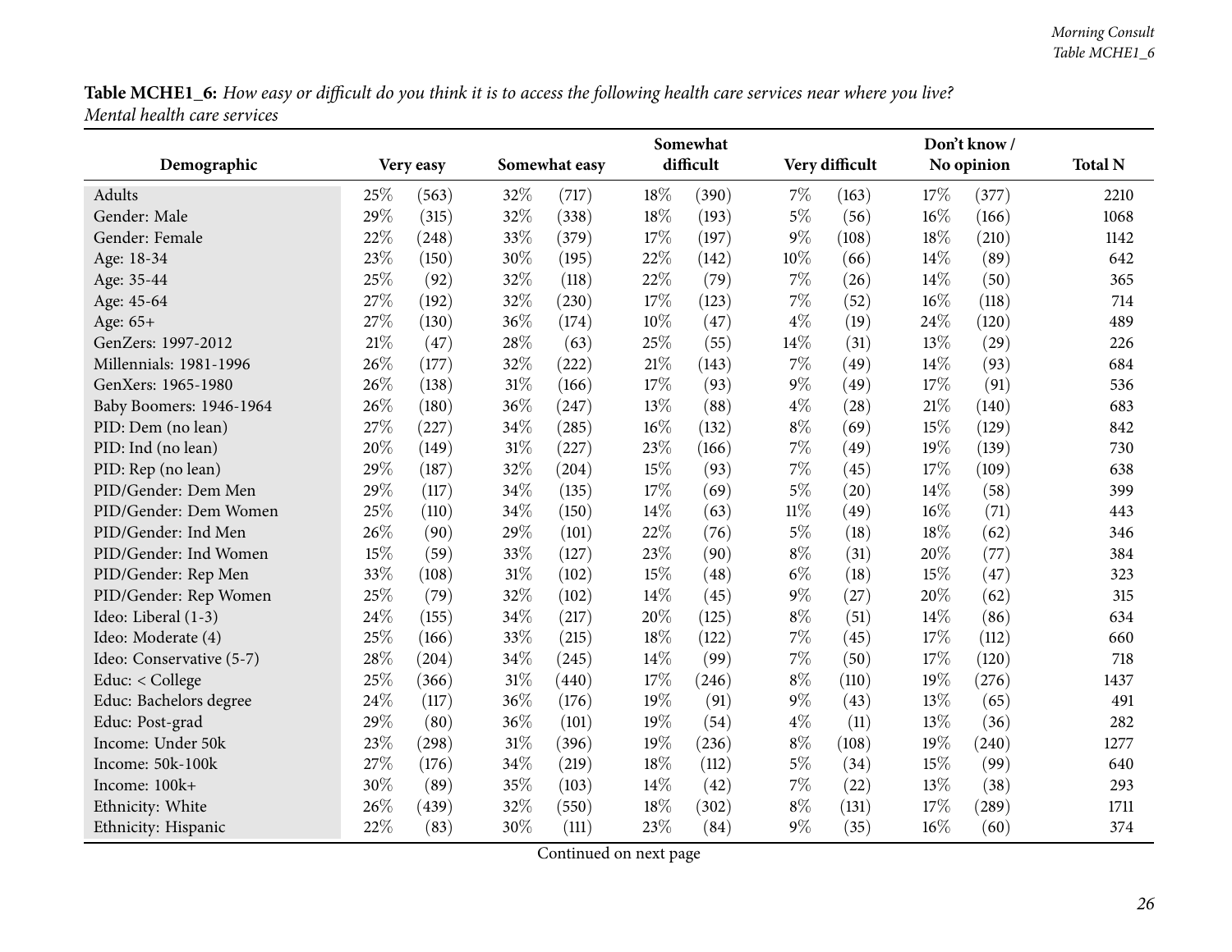**Table MCHE1_6:** *How easy or difficult do you think it is to access the following health care services near where you live? Mental health care services*

| Demographic | Very easy | | Somewhat easy | | Somewhat difficult | | Very difficult | | Don't know / No opinion | | Total N |
|---|---|---|---|---|---|---|---|---|---|---|---|
| Adults | 25% | (563) | 32% | (717) | 18% | (390) | 7% | (163) | 17% | (377) | 2210 |
| Gender: Male | 29% | (315) | 32% | (338) | 18% | (193) | 5% | (56) | 16% | (166) | 1068 |
| Gender: Female | 22% | (248) | 33% | (379) | 17% | (197) | 9% | (108) | 18% | (210) | 1142 |
| Age: 18-34 | 23% | (150) | 30% | (195) | 22% | (142) | 10% | (66) | 14% | (89) | 642 |
| Age: 35-44 | 25% | (92) | 32% | (118) | 22% | (79) | 7% | (26) | 14% | (50) | 365 |
| Age: 45-64 | 27% | (192) | 32% | (230) | 17% | (123) | 7% | (52) | 16% | (118) | 714 |
| Age: 65+ | 27% | (130) | 36% | (174) | 10% | (47) | 4% | (19) | 24% | (120) | 489 |
| GenZers: 1997-2012 | 21% | (47) | 28% | (63) | 25% | (55) | 14% | (31) | 13% | (29) | 226 |
| Millennials: 1981-1996 | 26% | (177) | 32% | (222) | 21% | (143) | 7% | (49) | 14% | (93) | 684 |
| GenXers: 1965-1980 | 26% | (138) | 31% | (166) | 17% | (93) | 9% | (49) | 17% | (91) | 536 |
| Baby Boomers: 1946-1964 | 26% | (180) | 36% | (247) | 13% | (88) | 4% | (28) | 21% | (140) | 683 |
| PID: Dem (no lean) | 27% | (227) | 34% | (285) | 16% | (132) | 8% | (69) | 15% | (129) | 842 |
| PID: Ind (no lean) | 20% | (149) | 31% | (227) | 23% | (166) | 7% | (49) | 19% | (139) | 730 |
| PID: Rep (no lean) | 29% | (187) | 32% | (204) | 15% | (93) | 7% | (45) | 17% | (109) | 638 |
| PID/Gender: Dem Men | 29% | (117) | 34% | (135) | 17% | (69) | 5% | (20) | 14% | (58) | 399 |
| PID/Gender: Dem Women | 25% | (110) | 34% | (150) | 14% | (63) | 11% | (49) | 16% | (71) | 443 |
| PID/Gender: Ind Men | 26% | (90) | 29% | (101) | 22% | (76) | 5% | (18) | 18% | (62) | 346 |
| PID/Gender: Ind Women | 15% | (59) | 33% | (127) | 23% | (90) | 8% | (31) | 20% | (77) | 384 |
| PID/Gender: Rep Men | 33% | (108) | 31% | (102) | 15% | (48) | 6% | (18) | 15% | (47) | 323 |
| PID/Gender: Rep Women | 25% | (79) | 32% | (102) | 14% | (45) | 9% | (27) | 20% | (62) | 315 |
| Ideo: Liberal (1-3) | 24% | (155) | 34% | (217) | 20% | (125) | 8% | (51) | 14% | (86) | 634 |
| Ideo: Moderate (4) | 25% | (166) | 33% | (215) | 18% | (122) | 7% | (45) | 17% | (112) | 660 |
| Ideo: Conservative (5-7) | 28% | (204) | 34% | (245) | 14% | (99) | 7% | (50) | 17% | (120) | 718 |
| Educ: < College | 25% | (366) | 31% | (440) | 17% | (246) | 8% | (110) | 19% | (276) | 1437 |
| Educ: Bachelors degree | 24% | (117) | 36% | (176) | 19% | (91) | 9% | (43) | 13% | (65) | 491 |
| Educ: Post-grad | 29% | (80) | 36% | (101) | 19% | (54) | 4% | (11) | 13% | (36) | 282 |
| Income: Under 50k | 23% | (298) | 31% | (396) | 19% | (236) | 8% | (108) | 19% | (240) | 1277 |
| Income: 50k-100k | 27% | (176) | 34% | (219) | 18% | (112) | 5% | (34) | 15% | (99) | 640 |
| Income: 100k+ | 30% | (89) | 35% | (103) | 14% | (42) | 7% | (22) | 13% | (38) | 293 |
| Ethnicity: White | 26% | (439) | 32% | (550) | 18% | (302) | 8% | (131) | 17% | (289) | 1711 |
| Ethnicity: Hispanic | 22% | (83) | 30% | (111) | 23% | (84) | 9% | (35) | 16% | (60) | 374 |

Continued on next page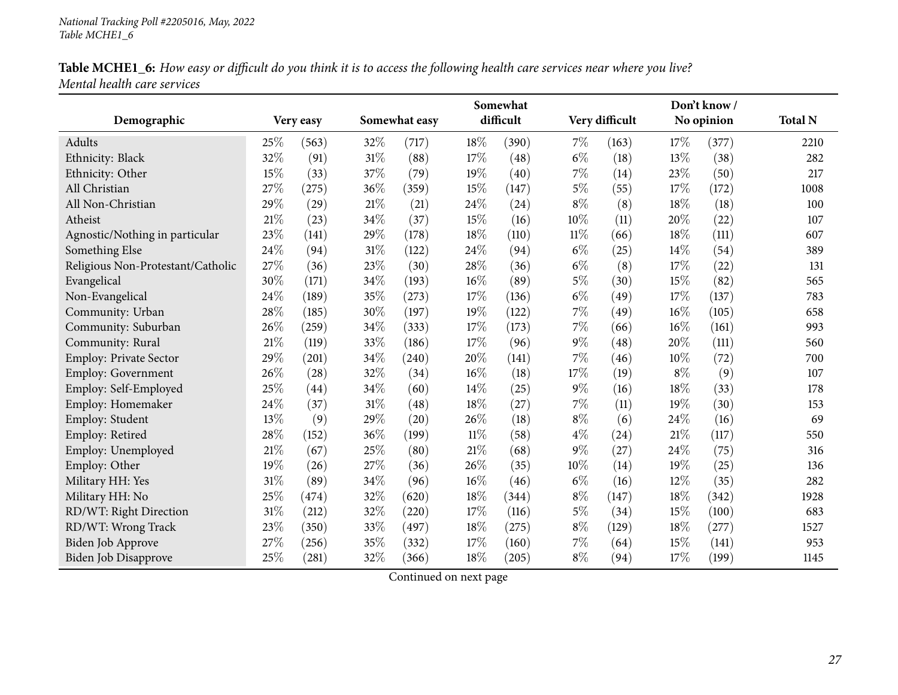**Table MCHE1_6:** *How easy or difficult do you think it is to access the following health care services near where you live? Mental health care services*

| Demographic | Very easy | | Somewhat easy | | Somewhat difficult | | Very difficult | | Don't know / No opinion | | Total N |
|---|---|---|---|---|---|---|---|---|---|---|---|
| Adults | 25% | (563) | 32% | (717) | 18% | (390) | 7% | (163) | 17% | (377) | 2210 |
| Ethnicity: Black | 32% | (91) | 31% | (88) | 17% | (48) | 6% | (18) | 13% | (38) | 282 |
| Ethnicity: Other | 15% | (33) | 37% | (79) | 19% | (40) | 7% | (14) | 23% | (50) | 217 |
| All Christian | 27% | (275) | 36% | (359) | 15% | (147) | 5% | (55) | 17% | (172) | 1008 |
| All Non-Christian | 29% | (29) | 21% | (21) | 24% | (24) | 8% | (8) | 18% | (18) | 100 |
| Atheist | 21% | (23) | 34% | (37) | 15% | (16) | 10% | (11) | 20% | (22) | 107 |
| Agnostic/Nothing in particular | 23% | (141) | 29% | (178) | 18% | (110) | 11% | (66) | 18% | (111) | 607 |
| Something Else | 24% | (94) | 31% | (122) | 24% | (94) | 6% | (25) | 14% | (54) | 389 |
| Religious Non-Protestant/Catholic | 27% | (36) | 23% | (30) | 28% | (36) | 6% | (8) | 17% | (22) | 131 |
| Evangelical | 30% | (171) | 34% | (193) | 16% | (89) | 5% | (30) | 15% | (82) | 565 |
| Non-Evangelical | 24% | (189) | 35% | (273) | 17% | (136) | 6% | (49) | 17% | (137) | 783 |
| Community: Urban | 28% | (185) | 30% | (197) | 19% | (122) | 7% | (49) | 16% | (105) | 658 |
| Community: Suburban | 26% | (259) | 34% | (333) | 17% | (173) | 7% | (66) | 16% | (161) | 993 |
| Community: Rural | 21% | (119) | 33% | (186) | 17% | (96) | 9% | (48) | 20% | (111) | 560 |
| Employ: Private Sector | 29% | (201) | 34% | (240) | 20% | (141) | 7% | (46) | 10% | (72) | 700 |
| Employ: Government | 26% | (28) | 32% | (34) | 16% | (18) | 17% | (19) | 8% | (9) | 107 |
| Employ: Self-Employed | 25% | (44) | 34% | (60) | 14% | (25) | 9% | (16) | 18% | (33) | 178 |
| Employ: Homemaker | 24% | (37) | 31% | (48) | 18% | (27) | 7% | (11) | 19% | (30) | 153 |
| Employ: Student | 13% | (9) | 29% | (20) | 26% | (18) | 8% | (6) | 24% | (16) | 69 |
| Employ: Retired | 28% | (152) | 36% | (199) | 11% | (58) | 4% | (24) | 21% | (117) | 550 |
| Employ: Unemployed | 21% | (67) | 25% | (80) | 21% | (68) | 9% | (27) | 24% | (75) | 316 |
| Employ: Other | 19% | (26) | 27% | (36) | 26% | (35) | 10% | (14) | 19% | (25) | 136 |
| Military HH: Yes | 31% | (89) | 34% | (96) | 16% | (46) | 6% | (16) | 12% | (35) | 282 |
| Military HH: No | 25% | (474) | 32% | (620) | 18% | (344) | 8% | (147) | 18% | (342) | 1928 |
| RD/WT: Right Direction | 31% | (212) | 32% | (220) | 17% | (116) | 5% | (34) | 15% | (100) | 683 |
| RD/WT: Wrong Track | 23% | (350) | 33% | (497) | 18% | (275) | 8% | (129) | 18% | (277) | 1527 |
| Biden Job Approve | 27% | (256) | 35% | (332) | 17% | (160) | 7% | (64) | 15% | (141) | 953 |
| Biden Job Disapprove | 25% | (281) | 32% | (366) | 18% | (205) | 8% | (94) | 17% | (199) | 1145 |

Continued on next page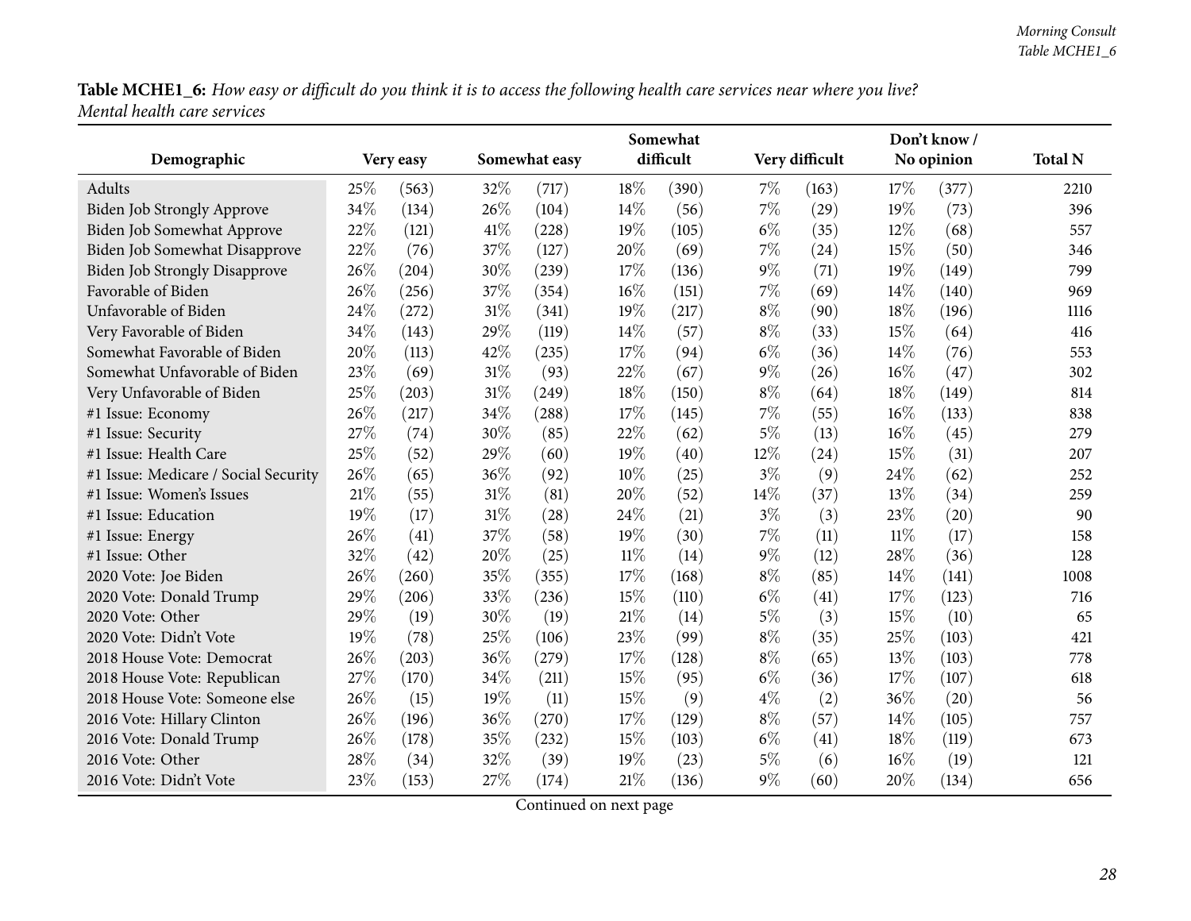**Table MCHE1_6:** *How easy or difficult do you think it is to access the following health care services near where you live? Mental health care services*

| Demographic | Very easy | | Somewhat easy | | Somewhat difficult | | Very difficult | | Don't know / No opinion | | Total N |
|---|---|---|---|---|---|---|---|---|---|---|---|
| Adults | 25% | (563) | 32% | (717) | 18% | (390) | 7% | (163) | 17% | (377) | 2210 |
| Biden Job Strongly Approve | 34% | (134) | 26% | (104) | 14% | (56) | 7% | (29) | 19% | (73) | 396 |
| Biden Job Somewhat Approve | 22% | (121) | 41% | (228) | 19% | (105) | 6% | (35) | 12% | (68) | 557 |
| Biden Job Somewhat Disapprove | 22% | (76) | 37% | (127) | 20% | (69) | 7% | (24) | 15% | (50) | 346 |
| Biden Job Strongly Disapprove | 26% | (204) | 30% | (239) | 17% | (136) | 9% | (71) | 19% | (149) | 799 |
| Favorable of Biden | 26% | (256) | 37% | (354) | 16% | (151) | 7% | (69) | 14% | (140) | 969 |
| Unfavorable of Biden | 24% | (272) | 31% | (341) | 19% | (217) | 8% | (90) | 18% | (196) | 1116 |
| Very Favorable of Biden | 34% | (143) | 29% | (119) | 14% | (57) | 8% | (33) | 15% | (64) | 416 |
| Somewhat Favorable of Biden | 20% | (113) | 42% | (235) | 17% | (94) | 6% | (36) | 14% | (76) | 553 |
| Somewhat Unfavorable of Biden | 23% | (69) | 31% | (93) | 22% | (67) | 9% | (26) | 16% | (47) | 302 |
| Very Unfavorable of Biden | 25% | (203) | 31% | (249) | 18% | (150) | 8% | (64) | 18% | (149) | 814 |
| #1 Issue: Economy | 26% | (217) | 34% | (288) | 17% | (145) | 7% | (55) | 16% | (133) | 838 |
| #1 Issue: Security | 27% | (74) | 30% | (85) | 22% | (62) | 5% | (13) | 16% | (45) | 279 |
| #1 Issue: Health Care | 25% | (52) | 29% | (60) | 19% | (40) | 12% | (24) | 15% | (31) | 207 |
| #1 Issue: Medicare / Social Security | 26% | (65) | 36% | (92) | 10% | (25) | 3% | (9) | 24% | (62) | 252 |
| #1 Issue: Women's Issues | 21% | (55) | 31% | (81) | 20% | (52) | 14% | (37) | 13% | (34) | 259 |
| #1 Issue: Education | 19% | (17) | 31% | (28) | 24% | (21) | 3% | (3) | 23% | (20) | 90 |
| #1 Issue: Energy | 26% | (41) | 37% | (58) | 19% | (30) | 7% | (11) | 11% | (17) | 158 |
| #1 Issue: Other | 32% | (42) | 20% | (25) | 11% | (14) | 9% | (12) | 28% | (36) | 128 |
| 2020 Vote: Joe Biden | 26% | (260) | 35% | (355) | 17% | (168) | 8% | (85) | 14% | (141) | 1008 |
| 2020 Vote: Donald Trump | 29% | (206) | 33% | (236) | 15% | (110) | 6% | (41) | 17% | (123) | 716 |
| 2020 Vote: Other | 29% | (19) | 30% | (19) | 21% | (14) | 5% | (3) | 15% | (10) | 65 |
| 2020 Vote: Didn't Vote | 19% | (78) | 25% | (106) | 23% | (99) | 8% | (35) | 25% | (103) | 421 |
| 2018 House Vote: Democrat | 26% | (203) | 36% | (279) | 17% | (128) | 8% | (65) | 13% | (103) | 778 |
| 2018 House Vote: Republican | 27% | (170) | 34% | (211) | 15% | (95) | 6% | (36) | 17% | (107) | 618 |
| 2018 House Vote: Someone else | 26% | (15) | 19% | (11) | 15% | (9) | 4% | (2) | 36% | (20) | 56 |
| 2016 Vote: Hillary Clinton | 26% | (196) | 36% | (270) | 17% | (129) | 8% | (57) | 14% | (105) | 757 |
| 2016 Vote: Donald Trump | 26% | (178) | 35% | (232) | 15% | (103) | 6% | (41) | 18% | (119) | 673 |
| 2016 Vote: Other | 28% | (34) | 32% | (39) | 19% | (23) | 5% | (6) | 16% | (19) | 121 |
| 2016 Vote: Didn't Vote | 23% | (153) | 27% | (174) | 21% | (136) | 9% | (60) | 20% | (134) | 656 |

Continued on next page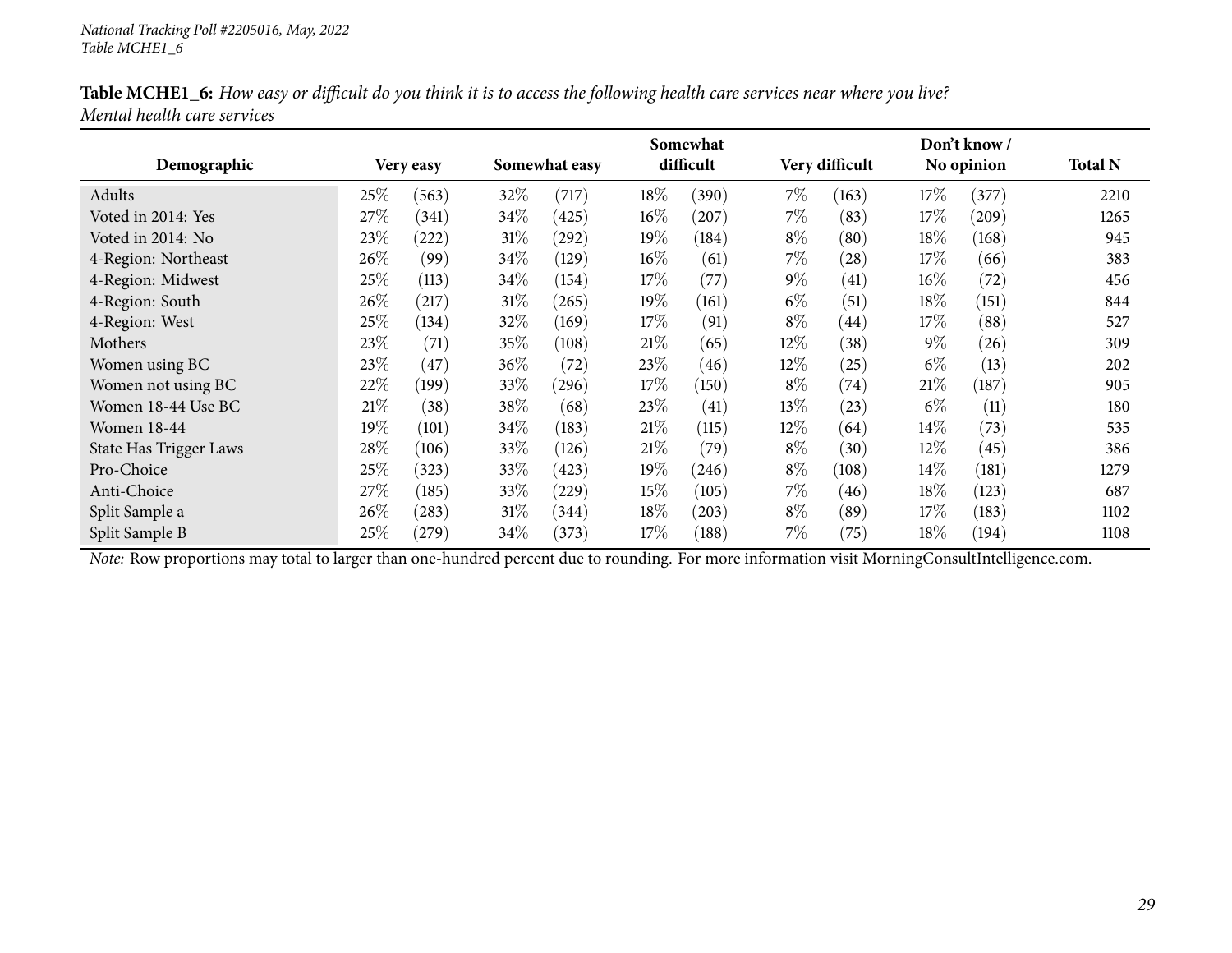**Table MCHE1_6:** *How easy or difficult do you think it is to access the following health care services near where you live? Mental health care services*

| Demographic | Very easy | | Somewhat easy | | Somewhat difficult | | Very difficult | | Don't know / No opinion | | Total N |
|---|---|---|---|---|---|---|---|---|---|---|---|
| Adults | 25% | (563) | 32% | (717) | 18% | (390) | 7% | (163) | 17% | (377) | 2210 |
| Voted in 2014: Yes | 27% | (341) | 34% | (425) | 16% | (207) | 7% | (83) | 17% | (209) | 1265 |
| Voted in 2014: No | 23% | (222) | 31% | (292) | 19% | (184) | 8% | (80) | 18% | (168) | 945 |
| 4-Region: Northeast | 26% | (99) | 34% | (129) | 16% | (61) | 7% | (28) | 17% | (66) | 383 |
| 4-Region: Midwest | 25% | (113) | 34% | (154) | 17% | (77) | 9% | (41) | 16% | (72) | 456 |
| 4-Region: South | 26% | (217) | 31% | (265) | 19% | (161) | 6% | (51) | 18% | (151) | 844 |
| 4-Region: West | 25% | (134) | 32% | (169) | 17% | (91) | 8% | (44) | 17% | (88) | 527 |
| Mothers | 23% | (71) | 35% | (108) | 21% | (65) | 12% | (38) | 9% | (26) | 309 |
| Women using BC | 23% | (47) | 36% | (72) | 23% | (46) | 12% | (25) | 6% | (13) | 202 |
| Women not using BC | 22% | (199) | 33% | (296) | 17% | (150) | 8% | (74) | 21% | (187) | 905 |
| Women 18-44 Use BC | 21% | (38) | 38% | (68) | 23% | (41) | 13% | (23) | 6% | (11) | 180 |
| Women 18-44 | 19% | (101) | 34% | (183) | 21% | (115) | 12% | (64) | 14% | (73) | 535 |
| State Has Trigger Laws | 28% | (106) | 33% | (126) | 21% | (79) | 8% | (30) | 12% | (45) | 386 |
| Pro-Choice | 25% | (323) | 33% | (423) | 19% | (246) | 8% | (108) | 14% | (181) | 1279 |
| Anti-Choice | 27% | (185) | 33% | (229) | 15% | (105) | 7% | (46) | 18% | (123) | 687 |
| Split Sample a | 26% | (283) | 31% | (344) | 18% | (203) | 8% | (89) | 17% | (183) | 1102 |
| Split Sample B | 25% | (279) | 34% | (373) | 17% | (188) | 7% | (75) | 18% | (194) | 1108 |

*Note:* Row proportions may total to larger than one-hundred percent due to rounding. For more information visit MorningConsultIntelligence.com.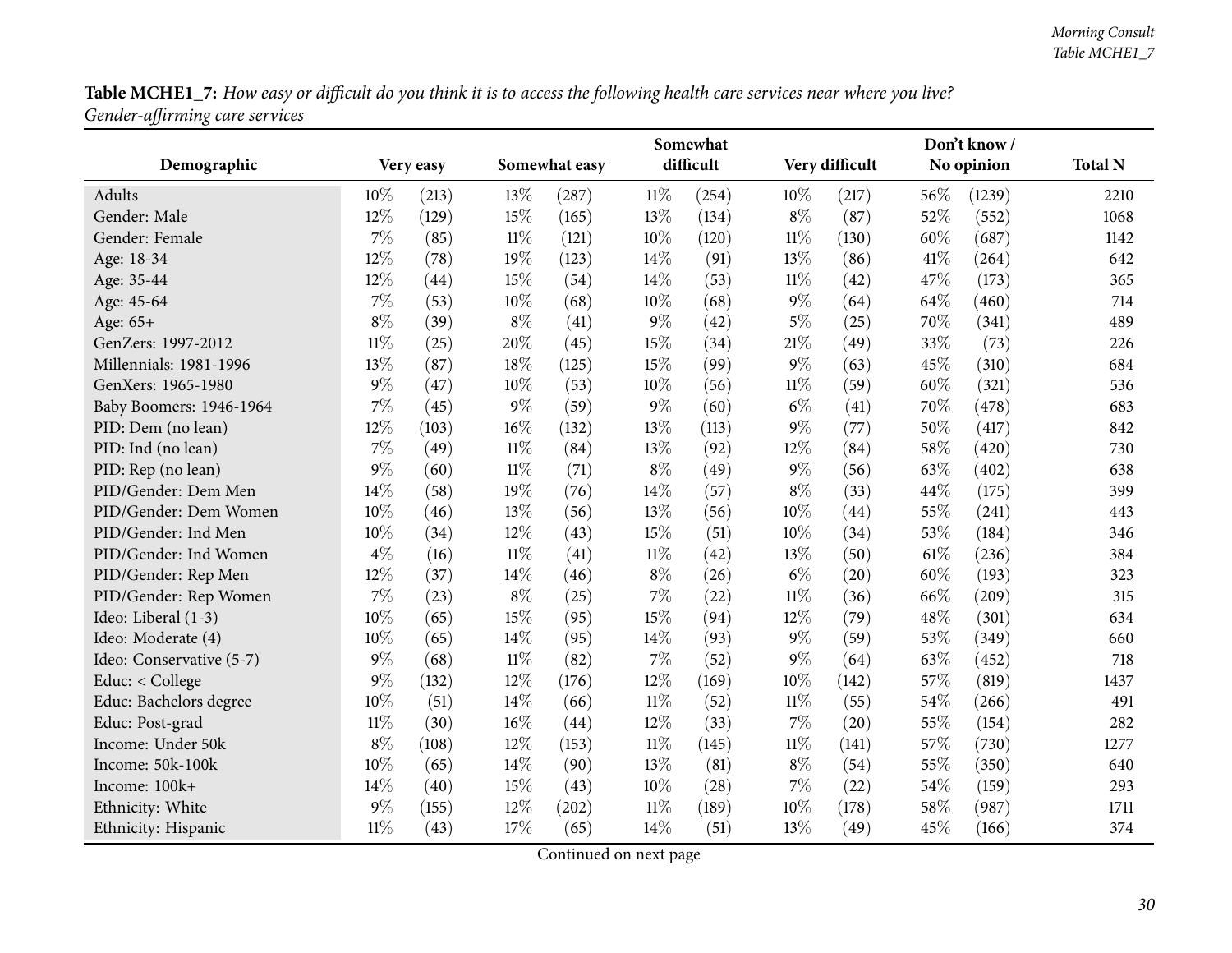**Table MCHE1_7:** *How easy or difficult do you think it is to access the following health care services near where you live? Gender-affirming care services*

| Demographic | Very easy | | Somewhat easy | | Somewhat difficult | | Very difficult | | Don't know / No opinion | | Total N |
|---|---|---|---|---|---|---|---|---|---|---|---|
| Adults | 10% | (213) | 13% | (287) | 11% | (254) | 10% | (217) | 56% | (1239) | 2210 |
| Gender: Male | 12% | (129) | 15% | (165) | 13% | (134) | 8% | (87) | 52% | (552) | 1068 |
| Gender: Female | 7% | (85) | 11% | (121) | 10% | (120) | 11% | (130) | 60% | (687) | 1142 |
| Age: 18-34 | 12% | (78) | 19% | (123) | 14% | (91) | 13% | (86) | 41% | (264) | 642 |
| Age: 35-44 | 12% | (44) | 15% | (54) | 14% | (53) | 11% | (42) | 47% | (173) | 365 |
| Age: 45-64 | 7% | (53) | 10% | (68) | 10% | (68) | 9% | (64) | 64% | (460) | 714 |
| Age: 65+ | 8% | (39) | 8% | (41) | 9% | (42) | 5% | (25) | 70% | (341) | 489 |
| GenZers: 1997-2012 | 11% | (25) | 20% | (45) | 15% | (34) | 21% | (49) | 33% | (73) | 226 |
| Millennials: 1981-1996 | 13% | (87) | 18% | (125) | 15% | (99) | 9% | (63) | 45% | (310) | 684 |
| GenXers: 1965-1980 | 9% | (47) | 10% | (53) | 10% | (56) | 11% | (59) | 60% | (321) | 536 |
| Baby Boomers: 1946-1964 | 7% | (45) | 9% | (59) | 9% | (60) | 6% | (41) | 70% | (478) | 683 |
| PID: Dem (no lean) | 12% | (103) | 16% | (132) | 13% | (113) | 9% | (77) | 50% | (417) | 842 |
| PID: Ind (no lean) | 7% | (49) | 11% | (84) | 13% | (92) | 12% | (84) | 58% | (420) | 730 |
| PID: Rep (no lean) | 9% | (60) | 11% | (71) | 8% | (49) | 9% | (56) | 63% | (402) | 638 |
| PID/Gender: Dem Men | 14% | (58) | 19% | (76) | 14% | (57) | 8% | (33) | 44% | (175) | 399 |
| PID/Gender: Dem Women | 10% | (46) | 13% | (56) | 13% | (56) | 10% | (44) | 55% | (241) | 443 |
| PID/Gender: Ind Men | 10% | (34) | 12% | (43) | 15% | (51) | 10% | (34) | 53% | (184) | 346 |
| PID/Gender: Ind Women | 4% | (16) | 11% | (41) | 11% | (42) | 13% | (50) | 61% | (236) | 384 |
| PID/Gender: Rep Men | 12% | (37) | 14% | (46) | 8% | (26) | 6% | (20) | 60% | (193) | 323 |
| PID/Gender: Rep Women | 7% | (23) | 8% | (25) | 7% | (22) | 11% | (36) | 66% | (209) | 315 |
| Ideo: Liberal (1-3) | 10% | (65) | 15% | (95) | 15% | (94) | 12% | (79) | 48% | (301) | 634 |
| Ideo: Moderate (4) | 10% | (65) | 14% | (95) | 14% | (93) | 9% | (59) | 53% | (349) | 660 |
| Ideo: Conservative (5-7) | 9% | (68) | 11% | (82) | 7% | (52) | 9% | (64) | 63% | (452) | 718 |
| Educ: < College | 9% | (132) | 12% | (176) | 12% | (169) | 10% | (142) | 57% | (819) | 1437 |
| Educ: Bachelors degree | 10% | (51) | 14% | (66) | 11% | (52) | 11% | (55) | 54% | (266) | 491 |
| Educ: Post-grad | 11% | (30) | 16% | (44) | 12% | (33) | 7% | (20) | 55% | (154) | 282 |
| Income: Under 50k | 8% | (108) | 12% | (153) | 11% | (145) | 11% | (141) | 57% | (730) | 1277 |
| Income: 50k-100k | 10% | (65) | 14% | (90) | 13% | (81) | 8% | (54) | 55% | (350) | 640 |
| Income: 100k+ | 14% | (40) | 15% | (43) | 10% | (28) | 7% | (22) | 54% | (159) | 293 |
| Ethnicity: White | 9% | (155) | 12% | (202) | 11% | (189) | 10% | (178) | 58% | (987) | 1711 |
| Ethnicity: Hispanic | 11% | (43) | 17% | (65) | 14% | (51) | 13% | (49) | 45% | (166) | 374 |

Continued on next page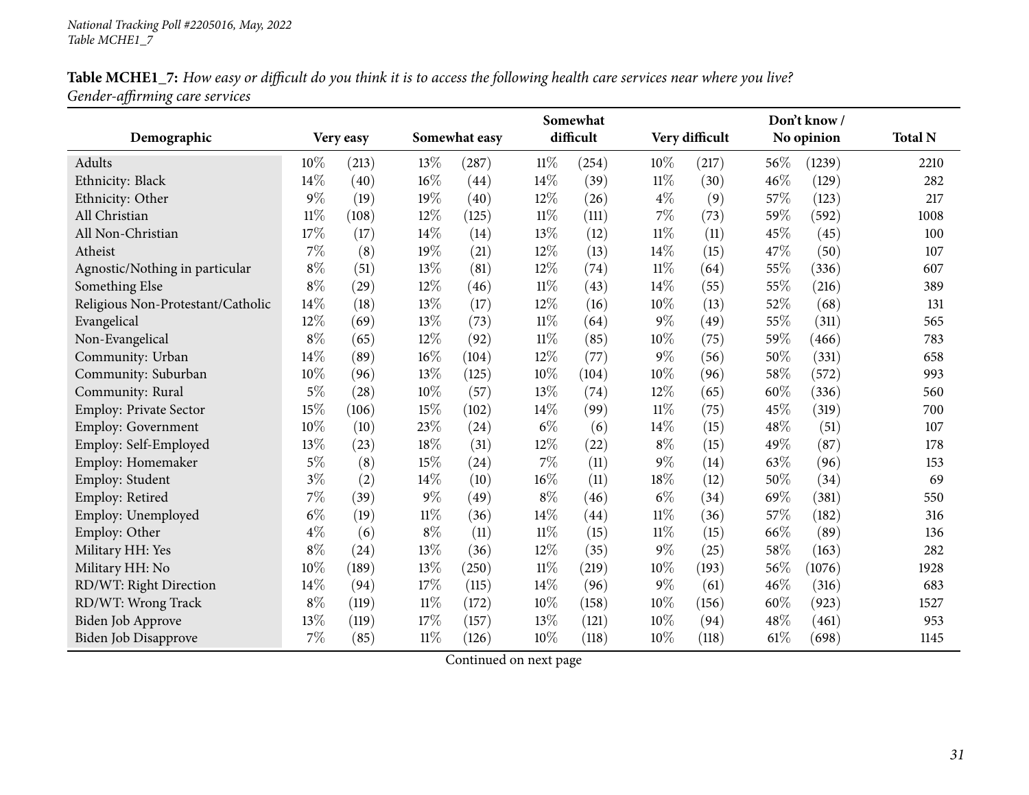**Table MCHE1_7:** *How easy or difficult do you think it is to access the following health care services near where you live? Gender-affirming care services*

| Demographic | Very easy | | Somewhat easy | | Somewhat difficult | | Very difficult | | Don't know / No opinion | | Total N |
|---|---|---|---|---|---|---|---|---|---|---|---|
| Adults | 10% | (213) | 13% | (287) | 11% | (254) | 10% | (217) | 56% | (1239) | 2210 |
| Ethnicity: Black | 14% | (40) | 16% | (44) | 14% | (39) | 11% | (30) | 46% | (129) | 282 |
| Ethnicity: Other | 9% | (19) | 19% | (40) | 12% | (26) | 4% | (9) | 57% | (123) | 217 |
| All Christian | 11% | (108) | 12% | (125) | 11% | (111) | 7% | (73) | 59% | (592) | 1008 |
| All Non-Christian | 17% | (17) | 14% | (14) | 13% | (12) | 11% | (11) | 45% | (45) | 100 |
| Atheist | 7% | (8) | 19% | (21) | 12% | (13) | 14% | (15) | 47% | (50) | 107 |
| Agnostic/Nothing in particular | 8% | (51) | 13% | (81) | 12% | (74) | 11% | (64) | 55% | (336) | 607 |
| Something Else | 8% | (29) | 12% | (46) | 11% | (43) | 14% | (55) | 55% | (216) | 389 |
| Religious Non-Protestant/Catholic | 14% | (18) | 13% | (17) | 12% | (16) | 10% | (13) | 52% | (68) | 131 |
| Evangelical | 12% | (69) | 13% | (73) | 11% | (64) | 9% | (49) | 55% | (311) | 565 |
| Non-Evangelical | 8% | (65) | 12% | (92) | 11% | (85) | 10% | (75) | 59% | (466) | 783 |
| Community: Urban | 14% | (89) | 16% | (104) | 12% | (77) | 9% | (56) | 50% | (331) | 658 |
| Community: Suburban | 10% | (96) | 13% | (125) | 10% | (104) | 10% | (96) | 58% | (572) | 993 |
| Community: Rural | 5% | (28) | 10% | (57) | 13% | (74) | 12% | (65) | 60% | (336) | 560 |
| Employ: Private Sector | 15% | (106) | 15% | (102) | 14% | (99) | 11% | (75) | 45% | (319) | 700 |
| Employ: Government | 10% | (10) | 23% | (24) | 6% | (6) | 14% | (15) | 48% | (51) | 107 |
| Employ: Self-Employed | 13% | (23) | 18% | (31) | 12% | (22) | 8% | (15) | 49% | (87) | 178 |
| Employ: Homemaker | 5% | (8) | 15% | (24) | 7% | (11) | 9% | (14) | 63% | (96) | 153 |
| Employ: Student | 3% | (2) | 14% | (10) | 16% | (11) | 18% | (12) | 50% | (34) | 69 |
| Employ: Retired | 7% | (39) | 9% | (49) | 8% | (46) | 6% | (34) | 69% | (381) | 550 |
| Employ: Unemployed | 6% | (19) | 11% | (36) | 14% | (44) | 11% | (36) | 57% | (182) | 316 |
| Employ: Other | 4% | (6) | 8% | (11) | 11% | (15) | 11% | (15) | 66% | (89) | 136 |
| Military HH: Yes | 8% | (24) | 13% | (36) | 12% | (35) | 9% | (25) | 58% | (163) | 282 |
| Military HH: No | 10% | (189) | 13% | (250) | 11% | (219) | 10% | (193) | 56% | (1076) | 1928 |
| RD/WT: Right Direction | 14% | (94) | 17% | (115) | 14% | (96) | 9% | (61) | 46% | (316) | 683 |
| RD/WT: Wrong Track | 8% | (119) | 11% | (172) | 10% | (158) | 10% | (156) | 60% | (923) | 1527 |
| Biden Job Approve | 13% | (119) | 17% | (157) | 13% | (121) | 10% | (94) | 48% | (461) | 953 |
| Biden Job Disapprove | 7% | (85) | 11% | (126) | 10% | (118) | 10% | (118) | 61% | (698) | 1145 |

Continued on next page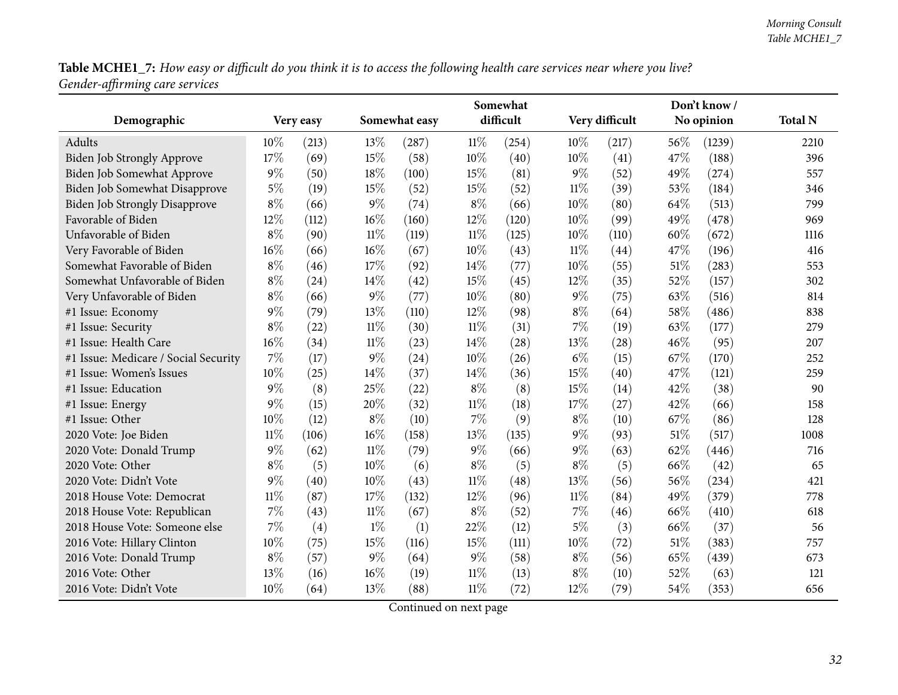**Table MCHE1_7:** *How easy or difficult do you think it is to access the following health care services near where you live? Gender-affirming care services*

| Demographic | Very easy | | Somewhat easy | | Somewhat difficult | | Very difficult | | Don't know / No opinion | | Total N |
|---|---|---|---|---|---|---|---|---|---|---|---|
| Adults | 10% | (213) | 13% | (287) | 11% | (254) | 10% | (217) | 56% | (1239) | 2210 |
| Biden Job Strongly Approve | 17% | (69) | 15% | (58) | 10% | (40) | 10% | (41) | 47% | (188) | 396 |
| Biden Job Somewhat Approve | 9% | (50) | 18% | (100) | 15% | (81) | 9% | (52) | 49% | (274) | 557 |
| Biden Job Somewhat Disapprove | 5% | (19) | 15% | (52) | 15% | (52) | 11% | (39) | 53% | (184) | 346 |
| Biden Job Strongly Disapprove | 8% | (66) | 9% | (74) | 8% | (66) | 10% | (80) | 64% | (513) | 799 |
| Favorable of Biden | 12% | (112) | 16% | (160) | 12% | (120) | 10% | (99) | 49% | (478) | 969 |
| Unfavorable of Biden | 8% | (90) | 11% | (119) | 11% | (125) | 10% | (110) | 60% | (672) | 1116 |
| Very Favorable of Biden | 16% | (66) | 16% | (67) | 10% | (43) | 11% | (44) | 47% | (196) | 416 |
| Somewhat Favorable of Biden | 8% | (46) | 17% | (92) | 14% | (77) | 10% | (55) | 51% | (283) | 553 |
| Somewhat Unfavorable of Biden | 8% | (24) | 14% | (42) | 15% | (45) | 12% | (35) | 52% | (157) | 302 |
| Very Unfavorable of Biden | 8% | (66) | 9% | (77) | 10% | (80) | 9% | (75) | 63% | (516) | 814 |
| #1 Issue: Economy | 9% | (79) | 13% | (110) | 12% | (98) | 8% | (64) | 58% | (486) | 838 |
| #1 Issue: Security | 8% | (22) | 11% | (30) | 11% | (31) | 7% | (19) | 63% | (177) | 279 |
| #1 Issue: Health Care | 16% | (34) | 11% | (23) | 14% | (28) | 13% | (28) | 46% | (95) | 207 |
| #1 Issue: Medicare / Social Security | 7% | (17) | 9% | (24) | 10% | (26) | 6% | (15) | 67% | (170) | 252 |
| #1 Issue: Women's Issues | 10% | (25) | 14% | (37) | 14% | (36) | 15% | (40) | 47% | (121) | 259 |
| #1 Issue: Education | 9% | (8) | 25% | (22) | 8% | (8) | 15% | (14) | 42% | (38) | 90 |
| #1 Issue: Energy | 9% | (15) | 20% | (32) | 11% | (18) | 17% | (27) | 42% | (66) | 158 |
| #1 Issue: Other | 10% | (12) | 8% | (10) | 7% | (9) | 8% | (10) | 67% | (86) | 128 |
| 2020 Vote: Joe Biden | 11% | (106) | 16% | (158) | 13% | (135) | 9% | (93) | 51% | (517) | 1008 |
| 2020 Vote: Donald Trump | 9% | (62) | 11% | (79) | 9% | (66) | 9% | (63) | 62% | (446) | 716 |
| 2020 Vote: Other | 8% | (5) | 10% | (6) | 8% | (5) | 8% | (5) | 66% | (42) | 65 |
| 2020 Vote: Didn't Vote | 9% | (40) | 10% | (43) | 11% | (48) | 13% | (56) | 56% | (234) | 421 |
| 2018 House Vote: Democrat | 11% | (87) | 17% | (132) | 12% | (96) | 11% | (84) | 49% | (379) | 778 |
| 2018 House Vote: Republican | 7% | (43) | 11% | (67) | 8% | (52) | 7% | (46) | 66% | (410) | 618 |
| 2018 House Vote: Someone else | 7% | (4) | 1% | (1) | 22% | (12) | 5% | (3) | 66% | (37) | 56 |
| 2016 Vote: Hillary Clinton | 10% | (75) | 15% | (116) | 15% | (111) | 10% | (72) | 51% | (383) | 757 |
| 2016 Vote: Donald Trump | 8% | (57) | 9% | (64) | 9% | (58) | 8% | (56) | 65% | (439) | 673 |
| 2016 Vote: Other | 13% | (16) | 16% | (19) | 11% | (13) | 8% | (10) | 52% | (63) | 121 |
| 2016 Vote: Didn't Vote | 10% | (64) | 13% | (88) | 11% | (72) | 12% | (79) | 54% | (353) | 656 |

Continued on next page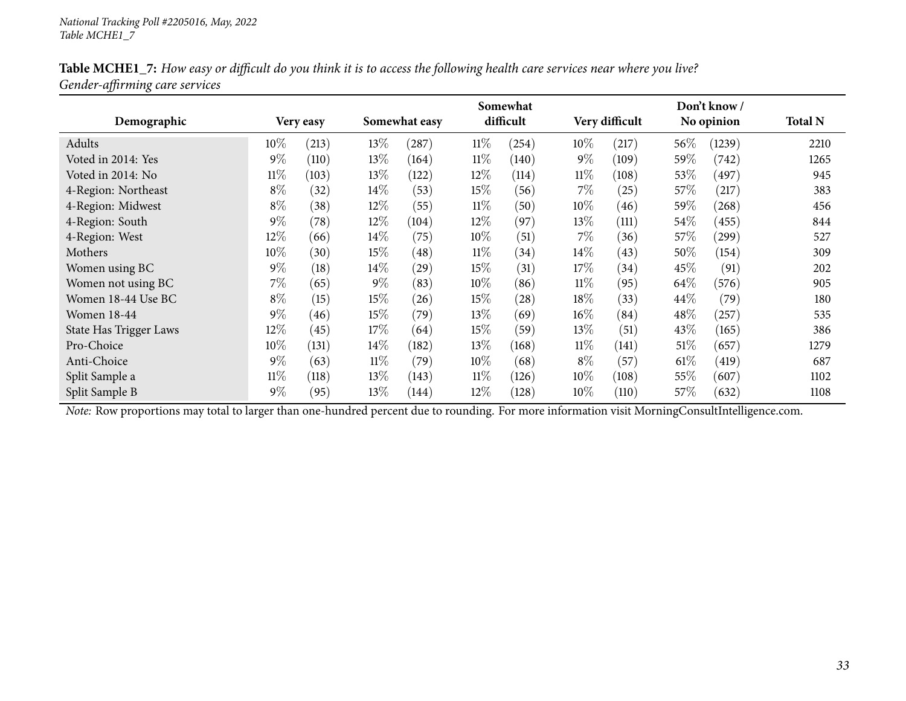**Table MCHE1_7:** *How easy or difficult do you think it is to access the following health care services near where you live? Gender-affirming care services*

| Demographic | Very easy | | Somewhat easy | | Somewhat difficult | | Very difficult | | Don't know / No opinion | | Total N |
|---|---|---|---|---|---|---|---|---|---|---|---|
| Adults | 10% | (213) | 13% | (287) | 11% | (254) | 10% | (217) | 56% | (1239) | 2210 |
| Voted in 2014: Yes | 9% | (110) | 13% | (164) | 11% | (140) | 9% | (109) | 59% | (742) | 1265 |
| Voted in 2014: No | 11% | (103) | 13% | (122) | 12% | (114) | 11% | (108) | 53% | (497) | 945 |
| 4-Region: Northeast | 8% | (32) | 14% | (53) | 15% | (56) | 7% | (25) | 57% | (217) | 383 |
| 4-Region: Midwest | 8% | (38) | 12% | (55) | 11% | (50) | 10% | (46) | 59% | (268) | 456 |
| 4-Region: South | 9% | (78) | 12% | (104) | 12% | (97) | 13% | (111) | 54% | (455) | 844 |
| 4-Region: West | 12% | (66) | 14% | (75) | 10% | (51) | 7% | (36) | 57% | (299) | 527 |
| Mothers | 10% | (30) | 15% | (48) | 11% | (34) | 14% | (43) | 50% | (154) | 309 |
| Women using BC | 9% | (18) | 14% | (29) | 15% | (31) | 17% | (34) | 45% | (91) | 202 |
| Women not using BC | 7% | (65) | 9% | (83) | 10% | (86) | 11% | (95) | 64% | (576) | 905 |
| Women 18-44 Use BC | 8% | (15) | 15% | (26) | 15% | (28) | 18% | (33) | 44% | (79) | 180 |
| Women 18-44 | 9% | (46) | 15% | (79) | 13% | (69) | 16% | (84) | 48% | (257) | 535 |
| State Has Trigger Laws | 12% | (45) | 17% | (64) | 15% | (59) | 13% | (51) | 43% | (165) | 386 |
| Pro-Choice | 10% | (131) | 14% | (182) | 13% | (168) | 11% | (141) | 51% | (657) | 1279 |
| Anti-Choice | 9% | (63) | 11% | (79) | 10% | (68) | 8% | (57) | 61% | (419) | 687 |
| Split Sample a | 11% | (118) | 13% | (143) | 11% | (126) | 10% | (108) | 55% | (607) | 1102 |
| Split Sample B | 9% | (95) | 13% | (144) | 12% | (128) | 10% | (110) | 57% | (632) | 1108 |

*Note:* Row proportions may total to larger than one-hundred percent due to rounding. For more information visit MorningConsultIntelligence.com.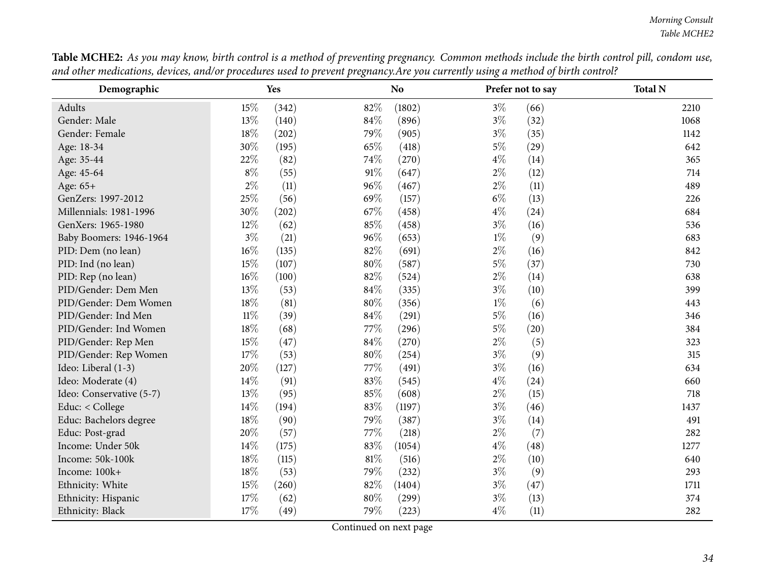**Table MCHE2:** *As you may know, birth control is a method of preventing pregnancy. Common methods include the birth control pill, condom use, and other medications, devices, and/or procedures used to prevent pregnancy.Are you currently using a method of birth control?*

| Demographic | Yes | | No | | Prefer not to say | | Total N |
|---|---|---|---|---|---|---|---|
| Adults | 15% | (342) | 82% | (1802) | 3% | (66) | 2210 |
| Gender: Male | 13% | (140) | 84% | (896) | 3% | (32) | 1068 |
| Gender: Female | 18% | (202) | 79% | (905) | 3% | (35) | 1142 |
| Age: 18-34 | 30% | (195) | 65% | (418) | 5% | (29) | 642 |
| Age: 35-44 | 22% | (82) | 74% | (270) | 4% | (14) | 365 |
| Age: 45-64 | 8% | (55) | 91% | (647) | 2% | (12) | 714 |
| Age: 65+ | 2% | (11) | 96% | (467) | 2% | (11) | 489 |
| GenZers: 1997-2012 | 25% | (56) | 69% | (157) | 6% | (13) | 226 |
| Millennials: 1981-1996 | 30% | (202) | 67% | (458) | 4% | (24) | 684 |
| GenXers: 1965-1980 | 12% | (62) | 85% | (458) | 3% | (16) | 536 |
| Baby Boomers: 1946-1964 | 3% | (21) | 96% | (653) | 1% | (9) | 683 |
| PID: Dem (no lean) | 16% | (135) | 82% | (691) | 2% | (16) | 842 |
| PID: Ind (no lean) | 15% | (107) | 80% | (587) | 5% | (37) | 730 |
| PID: Rep (no lean) | 16% | (100) | 82% | (524) | 2% | (14) | 638 |
| PID/Gender: Dem Men | 13% | (53) | 84% | (335) | 3% | (10) | 399 |
| PID/Gender: Dem Women | 18% | (81) | 80% | (356) | 1% | (6) | 443 |
| PID/Gender: Ind Men | 11% | (39) | 84% | (291) | 5% | (16) | 346 |
| PID/Gender: Ind Women | 18% | (68) | 77% | (296) | 5% | (20) | 384 |
| PID/Gender: Rep Men | 15% | (47) | 84% | (270) | 2% | (5) | 323 |
| PID/Gender: Rep Women | 17% | (53) | 80% | (254) | 3% | (9) | 315 |
| Ideo: Liberal (1-3) | 20% | (127) | 77% | (491) | 3% | (16) | 634 |
| Ideo: Moderate (4) | 14% | (91) | 83% | (545) | 4% | (24) | 660 |
| Ideo: Conservative (5-7) | 13% | (95) | 85% | (608) | 2% | (15) | 718 |
| Educ: < College | 14% | (194) | 83% | (1197) | 3% | (46) | 1437 |
| Educ: Bachelors degree | 18% | (90) | 79% | (387) | 3% | (14) | 491 |
| Educ: Post-grad | 20% | (57) | 77% | (218) | 2% | (7) | 282 |
| Income: Under 50k | 14% | (175) | 83% | (1054) | 4% | (48) | 1277 |
| Income: 50k-100k | 18% | (115) | 81% | (516) | 2% | (10) | 640 |
| Income: 100k+ | 18% | (53) | 79% | (232) | 3% | (9) | 293 |
| Ethnicity: White | 15% | (260) | 82% | (1404) | 3% | (47) | 1711 |
| Ethnicity: Hispanic | 17% | (62) | 80% | (299) | 3% | (13) | 374 |
| Ethnicity: Black | 17% | (49) | 79% | (223) | 4% | (11) | 282 |

Continued on next page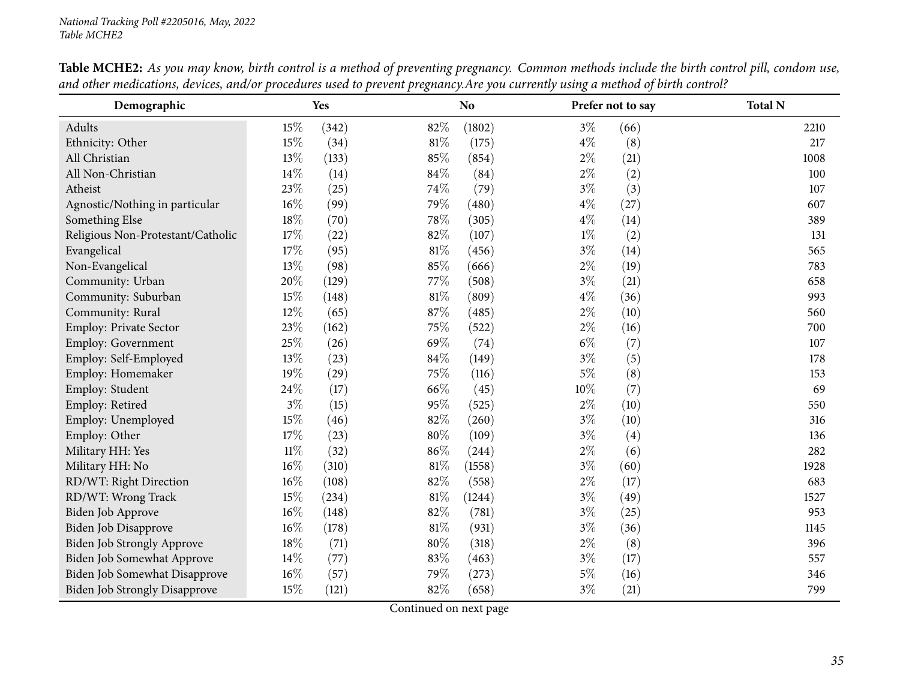*National Tracking Poll #2205016, May, 2022*
*Table MCHE2*

**Table MCHE2:** *As you may know, birth control is a method of preventing pregnancy. Common methods include the birth control pill, condom use, and other medications, devices, and/or procedures used to prevent pregnancy.Are you currently using a method of birth control?*

| Demographic | Yes | | No | | Prefer not to say | | Total N |
|---|---|---|---|---|---|---|---|
| Adults | 15% | (342) | 82% | (1802) | 3% | (66) | 2210 |
| Ethnicity: Other | 15% | (34) | 81% | (175) | 4% | (8) | 217 |
| All Christian | 13% | (133) | 85% | (854) | 2% | (21) | 1008 |
| All Non-Christian | 14% | (14) | 84% | (84) | 2% | (2) | 100 |
| Atheist | 23% | (25) | 74% | (79) | 3% | (3) | 107 |
| Agnostic/Nothing in particular | 16% | (99) | 79% | (480) | 4% | (27) | 607 |
| Something Else | 18% | (70) | 78% | (305) | 4% | (14) | 389 |
| Religious Non-Protestant/Catholic | 17% | (22) | 82% | (107) | 1% | (2) | 131 |
| Evangelical | 17% | (95) | 81% | (456) | 3% | (14) | 565 |
| Non-Evangelical | 13% | (98) | 85% | (666) | 2% | (19) | 783 |
| Community: Urban | 20% | (129) | 77% | (508) | 3% | (21) | 658 |
| Community: Suburban | 15% | (148) | 81% | (809) | 4% | (36) | 993 |
| Community: Rural | 12% | (65) | 87% | (485) | 2% | (10) | 560 |
| Employ: Private Sector | 23% | (162) | 75% | (522) | 2% | (16) | 700 |
| Employ: Government | 25% | (26) | 69% | (74) | 6% | (7) | 107 |
| Employ: Self-Employed | 13% | (23) | 84% | (149) | 3% | (5) | 178 |
| Employ: Homemaker | 19% | (29) | 75% | (116) | 5% | (8) | 153 |
| Employ: Student | 24% | (17) | 66% | (45) | 10% | (7) | 69 |
| Employ: Retired | 3% | (15) | 95% | (525) | 2% | (10) | 550 |
| Employ: Unemployed | 15% | (46) | 82% | (260) | 3% | (10) | 316 |
| Employ: Other | 17% | (23) | 80% | (109) | 3% | (4) | 136 |
| Military HH: Yes | 11% | (32) | 86% | (244) | 2% | (6) | 282 |
| Military HH: No | 16% | (310) | 81% | (1558) | 3% | (60) | 1928 |
| RD/WT: Right Direction | 16% | (108) | 82% | (558) | 2% | (17) | 683 |
| RD/WT: Wrong Track | 15% | (234) | 81% | (1244) | 3% | (49) | 1527 |
| Biden Job Approve | 16% | (148) | 82% | (781) | 3% | (25) | 953 |
| Biden Job Disapprove | 16% | (178) | 81% | (931) | 3% | (36) | 1145 |
| Biden Job Strongly Approve | 18% | (71) | 80% | (318) | 2% | (8) | 396 |
| Biden Job Somewhat Approve | 14% | (77) | 83% | (463) | 3% | (17) | 557 |
| Biden Job Somewhat Disapprove | 16% | (57) | 79% | (273) | 5% | (16) | 346 |
| Biden Job Strongly Disapprove | 15% | (121) | 82% | (658) | 3% | (21) | 799 |

Continued on next page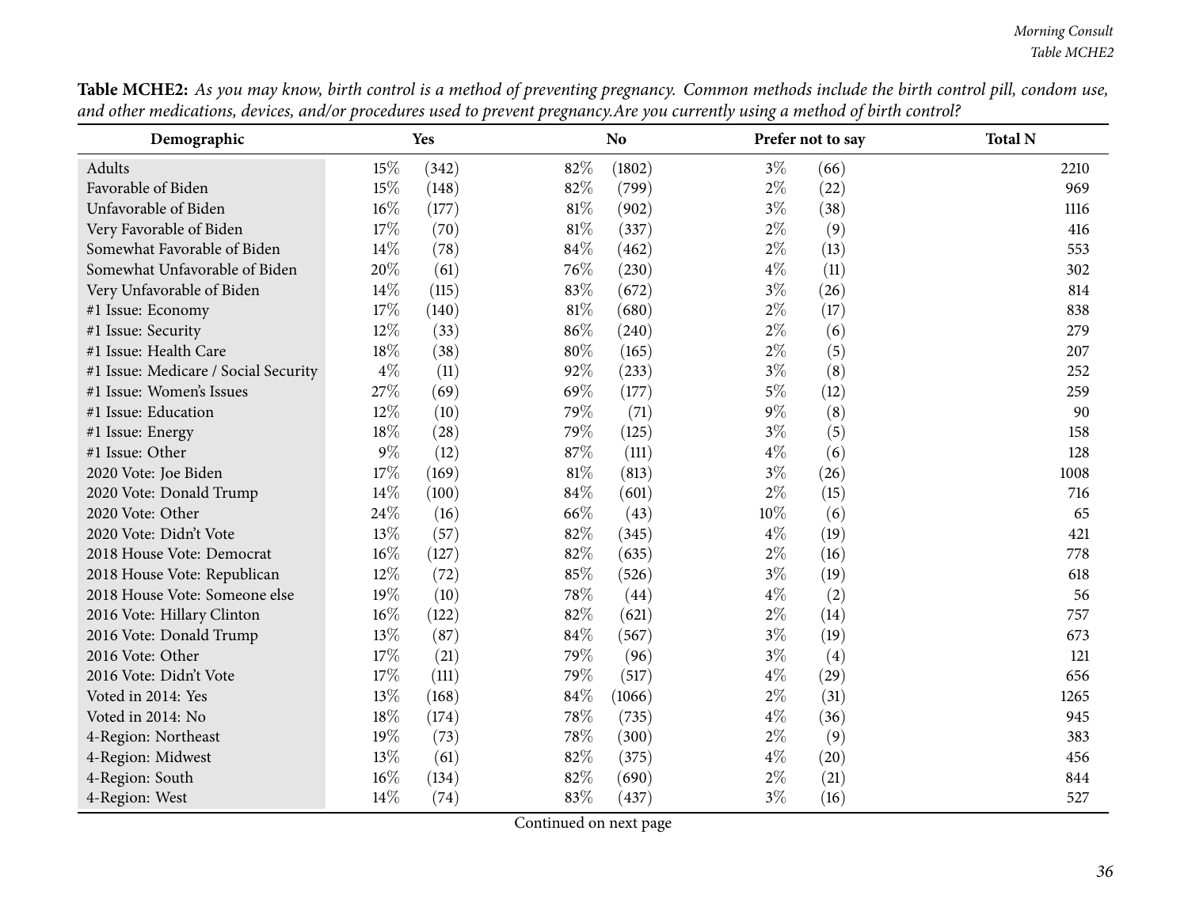**Table MCHE2:** *As you may know, birth control is a method of preventing pregnancy. Common methods include the birth control pill, condom use, and other medications, devices, and/or procedures used to prevent pregnancy.Are you currently using a method of birth control?*

| Demographic | Yes | | No | | Prefer not to say | | Total N |
|---|---|---|---|---|---|---|---|
| Adults | 15% | (342) | 82% | (1802) | 3% | (66) | 2210 |
| Favorable of Biden | 15% | (148) | 82% | (799) | 2% | (22) | 969 |
| Unfavorable of Biden | 16% | (177) | 81% | (902) | 3% | (38) | 1116 |
| Very Favorable of Biden | 17% | (70) | 81% | (337) | 2% | (9) | 416 |
| Somewhat Favorable of Biden | 14% | (78) | 84% | (462) | 2% | (13) | 553 |
| Somewhat Unfavorable of Biden | 20% | (61) | 76% | (230) | 4% | (11) | 302 |
| Very Unfavorable of Biden | 14% | (115) | 83% | (672) | 3% | (26) | 814 |
| #1 Issue: Economy | 17% | (140) | 81% | (680) | 2% | (17) | 838 |
| #1 Issue: Security | 12% | (33) | 86% | (240) | 2% | (6) | 279 |
| #1 Issue: Health Care | 18% | (38) | 80% | (165) | 2% | (5) | 207 |
| #1 Issue: Medicare / Social Security | 4% | (11) | 92% | (233) | 3% | (8) | 252 |
| #1 Issue: Women's Issues | 27% | (69) | 69% | (177) | 5% | (12) | 259 |
| #1 Issue: Education | 12% | (10) | 79% | (71) | 9% | (8) | 90 |
| #1 Issue: Energy | 18% | (28) | 79% | (125) | 3% | (5) | 158 |
| #1 Issue: Other | 9% | (12) | 87% | (111) | 4% | (6) | 128 |
| 2020 Vote: Joe Biden | 17% | (169) | 81% | (813) | 3% | (26) | 1008 |
| 2020 Vote: Donald Trump | 14% | (100) | 84% | (601) | 2% | (15) | 716 |
| 2020 Vote: Other | 24% | (16) | 66% | (43) | 10% | (6) | 65 |
| 2020 Vote: Didn't Vote | 13% | (57) | 82% | (345) | 4% | (19) | 421 |
| 2018 House Vote: Democrat | 16% | (127) | 82% | (635) | 2% | (16) | 778 |
| 2018 House Vote: Republican | 12% | (72) | 85% | (526) | 3% | (19) | 618 |
| 2018 House Vote: Someone else | 19% | (10) | 78% | (44) | 4% | (2) | 56 |
| 2016 Vote: Hillary Clinton | 16% | (122) | 82% | (621) | 2% | (14) | 757 |
| 2016 Vote: Donald Trump | 13% | (87) | 84% | (567) | 3% | (19) | 673 |
| 2016 Vote: Other | 17% | (21) | 79% | (96) | 3% | (4) | 121 |
| 2016 Vote: Didn't Vote | 17% | (111) | 79% | (517) | 4% | (29) | 656 |
| Voted in 2014: Yes | 13% | (168) | 84% | (1066) | 2% | (31) | 1265 |
| Voted in 2014: No | 18% | (174) | 78% | (735) | 4% | (36) | 945 |
| 4-Region: Northeast | 19% | (73) | 78% | (300) | 2% | (9) | 383 |
| 4-Region: Midwest | 13% | (61) | 82% | (375) | 4% | (20) | 456 |
| 4-Region: South | 16% | (134) | 82% | (690) | 2% | (21) | 844 |
| 4-Region: West | 14% | (74) | 83% | (437) | 3% | (16) | 527 |

Continued on next page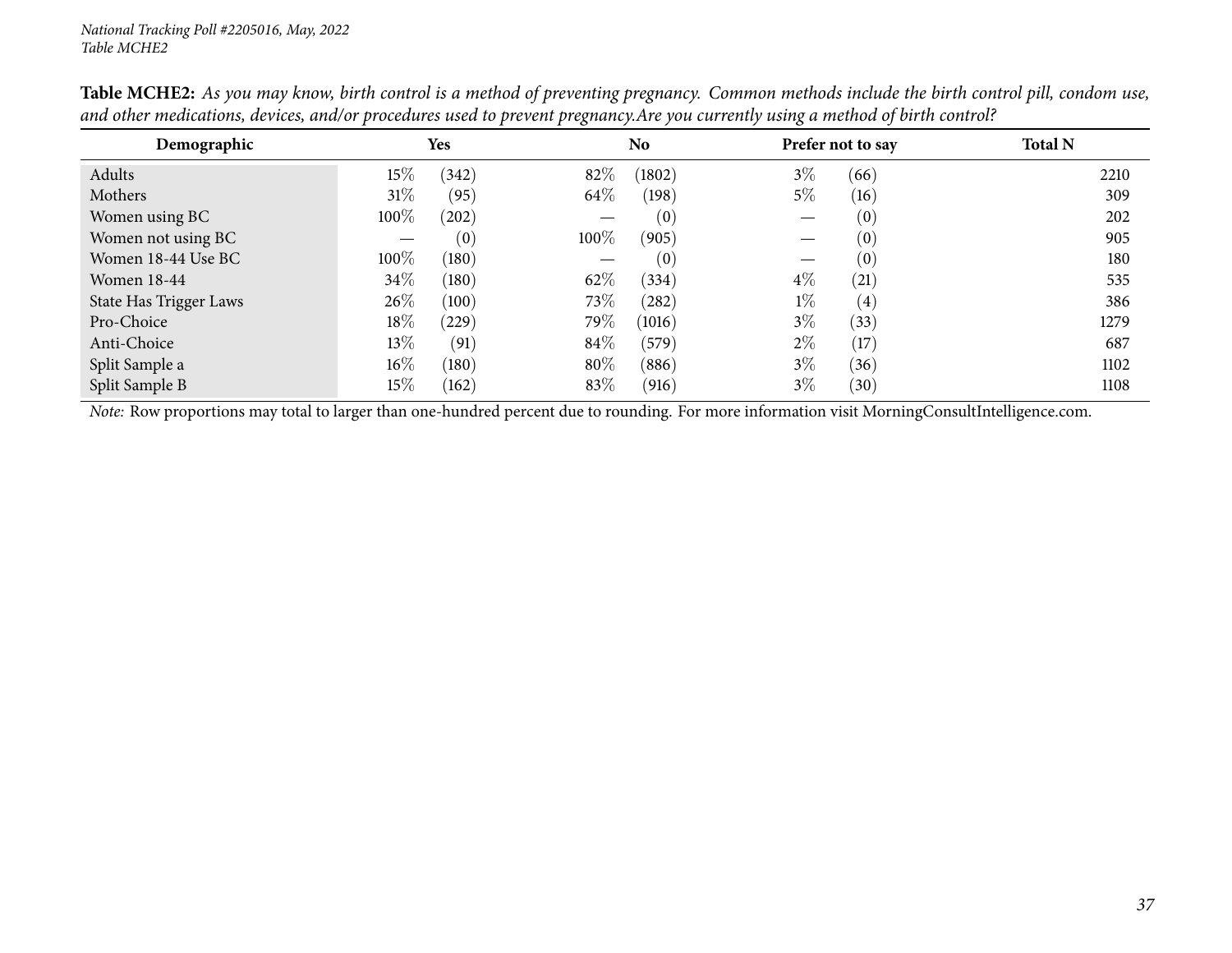**Table MCHE2:** *As you may know, birth control is a method of preventing pregnancy. Common methods include the birth control pill, condom use, and other medications, devices, and/or procedures used to prevent pregnancy.Are you currently using a method of birth control?*

| Demographic | Yes | | No | | Prefer not to say | | Total N |
|---|---|---|---|---|---|---|---|
| Adults | 15% | (342) | 82% | (1802) | 3% | (66) | 2210 |
| Mothers | 31% | (95) | 64% | (198) | 5% | (16) | 309 |
| Women using BC | 100% | (202) | — | (0) | — | (0) | 202 |
| Women not using BC | — | (0) | 100% | (905) | — | (0) | 905 |
| Women 18-44 Use BC | 100% | (180) | — | (0) | — | (0) | 180 |
| Women 18-44 | 34% | (180) | 62% | (334) | 4% | (21) | 535 |
| State Has Trigger Laws | 26% | (100) | 73% | (282) | 1% | (4) | 386 |
| Pro-Choice | 18% | (229) | 79% | (1016) | 3% | (33) | 1279 |
| Anti-Choice | 13% | (91) | 84% | (579) | 2% | (17) | 687 |
| Split Sample a | 16% | (180) | 80% | (886) | 3% | (36) | 1102 |
| Split Sample B | 15% | (162) | 83% | (916) | 3% | (30) | 1108 |

*Note:* Row proportions may total to larger than one-hundred percent due to rounding. For more information visit MorningConsultIntelligence.com.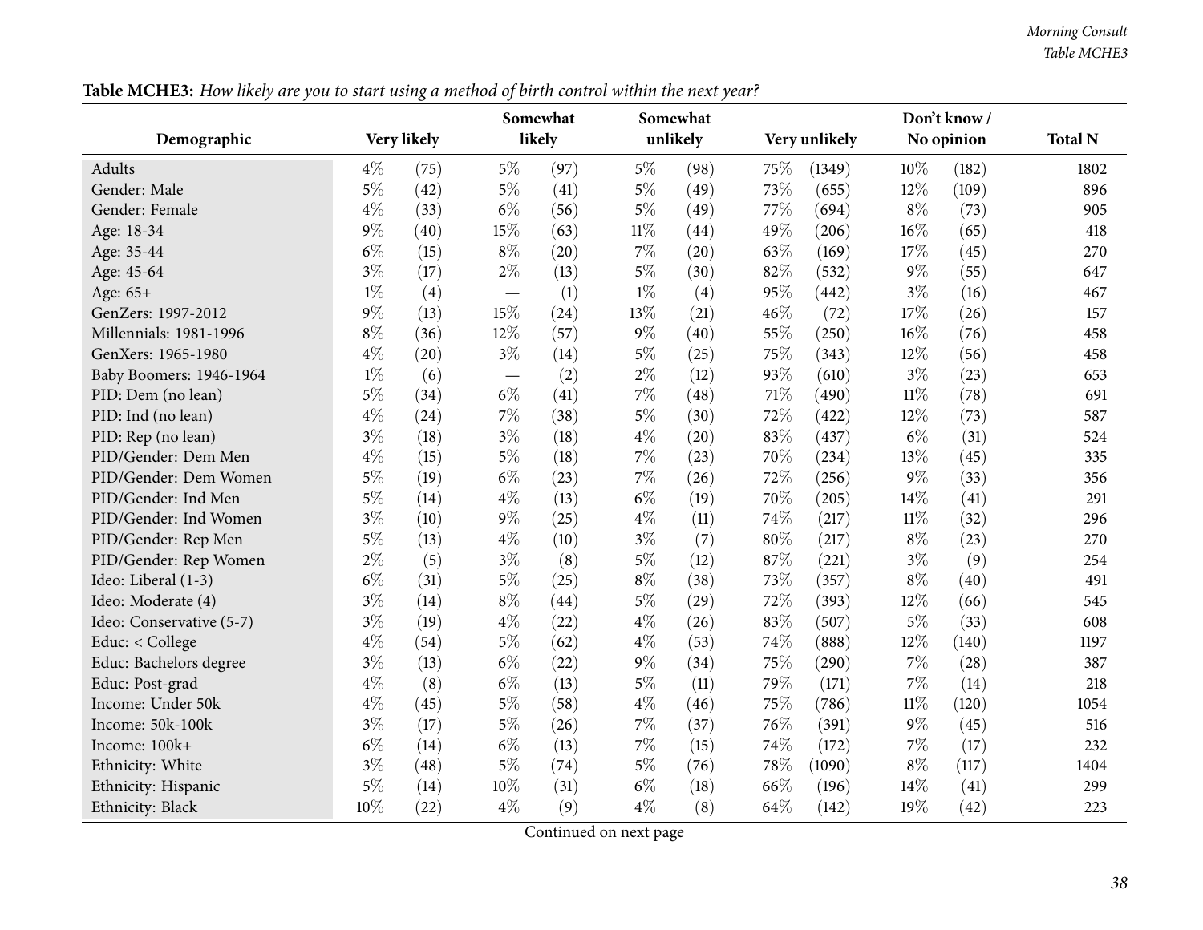**Table MCHE3:** *How likely are you to start using a method of birth control within the next year?*

| Demographic | Very likely | | Somewhat likely | | Somewhat unlikely | | Very unlikely | | Don't know / No opinion | | Total N |
|---|---|---|---|---|---|---|---|---|---|---|---|
| Adults | 4% | (75) | 5% | (97) | 5% | (98) | 75% | (1349) | 10% | (182) | 1802 |
| Gender: Male | 5% | (42) | 5% | (41) | 5% | (49) | 73% | (655) | 12% | (109) | 896 |
| Gender: Female | 4% | (33) | 6% | (56) | 5% | (49) | 77% | (694) | 8% | (73) | 905 |
| Age: 18-34 | 9% | (40) | 15% | (63) | 11% | (44) | 49% | (206) | 16% | (65) | 418 |
| Age: 35-44 | 6% | (15) | 8% | (20) | 7% | (20) | 63% | (169) | 17% | (45) | 270 |
| Age: 45-64 | 3% | (17) | 2% | (13) | 5% | (30) | 82% | (532) | 9% | (55) | 647 |
| Age: 65+ | 1% | (4) | — | (1) | 1% | (4) | 95% | (442) | 3% | (16) | 467 |
| GenZers: 1997-2012 | 9% | (13) | 15% | (24) | 13% | (21) | 46% | (72) | 17% | (26) | 157 |
| Millennials: 1981-1996 | 8% | (36) | 12% | (57) | 9% | (40) | 55% | (250) | 16% | (76) | 458 |
| GenXers: 1965-1980 | 4% | (20) | 3% | (14) | 5% | (25) | 75% | (343) | 12% | (56) | 458 |
| Baby Boomers: 1946-1964 | 1% | (6) | — | (2) | 2% | (12) | 93% | (610) | 3% | (23) | 653 |
| PID: Dem (no lean) | 5% | (34) | 6% | (41) | 7% | (48) | 71% | (490) | 11% | (78) | 691 |
| PID: Ind (no lean) | 4% | (24) | 7% | (38) | 5% | (30) | 72% | (422) | 12% | (73) | 587 |
| PID: Rep (no lean) | 3% | (18) | 3% | (18) | 4% | (20) | 83% | (437) | 6% | (31) | 524 |
| PID/Gender: Dem Men | 4% | (15) | 5% | (18) | 7% | (23) | 70% | (234) | 13% | (45) | 335 |
| PID/Gender: Dem Women | 5% | (19) | 6% | (23) | 7% | (26) | 72% | (256) | 9% | (33) | 356 |
| PID/Gender: Ind Men | 5% | (14) | 4% | (13) | 6% | (19) | 70% | (205) | 14% | (41) | 291 |
| PID/Gender: Ind Women | 3% | (10) | 9% | (25) | 4% | (11) | 74% | (217) | 11% | (32) | 296 |
| PID/Gender: Rep Men | 5% | (13) | 4% | (10) | 3% | (7) | 80% | (217) | 8% | (23) | 270 |
| PID/Gender: Rep Women | 2% | (5) | 3% | (8) | 5% | (12) | 87% | (221) | 3% | (9) | 254 |
| Ideo: Liberal (1-3) | 6% | (31) | 5% | (25) | 8% | (38) | 73% | (357) | 8% | (40) | 491 |
| Ideo: Moderate (4) | 3% | (14) | 8% | (44) | 5% | (29) | 72% | (393) | 12% | (66) | 545 |
| Ideo: Conservative (5-7) | 3% | (19) | 4% | (22) | 4% | (26) | 83% | (507) | 5% | (33) | 608 |
| Educ: < College | 4% | (54) | 5% | (62) | 4% | (53) | 74% | (888) | 12% | (140) | 1197 |
| Educ: Bachelors degree | 3% | (13) | 6% | (22) | 9% | (34) | 75% | (290) | 7% | (28) | 387 |
| Educ: Post-grad | 4% | (8) | 6% | (13) | 5% | (11) | 79% | (171) | 7% | (14) | 218 |
| Income: Under 50k | 4% | (45) | 5% | (58) | 4% | (46) | 75% | (786) | 11% | (120) | 1054 |
| Income: 50k-100k | 3% | (17) | 5% | (26) | 7% | (37) | 76% | (391) | 9% | (45) | 516 |
| Income: 100k+ | 6% | (14) | 6% | (13) | 7% | (15) | 74% | (172) | 7% | (17) | 232 |
| Ethnicity: White | 3% | (48) | 5% | (74) | 5% | (76) | 78% | (1090) | 8% | (117) | 1404 |
| Ethnicity: Hispanic | 5% | (14) | 10% | (31) | 6% | (18) | 66% | (196) | 14% | (41) | 299 |
| Ethnicity: Black | 10% | (22) | 4% | (9) | 4% | (8) | 64% | (142) | 19% | (42) | 223 |

Continued on next page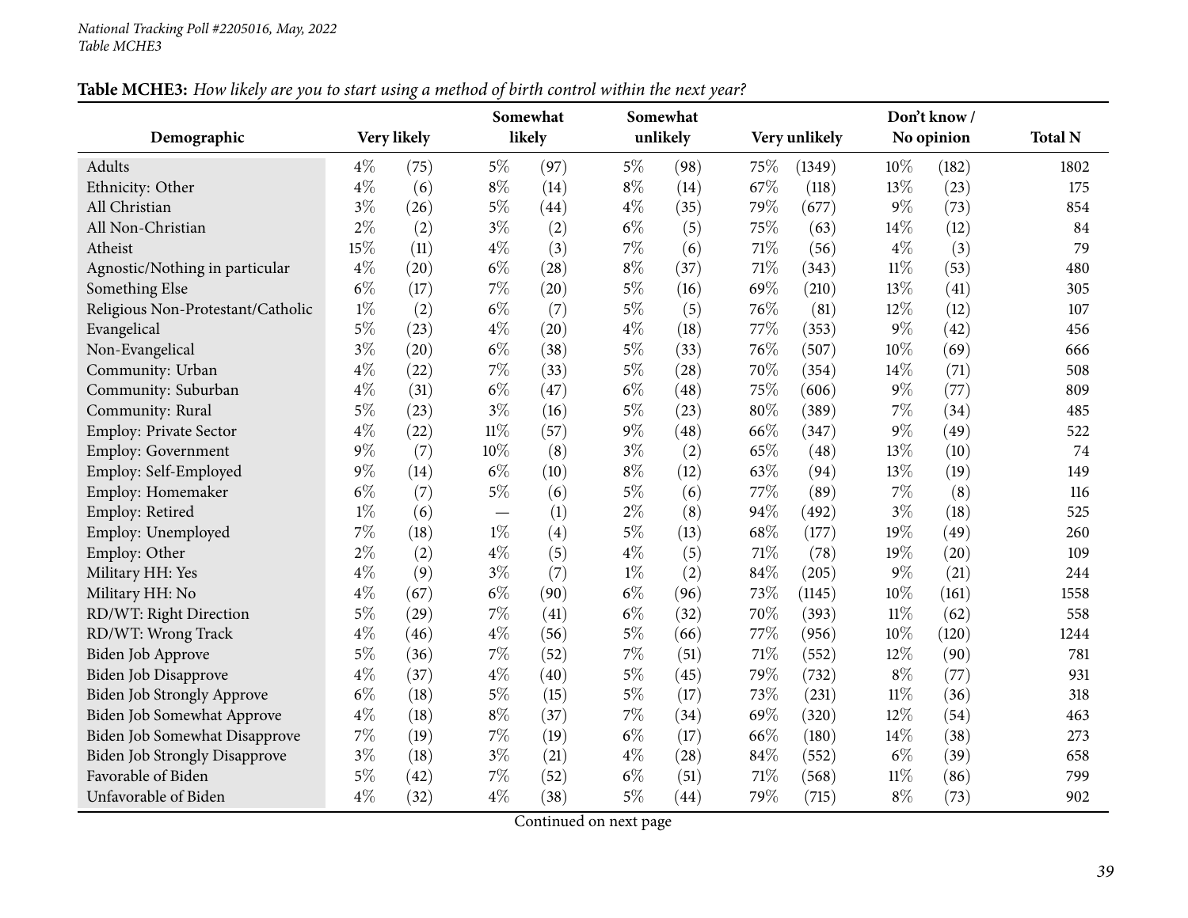**Table MCHE3:** *How likely are you to start using a method of birth control within the next year?*

| Demographic | Very likely | | Somewhat likely | | Somewhat unlikely | | Very unlikely | | Don't know / No opinion | | Total N |
|---|---|---|---|---|---|---|---|---|---|---|---|
| Adults | 4% | (75) | 5% | (97) | 5% | (98) | 75% | (1349) | 10% | (182) | 1802 |
| Ethnicity: Other | 4% | (6) | 8% | (14) | 8% | (14) | 67% | (118) | 13% | (23) | 175 |
| All Christian | 3% | (26) | 5% | (44) | 4% | (35) | 79% | (677) | 9% | (73) | 854 |
| All Non-Christian | 2% | (2) | 3% | (2) | 6% | (5) | 75% | (63) | 14% | (12) | 84 |
| Atheist | 15% | (11) | 4% | (3) | 7% | (6) | 71% | (56) | 4% | (3) | 79 |
| Agnostic/Nothing in particular | 4% | (20) | 6% | (28) | 8% | (37) | 71% | (343) | 11% | (53) | 480 |
| Something Else | 6% | (17) | 7% | (20) | 5% | (16) | 69% | (210) | 13% | (41) | 305 |
| Religious Non-Protestant/Catholic | 1% | (2) | 6% | (7) | 5% | (5) | 76% | (81) | 12% | (12) | 107 |
| Evangelical | 5% | (23) | 4% | (20) | 4% | (18) | 77% | (353) | 9% | (42) | 456 |
| Non-Evangelical | 3% | (20) | 6% | (38) | 5% | (33) | 76% | (507) | 10% | (69) | 666 |
| Community: Urban | 4% | (22) | 7% | (33) | 5% | (28) | 70% | (354) | 14% | (71) | 508 |
| Community: Suburban | 4% | (31) | 6% | (47) | 6% | (48) | 75% | (606) | 9% | (77) | 809 |
| Community: Rural | 5% | (23) | 3% | (16) | 5% | (23) | 80% | (389) | 7% | (34) | 485 |
| Employ: Private Sector | 4% | (22) | 11% | (57) | 9% | (48) | 66% | (347) | 9% | (49) | 522 |
| Employ: Government | 9% | (7) | 10% | (8) | 3% | (2) | 65% | (48) | 13% | (10) | 74 |
| Employ: Self-Employed | 9% | (14) | 6% | (10) | 8% | (12) | 63% | (94) | 13% | (19) | 149 |
| Employ: Homemaker | 6% | (7) | 5% | (6) | 5% | (6) | 77% | (89) | 7% | (8) | 116 |
| Employ: Retired | 1% | (6) | — | (1) | 2% | (8) | 94% | (492) | 3% | (18) | 525 |
| Employ: Unemployed | 7% | (18) | 1% | (4) | 5% | (13) | 68% | (177) | 19% | (49) | 260 |
| Employ: Other | 2% | (2) | 4% | (5) | 4% | (5) | 71% | (78) | 19% | (20) | 109 |
| Military HH: Yes | 4% | (9) | 3% | (7) | 1% | (2) | 84% | (205) | 9% | (21) | 244 |
| Military HH: No | 4% | (67) | 6% | (90) | 6% | (96) | 73% | (1145) | 10% | (161) | 1558 |
| RD/WT: Right Direction | 5% | (29) | 7% | (41) | 6% | (32) | 70% | (393) | 11% | (62) | 558 |
| RD/WT: Wrong Track | 4% | (46) | 4% | (56) | 5% | (66) | 77% | (956) | 10% | (120) | 1244 |
| Biden Job Approve | 5% | (36) | 7% | (52) | 7% | (51) | 71% | (552) | 12% | (90) | 781 |
| Biden Job Disapprove | 4% | (37) | 4% | (40) | 5% | (45) | 79% | (732) | 8% | (77) | 931 |
| Biden Job Strongly Approve | 6% | (18) | 5% | (15) | 5% | (17) | 73% | (231) | 11% | (36) | 318 |
| Biden Job Somewhat Approve | 4% | (18) | 8% | (37) | 7% | (34) | 69% | (320) | 12% | (54) | 463 |
| Biden Job Somewhat Disapprove | 7% | (19) | 7% | (19) | 6% | (17) | 66% | (180) | 14% | (38) | 273 |
| Biden Job Strongly Disapprove | 3% | (18) | 3% | (21) | 4% | (28) | 84% | (552) | 6% | (39) | 658 |
| Favorable of Biden | 5% | (42) | 7% | (52) | 6% | (51) | 71% | (568) | 11% | (86) | 799 |
| Unfavorable of Biden | 4% | (32) | 4% | (38) | 5% | (44) | 79% | (715) | 8% | (73) | 902 |

Continued on next page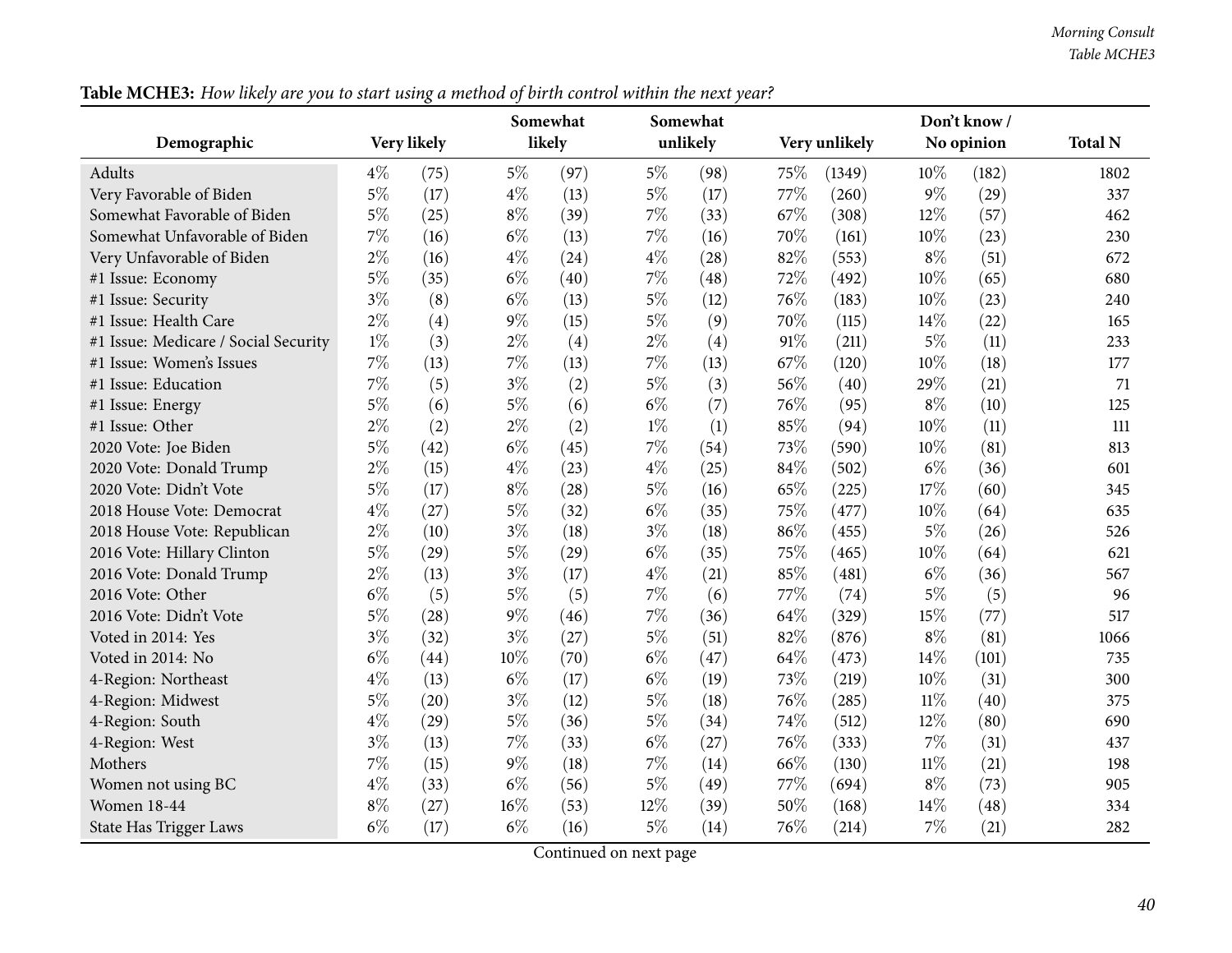**Table MCHE3:** *How likely are you to start using a method of birth control within the next year?*

| Demographic | Very likely | | Somewhat likely | | Somewhat unlikely | | Very unlikely | | Don't know / No opinion | | Total N |
|---|---|---|---|---|---|---|---|---|---|---|---|
| Adults | 4% | (75) | 5% | (97) | 5% | (98) | 75% | (1349) | 10% | (182) | 1802 |
| Very Favorable of Biden | 5% | (17) | 4% | (13) | 5% | (17) | 77% | (260) | 9% | (29) | 337 |
| Somewhat Favorable of Biden | 5% | (25) | 8% | (39) | 7% | (33) | 67% | (308) | 12% | (57) | 462 |
| Somewhat Unfavorable of Biden | 7% | (16) | 6% | (13) | 7% | (16) | 70% | (161) | 10% | (23) | 230 |
| Very Unfavorable of Biden | 2% | (16) | 4% | (24) | 4% | (28) | 82% | (553) | 8% | (51) | 672 |
| #1 Issue: Economy | 5% | (35) | 6% | (40) | 7% | (48) | 72% | (492) | 10% | (65) | 680 |
| #1 Issue: Security | 3% | (8) | 6% | (13) | 5% | (12) | 76% | (183) | 10% | (23) | 240 |
| #1 Issue: Health Care | 2% | (4) | 9% | (15) | 5% | (9) | 70% | (115) | 14% | (22) | 165 |
| #1 Issue: Medicare / Social Security | 1% | (3) | 2% | (4) | 2% | (4) | 91% | (211) | 5% | (11) | 233 |
| #1 Issue: Women's Issues | 7% | (13) | 7% | (13) | 7% | (13) | 67% | (120) | 10% | (18) | 177 |
| #1 Issue: Education | 7% | (5) | 3% | (2) | 5% | (3) | 56% | (40) | 29% | (21) | 71 |
| #1 Issue: Energy | 5% | (6) | 5% | (6) | 6% | (7) | 76% | (95) | 8% | (10) | 125 |
| #1 Issue: Other | 2% | (2) | 2% | (2) | 1% | (1) | 85% | (94) | 10% | (11) | 111 |
| 2020 Vote: Joe Biden | 5% | (42) | 6% | (45) | 7% | (54) | 73% | (590) | 10% | (81) | 813 |
| 2020 Vote: Donald Trump | 2% | (15) | 4% | (23) | 4% | (25) | 84% | (502) | 6% | (36) | 601 |
| 2020 Vote: Didn't Vote | 5% | (17) | 8% | (28) | 5% | (16) | 65% | (225) | 17% | (60) | 345 |
| 2018 House Vote: Democrat | 4% | (27) | 5% | (32) | 6% | (35) | 75% | (477) | 10% | (64) | 635 |
| 2018 House Vote: Republican | 2% | (10) | 3% | (18) | 3% | (18) | 86% | (455) | 5% | (26) | 526 |
| 2016 Vote: Hillary Clinton | 5% | (29) | 5% | (29) | 6% | (35) | 75% | (465) | 10% | (64) | 621 |
| 2016 Vote: Donald Trump | 2% | (13) | 3% | (17) | 4% | (21) | 85% | (481) | 6% | (36) | 567 |
| 2016 Vote: Other | 6% | (5) | 5% | (5) | 7% | (6) | 77% | (74) | 5% | (5) | 96 |
| 2016 Vote: Didn't Vote | 5% | (28) | 9% | (46) | 7% | (36) | 64% | (329) | 15% | (77) | 517 |
| Voted in 2014: Yes | 3% | (32) | 3% | (27) | 5% | (51) | 82% | (876) | 8% | (81) | 1066 |
| Voted in 2014: No | 6% | (44) | 10% | (70) | 6% | (47) | 64% | (473) | 14% | (101) | 735 |
| 4-Region: Northeast | 4% | (13) | 6% | (17) | 6% | (19) | 73% | (219) | 10% | (31) | 300 |
| 4-Region: Midwest | 5% | (20) | 3% | (12) | 5% | (18) | 76% | (285) | 11% | (40) | 375 |
| 4-Region: South | 4% | (29) | 5% | (36) | 5% | (34) | 74% | (512) | 12% | (80) | 690 |
| 4-Region: West | 3% | (13) | 7% | (33) | 6% | (27) | 76% | (333) | 7% | (31) | 437 |
| Mothers | 7% | (15) | 9% | (18) | 7% | (14) | 66% | (130) | 11% | (21) | 198 |
| Women not using BC | 4% | (33) | 6% | (56) | 5% | (49) | 77% | (694) | 8% | (73) | 905 |
| Women 18-44 | 8% | (27) | 16% | (53) | 12% | (39) | 50% | (168) | 14% | (48) | 334 |
| State Has Trigger Laws | 6% | (17) | 6% | (16) | 5% | (14) | 76% | (214) | 7% | (21) | 282 |

Continued on next page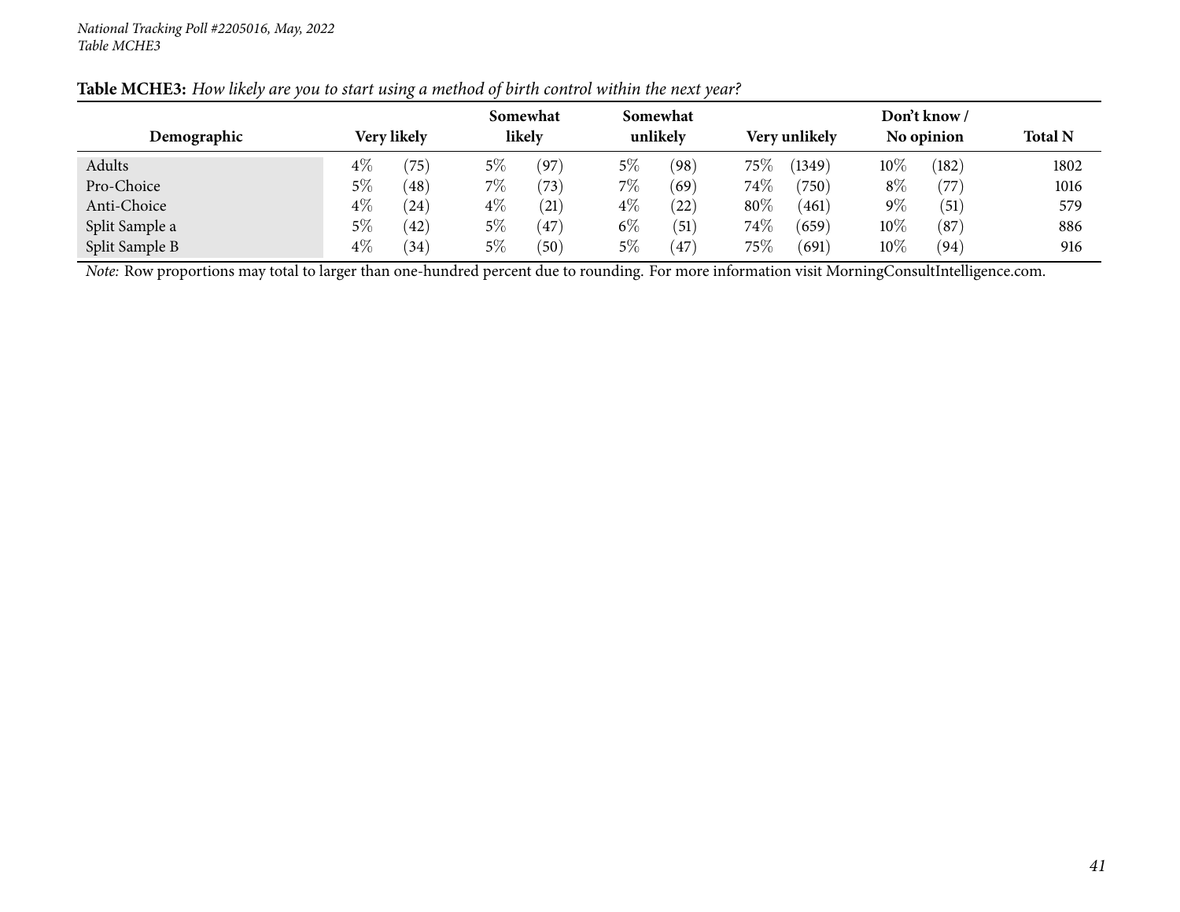**Table MCHE3:** *How likely are you to start using a method of birth control within the next year?*

| Demographic | Very likely | | Somewhat likely | | Somewhat unlikely | | Very unlikely | | Don't know / No opinion | | Total N |
|---|---|---|---|---|---|---|---|---|---|---|---|
| Adults | 4% | (75) | 5% | (97) | 5% | (98) | 75% | (1349) | 10% | (182) | 1802 |
| Pro-Choice | 5% | (48) | 7% | (73) | 7% | (69) | 74% | (750) | 8% | (77) | 1016 |
| Anti-Choice | 4% | (24) | 4% | (21) | 4% | (22) | 80% | (461) | 9% | (51) | 579 |
| Split Sample a | 5% | (42) | 5% | (47) | 6% | (51) | 74% | (659) | 10% | (87) | 886 |
| Split Sample B | 4% | (34) | 5% | (50) | 5% | (47) | 75% | (691) | 10% | (94) | 916 |

*Note:* Row proportions may total to larger than one-hundred percent due to rounding. For more information visit MorningConsultIntelligence.com.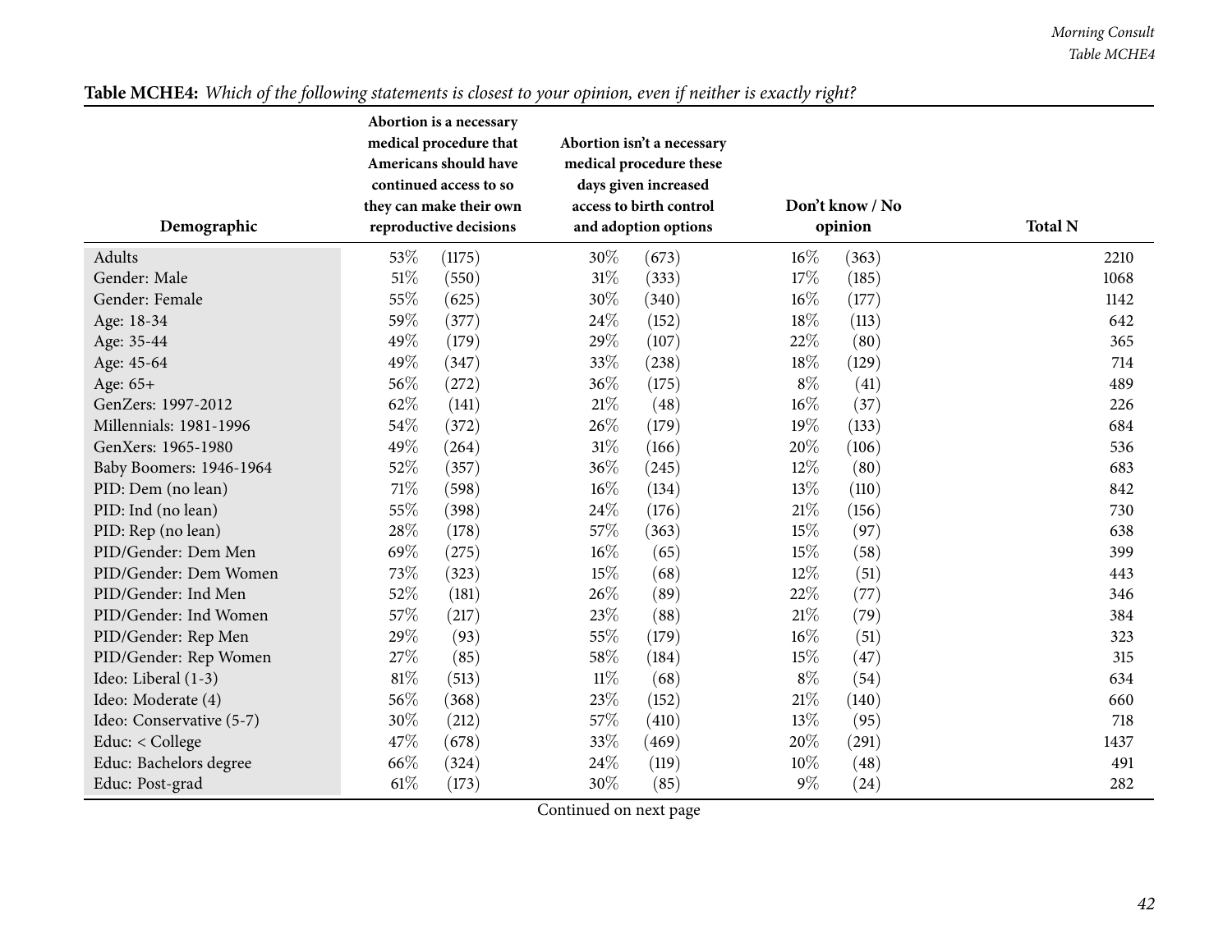**Table MCHE4:** *Which of the following statements is closest to your opinion, even if neither is exactly right?*

| Demographic | Abortion is a necessary medical procedure that Americans should have continued access to so they can make their own reproductive decisions | | Abortion isn't a necessary medical procedure these days given increased access to birth control and adoption options | | Don't know / No opinion | | Total N |
|---|---|---|---|---|---|---|---|
| Adults | 53% | (1175) | 30% | (673) | 16% | (363) | 2210 |
| Gender: Male | 51% | (550) | 31% | (333) | 17% | (185) | 1068 |
| Gender: Female | 55% | (625) | 30% | (340) | 16% | (177) | 1142 |
| Age: 18-34 | 59% | (377) | 24% | (152) | 18% | (113) | 642 |
| Age: 35-44 | 49% | (179) | 29% | (107) | 22% | (80) | 365 |
| Age: 45-64 | 49% | (347) | 33% | (238) | 18% | (129) | 714 |
| Age: 65+ | 56% | (272) | 36% | (175) | 8% | (41) | 489 |
| GenZers: 1997-2012 | 62% | (141) | 21% | (48) | 16% | (37) | 226 |
| Millennials: 1981-1996 | 54% | (372) | 26% | (179) | 19% | (133) | 684 |
| GenXers: 1965-1980 | 49% | (264) | 31% | (166) | 20% | (106) | 536 |
| Baby Boomers: 1946-1964 | 52% | (357) | 36% | (245) | 12% | (80) | 683 |
| PID: Dem (no lean) | 71% | (598) | 16% | (134) | 13% | (110) | 842 |
| PID: Ind (no lean) | 55% | (398) | 24% | (176) | 21% | (156) | 730 |
| PID: Rep (no lean) | 28% | (178) | 57% | (363) | 15% | (97) | 638 |
| PID/Gender: Dem Men | 69% | (275) | 16% | (65) | 15% | (58) | 399 |
| PID/Gender: Dem Women | 73% | (323) | 15% | (68) | 12% | (51) | 443 |
| PID/Gender: Ind Men | 52% | (181) | 26% | (89) | 22% | (77) | 346 |
| PID/Gender: Ind Women | 57% | (217) | 23% | (88) | 21% | (79) | 384 |
| PID/Gender: Rep Men | 29% | (93) | 55% | (179) | 16% | (51) | 323 |
| PID/Gender: Rep Women | 27% | (85) | 58% | (184) | 15% | (47) | 315 |
| Ideo: Liberal (1-3) | 81% | (513) | 11% | (68) | 8% | (54) | 634 |
| Ideo: Moderate (4) | 56% | (368) | 23% | (152) | 21% | (140) | 660 |
| Ideo: Conservative (5-7) | 30% | (212) | 57% | (410) | 13% | (95) | 718 |
| Educ: < College | 47% | (678) | 33% | (469) | 20% | (291) | 1437 |
| Educ: Bachelors degree | 66% | (324) | 24% | (119) | 10% | (48) | 491 |
| Educ: Post-grad | 61% | (173) | 30% | (85) | 9% | (24) | 282 |

Continued on next page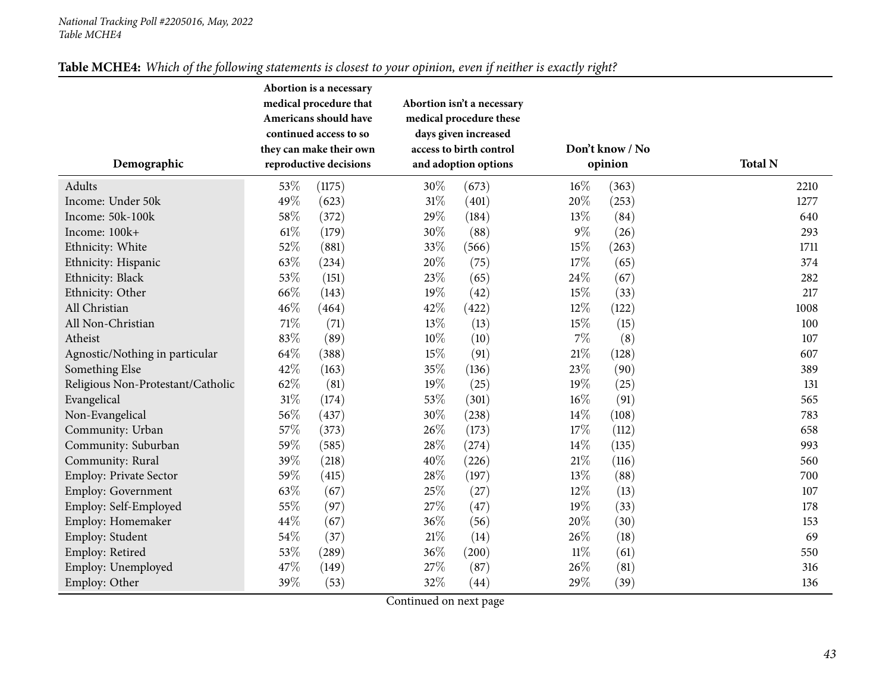**Table MCHE4:** *Which of the following statements is closest to your opinion, even if neither is exactly right?*

| Demographic | Abortion is a necessary medical procedure that Americans should have continued access to so they can make their own reproductive decisions | | Abortion isn't a necessary medical procedure these days given increased access to birth control and adoption options | | Don't know / No opinion | | Total N |
|---|---|---|---|---|---|---|---|
| Adults | 53% | (1175) | 30% | (673) | 16% | (363) | 2210 |
| Income: Under 50k | 49% | (623) | 31% | (401) | 20% | (253) | 1277 |
| Income: 50k-100k | 58% | (372) | 29% | (184) | 13% | (84) | 640 |
| Income: 100k+ | 61% | (179) | 30% | (88) | 9% | (26) | 293 |
| Ethnicity: White | 52% | (881) | 33% | (566) | 15% | (263) | 1711 |
| Ethnicity: Hispanic | 63% | (234) | 20% | (75) | 17% | (65) | 374 |
| Ethnicity: Black | 53% | (151) | 23% | (65) | 24% | (67) | 282 |
| Ethnicity: Other | 66% | (143) | 19% | (42) | 15% | (33) | 217 |
| All Christian | 46% | (464) | 42% | (422) | 12% | (122) | 1008 |
| All Non-Christian | 71% | (71) | 13% | (13) | 15% | (15) | 100 |
| Atheist | 83% | (89) | 10% | (10) | 7% | (8) | 107 |
| Agnostic/Nothing in particular | 64% | (388) | 15% | (91) | 21% | (128) | 607 |
| Something Else | 42% | (163) | 35% | (136) | 23% | (90) | 389 |
| Religious Non-Protestant/Catholic | 62% | (81) | 19% | (25) | 19% | (25) | 131 |
| Evangelical | 31% | (174) | 53% | (301) | 16% | (91) | 565 |
| Non-Evangelical | 56% | (437) | 30% | (238) | 14% | (108) | 783 |
| Community: Urban | 57% | (373) | 26% | (173) | 17% | (112) | 658 |
| Community: Suburban | 59% | (585) | 28% | (274) | 14% | (135) | 993 |
| Community: Rural | 39% | (218) | 40% | (226) | 21% | (116) | 560 |
| Employ: Private Sector | 59% | (415) | 28% | (197) | 13% | (88) | 700 |
| Employ: Government | 63% | (67) | 25% | (27) | 12% | (13) | 107 |
| Employ: Self-Employed | 55% | (97) | 27% | (47) | 19% | (33) | 178 |
| Employ: Homemaker | 44% | (67) | 36% | (56) | 20% | (30) | 153 |
| Employ: Student | 54% | (37) | 21% | (14) | 26% | (18) | 69 |
| Employ: Retired | 53% | (289) | 36% | (200) | 11% | (61) | 550 |
| Employ: Unemployed | 47% | (149) | 27% | (87) | 26% | (81) | 316 |
| Employ: Other | 39% | (53) | 32% | (44) | 29% | (39) | 136 |

Continued on next page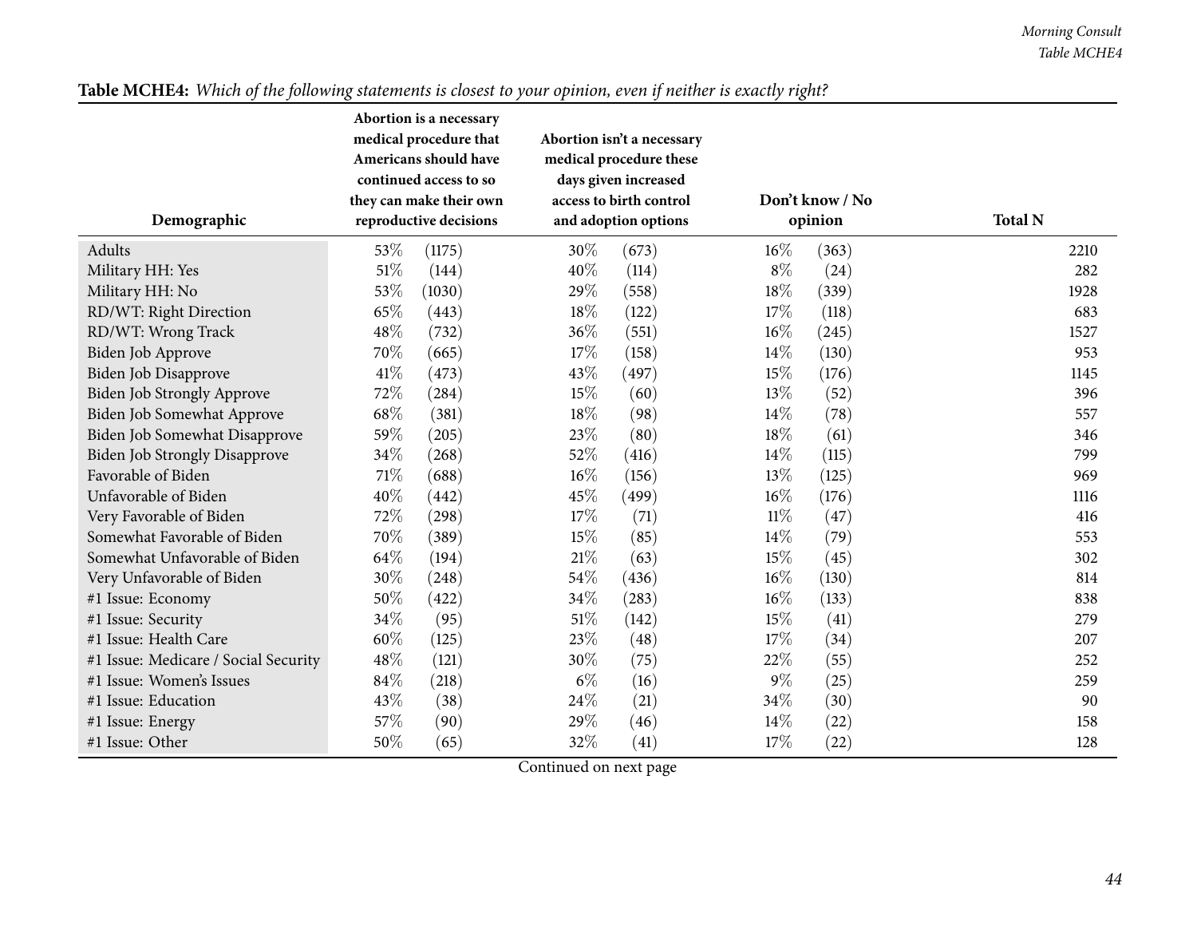**Table MCHE4:** *Which of the following statements is closest to your opinion, even if neither is exactly right?*

| Demographic | Abortion is a necessary medical procedure that Americans should have continued access to so they can make their own reproductive decisions | | Abortion isn't a necessary medical procedure these days given increased access to birth control and adoption options | | Don't know / No opinion | | Total N |
|---|---|---|---|---|---|---|---|
| Adults | 53% | (1175) | 30% | (673) | 16% | (363) | 2210 |
| Military HH: Yes | 51% | (144) | 40% | (114) | 8% | (24) | 282 |
| Military HH: No | 53% | (1030) | 29% | (558) | 18% | (339) | 1928 |
| RD/WT: Right Direction | 65% | (443) | 18% | (122) | 17% | (118) | 683 |
| RD/WT: Wrong Track | 48% | (732) | 36% | (551) | 16% | (245) | 1527 |
| Biden Job Approve | 70% | (665) | 17% | (158) | 14% | (130) | 953 |
| Biden Job Disapprove | 41% | (473) | 43% | (497) | 15% | (176) | 1145 |
| Biden Job Strongly Approve | 72% | (284) | 15% | (60) | 13% | (52) | 396 |
| Biden Job Somewhat Approve | 68% | (381) | 18% | (98) | 14% | (78) | 557 |
| Biden Job Somewhat Disapprove | 59% | (205) | 23% | (80) | 18% | (61) | 346 |
| Biden Job Strongly Disapprove | 34% | (268) | 52% | (416) | 14% | (115) | 799 |
| Favorable of Biden | 71% | (688) | 16% | (156) | 13% | (125) | 969 |
| Unfavorable of Biden | 40% | (442) | 45% | (499) | 16% | (176) | 1116 |
| Very Favorable of Biden | 72% | (298) | 17% | (71) | 11% | (47) | 416 |
| Somewhat Favorable of Biden | 70% | (389) | 15% | (85) | 14% | (79) | 553 |
| Somewhat Unfavorable of Biden | 64% | (194) | 21% | (63) | 15% | (45) | 302 |
| Very Unfavorable of Biden | 30% | (248) | 54% | (436) | 16% | (130) | 814 |
| #1 Issue: Economy | 50% | (422) | 34% | (283) | 16% | (133) | 838 |
| #1 Issue: Security | 34% | (95) | 51% | (142) | 15% | (41) | 279 |
| #1 Issue: Health Care | 60% | (125) | 23% | (48) | 17% | (34) | 207 |
| #1 Issue: Medicare / Social Security | 48% | (121) | 30% | (75) | 22% | (55) | 252 |
| #1 Issue: Women's Issues | 84% | (218) | 6% | (16) | 9% | (25) | 259 |
| #1 Issue: Education | 43% | (38) | 24% | (21) | 34% | (30) | 90 |
| #1 Issue: Energy | 57% | (90) | 29% | (46) | 14% | (22) | 158 |
| #1 Issue: Other | 50% | (65) | 32% | (41) | 17% | (22) | 128 |

Continued on next page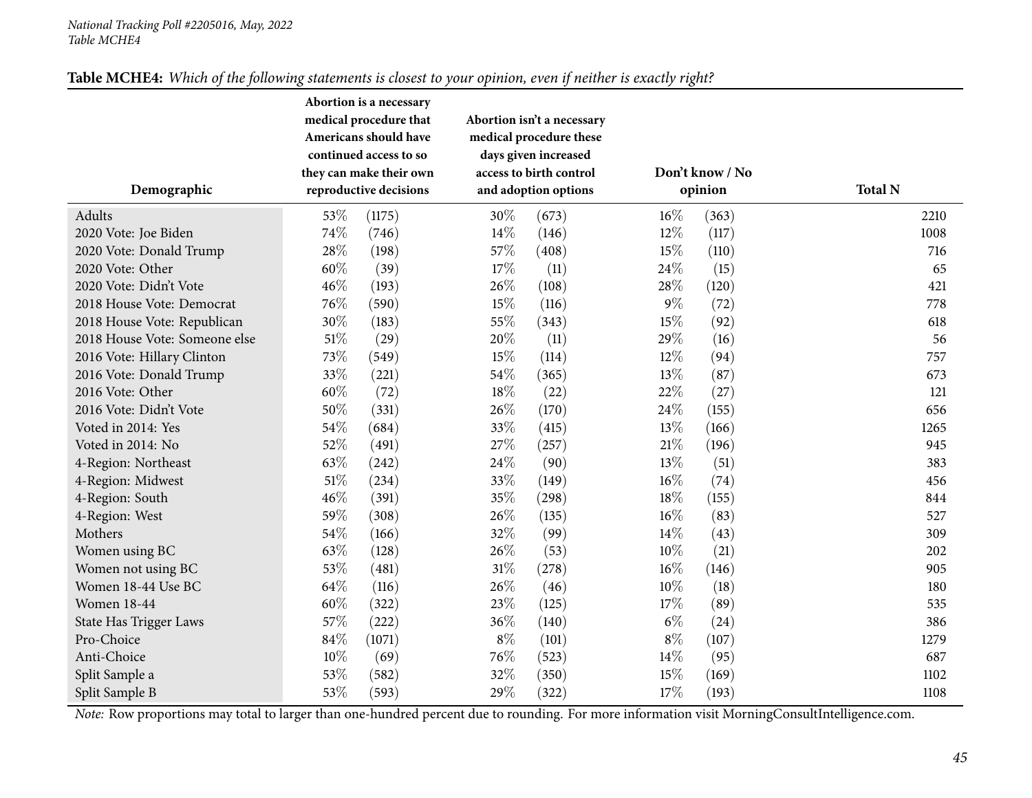**Table MCHE4:** *Which of the following statements is closest to your opinion, even if neither is exactly right?*

| Demographic | Abortion is a necessary medical procedure that Americans should have continued access to so they can make their own reproductive decisions | | Abortion isn't a necessary medical procedure these days given increased access to birth control and adoption options | | Don't know / No opinion | | Total N |
|---|---|---|---|---|---|---|---|
| Adults | 53% | (1175) | 30% | (673) | 16% | (363) | 2210 |
| 2020 Vote: Joe Biden | 74% | (746) | 14% | (146) | 12% | (117) | 1008 |
| 2020 Vote: Donald Trump | 28% | (198) | 57% | (408) | 15% | (110) | 716 |
| 2020 Vote: Other | 60% | (39) | 17% | (11) | 24% | (15) | 65 |
| 2020 Vote: Didn't Vote | 46% | (193) | 26% | (108) | 28% | (120) | 421 |
| 2018 House Vote: Democrat | 76% | (590) | 15% | (116) | 9% | (72) | 778 |
| 2018 House Vote: Republican | 30% | (183) | 55% | (343) | 15% | (92) | 618 |
| 2018 House Vote: Someone else | 51% | (29) | 20% | (11) | 29% | (16) | 56 |
| 2016 Vote: Hillary Clinton | 73% | (549) | 15% | (114) | 12% | (94) | 757 |
| 2016 Vote: Donald Trump | 33% | (221) | 54% | (365) | 13% | (87) | 673 |
| 2016 Vote: Other | 60% | (72) | 18% | (22) | 22% | (27) | 121 |
| 2016 Vote: Didn't Vote | 50% | (331) | 26% | (170) | 24% | (155) | 656 |
| Voted in 2014: Yes | 54% | (684) | 33% | (415) | 13% | (166) | 1265 |
| Voted in 2014: No | 52% | (491) | 27% | (257) | 21% | (196) | 945 |
| 4-Region: Northeast | 63% | (242) | 24% | (90) | 13% | (51) | 383 |
| 4-Region: Midwest | 51% | (234) | 33% | (149) | 16% | (74) | 456 |
| 4-Region: South | 46% | (391) | 35% | (298) | 18% | (155) | 844 |
| 4-Region: West | 59% | (308) | 26% | (135) | 16% | (83) | 527 |
| Mothers | 54% | (166) | 32% | (99) | 14% | (43) | 309 |
| Women using BC | 63% | (128) | 26% | (53) | 10% | (21) | 202 |
| Women not using BC | 53% | (481) | 31% | (278) | 16% | (146) | 905 |
| Women 18-44 Use BC | 64% | (116) | 26% | (46) | 10% | (18) | 180 |
| Women 18-44 | 60% | (322) | 23% | (125) | 17% | (89) | 535 |
| State Has Trigger Laws | 57% | (222) | 36% | (140) | 6% | (24) | 386 |
| Pro-Choice | 84% | (1071) | 8% | (101) | 8% | (107) | 1279 |
| Anti-Choice | 10% | (69) | 76% | (523) | 14% | (95) | 687 |
| Split Sample a | 53% | (582) | 32% | (350) | 15% | (169) | 1102 |
| Split Sample B | 53% | (593) | 29% | (322) | 17% | (193) | 1108 |

*Note:* Row proportions may total to larger than one-hundred percent due to rounding. For more information visit MorningConsultIntelligence.com.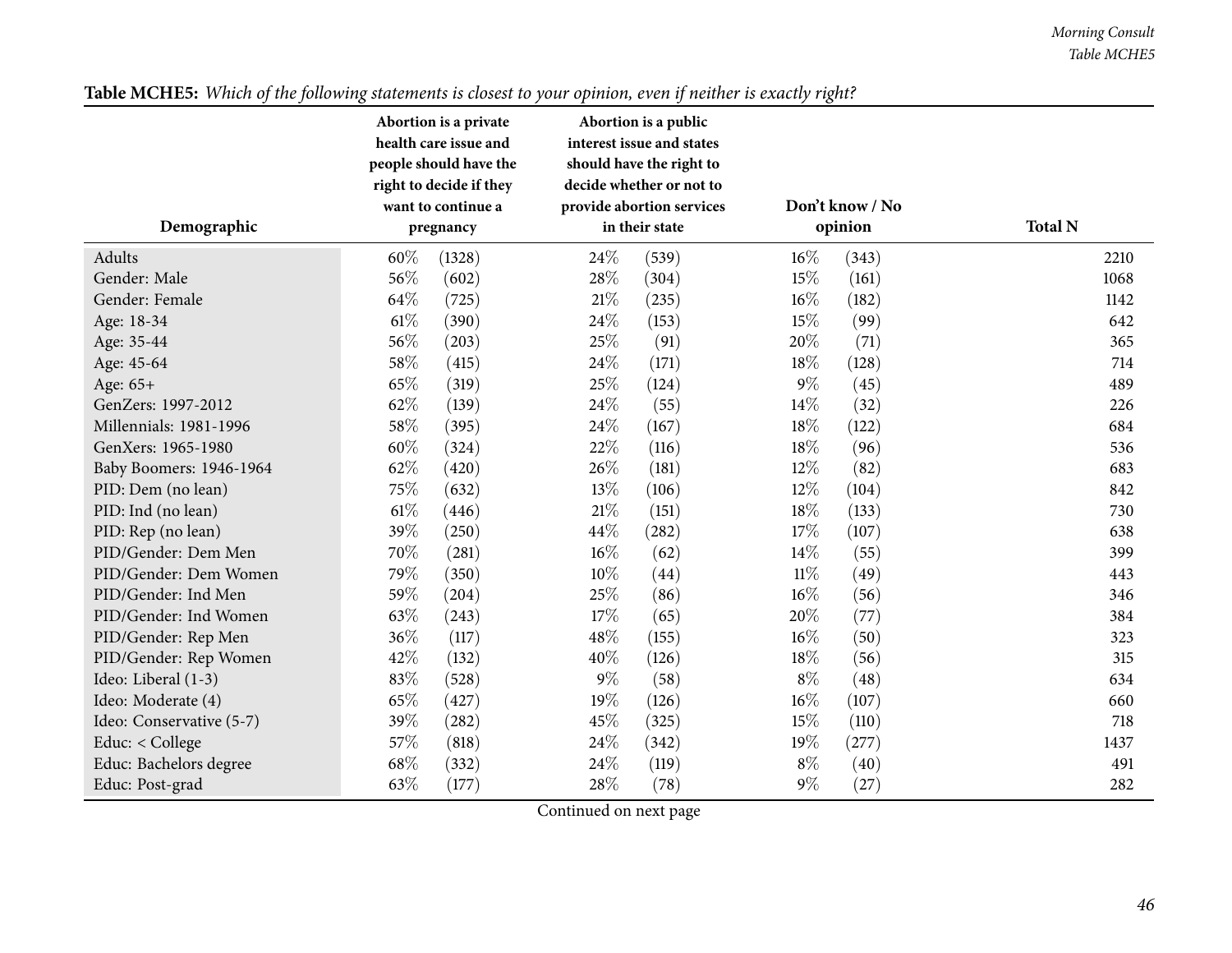**Table MCHE5:** *Which of the following statements is closest to your opinion, even if neither is exactly right?*

| Demographic | Abortion is a private health care issue and people should have the right to decide if they want to continue a pregnancy | | Abortion is a public interest issue and states should have the right to decide whether or not to provide abortion services in their state | | Don't know / No opinion | | Total N |
|---|---|---|---|---|---|---|---|
| Adults | 60% | (1328) | 24% | (539) | 16% | (343) | 2210 |
| Gender: Male | 56% | (602) | 28% | (304) | 15% | (161) | 1068 |
| Gender: Female | 64% | (725) | 21% | (235) | 16% | (182) | 1142 |
| Age: 18-34 | 61% | (390) | 24% | (153) | 15% | (99) | 642 |
| Age: 35-44 | 56% | (203) | 25% | (91) | 20% | (71) | 365 |
| Age: 45-64 | 58% | (415) | 24% | (171) | 18% | (128) | 714 |
| Age: 65+ | 65% | (319) | 25% | (124) | 9% | (45) | 489 |
| GenZers: 1997-2012 | 62% | (139) | 24% | (55) | 14% | (32) | 226 |
| Millennials: 1981-1996 | 58% | (395) | 24% | (167) | 18% | (122) | 684 |
| GenXers: 1965-1980 | 60% | (324) | 22% | (116) | 18% | (96) | 536 |
| Baby Boomers: 1946-1964 | 62% | (420) | 26% | (181) | 12% | (82) | 683 |
| PID: Dem (no lean) | 75% | (632) | 13% | (106) | 12% | (104) | 842 |
| PID: Ind (no lean) | 61% | (446) | 21% | (151) | 18% | (133) | 730 |
| PID: Rep (no lean) | 39% | (250) | 44% | (282) | 17% | (107) | 638 |
| PID/Gender: Dem Men | 70% | (281) | 16% | (62) | 14% | (55) | 399 |
| PID/Gender: Dem Women | 79% | (350) | 10% | (44) | 11% | (49) | 443 |
| PID/Gender: Ind Men | 59% | (204) | 25% | (86) | 16% | (56) | 346 |
| PID/Gender: Ind Women | 63% | (243) | 17% | (65) | 20% | (77) | 384 |
| PID/Gender: Rep Men | 36% | (117) | 48% | (155) | 16% | (50) | 323 |
| PID/Gender: Rep Women | 42% | (132) | 40% | (126) | 18% | (56) | 315 |
| Ideo: Liberal (1-3) | 83% | (528) | 9% | (58) | 8% | (48) | 634 |
| Ideo: Moderate (4) | 65% | (427) | 19% | (126) | 16% | (107) | 660 |
| Ideo: Conservative (5-7) | 39% | (282) | 45% | (325) | 15% | (110) | 718 |
| Educ: < College | 57% | (818) | 24% | (342) | 19% | (277) | 1437 |
| Educ: Bachelors degree | 68% | (332) | 24% | (119) | 8% | (40) | 491 |
| Educ: Post-grad | 63% | (177) | 28% | (78) | 9% | (27) | 282 |

Continued on next page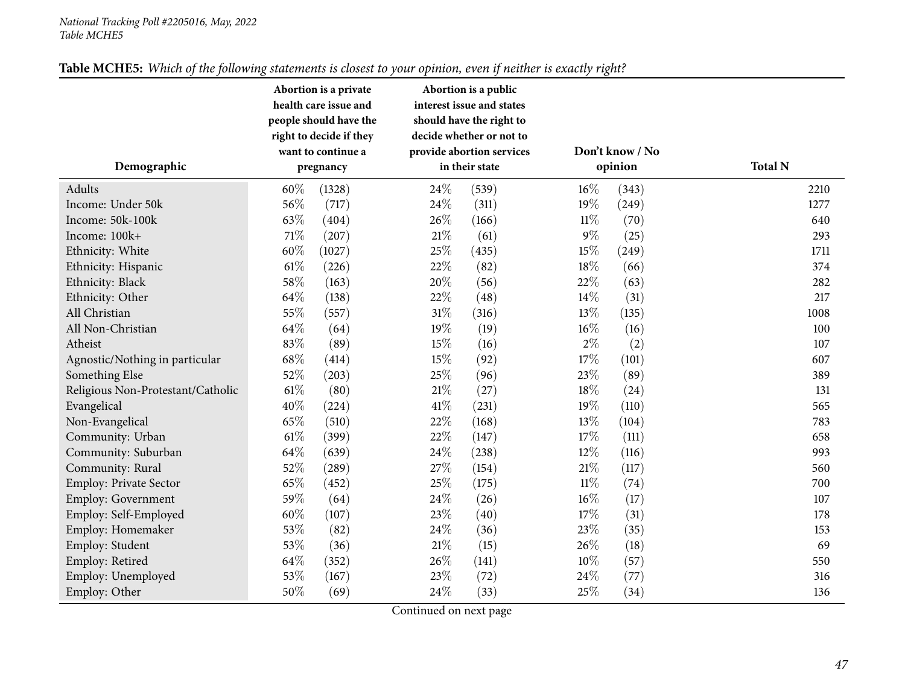**Table MCHE5:** *Which of the following statements is closest to your opinion, even if neither is exactly right?*

| Demographic | Abortion is a private health care issue and people should have the right to decide if they want to continue a pregnancy | | Abortion is a public interest issue and states should have the right to decide whether or not to provide abortion services in their state | | Don't know / No opinion | | Total N |
|---|---|---|---|---|---|---|---|
| Adults | 60% | (1328) | 24% | (539) | 16% | (343) | 2210 |
| Income: Under 50k | 56% | (717) | 24% | (311) | 19% | (249) | 1277 |
| Income: 50k-100k | 63% | (404) | 26% | (166) | 11% | (70) | 640 |
| Income: 100k+ | 71% | (207) | 21% | (61) | 9% | (25) | 293 |
| Ethnicity: White | 60% | (1027) | 25% | (435) | 15% | (249) | 1711 |
| Ethnicity: Hispanic | 61% | (226) | 22% | (82) | 18% | (66) | 374 |
| Ethnicity: Black | 58% | (163) | 20% | (56) | 22% | (63) | 282 |
| Ethnicity: Other | 64% | (138) | 22% | (48) | 14% | (31) | 217 |
| All Christian | 55% | (557) | 31% | (316) | 13% | (135) | 1008 |
| All Non-Christian | 64% | (64) | 19% | (19) | 16% | (16) | 100 |
| Atheist | 83% | (89) | 15% | (16) | 2% | (2) | 107 |
| Agnostic/Nothing in particular | 68% | (414) | 15% | (92) | 17% | (101) | 607 |
| Something Else | 52% | (203) | 25% | (96) | 23% | (89) | 389 |
| Religious Non-Protestant/Catholic | 61% | (80) | 21% | (27) | 18% | (24) | 131 |
| Evangelical | 40% | (224) | 41% | (231) | 19% | (110) | 565 |
| Non-Evangelical | 65% | (510) | 22% | (168) | 13% | (104) | 783 |
| Community: Urban | 61% | (399) | 22% | (147) | 17% | (111) | 658 |
| Community: Suburban | 64% | (639) | 24% | (238) | 12% | (116) | 993 |
| Community: Rural | 52% | (289) | 27% | (154) | 21% | (117) | 560 |
| Employ: Private Sector | 65% | (452) | 25% | (175) | 11% | (74) | 700 |
| Employ: Government | 59% | (64) | 24% | (26) | 16% | (17) | 107 |
| Employ: Self-Employed | 60% | (107) | 23% | (40) | 17% | (31) | 178 |
| Employ: Homemaker | 53% | (82) | 24% | (36) | 23% | (35) | 153 |
| Employ: Student | 53% | (36) | 21% | (15) | 26% | (18) | 69 |
| Employ: Retired | 64% | (352) | 26% | (141) | 10% | (57) | 550 |
| Employ: Unemployed | 53% | (167) | 23% | (72) | 24% | (77) | 316 |
| Employ: Other | 50% | (69) | 24% | (33) | 25% | (34) | 136 |

Continued on next page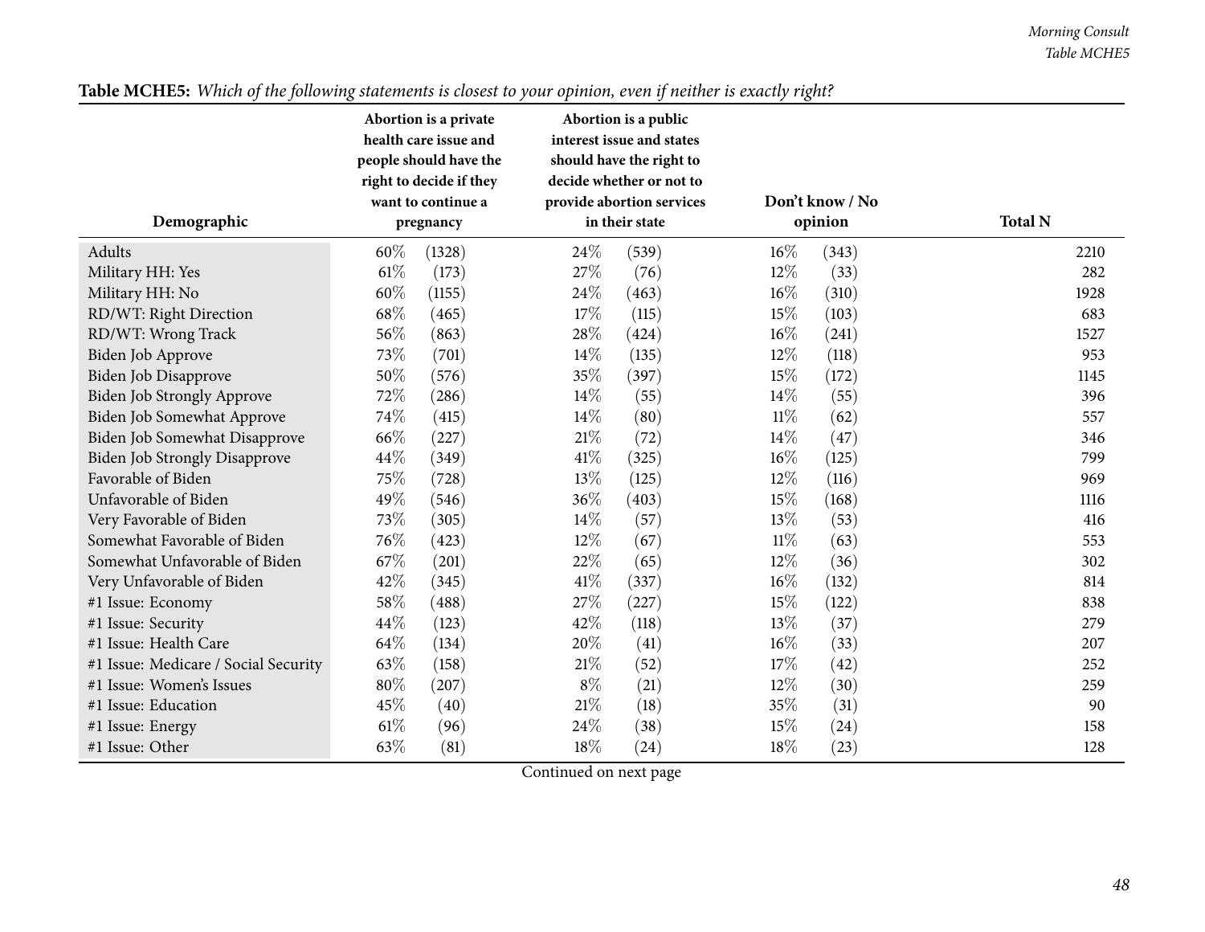**Table MCHE5:** *Which of the following statements is closest to your opinion, even if neither is exactly right?*

| Demographic | Abortion is a private health care issue and people should have the right to decide if they want to continue a pregnancy | | Abortion is a public interest issue and states should have the right to decide whether or not to provide abortion services in their state | | Don't know / No opinion | | Total N |
|---|---|---|---|---|---|---|---|
| Adults | 60% | (1328) | 24% | (539) | 16% | (343) | 2210 |
| Military HH: Yes | 61% | (173) | 27% | (76) | 12% | (33) | 282 |
| Military HH: No | 60% | (1155) | 24% | (463) | 16% | (310) | 1928 |
| RD/WT: Right Direction | 68% | (465) | 17% | (115) | 15% | (103) | 683 |
| RD/WT: Wrong Track | 56% | (863) | 28% | (424) | 16% | (241) | 1527 |
| Biden Job Approve | 73% | (701) | 14% | (135) | 12% | (118) | 953 |
| Biden Job Disapprove | 50% | (576) | 35% | (397) | 15% | (172) | 1145 |
| Biden Job Strongly Approve | 72% | (286) | 14% | (55) | 14% | (55) | 396 |
| Biden Job Somewhat Approve | 74% | (415) | 14% | (80) | 11% | (62) | 557 |
| Biden Job Somewhat Disapprove | 66% | (227) | 21% | (72) | 14% | (47) | 346 |
| Biden Job Strongly Disapprove | 44% | (349) | 41% | (325) | 16% | (125) | 799 |
| Favorable of Biden | 75% | (728) | 13% | (125) | 12% | (116) | 969 |
| Unfavorable of Biden | 49% | (546) | 36% | (403) | 15% | (168) | 1116 |
| Very Favorable of Biden | 73% | (305) | 14% | (57) | 13% | (53) | 416 |
| Somewhat Favorable of Biden | 76% | (423) | 12% | (67) | 11% | (63) | 553 |
| Somewhat Unfavorable of Biden | 67% | (201) | 22% | (65) | 12% | (36) | 302 |
| Very Unfavorable of Biden | 42% | (345) | 41% | (337) | 16% | (132) | 814 |
| #1 Issue: Economy | 58% | (488) | 27% | (227) | 15% | (122) | 838 |
| #1 Issue: Security | 44% | (123) | 42% | (118) | 13% | (37) | 279 |
| #1 Issue: Health Care | 64% | (134) | 20% | (41) | 16% | (33) | 207 |
| #1 Issue: Medicare / Social Security | 63% | (158) | 21% | (52) | 17% | (42) | 252 |
| #1 Issue: Women's Issues | 80% | (207) | 8% | (21) | 12% | (30) | 259 |
| #1 Issue: Education | 45% | (40) | 21% | (18) | 35% | (31) | 90 |
| #1 Issue: Energy | 61% | (96) | 24% | (38) | 15% | (24) | 158 |
| #1 Issue: Other | 63% | (81) | 18% | (24) | 18% | (23) | 128 |

Continued on next page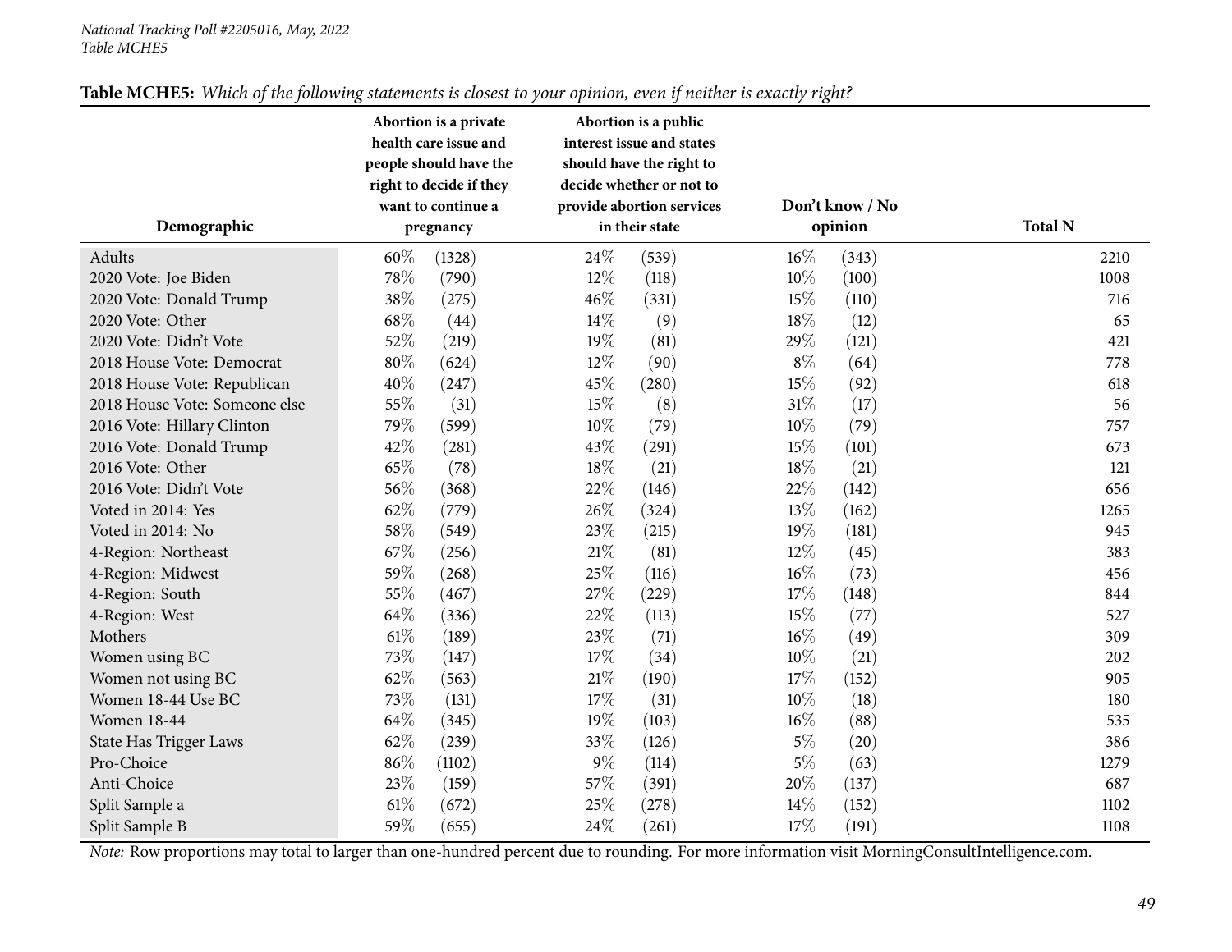*National Tracking Poll #2205016, May, 2022*
*Table MCHE5*

**Table MCHE5:** *Which of the following statements is closest to your opinion, even if neither is exactly right?*

| Demographic | Abortion is a private health care issue and people should have the right to decide if they want to continue a pregnancy | Abortion is a public interest issue and states should have the right to decide whether or not to provide abortion services in their state | Don't know / No opinion | Total N |
|---|---|---|---|---|
| Adults | 60% (1328) | 24% (539) | 16% (343) | 2210 |
| 2020 Vote: Joe Biden | 78% (790) | 12% (118) | 10% (100) | 1008 |
| 2020 Vote: Donald Trump | 38% (275) | 46% (331) | 15% (110) | 716 |
| 2020 Vote: Other | 68% (44) | 14% (9) | 18% (12) | 65 |
| 2020 Vote: Didn't Vote | 52% (219) | 19% (81) | 29% (121) | 421 |
| 2018 House Vote: Democrat | 80% (624) | 12% (90) | 8% (64) | 778 |
| 2018 House Vote: Republican | 40% (247) | 45% (280) | 15% (92) | 618 |
| 2018 House Vote: Someone else | 55% (31) | 15% (8) | 31% (17) | 56 |
| 2016 Vote: Hillary Clinton | 79% (599) | 10% (79) | 10% (79) | 757 |
| 2016 Vote: Donald Trump | 42% (281) | 43% (291) | 15% (101) | 673 |
| 2016 Vote: Other | 65% (78) | 18% (21) | 18% (21) | 121 |
| 2016 Vote: Didn't Vote | 56% (368) | 22% (146) | 22% (142) | 656 |
| Voted in 2014: Yes | 62% (779) | 26% (324) | 13% (162) | 1265 |
| Voted in 2014: No | 58% (549) | 23% (215) | 19% (181) | 945 |
| 4-Region: Northeast | 67% (256) | 21% (81) | 12% (45) | 383 |
| 4-Region: Midwest | 59% (268) | 25% (116) | 16% (73) | 456 |
| 4-Region: South | 55% (467) | 27% (229) | 17% (148) | 844 |
| 4-Region: West | 64% (336) | 22% (113) | 15% (77) | 527 |
| Mothers | 61% (189) | 23% (71) | 16% (49) | 309 |
| Women using BC | 73% (147) | 17% (34) | 10% (21) | 202 |
| Women not using BC | 62% (563) | 21% (190) | 17% (152) | 905 |
| Women 18-44 Use BC | 73% (131) | 17% (31) | 10% (18) | 180 |
| Women 18-44 | 64% (345) | 19% (103) | 16% (88) | 535 |
| State Has Trigger Laws | 62% (239) | 33% (126) | 5% (20) | 386 |
| Pro-Choice | 86% (1102) | 9% (114) | 5% (63) | 1279 |
| Anti-Choice | 23% (159) | 57% (391) | 20% (137) | 687 |
| Split Sample a | 61% (672) | 25% (278) | 14% (152) | 1102 |
| Split Sample B | 59% (655) | 24% (261) | 17% (191) | 1108 |

*Note:* Row proportions may total to larger than one-hundred percent due to rounding. For more information visit MorningConsultIntelligence.com.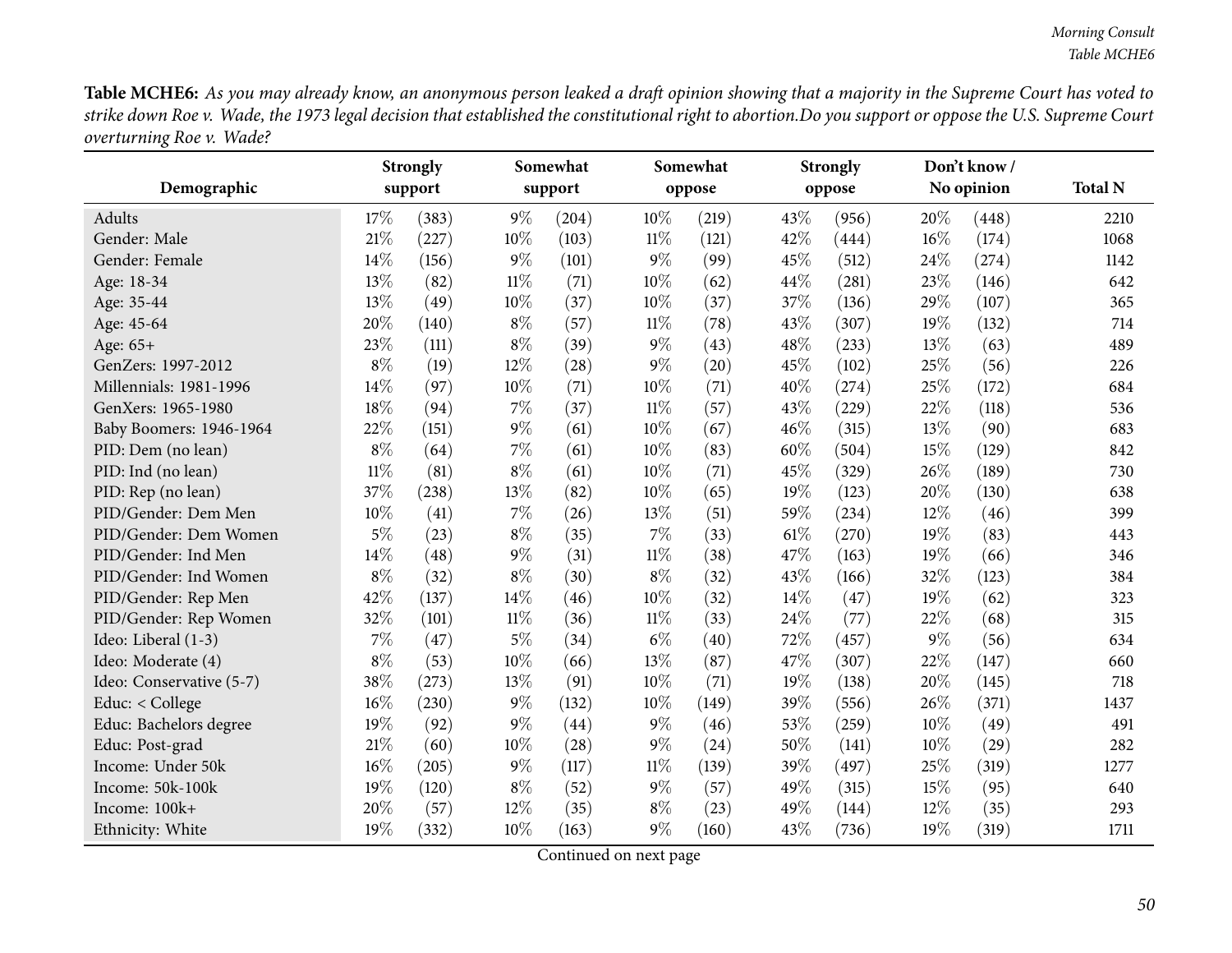**Table MCHE6:** *As you may already know, an anonymous person leaked a draft opinion showing that a majority in the Supreme Court has voted to strike down Roe v. Wade, the 1973 legal decision that established the constitutional right to abortion.Do you support or oppose the U.S. Supreme Court overturning Roe v. Wade?*

| Demographic | Strongly support | | Somewhat support | | Somewhat oppose | | Strongly oppose | | Don't know / No opinion | | Total N |
|---|---|---|---|---|---|---|---|---|---|---|---|
| Adults | 17% | (383) | 9% | (204) | 10% | (219) | 43% | (956) | 20% | (448) | 2210 |
| Gender: Male | 21% | (227) | 10% | (103) | 11% | (121) | 42% | (444) | 16% | (174) | 1068 |
| Gender: Female | 14% | (156) | 9% | (101) | 9% | (99) | 45% | (512) | 24% | (274) | 1142 |
| Age: 18-34 | 13% | (82) | 11% | (71) | 10% | (62) | 44% | (281) | 23% | (146) | 642 |
| Age: 35-44 | 13% | (49) | 10% | (37) | 10% | (37) | 37% | (136) | 29% | (107) | 365 |
| Age: 45-64 | 20% | (140) | 8% | (57) | 11% | (78) | 43% | (307) | 19% | (132) | 714 |
| Age: 65+ | 23% | (111) | 8% | (39) | 9% | (43) | 48% | (233) | 13% | (63) | 489 |
| GenZers: 1997-2012 | 8% | (19) | 12% | (28) | 9% | (20) | 45% | (102) | 25% | (56) | 226 |
| Millennials: 1981-1996 | 14% | (97) | 10% | (71) | 10% | (71) | 40% | (274) | 25% | (172) | 684 |
| GenXers: 1965-1980 | 18% | (94) | 7% | (37) | 11% | (57) | 43% | (229) | 22% | (118) | 536 |
| Baby Boomers: 1946-1964 | 22% | (151) | 9% | (61) | 10% | (67) | 46% | (315) | 13% | (90) | 683 |
| PID: Dem (no lean) | 8% | (64) | 7% | (61) | 10% | (83) | 60% | (504) | 15% | (129) | 842 |
| PID: Ind (no lean) | 11% | (81) | 8% | (61) | 10% | (71) | 45% | (329) | 26% | (189) | 730 |
| PID: Rep (no lean) | 37% | (238) | 13% | (82) | 10% | (65) | 19% | (123) | 20% | (130) | 638 |
| PID/Gender: Dem Men | 10% | (41) | 7% | (26) | 13% | (51) | 59% | (234) | 12% | (46) | 399 |
| PID/Gender: Dem Women | 5% | (23) | 8% | (35) | 7% | (33) | 61% | (270) | 19% | (83) | 443 |
| PID/Gender: Ind Men | 14% | (48) | 9% | (31) | 11% | (38) | 47% | (163) | 19% | (66) | 346 |
| PID/Gender: Ind Women | 8% | (32) | 8% | (30) | 8% | (32) | 43% | (166) | 32% | (123) | 384 |
| PID/Gender: Rep Men | 42% | (137) | 14% | (46) | 10% | (32) | 14% | (47) | 19% | (62) | 323 |
| PID/Gender: Rep Women | 32% | (101) | 11% | (36) | 11% | (33) | 24% | (77) | 22% | (68) | 315 |
| Ideo: Liberal (1-3) | 7% | (47) | 5% | (34) | 6% | (40) | 72% | (457) | 9% | (56) | 634 |
| Ideo: Moderate (4) | 8% | (53) | 10% | (66) | 13% | (87) | 47% | (307) | 22% | (147) | 660 |
| Ideo: Conservative (5-7) | 38% | (273) | 13% | (91) | 10% | (71) | 19% | (138) | 20% | (145) | 718 |
| Educ: < College | 16% | (230) | 9% | (132) | 10% | (149) | 39% | (556) | 26% | (371) | 1437 |
| Educ: Bachelors degree | 19% | (92) | 9% | (44) | 9% | (46) | 53% | (259) | 10% | (49) | 491 |
| Educ: Post-grad | 21% | (60) | 10% | (28) | 9% | (24) | 50% | (141) | 10% | (29) | 282 |
| Income: Under 50k | 16% | (205) | 9% | (117) | 11% | (139) | 39% | (497) | 25% | (319) | 1277 |
| Income: 50k-100k | 19% | (120) | 8% | (52) | 9% | (57) | 49% | (315) | 15% | (95) | 640 |
| Income: 100k+ | 20% | (57) | 12% | (35) | 8% | (23) | 49% | (144) | 12% | (35) | 293 |
| Ethnicity: White | 19% | (332) | 10% | (163) | 9% | (160) | 43% | (736) | 19% | (319) | 1711 |

Continued on next page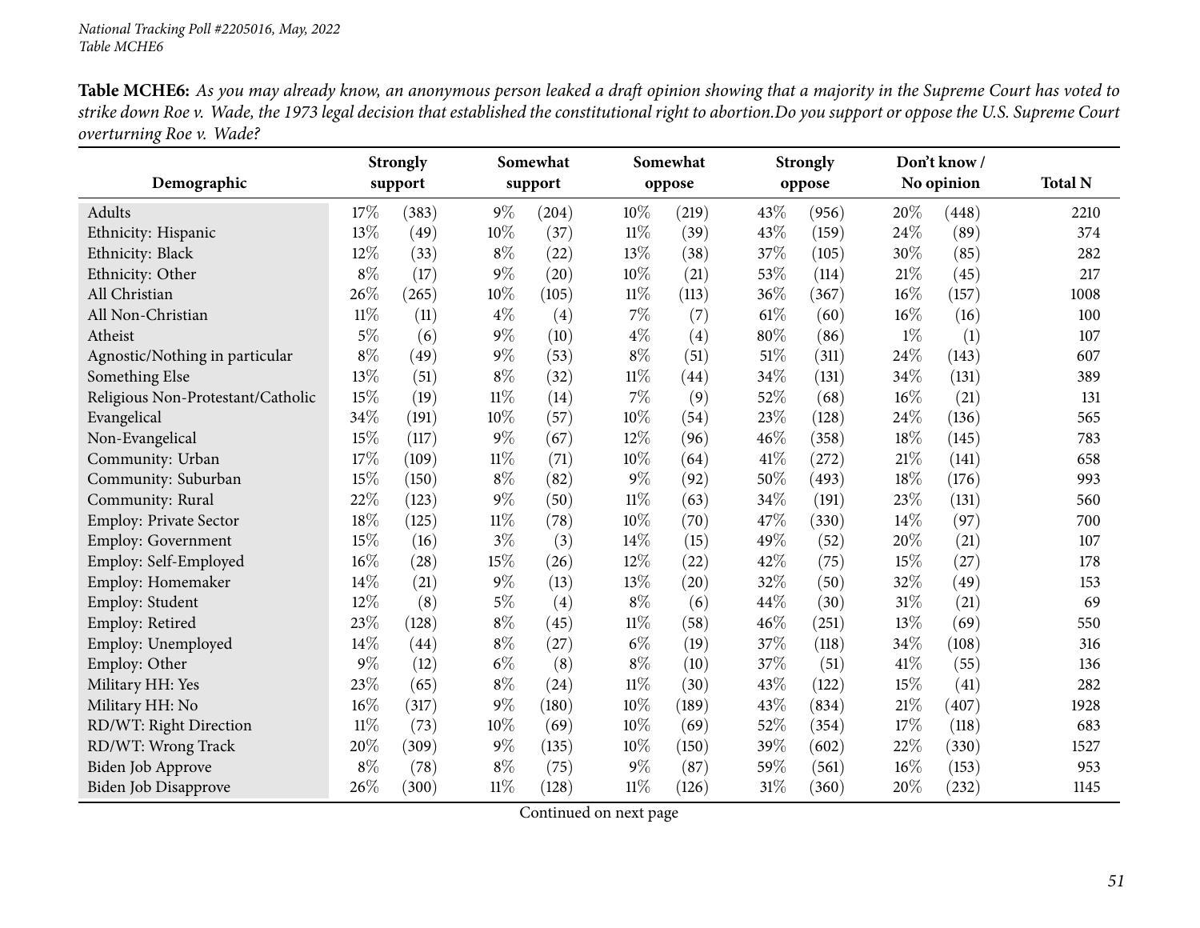**Table MCHE6:** *As you may already know, an anonymous person leaked a draft opinion showing that a majority in the Supreme Court has voted to strike down Roe v. Wade, the 1973 legal decision that established the constitutional right to abortion.Do you support or oppose the U.S. Supreme Court overturning Roe v. Wade?*

| Demographic | Strongly support | | Somewhat support | | Somewhat oppose | | Strongly oppose | | Don't know / No opinion | | Total N |
|---|---|---|---|---|---|---|---|---|---|---|---|
| Adults | 17% | (383) | 9% | (204) | 10% | (219) | 43% | (956) | 20% | (448) | 2210 |
| Ethnicity: Hispanic | 13% | (49) | 10% | (37) | 11% | (39) | 43% | (159) | 24% | (89) | 374 |
| Ethnicity: Black | 12% | (33) | 8% | (22) | 13% | (38) | 37% | (105) | 30% | (85) | 282 |
| Ethnicity: Other | 8% | (17) | 9% | (20) | 10% | (21) | 53% | (114) | 21% | (45) | 217 |
| All Christian | 26% | (265) | 10% | (105) | 11% | (113) | 36% | (367) | 16% | (157) | 1008 |
| All Non-Christian | 11% | (11) | 4% | (4) | 7% | (7) | 61% | (60) | 16% | (16) | 100 |
| Atheist | 5% | (6) | 9% | (10) | 4% | (4) | 80% | (86) | 1% | (1) | 107 |
| Agnostic/Nothing in particular | 8% | (49) | 9% | (53) | 8% | (51) | 51% | (311) | 24% | (143) | 607 |
| Something Else | 13% | (51) | 8% | (32) | 11% | (44) | 34% | (131) | 34% | (131) | 389 |
| Religious Non-Protestant/Catholic | 15% | (19) | 11% | (14) | 7% | (9) | 52% | (68) | 16% | (21) | 131 |
| Evangelical | 34% | (191) | 10% | (57) | 10% | (54) | 23% | (128) | 24% | (136) | 565 |
| Non-Evangelical | 15% | (117) | 9% | (67) | 12% | (96) | 46% | (358) | 18% | (145) | 783 |
| Community: Urban | 17% | (109) | 11% | (71) | 10% | (64) | 41% | (272) | 21% | (141) | 658 |
| Community: Suburban | 15% | (150) | 8% | (82) | 9% | (92) | 50% | (493) | 18% | (176) | 993 |
| Community: Rural | 22% | (123) | 9% | (50) | 11% | (63) | 34% | (191) | 23% | (131) | 560 |
| Employ: Private Sector | 18% | (125) | 11% | (78) | 10% | (70) | 47% | (330) | 14% | (97) | 700 |
| Employ: Government | 15% | (16) | 3% | (3) | 14% | (15) | 49% | (52) | 20% | (21) | 107 |
| Employ: Self-Employed | 16% | (28) | 15% | (26) | 12% | (22) | 42% | (75) | 15% | (27) | 178 |
| Employ: Homemaker | 14% | (21) | 9% | (13) | 13% | (20) | 32% | (50) | 32% | (49) | 153 |
| Employ: Student | 12% | (8) | 5% | (4) | 8% | (6) | 44% | (30) | 31% | (21) | 69 |
| Employ: Retired | 23% | (128) | 8% | (45) | 11% | (58) | 46% | (251) | 13% | (69) | 550 |
| Employ: Unemployed | 14% | (44) | 8% | (27) | 6% | (19) | 37% | (118) | 34% | (108) | 316 |
| Employ: Other | 9% | (12) | 6% | (8) | 8% | (10) | 37% | (51) | 41% | (55) | 136 |
| Military HH: Yes | 23% | (65) | 8% | (24) | 11% | (30) | 43% | (122) | 15% | (41) | 282 |
| Military HH: No | 16% | (317) | 9% | (180) | 10% | (189) | 43% | (834) | 21% | (407) | 1928 |
| RD/WT: Right Direction | 11% | (73) | 10% | (69) | 10% | (69) | 52% | (354) | 17% | (118) | 683 |
| RD/WT: Wrong Track | 20% | (309) | 9% | (135) | 10% | (150) | 39% | (602) | 22% | (330) | 1527 |
| Biden Job Approve | 8% | (78) | 8% | (75) | 9% | (87) | 59% | (561) | 16% | (153) | 953 |
| Biden Job Disapprove | 26% | (300) | 11% | (128) | 11% | (126) | 31% | (360) | 20% | (232) | 1145 |

Continued on next page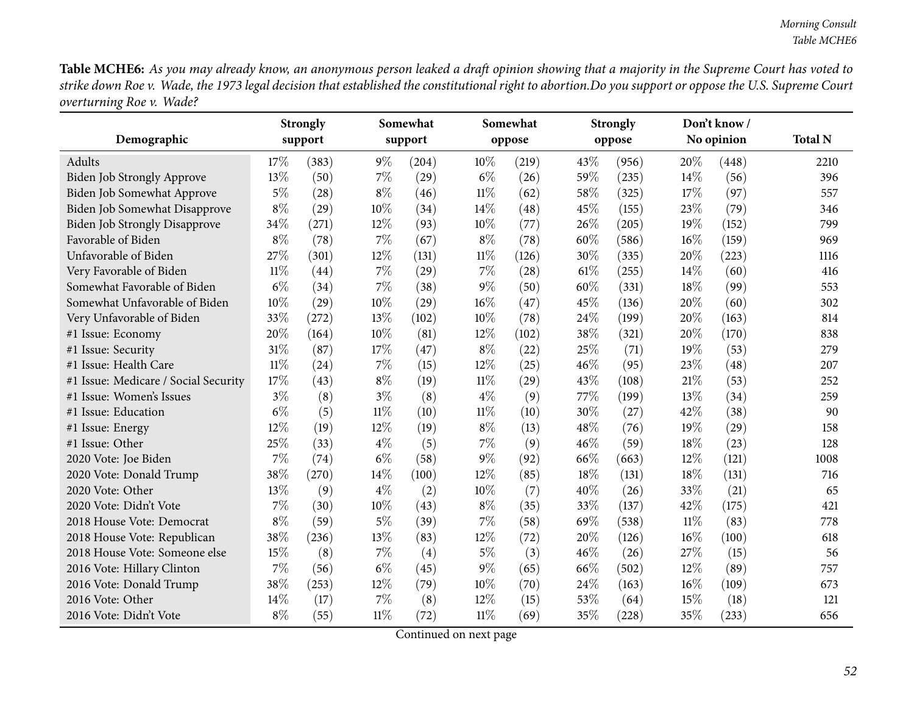**Table MCHE6:** *As you may already know, an anonymous person leaked a draft opinion showing that a majority in the Supreme Court has voted to strike down Roe v. Wade, the 1973 legal decision that established the constitutional right to abortion.Do you support or oppose the U.S. Supreme Court overturning Roe v. Wade?*

| Demographic | Strongly support | | Somewhat support | | Somewhat oppose | | Strongly oppose | | Don't know / No opinion | | Total N |
|---|---|---|---|---|---|---|---|---|---|---|---|
| Adults | 17% | (383) | 9% | (204) | 10% | (219) | 43% | (956) | 20% | (448) | 2210 |
| Biden Job Strongly Approve | 13% | (50) | 7% | (29) | 6% | (26) | 59% | (235) | 14% | (56) | 396 |
| Biden Job Somewhat Approve | 5% | (28) | 8% | (46) | 11% | (62) | 58% | (325) | 17% | (97) | 557 |
| Biden Job Somewhat Disapprove | 8% | (29) | 10% | (34) | 14% | (48) | 45% | (155) | 23% | (79) | 346 |
| Biden Job Strongly Disapprove | 34% | (271) | 12% | (93) | 10% | (77) | 26% | (205) | 19% | (152) | 799 |
| Favorable of Biden | 8% | (78) | 7% | (67) | 8% | (78) | 60% | (586) | 16% | (159) | 969 |
| Unfavorable of Biden | 27% | (301) | 12% | (131) | 11% | (126) | 30% | (335) | 20% | (223) | 1116 |
| Very Favorable of Biden | 11% | (44) | 7% | (29) | 7% | (28) | 61% | (255) | 14% | (60) | 416 |
| Somewhat Favorable of Biden | 6% | (34) | 7% | (38) | 9% | (50) | 60% | (331) | 18% | (99) | 553 |
| Somewhat Unfavorable of Biden | 10% | (29) | 10% | (29) | 16% | (47) | 45% | (136) | 20% | (60) | 302 |
| Very Unfavorable of Biden | 33% | (272) | 13% | (102) | 10% | (78) | 24% | (199) | 20% | (163) | 814 |
| #1 Issue: Economy | 20% | (164) | 10% | (81) | 12% | (102) | 38% | (321) | 20% | (170) | 838 |
| #1 Issue: Security | 31% | (87) | 17% | (47) | 8% | (22) | 25% | (71) | 19% | (53) | 279 |
| #1 Issue: Health Care | 11% | (24) | 7% | (15) | 12% | (25) | 46% | (95) | 23% | (48) | 207 |
| #1 Issue: Medicare / Social Security | 17% | (43) | 8% | (19) | 11% | (29) | 43% | (108) | 21% | (53) | 252 |
| #1 Issue: Women's Issues | 3% | (8) | 3% | (8) | 4% | (9) | 77% | (199) | 13% | (34) | 259 |
| #1 Issue: Education | 6% | (5) | 11% | (10) | 11% | (10) | 30% | (27) | 42% | (38) | 90 |
| #1 Issue: Energy | 12% | (19) | 12% | (19) | 8% | (13) | 48% | (76) | 19% | (29) | 158 |
| #1 Issue: Other | 25% | (33) | 4% | (5) | 7% | (9) | 46% | (59) | 18% | (23) | 128 |
| 2020 Vote: Joe Biden | 7% | (74) | 6% | (58) | 9% | (92) | 66% | (663) | 12% | (121) | 1008 |
| 2020 Vote: Donald Trump | 38% | (270) | 14% | (100) | 12% | (85) | 18% | (131) | 18% | (131) | 716 |
| 2020 Vote: Other | 13% | (9) | 4% | (2) | 10% | (7) | 40% | (26) | 33% | (21) | 65 |
| 2020 Vote: Didn't Vote | 7% | (30) | 10% | (43) | 8% | (35) | 33% | (137) | 42% | (175) | 421 |
| 2018 House Vote: Democrat | 8% | (59) | 5% | (39) | 7% | (58) | 69% | (538) | 11% | (83) | 778 |
| 2018 House Vote: Republican | 38% | (236) | 13% | (83) | 12% | (72) | 20% | (126) | 16% | (100) | 618 |
| 2018 House Vote: Someone else | 15% | (8) | 7% | (4) | 5% | (3) | 46% | (26) | 27% | (15) | 56 |
| 2016 Vote: Hillary Clinton | 7% | (56) | 6% | (45) | 9% | (65) | 66% | (502) | 12% | (89) | 757 |
| 2016 Vote: Donald Trump | 38% | (253) | 12% | (79) | 10% | (70) | 24% | (163) | 16% | (109) | 673 |
| 2016 Vote: Other | 14% | (17) | 7% | (8) | 12% | (15) | 53% | (64) | 15% | (18) | 121 |
| 2016 Vote: Didn't Vote | 8% | (55) | 11% | (72) | 11% | (69) | 35% | (228) | 35% | (233) | 656 |

Continued on next page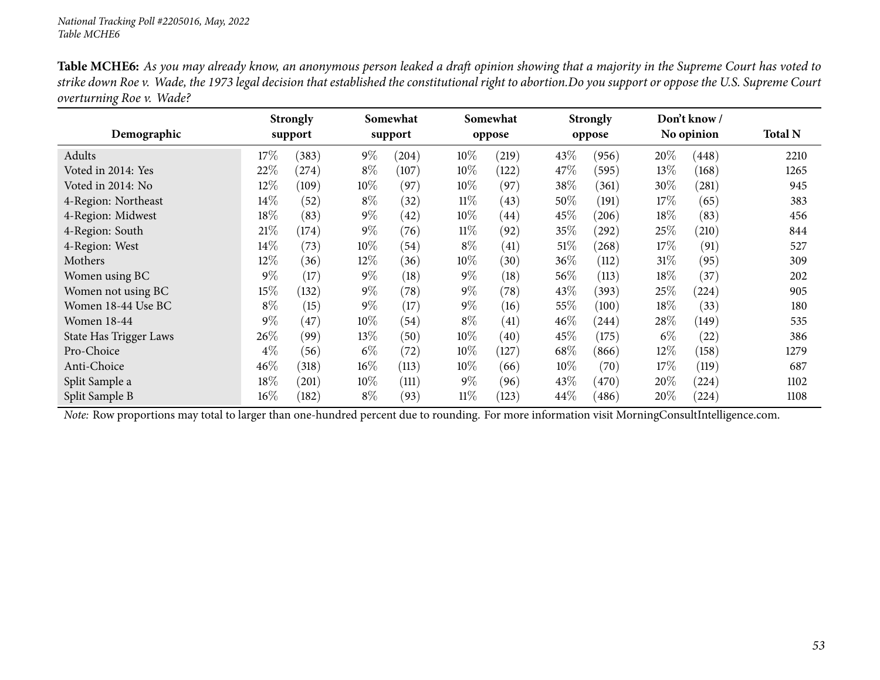**Table MCHE6:** *As you may already know, an anonymous person leaked a draft opinion showing that a majority in the Supreme Court has voted to strike down Roe v. Wade, the 1973 legal decision that established the constitutional right to abortion.Do you support or oppose the U.S. Supreme Court overturning Roe v. Wade?*

| Demographic | Strongly support | | Somewhat support | | Somewhat oppose | | Strongly oppose | | Don't know / No opinion | | Total N |
|---|---|---|---|---|---|---|---|---|---|---|---|
| Adults | 17% | (383) | 9% | (204) | 10% | (219) | 43% | (956) | 20% | (448) | 2210 |
| Voted in 2014: Yes | 22% | (274) | 8% | (107) | 10% | (122) | 47% | (595) | 13% | (168) | 1265 |
| Voted in 2014: No | 12% | (109) | 10% | (97) | 10% | (97) | 38% | (361) | 30% | (281) | 945 |
| 4-Region: Northeast | 14% | (52) | 8% | (32) | 11% | (43) | 50% | (191) | 17% | (65) | 383 |
| 4-Region: Midwest | 18% | (83) | 9% | (42) | 10% | (44) | 45% | (206) | 18% | (83) | 456 |
| 4-Region: South | 21% | (174) | 9% | (76) | 11% | (92) | 35% | (292) | 25% | (210) | 844 |
| 4-Region: West | 14% | (73) | 10% | (54) | 8% | (41) | 51% | (268) | 17% | (91) | 527 |
| Mothers | 12% | (36) | 12% | (36) | 10% | (30) | 36% | (112) | 31% | (95) | 309 |
| Women using BC | 9% | (17) | 9% | (18) | 9% | (18) | 56% | (113) | 18% | (37) | 202 |
| Women not using BC | 15% | (132) | 9% | (78) | 9% | (78) | 43% | (393) | 25% | (224) | 905 |
| Women 18-44 Use BC | 8% | (15) | 9% | (17) | 9% | (16) | 55% | (100) | 18% | (33) | 180 |
| Women 18-44 | 9% | (47) | 10% | (54) | 8% | (41) | 46% | (244) | 28% | (149) | 535 |
| State Has Trigger Laws | 26% | (99) | 13% | (50) | 10% | (40) | 45% | (175) | 6% | (22) | 386 |
| Pro-Choice | 4% | (56) | 6% | (72) | 10% | (127) | 68% | (866) | 12% | (158) | 1279 |
| Anti-Choice | 46% | (318) | 16% | (113) | 10% | (66) | 10% | (70) | 17% | (119) | 687 |
| Split Sample a | 18% | (201) | 10% | (111) | 9% | (96) | 43% | (470) | 20% | (224) | 1102 |
| Split Sample B | 16% | (182) | 8% | (93) | 11% | (123) | 44% | (486) | 20% | (224) | 1108 |

*Note:* Row proportions may total to larger than one-hundred percent due to rounding. For more information visit MorningConsultIntelligence.com.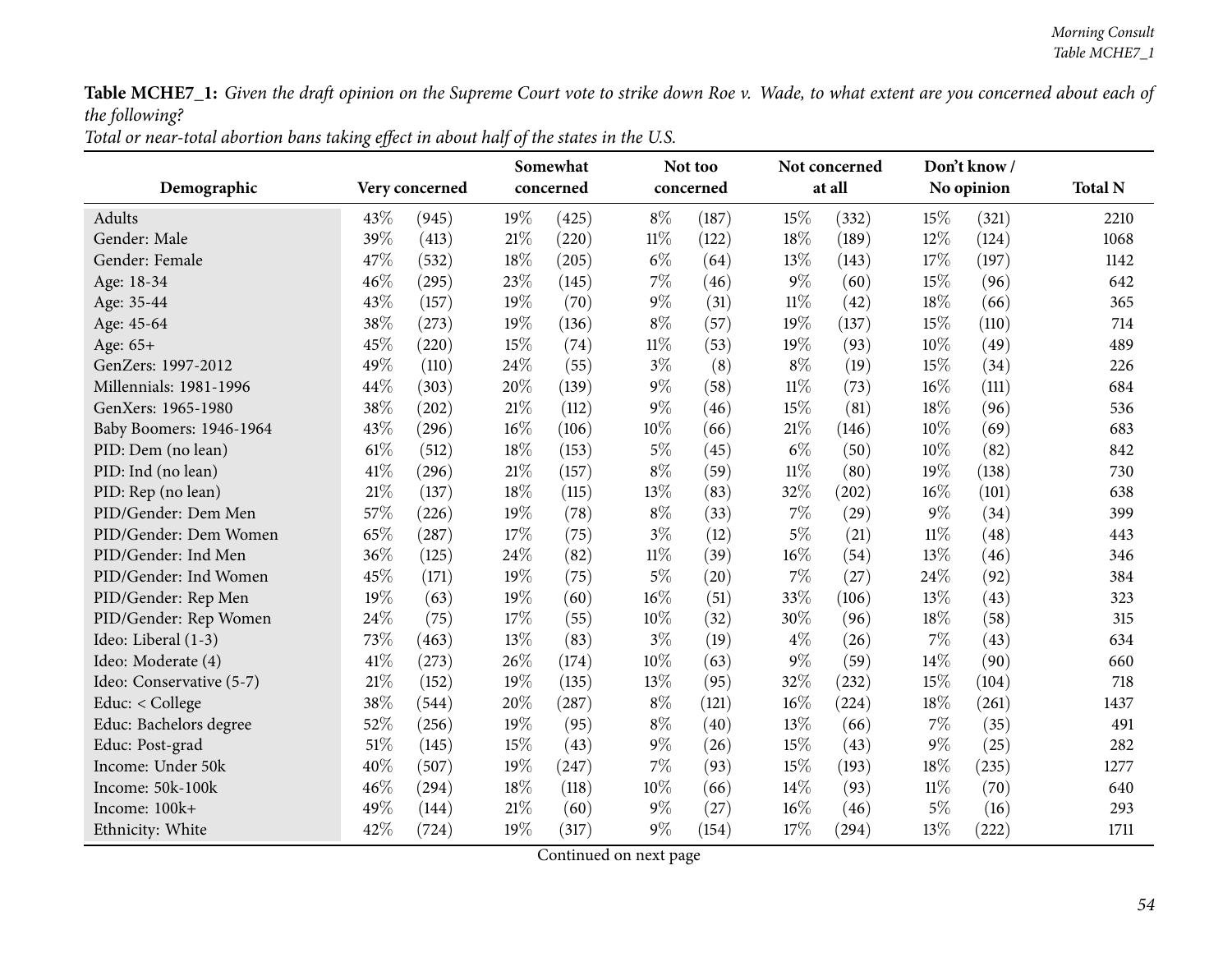**Table MCHE7_1:** *Given the draft opinion on the Supreme Court vote to strike down Roe v. Wade, to what extent are you concerned about each of the following?*
*Total or near-total abortion bans taking effect in about half of the states in the U.S.*

| Demographic | Very concerned | | Somewhat concerned | | Not too concerned | | Not concerned at all | | Don't know / No opinion | | Total N |
|---|---|---|---|---|---|---|---|---|---|---|---|
| Adults | 43% | (945) | 19% | (425) | 8% | (187) | 15% | (332) | 15% | (321) | 2210 |
| Gender: Male | 39% | (413) | 21% | (220) | 11% | (122) | 18% | (189) | 12% | (124) | 1068 |
| Gender: Female | 47% | (532) | 18% | (205) | 6% | (64) | 13% | (143) | 17% | (197) | 1142 |
| Age: 18-34 | 46% | (295) | 23% | (145) | 7% | (46) | 9% | (60) | 15% | (96) | 642 |
| Age: 35-44 | 43% | (157) | 19% | (70) | 9% | (31) | 11% | (42) | 18% | (66) | 365 |
| Age: 45-64 | 38% | (273) | 19% | (136) | 8% | (57) | 19% | (137) | 15% | (110) | 714 |
| Age: 65+ | 45% | (220) | 15% | (74) | 11% | (53) | 19% | (93) | 10% | (49) | 489 |
| GenZers: 1997-2012 | 49% | (110) | 24% | (55) | 3% | (8) | 8% | (19) | 15% | (34) | 226 |
| Millennials: 1981-1996 | 44% | (303) | 20% | (139) | 9% | (58) | 11% | (73) | 16% | (111) | 684 |
| GenXers: 1965-1980 | 38% | (202) | 21% | (112) | 9% | (46) | 15% | (81) | 18% | (96) | 536 |
| Baby Boomers: 1946-1964 | 43% | (296) | 16% | (106) | 10% | (66) | 21% | (146) | 10% | (69) | 683 |
| PID: Dem (no lean) | 61% | (512) | 18% | (153) | 5% | (45) | 6% | (50) | 10% | (82) | 842 |
| PID: Ind (no lean) | 41% | (296) | 21% | (157) | 8% | (59) | 11% | (80) | 19% | (138) | 730 |
| PID: Rep (no lean) | 21% | (137) | 18% | (115) | 13% | (83) | 32% | (202) | 16% | (101) | 638 |
| PID/Gender: Dem Men | 57% | (226) | 19% | (78) | 8% | (33) | 7% | (29) | 9% | (34) | 399 |
| PID/Gender: Dem Women | 65% | (287) | 17% | (75) | 3% | (12) | 5% | (21) | 11% | (48) | 443 |
| PID/Gender: Ind Men | 36% | (125) | 24% | (82) | 11% | (39) | 16% | (54) | 13% | (46) | 346 |
| PID/Gender: Ind Women | 45% | (171) | 19% | (75) | 5% | (20) | 7% | (27) | 24% | (92) | 384 |
| PID/Gender: Rep Men | 19% | (63) | 19% | (60) | 16% | (51) | 33% | (106) | 13% | (43) | 323 |
| PID/Gender: Rep Women | 24% | (75) | 17% | (55) | 10% | (32) | 30% | (96) | 18% | (58) | 315 |
| Ideo: Liberal (1-3) | 73% | (463) | 13% | (83) | 3% | (19) | 4% | (26) | 7% | (43) | 634 |
| Ideo: Moderate (4) | 41% | (273) | 26% | (174) | 10% | (63) | 9% | (59) | 14% | (90) | 660 |
| Ideo: Conservative (5-7) | 21% | (152) | 19% | (135) | 13% | (95) | 32% | (232) | 15% | (104) | 718 |
| Educ: < College | 38% | (544) | 20% | (287) | 8% | (121) | 16% | (224) | 18% | (261) | 1437 |
| Educ: Bachelors degree | 52% | (256) | 19% | (95) | 8% | (40) | 13% | (66) | 7% | (35) | 491 |
| Educ: Post-grad | 51% | (145) | 15% | (43) | 9% | (26) | 15% | (43) | 9% | (25) | 282 |
| Income: Under 50k | 40% | (507) | 19% | (247) | 7% | (93) | 15% | (193) | 18% | (235) | 1277 |
| Income: 50k-100k | 46% | (294) | 18% | (118) | 10% | (66) | 14% | (93) | 11% | (70) | 640 |
| Income: 100k+ | 49% | (144) | 21% | (60) | 9% | (27) | 16% | (46) | 5% | (16) | 293 |
| Ethnicity: White | 42% | (724) | 19% | (317) | 9% | (154) | 17% | (294) | 13% | (222) | 1711 |

Continued on next page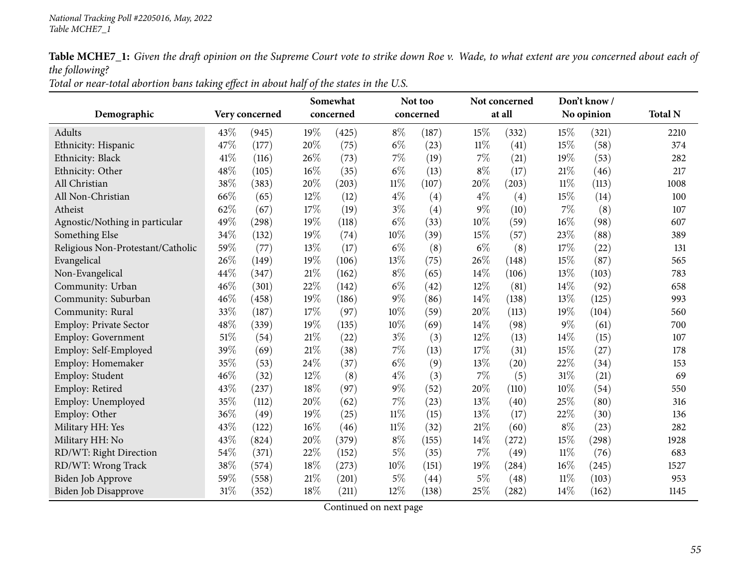*National Tracking Poll #2205016, May, 2022*
*Table MCHE7_1*

**Table MCHE7_1:** *Given the draft opinion on the Supreme Court vote to strike down Roe v. Wade, to what extent are you concerned about each of the following?*
*Total or near-total abortion bans taking effect in about half of the states in the U.S.*

| Demographic | Very concerned | | Somewhat concerned | | Not too concerned | | Not concerned at all | | Don't know / No opinion | | Total N |
|---|---|---|---|---|---|---|---|---|---|---|---|
| Adults | 43% | (945) | 19% | (425) | 8% | (187) | 15% | (332) | 15% | (321) | 2210 |
| Ethnicity: Hispanic | 47% | (177) | 20% | (75) | 6% | (23) | 11% | (41) | 15% | (58) | 374 |
| Ethnicity: Black | 41% | (116) | 26% | (73) | 7% | (19) | 7% | (21) | 19% | (53) | 282 |
| Ethnicity: Other | 48% | (105) | 16% | (35) | 6% | (13) | 8% | (17) | 21% | (46) | 217 |
| All Christian | 38% | (383) | 20% | (203) | 11% | (107) | 20% | (203) | 11% | (113) | 1008 |
| All Non-Christian | 66% | (65) | 12% | (12) | 4% | (4) | 4% | (4) | 15% | (14) | 100 |
| Atheist | 62% | (67) | 17% | (19) | 3% | (4) | 9% | (10) | 7% | (8) | 107 |
| Agnostic/Nothing in particular | 49% | (298) | 19% | (118) | 6% | (33) | 10% | (59) | 16% | (98) | 607 |
| Something Else | 34% | (132) | 19% | (74) | 10% | (39) | 15% | (57) | 23% | (88) | 389 |
| Religious Non-Protestant/Catholic | 59% | (77) | 13% | (17) | 6% | (8) | 6% | (8) | 17% | (22) | 131 |
| Evangelical | 26% | (149) | 19% | (106) | 13% | (75) | 26% | (148) | 15% | (87) | 565 |
| Non-Evangelical | 44% | (347) | 21% | (162) | 8% | (65) | 14% | (106) | 13% | (103) | 783 |
| Community: Urban | 46% | (301) | 22% | (142) | 6% | (42) | 12% | (81) | 14% | (92) | 658 |
| Community: Suburban | 46% | (458) | 19% | (186) | 9% | (86) | 14% | (138) | 13% | (125) | 993 |
| Community: Rural | 33% | (187) | 17% | (97) | 10% | (59) | 20% | (113) | 19% | (104) | 560 |
| Employ: Private Sector | 48% | (339) | 19% | (135) | 10% | (69) | 14% | (98) | 9% | (61) | 700 |
| Employ: Government | 51% | (54) | 21% | (22) | 3% | (3) | 12% | (13) | 14% | (15) | 107 |
| Employ: Self-Employed | 39% | (69) | 21% | (38) | 7% | (13) | 17% | (31) | 15% | (27) | 178 |
| Employ: Homemaker | 35% | (53) | 24% | (37) | 6% | (9) | 13% | (20) | 22% | (34) | 153 |
| Employ: Student | 46% | (32) | 12% | (8) | 4% | (3) | 7% | (5) | 31% | (21) | 69 |
| Employ: Retired | 43% | (237) | 18% | (97) | 9% | (52) | 20% | (110) | 10% | (54) | 550 |
| Employ: Unemployed | 35% | (112) | 20% | (62) | 7% | (23) | 13% | (40) | 25% | (80) | 316 |
| Employ: Other | 36% | (49) | 19% | (25) | 11% | (15) | 13% | (17) | 22% | (30) | 136 |
| Military HH: Yes | 43% | (122) | 16% | (46) | 11% | (32) | 21% | (60) | 8% | (23) | 282 |
| Military HH: No | 43% | (824) | 20% | (379) | 8% | (155) | 14% | (272) | 15% | (298) | 1928 |
| RD/WT: Right Direction | 54% | (371) | 22% | (152) | 5% | (35) | 7% | (49) | 11% | (76) | 683 |
| RD/WT: Wrong Track | 38% | (574) | 18% | (273) | 10% | (151) | 19% | (284) | 16% | (245) | 1527 |
| Biden Job Approve | 59% | (558) | 21% | (201) | 5% | (44) | 5% | (48) | 11% | (103) | 953 |
| Biden Job Disapprove | 31% | (352) | 18% | (211) | 12% | (138) | 25% | (282) | 14% | (162) | 1145 |

Continued on next page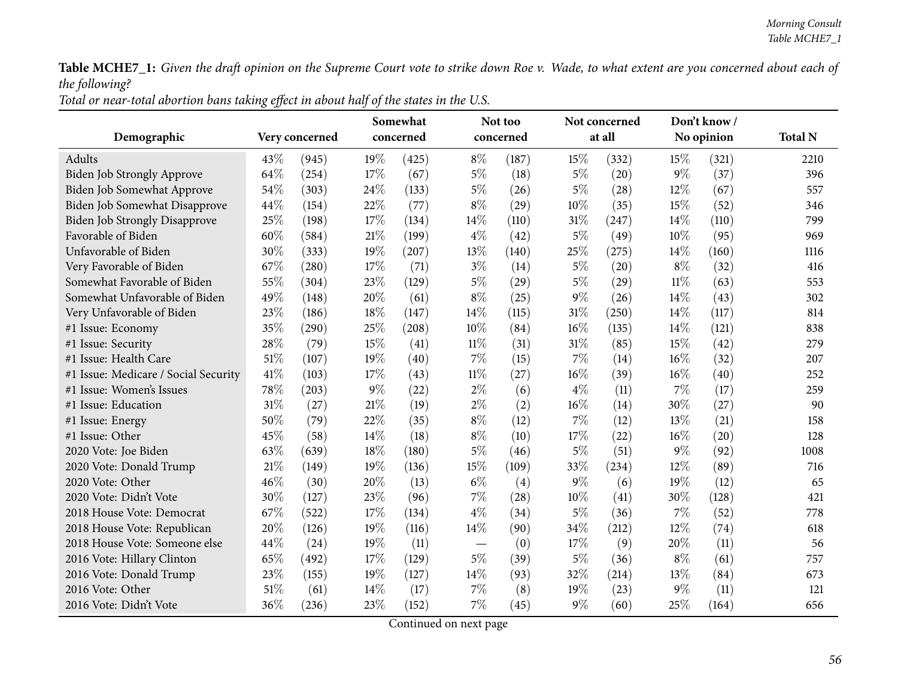**Table MCHE7_1:** *Given the draft opinion on the Supreme Court vote to strike down Roe v. Wade, to what extent are you concerned about each of the following?*
*Total or near-total abortion bans taking effect in about half of the states in the U.S.*

| Demographic | Very concerned | | Somewhat concerned | | Not too concerned | | Not concerned at all | | Don't know / No opinion | | Total N |
|---|---|---|---|---|---|---|---|---|---|---|---|
| Adults | 43% | (945) | 19% | (425) | 8% | (187) | 15% | (332) | 15% | (321) | 2210 |
| Biden Job Strongly Approve | 64% | (254) | 17% | (67) | 5% | (18) | 5% | (20) | 9% | (37) | 396 |
| Biden Job Somewhat Approve | 54% | (303) | 24% | (133) | 5% | (26) | 5% | (28) | 12% | (67) | 557 |
| Biden Job Somewhat Disapprove | 44% | (154) | 22% | (77) | 8% | (29) | 10% | (35) | 15% | (52) | 346 |
| Biden Job Strongly Disapprove | 25% | (198) | 17% | (134) | 14% | (110) | 31% | (247) | 14% | (110) | 799 |
| Favorable of Biden | 60% | (584) | 21% | (199) | 4% | (42) | 5% | (49) | 10% | (95) | 969 |
| Unfavorable of Biden | 30% | (333) | 19% | (207) | 13% | (140) | 25% | (275) | 14% | (160) | 1116 |
| Very Favorable of Biden | 67% | (280) | 17% | (71) | 3% | (14) | 5% | (20) | 8% | (32) | 416 |
| Somewhat Favorable of Biden | 55% | (304) | 23% | (129) | 5% | (29) | 5% | (29) | 11% | (63) | 553 |
| Somewhat Unfavorable of Biden | 49% | (148) | 20% | (61) | 8% | (25) | 9% | (26) | 14% | (43) | 302 |
| Very Unfavorable of Biden | 23% | (186) | 18% | (147) | 14% | (115) | 31% | (250) | 14% | (117) | 814 |
| #1 Issue: Economy | 35% | (290) | 25% | (208) | 10% | (84) | 16% | (135) | 14% | (121) | 838 |
| #1 Issue: Security | 28% | (79) | 15% | (41) | 11% | (31) | 31% | (85) | 15% | (42) | 279 |
| #1 Issue: Health Care | 51% | (107) | 19% | (40) | 7% | (15) | 7% | (14) | 16% | (32) | 207 |
| #1 Issue: Medicare / Social Security | 41% | (103) | 17% | (43) | 11% | (27) | 16% | (39) | 16% | (40) | 252 |
| #1 Issue: Women's Issues | 78% | (203) | 9% | (22) | 2% | (6) | 4% | (11) | 7% | (17) | 259 |
| #1 Issue: Education | 31% | (27) | 21% | (19) | 2% | (2) | 16% | (14) | 30% | (27) | 90 |
| #1 Issue: Energy | 50% | (79) | 22% | (35) | 8% | (12) | 7% | (12) | 13% | (21) | 158 |
| #1 Issue: Other | 45% | (58) | 14% | (18) | 8% | (10) | 17% | (22) | 16% | (20) | 128 |
| 2020 Vote: Joe Biden | 63% | (639) | 18% | (180) | 5% | (46) | 5% | (51) | 9% | (92) | 1008 |
| 2020 Vote: Donald Trump | 21% | (149) | 19% | (136) | 15% | (109) | 33% | (234) | 12% | (89) | 716 |
| 2020 Vote: Other | 46% | (30) | 20% | (13) | 6% | (4) | 9% | (6) | 19% | (12) | 65 |
| 2020 Vote: Didn't Vote | 30% | (127) | 23% | (96) | 7% | (28) | 10% | (41) | 30% | (128) | 421 |
| 2018 House Vote: Democrat | 67% | (522) | 17% | (134) | 4% | (34) | 5% | (36) | 7% | (52) | 778 |
| 2018 House Vote: Republican | 20% | (126) | 19% | (116) | 14% | (90) | 34% | (212) | 12% | (74) | 618 |
| 2018 House Vote: Someone else | 44% | (24) | 19% | (11) | — | (0) | 17% | (9) | 20% | (11) | 56 |
| 2016 Vote: Hillary Clinton | 65% | (492) | 17% | (129) | 5% | (39) | 5% | (36) | 8% | (61) | 757 |
| 2016 Vote: Donald Trump | 23% | (155) | 19% | (127) | 14% | (93) | 32% | (214) | 13% | (84) | 673 |
| 2016 Vote: Other | 51% | (61) | 14% | (17) | 7% | (8) | 19% | (23) | 9% | (11) | 121 |
| 2016 Vote: Didn't Vote | 36% | (236) | 23% | (152) | 7% | (45) | 9% | (60) | 25% | (164) | 656 |

Continued on next page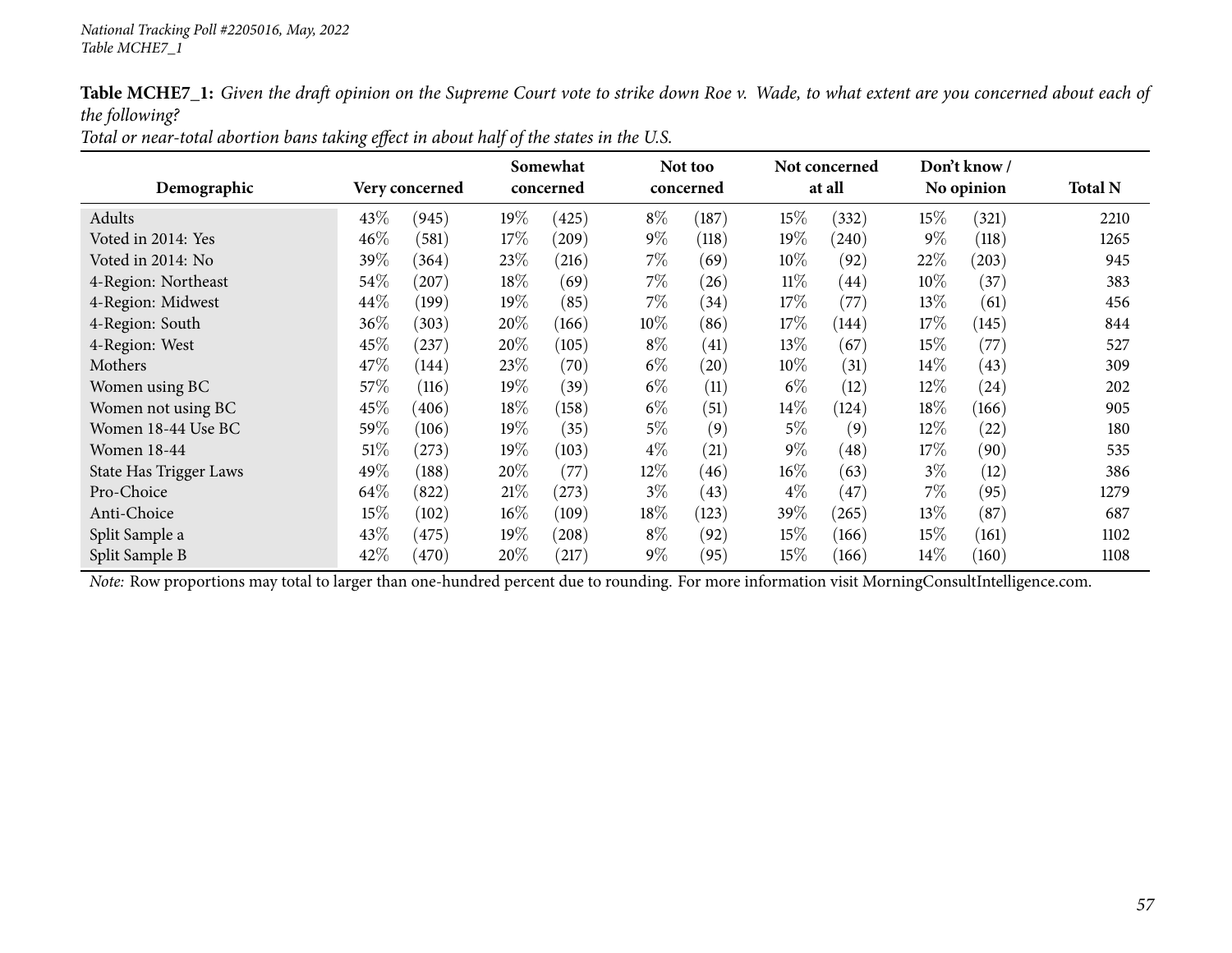National Tracking Poll #2205016, May, 2022
Table MCHE7_1

**Table MCHE7_1:** *Given the draft opinion on the Supreme Court vote to strike down Roe v. Wade, to what extent are you concerned about each of the following?*
*Total or near-total abortion bans taking effect in about half of the states in the U.S.*

| Demographic | Very concerned | | Somewhat concerned | | Not too concerned | | Not concerned at all | | Don't know / No opinion | | Total N |
|---|---|---|---|---|---|---|---|---|---|---|---|
| Adults | 43% | (945) | 19% | (425) | 8% | (187) | 15% | (332) | 15% | (321) | 2210 |
| Voted in 2014: Yes | 46% | (581) | 17% | (209) | 9% | (118) | 19% | (240) | 9% | (118) | 1265 |
| Voted in 2014: No | 39% | (364) | 23% | (216) | 7% | (69) | 10% | (92) | 22% | (203) | 945 |
| 4-Region: Northeast | 54% | (207) | 18% | (69) | 7% | (26) | 11% | (44) | 10% | (37) | 383 |
| 4-Region: Midwest | 44% | (199) | 19% | (85) | 7% | (34) | 17% | (77) | 13% | (61) | 456 |
| 4-Region: South | 36% | (303) | 20% | (166) | 10% | (86) | 17% | (144) | 17% | (145) | 844 |
| 4-Region: West | 45% | (237) | 20% | (105) | 8% | (41) | 13% | (67) | 15% | (77) | 527 |
| Mothers | 47% | (144) | 23% | (70) | 6% | (20) | 10% | (31) | 14% | (43) | 309 |
| Women using BC | 57% | (116) | 19% | (39) | 6% | (11) | 6% | (12) | 12% | (24) | 202 |
| Women not using BC | 45% | (406) | 18% | (158) | 6% | (51) | 14% | (124) | 18% | (166) | 905 |
| Women 18-44 Use BC | 59% | (106) | 19% | (35) | 5% | (9) | 5% | (9) | 12% | (22) | 180 |
| Women 18-44 | 51% | (273) | 19% | (103) | 4% | (21) | 9% | (48) | 17% | (90) | 535 |
| State Has Trigger Laws | 49% | (188) | 20% | (77) | 12% | (46) | 16% | (63) | 3% | (12) | 386 |
| Pro-Choice | 64% | (822) | 21% | (273) | 3% | (43) | 4% | (47) | 7% | (95) | 1279 |
| Anti-Choice | 15% | (102) | 16% | (109) | 18% | (123) | 39% | (265) | 13% | (87) | 687 |
| Split Sample a | 43% | (475) | 19% | (208) | 8% | (92) | 15% | (166) | 15% | (161) | 1102 |
| Split Sample B | 42% | (470) | 20% | (217) | 9% | (95) | 15% | (166) | 14% | (160) | 1108 |

*Note:* Row proportions may total to larger than one-hundred percent due to rounding. For more information visit MorningConsultIntelligence.com.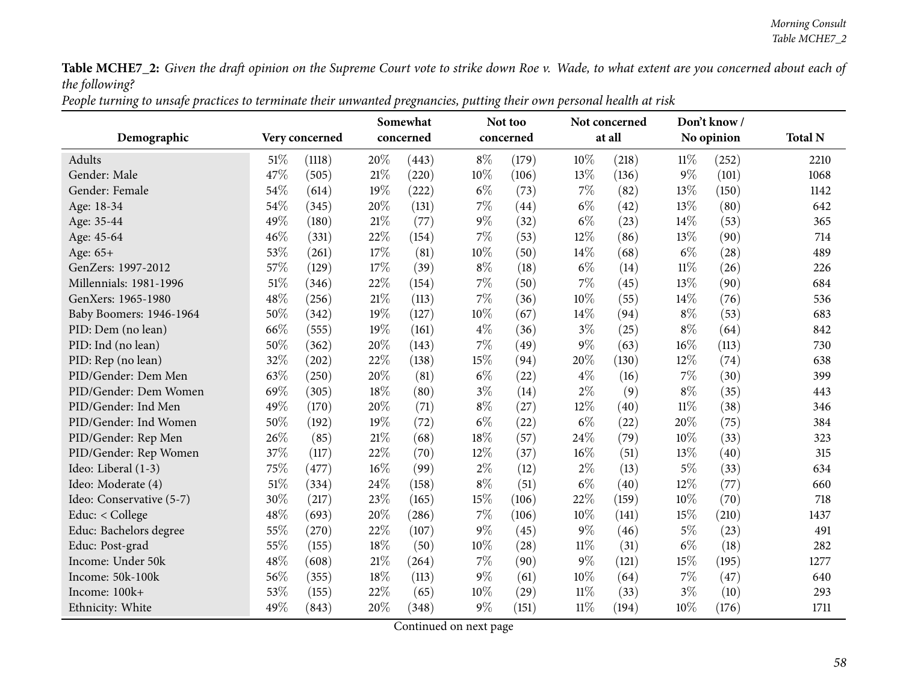**Table MCHE7_2:** *Given the draft opinion on the Supreme Court vote to strike down Roe v. Wade, to what extent are you concerned about each of the following?*

*People turning to unsafe practices to terminate their unwanted pregnancies, putting their own personal health at risk*

| Demographic | Very concerned | | Somewhat concerned | | Not too concerned | | Not concerned at all | | Don't know / No opinion | | Total N |
|---|---|---|---|---|---|---|---|---|---|---|---|
| Adults | 51% | (1118) | 20% | (443) | 8% | (179) | 10% | (218) | 11% | (252) | 2210 |
| Gender: Male | 47% | (505) | 21% | (220) | 10% | (106) | 13% | (136) | 9% | (101) | 1068 |
| Gender: Female | 54% | (614) | 19% | (222) | 6% | (73) | 7% | (82) | 13% | (150) | 1142 |
| Age: 18-34 | 54% | (345) | 20% | (131) | 7% | (44) | 6% | (42) | 13% | (80) | 642 |
| Age: 35-44 | 49% | (180) | 21% | (77) | 9% | (32) | 6% | (23) | 14% | (53) | 365 |
| Age: 45-64 | 46% | (331) | 22% | (154) | 7% | (53) | 12% | (86) | 13% | (90) | 714 |
| Age: 65+ | 53% | (261) | 17% | (81) | 10% | (50) | 14% | (68) | 6% | (28) | 489 |
| GenZers: 1997-2012 | 57% | (129) | 17% | (39) | 8% | (18) | 6% | (14) | 11% | (26) | 226 |
| Millennials: 1981-1996 | 51% | (346) | 22% | (154) | 7% | (50) | 7% | (45) | 13% | (90) | 684 |
| GenXers: 1965-1980 | 48% | (256) | 21% | (113) | 7% | (36) | 10% | (55) | 14% | (76) | 536 |
| Baby Boomers: 1946-1964 | 50% | (342) | 19% | (127) | 10% | (67) | 14% | (94) | 8% | (53) | 683 |
| PID: Dem (no lean) | 66% | (555) | 19% | (161) | 4% | (36) | 3% | (25) | 8% | (64) | 842 |
| PID: Ind (no lean) | 50% | (362) | 20% | (143) | 7% | (49) | 9% | (63) | 16% | (113) | 730 |
| PID: Rep (no lean) | 32% | (202) | 22% | (138) | 15% | (94) | 20% | (130) | 12% | (74) | 638 |
| PID/Gender: Dem Men | 63% | (250) | 20% | (81) | 6% | (22) | 4% | (16) | 7% | (30) | 399 |
| PID/Gender: Dem Women | 69% | (305) | 18% | (80) | 3% | (14) | 2% | (9) | 8% | (35) | 443 |
| PID/Gender: Ind Men | 49% | (170) | 20% | (71) | 8% | (27) | 12% | (40) | 11% | (38) | 346 |
| PID/Gender: Ind Women | 50% | (192) | 19% | (72) | 6% | (22) | 6% | (22) | 20% | (75) | 384 |
| PID/Gender: Rep Men | 26% | (85) | 21% | (68) | 18% | (57) | 24% | (79) | 10% | (33) | 323 |
| PID/Gender: Rep Women | 37% | (117) | 22% | (70) | 12% | (37) | 16% | (51) | 13% | (40) | 315 |
| Ideo: Liberal (1-3) | 75% | (477) | 16% | (99) | 2% | (12) | 2% | (13) | 5% | (33) | 634 |
| Ideo: Moderate (4) | 51% | (334) | 24% | (158) | 8% | (51) | 6% | (40) | 12% | (77) | 660 |
| Ideo: Conservative (5-7) | 30% | (217) | 23% | (165) | 15% | (106) | 22% | (159) | 10% | (70) | 718 |
| Educ: < College | 48% | (693) | 20% | (286) | 7% | (106) | 10% | (141) | 15% | (210) | 1437 |
| Educ: Bachelors degree | 55% | (270) | 22% | (107) | 9% | (45) | 9% | (46) | 5% | (23) | 491 |
| Educ: Post-grad | 55% | (155) | 18% | (50) | 10% | (28) | 11% | (31) | 6% | (18) | 282 |
| Income: Under 50k | 48% | (608) | 21% | (264) | 7% | (90) | 9% | (121) | 15% | (195) | 1277 |
| Income: 50k-100k | 56% | (355) | 18% | (113) | 9% | (61) | 10% | (64) | 7% | (47) | 640 |
| Income: 100k+ | 53% | (155) | 22% | (65) | 10% | (29) | 11% | (33) | 3% | (10) | 293 |
| Ethnicity: White | 49% | (843) | 20% | (348) | 9% | (151) | 11% | (194) | 10% | (176) | 1711 |

Continued on next page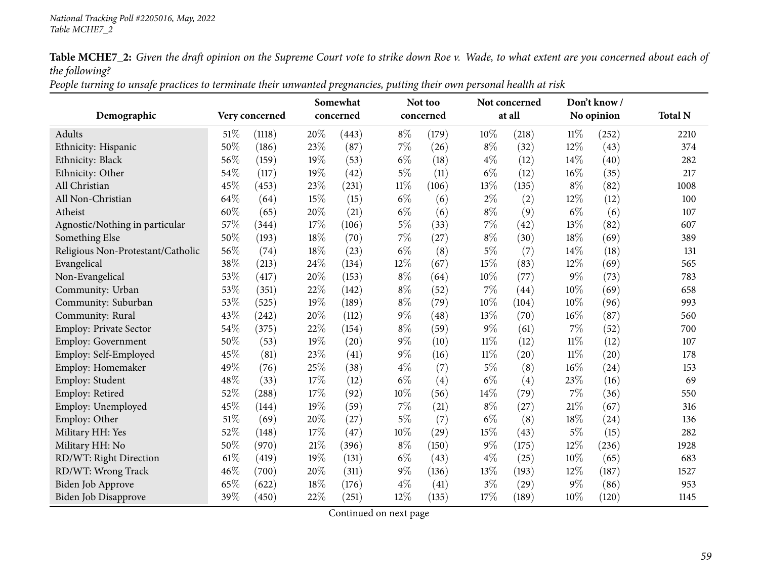*National Tracking Poll #2205016, May, 2022*
*Table MCHE7_2*

**Table MCHE7_2:** *Given the draft opinion on the Supreme Court vote to strike down Roe v. Wade, to what extent are you concerned about each of the following?*
*People turning to unsafe practices to terminate their unwanted pregnancies, putting their own personal health at risk*

| Demographic | Very concerned | | Somewhat concerned | | Not too concerned | | Not concerned at all | | Don't know / No opinion | | Total N |
|---|---|---|---|---|---|---|---|---|---|---|---|
| Adults | 51% | (1118) | 20% | (443) | 8% | (179) | 10% | (218) | 11% | (252) | 2210 |
| Ethnicity: Hispanic | 50% | (186) | 23% | (87) | 7% | (26) | 8% | (32) | 12% | (43) | 374 |
| Ethnicity: Black | 56% | (159) | 19% | (53) | 6% | (18) | 4% | (12) | 14% | (40) | 282 |
| Ethnicity: Other | 54% | (117) | 19% | (42) | 5% | (11) | 6% | (12) | 16% | (35) | 217 |
| All Christian | 45% | (453) | 23% | (231) | 11% | (106) | 13% | (135) | 8% | (82) | 1008 |
| All Non-Christian | 64% | (64) | 15% | (15) | 6% | (6) | 2% | (2) | 12% | (12) | 100 |
| Atheist | 60% | (65) | 20% | (21) | 6% | (6) | 8% | (9) | 6% | (6) | 107 |
| Agnostic/Nothing in particular | 57% | (344) | 17% | (106) | 5% | (33) | 7% | (42) | 13% | (82) | 607 |
| Something Else | 50% | (193) | 18% | (70) | 7% | (27) | 8% | (30) | 18% | (69) | 389 |
| Religious Non-Protestant/Catholic | 56% | (74) | 18% | (23) | 6% | (8) | 5% | (7) | 14% | (18) | 131 |
| Evangelical | 38% | (213) | 24% | (134) | 12% | (67) | 15% | (83) | 12% | (69) | 565 |
| Non-Evangelical | 53% | (417) | 20% | (153) | 8% | (64) | 10% | (77) | 9% | (73) | 783 |
| Community: Urban | 53% | (351) | 22% | (142) | 8% | (52) | 7% | (44) | 10% | (69) | 658 |
| Community: Suburban | 53% | (525) | 19% | (189) | 8% | (79) | 10% | (104) | 10% | (96) | 993 |
| Community: Rural | 43% | (242) | 20% | (112) | 9% | (48) | 13% | (70) | 16% | (87) | 560 |
| Employ: Private Sector | 54% | (375) | 22% | (154) | 8% | (59) | 9% | (61) | 7% | (52) | 700 |
| Employ: Government | 50% | (53) | 19% | (20) | 9% | (10) | 11% | (12) | 11% | (12) | 107 |
| Employ: Self-Employed | 45% | (81) | 23% | (41) | 9% | (16) | 11% | (20) | 11% | (20) | 178 |
| Employ: Homemaker | 49% | (76) | 25% | (38) | 4% | (7) | 5% | (8) | 16% | (24) | 153 |
| Employ: Student | 48% | (33) | 17% | (12) | 6% | (4) | 6% | (4) | 23% | (16) | 69 |
| Employ: Retired | 52% | (288) | 17% | (92) | 10% | (56) | 14% | (79) | 7% | (36) | 550 |
| Employ: Unemployed | 45% | (144) | 19% | (59) | 7% | (21) | 8% | (27) | 21% | (67) | 316 |
| Employ: Other | 51% | (69) | 20% | (27) | 5% | (7) | 6% | (8) | 18% | (24) | 136 |
| Military HH: Yes | 52% | (148) | 17% | (47) | 10% | (29) | 15% | (43) | 5% | (15) | 282 |
| Military HH: No | 50% | (970) | 21% | (396) | 8% | (150) | 9% | (175) | 12% | (236) | 1928 |
| RD/WT: Right Direction | 61% | (419) | 19% | (131) | 6% | (43) | 4% | (25) | 10% | (65) | 683 |
| RD/WT: Wrong Track | 46% | (700) | 20% | (311) | 9% | (136) | 13% | (193) | 12% | (187) | 1527 |
| Biden Job Approve | 65% | (622) | 18% | (176) | 4% | (41) | 3% | (29) | 9% | (86) | 953 |
| Biden Job Disapprove | 39% | (450) | 22% | (251) | 12% | (135) | 17% | (189) | 10% | (120) | 1145 |

Continued on next page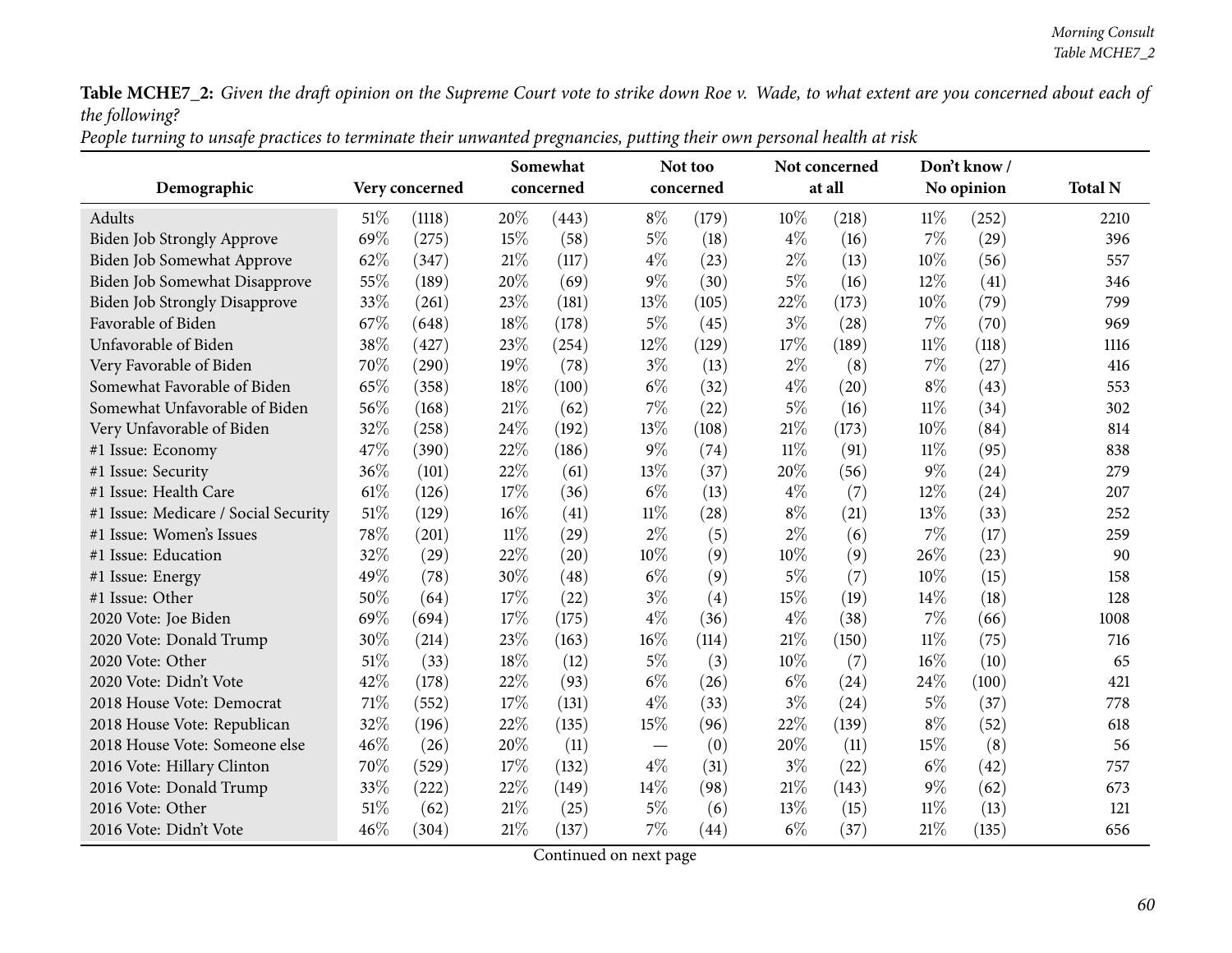**Table MCHE7_2:** *Given the draft opinion on the Supreme Court vote to strike down Roe v. Wade, to what extent are you concerned about each of the following?*

*People turning to unsafe practices to terminate their unwanted pregnancies, putting their own personal health at risk*

| Demographic | Very concerned | | Somewhat concerned | | Not too concerned | | Not concerned at all | | Don't know / No opinion | | Total N |
|---|---|---|---|---|---|---|---|---|---|---|---|
| Adults | 51% | (1118) | 20% | (443) | 8% | (179) | 10% | (218) | 11% | (252) | 2210 |
| Biden Job Strongly Approve | 69% | (275) | 15% | (58) | 5% | (18) | 4% | (16) | 7% | (29) | 396 |
| Biden Job Somewhat Approve | 62% | (347) | 21% | (117) | 4% | (23) | 2% | (13) | 10% | (56) | 557 |
| Biden Job Somewhat Disapprove | 55% | (189) | 20% | (69) | 9% | (30) | 5% | (16) | 12% | (41) | 346 |
| Biden Job Strongly Disapprove | 33% | (261) | 23% | (181) | 13% | (105) | 22% | (173) | 10% | (79) | 799 |
| Favorable of Biden | 67% | (648) | 18% | (178) | 5% | (45) | 3% | (28) | 7% | (70) | 969 |
| Unfavorable of Biden | 38% | (427) | 23% | (254) | 12% | (129) | 17% | (189) | 11% | (118) | 1116 |
| Very Favorable of Biden | 70% | (290) | 19% | (78) | 3% | (13) | 2% | (8) | 7% | (27) | 416 |
| Somewhat Favorable of Biden | 65% | (358) | 18% | (100) | 6% | (32) | 4% | (20) | 8% | (43) | 553 |
| Somewhat Unfavorable of Biden | 56% | (168) | 21% | (62) | 7% | (22) | 5% | (16) | 11% | (34) | 302 |
| Very Unfavorable of Biden | 32% | (258) | 24% | (192) | 13% | (108) | 21% | (173) | 10% | (84) | 814 |
| #1 Issue: Economy | 47% | (390) | 22% | (186) | 9% | (74) | 11% | (91) | 11% | (95) | 838 |
| #1 Issue: Security | 36% | (101) | 22% | (61) | 13% | (37) | 20% | (56) | 9% | (24) | 279 |
| #1 Issue: Health Care | 61% | (126) | 17% | (36) | 6% | (13) | 4% | (7) | 12% | (24) | 207 |
| #1 Issue: Medicare / Social Security | 51% | (129) | 16% | (41) | 11% | (28) | 8% | (21) | 13% | (33) | 252 |
| #1 Issue: Women's Issues | 78% | (201) | 11% | (29) | 2% | (5) | 2% | (6) | 7% | (17) | 259 |
| #1 Issue: Education | 32% | (29) | 22% | (20) | 10% | (9) | 10% | (9) | 26% | (23) | 90 |
| #1 Issue: Energy | 49% | (78) | 30% | (48) | 6% | (9) | 5% | (7) | 10% | (15) | 158 |
| #1 Issue: Other | 50% | (64) | 17% | (22) | 3% | (4) | 15% | (19) | 14% | (18) | 128 |
| 2020 Vote: Joe Biden | 69% | (694) | 17% | (175) | 4% | (36) | 4% | (38) | 7% | (66) | 1008 |
| 2020 Vote: Donald Trump | 30% | (214) | 23% | (163) | 16% | (114) | 21% | (150) | 11% | (75) | 716 |
| 2020 Vote: Other | 51% | (33) | 18% | (12) | 5% | (3) | 10% | (7) | 16% | (10) | 65 |
| 2020 Vote: Didn't Vote | 42% | (178) | 22% | (93) | 6% | (26) | 6% | (24) | 24% | (100) | 421 |
| 2018 House Vote: Democrat | 71% | (552) | 17% | (131) | 4% | (33) | 3% | (24) | 5% | (37) | 778 |
| 2018 House Vote: Republican | 32% | (196) | 22% | (135) | 15% | (96) | 22% | (139) | 8% | (52) | 618 |
| 2018 House Vote: Someone else | 46% | (26) | 20% | (11) | — | (0) | 20% | (11) | 15% | (8) | 56 |
| 2016 Vote: Hillary Clinton | 70% | (529) | 17% | (132) | 4% | (31) | 3% | (22) | 6% | (42) | 757 |
| 2016 Vote: Donald Trump | 33% | (222) | 22% | (149) | 14% | (98) | 21% | (143) | 9% | (62) | 673 |
| 2016 Vote: Other | 51% | (62) | 21% | (25) | 5% | (6) | 13% | (15) | 11% | (13) | 121 |
| 2016 Vote: Didn't Vote | 46% | (304) | 21% | (137) | 7% | (44) | 6% | (37) | 21% | (135) | 656 |

Continued on next page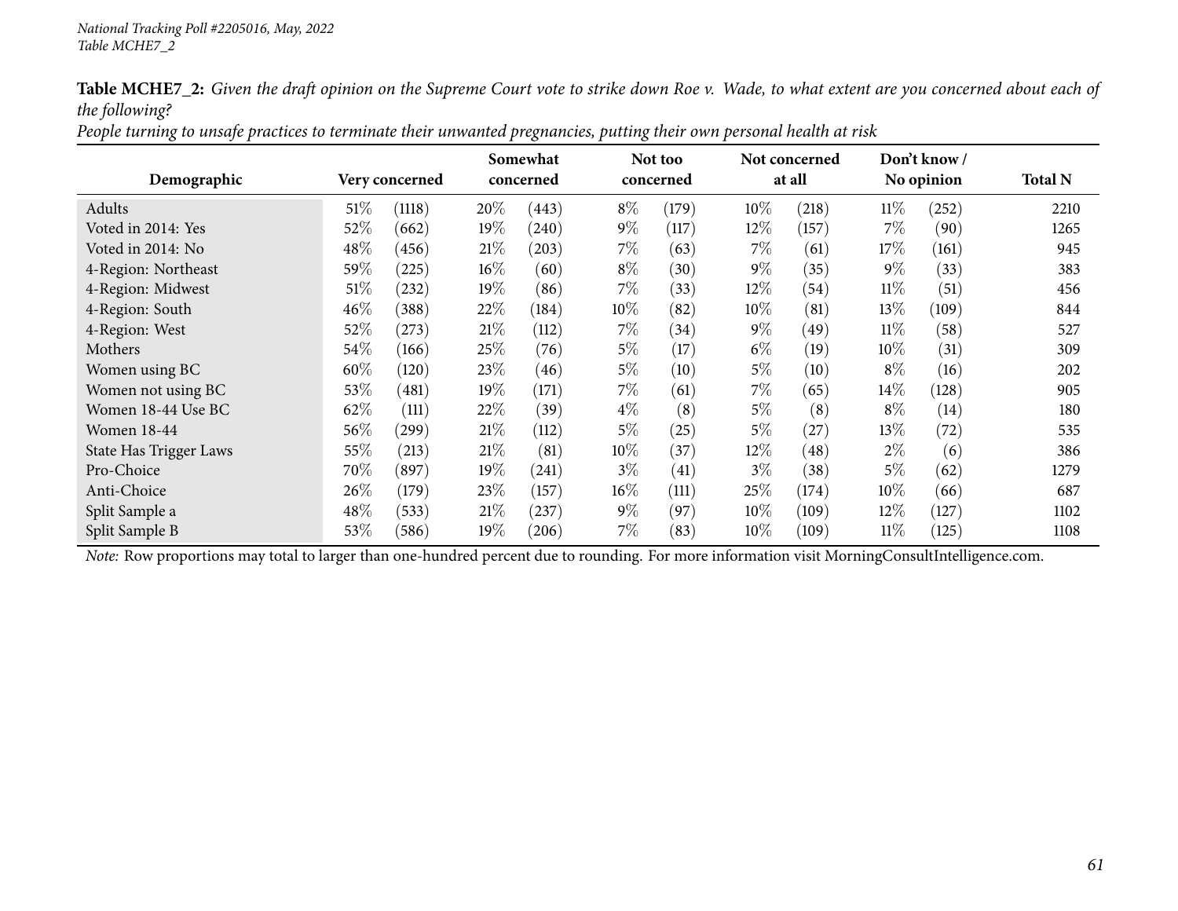*National Tracking Poll #2205016, May, 2022*
*Table MCHE7_2*

**Table MCHE7_2:** *Given the draft opinion on the Supreme Court vote to strike down Roe v. Wade, to what extent are you concerned about each of the following?*
*People turning to unsafe practices to terminate their unwanted pregnancies, putting their own personal health at risk*

| Demographic | Very concerned | | Somewhat concerned | | Not too concerned | | Not concerned at all | | Don't know / No opinion | | Total N |
|---|---|---|---|---|---|---|---|---|---|---|---|
| Adults | 51% | (1118) | 20% | (443) | 8% | (179) | 10% | (218) | 11% | (252) | 2210 |
| Voted in 2014: Yes | 52% | (662) | 19% | (240) | 9% | (117) | 12% | (157) | 7% | (90) | 1265 |
| Voted in 2014: No | 48% | (456) | 21% | (203) | 7% | (63) | 7% | (61) | 17% | (161) | 945 |
| 4-Region: Northeast | 59% | (225) | 16% | (60) | 8% | (30) | 9% | (35) | 9% | (33) | 383 |
| 4-Region: Midwest | 51% | (232) | 19% | (86) | 7% | (33) | 12% | (54) | 11% | (51) | 456 |
| 4-Region: South | 46% | (388) | 22% | (184) | 10% | (82) | 10% | (81) | 13% | (109) | 844 |
| 4-Region: West | 52% | (273) | 21% | (112) | 7% | (34) | 9% | (49) | 11% | (58) | 527 |
| Mothers | 54% | (166) | 25% | (76) | 5% | (17) | 6% | (19) | 10% | (31) | 309 |
| Women using BC | 60% | (120) | 23% | (46) | 5% | (10) | 5% | (10) | 8% | (16) | 202 |
| Women not using BC | 53% | (481) | 19% | (171) | 7% | (61) | 7% | (65) | 14% | (128) | 905 |
| Women 18-44 Use BC | 62% | (111) | 22% | (39) | 4% | (8) | 5% | (8) | 8% | (14) | 180 |
| Women 18-44 | 56% | (299) | 21% | (112) | 5% | (25) | 5% | (27) | 13% | (72) | 535 |
| State Has Trigger Laws | 55% | (213) | 21% | (81) | 10% | (37) | 12% | (48) | 2% | (6) | 386 |
| Pro-Choice | 70% | (897) | 19% | (241) | 3% | (41) | 3% | (38) | 5% | (62) | 1279 |
| Anti-Choice | 26% | (179) | 23% | (157) | 16% | (111) | 25% | (174) | 10% | (66) | 687 |
| Split Sample a | 48% | (533) | 21% | (237) | 9% | (97) | 10% | (109) | 12% | (127) | 1102 |
| Split Sample B | 53% | (586) | 19% | (206) | 7% | (83) | 10% | (109) | 11% | (125) | 1108 |

*Note:* Row proportions may total to larger than one-hundred percent due to rounding. For more information visit MorningConsultIntelligence.com.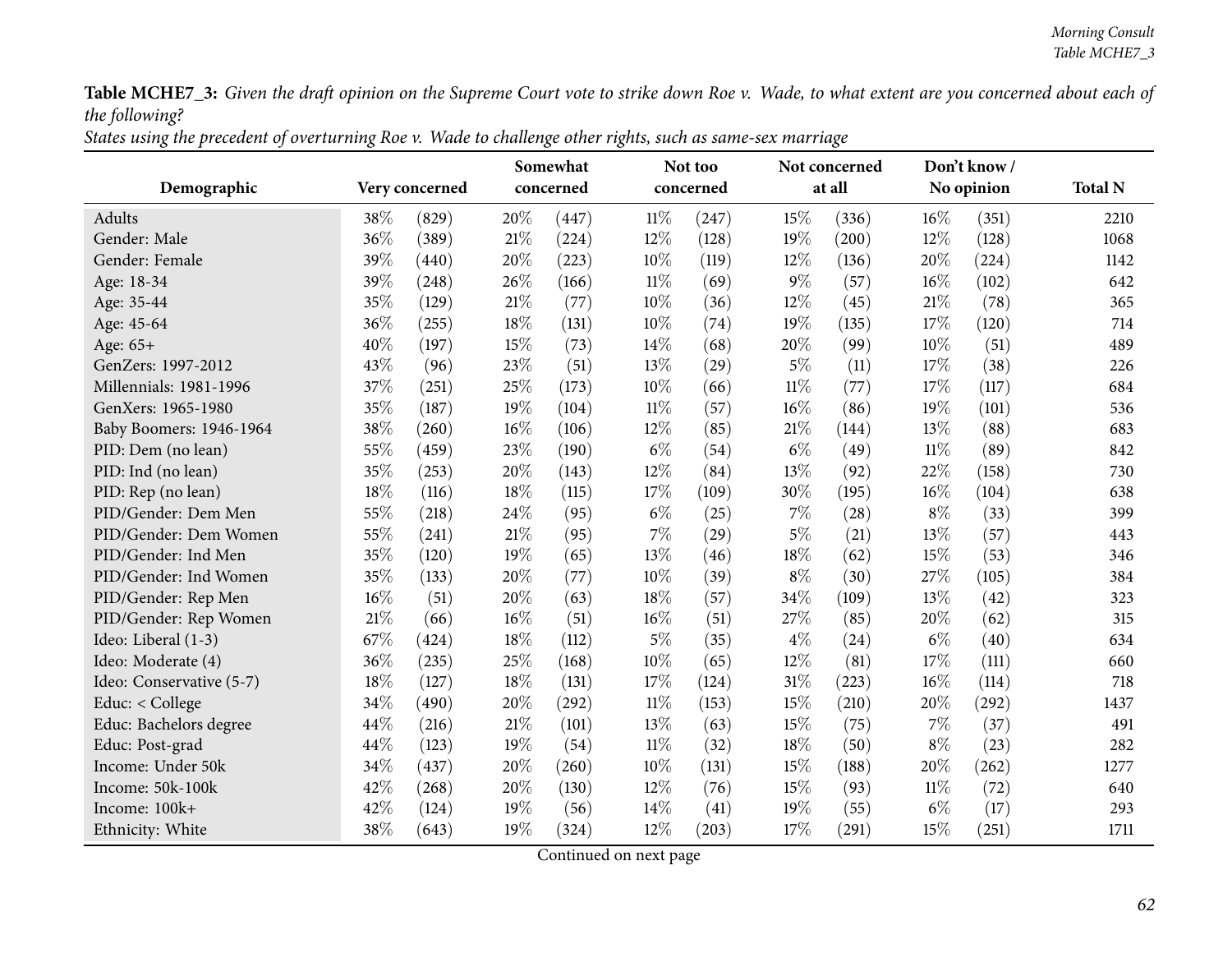**Table MCHE7_3:** *Given the draft opinion on the Supreme Court vote to strike down Roe v. Wade, to what extent are you concerned about each of the following?*

*States using the precedent of overturning Roe v. Wade to challenge other rights, such as same-sex marriage*

| Demographic | Very concerned | | Somewhat concerned | | Not too concerned | | Not concerned at all | | Don't know / No opinion | | Total N |
|---|---|---|---|---|---|---|---|---|---|---|---|
| Adults | 38% | (829) | 20% | (447) | 11% | (247) | 15% | (336) | 16% | (351) | 2210 |
| Gender: Male | 36% | (389) | 21% | (224) | 12% | (128) | 19% | (200) | 12% | (128) | 1068 |
| Gender: Female | 39% | (440) | 20% | (223) | 10% | (119) | 12% | (136) | 20% | (224) | 1142 |
| Age: 18-34 | 39% | (248) | 26% | (166) | 11% | (69) | 9% | (57) | 16% | (102) | 642 |
| Age: 35-44 | 35% | (129) | 21% | (77) | 10% | (36) | 12% | (45) | 21% | (78) | 365 |
| Age: 45-64 | 36% | (255) | 18% | (131) | 10% | (74) | 19% | (135) | 17% | (120) | 714 |
| Age: 65+ | 40% | (197) | 15% | (73) | 14% | (68) | 20% | (99) | 10% | (51) | 489 |
| GenZers: 1997-2012 | 43% | (96) | 23% | (51) | 13% | (29) | 5% | (11) | 17% | (38) | 226 |
| Millennials: 1981-1996 | 37% | (251) | 25% | (173) | 10% | (66) | 11% | (77) | 17% | (117) | 684 |
| GenXers: 1965-1980 | 35% | (187) | 19% | (104) | 11% | (57) | 16% | (86) | 19% | (101) | 536 |
| Baby Boomers: 1946-1964 | 38% | (260) | 16% | (106) | 12% | (85) | 21% | (144) | 13% | (88) | 683 |
| PID: Dem (no lean) | 55% | (459) | 23% | (190) | 6% | (54) | 6% | (49) | 11% | (89) | 842 |
| PID: Ind (no lean) | 35% | (253) | 20% | (143) | 12% | (84) | 13% | (92) | 22% | (158) | 730 |
| PID: Rep (no lean) | 18% | (116) | 18% | (115) | 17% | (109) | 30% | (195) | 16% | (104) | 638 |
| PID/Gender: Dem Men | 55% | (218) | 24% | (95) | 6% | (25) | 7% | (28) | 8% | (33) | 399 |
| PID/Gender: Dem Women | 55% | (241) | 21% | (95) | 7% | (29) | 5% | (21) | 13% | (57) | 443 |
| PID/Gender: Ind Men | 35% | (120) | 19% | (65) | 13% | (46) | 18% | (62) | 15% | (53) | 346 |
| PID/Gender: Ind Women | 35% | (133) | 20% | (77) | 10% | (39) | 8% | (30) | 27% | (105) | 384 |
| PID/Gender: Rep Men | 16% | (51) | 20% | (63) | 18% | (57) | 34% | (109) | 13% | (42) | 323 |
| PID/Gender: Rep Women | 21% | (66) | 16% | (51) | 16% | (51) | 27% | (85) | 20% | (62) | 315 |
| Ideo: Liberal (1-3) | 67% | (424) | 18% | (112) | 5% | (35) | 4% | (24) | 6% | (40) | 634 |
| Ideo: Moderate (4) | 36% | (235) | 25% | (168) | 10% | (65) | 12% | (81) | 17% | (111) | 660 |
| Ideo: Conservative (5-7) | 18% | (127) | 18% | (131) | 17% | (124) | 31% | (223) | 16% | (114) | 718 |
| Educ: < College | 34% | (490) | 20% | (292) | 11% | (153) | 15% | (210) | 20% | (292) | 1437 |
| Educ: Bachelors degree | 44% | (216) | 21% | (101) | 13% | (63) | 15% | (75) | 7% | (37) | 491 |
| Educ: Post-grad | 44% | (123) | 19% | (54) | 11% | (32) | 18% | (50) | 8% | (23) | 282 |
| Income: Under 50k | 34% | (437) | 20% | (260) | 10% | (131) | 15% | (188) | 20% | (262) | 1277 |
| Income: 50k-100k | 42% | (268) | 20% | (130) | 12% | (76) | 15% | (93) | 11% | (72) | 640 |
| Income: 100k+ | 42% | (124) | 19% | (56) | 14% | (41) | 19% | (55) | 6% | (17) | 293 |
| Ethnicity: White | 38% | (643) | 19% | (324) | 12% | (203) | 17% | (291) | 15% | (251) | 1711 |

Continued on next page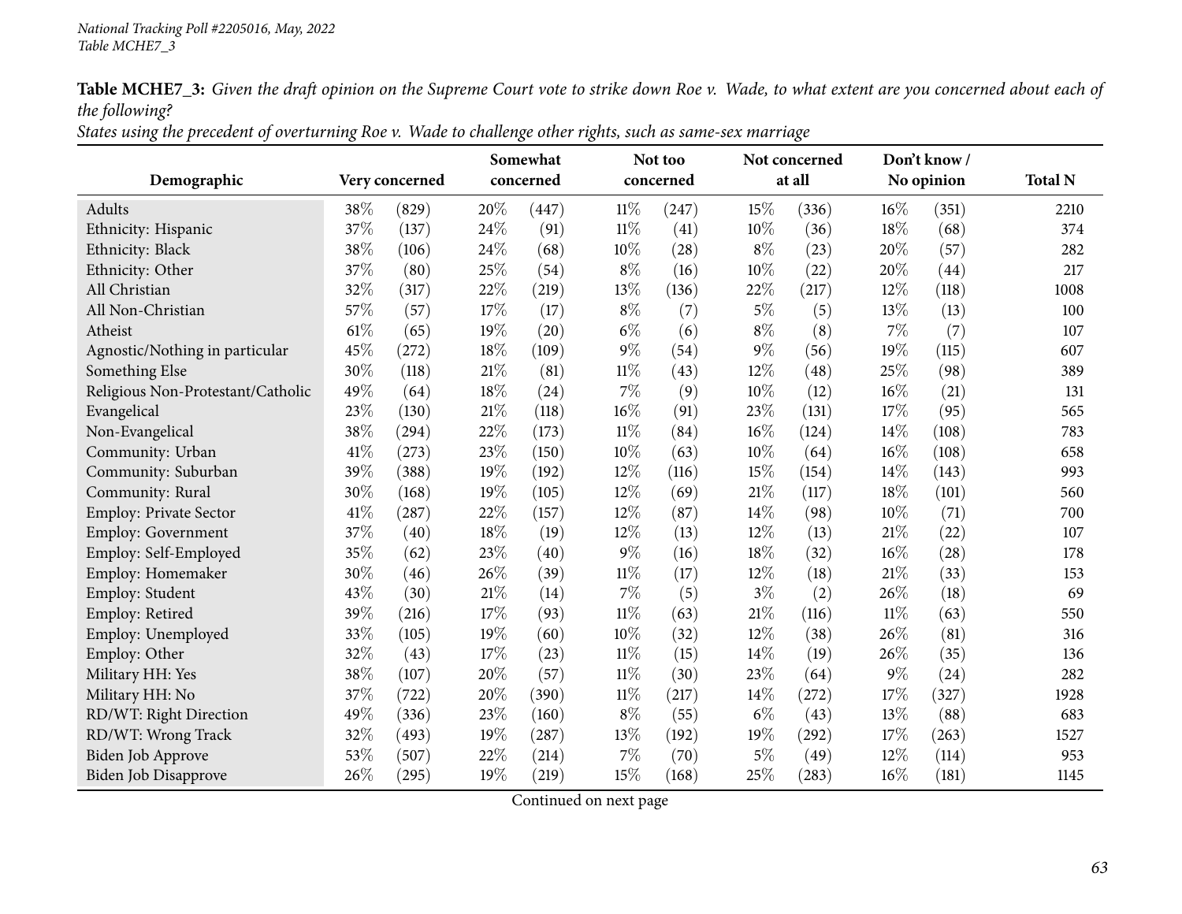**Table MCHE7_3:** *Given the draft opinion on the Supreme Court vote to strike down Roe v. Wade, to what extent are you concerned about each of the following?*

*States using the precedent of overturning Roe v. Wade to challenge other rights, such as same-sex marriage*

| Demographic | Very concerned | | Somewhat concerned | | Not too concerned | | Not concerned at all | | Don't know / No opinion | | Total N |
|---|---|---|---|---|---|---|---|---|---|---|---|
| Adults | 38% | (829) | 20% | (447) | 11% | (247) | 15% | (336) | 16% | (351) | 2210 |
| Ethnicity: Hispanic | 37% | (137) | 24% | (91) | 11% | (41) | 10% | (36) | 18% | (68) | 374 |
| Ethnicity: Black | 38% | (106) | 24% | (68) | 10% | (28) | 8% | (23) | 20% | (57) | 282 |
| Ethnicity: Other | 37% | (80) | 25% | (54) | 8% | (16) | 10% | (22) | 20% | (44) | 217 |
| All Christian | 32% | (317) | 22% | (219) | 13% | (136) | 22% | (217) | 12% | (118) | 1008 |
| All Non-Christian | 57% | (57) | 17% | (17) | 8% | (7) | 5% | (5) | 13% | (13) | 100 |
| Atheist | 61% | (65) | 19% | (20) | 6% | (6) | 8% | (8) | 7% | (7) | 107 |
| Agnostic/Nothing in particular | 45% | (272) | 18% | (109) | 9% | (54) | 9% | (56) | 19% | (115) | 607 |
| Something Else | 30% | (118) | 21% | (81) | 11% | (43) | 12% | (48) | 25% | (98) | 389 |
| Religious Non-Protestant/Catholic | 49% | (64) | 18% | (24) | 7% | (9) | 10% | (12) | 16% | (21) | 131 |
| Evangelical | 23% | (130) | 21% | (118) | 16% | (91) | 23% | (131) | 17% | (95) | 565 |
| Non-Evangelical | 38% | (294) | 22% | (173) | 11% | (84) | 16% | (124) | 14% | (108) | 783 |
| Community: Urban | 41% | (273) | 23% | (150) | 10% | (63) | 10% | (64) | 16% | (108) | 658 |
| Community: Suburban | 39% | (388) | 19% | (192) | 12% | (116) | 15% | (154) | 14% | (143) | 993 |
| Community: Rural | 30% | (168) | 19% | (105) | 12% | (69) | 21% | (117) | 18% | (101) | 560 |
| Employ: Private Sector | 41% | (287) | 22% | (157) | 12% | (87) | 14% | (98) | 10% | (71) | 700 |
| Employ: Government | 37% | (40) | 18% | (19) | 12% | (13) | 12% | (13) | 21% | (22) | 107 |
| Employ: Self-Employed | 35% | (62) | 23% | (40) | 9% | (16) | 18% | (32) | 16% | (28) | 178 |
| Employ: Homemaker | 30% | (46) | 26% | (39) | 11% | (17) | 12% | (18) | 21% | (33) | 153 |
| Employ: Student | 43% | (30) | 21% | (14) | 7% | (5) | 3% | (2) | 26% | (18) | 69 |
| Employ: Retired | 39% | (216) | 17% | (93) | 11% | (63) | 21% | (116) | 11% | (63) | 550 |
| Employ: Unemployed | 33% | (105) | 19% | (60) | 10% | (32) | 12% | (38) | 26% | (81) | 316 |
| Employ: Other | 32% | (43) | 17% | (23) | 11% | (15) | 14% | (19) | 26% | (35) | 136 |
| Military HH: Yes | 38% | (107) | 20% | (57) | 11% | (30) | 23% | (64) | 9% | (24) | 282 |
| Military HH: No | 37% | (722) | 20% | (390) | 11% | (217) | 14% | (272) | 17% | (327) | 1928 |
| RD/WT: Right Direction | 49% | (336) | 23% | (160) | 8% | (55) | 6% | (43) | 13% | (88) | 683 |
| RD/WT: Wrong Track | 32% | (493) | 19% | (287) | 13% | (192) | 19% | (292) | 17% | (263) | 1527 |
| Biden Job Approve | 53% | (507) | 22% | (214) | 7% | (70) | 5% | (49) | 12% | (114) | 953 |
| Biden Job Disapprove | 26% | (295) | 19% | (219) | 15% | (168) | 25% | (283) | 16% | (181) | 1145 |

Continued on next page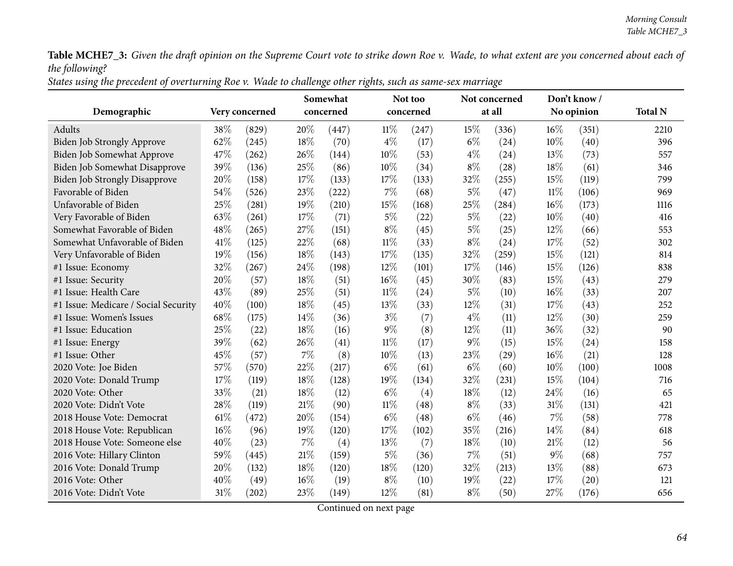**Table MCHE7_3:** *Given the draft opinion on the Supreme Court vote to strike down Roe v. Wade, to what extent are you concerned about each of the following?*

*States using the precedent of overturning Roe v. Wade to challenge other rights, such as same-sex marriage*

| Demographic | Very concerned | | Somewhat concerned | | Not too concerned | | Not concerned at all | | Don't know / No opinion | | Total N |
|---|---|---|---|---|---|---|---|---|---|---|---|
| Adults | 38% | (829) | 20% | (447) | 11% | (247) | 15% | (336) | 16% | (351) | 2210 |
| Biden Job Strongly Approve | 62% | (245) | 18% | (70) | 4% | (17) | 6% | (24) | 10% | (40) | 396 |
| Biden Job Somewhat Approve | 47% | (262) | 26% | (144) | 10% | (53) | 4% | (24) | 13% | (73) | 557 |
| Biden Job Somewhat Disapprove | 39% | (136) | 25% | (86) | 10% | (34) | 8% | (28) | 18% | (61) | 346 |
| Biden Job Strongly Disapprove | 20% | (158) | 17% | (133) | 17% | (133) | 32% | (255) | 15% | (119) | 799 |
| Favorable of Biden | 54% | (526) | 23% | (222) | 7% | (68) | 5% | (47) | 11% | (106) | 969 |
| Unfavorable of Biden | 25% | (281) | 19% | (210) | 15% | (168) | 25% | (284) | 16% | (173) | 1116 |
| Very Favorable of Biden | 63% | (261) | 17% | (71) | 5% | (22) | 5% | (22) | 10% | (40) | 416 |
| Somewhat Favorable of Biden | 48% | (265) | 27% | (151) | 8% | (45) | 5% | (25) | 12% | (66) | 553 |
| Somewhat Unfavorable of Biden | 41% | (125) | 22% | (68) | 11% | (33) | 8% | (24) | 17% | (52) | 302 |
| Very Unfavorable of Biden | 19% | (156) | 18% | (143) | 17% | (135) | 32% | (259) | 15% | (121) | 814 |
| #1 Issue: Economy | 32% | (267) | 24% | (198) | 12% | (101) | 17% | (146) | 15% | (126) | 838 |
| #1 Issue: Security | 20% | (57) | 18% | (51) | 16% | (45) | 30% | (83) | 15% | (43) | 279 |
| #1 Issue: Health Care | 43% | (89) | 25% | (51) | 11% | (24) | 5% | (10) | 16% | (33) | 207 |
| #1 Issue: Medicare / Social Security | 40% | (100) | 18% | (45) | 13% | (33) | 12% | (31) | 17% | (43) | 252 |
| #1 Issue: Women's Issues | 68% | (175) | 14% | (36) | 3% | (7) | 4% | (11) | 12% | (30) | 259 |
| #1 Issue: Education | 25% | (22) | 18% | (16) | 9% | (8) | 12% | (11) | 36% | (32) | 90 |
| #1 Issue: Energy | 39% | (62) | 26% | (41) | 11% | (17) | 9% | (15) | 15% | (24) | 158 |
| #1 Issue: Other | 45% | (57) | 7% | (8) | 10% | (13) | 23% | (29) | 16% | (21) | 128 |
| 2020 Vote: Joe Biden | 57% | (570) | 22% | (217) | 6% | (61) | 6% | (60) | 10% | (100) | 1008 |
| 2020 Vote: Donald Trump | 17% | (119) | 18% | (128) | 19% | (134) | 32% | (231) | 15% | (104) | 716 |
| 2020 Vote: Other | 33% | (21) | 18% | (12) | 6% | (4) | 18% | (12) | 24% | (16) | 65 |
| 2020 Vote: Didn't Vote | 28% | (119) | 21% | (90) | 11% | (48) | 8% | (33) | 31% | (131) | 421 |
| 2018 House Vote: Democrat | 61% | (472) | 20% | (154) | 6% | (48) | 6% | (46) | 7% | (58) | 778 |
| 2018 House Vote: Republican | 16% | (96) | 19% | (120) | 17% | (102) | 35% | (216) | 14% | (84) | 618 |
| 2018 House Vote: Someone else | 40% | (23) | 7% | (4) | 13% | (7) | 18% | (10) | 21% | (12) | 56 |
| 2016 Vote: Hillary Clinton | 59% | (445) | 21% | (159) | 5% | (36) | 7% | (51) | 9% | (68) | 757 |
| 2016 Vote: Donald Trump | 20% | (132) | 18% | (120) | 18% | (120) | 32% | (213) | 13% | (88) | 673 |
| 2016 Vote: Other | 40% | (49) | 16% | (19) | 8% | (10) | 19% | (22) | 17% | (20) | 121 |
| 2016 Vote: Didn't Vote | 31% | (202) | 23% | (149) | 12% | (81) | 8% | (50) | 27% | (176) | 656 |

Continued on next page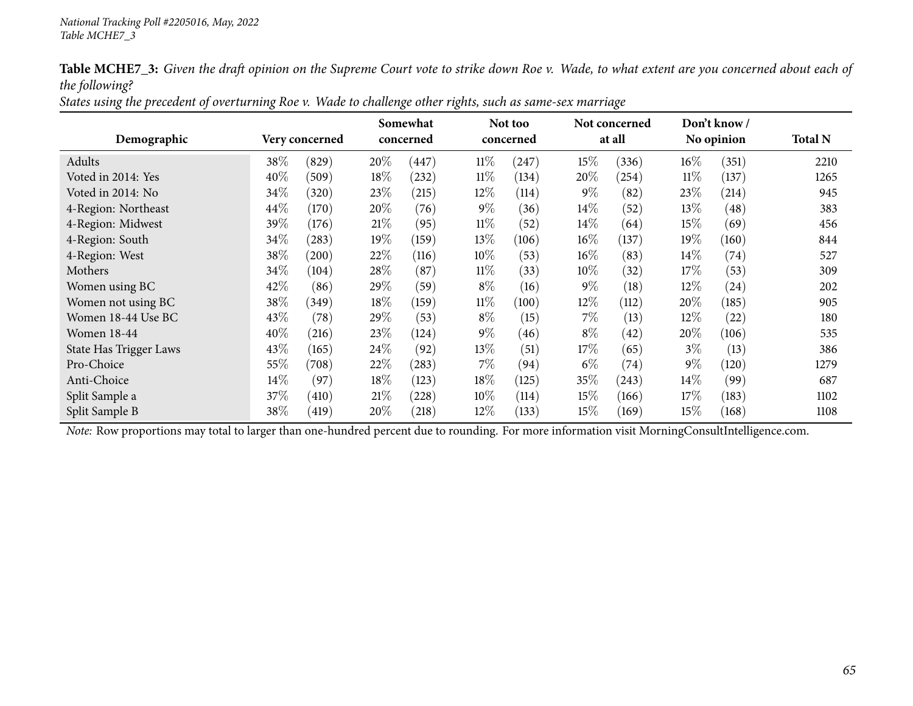*National Tracking Poll #2205016, May, 2022*
*Table MCHE7_3*

**Table MCHE7_3:** *Given the draft opinion on the Supreme Court vote to strike down Roe v. Wade, to what extent are you concerned about each of the following?*
*States using the precedent of overturning Roe v. Wade to challenge other rights, such as same-sex marriage*

| Demographic | Very concerned | | Somewhat concerned | | Not too concerned | | Not concerned at all | | Don't know / No opinion | | Total N |
|---|---|---|---|---|---|---|---|---|---|---|---|
| Adults | 38% | (829) | 20% | (447) | 11% | (247) | 15% | (336) | 16% | (351) | 2210 |
| Voted in 2014: Yes | 40% | (509) | 18% | (232) | 11% | (134) | 20% | (254) | 11% | (137) | 1265 |
| Voted in 2014: No | 34% | (320) | 23% | (215) | 12% | (114) | 9% | (82) | 23% | (214) | 945 |
| 4-Region: Northeast | 44% | (170) | 20% | (76) | 9% | (36) | 14% | (52) | 13% | (48) | 383 |
| 4-Region: Midwest | 39% | (176) | 21% | (95) | 11% | (52) | 14% | (64) | 15% | (69) | 456 |
| 4-Region: South | 34% | (283) | 19% | (159) | 13% | (106) | 16% | (137) | 19% | (160) | 844 |
| 4-Region: West | 38% | (200) | 22% | (116) | 10% | (53) | 16% | (83) | 14% | (74) | 527 |
| Mothers | 34% | (104) | 28% | (87) | 11% | (33) | 10% | (32) | 17% | (53) | 309 |
| Women using BC | 42% | (86) | 29% | (59) | 8% | (16) | 9% | (18) | 12% | (24) | 202 |
| Women not using BC | 38% | (349) | 18% | (159) | 11% | (100) | 12% | (112) | 20% | (185) | 905 |
| Women 18-44 Use BC | 43% | (78) | 29% | (53) | 8% | (15) | 7% | (13) | 12% | (22) | 180 |
| Women 18-44 | 40% | (216) | 23% | (124) | 9% | (46) | 8% | (42) | 20% | (106) | 535 |
| State Has Trigger Laws | 43% | (165) | 24% | (92) | 13% | (51) | 17% | (65) | 3% | (13) | 386 |
| Pro-Choice | 55% | (708) | 22% | (283) | 7% | (94) | 6% | (74) | 9% | (120) | 1279 |
| Anti-Choice | 14% | (97) | 18% | (123) | 18% | (125) | 35% | (243) | 14% | (99) | 687 |
| Split Sample a | 37% | (410) | 21% | (228) | 10% | (114) | 15% | (166) | 17% | (183) | 1102 |
| Split Sample B | 38% | (419) | 20% | (218) | 12% | (133) | 15% | (169) | 15% | (168) | 1108 |

*Note:* Row proportions may total to larger than one-hundred percent due to rounding. For more information visit MorningConsultIntelligence.com.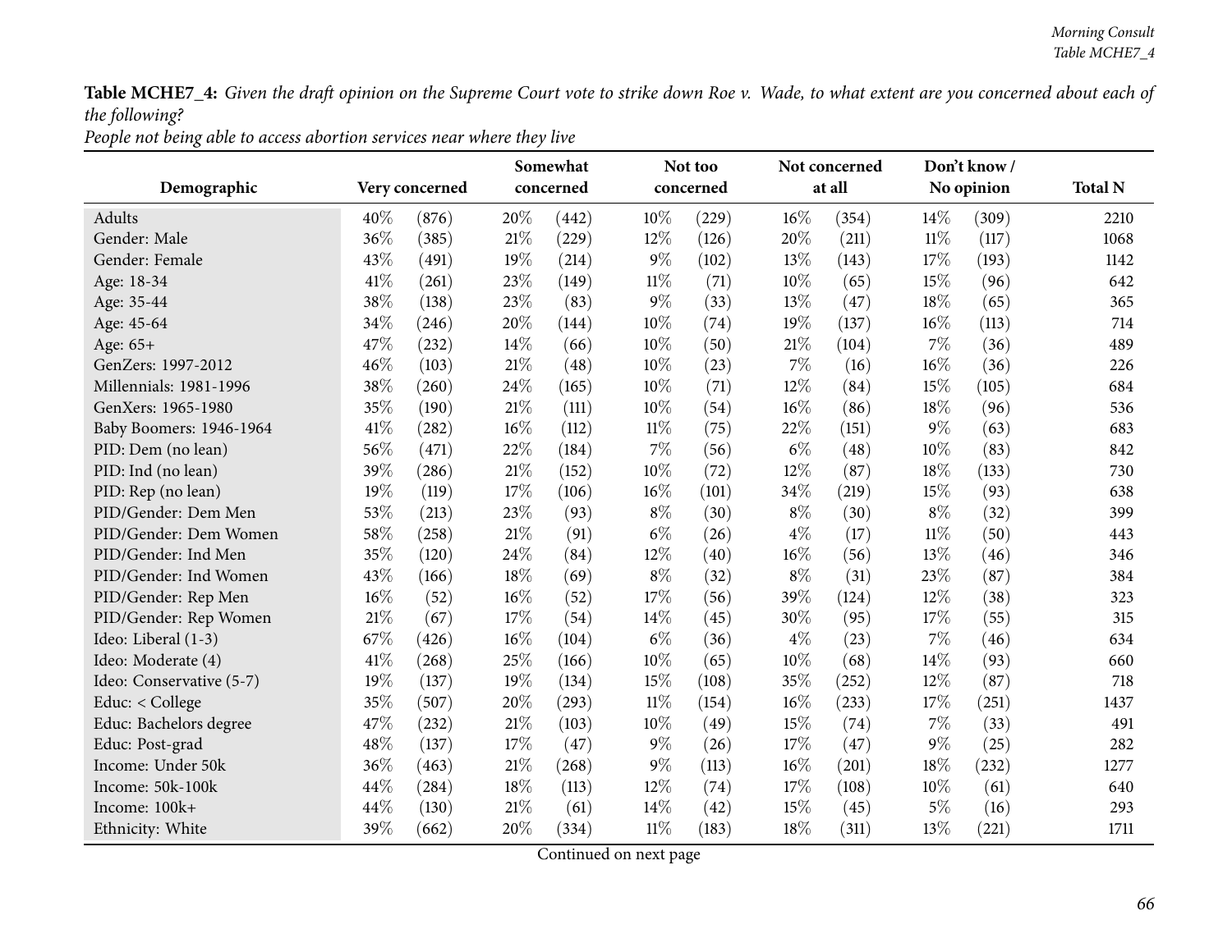**Table MCHE7_4:** *Given the draft opinion on the Supreme Court vote to strike down Roe v. Wade, to what extent are you concerned about each of the following?*

*People not being able to access abortion services near where they live*

| Demographic | Very concerned | | Somewhat concerned | | Not too concerned | | Not concerned at all | | Don't know / No opinion | | Total N |
|---|---|---|---|---|---|---|---|---|---|---|---|
| Adults | 40% | (876) | 20% | (442) | 10% | (229) | 16% | (354) | 14% | (309) | 2210 |
| Gender: Male | 36% | (385) | 21% | (229) | 12% | (126) | 20% | (211) | 11% | (117) | 1068 |
| Gender: Female | 43% | (491) | 19% | (214) | 9% | (102) | 13% | (143) | 17% | (193) | 1142 |
| Age: 18-34 | 41% | (261) | 23% | (149) | 11% | (71) | 10% | (65) | 15% | (96) | 642 |
| Age: 35-44 | 38% | (138) | 23% | (83) | 9% | (33) | 13% | (47) | 18% | (65) | 365 |
| Age: 45-64 | 34% | (246) | 20% | (144) | 10% | (74) | 19% | (137) | 16% | (113) | 714 |
| Age: 65+ | 47% | (232) | 14% | (66) | 10% | (50) | 21% | (104) | 7% | (36) | 489 |
| GenZers: 1997-2012 | 46% | (103) | 21% | (48) | 10% | (23) | 7% | (16) | 16% | (36) | 226 |
| Millennials: 1981-1996 | 38% | (260) | 24% | (165) | 10% | (71) | 12% | (84) | 15% | (105) | 684 |
| GenXers: 1965-1980 | 35% | (190) | 21% | (111) | 10% | (54) | 16% | (86) | 18% | (96) | 536 |
| Baby Boomers: 1946-1964 | 41% | (282) | 16% | (112) | 11% | (75) | 22% | (151) | 9% | (63) | 683 |
| PID: Dem (no lean) | 56% | (471) | 22% | (184) | 7% | (56) | 6% | (48) | 10% | (83) | 842 |
| PID: Ind (no lean) | 39% | (286) | 21% | (152) | 10% | (72) | 12% | (87) | 18% | (133) | 730 |
| PID: Rep (no lean) | 19% | (119) | 17% | (106) | 16% | (101) | 34% | (219) | 15% | (93) | 638 |
| PID/Gender: Dem Men | 53% | (213) | 23% | (93) | 8% | (30) | 8% | (30) | 8% | (32) | 399 |
| PID/Gender: Dem Women | 58% | (258) | 21% | (91) | 6% | (26) | 4% | (17) | 11% | (50) | 443 |
| PID/Gender: Ind Men | 35% | (120) | 24% | (84) | 12% | (40) | 16% | (56) | 13% | (46) | 346 |
| PID/Gender: Ind Women | 43% | (166) | 18% | (69) | 8% | (32) | 8% | (31) | 23% | (87) | 384 |
| PID/Gender: Rep Men | 16% | (52) | 16% | (52) | 17% | (56) | 39% | (124) | 12% | (38) | 323 |
| PID/Gender: Rep Women | 21% | (67) | 17% | (54) | 14% | (45) | 30% | (95) | 17% | (55) | 315 |
| Ideo: Liberal (1-3) | 67% | (426) | 16% | (104) | 6% | (36) | 4% | (23) | 7% | (46) | 634 |
| Ideo: Moderate (4) | 41% | (268) | 25% | (166) | 10% | (65) | 10% | (68) | 14% | (93) | 660 |
| Ideo: Conservative (5-7) | 19% | (137) | 19% | (134) | 15% | (108) | 35% | (252) | 12% | (87) | 718 |
| Educ: < College | 35% | (507) | 20% | (293) | 11% | (154) | 16% | (233) | 17% | (251) | 1437 |
| Educ: Bachelors degree | 47% | (232) | 21% | (103) | 10% | (49) | 15% | (74) | 7% | (33) | 491 |
| Educ: Post-grad | 48% | (137) | 17% | (47) | 9% | (26) | 17% | (47) | 9% | (25) | 282 |
| Income: Under 50k | 36% | (463) | 21% | (268) | 9% | (113) | 16% | (201) | 18% | (232) | 1277 |
| Income: 50k-100k | 44% | (284) | 18% | (113) | 12% | (74) | 17% | (108) | 10% | (61) | 640 |
| Income: 100k+ | 44% | (130) | 21% | (61) | 14% | (42) | 15% | (45) | 5% | (16) | 293 |
| Ethnicity: White | 39% | (662) | 20% | (334) | 11% | (183) | 18% | (311) | 13% | (221) | 1711 |

Continued on next page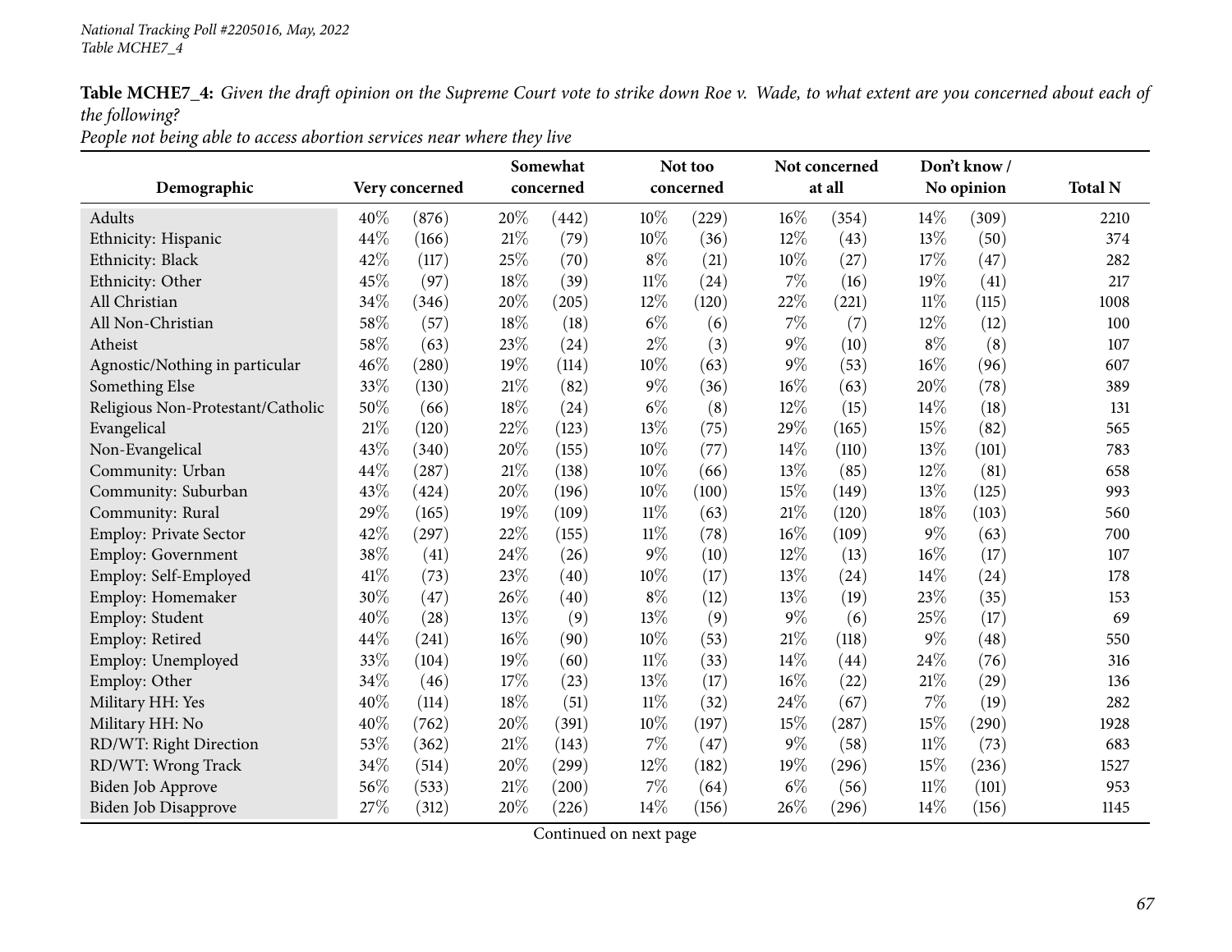**Table MCHE7_4:** *Given the draft opinion on the Supreme Court vote to strike down Roe v. Wade, to what extent are you concerned about each of the following?*

*People not being able to access abortion services near where they live*

| Demographic | Very concerned | | Somewhat concerned | | Not too concerned | | Not concerned at all | | Don't know / No opinion | | Total N |
|---|---|---|---|---|---|---|---|---|---|---|---|
| Adults | 40% | (876) | 20% | (442) | 10% | (229) | 16% | (354) | 14% | (309) | 2210 |
| Ethnicity: Hispanic | 44% | (166) | 21% | (79) | 10% | (36) | 12% | (43) | 13% | (50) | 374 |
| Ethnicity: Black | 42% | (117) | 25% | (70) | 8% | (21) | 10% | (27) | 17% | (47) | 282 |
| Ethnicity: Other | 45% | (97) | 18% | (39) | 11% | (24) | 7% | (16) | 19% | (41) | 217 |
| All Christian | 34% | (346) | 20% | (205) | 12% | (120) | 22% | (221) | 11% | (115) | 1008 |
| All Non-Christian | 58% | (57) | 18% | (18) | 6% | (6) | 7% | (7) | 12% | (12) | 100 |
| Atheist | 58% | (63) | 23% | (24) | 2% | (3) | 9% | (10) | 8% | (8) | 107 |
| Agnostic/Nothing in particular | 46% | (280) | 19% | (114) | 10% | (63) | 9% | (53) | 16% | (96) | 607 |
| Something Else | 33% | (130) | 21% | (82) | 9% | (36) | 16% | (63) | 20% | (78) | 389 |
| Religious Non-Protestant/Catholic | 50% | (66) | 18% | (24) | 6% | (8) | 12% | (15) | 14% | (18) | 131 |
| Evangelical | 21% | (120) | 22% | (123) | 13% | (75) | 29% | (165) | 15% | (82) | 565 |
| Non-Evangelical | 43% | (340) | 20% | (155) | 10% | (77) | 14% | (110) | 13% | (101) | 783 |
| Community: Urban | 44% | (287) | 21% | (138) | 10% | (66) | 13% | (85) | 12% | (81) | 658 |
| Community: Suburban | 43% | (424) | 20% | (196) | 10% | (100) | 15% | (149) | 13% | (125) | 993 |
| Community: Rural | 29% | (165) | 19% | (109) | 11% | (63) | 21% | (120) | 18% | (103) | 560 |
| Employ: Private Sector | 42% | (297) | 22% | (155) | 11% | (78) | 16% | (109) | 9% | (63) | 700 |
| Employ: Government | 38% | (41) | 24% | (26) | 9% | (10) | 12% | (13) | 16% | (17) | 107 |
| Employ: Self-Employed | 41% | (73) | 23% | (40) | 10% | (17) | 13% | (24) | 14% | (24) | 178 |
| Employ: Homemaker | 30% | (47) | 26% | (40) | 8% | (12) | 13% | (19) | 23% | (35) | 153 |
| Employ: Student | 40% | (28) | 13% | (9) | 13% | (9) | 9% | (6) | 25% | (17) | 69 |
| Employ: Retired | 44% | (241) | 16% | (90) | 10% | (53) | 21% | (118) | 9% | (48) | 550 |
| Employ: Unemployed | 33% | (104) | 19% | (60) | 11% | (33) | 14% | (44) | 24% | (76) | 316 |
| Employ: Other | 34% | (46) | 17% | (23) | 13% | (17) | 16% | (22) | 21% | (29) | 136 |
| Military HH: Yes | 40% | (114) | 18% | (51) | 11% | (32) | 24% | (67) | 7% | (19) | 282 |
| Military HH: No | 40% | (762) | 20% | (391) | 10% | (197) | 15% | (287) | 15% | (290) | 1928 |
| RD/WT: Right Direction | 53% | (362) | 21% | (143) | 7% | (47) | 9% | (58) | 11% | (73) | 683 |
| RD/WT: Wrong Track | 34% | (514) | 20% | (299) | 12% | (182) | 19% | (296) | 15% | (236) | 1527 |
| Biden Job Approve | 56% | (533) | 21% | (200) | 7% | (64) | 6% | (56) | 11% | (101) | 953 |
| Biden Job Disapprove | 27% | (312) | 20% | (226) | 14% | (156) | 26% | (296) | 14% | (156) | 1145 |

Continued on next page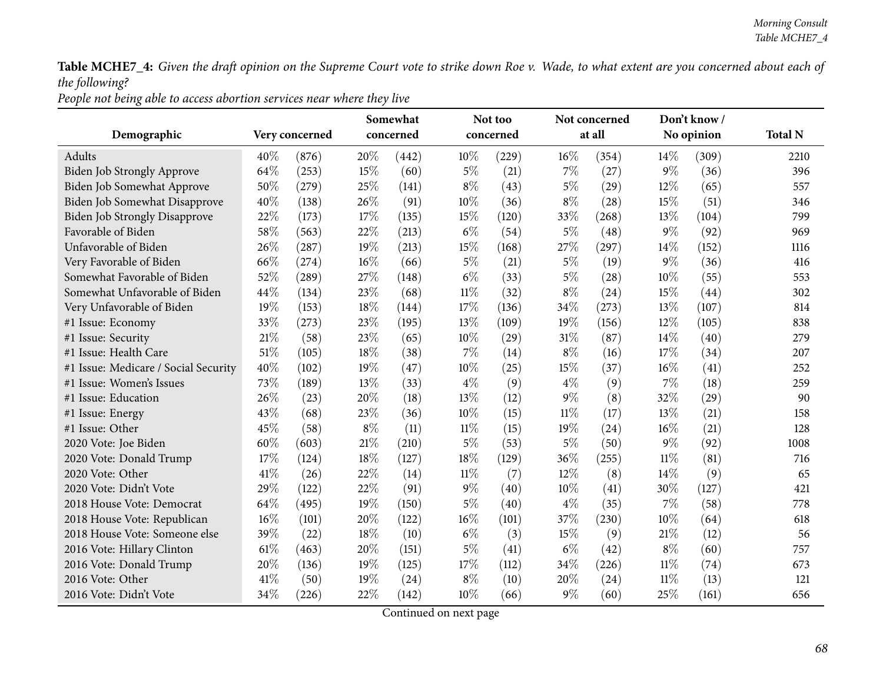**Table MCHE7_4:** *Given the draft opinion on the Supreme Court vote to strike down Roe v. Wade, to what extent are you concerned about each of the following?*

*People not being able to access abortion services near where they live*

| Demographic | Very concerned | | Somewhat concerned | | Not too concerned | | Not concerned at all | | Don't know / No opinion | | Total N |
|---|---|---|---|---|---|---|---|---|---|---|---|
| Adults | 40% | (876) | 20% | (442) | 10% | (229) | 16% | (354) | 14% | (309) | 2210 |
| Biden Job Strongly Approve | 64% | (253) | 15% | (60) | 5% | (21) | 7% | (27) | 9% | (36) | 396 |
| Biden Job Somewhat Approve | 50% | (279) | 25% | (141) | 8% | (43) | 5% | (29) | 12% | (65) | 557 |
| Biden Job Somewhat Disapprove | 40% | (138) | 26% | (91) | 10% | (36) | 8% | (28) | 15% | (51) | 346 |
| Biden Job Strongly Disapprove | 22% | (173) | 17% | (135) | 15% | (120) | 33% | (268) | 13% | (104) | 799 |
| Favorable of Biden | 58% | (563) | 22% | (213) | 6% | (54) | 5% | (48) | 9% | (92) | 969 |
| Unfavorable of Biden | 26% | (287) | 19% | (213) | 15% | (168) | 27% | (297) | 14% | (152) | 1116 |
| Very Favorable of Biden | 66% | (274) | 16% | (66) | 5% | (21) | 5% | (19) | 9% | (36) | 416 |
| Somewhat Favorable of Biden | 52% | (289) | 27% | (148) | 6% | (33) | 5% | (28) | 10% | (55) | 553 |
| Somewhat Unfavorable of Biden | 44% | (134) | 23% | (68) | 11% | (32) | 8% | (24) | 15% | (44) | 302 |
| Very Unfavorable of Biden | 19% | (153) | 18% | (144) | 17% | (136) | 34% | (273) | 13% | (107) | 814 |
| #1 Issue: Economy | 33% | (273) | 23% | (195) | 13% | (109) | 19% | (156) | 12% | (105) | 838 |
| #1 Issue: Security | 21% | (58) | 23% | (65) | 10% | (29) | 31% | (87) | 14% | (40) | 279 |
| #1 Issue: Health Care | 51% | (105) | 18% | (38) | 7% | (14) | 8% | (16) | 17% | (34) | 207 |
| #1 Issue: Medicare / Social Security | 40% | (102) | 19% | (47) | 10% | (25) | 15% | (37) | 16% | (41) | 252 |
| #1 Issue: Women's Issues | 73% | (189) | 13% | (33) | 4% | (9) | 4% | (9) | 7% | (18) | 259 |
| #1 Issue: Education | 26% | (23) | 20% | (18) | 13% | (12) | 9% | (8) | 32% | (29) | 90 |
| #1 Issue: Energy | 43% | (68) | 23% | (36) | 10% | (15) | 11% | (17) | 13% | (21) | 158 |
| #1 Issue: Other | 45% | (58) | 8% | (11) | 11% | (15) | 19% | (24) | 16% | (21) | 128 |
| 2020 Vote: Joe Biden | 60% | (603) | 21% | (210) | 5% | (53) | 5% | (50) | 9% | (92) | 1008 |
| 2020 Vote: Donald Trump | 17% | (124) | 18% | (127) | 18% | (129) | 36% | (255) | 11% | (81) | 716 |
| 2020 Vote: Other | 41% | (26) | 22% | (14) | 11% | (7) | 12% | (8) | 14% | (9) | 65 |
| 2020 Vote: Didn't Vote | 29% | (122) | 22% | (91) | 9% | (40) | 10% | (41) | 30% | (127) | 421 |
| 2018 House Vote: Democrat | 64% | (495) | 19% | (150) | 5% | (40) | 4% | (35) | 7% | (58) | 778 |
| 2018 House Vote: Republican | 16% | (101) | 20% | (122) | 16% | (101) | 37% | (230) | 10% | (64) | 618 |
| 2018 House Vote: Someone else | 39% | (22) | 18% | (10) | 6% | (3) | 15% | (9) | 21% | (12) | 56 |
| 2016 Vote: Hillary Clinton | 61% | (463) | 20% | (151) | 5% | (41) | 6% | (42) | 8% | (60) | 757 |
| 2016 Vote: Donald Trump | 20% | (136) | 19% | (125) | 17% | (112) | 34% | (226) | 11% | (74) | 673 |
| 2016 Vote: Other | 41% | (50) | 19% | (24) | 8% | (10) | 20% | (24) | 11% | (13) | 121 |
| 2016 Vote: Didn't Vote | 34% | (226) | 22% | (142) | 10% | (66) | 9% | (60) | 25% | (161) | 656 |

Continued on next page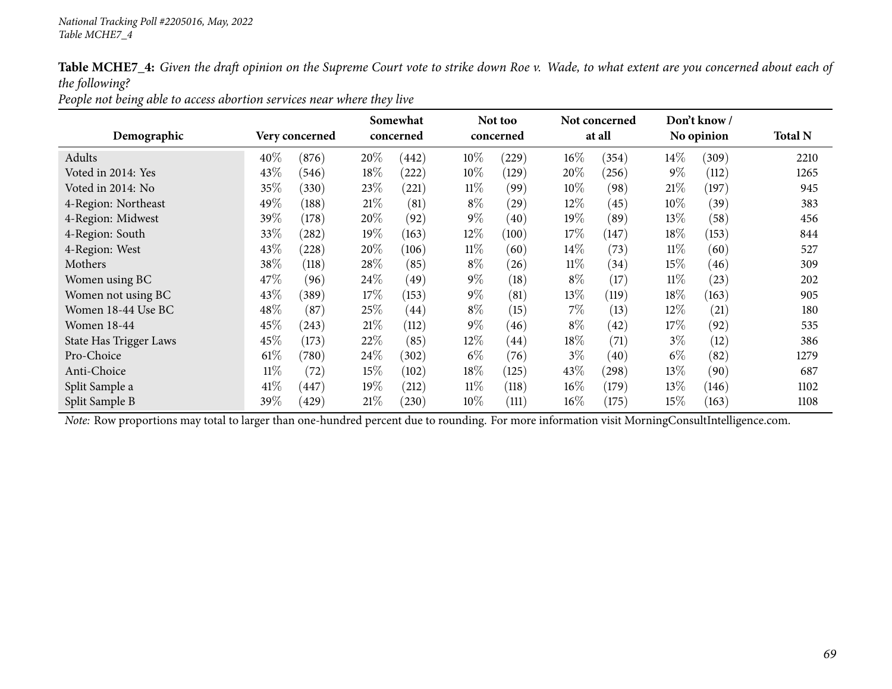*National Tracking Poll #2205016, May, 2022*
*Table MCHE7_4*

**Table MCHE7_4:** *Given the draft opinion on the Supreme Court vote to strike down Roe v. Wade, to what extent are you concerned about each of the following?*
*People not being able to access abortion services near where they live*

| Demographic | Very concerned | | Somewhat concerned | | Not too concerned | | Not concerned at all | | Don't know / No opinion | | Total N |
|---|---|---|---|---|---|---|---|---|---|---|---|
| Adults | 40% | (876) | 20% | (442) | 10% | (229) | 16% | (354) | 14% | (309) | 2210 |
| Voted in 2014: Yes | 43% | (546) | 18% | (222) | 10% | (129) | 20% | (256) | 9% | (112) | 1265 |
| Voted in 2014: No | 35% | (330) | 23% | (221) | 11% | (99) | 10% | (98) | 21% | (197) | 945 |
| 4-Region: Northeast | 49% | (188) | 21% | (81) | 8% | (29) | 12% | (45) | 10% | (39) | 383 |
| 4-Region: Midwest | 39% | (178) | 20% | (92) | 9% | (40) | 19% | (89) | 13% | (58) | 456 |
| 4-Region: South | 33% | (282) | 19% | (163) | 12% | (100) | 17% | (147) | 18% | (153) | 844 |
| 4-Region: West | 43% | (228) | 20% | (106) | 11% | (60) | 14% | (73) | 11% | (60) | 527 |
| Mothers | 38% | (118) | 28% | (85) | 8% | (26) | 11% | (34) | 15% | (46) | 309 |
| Women using BC | 47% | (96) | 24% | (49) | 9% | (18) | 8% | (17) | 11% | (23) | 202 |
| Women not using BC | 43% | (389) | 17% | (153) | 9% | (81) | 13% | (119) | 18% | (163) | 905 |
| Women 18-44 Use BC | 48% | (87) | 25% | (44) | 8% | (15) | 7% | (13) | 12% | (21) | 180 |
| Women 18-44 | 45% | (243) | 21% | (112) | 9% | (46) | 8% | (42) | 17% | (92) | 535 |
| State Has Trigger Laws | 45% | (173) | 22% | (85) | 12% | (44) | 18% | (71) | 3% | (12) | 386 |
| Pro-Choice | 61% | (780) | 24% | (302) | 6% | (76) | 3% | (40) | 6% | (82) | 1279 |
| Anti-Choice | 11% | (72) | 15% | (102) | 18% | (125) | 43% | (298) | 13% | (90) | 687 |
| Split Sample a | 41% | (447) | 19% | (212) | 11% | (118) | 16% | (179) | 13% | (146) | 1102 |
| Split Sample B | 39% | (429) | 21% | (230) | 10% | (111) | 16% | (175) | 15% | (163) | 1108 |

*Note:* Row proportions may total to larger than one-hundred percent due to rounding. For more information visit MorningConsultIntelligence.com.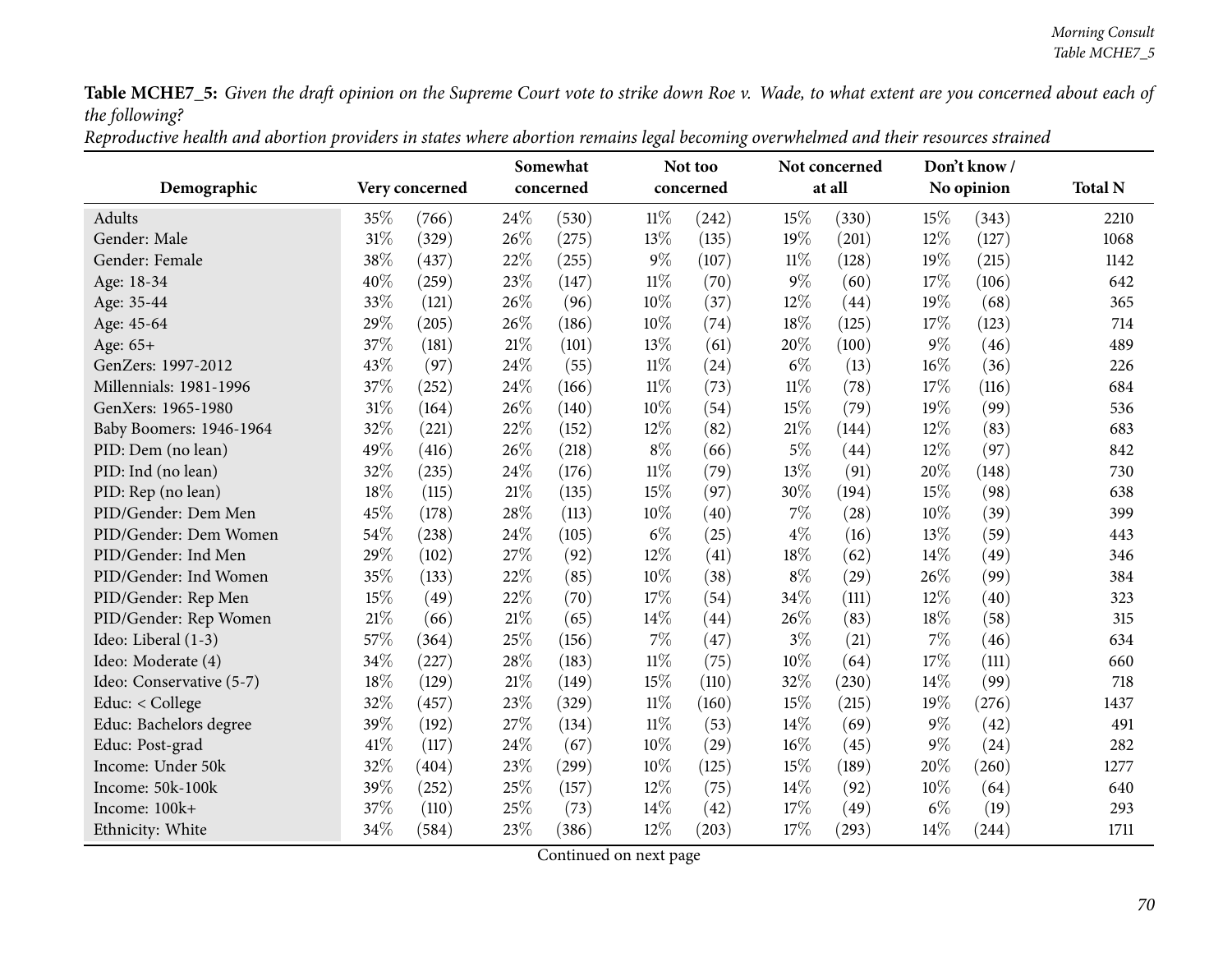**Table MCHE7_5:** *Given the draft opinion on the Supreme Court vote to strike down Roe v. Wade, to what extent are you concerned about each of the following?*

*Reproductive health and abortion providers in states where abortion remains legal becoming overwhelmed and their resources strained*

| Demographic | Very concerned | | Somewhat concerned | | Not too concerned | | Not concerned at all | | Don't know / No opinion | | Total N |
|---|---|---|---|---|---|---|---|---|---|---|---|
| Adults | 35% | (766) | 24% | (530) | 11% | (242) | 15% | (330) | 15% | (343) | 2210 |
| Gender: Male | 31% | (329) | 26% | (275) | 13% | (135) | 19% | (201) | 12% | (127) | 1068 |
| Gender: Female | 38% | (437) | 22% | (255) | 9% | (107) | 11% | (128) | 19% | (215) | 1142 |
| Age: 18-34 | 40% | (259) | 23% | (147) | 11% | (70) | 9% | (60) | 17% | (106) | 642 |
| Age: 35-44 | 33% | (121) | 26% | (96) | 10% | (37) | 12% | (44) | 19% | (68) | 365 |
| Age: 45-64 | 29% | (205) | 26% | (186) | 10% | (74) | 18% | (125) | 17% | (123) | 714 |
| Age: 65+ | 37% | (181) | 21% | (101) | 13% | (61) | 20% | (100) | 9% | (46) | 489 |
| GenZers: 1997-2012 | 43% | (97) | 24% | (55) | 11% | (24) | 6% | (13) | 16% | (36) | 226 |
| Millennials: 1981-1996 | 37% | (252) | 24% | (166) | 11% | (73) | 11% | (78) | 17% | (116) | 684 |
| GenXers: 1965-1980 | 31% | (164) | 26% | (140) | 10% | (54) | 15% | (79) | 19% | (99) | 536 |
| Baby Boomers: 1946-1964 | 32% | (221) | 22% | (152) | 12% | (82) | 21% | (144) | 12% | (83) | 683 |
| PID: Dem (no lean) | 49% | (416) | 26% | (218) | 8% | (66) | 5% | (44) | 12% | (97) | 842 |
| PID: Ind (no lean) | 32% | (235) | 24% | (176) | 11% | (79) | 13% | (91) | 20% | (148) | 730 |
| PID: Rep (no lean) | 18% | (115) | 21% | (135) | 15% | (97) | 30% | (194) | 15% | (98) | 638 |
| PID/Gender: Dem Men | 45% | (178) | 28% | (113) | 10% | (40) | 7% | (28) | 10% | (39) | 399 |
| PID/Gender: Dem Women | 54% | (238) | 24% | (105) | 6% | (25) | 4% | (16) | 13% | (59) | 443 |
| PID/Gender: Ind Men | 29% | (102) | 27% | (92) | 12% | (41) | 18% | (62) | 14% | (49) | 346 |
| PID/Gender: Ind Women | 35% | (133) | 22% | (85) | 10% | (38) | 8% | (29) | 26% | (99) | 384 |
| PID/Gender: Rep Men | 15% | (49) | 22% | (70) | 17% | (54) | 34% | (111) | 12% | (40) | 323 |
| PID/Gender: Rep Women | 21% | (66) | 21% | (65) | 14% | (44) | 26% | (83) | 18% | (58) | 315 |
| Ideo: Liberal (1-3) | 57% | (364) | 25% | (156) | 7% | (47) | 3% | (21) | 7% | (46) | 634 |
| Ideo: Moderate (4) | 34% | (227) | 28% | (183) | 11% | (75) | 10% | (64) | 17% | (111) | 660 |
| Ideo: Conservative (5-7) | 18% | (129) | 21% | (149) | 15% | (110) | 32% | (230) | 14% | (99) | 718 |
| Educ: < College | 32% | (457) | 23% | (329) | 11% | (160) | 15% | (215) | 19% | (276) | 1437 |
| Educ: Bachelors degree | 39% | (192) | 27% | (134) | 11% | (53) | 14% | (69) | 9% | (42) | 491 |
| Educ: Post-grad | 41% | (117) | 24% | (67) | 10% | (29) | 16% | (45) | 9% | (24) | 282 |
| Income: Under 50k | 32% | (404) | 23% | (299) | 10% | (125) | 15% | (189) | 20% | (260) | 1277 |
| Income: 50k-100k | 39% | (252) | 25% | (157) | 12% | (75) | 14% | (92) | 10% | (64) | 640 |
| Income: 100k+ | 37% | (110) | 25% | (73) | 14% | (42) | 17% | (49) | 6% | (19) | 293 |
| Ethnicity: White | 34% | (584) | 23% | (386) | 12% | (203) | 17% | (293) | 14% | (244) | 1711 |

Continued on next page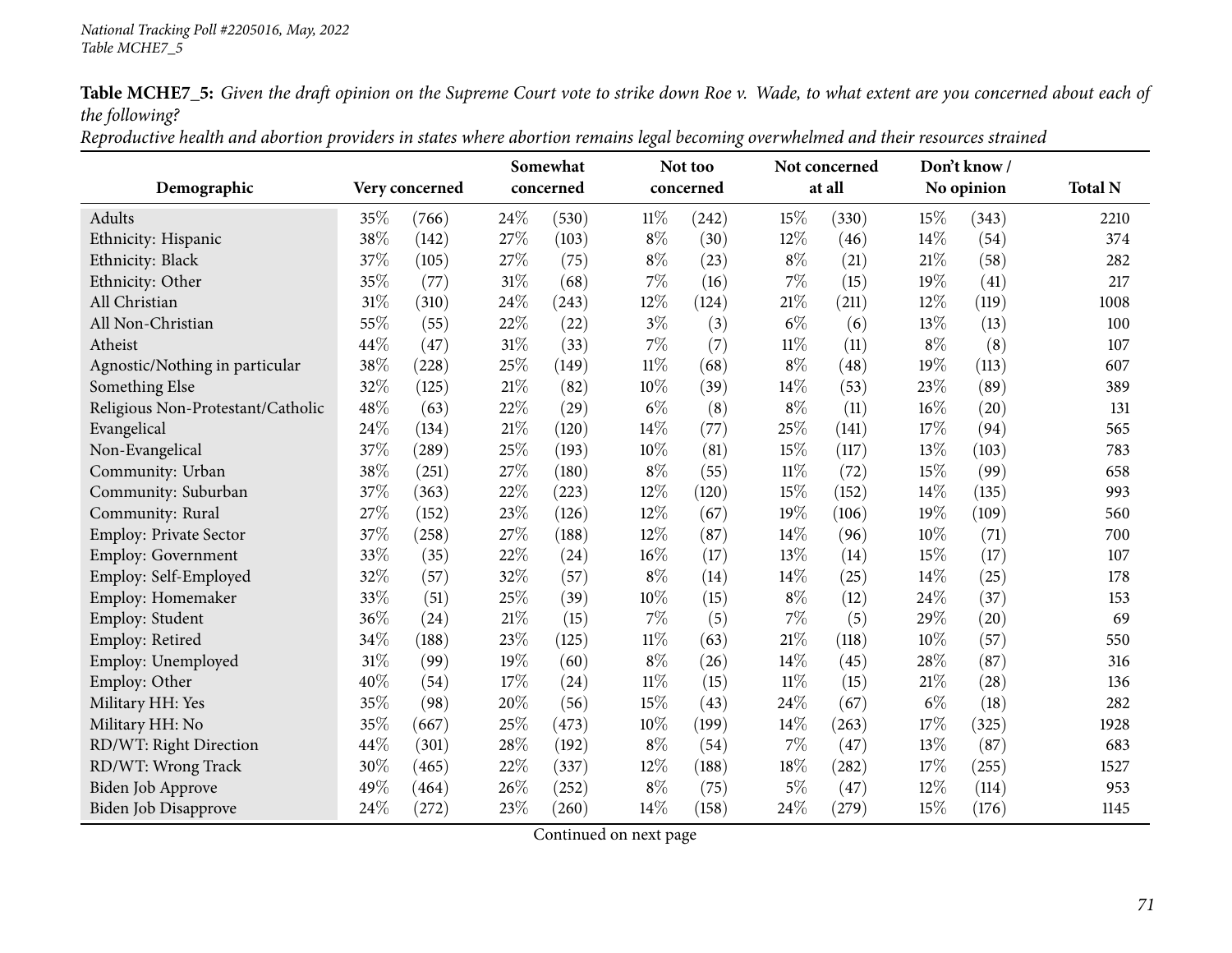**Table MCHE7_5:** *Given the draft opinion on the Supreme Court vote to strike down Roe v. Wade, to what extent are you concerned about each of the following?*

*Reproductive health and abortion providers in states where abortion remains legal becoming overwhelmed and their resources strained*

| Demographic | Very concerned | | Somewhat concerned | | Not too concerned | | Not concerned at all | | Don't know / No opinion | | Total N |
|---|---|---|---|---|---|---|---|---|---|---|---|
| Adults | 35% | (766) | 24% | (530) | 11% | (242) | 15% | (330) | 15% | (343) | 2210 |
| Ethnicity: Hispanic | 38% | (142) | 27% | (103) | 8% | (30) | 12% | (46) | 14% | (54) | 374 |
| Ethnicity: Black | 37% | (105) | 27% | (75) | 8% | (23) | 8% | (21) | 21% | (58) | 282 |
| Ethnicity: Other | 35% | (77) | 31% | (68) | 7% | (16) | 7% | (15) | 19% | (41) | 217 |
| All Christian | 31% | (310) | 24% | (243) | 12% | (124) | 21% | (211) | 12% | (119) | 1008 |
| All Non-Christian | 55% | (55) | 22% | (22) | 3% | (3) | 6% | (6) | 13% | (13) | 100 |
| Atheist | 44% | (47) | 31% | (33) | 7% | (7) | 11% | (11) | 8% | (8) | 107 |
| Agnostic/Nothing in particular | 38% | (228) | 25% | (149) | 11% | (68) | 8% | (48) | 19% | (113) | 607 |
| Something Else | 32% | (125) | 21% | (82) | 10% | (39) | 14% | (53) | 23% | (89) | 389 |
| Religious Non-Protestant/Catholic | 48% | (63) | 22% | (29) | 6% | (8) | 8% | (11) | 16% | (20) | 131 |
| Evangelical | 24% | (134) | 21% | (120) | 14% | (77) | 25% | (141) | 17% | (94) | 565 |
| Non-Evangelical | 37% | (289) | 25% | (193) | 10% | (81) | 15% | (117) | 13% | (103) | 783 |
| Community: Urban | 38% | (251) | 27% | (180) | 8% | (55) | 11% | (72) | 15% | (99) | 658 |
| Community: Suburban | 37% | (363) | 22% | (223) | 12% | (120) | 15% | (152) | 14% | (135) | 993 |
| Community: Rural | 27% | (152) | 23% | (126) | 12% | (67) | 19% | (106) | 19% | (109) | 560 |
| Employ: Private Sector | 37% | (258) | 27% | (188) | 12% | (87) | 14% | (96) | 10% | (71) | 700 |
| Employ: Government | 33% | (35) | 22% | (24) | 16% | (17) | 13% | (14) | 15% | (17) | 107 |
| Employ: Self-Employed | 32% | (57) | 32% | (57) | 8% | (14) | 14% | (25) | 14% | (25) | 178 |
| Employ: Homemaker | 33% | (51) | 25% | (39) | 10% | (15) | 8% | (12) | 24% | (37) | 153 |
| Employ: Student | 36% | (24) | 21% | (15) | 7% | (5) | 7% | (5) | 29% | (20) | 69 |
| Employ: Retired | 34% | (188) | 23% | (125) | 11% | (63) | 21% | (118) | 10% | (57) | 550 |
| Employ: Unemployed | 31% | (99) | 19% | (60) | 8% | (26) | 14% | (45) | 28% | (87) | 316 |
| Employ: Other | 40% | (54) | 17% | (24) | 11% | (15) | 11% | (15) | 21% | (28) | 136 |
| Military HH: Yes | 35% | (98) | 20% | (56) | 15% | (43) | 24% | (67) | 6% | (18) | 282 |
| Military HH: No | 35% | (667) | 25% | (473) | 10% | (199) | 14% | (263) | 17% | (325) | 1928 |
| RD/WT: Right Direction | 44% | (301) | 28% | (192) | 8% | (54) | 7% | (47) | 13% | (87) | 683 |
| RD/WT: Wrong Track | 30% | (465) | 22% | (337) | 12% | (188) | 18% | (282) | 17% | (255) | 1527 |
| Biden Job Approve | 49% | (464) | 26% | (252) | 8% | (75) | 5% | (47) | 12% | (114) | 953 |
| Biden Job Disapprove | 24% | (272) | 23% | (260) | 14% | (158) | 24% | (279) | 15% | (176) | 1145 |

Continued on next page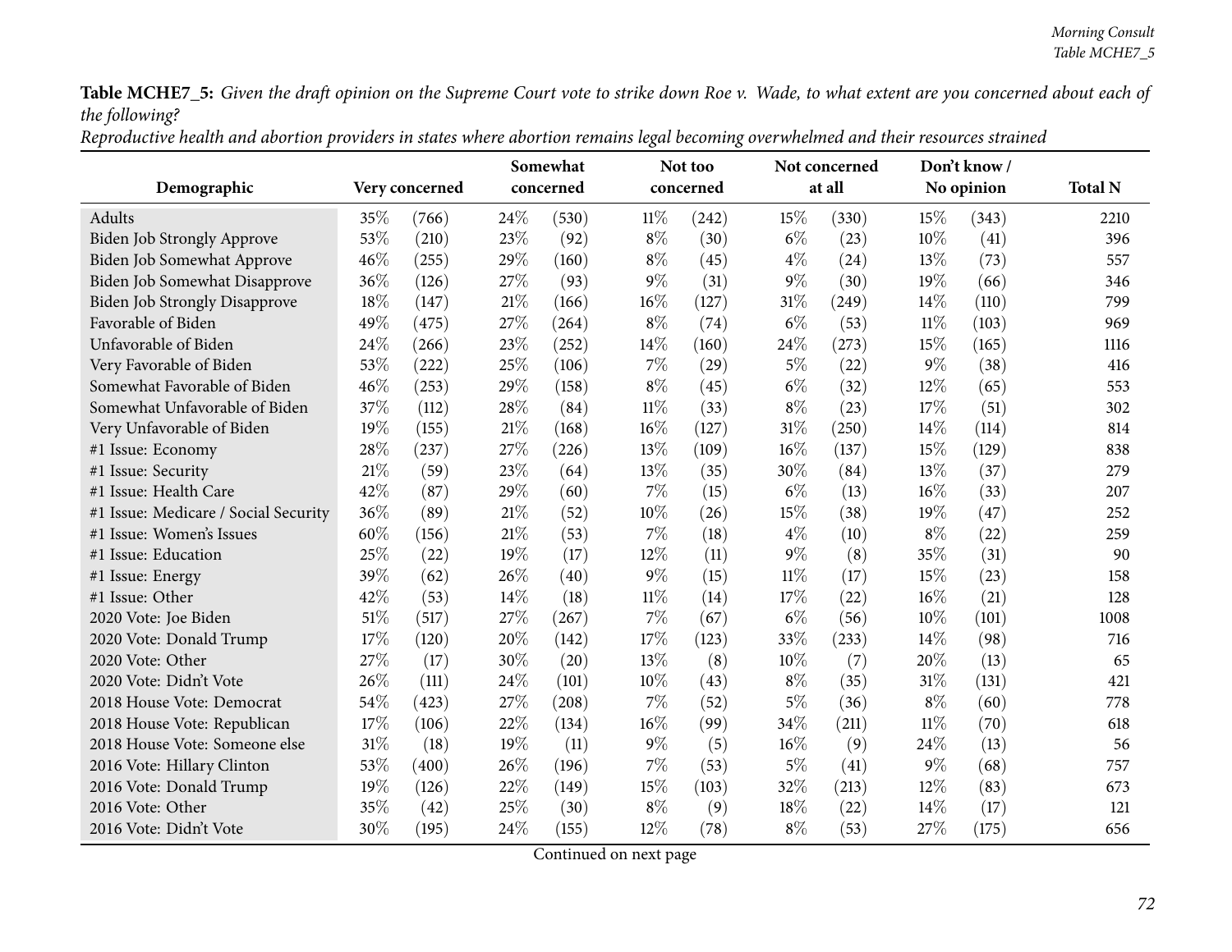**Table MCHE7_5:** *Given the draft opinion on the Supreme Court vote to strike down Roe v. Wade, to what extent are you concerned about each of the following?*

*Reproductive health and abortion providers in states where abortion remains legal becoming overwhelmed and their resources strained*

| Demographic | Very concerned | | Somewhat concerned | | Not too concerned | | Not concerned at all | | Don't know / No opinion | | Total N |
|---|---|---|---|---|---|---|---|---|---|---|---|
| Adults | 35% | (766) | 24% | (530) | 11% | (242) | 15% | (330) | 15% | (343) | 2210 |
| Biden Job Strongly Approve | 53% | (210) | 23% | (92) | 8% | (30) | 6% | (23) | 10% | (41) | 396 |
| Biden Job Somewhat Approve | 46% | (255) | 29% | (160) | 8% | (45) | 4% | (24) | 13% | (73) | 557 |
| Biden Job Somewhat Disapprove | 36% | (126) | 27% | (93) | 9% | (31) | 9% | (30) | 19% | (66) | 346 |
| Biden Job Strongly Disapprove | 18% | (147) | 21% | (166) | 16% | (127) | 31% | (249) | 14% | (110) | 799 |
| Favorable of Biden | 49% | (475) | 27% | (264) | 8% | (74) | 6% | (53) | 11% | (103) | 969 |
| Unfavorable of Biden | 24% | (266) | 23% | (252) | 14% | (160) | 24% | (273) | 15% | (165) | 1116 |
| Very Favorable of Biden | 53% | (222) | 25% | (106) | 7% | (29) | 5% | (22) | 9% | (38) | 416 |
| Somewhat Favorable of Biden | 46% | (253) | 29% | (158) | 8% | (45) | 6% | (32) | 12% | (65) | 553 |
| Somewhat Unfavorable of Biden | 37% | (112) | 28% | (84) | 11% | (33) | 8% | (23) | 17% | (51) | 302 |
| Very Unfavorable of Biden | 19% | (155) | 21% | (168) | 16% | (127) | 31% | (250) | 14% | (114) | 814 |
| #1 Issue: Economy | 28% | (237) | 27% | (226) | 13% | (109) | 16% | (137) | 15% | (129) | 838 |
| #1 Issue: Security | 21% | (59) | 23% | (64) | 13% | (35) | 30% | (84) | 13% | (37) | 279 |
| #1 Issue: Health Care | 42% | (87) | 29% | (60) | 7% | (15) | 6% | (13) | 16% | (33) | 207 |
| #1 Issue: Medicare / Social Security | 36% | (89) | 21% | (52) | 10% | (26) | 15% | (38) | 19% | (47) | 252 |
| #1 Issue: Women's Issues | 60% | (156) | 21% | (53) | 7% | (18) | 4% | (10) | 8% | (22) | 259 |
| #1 Issue: Education | 25% | (22) | 19% | (17) | 12% | (11) | 9% | (8) | 35% | (31) | 90 |
| #1 Issue: Energy | 39% | (62) | 26% | (40) | 9% | (15) | 11% | (17) | 15% | (23) | 158 |
| #1 Issue: Other | 42% | (53) | 14% | (18) | 11% | (14) | 17% | (22) | 16% | (21) | 128 |
| 2020 Vote: Joe Biden | 51% | (517) | 27% | (267) | 7% | (67) | 6% | (56) | 10% | (101) | 1008 |
| 2020 Vote: Donald Trump | 17% | (120) | 20% | (142) | 17% | (123) | 33% | (233) | 14% | (98) | 716 |
| 2020 Vote: Other | 27% | (17) | 30% | (20) | 13% | (8) | 10% | (7) | 20% | (13) | 65 |
| 2020 Vote: Didn't Vote | 26% | (111) | 24% | (101) | 10% | (43) | 8% | (35) | 31% | (131) | 421 |
| 2018 House Vote: Democrat | 54% | (423) | 27% | (208) | 7% | (52) | 5% | (36) | 8% | (60) | 778 |
| 2018 House Vote: Republican | 17% | (106) | 22% | (134) | 16% | (99) | 34% | (211) | 11% | (70) | 618 |
| 2018 House Vote: Someone else | 31% | (18) | 19% | (11) | 9% | (5) | 16% | (9) | 24% | (13) | 56 |
| 2016 Vote: Hillary Clinton | 53% | (400) | 26% | (196) | 7% | (53) | 5% | (41) | 9% | (68) | 757 |
| 2016 Vote: Donald Trump | 19% | (126) | 22% | (149) | 15% | (103) | 32% | (213) | 12% | (83) | 673 |
| 2016 Vote: Other | 35% | (42) | 25% | (30) | 8% | (9) | 18% | (22) | 14% | (17) | 121 |
| 2016 Vote: Didn't Vote | 30% | (195) | 24% | (155) | 12% | (78) | 8% | (53) | 27% | (175) | 656 |

Continued on next page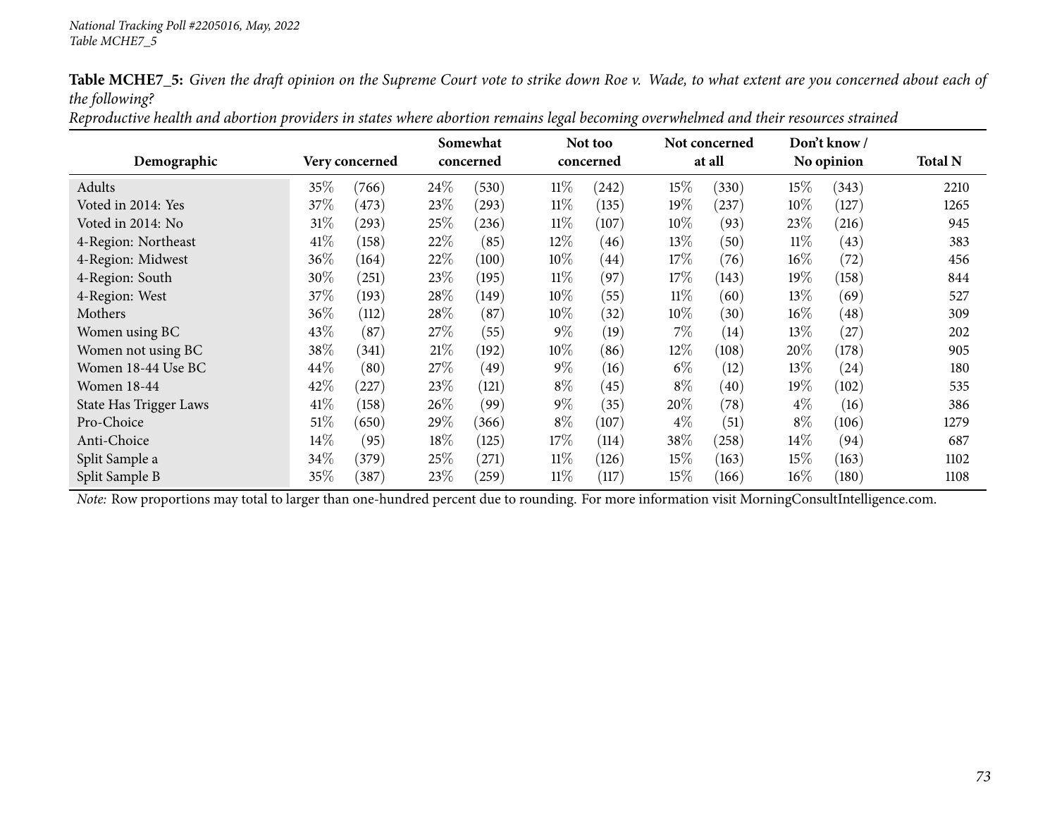*National Tracking Poll #2205016, May, 2022*
*Table MCHE7_5*

**Table MCHE7_5:** *Given the draft opinion on the Supreme Court vote to strike down Roe v. Wade, to what extent are you concerned about each of the following?*
*Reproductive health and abortion providers in states where abortion remains legal becoming overwhelmed and their resources strained*

| Demographic | Very concerned | | Somewhat concerned | | Not too concerned | | Not concerned at all | | Don't know / No opinion | | Total N |
|---|---|---|---|---|---|---|---|---|---|---|---|
| Adults | 35% | (766) | 24% | (530) | 11% | (242) | 15% | (330) | 15% | (343) | 2210 |
| Voted in 2014: Yes | 37% | (473) | 23% | (293) | 11% | (135) | 19% | (237) | 10% | (127) | 1265 |
| Voted in 2014: No | 31% | (293) | 25% | (236) | 11% | (107) | 10% | (93) | 23% | (216) | 945 |
| 4-Region: Northeast | 41% | (158) | 22% | (85) | 12% | (46) | 13% | (50) | 11% | (43) | 383 |
| 4-Region: Midwest | 36% | (164) | 22% | (100) | 10% | (44) | 17% | (76) | 16% | (72) | 456 |
| 4-Region: South | 30% | (251) | 23% | (195) | 11% | (97) | 17% | (143) | 19% | (158) | 844 |
| 4-Region: West | 37% | (193) | 28% | (149) | 10% | (55) | 11% | (60) | 13% | (69) | 527 |
| Mothers | 36% | (112) | 28% | (87) | 10% | (32) | 10% | (30) | 16% | (48) | 309 |
| Women using BC | 43% | (87) | 27% | (55) | 9% | (19) | 7% | (14) | 13% | (27) | 202 |
| Women not using BC | 38% | (341) | 21% | (192) | 10% | (86) | 12% | (108) | 20% | (178) | 905 |
| Women 18-44 Use BC | 44% | (80) | 27% | (49) | 9% | (16) | 6% | (12) | 13% | (24) | 180 |
| Women 18-44 | 42% | (227) | 23% | (121) | 8% | (45) | 8% | (40) | 19% | (102) | 535 |
| State Has Trigger Laws | 41% | (158) | 26% | (99) | 9% | (35) | 20% | (78) | 4% | (16) | 386 |
| Pro-Choice | 51% | (650) | 29% | (366) | 8% | (107) | 4% | (51) | 8% | (106) | 1279 |
| Anti-Choice | 14% | (95) | 18% | (125) | 17% | (114) | 38% | (258) | 14% | (94) | 687 |
| Split Sample a | 34% | (379) | 25% | (271) | 11% | (126) | 15% | (163) | 15% | (163) | 1102 |
| Split Sample B | 35% | (387) | 23% | (259) | 11% | (117) | 15% | (166) | 16% | (180) | 1108 |

*Note:* Row proportions may total to larger than one-hundred percent due to rounding. For more information visit MorningConsultIntelligence.com.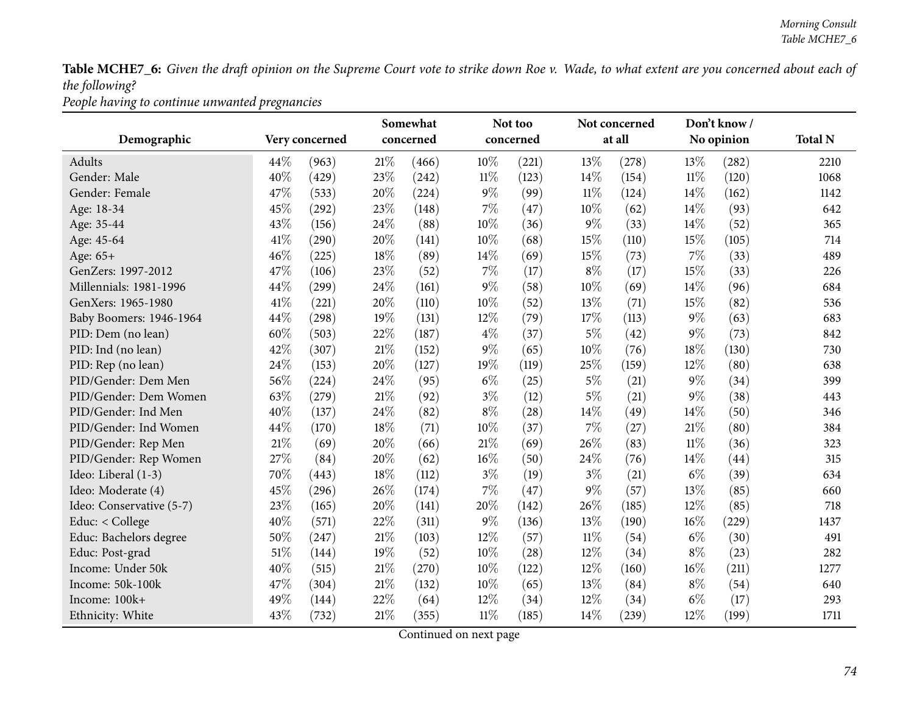**Table MCHE7_6:** *Given the draft opinion on the Supreme Court vote to strike down Roe v. Wade, to what extent are you concerned about each of the following?*

*People having to continue unwanted pregnancies*

| Demographic | Very concerned | | Somewhat concerned | | Not too concerned | | Not concerned at all | | Don't know / No opinion | | Total N |
|---|---|---|---|---|---|---|---|---|---|---|---|
| Adults | 44% | (963) | 21% | (466) | 10% | (221) | 13% | (278) | 13% | (282) | 2210 |
| Gender: Male | 40% | (429) | 23% | (242) | 11% | (123) | 14% | (154) | 11% | (120) | 1068 |
| Gender: Female | 47% | (533) | 20% | (224) | 9% | (99) | 11% | (124) | 14% | (162) | 1142 |
| Age: 18-34 | 45% | (292) | 23% | (148) | 7% | (47) | 10% | (62) | 14% | (93) | 642 |
| Age: 35-44 | 43% | (156) | 24% | (88) | 10% | (36) | 9% | (33) | 14% | (52) | 365 |
| Age: 45-64 | 41% | (290) | 20% | (141) | 10% | (68) | 15% | (110) | 15% | (105) | 714 |
| Age: 65+ | 46% | (225) | 18% | (89) | 14% | (69) | 15% | (73) | 7% | (33) | 489 |
| GenZers: 1997-2012 | 47% | (106) | 23% | (52) | 7% | (17) | 8% | (17) | 15% | (33) | 226 |
| Millennials: 1981-1996 | 44% | (299) | 24% | (161) | 9% | (58) | 10% | (69) | 14% | (96) | 684 |
| GenXers: 1965-1980 | 41% | (221) | 20% | (110) | 10% | (52) | 13% | (71) | 15% | (82) | 536 |
| Baby Boomers: 1946-1964 | 44% | (298) | 19% | (131) | 12% | (79) | 17% | (113) | 9% | (63) | 683 |
| PID: Dem (no lean) | 60% | (503) | 22% | (187) | 4% | (37) | 5% | (42) | 9% | (73) | 842 |
| PID: Ind (no lean) | 42% | (307) | 21% | (152) | 9% | (65) | 10% | (76) | 18% | (130) | 730 |
| PID: Rep (no lean) | 24% | (153) | 20% | (127) | 19% | (119) | 25% | (159) | 12% | (80) | 638 |
| PID/Gender: Dem Men | 56% | (224) | 24% | (95) | 6% | (25) | 5% | (21) | 9% | (34) | 399 |
| PID/Gender: Dem Women | 63% | (279) | 21% | (92) | 3% | (12) | 5% | (21) | 9% | (38) | 443 |
| PID/Gender: Ind Men | 40% | (137) | 24% | (82) | 8% | (28) | 14% | (49) | 14% | (50) | 346 |
| PID/Gender: Ind Women | 44% | (170) | 18% | (71) | 10% | (37) | 7% | (27) | 21% | (80) | 384 |
| PID/Gender: Rep Men | 21% | (69) | 20% | (66) | 21% | (69) | 26% | (83) | 11% | (36) | 323 |
| PID/Gender: Rep Women | 27% | (84) | 20% | (62) | 16% | (50) | 24% | (76) | 14% | (44) | 315 |
| Ideo: Liberal (1-3) | 70% | (443) | 18% | (112) | 3% | (19) | 3% | (21) | 6% | (39) | 634 |
| Ideo: Moderate (4) | 45% | (296) | 26% | (174) | 7% | (47) | 9% | (57) | 13% | (85) | 660 |
| Ideo: Conservative (5-7) | 23% | (165) | 20% | (141) | 20% | (142) | 26% | (185) | 12% | (85) | 718 |
| Educ: < College | 40% | (571) | 22% | (311) | 9% | (136) | 13% | (190) | 16% | (229) | 1437 |
| Educ: Bachelors degree | 50% | (247) | 21% | (103) | 12% | (57) | 11% | (54) | 6% | (30) | 491 |
| Educ: Post-grad | 51% | (144) | 19% | (52) | 10% | (28) | 12% | (34) | 8% | (23) | 282 |
| Income: Under 50k | 40% | (515) | 21% | (270) | 10% | (122) | 12% | (160) | 16% | (211) | 1277 |
| Income: 50k-100k | 47% | (304) | 21% | (132) | 10% | (65) | 13% | (84) | 8% | (54) | 640 |
| Income: 100k+ | 49% | (144) | 22% | (64) | 12% | (34) | 12% | (34) | 6% | (17) | 293 |
| Ethnicity: White | 43% | (732) | 21% | (355) | 11% | (185) | 14% | (239) | 12% | (199) | 1711 |

Continued on next page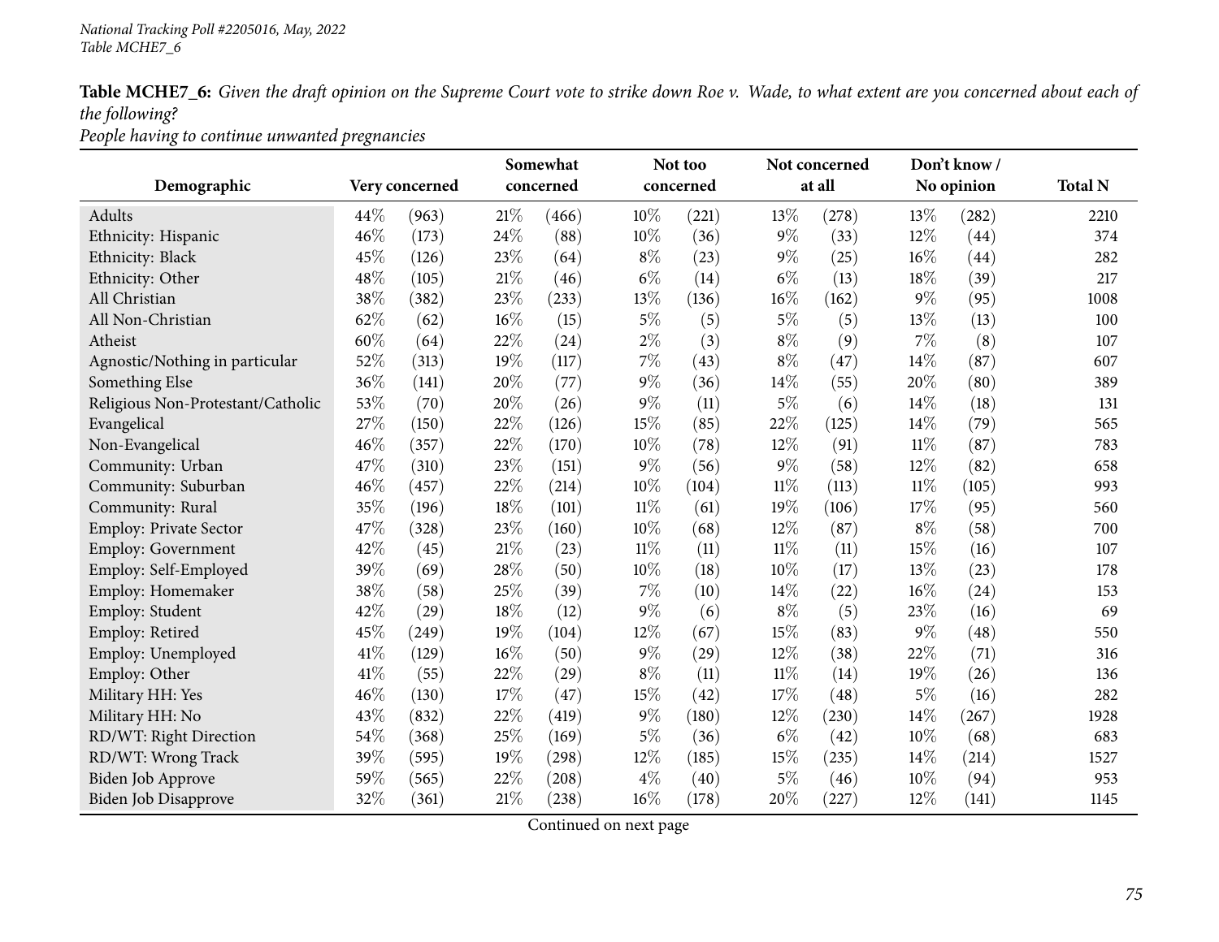**Table MCHE7_6:** *Given the draft opinion on the Supreme Court vote to strike down Roe v. Wade, to what extent are you concerned about each of the following?*
*People having to continue unwanted pregnancies*

| Demographic | Very concerned | | Somewhat concerned | | Not too concerned | | Not concerned at all | | Don't know / No opinion | | Total N |
|---|---|---|---|---|---|---|---|---|---|---|---|
| Adults | 44% | (963) | 21% | (466) | 10% | (221) | 13% | (278) | 13% | (282) | 2210 |
| Ethnicity: Hispanic | 46% | (173) | 24% | (88) | 10% | (36) | 9% | (33) | 12% | (44) | 374 |
| Ethnicity: Black | 45% | (126) | 23% | (64) | 8% | (23) | 9% | (25) | 16% | (44) | 282 |
| Ethnicity: Other | 48% | (105) | 21% | (46) | 6% | (14) | 6% | (13) | 18% | (39) | 217 |
| All Christian | 38% | (382) | 23% | (233) | 13% | (136) | 16% | (162) | 9% | (95) | 1008 |
| All Non-Christian | 62% | (62) | 16% | (15) | 5% | (5) | 5% | (5) | 13% | (13) | 100 |
| Atheist | 60% | (64) | 22% | (24) | 2% | (3) | 8% | (9) | 7% | (8) | 107 |
| Agnostic/Nothing in particular | 52% | (313) | 19% | (117) | 7% | (43) | 8% | (47) | 14% | (87) | 607 |
| Something Else | 36% | (141) | 20% | (77) | 9% | (36) | 14% | (55) | 20% | (80) | 389 |
| Religious Non-Protestant/Catholic | 53% | (70) | 20% | (26) | 9% | (11) | 5% | (6) | 14% | (18) | 131 |
| Evangelical | 27% | (150) | 22% | (126) | 15% | (85) | 22% | (125) | 14% | (79) | 565 |
| Non-Evangelical | 46% | (357) | 22% | (170) | 10% | (78) | 12% | (91) | 11% | (87) | 783 |
| Community: Urban | 47% | (310) | 23% | (151) | 9% | (56) | 9% | (58) | 12% | (82) | 658 |
| Community: Suburban | 46% | (457) | 22% | (214) | 10% | (104) | 11% | (113) | 11% | (105) | 993 |
| Community: Rural | 35% | (196) | 18% | (101) | 11% | (61) | 19% | (106) | 17% | (95) | 560 |
| Employ: Private Sector | 47% | (328) | 23% | (160) | 10% | (68) | 12% | (87) | 8% | (58) | 700 |
| Employ: Government | 42% | (45) | 21% | (23) | 11% | (11) | 11% | (11) | 15% | (16) | 107 |
| Employ: Self-Employed | 39% | (69) | 28% | (50) | 10% | (18) | 10% | (17) | 13% | (23) | 178 |
| Employ: Homemaker | 38% | (58) | 25% | (39) | 7% | (10) | 14% | (22) | 16% | (24) | 153 |
| Employ: Student | 42% | (29) | 18% | (12) | 9% | (6) | 8% | (5) | 23% | (16) | 69 |
| Employ: Retired | 45% | (249) | 19% | (104) | 12% | (67) | 15% | (83) | 9% | (48) | 550 |
| Employ: Unemployed | 41% | (129) | 16% | (50) | 9% | (29) | 12% | (38) | 22% | (71) | 316 |
| Employ: Other | 41% | (55) | 22% | (29) | 8% | (11) | 11% | (14) | 19% | (26) | 136 |
| Military HH: Yes | 46% | (130) | 17% | (47) | 15% | (42) | 17% | (48) | 5% | (16) | 282 |
| Military HH: No | 43% | (832) | 22% | (419) | 9% | (180) | 12% | (230) | 14% | (267) | 1928 |
| RD/WT: Right Direction | 54% | (368) | 25% | (169) | 5% | (36) | 6% | (42) | 10% | (68) | 683 |
| RD/WT: Wrong Track | 39% | (595) | 19% | (298) | 12% | (185) | 15% | (235) | 14% | (214) | 1527 |
| Biden Job Approve | 59% | (565) | 22% | (208) | 4% | (40) | 5% | (46) | 10% | (94) | 953 |
| Biden Job Disapprove | 32% | (361) | 21% | (238) | 16% | (178) | 20% | (227) | 12% | (141) | 1145 |

Continued on next page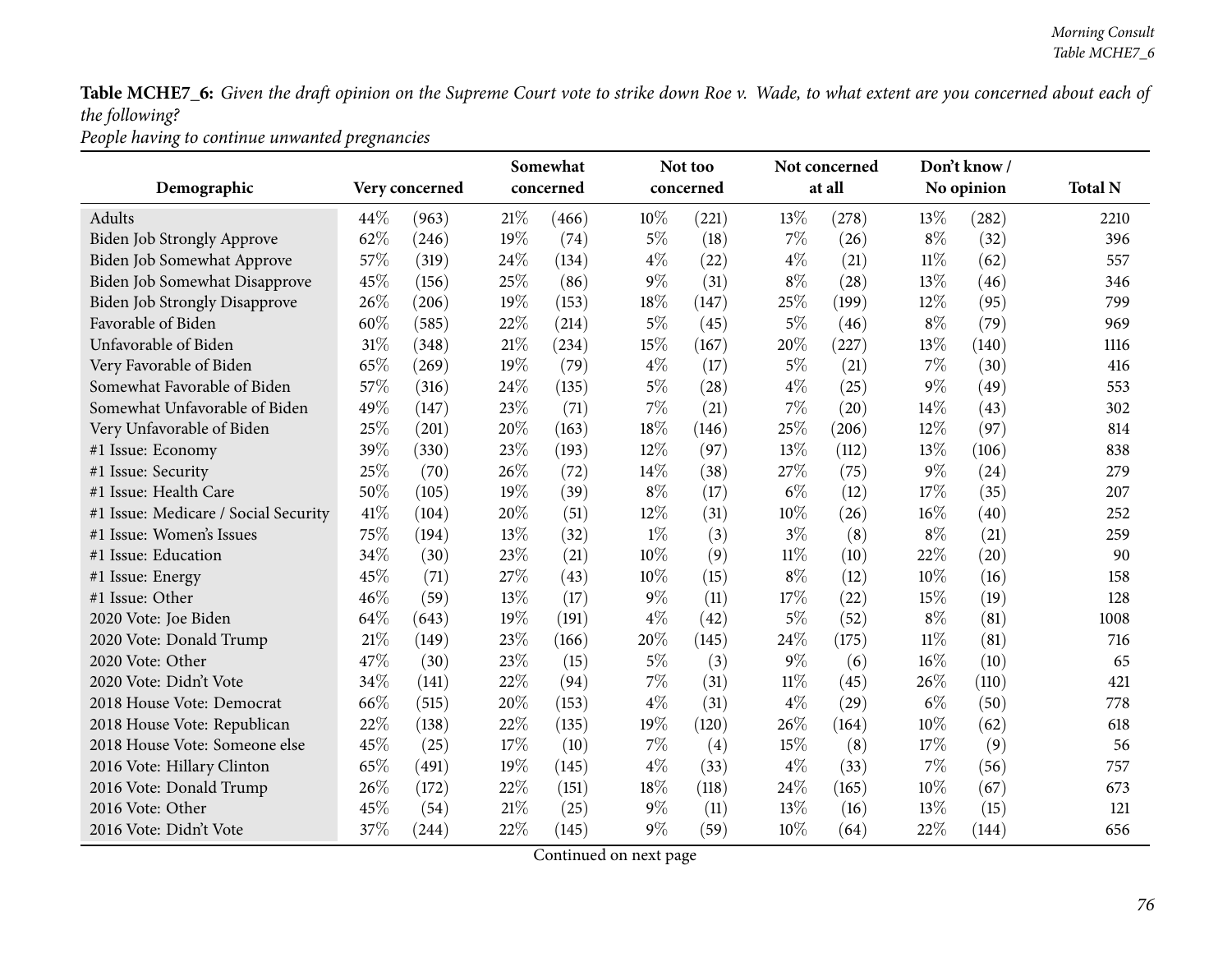**Table MCHE7_6:** *Given the draft opinion on the Supreme Court vote to strike down Roe v. Wade, to what extent are you concerned about each of the following?*

*People having to continue unwanted pregnancies*

| Demographic | Very concerned | | Somewhat concerned | | Not too concerned | | Not concerned at all | | Don't know / No opinion | | Total N |
|---|---|---|---|---|---|---|---|---|---|---|---|
| Adults | 44% | (963) | 21% | (466) | 10% | (221) | 13% | (278) | 13% | (282) | 2210 |
| Biden Job Strongly Approve | 62% | (246) | 19% | (74) | 5% | (18) | 7% | (26) | 8% | (32) | 396 |
| Biden Job Somewhat Approve | 57% | (319) | 24% | (134) | 4% | (22) | 4% | (21) | 11% | (62) | 557 |
| Biden Job Somewhat Disapprove | 45% | (156) | 25% | (86) | 9% | (31) | 8% | (28) | 13% | (46) | 346 |
| Biden Job Strongly Disapprove | 26% | (206) | 19% | (153) | 18% | (147) | 25% | (199) | 12% | (95) | 799 |
| Favorable of Biden | 60% | (585) | 22% | (214) | 5% | (45) | 5% | (46) | 8% | (79) | 969 |
| Unfavorable of Biden | 31% | (348) | 21% | (234) | 15% | (167) | 20% | (227) | 13% | (140) | 1116 |
| Very Favorable of Biden | 65% | (269) | 19% | (79) | 4% | (17) | 5% | (21) | 7% | (30) | 416 |
| Somewhat Favorable of Biden | 57% | (316) | 24% | (135) | 5% | (28) | 4% | (25) | 9% | (49) | 553 |
| Somewhat Unfavorable of Biden | 49% | (147) | 23% | (71) | 7% | (21) | 7% | (20) | 14% | (43) | 302 |
| Very Unfavorable of Biden | 25% | (201) | 20% | (163) | 18% | (146) | 25% | (206) | 12% | (97) | 814 |
| #1 Issue: Economy | 39% | (330) | 23% | (193) | 12% | (97) | 13% | (112) | 13% | (106) | 838 |
| #1 Issue: Security | 25% | (70) | 26% | (72) | 14% | (38) | 27% | (75) | 9% | (24) | 279 |
| #1 Issue: Health Care | 50% | (105) | 19% | (39) | 8% | (17) | 6% | (12) | 17% | (35) | 207 |
| #1 Issue: Medicare / Social Security | 41% | (104) | 20% | (51) | 12% | (31) | 10% | (26) | 16% | (40) | 252 |
| #1 Issue: Women's Issues | 75% | (194) | 13% | (32) | 1% | (3) | 3% | (8) | 8% | (21) | 259 |
| #1 Issue: Education | 34% | (30) | 23% | (21) | 10% | (9) | 11% | (10) | 22% | (20) | 90 |
| #1 Issue: Energy | 45% | (71) | 27% | (43) | 10% | (15) | 8% | (12) | 10% | (16) | 158 |
| #1 Issue: Other | 46% | (59) | 13% | (17) | 9% | (11) | 17% | (22) | 15% | (19) | 128 |
| 2020 Vote: Joe Biden | 64% | (643) | 19% | (191) | 4% | (42) | 5% | (52) | 8% | (81) | 1008 |
| 2020 Vote: Donald Trump | 21% | (149) | 23% | (166) | 20% | (145) | 24% | (175) | 11% | (81) | 716 |
| 2020 Vote: Other | 47% | (30) | 23% | (15) | 5% | (3) | 9% | (6) | 16% | (10) | 65 |
| 2020 Vote: Didn't Vote | 34% | (141) | 22% | (94) | 7% | (31) | 11% | (45) | 26% | (110) | 421 |
| 2018 House Vote: Democrat | 66% | (515) | 20% | (153) | 4% | (31) | 4% | (29) | 6% | (50) | 778 |
| 2018 House Vote: Republican | 22% | (138) | 22% | (135) | 19% | (120) | 26% | (164) | 10% | (62) | 618 |
| 2018 House Vote: Someone else | 45% | (25) | 17% | (10) | 7% | (4) | 15% | (8) | 17% | (9) | 56 |
| 2016 Vote: Hillary Clinton | 65% | (491) | 19% | (145) | 4% | (33) | 4% | (33) | 7% | (56) | 757 |
| 2016 Vote: Donald Trump | 26% | (172) | 22% | (151) | 18% | (118) | 24% | (165) | 10% | (67) | 673 |
| 2016 Vote: Other | 45% | (54) | 21% | (25) | 9% | (11) | 13% | (16) | 13% | (15) | 121 |
| 2016 Vote: Didn't Vote | 37% | (244) | 22% | (145) | 9% | (59) | 10% | (64) | 22% | (144) | 656 |

Continued on next page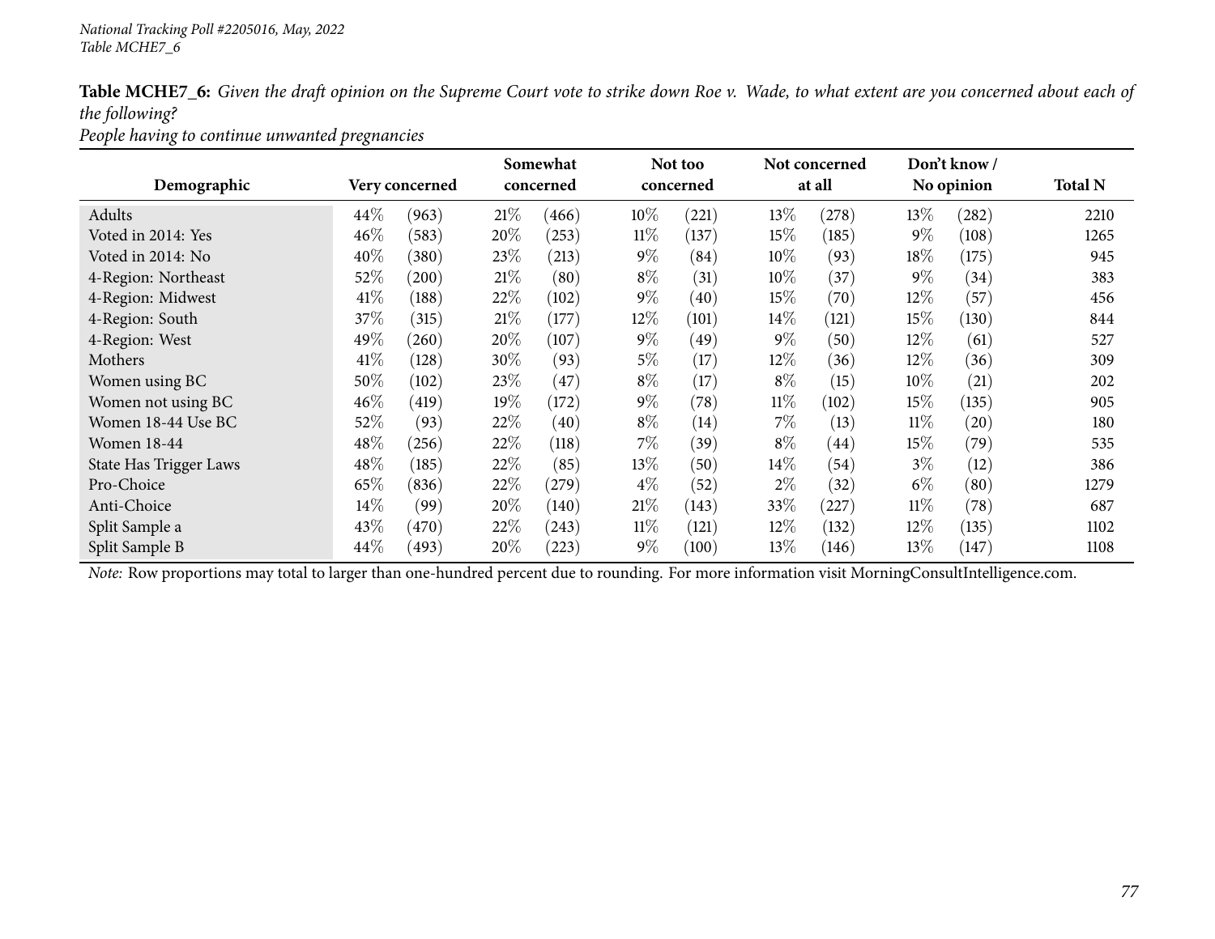*National Tracking Poll #2205016, May, 2022*
*Table MCHE7_6*

**Table MCHE7_6:** *Given the draft opinion on the Supreme Court vote to strike down Roe v. Wade, to what extent are you concerned about each of the following?*
*People having to continue unwanted pregnancies*

| Demographic | Very concerned | | Somewhat concerned | | Not too concerned | | Not concerned at all | | Don't know / No opinion | | Total N |
|---|---|---|---|---|---|---|---|---|---|---|---|
| Adults | 44% | (963) | 21% | (466) | 10% | (221) | 13% | (278) | 13% | (282) | 2210 |
| Voted in 2014: Yes | 46% | (583) | 20% | (253) | 11% | (137) | 15% | (185) | 9% | (108) | 1265 |
| Voted in 2014: No | 40% | (380) | 23% | (213) | 9% | (84) | 10% | (93) | 18% | (175) | 945 |
| 4-Region: Northeast | 52% | (200) | 21% | (80) | 8% | (31) | 10% | (37) | 9% | (34) | 383 |
| 4-Region: Midwest | 41% | (188) | 22% | (102) | 9% | (40) | 15% | (70) | 12% | (57) | 456 |
| 4-Region: South | 37% | (315) | 21% | (177) | 12% | (101) | 14% | (121) | 15% | (130) | 844 |
| 4-Region: West | 49% | (260) | 20% | (107) | 9% | (49) | 9% | (50) | 12% | (61) | 527 |
| Mothers | 41% | (128) | 30% | (93) | 5% | (17) | 12% | (36) | 12% | (36) | 309 |
| Women using BC | 50% | (102) | 23% | (47) | 8% | (17) | 8% | (15) | 10% | (21) | 202 |
| Women not using BC | 46% | (419) | 19% | (172) | 9% | (78) | 11% | (102) | 15% | (135) | 905 |
| Women 18-44 Use BC | 52% | (93) | 22% | (40) | 8% | (14) | 7% | (13) | 11% | (20) | 180 |
| Women 18-44 | 48% | (256) | 22% | (118) | 7% | (39) | 8% | (44) | 15% | (79) | 535 |
| State Has Trigger Laws | 48% | (185) | 22% | (85) | 13% | (50) | 14% | (54) | 3% | (12) | 386 |
| Pro-Choice | 65% | (836) | 22% | (279) | 4% | (52) | 2% | (32) | 6% | (80) | 1279 |
| Anti-Choice | 14% | (99) | 20% | (140) | 21% | (143) | 33% | (227) | 11% | (78) | 687 |
| Split Sample a | 43% | (470) | 22% | (243) | 11% | (121) | 12% | (132) | 12% | (135) | 1102 |
| Split Sample B | 44% | (493) | 20% | (223) | 9% | (100) | 13% | (146) | 13% | (147) | 1108 |

*Note:* Row proportions may total to larger than one-hundred percent due to rounding. For more information visit MorningConsultIntelligence.com.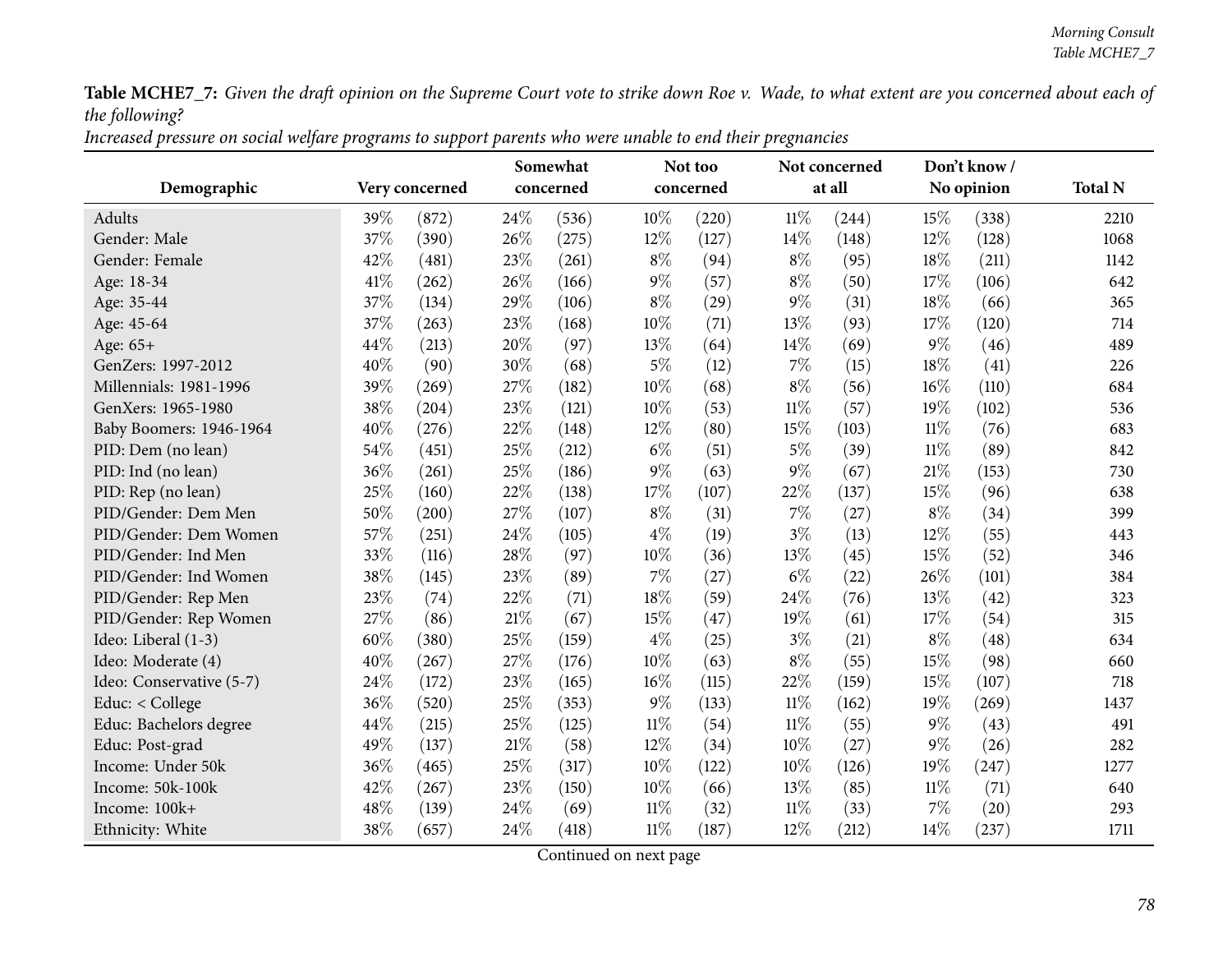**Table MCHE7_7:** *Given the draft opinion on the Supreme Court vote to strike down Roe v. Wade, to what extent are you concerned about each of the following?*

*Increased pressure on social welfare programs to support parents who were unable to end their pregnancies*

| Demographic | Very concerned | | Somewhat concerned | | Not too concerned | | Not concerned at all | | Don't know / No opinion | | Total N |
|---|---|---|---|---|---|---|---|---|---|---|---|
| Adults | 39% | (872) | 24% | (536) | 10% | (220) | 11% | (244) | 15% | (338) | 2210 |
| Gender: Male | 37% | (390) | 26% | (275) | 12% | (127) | 14% | (148) | 12% | (128) | 1068 |
| Gender: Female | 42% | (481) | 23% | (261) | 8% | (94) | 8% | (95) | 18% | (211) | 1142 |
| Age: 18-34 | 41% | (262) | 26% | (166) | 9% | (57) | 8% | (50) | 17% | (106) | 642 |
| Age: 35-44 | 37% | (134) | 29% | (106) | 8% | (29) | 9% | (31) | 18% | (66) | 365 |
| Age: 45-64 | 37% | (263) | 23% | (168) | 10% | (71) | 13% | (93) | 17% | (120) | 714 |
| Age: 65+ | 44% | (213) | 20% | (97) | 13% | (64) | 14% | (69) | 9% | (46) | 489 |
| GenZers: 1997-2012 | 40% | (90) | 30% | (68) | 5% | (12) | 7% | (15) | 18% | (41) | 226 |
| Millennials: 1981-1996 | 39% | (269) | 27% | (182) | 10% | (68) | 8% | (56) | 16% | (110) | 684 |
| GenXers: 1965-1980 | 38% | (204) | 23% | (121) | 10% | (53) | 11% | (57) | 19% | (102) | 536 |
| Baby Boomers: 1946-1964 | 40% | (276) | 22% | (148) | 12% | (80) | 15% | (103) | 11% | (76) | 683 |
| PID: Dem (no lean) | 54% | (451) | 25% | (212) | 6% | (51) | 5% | (39) | 11% | (89) | 842 |
| PID: Ind (no lean) | 36% | (261) | 25% | (186) | 9% | (63) | 9% | (67) | 21% | (153) | 730 |
| PID: Rep (no lean) | 25% | (160) | 22% | (138) | 17% | (107) | 22% | (137) | 15% | (96) | 638 |
| PID/Gender: Dem Men | 50% | (200) | 27% | (107) | 8% | (31) | 7% | (27) | 8% | (34) | 399 |
| PID/Gender: Dem Women | 57% | (251) | 24% | (105) | 4% | (19) | 3% | (13) | 12% | (55) | 443 |
| PID/Gender: Ind Men | 33% | (116) | 28% | (97) | 10% | (36) | 13% | (45) | 15% | (52) | 346 |
| PID/Gender: Ind Women | 38% | (145) | 23% | (89) | 7% | (27) | 6% | (22) | 26% | (101) | 384 |
| PID/Gender: Rep Men | 23% | (74) | 22% | (71) | 18% | (59) | 24% | (76) | 13% | (42) | 323 |
| PID/Gender: Rep Women | 27% | (86) | 21% | (67) | 15% | (47) | 19% | (61) | 17% | (54) | 315 |
| Ideo: Liberal (1-3) | 60% | (380) | 25% | (159) | 4% | (25) | 3% | (21) | 8% | (48) | 634 |
| Ideo: Moderate (4) | 40% | (267) | 27% | (176) | 10% | (63) | 8% | (55) | 15% | (98) | 660 |
| Ideo: Conservative (5-7) | 24% | (172) | 23% | (165) | 16% | (115) | 22% | (159) | 15% | (107) | 718 |
| Educ: < College | 36% | (520) | 25% | (353) | 9% | (133) | 11% | (162) | 19% | (269) | 1437 |
| Educ: Bachelors degree | 44% | (215) | 25% | (125) | 11% | (54) | 11% | (55) | 9% | (43) | 491 |
| Educ: Post-grad | 49% | (137) | 21% | (58) | 12% | (34) | 10% | (27) | 9% | (26) | 282 |
| Income: Under 50k | 36% | (465) | 25% | (317) | 10% | (122) | 10% | (126) | 19% | (247) | 1277 |
| Income: 50k-100k | 42% | (267) | 23% | (150) | 10% | (66) | 13% | (85) | 11% | (71) | 640 |
| Income: 100k+ | 48% | (139) | 24% | (69) | 11% | (32) | 11% | (33) | 7% | (20) | 293 |
| Ethnicity: White | 38% | (657) | 24% | (418) | 11% | (187) | 12% | (212) | 14% | (237) | 1711 |

Continued on next page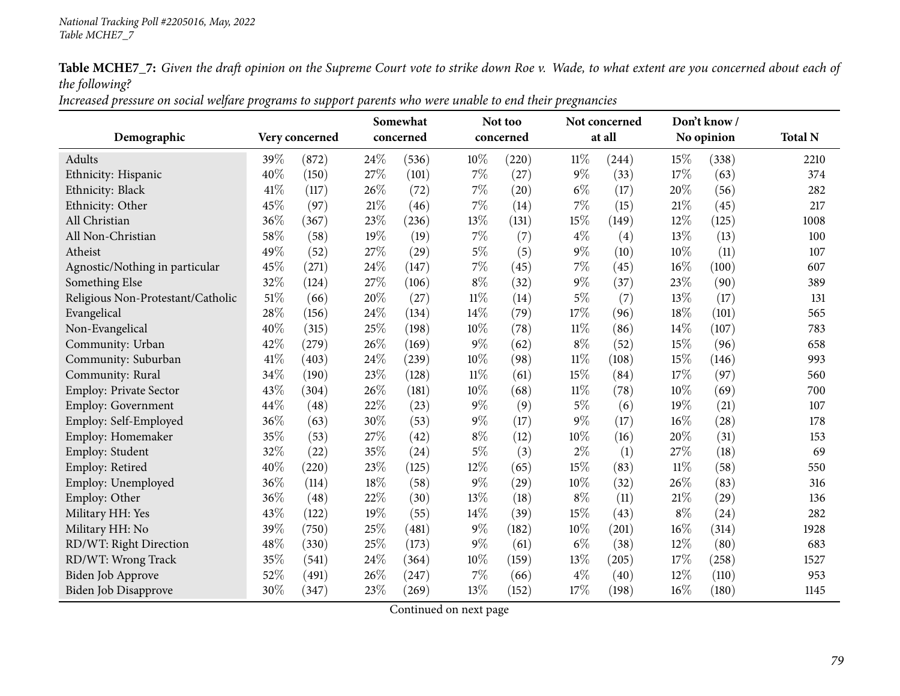**Table MCHE7_7:** *Given the draft opinion on the Supreme Court vote to strike down Roe v. Wade, to what extent are you concerned about each of the following?*

*Increased pressure on social welfare programs to support parents who were unable to end their pregnancies*

| Demographic | Very concerned | | Somewhat concerned | | Not too concerned | | Not concerned at all | | Don't know / No opinion | | Total N |
|---|---|---|---|---|---|---|---|---|---|---|---|
| Adults | 39% | (872) | 24% | (536) | 10% | (220) | 11% | (244) | 15% | (338) | 2210 |
| Ethnicity: Hispanic | 40% | (150) | 27% | (101) | 7% | (27) | 9% | (33) | 17% | (63) | 374 |
| Ethnicity: Black | 41% | (117) | 26% | (72) | 7% | (20) | 6% | (17) | 20% | (56) | 282 |
| Ethnicity: Other | 45% | (97) | 21% | (46) | 7% | (14) | 7% | (15) | 21% | (45) | 217 |
| All Christian | 36% | (367) | 23% | (236) | 13% | (131) | 15% | (149) | 12% | (125) | 1008 |
| All Non-Christian | 58% | (58) | 19% | (19) | 7% | (7) | 4% | (4) | 13% | (13) | 100 |
| Atheist | 49% | (52) | 27% | (29) | 5% | (5) | 9% | (10) | 10% | (11) | 107 |
| Agnostic/Nothing in particular | 45% | (271) | 24% | (147) | 7% | (45) | 7% | (45) | 16% | (100) | 607 |
| Something Else | 32% | (124) | 27% | (106) | 8% | (32) | 9% | (37) | 23% | (90) | 389 |
| Religious Non-Protestant/Catholic | 51% | (66) | 20% | (27) | 11% | (14) | 5% | (7) | 13% | (17) | 131 |
| Evangelical | 28% | (156) | 24% | (134) | 14% | (79) | 17% | (96) | 18% | (101) | 565 |
| Non-Evangelical | 40% | (315) | 25% | (198) | 10% | (78) | 11% | (86) | 14% | (107) | 783 |
| Community: Urban | 42% | (279) | 26% | (169) | 9% | (62) | 8% | (52) | 15% | (96) | 658 |
| Community: Suburban | 41% | (403) | 24% | (239) | 10% | (98) | 11% | (108) | 15% | (146) | 993 |
| Community: Rural | 34% | (190) | 23% | (128) | 11% | (61) | 15% | (84) | 17% | (97) | 560 |
| Employ: Private Sector | 43% | (304) | 26% | (181) | 10% | (68) | 11% | (78) | 10% | (69) | 700 |
| Employ: Government | 44% | (48) | 22% | (23) | 9% | (9) | 5% | (6) | 19% | (21) | 107 |
| Employ: Self-Employed | 36% | (63) | 30% | (53) | 9% | (17) | 9% | (17) | 16% | (28) | 178 |
| Employ: Homemaker | 35% | (53) | 27% | (42) | 8% | (12) | 10% | (16) | 20% | (31) | 153 |
| Employ: Student | 32% | (22) | 35% | (24) | 5% | (3) | 2% | (1) | 27% | (18) | 69 |
| Employ: Retired | 40% | (220) | 23% | (125) | 12% | (65) | 15% | (83) | 11% | (58) | 550 |
| Employ: Unemployed | 36% | (114) | 18% | (58) | 9% | (29) | 10% | (32) | 26% | (83) | 316 |
| Employ: Other | 36% | (48) | 22% | (30) | 13% | (18) | 8% | (11) | 21% | (29) | 136 |
| Military HH: Yes | 43% | (122) | 19% | (55) | 14% | (39) | 15% | (43) | 8% | (24) | 282 |
| Military HH: No | 39% | (750) | 25% | (481) | 9% | (182) | 10% | (201) | 16% | (314) | 1928 |
| RD/WT: Right Direction | 48% | (330) | 25% | (173) | 9% | (61) | 6% | (38) | 12% | (80) | 683 |
| RD/WT: Wrong Track | 35% | (541) | 24% | (364) | 10% | (159) | 13% | (205) | 17% | (258) | 1527 |
| Biden Job Approve | 52% | (491) | 26% | (247) | 7% | (66) | 4% | (40) | 12% | (110) | 953 |
| Biden Job Disapprove | 30% | (347) | 23% | (269) | 13% | (152) | 17% | (198) | 16% | (180) | 1145 |

Continued on next page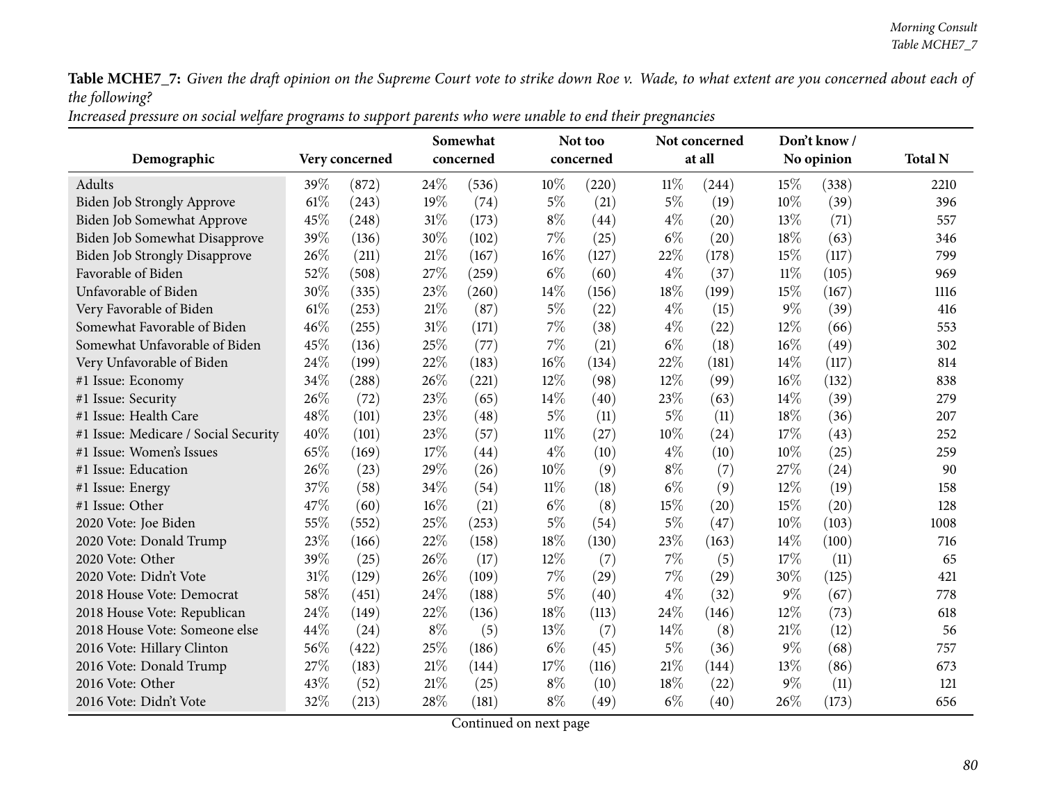**Table MCHE7_7:** *Given the draft opinion on the Supreme Court vote to strike down Roe v. Wade, to what extent are you concerned about each of the following?*

*Increased pressure on social welfare programs to support parents who were unable to end their pregnancies*

| Demographic | Very concerned | | Somewhat concerned | | Not too concerned | | Not concerned at all | | Don't know / No opinion | | Total N |
|---|---|---|---|---|---|---|---|---|---|---|---|
| Adults | 39% | (872) | 24% | (536) | 10% | (220) | 11% | (244) | 15% | (338) | 2210 |
| Biden Job Strongly Approve | 61% | (243) | 19% | (74) | 5% | (21) | 5% | (19) | 10% | (39) | 396 |
| Biden Job Somewhat Approve | 45% | (248) | 31% | (173) | 8% | (44) | 4% | (20) | 13% | (71) | 557 |
| Biden Job Somewhat Disapprove | 39% | (136) | 30% | (102) | 7% | (25) | 6% | (20) | 18% | (63) | 346 |
| Biden Job Strongly Disapprove | 26% | (211) | 21% | (167) | 16% | (127) | 22% | (178) | 15% | (117) | 799 |
| Favorable of Biden | 52% | (508) | 27% | (259) | 6% | (60) | 4% | (37) | 11% | (105) | 969 |
| Unfavorable of Biden | 30% | (335) | 23% | (260) | 14% | (156) | 18% | (199) | 15% | (167) | 1116 |
| Very Favorable of Biden | 61% | (253) | 21% | (87) | 5% | (22) | 4% | (15) | 9% | (39) | 416 |
| Somewhat Favorable of Biden | 46% | (255) | 31% | (171) | 7% | (38) | 4% | (22) | 12% | (66) | 553 |
| Somewhat Unfavorable of Biden | 45% | (136) | 25% | (77) | 7% | (21) | 6% | (18) | 16% | (49) | 302 |
| Very Unfavorable of Biden | 24% | (199) | 22% | (183) | 16% | (134) | 22% | (181) | 14% | (117) | 814 |
| #1 Issue: Economy | 34% | (288) | 26% | (221) | 12% | (98) | 12% | (99) | 16% | (132) | 838 |
| #1 Issue: Security | 26% | (72) | 23% | (65) | 14% | (40) | 23% | (63) | 14% | (39) | 279 |
| #1 Issue: Health Care | 48% | (101) | 23% | (48) | 5% | (11) | 5% | (11) | 18% | (36) | 207 |
| #1 Issue: Medicare / Social Security | 40% | (101) | 23% | (57) | 11% | (27) | 10% | (24) | 17% | (43) | 252 |
| #1 Issue: Women's Issues | 65% | (169) | 17% | (44) | 4% | (10) | 4% | (10) | 10% | (25) | 259 |
| #1 Issue: Education | 26% | (23) | 29% | (26) | 10% | (9) | 8% | (7) | 27% | (24) | 90 |
| #1 Issue: Energy | 37% | (58) | 34% | (54) | 11% | (18) | 6% | (9) | 12% | (19) | 158 |
| #1 Issue: Other | 47% | (60) | 16% | (21) | 6% | (8) | 15% | (20) | 15% | (20) | 128 |
| 2020 Vote: Joe Biden | 55% | (552) | 25% | (253) | 5% | (54) | 5% | (47) | 10% | (103) | 1008 |
| 2020 Vote: Donald Trump | 23% | (166) | 22% | (158) | 18% | (130) | 23% | (163) | 14% | (100) | 716 |
| 2020 Vote: Other | 39% | (25) | 26% | (17) | 12% | (7) | 7% | (5) | 17% | (11) | 65 |
| 2020 Vote: Didn't Vote | 31% | (129) | 26% | (109) | 7% | (29) | 7% | (29) | 30% | (125) | 421 |
| 2018 House Vote: Democrat | 58% | (451) | 24% | (188) | 5% | (40) | 4% | (32) | 9% | (67) | 778 |
| 2018 House Vote: Republican | 24% | (149) | 22% | (136) | 18% | (113) | 24% | (146) | 12% | (73) | 618 |
| 2018 House Vote: Someone else | 44% | (24) | 8% | (5) | 13% | (7) | 14% | (8) | 21% | (12) | 56 |
| 2016 Vote: Hillary Clinton | 56% | (422) | 25% | (186) | 6% | (45) | 5% | (36) | 9% | (68) | 757 |
| 2016 Vote: Donald Trump | 27% | (183) | 21% | (144) | 17% | (116) | 21% | (144) | 13% | (86) | 673 |
| 2016 Vote: Other | 43% | (52) | 21% | (25) | 8% | (10) | 18% | (22) | 9% | (11) | 121 |
| 2016 Vote: Didn't Vote | 32% | (213) | 28% | (181) | 8% | (49) | 6% | (40) | 26% | (173) | 656 |

Continued on next page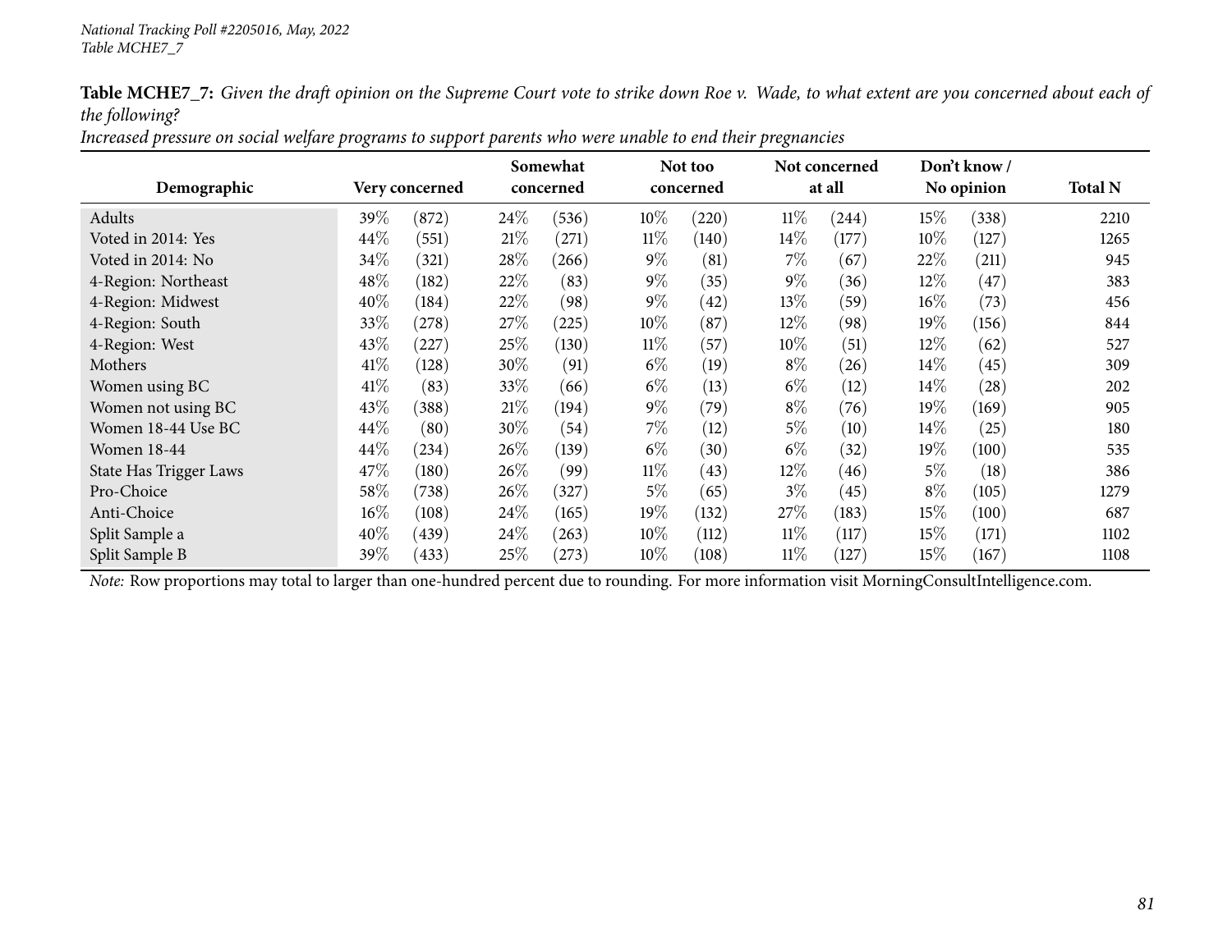*National Tracking Poll #2205016, May, 2022*
*Table MCHE7_7*

**Table MCHE7_7:** *Given the draft opinion on the Supreme Court vote to strike down Roe v. Wade, to what extent are you concerned about each of the following?*
*Increased pressure on social welfare programs to support parents who were unable to end their pregnancies*

| Demographic | Very concerned | | Somewhat concerned | | Not too concerned | | Not concerned at all | | Don't know / No opinion | | Total N |
|---|---|---|---|---|---|---|---|---|---|---|---|
| Adults | 39% | (872) | 24% | (536) | 10% | (220) | 11% | (244) | 15% | (338) | 2210 |
| Voted in 2014: Yes | 44% | (551) | 21% | (271) | 11% | (140) | 14% | (177) | 10% | (127) | 1265 |
| Voted in 2014: No | 34% | (321) | 28% | (266) | 9% | (81) | 7% | (67) | 22% | (211) | 945 |
| 4-Region: Northeast | 48% | (182) | 22% | (83) | 9% | (35) | 9% | (36) | 12% | (47) | 383 |
| 4-Region: Midwest | 40% | (184) | 22% | (98) | 9% | (42) | 13% | (59) | 16% | (73) | 456 |
| 4-Region: South | 33% | (278) | 27% | (225) | 10% | (87) | 12% | (98) | 19% | (156) | 844 |
| 4-Region: West | 43% | (227) | 25% | (130) | 11% | (57) | 10% | (51) | 12% | (62) | 527 |
| Mothers | 41% | (128) | 30% | (91) | 6% | (19) | 8% | (26) | 14% | (45) | 309 |
| Women using BC | 41% | (83) | 33% | (66) | 6% | (13) | 6% | (12) | 14% | (28) | 202 |
| Women not using BC | 43% | (388) | 21% | (194) | 9% | (79) | 8% | (76) | 19% | (169) | 905 |
| Women 18-44 Use BC | 44% | (80) | 30% | (54) | 7% | (12) | 5% | (10) | 14% | (25) | 180 |
| Women 18-44 | 44% | (234) | 26% | (139) | 6% | (30) | 6% | (32) | 19% | (100) | 535 |
| State Has Trigger Laws | 47% | (180) | 26% | (99) | 11% | (43) | 12% | (46) | 5% | (18) | 386 |
| Pro-Choice | 58% | (738) | 26% | (327) | 5% | (65) | 3% | (45) | 8% | (105) | 1279 |
| Anti-Choice | 16% | (108) | 24% | (165) | 19% | (132) | 27% | (183) | 15% | (100) | 687 |
| Split Sample a | 40% | (439) | 24% | (263) | 10% | (112) | 11% | (117) | 15% | (171) | 1102 |
| Split Sample B | 39% | (433) | 25% | (273) | 10% | (108) | 11% | (127) | 15% | (167) | 1108 |

*Note:* Row proportions may total to larger than one-hundred percent due to rounding. For more information visit MorningConsultIntelligence.com.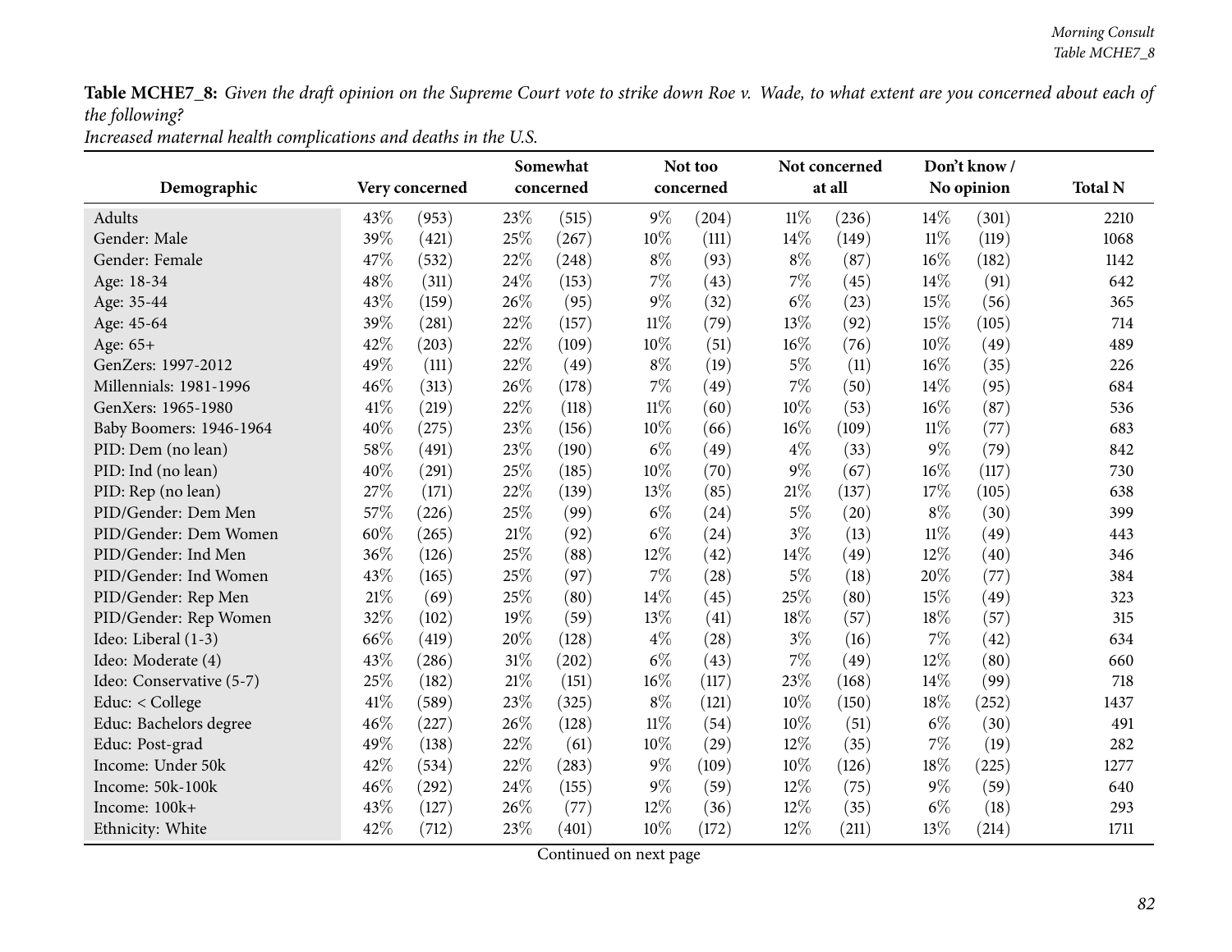**Table MCHE7_8:** *Given the draft opinion on the Supreme Court vote to strike down Roe v. Wade, to what extent are you concerned about each of the following?*

*Increased maternal health complications and deaths in the U.S.*

| Demographic | Very concerned | | Somewhat concerned | | Not too concerned | | Not concerned at all | | Don't know / No opinion | | Total N |
|---|---|---|---|---|---|---|---|---|---|---|---|
| Adults | 43% | (953) | 23% | (515) | 9% | (204) | 11% | (236) | 14% | (301) | 2210 |
| Gender: Male | 39% | (421) | 25% | (267) | 10% | (111) | 14% | (149) | 11% | (119) | 1068 |
| Gender: Female | 47% | (532) | 22% | (248) | 8% | (93) | 8% | (87) | 16% | (182) | 1142 |
| Age: 18-34 | 48% | (311) | 24% | (153) | 7% | (43) | 7% | (45) | 14% | (91) | 642 |
| Age: 35-44 | 43% | (159) | 26% | (95) | 9% | (32) | 6% | (23) | 15% | (56) | 365 |
| Age: 45-64 | 39% | (281) | 22% | (157) | 11% | (79) | 13% | (92) | 15% | (105) | 714 |
| Age: 65+ | 42% | (203) | 22% | (109) | 10% | (51) | 16% | (76) | 10% | (49) | 489 |
| GenZers: 1997-2012 | 49% | (111) | 22% | (49) | 8% | (19) | 5% | (11) | 16% | (35) | 226 |
| Millennials: 1981-1996 | 46% | (313) | 26% | (178) | 7% | (49) | 7% | (50) | 14% | (95) | 684 |
| GenXers: 1965-1980 | 41% | (219) | 22% | (118) | 11% | (60) | 10% | (53) | 16% | (87) | 536 |
| Baby Boomers: 1946-1964 | 40% | (275) | 23% | (156) | 10% | (66) | 16% | (109) | 11% | (77) | 683 |
| PID: Dem (no lean) | 58% | (491) | 23% | (190) | 6% | (49) | 4% | (33) | 9% | (79) | 842 |
| PID: Ind (no lean) | 40% | (291) | 25% | (185) | 10% | (70) | 9% | (67) | 16% | (117) | 730 |
| PID: Rep (no lean) | 27% | (171) | 22% | (139) | 13% | (85) | 21% | (137) | 17% | (105) | 638 |
| PID/Gender: Dem Men | 57% | (226) | 25% | (99) | 6% | (24) | 5% | (20) | 8% | (30) | 399 |
| PID/Gender: Dem Women | 60% | (265) | 21% | (92) | 6% | (24) | 3% | (13) | 11% | (49) | 443 |
| PID/Gender: Ind Men | 36% | (126) | 25% | (88) | 12% | (42) | 14% | (49) | 12% | (40) | 346 |
| PID/Gender: Ind Women | 43% | (165) | 25% | (97) | 7% | (28) | 5% | (18) | 20% | (77) | 384 |
| PID/Gender: Rep Men | 21% | (69) | 25% | (80) | 14% | (45) | 25% | (80) | 15% | (49) | 323 |
| PID/Gender: Rep Women | 32% | (102) | 19% | (59) | 13% | (41) | 18% | (57) | 18% | (57) | 315 |
| Ideo: Liberal (1-3) | 66% | (419) | 20% | (128) | 4% | (28) | 3% | (16) | 7% | (42) | 634 |
| Ideo: Moderate (4) | 43% | (286) | 31% | (202) | 6% | (43) | 7% | (49) | 12% | (80) | 660 |
| Ideo: Conservative (5-7) | 25% | (182) | 21% | (151) | 16% | (117) | 23% | (168) | 14% | (99) | 718 |
| Educ: < College | 41% | (589) | 23% | (325) | 8% | (121) | 10% | (150) | 18% | (252) | 1437 |
| Educ: Bachelors degree | 46% | (227) | 26% | (128) | 11% | (54) | 10% | (51) | 6% | (30) | 491 |
| Educ: Post-grad | 49% | (138) | 22% | (61) | 10% | (29) | 12% | (35) | 7% | (19) | 282 |
| Income: Under 50k | 42% | (534) | 22% | (283) | 9% | (109) | 10% | (126) | 18% | (225) | 1277 |
| Income: 50k-100k | 46% | (292) | 24% | (155) | 9% | (59) | 12% | (75) | 9% | (59) | 640 |
| Income: 100k+ | 43% | (127) | 26% | (77) | 12% | (36) | 12% | (35) | 6% | (18) | 293 |
| Ethnicity: White | 42% | (712) | 23% | (401) | 10% | (172) | 12% | (211) | 13% | (214) | 1711 |

Continued on next page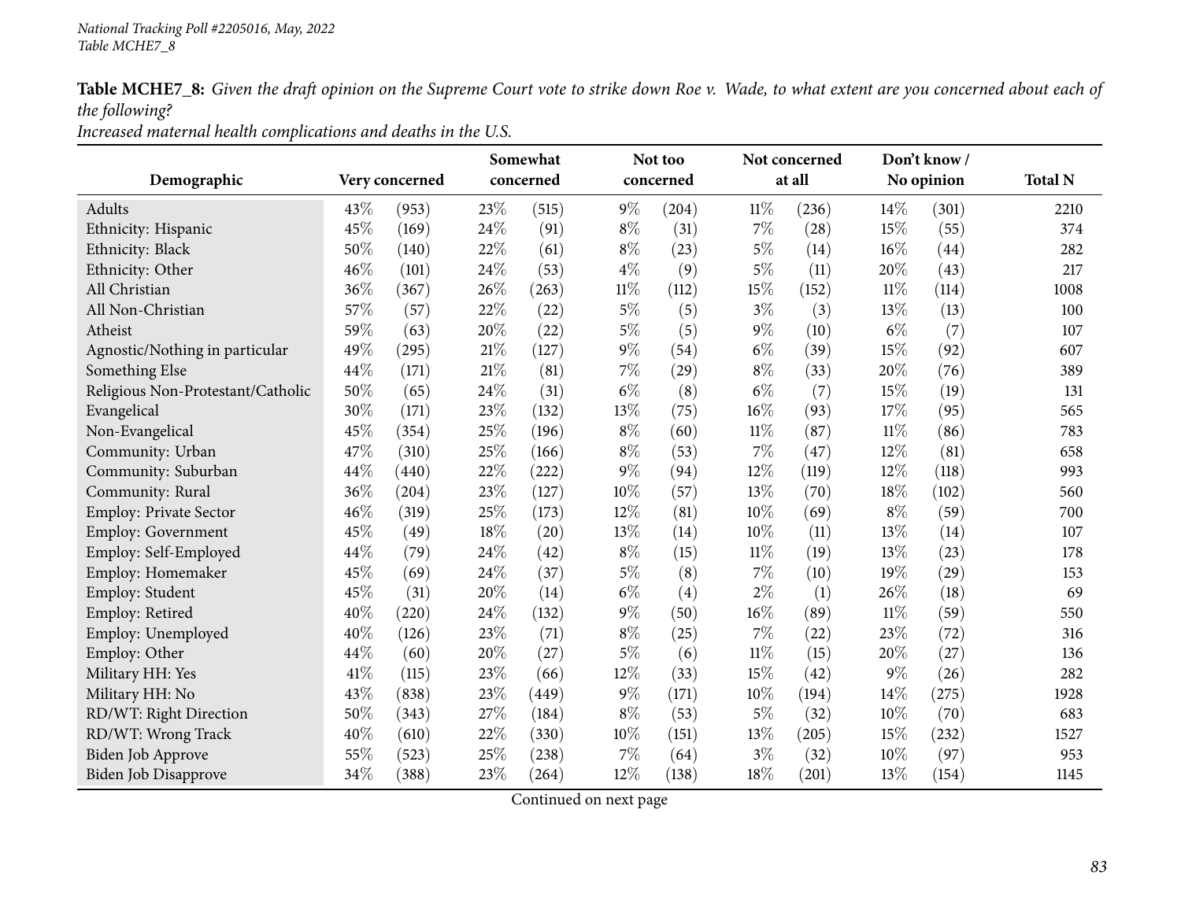**Table MCHE7_8:** *Given the draft opinion on the Supreme Court vote to strike down Roe v. Wade, to what extent are you concerned about each of the following?*
*Increased maternal health complications and deaths in the U.S.*

| Demographic | Very concerned | | Somewhat concerned | | Not too concerned | | Not concerned at all | | Don't know / No opinion | | Total N |
|---|---|---|---|---|---|---|---|---|---|---|---|
| Adults | 43% | (953) | 23% | (515) | 9% | (204) | 11% | (236) | 14% | (301) | 2210 |
| Ethnicity: Hispanic | 45% | (169) | 24% | (91) | 8% | (31) | 7% | (28) | 15% | (55) | 374 |
| Ethnicity: Black | 50% | (140) | 22% | (61) | 8% | (23) | 5% | (14) | 16% | (44) | 282 |
| Ethnicity: Other | 46% | (101) | 24% | (53) | 4% | (9) | 5% | (11) | 20% | (43) | 217 |
| All Christian | 36% | (367) | 26% | (263) | 11% | (112) | 15% | (152) | 11% | (114) | 1008 |
| All Non-Christian | 57% | (57) | 22% | (22) | 5% | (5) | 3% | (3) | 13% | (13) | 100 |
| Atheist | 59% | (63) | 20% | (22) | 5% | (5) | 9% | (10) | 6% | (7) | 107 |
| Agnostic/Nothing in particular | 49% | (295) | 21% | (127) | 9% | (54) | 6% | (39) | 15% | (92) | 607 |
| Something Else | 44% | (171) | 21% | (81) | 7% | (29) | 8% | (33) | 20% | (76) | 389 |
| Religious Non-Protestant/Catholic | 50% | (65) | 24% | (31) | 6% | (8) | 6% | (7) | 15% | (19) | 131 |
| Evangelical | 30% | (171) | 23% | (132) | 13% | (75) | 16% | (93) | 17% | (95) | 565 |
| Non-Evangelical | 45% | (354) | 25% | (196) | 8% | (60) | 11% | (87) | 11% | (86) | 783 |
| Community: Urban | 47% | (310) | 25% | (166) | 8% | (53) | 7% | (47) | 12% | (81) | 658 |
| Community: Suburban | 44% | (440) | 22% | (222) | 9% | (94) | 12% | (119) | 12% | (118) | 993 |
| Community: Rural | 36% | (204) | 23% | (127) | 10% | (57) | 13% | (70) | 18% | (102) | 560 |
| Employ: Private Sector | 46% | (319) | 25% | (173) | 12% | (81) | 10% | (69) | 8% | (59) | 700 |
| Employ: Government | 45% | (49) | 18% | (20) | 13% | (14) | 10% | (11) | 13% | (14) | 107 |
| Employ: Self-Employed | 44% | (79) | 24% | (42) | 8% | (15) | 11% | (19) | 13% | (23) | 178 |
| Employ: Homemaker | 45% | (69) | 24% | (37) | 5% | (8) | 7% | (10) | 19% | (29) | 153 |
| Employ: Student | 45% | (31) | 20% | (14) | 6% | (4) | 2% | (1) | 26% | (18) | 69 |
| Employ: Retired | 40% | (220) | 24% | (132) | 9% | (50) | 16% | (89) | 11% | (59) | 550 |
| Employ: Unemployed | 40% | (126) | 23% | (71) | 8% | (25) | 7% | (22) | 23% | (72) | 316 |
| Employ: Other | 44% | (60) | 20% | (27) | 5% | (6) | 11% | (15) | 20% | (27) | 136 |
| Military HH: Yes | 41% | (115) | 23% | (66) | 12% | (33) | 15% | (42) | 9% | (26) | 282 |
| Military HH: No | 43% | (838) | 23% | (449) | 9% | (171) | 10% | (194) | 14% | (275) | 1928 |
| RD/WT: Right Direction | 50% | (343) | 27% | (184) | 8% | (53) | 5% | (32) | 10% | (70) | 683 |
| RD/WT: Wrong Track | 40% | (610) | 22% | (330) | 10% | (151) | 13% | (205) | 15% | (232) | 1527 |
| Biden Job Approve | 55% | (523) | 25% | (238) | 7% | (64) | 3% | (32) | 10% | (97) | 953 |
| Biden Job Disapprove | 34% | (388) | 23% | (264) | 12% | (138) | 18% | (201) | 13% | (154) | 1145 |

Continued on next page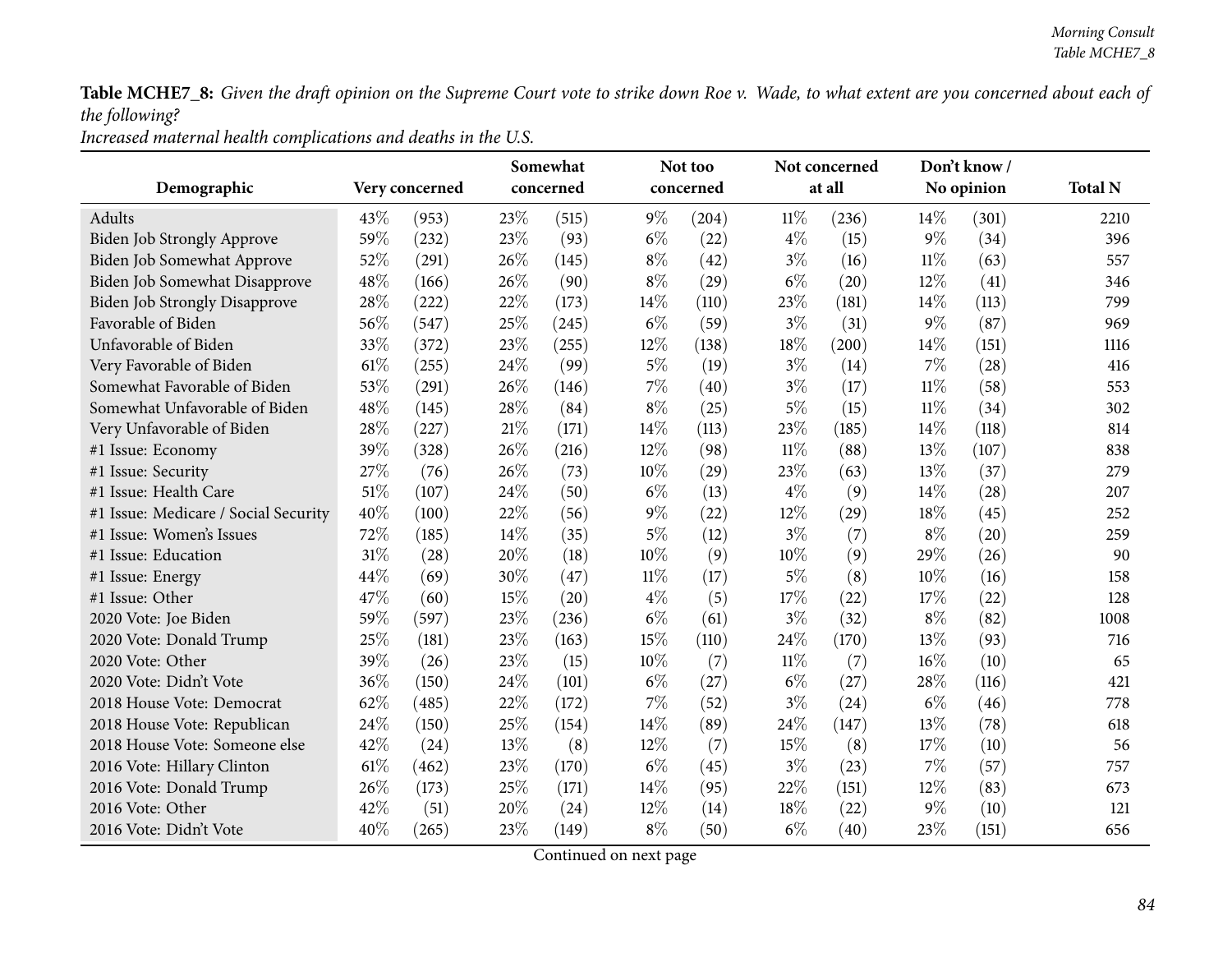**Table MCHE7_8:** *Given the draft opinion on the Supreme Court vote to strike down Roe v. Wade, to what extent are you concerned about each of the following?*

*Increased maternal health complications and deaths in the U.S.*

| Demographic | Very concerned | | Somewhat concerned | | Not too concerned | | Not concerned at all | | Don't know / No opinion | | Total N |
|---|---|---|---|---|---|---|---|---|---|---|---|
| Adults | 43% | (953) | 23% | (515) | 9% | (204) | 11% | (236) | 14% | (301) | 2210 |
| Biden Job Strongly Approve | 59% | (232) | 23% | (93) | 6% | (22) | 4% | (15) | 9% | (34) | 396 |
| Biden Job Somewhat Approve | 52% | (291) | 26% | (145) | 8% | (42) | 3% | (16) | 11% | (63) | 557 |
| Biden Job Somewhat Disapprove | 48% | (166) | 26% | (90) | 8% | (29) | 6% | (20) | 12% | (41) | 346 |
| Biden Job Strongly Disapprove | 28% | (222) | 22% | (173) | 14% | (110) | 23% | (181) | 14% | (113) | 799 |
| Favorable of Biden | 56% | (547) | 25% | (245) | 6% | (59) | 3% | (31) | 9% | (87) | 969 |
| Unfavorable of Biden | 33% | (372) | 23% | (255) | 12% | (138) | 18% | (200) | 14% | (151) | 1116 |
| Very Favorable of Biden | 61% | (255) | 24% | (99) | 5% | (19) | 3% | (14) | 7% | (28) | 416 |
| Somewhat Favorable of Biden | 53% | (291) | 26% | (146) | 7% | (40) | 3% | (17) | 11% | (58) | 553 |
| Somewhat Unfavorable of Biden | 48% | (145) | 28% | (84) | 8% | (25) | 5% | (15) | 11% | (34) | 302 |
| Very Unfavorable of Biden | 28% | (227) | 21% | (171) | 14% | (113) | 23% | (185) | 14% | (118) | 814 |
| #1 Issue: Economy | 39% | (328) | 26% | (216) | 12% | (98) | 11% | (88) | 13% | (107) | 838 |
| #1 Issue: Security | 27% | (76) | 26% | (73) | 10% | (29) | 23% | (63) | 13% | (37) | 279 |
| #1 Issue: Health Care | 51% | (107) | 24% | (50) | 6% | (13) | 4% | (9) | 14% | (28) | 207 |
| #1 Issue: Medicare / Social Security | 40% | (100) | 22% | (56) | 9% | (22) | 12% | (29) | 18% | (45) | 252 |
| #1 Issue: Women's Issues | 72% | (185) | 14% | (35) | 5% | (12) | 3% | (7) | 8% | (20) | 259 |
| #1 Issue: Education | 31% | (28) | 20% | (18) | 10% | (9) | 10% | (9) | 29% | (26) | 90 |
| #1 Issue: Energy | 44% | (69) | 30% | (47) | 11% | (17) | 5% | (8) | 10% | (16) | 158 |
| #1 Issue: Other | 47% | (60) | 15% | (20) | 4% | (5) | 17% | (22) | 17% | (22) | 128 |
| 2020 Vote: Joe Biden | 59% | (597) | 23% | (236) | 6% | (61) | 3% | (32) | 8% | (82) | 1008 |
| 2020 Vote: Donald Trump | 25% | (181) | 23% | (163) | 15% | (110) | 24% | (170) | 13% | (93) | 716 |
| 2020 Vote: Other | 39% | (26) | 23% | (15) | 10% | (7) | 11% | (7) | 16% | (10) | 65 |
| 2020 Vote: Didn't Vote | 36% | (150) | 24% | (101) | 6% | (27) | 6% | (27) | 28% | (116) | 421 |
| 2018 House Vote: Democrat | 62% | (485) | 22% | (172) | 7% | (52) | 3% | (24) | 6% | (46) | 778 |
| 2018 House Vote: Republican | 24% | (150) | 25% | (154) | 14% | (89) | 24% | (147) | 13% | (78) | 618 |
| 2018 House Vote: Someone else | 42% | (24) | 13% | (8) | 12% | (7) | 15% | (8) | 17% | (10) | 56 |
| 2016 Vote: Hillary Clinton | 61% | (462) | 23% | (170) | 6% | (45) | 3% | (23) | 7% | (57) | 757 |
| 2016 Vote: Donald Trump | 26% | (173) | 25% | (171) | 14% | (95) | 22% | (151) | 12% | (83) | 673 |
| 2016 Vote: Other | 42% | (51) | 20% | (24) | 12% | (14) | 18% | (22) | 9% | (10) | 121 |
| 2016 Vote: Didn't Vote | 40% | (265) | 23% | (149) | 8% | (50) | 6% | (40) | 23% | (151) | 656 |

Continued on next page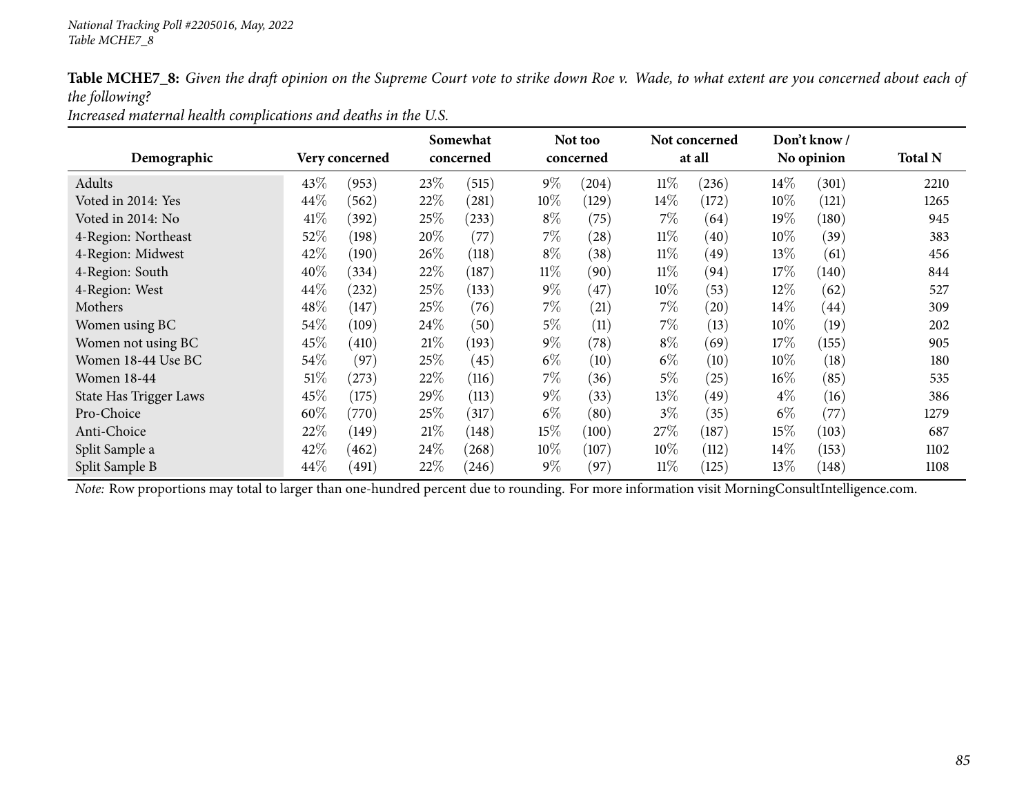*National Tracking Poll #2205016, May, 2022*
*Table MCHE7_8*

**Table MCHE7_8:** *Given the draft opinion on the Supreme Court vote to strike down Roe v. Wade, to what extent are you concerned about each of the following?*
*Increased maternal health complications and deaths in the U.S.*

| Demographic | Very concerned | | Somewhat concerned | | Not too concerned | | Not concerned at all | | Don't know / No opinion | | Total N |
|---|---|---|---|---|---|---|---|---|---|---|---|
| Adults | 43% | (953) | 23% | (515) | 9% | (204) | 11% | (236) | 14% | (301) | 2210 |
| Voted in 2014: Yes | 44% | (562) | 22% | (281) | 10% | (129) | 14% | (172) | 10% | (121) | 1265 |
| Voted in 2014: No | 41% | (392) | 25% | (233) | 8% | (75) | 7% | (64) | 19% | (180) | 945 |
| 4-Region: Northeast | 52% | (198) | 20% | (77) | 7% | (28) | 11% | (40) | 10% | (39) | 383 |
| 4-Region: Midwest | 42% | (190) | 26% | (118) | 8% | (38) | 11% | (49) | 13% | (61) | 456 |
| 4-Region: South | 40% | (334) | 22% | (187) | 11% | (90) | 11% | (94) | 17% | (140) | 844 |
| 4-Region: West | 44% | (232) | 25% | (133) | 9% | (47) | 10% | (53) | 12% | (62) | 527 |
| Mothers | 48% | (147) | 25% | (76) | 7% | (21) | 7% | (20) | 14% | (44) | 309 |
| Women using BC | 54% | (109) | 24% | (50) | 5% | (11) | 7% | (13) | 10% | (19) | 202 |
| Women not using BC | 45% | (410) | 21% | (193) | 9% | (78) | 8% | (69) | 17% | (155) | 905 |
| Women 18-44 Use BC | 54% | (97) | 25% | (45) | 6% | (10) | 6% | (10) | 10% | (18) | 180 |
| Women 18-44 | 51% | (273) | 22% | (116) | 7% | (36) | 5% | (25) | 16% | (85) | 535 |
| State Has Trigger Laws | 45% | (175) | 29% | (113) | 9% | (33) | 13% | (49) | 4% | (16) | 386 |
| Pro-Choice | 60% | (770) | 25% | (317) | 6% | (80) | 3% | (35) | 6% | (77) | 1279 |
| Anti-Choice | 22% | (149) | 21% | (148) | 15% | (100) | 27% | (187) | 15% | (103) | 687 |
| Split Sample a | 42% | (462) | 24% | (268) | 10% | (107) | 10% | (112) | 14% | (153) | 1102 |
| Split Sample B | 44% | (491) | 22% | (246) | 9% | (97) | 11% | (125) | 13% | (148) | 1108 |

*Note:* Row proportions may total to larger than one-hundred percent due to rounding. For more information visit MorningConsultIntelligence.com.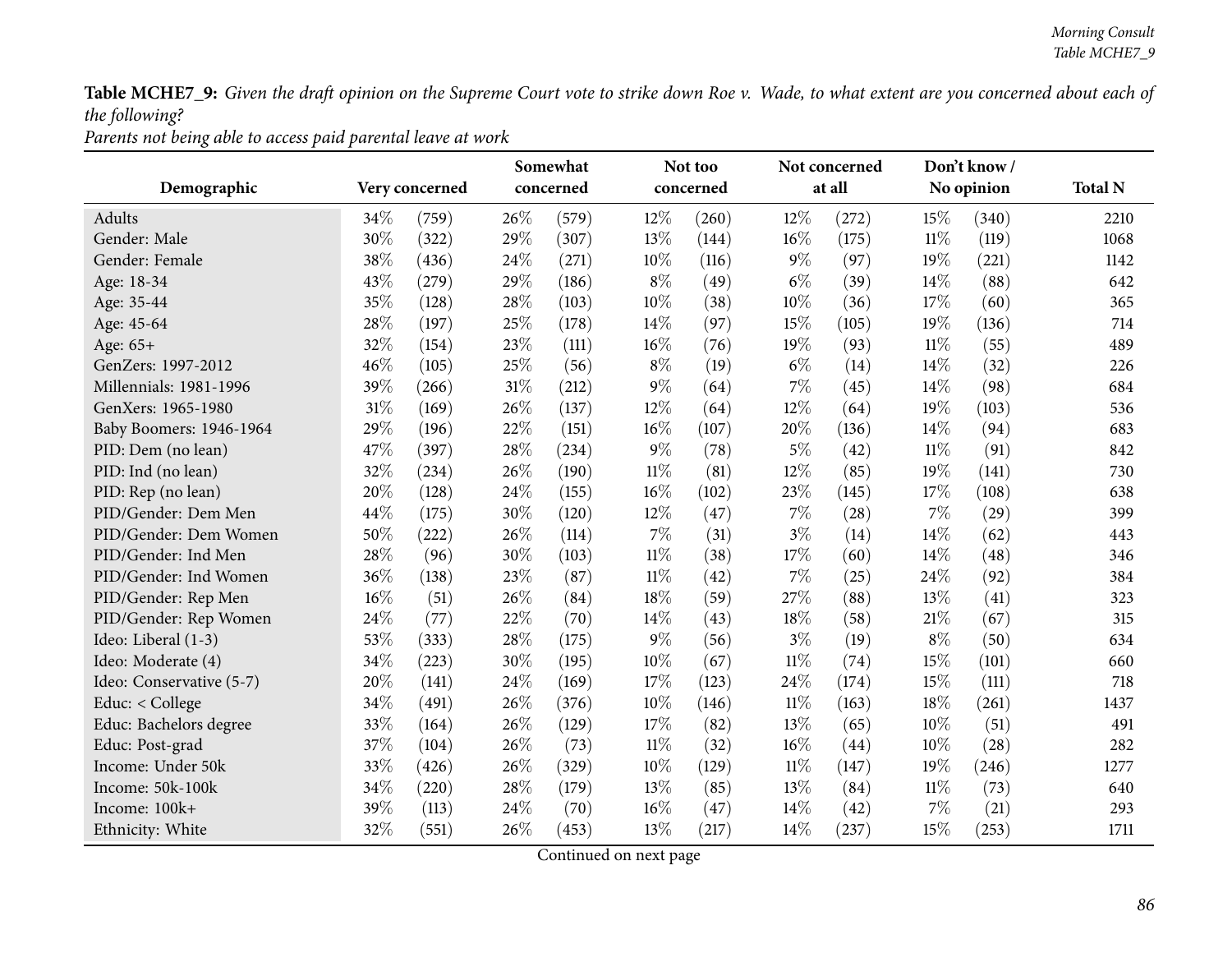**Table MCHE7_9:** *Given the draft opinion on the Supreme Court vote to strike down Roe v. Wade, to what extent are you concerned about each of the following?*

*Parents not being able to access paid parental leave at work*

| Demographic | Very concerned | | Somewhat concerned | | Not too concerned | | Not concerned at all | | Don't know / No opinion | | Total N |
|---|---|---|---|---|---|---|---|---|---|---|---|
| Adults | 34% | (759) | 26% | (579) | 12% | (260) | 12% | (272) | 15% | (340) | 2210 |
| Gender: Male | 30% | (322) | 29% | (307) | 13% | (144) | 16% | (175) | 11% | (119) | 1068 |
| Gender: Female | 38% | (436) | 24% | (271) | 10% | (116) | 9% | (97) | 19% | (221) | 1142 |
| Age: 18-34 | 43% | (279) | 29% | (186) | 8% | (49) | 6% | (39) | 14% | (88) | 642 |
| Age: 35-44 | 35% | (128) | 28% | (103) | 10% | (38) | 10% | (36) | 17% | (60) | 365 |
| Age: 45-64 | 28% | (197) | 25% | (178) | 14% | (97) | 15% | (105) | 19% | (136) | 714 |
| Age: 65+ | 32% | (154) | 23% | (111) | 16% | (76) | 19% | (93) | 11% | (55) | 489 |
| GenZers: 1997-2012 | 46% | (105) | 25% | (56) | 8% | (19) | 6% | (14) | 14% | (32) | 226 |
| Millennials: 1981-1996 | 39% | (266) | 31% | (212) | 9% | (64) | 7% | (45) | 14% | (98) | 684 |
| GenXers: 1965-1980 | 31% | (169) | 26% | (137) | 12% | (64) | 12% | (64) | 19% | (103) | 536 |
| Baby Boomers: 1946-1964 | 29% | (196) | 22% | (151) | 16% | (107) | 20% | (136) | 14% | (94) | 683 |
| PID: Dem (no lean) | 47% | (397) | 28% | (234) | 9% | (78) | 5% | (42) | 11% | (91) | 842 |
| PID: Ind (no lean) | 32% | (234) | 26% | (190) | 11% | (81) | 12% | (85) | 19% | (141) | 730 |
| PID: Rep (no lean) | 20% | (128) | 24% | (155) | 16% | (102) | 23% | (145) | 17% | (108) | 638 |
| PID/Gender: Dem Men | 44% | (175) | 30% | (120) | 12% | (47) | 7% | (28) | 7% | (29) | 399 |
| PID/Gender: Dem Women | 50% | (222) | 26% | (114) | 7% | (31) | 3% | (14) | 14% | (62) | 443 |
| PID/Gender: Ind Men | 28% | (96) | 30% | (103) | 11% | (38) | 17% | (60) | 14% | (48) | 346 |
| PID/Gender: Ind Women | 36% | (138) | 23% | (87) | 11% | (42) | 7% | (25) | 24% | (92) | 384 |
| PID/Gender: Rep Men | 16% | (51) | 26% | (84) | 18% | (59) | 27% | (88) | 13% | (41) | 323 |
| PID/Gender: Rep Women | 24% | (77) | 22% | (70) | 14% | (43) | 18% | (58) | 21% | (67) | 315 |
| Ideo: Liberal (1-3) | 53% | (333) | 28% | (175) | 9% | (56) | 3% | (19) | 8% | (50) | 634 |
| Ideo: Moderate (4) | 34% | (223) | 30% | (195) | 10% | (67) | 11% | (74) | 15% | (101) | 660 |
| Ideo: Conservative (5-7) | 20% | (141) | 24% | (169) | 17% | (123) | 24% | (174) | 15% | (111) | 718 |
| Educ: < College | 34% | (491) | 26% | (376) | 10% | (146) | 11% | (163) | 18% | (261) | 1437 |
| Educ: Bachelors degree | 33% | (164) | 26% | (129) | 17% | (82) | 13% | (65) | 10% | (51) | 491 |
| Educ: Post-grad | 37% | (104) | 26% | (73) | 11% | (32) | 16% | (44) | 10% | (28) | 282 |
| Income: Under 50k | 33% | (426) | 26% | (329) | 10% | (129) | 11% | (147) | 19% | (246) | 1277 |
| Income: 50k-100k | 34% | (220) | 28% | (179) | 13% | (85) | 13% | (84) | 11% | (73) | 640 |
| Income: 100k+ | 39% | (113) | 24% | (70) | 16% | (47) | 14% | (42) | 7% | (21) | 293 |
| Ethnicity: White | 32% | (551) | 26% | (453) | 13% | (217) | 14% | (237) | 15% | (253) | 1711 |

Continued on next page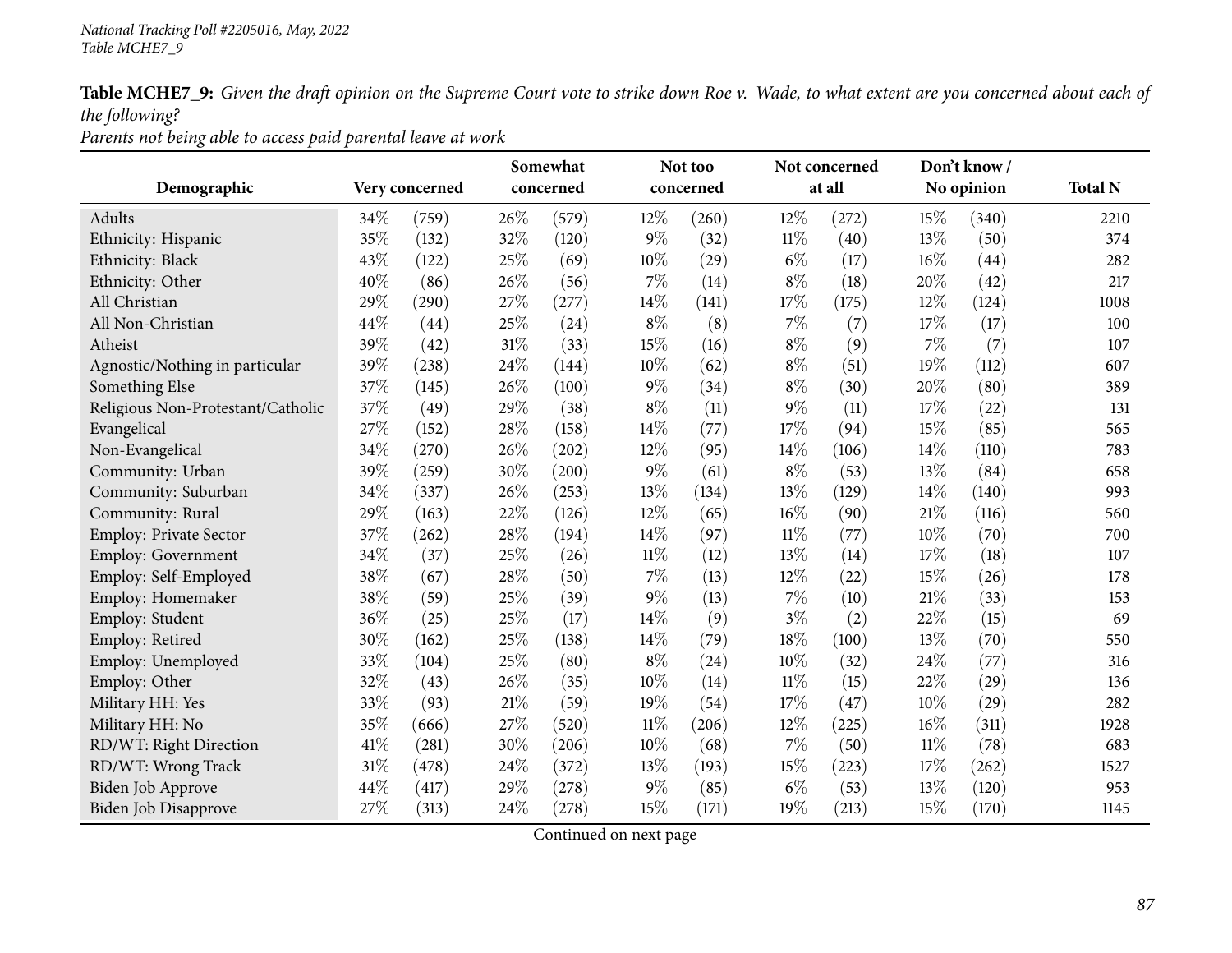**Table MCHE7_9:** *Given the draft opinion on the Supreme Court vote to strike down Roe v. Wade, to what extent are you concerned about each of the following?*

*Parents not being able to access paid parental leave at work*

| Demographic | Very concerned | | Somewhat concerned | | Not too concerned | | Not concerned at all | | Don't know / No opinion | | Total N |
|---|---|---|---|---|---|---|---|---|---|---|---|
| Adults | 34% | (759) | 26% | (579) | 12% | (260) | 12% | (272) | 15% | (340) | 2210 |
| Ethnicity: Hispanic | 35% | (132) | 32% | (120) | 9% | (32) | 11% | (40) | 13% | (50) | 374 |
| Ethnicity: Black | 43% | (122) | 25% | (69) | 10% | (29) | 6% | (17) | 16% | (44) | 282 |
| Ethnicity: Other | 40% | (86) | 26% | (56) | 7% | (14) | 8% | (18) | 20% | (42) | 217 |
| All Christian | 29% | (290) | 27% | (277) | 14% | (141) | 17% | (175) | 12% | (124) | 1008 |
| All Non-Christian | 44% | (44) | 25% | (24) | 8% | (8) | 7% | (7) | 17% | (17) | 100 |
| Atheist | 39% | (42) | 31% | (33) | 15% | (16) | 8% | (9) | 7% | (7) | 107 |
| Agnostic/Nothing in particular | 39% | (238) | 24% | (144) | 10% | (62) | 8% | (51) | 19% | (112) | 607 |
| Something Else | 37% | (145) | 26% | (100) | 9% | (34) | 8% | (30) | 20% | (80) | 389 |
| Religious Non-Protestant/Catholic | 37% | (49) | 29% | (38) | 8% | (11) | 9% | (11) | 17% | (22) | 131 |
| Evangelical | 27% | (152) | 28% | (158) | 14% | (77) | 17% | (94) | 15% | (85) | 565 |
| Non-Evangelical | 34% | (270) | 26% | (202) | 12% | (95) | 14% | (106) | 14% | (110) | 783 |
| Community: Urban | 39% | (259) | 30% | (200) | 9% | (61) | 8% | (53) | 13% | (84) | 658 |
| Community: Suburban | 34% | (337) | 26% | (253) | 13% | (134) | 13% | (129) | 14% | (140) | 993 |
| Community: Rural | 29% | (163) | 22% | (126) | 12% | (65) | 16% | (90) | 21% | (116) | 560 |
| Employ: Private Sector | 37% | (262) | 28% | (194) | 14% | (97) | 11% | (77) | 10% | (70) | 700 |
| Employ: Government | 34% | (37) | 25% | (26) | 11% | (12) | 13% | (14) | 17% | (18) | 107 |
| Employ: Self-Employed | 38% | (67) | 28% | (50) | 7% | (13) | 12% | (22) | 15% | (26) | 178 |
| Employ: Homemaker | 38% | (59) | 25% | (39) | 9% | (13) | 7% | (10) | 21% | (33) | 153 |
| Employ: Student | 36% | (25) | 25% | (17) | 14% | (9) | 3% | (2) | 22% | (15) | 69 |
| Employ: Retired | 30% | (162) | 25% | (138) | 14% | (79) | 18% | (100) | 13% | (70) | 550 |
| Employ: Unemployed | 33% | (104) | 25% | (80) | 8% | (24) | 10% | (32) | 24% | (77) | 316 |
| Employ: Other | 32% | (43) | 26% | (35) | 10% | (14) | 11% | (15) | 22% | (29) | 136 |
| Military HH: Yes | 33% | (93) | 21% | (59) | 19% | (54) | 17% | (47) | 10% | (29) | 282 |
| Military HH: No | 35% | (666) | 27% | (520) | 11% | (206) | 12% | (225) | 16% | (311) | 1928 |
| RD/WT: Right Direction | 41% | (281) | 30% | (206) | 10% | (68) | 7% | (50) | 11% | (78) | 683 |
| RD/WT: Wrong Track | 31% | (478) | 24% | (372) | 13% | (193) | 15% | (223) | 17% | (262) | 1527 |
| Biden Job Approve | 44% | (417) | 29% | (278) | 9% | (85) | 6% | (53) | 13% | (120) | 953 |
| Biden Job Disapprove | 27% | (313) | 24% | (278) | 15% | (171) | 19% | (213) | 15% | (170) | 1145 |

Continued on next page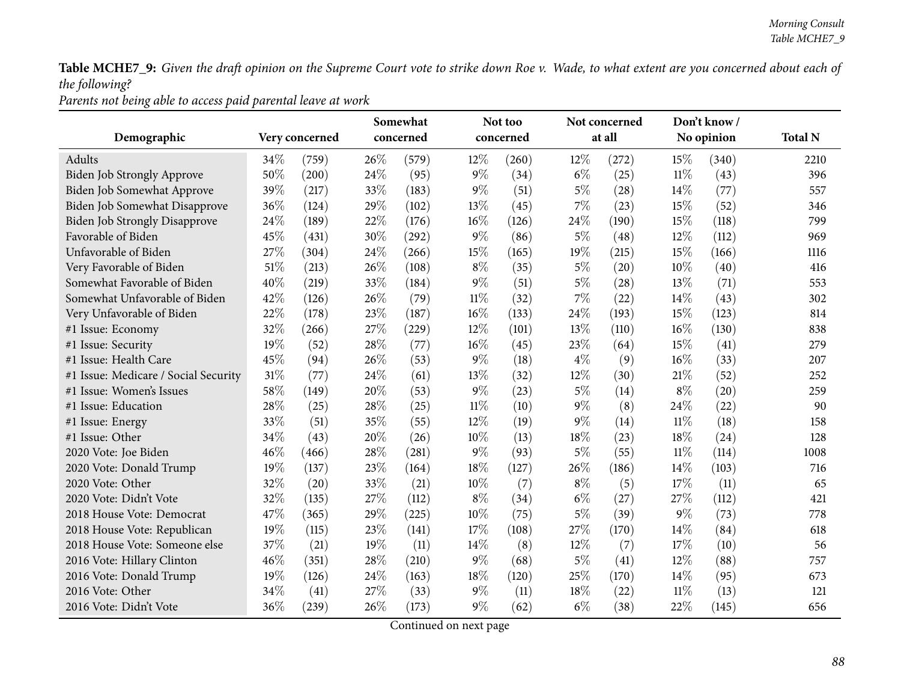**Table MCHE7_9:** *Given the draft opinion on the Supreme Court vote to strike down Roe v. Wade, to what extent are you concerned about each of the following?*

*Parents not being able to access paid parental leave at work*

| Demographic | Very concerned | | Somewhat concerned | | Not too concerned | | Not concerned at all | | Don't know / No opinion | | Total N |
|---|---|---|---|---|---|---|---|---|---|---|---|
| Adults | 34% | (759) | 26% | (579) | 12% | (260) | 12% | (272) | 15% | (340) | 2210 |
| Biden Job Strongly Approve | 50% | (200) | 24% | (95) | 9% | (34) | 6% | (25) | 11% | (43) | 396 |
| Biden Job Somewhat Approve | 39% | (217) | 33% | (183) | 9% | (51) | 5% | (28) | 14% | (77) | 557 |
| Biden Job Somewhat Disapprove | 36% | (124) | 29% | (102) | 13% | (45) | 7% | (23) | 15% | (52) | 346 |
| Biden Job Strongly Disapprove | 24% | (189) | 22% | (176) | 16% | (126) | 24% | (190) | 15% | (118) | 799 |
| Favorable of Biden | 45% | (431) | 30% | (292) | 9% | (86) | 5% | (48) | 12% | (112) | 969 |
| Unfavorable of Biden | 27% | (304) | 24% | (266) | 15% | (165) | 19% | (215) | 15% | (166) | 1116 |
| Very Favorable of Biden | 51% | (213) | 26% | (108) | 8% | (35) | 5% | (20) | 10% | (40) | 416 |
| Somewhat Favorable of Biden | 40% | (219) | 33% | (184) | 9% | (51) | 5% | (28) | 13% | (71) | 553 |
| Somewhat Unfavorable of Biden | 42% | (126) | 26% | (79) | 11% | (32) | 7% | (22) | 14% | (43) | 302 |
| Very Unfavorable of Biden | 22% | (178) | 23% | (187) | 16% | (133) | 24% | (193) | 15% | (123) | 814 |
| #1 Issue: Economy | 32% | (266) | 27% | (229) | 12% | (101) | 13% | (110) | 16% | (130) | 838 |
| #1 Issue: Security | 19% | (52) | 28% | (77) | 16% | (45) | 23% | (64) | 15% | (41) | 279 |
| #1 Issue: Health Care | 45% | (94) | 26% | (53) | 9% | (18) | 4% | (9) | 16% | (33) | 207 |
| #1 Issue: Medicare / Social Security | 31% | (77) | 24% | (61) | 13% | (32) | 12% | (30) | 21% | (52) | 252 |
| #1 Issue: Women's Issues | 58% | (149) | 20% | (53) | 9% | (23) | 5% | (14) | 8% | (20) | 259 |
| #1 Issue: Education | 28% | (25) | 28% | (25) | 11% | (10) | 9% | (8) | 24% | (22) | 90 |
| #1 Issue: Energy | 33% | (51) | 35% | (55) | 12% | (19) | 9% | (14) | 11% | (18) | 158 |
| #1 Issue: Other | 34% | (43) | 20% | (26) | 10% | (13) | 18% | (23) | 18% | (24) | 128 |
| 2020 Vote: Joe Biden | 46% | (466) | 28% | (281) | 9% | (93) | 5% | (55) | 11% | (114) | 1008 |
| 2020 Vote: Donald Trump | 19% | (137) | 23% | (164) | 18% | (127) | 26% | (186) | 14% | (103) | 716 |
| 2020 Vote: Other | 32% | (20) | 33% | (21) | 10% | (7) | 8% | (5) | 17% | (11) | 65 |
| 2020 Vote: Didn't Vote | 32% | (135) | 27% | (112) | 8% | (34) | 6% | (27) | 27% | (112) | 421 |
| 2018 House Vote: Democrat | 47% | (365) | 29% | (225) | 10% | (75) | 5% | (39) | 9% | (73) | 778 |
| 2018 House Vote: Republican | 19% | (115) | 23% | (141) | 17% | (108) | 27% | (170) | 14% | (84) | 618 |
| 2018 House Vote: Someone else | 37% | (21) | 19% | (11) | 14% | (8) | 12% | (7) | 17% | (10) | 56 |
| 2016 Vote: Hillary Clinton | 46% | (351) | 28% | (210) | 9% | (68) | 5% | (41) | 12% | (88) | 757 |
| 2016 Vote: Donald Trump | 19% | (126) | 24% | (163) | 18% | (120) | 25% | (170) | 14% | (95) | 673 |
| 2016 Vote: Other | 34% | (41) | 27% | (33) | 9% | (11) | 18% | (22) | 11% | (13) | 121 |
| 2016 Vote: Didn't Vote | 36% | (239) | 26% | (173) | 9% | (62) | 6% | (38) | 22% | (145) | 656 |

Continued on next page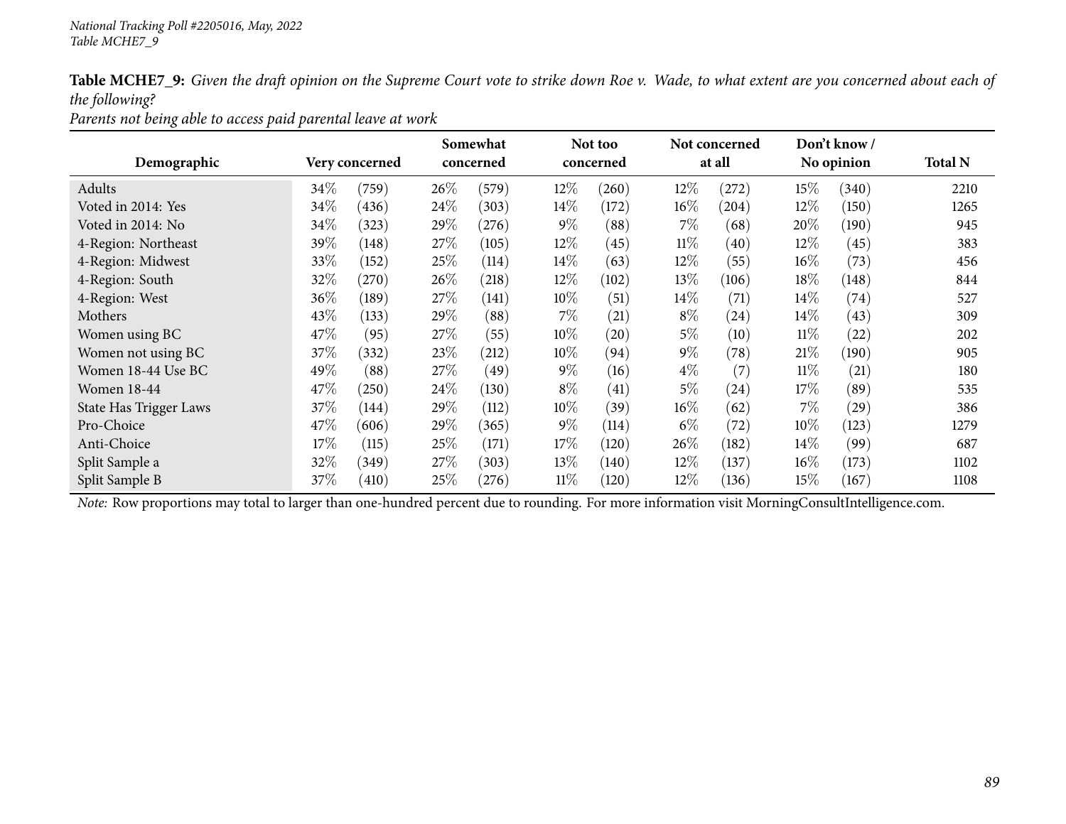*National Tracking Poll #2205016, May, 2022*
*Table MCHE7_9*

**Table MCHE7_9:** *Given the draft opinion on the Supreme Court vote to strike down Roe v. Wade, to what extent are you concerned about each of the following?*
*Parents not being able to access paid parental leave at work*

| Demographic | Very concerned | | Somewhat concerned | | Not too concerned | | Not concerned at all | | Don't know / No opinion | | Total N |
|---|---|---|---|---|---|---|---|---|---|---|---|
| Adults | 34% | (759) | 26% | (579) | 12% | (260) | 12% | (272) | 15% | (340) | 2210 |
| Voted in 2014: Yes | 34% | (436) | 24% | (303) | 14% | (172) | 16% | (204) | 12% | (150) | 1265 |
| Voted in 2014: No | 34% | (323) | 29% | (276) | 9% | (88) | 7% | (68) | 20% | (190) | 945 |
| 4-Region: Northeast | 39% | (148) | 27% | (105) | 12% | (45) | 11% | (40) | 12% | (45) | 383 |
| 4-Region: Midwest | 33% | (152) | 25% | (114) | 14% | (63) | 12% | (55) | 16% | (73) | 456 |
| 4-Region: South | 32% | (270) | 26% | (218) | 12% | (102) | 13% | (106) | 18% | (148) | 844 |
| 4-Region: West | 36% | (189) | 27% | (141) | 10% | (51) | 14% | (71) | 14% | (74) | 527 |
| Mothers | 43% | (133) | 29% | (88) | 7% | (21) | 8% | (24) | 14% | (43) | 309 |
| Women using BC | 47% | (95) | 27% | (55) | 10% | (20) | 5% | (10) | 11% | (22) | 202 |
| Women not using BC | 37% | (332) | 23% | (212) | 10% | (94) | 9% | (78) | 21% | (190) | 905 |
| Women 18-44 Use BC | 49% | (88) | 27% | (49) | 9% | (16) | 4% | (7) | 11% | (21) | 180 |
| Women 18-44 | 47% | (250) | 24% | (130) | 8% | (41) | 5% | (24) | 17% | (89) | 535 |
| State Has Trigger Laws | 37% | (144) | 29% | (112) | 10% | (39) | 16% | (62) | 7% | (29) | 386 |
| Pro-Choice | 47% | (606) | 29% | (365) | 9% | (114) | 6% | (72) | 10% | (123) | 1279 |
| Anti-Choice | 17% | (115) | 25% | (171) | 17% | (120) | 26% | (182) | 14% | (99) | 687 |
| Split Sample a | 32% | (349) | 27% | (303) | 13% | (140) | 12% | (137) | 16% | (173) | 1102 |
| Split Sample B | 37% | (410) | 25% | (276) | 11% | (120) | 12% | (136) | 15% | (167) | 1108 |

*Note:* Row proportions may total to larger than one-hundred percent due to rounding. For more information visit MorningConsultIntelligence.com.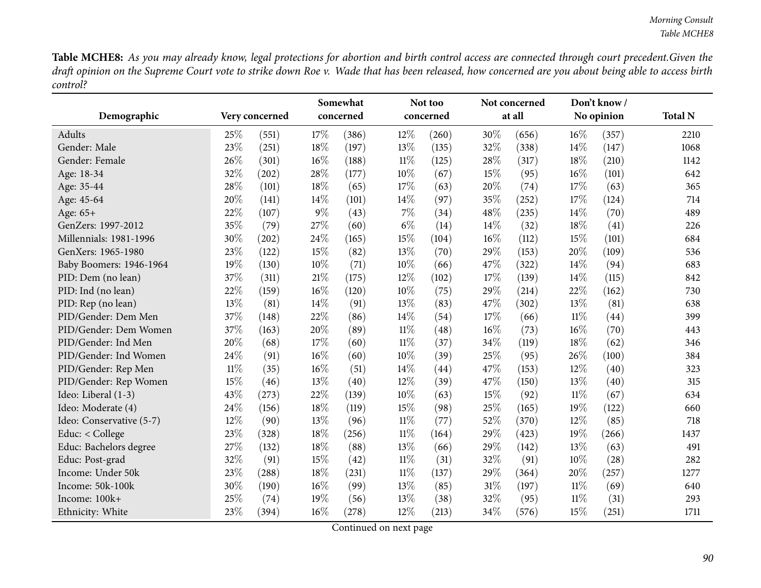**Table MCHE8:** *As you may already know, legal protections for abortion and birth control access are connected through court precedent.Given the draft opinion on the Supreme Court vote to strike down Roe v. Wade that has been released, how concerned are you about being able to access birth control?*

| Demographic | Very concerned | | Somewhat concerned | | Not too concerned | | Not concerned at all | | Don't know / No opinion | | Total N |
|---|---|---|---|---|---|---|---|---|---|---|---|
| Adults | 25% | (551) | 17% | (386) | 12% | (260) | 30% | (656) | 16% | (357) | 2210 |
| Gender: Male | 23% | (251) | 18% | (197) | 13% | (135) | 32% | (338) | 14% | (147) | 1068 |
| Gender: Female | 26% | (301) | 16% | (188) | 11% | (125) | 28% | (317) | 18% | (210) | 1142 |
| Age: 18-34 | 32% | (202) | 28% | (177) | 10% | (67) | 15% | (95) | 16% | (101) | 642 |
| Age: 35-44 | 28% | (101) | 18% | (65) | 17% | (63) | 20% | (74) | 17% | (63) | 365 |
| Age: 45-64 | 20% | (141) | 14% | (101) | 14% | (97) | 35% | (252) | 17% | (124) | 714 |
| Age: 65+ | 22% | (107) | 9% | (43) | 7% | (34) | 48% | (235) | 14% | (70) | 489 |
| GenZers: 1997-2012 | 35% | (79) | 27% | (60) | 6% | (14) | 14% | (32) | 18% | (41) | 226 |
| Millennials: 1981-1996 | 30% | (202) | 24% | (165) | 15% | (104) | 16% | (112) | 15% | (101) | 684 |
| GenXers: 1965-1980 | 23% | (122) | 15% | (82) | 13% | (70) | 29% | (153) | 20% | (109) | 536 |
| Baby Boomers: 1946-1964 | 19% | (130) | 10% | (71) | 10% | (66) | 47% | (322) | 14% | (94) | 683 |
| PID: Dem (no lean) | 37% | (311) | 21% | (175) | 12% | (102) | 17% | (139) | 14% | (115) | 842 |
| PID: Ind (no lean) | 22% | (159) | 16% | (120) | 10% | (75) | 29% | (214) | 22% | (162) | 730 |
| PID: Rep (no lean) | 13% | (81) | 14% | (91) | 13% | (83) | 47% | (302) | 13% | (81) | 638 |
| PID/Gender: Dem Men | 37% | (148) | 22% | (86) | 14% | (54) | 17% | (66) | 11% | (44) | 399 |
| PID/Gender: Dem Women | 37% | (163) | 20% | (89) | 11% | (48) | 16% | (73) | 16% | (70) | 443 |
| PID/Gender: Ind Men | 20% | (68) | 17% | (60) | 11% | (37) | 34% | (119) | 18% | (62) | 346 |
| PID/Gender: Ind Women | 24% | (91) | 16% | (60) | 10% | (39) | 25% | (95) | 26% | (100) | 384 |
| PID/Gender: Rep Men | 11% | (35) | 16% | (51) | 14% | (44) | 47% | (153) | 12% | (40) | 323 |
| PID/Gender: Rep Women | 15% | (46) | 13% | (40) | 12% | (39) | 47% | (150) | 13% | (40) | 315 |
| Ideo: Liberal (1-3) | 43% | (273) | 22% | (139) | 10% | (63) | 15% | (92) | 11% | (67) | 634 |
| Ideo: Moderate (4) | 24% | (156) | 18% | (119) | 15% | (98) | 25% | (165) | 19% | (122) | 660 |
| Ideo: Conservative (5-7) | 12% | (90) | 13% | (96) | 11% | (77) | 52% | (370) | 12% | (85) | 718 |
| Educ: < College | 23% | (328) | 18% | (256) | 11% | (164) | 29% | (423) | 19% | (266) | 1437 |
| Educ: Bachelors degree | 27% | (132) | 18% | (88) | 13% | (66) | 29% | (142) | 13% | (63) | 491 |
| Educ: Post-grad | 32% | (91) | 15% | (42) | 11% | (31) | 32% | (91) | 10% | (28) | 282 |
| Income: Under 50k | 23% | (288) | 18% | (231) | 11% | (137) | 29% | (364) | 20% | (257) | 1277 |
| Income: 50k-100k | 30% | (190) | 16% | (99) | 13% | (85) | 31% | (197) | 11% | (69) | 640 |
| Income: 100k+ | 25% | (74) | 19% | (56) | 13% | (38) | 32% | (95) | 11% | (31) | 293 |
| Ethnicity: White | 23% | (394) | 16% | (278) | 12% | (213) | 34% | (576) | 15% | (251) | 1711 |

Continued on next page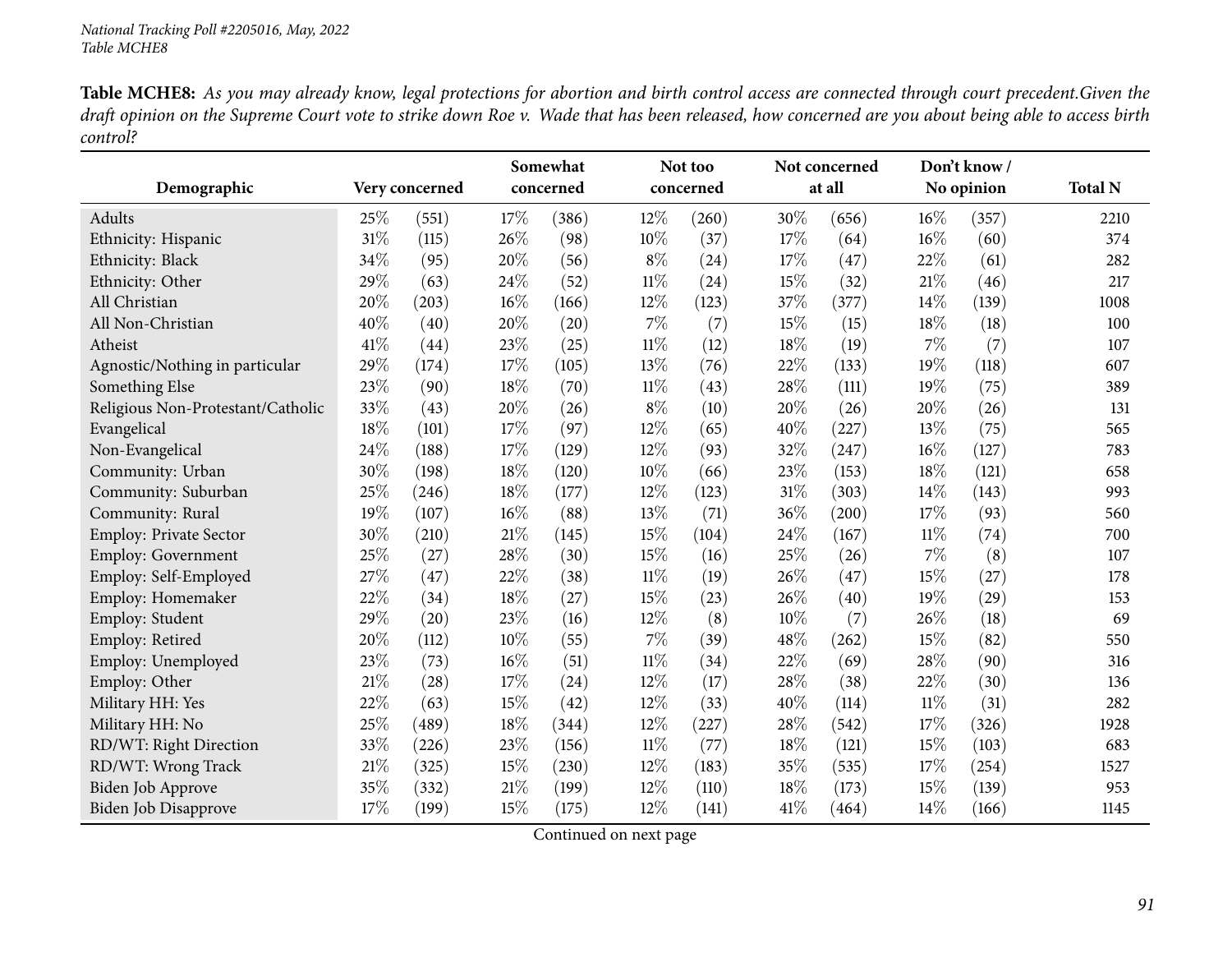**Table MCHE8:** *As you may already know, legal protections for abortion and birth control access are connected through court precedent.Given the draft opinion on the Supreme Court vote to strike down Roe v. Wade that has been released, how concerned are you about being able to access birth control?*

| Demographic | Very concerned | | Somewhat concerned | | Not too concerned | | Not concerned at all | | Don't know / No opinion | | Total N |
|---|---|---|---|---|---|---|---|---|---|---|---|
| Adults | 25% | (551) | 17% | (386) | 12% | (260) | 30% | (656) | 16% | (357) | 2210 |
| Ethnicity: Hispanic | 31% | (115) | 26% | (98) | 10% | (37) | 17% | (64) | 16% | (60) | 374 |
| Ethnicity: Black | 34% | (95) | 20% | (56) | 8% | (24) | 17% | (47) | 22% | (61) | 282 |
| Ethnicity: Other | 29% | (63) | 24% | (52) | 11% | (24) | 15% | (32) | 21% | (46) | 217 |
| All Christian | 20% | (203) | 16% | (166) | 12% | (123) | 37% | (377) | 14% | (139) | 1008 |
| All Non-Christian | 40% | (40) | 20% | (20) | 7% | (7) | 15% | (15) | 18% | (18) | 100 |
| Atheist | 41% | (44) | 23% | (25) | 11% | (12) | 18% | (19) | 7% | (7) | 107 |
| Agnostic/Nothing in particular | 29% | (174) | 17% | (105) | 13% | (76) | 22% | (133) | 19% | (118) | 607 |
| Something Else | 23% | (90) | 18% | (70) | 11% | (43) | 28% | (111) | 19% | (75) | 389 |
| Religious Non-Protestant/Catholic | 33% | (43) | 20% | (26) | 8% | (10) | 20% | (26) | 20% | (26) | 131 |
| Evangelical | 18% | (101) | 17% | (97) | 12% | (65) | 40% | (227) | 13% | (75) | 565 |
| Non-Evangelical | 24% | (188) | 17% | (129) | 12% | (93) | 32% | (247) | 16% | (127) | 783 |
| Community: Urban | 30% | (198) | 18% | (120) | 10% | (66) | 23% | (153) | 18% | (121) | 658 |
| Community: Suburban | 25% | (246) | 18% | (177) | 12% | (123) | 31% | (303) | 14% | (143) | 993 |
| Community: Rural | 19% | (107) | 16% | (88) | 13% | (71) | 36% | (200) | 17% | (93) | 560 |
| Employ: Private Sector | 30% | (210) | 21% | (145) | 15% | (104) | 24% | (167) | 11% | (74) | 700 |
| Employ: Government | 25% | (27) | 28% | (30) | 15% | (16) | 25% | (26) | 7% | (8) | 107 |
| Employ: Self-Employed | 27% | (47) | 22% | (38) | 11% | (19) | 26% | (47) | 15% | (27) | 178 |
| Employ: Homemaker | 22% | (34) | 18% | (27) | 15% | (23) | 26% | (40) | 19% | (29) | 153 |
| Employ: Student | 29% | (20) | 23% | (16) | 12% | (8) | 10% | (7) | 26% | (18) | 69 |
| Employ: Retired | 20% | (112) | 10% | (55) | 7% | (39) | 48% | (262) | 15% | (82) | 550 |
| Employ: Unemployed | 23% | (73) | 16% | (51) | 11% | (34) | 22% | (69) | 28% | (90) | 316 |
| Employ: Other | 21% | (28) | 17% | (24) | 12% | (17) | 28% | (38) | 22% | (30) | 136 |
| Military HH: Yes | 22% | (63) | 15% | (42) | 12% | (33) | 40% | (114) | 11% | (31) | 282 |
| Military HH: No | 25% | (489) | 18% | (344) | 12% | (227) | 28% | (542) | 17% | (326) | 1928 |
| RD/WT: Right Direction | 33% | (226) | 23% | (156) | 11% | (77) | 18% | (121) | 15% | (103) | 683 |
| RD/WT: Wrong Track | 21% | (325) | 15% | (230) | 12% | (183) | 35% | (535) | 17% | (254) | 1527 |
| Biden Job Approve | 35% | (332) | 21% | (199) | 12% | (110) | 18% | (173) | 15% | (139) | 953 |
| Biden Job Disapprove | 17% | (199) | 15% | (175) | 12% | (141) | 41% | (464) | 14% | (166) | 1145 |

Continued on next page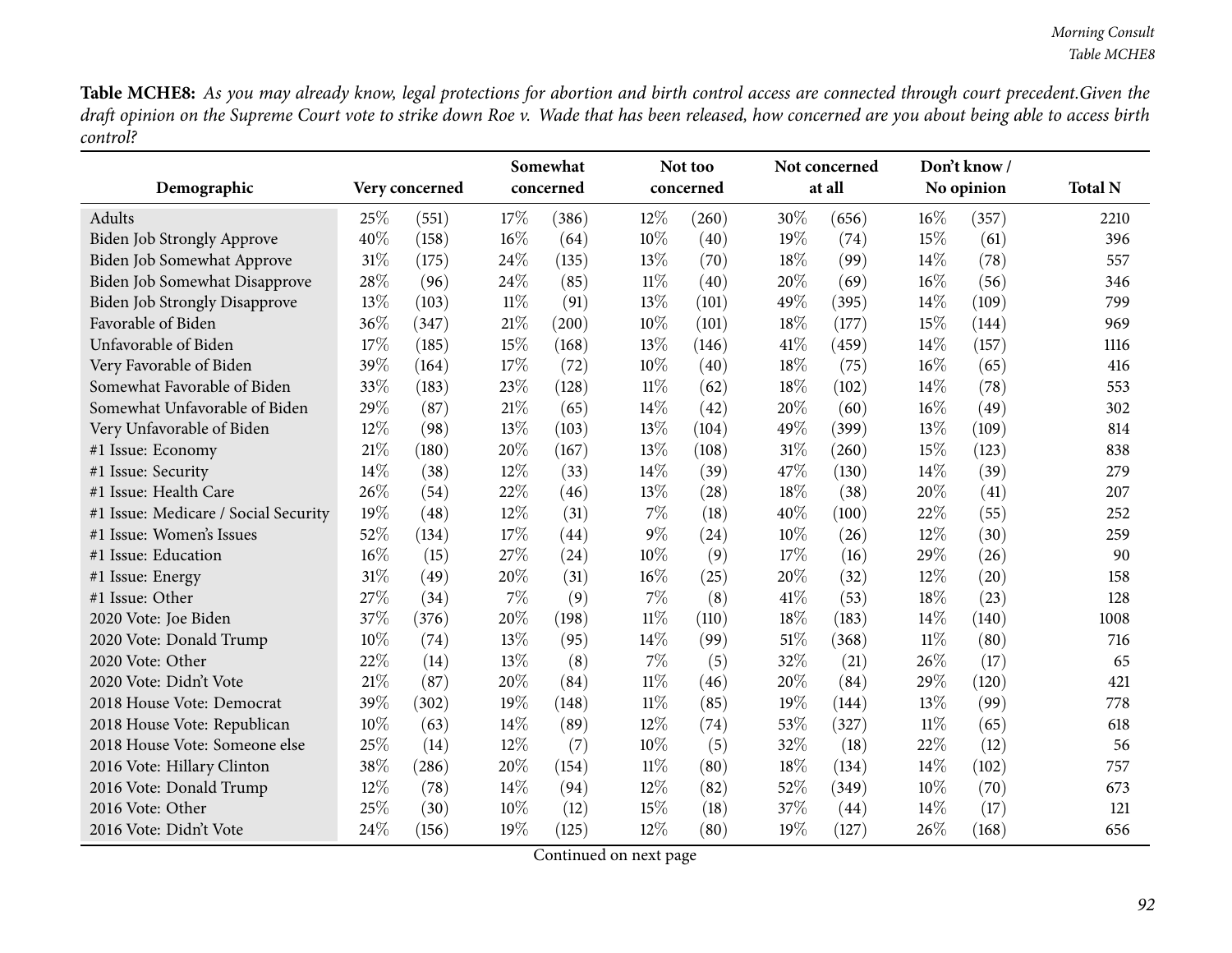**Table MCHE8:** *As you may already know, legal protections for abortion and birth control access are connected through court precedent.Given the draft opinion on the Supreme Court vote to strike down Roe v. Wade that has been released, how concerned are you about being able to access birth control?*

| Demographic | Very concerned | | Somewhat concerned | | Not too concerned | | Not concerned at all | | Don't know / No opinion | | Total N |
|---|---|---|---|---|---|---|---|---|---|---|---|
| Adults | 25% | (551) | 17% | (386) | 12% | (260) | 30% | (656) | 16% | (357) | 2210 |
| Biden Job Strongly Approve | 40% | (158) | 16% | (64) | 10% | (40) | 19% | (74) | 15% | (61) | 396 |
| Biden Job Somewhat Approve | 31% | (175) | 24% | (135) | 13% | (70) | 18% | (99) | 14% | (78) | 557 |
| Biden Job Somewhat Disapprove | 28% | (96) | 24% | (85) | 11% | (40) | 20% | (69) | 16% | (56) | 346 |
| Biden Job Strongly Disapprove | 13% | (103) | 11% | (91) | 13% | (101) | 49% | (395) | 14% | (109) | 799 |
| Favorable of Biden | 36% | (347) | 21% | (200) | 10% | (101) | 18% | (177) | 15% | (144) | 969 |
| Unfavorable of Biden | 17% | (185) | 15% | (168) | 13% | (146) | 41% | (459) | 14% | (157) | 1116 |
| Very Favorable of Biden | 39% | (164) | 17% | (72) | 10% | (40) | 18% | (75) | 16% | (65) | 416 |
| Somewhat Favorable of Biden | 33% | (183) | 23% | (128) | 11% | (62) | 18% | (102) | 14% | (78) | 553 |
| Somewhat Unfavorable of Biden | 29% | (87) | 21% | (65) | 14% | (42) | 20% | (60) | 16% | (49) | 302 |
| Very Unfavorable of Biden | 12% | (98) | 13% | (103) | 13% | (104) | 49% | (399) | 13% | (109) | 814 |
| #1 Issue: Economy | 21% | (180) | 20% | (167) | 13% | (108) | 31% | (260) | 15% | (123) | 838 |
| #1 Issue: Security | 14% | (38) | 12% | (33) | 14% | (39) | 47% | (130) | 14% | (39) | 279 |
| #1 Issue: Health Care | 26% | (54) | 22% | (46) | 13% | (28) | 18% | (38) | 20% | (41) | 207 |
| #1 Issue: Medicare / Social Security | 19% | (48) | 12% | (31) | 7% | (18) | 40% | (100) | 22% | (55) | 252 |
| #1 Issue: Women's Issues | 52% | (134) | 17% | (44) | 9% | (24) | 10% | (26) | 12% | (30) | 259 |
| #1 Issue: Education | 16% | (15) | 27% | (24) | 10% | (9) | 17% | (16) | 29% | (26) | 90 |
| #1 Issue: Energy | 31% | (49) | 20% | (31) | 16% | (25) | 20% | (32) | 12% | (20) | 158 |
| #1 Issue: Other | 27% | (34) | 7% | (9) | 7% | (8) | 41% | (53) | 18% | (23) | 128 |
| 2020 Vote: Joe Biden | 37% | (376) | 20% | (198) | 11% | (110) | 18% | (183) | 14% | (140) | 1008 |
| 2020 Vote: Donald Trump | 10% | (74) | 13% | (95) | 14% | (99) | 51% | (368) | 11% | (80) | 716 |
| 2020 Vote: Other | 22% | (14) | 13% | (8) | 7% | (5) | 32% | (21) | 26% | (17) | 65 |
| 2020 Vote: Didn't Vote | 21% | (87) | 20% | (84) | 11% | (46) | 20% | (84) | 29% | (120) | 421 |
| 2018 House Vote: Democrat | 39% | (302) | 19% | (148) | 11% | (85) | 19% | (144) | 13% | (99) | 778 |
| 2018 House Vote: Republican | 10% | (63) | 14% | (89) | 12% | (74) | 53% | (327) | 11% | (65) | 618 |
| 2018 House Vote: Someone else | 25% | (14) | 12% | (7) | 10% | (5) | 32% | (18) | 22% | (12) | 56 |
| 2016 Vote: Hillary Clinton | 38% | (286) | 20% | (154) | 11% | (80) | 18% | (134) | 14% | (102) | 757 |
| 2016 Vote: Donald Trump | 12% | (78) | 14% | (94) | 12% | (82) | 52% | (349) | 10% | (70) | 673 |
| 2016 Vote: Other | 25% | (30) | 10% | (12) | 15% | (18) | 37% | (44) | 14% | (17) | 121 |
| 2016 Vote: Didn't Vote | 24% | (156) | 19% | (125) | 12% | (80) | 19% | (127) | 26% | (168) | 656 |

Continued on next page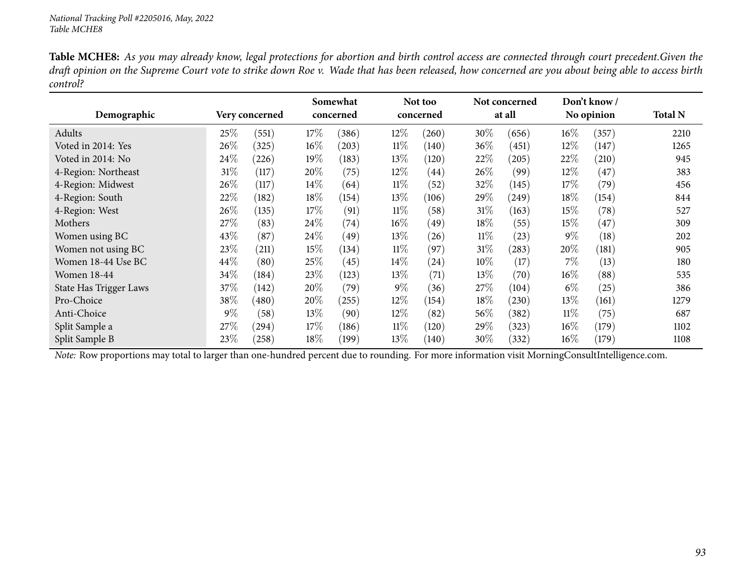**Table MCHE8:** *As you may already know, legal protections for abortion and birth control access are connected through court precedent.Given the draft opinion on the Supreme Court vote to strike down Roe v. Wade that has been released, how concerned are you about being able to access birth control?*

| Demographic | Very concerned | | Somewhat concerned | | Not too concerned | | Not concerned at all | | Don't know / No opinion | | Total N |
|---|---|---|---|---|---|---|---|---|---|---|---|
| Adults | 25% | (551) | 17% | (386) | 12% | (260) | 30% | (656) | 16% | (357) | 2210 |
| Voted in 2014: Yes | 26% | (325) | 16% | (203) | 11% | (140) | 36% | (451) | 12% | (147) | 1265 |
| Voted in 2014: No | 24% | (226) | 19% | (183) | 13% | (120) | 22% | (205) | 22% | (210) | 945 |
| 4-Region: Northeast | 31% | (117) | 20% | (75) | 12% | (44) | 26% | (99) | 12% | (47) | 383 |
| 4-Region: Midwest | 26% | (117) | 14% | (64) | 11% | (52) | 32% | (145) | 17% | (79) | 456 |
| 4-Region: South | 22% | (182) | 18% | (154) | 13% | (106) | 29% | (249) | 18% | (154) | 844 |
| 4-Region: West | 26% | (135) | 17% | (91) | 11% | (58) | 31% | (163) | 15% | (78) | 527 |
| Mothers | 27% | (83) | 24% | (74) | 16% | (49) | 18% | (55) | 15% | (47) | 309 |
| Women using BC | 43% | (87) | 24% | (49) | 13% | (26) | 11% | (23) | 9% | (18) | 202 |
| Women not using BC | 23% | (211) | 15% | (134) | 11% | (97) | 31% | (283) | 20% | (181) | 905 |
| Women 18-44 Use BC | 44% | (80) | 25% | (45) | 14% | (24) | 10% | (17) | 7% | (13) | 180 |
| Women 18-44 | 34% | (184) | 23% | (123) | 13% | (71) | 13% | (70) | 16% | (88) | 535 |
| State Has Trigger Laws | 37% | (142) | 20% | (79) | 9% | (36) | 27% | (104) | 6% | (25) | 386 |
| Pro-Choice | 38% | (480) | 20% | (255) | 12% | (154) | 18% | (230) | 13% | (161) | 1279 |
| Anti-Choice | 9% | (58) | 13% | (90) | 12% | (82) | 56% | (382) | 11% | (75) | 687 |
| Split Sample a | 27% | (294) | 17% | (186) | 11% | (120) | 29% | (323) | 16% | (179) | 1102 |
| Split Sample B | 23% | (258) | 18% | (199) | 13% | (140) | 30% | (332) | 16% | (179) | 1108 |

*Note:* Row proportions may total to larger than one-hundred percent due to rounding. For more information visit MorningConsultIntelligence.com.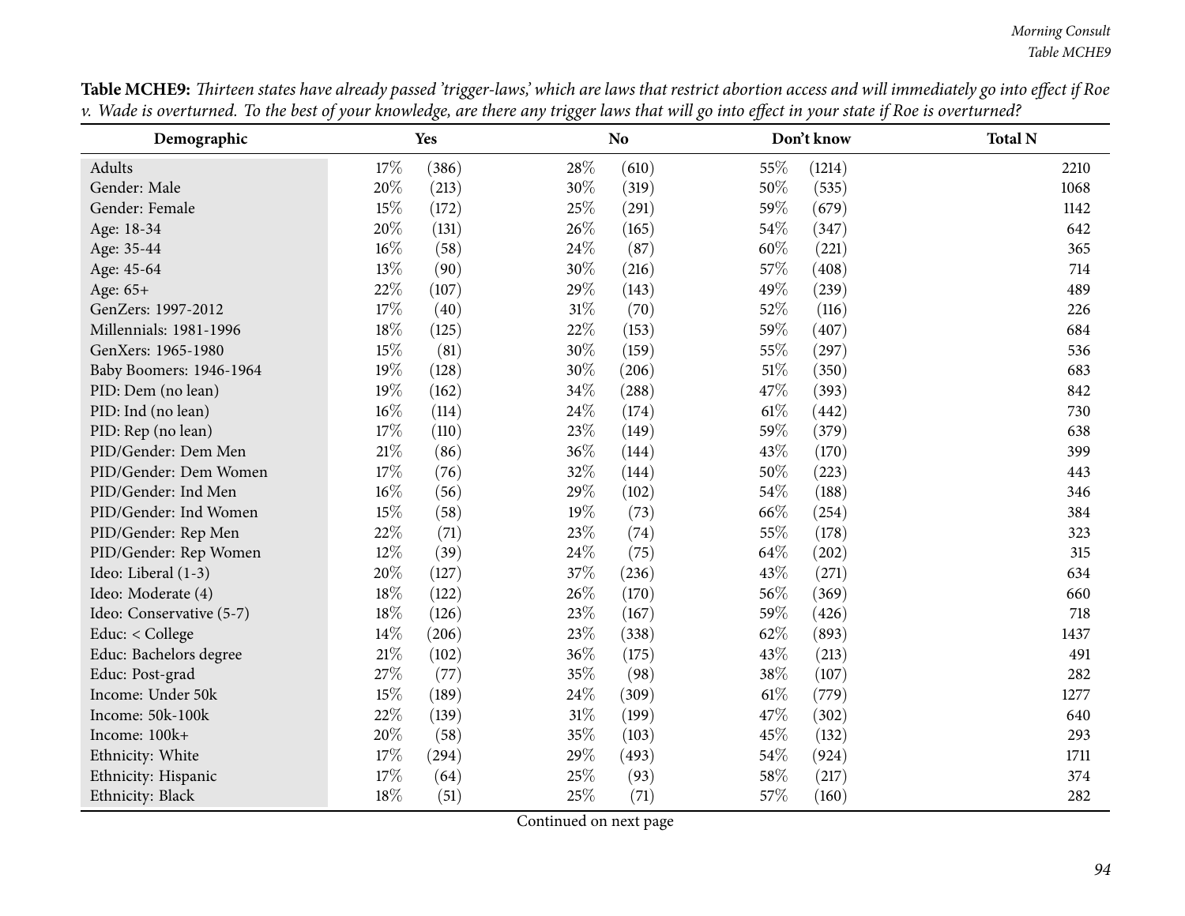**Table MCHE9:** *Thirteen states have already passed 'trigger-laws,' which are laws that restrict abortion access and will immediately go into effect if Roe v. Wade is overturned. To the best of your knowledge, are there any trigger laws that will go into effect in your state if Roe is overturned?*

| Demographic | Yes | | No | | Don't know | | Total N |
|---|---|---|---|---|---|---|---|
| Adults | 17% | (386) | 28% | (610) | 55% | (1214) | 2210 |
| Gender: Male | 20% | (213) | 30% | (319) | 50% | (535) | 1068 |
| Gender: Female | 15% | (172) | 25% | (291) | 59% | (679) | 1142 |
| Age: 18-34 | 20% | (131) | 26% | (165) | 54% | (347) | 642 |
| Age: 35-44 | 16% | (58) | 24% | (87) | 60% | (221) | 365 |
| Age: 45-64 | 13% | (90) | 30% | (216) | 57% | (408) | 714 |
| Age: 65+ | 22% | (107) | 29% | (143) | 49% | (239) | 489 |
| GenZers: 1997-2012 | 17% | (40) | 31% | (70) | 52% | (116) | 226 |
| Millennials: 1981-1996 | 18% | (125) | 22% | (153) | 59% | (407) | 684 |
| GenXers: 1965-1980 | 15% | (81) | 30% | (159) | 55% | (297) | 536 |
| Baby Boomers: 1946-1964 | 19% | (128) | 30% | (206) | 51% | (350) | 683 |
| PID: Dem (no lean) | 19% | (162) | 34% | (288) | 47% | (393) | 842 |
| PID: Ind (no lean) | 16% | (114) | 24% | (174) | 61% | (442) | 730 |
| PID: Rep (no lean) | 17% | (110) | 23% | (149) | 59% | (379) | 638 |
| PID/Gender: Dem Men | 21% | (86) | 36% | (144) | 43% | (170) | 399 |
| PID/Gender: Dem Women | 17% | (76) | 32% | (144) | 50% | (223) | 443 |
| PID/Gender: Ind Men | 16% | (56) | 29% | (102) | 54% | (188) | 346 |
| PID/Gender: Ind Women | 15% | (58) | 19% | (73) | 66% | (254) | 384 |
| PID/Gender: Rep Men | 22% | (71) | 23% | (74) | 55% | (178) | 323 |
| PID/Gender: Rep Women | 12% | (39) | 24% | (75) | 64% | (202) | 315 |
| Ideo: Liberal (1-3) | 20% | (127) | 37% | (236) | 43% | (271) | 634 |
| Ideo: Moderate (4) | 18% | (122) | 26% | (170) | 56% | (369) | 660 |
| Ideo: Conservative (5-7) | 18% | (126) | 23% | (167) | 59% | (426) | 718 |
| Educ: < College | 14% | (206) | 23% | (338) | 62% | (893) | 1437 |
| Educ: Bachelors degree | 21% | (102) | 36% | (175) | 43% | (213) | 491 |
| Educ: Post-grad | 27% | (77) | 35% | (98) | 38% | (107) | 282 |
| Income: Under 50k | 15% | (189) | 24% | (309) | 61% | (779) | 1277 |
| Income: 50k-100k | 22% | (139) | 31% | (199) | 47% | (302) | 640 |
| Income: 100k+ | 20% | (58) | 35% | (103) | 45% | (132) | 293 |
| Ethnicity: White | 17% | (294) | 29% | (493) | 54% | (924) | 1711 |
| Ethnicity: Hispanic | 17% | (64) | 25% | (93) | 58% | (217) | 374 |
| Ethnicity: Black | 18% | (51) | 25% | (71) | 57% | (160) | 282 |

Continued on next page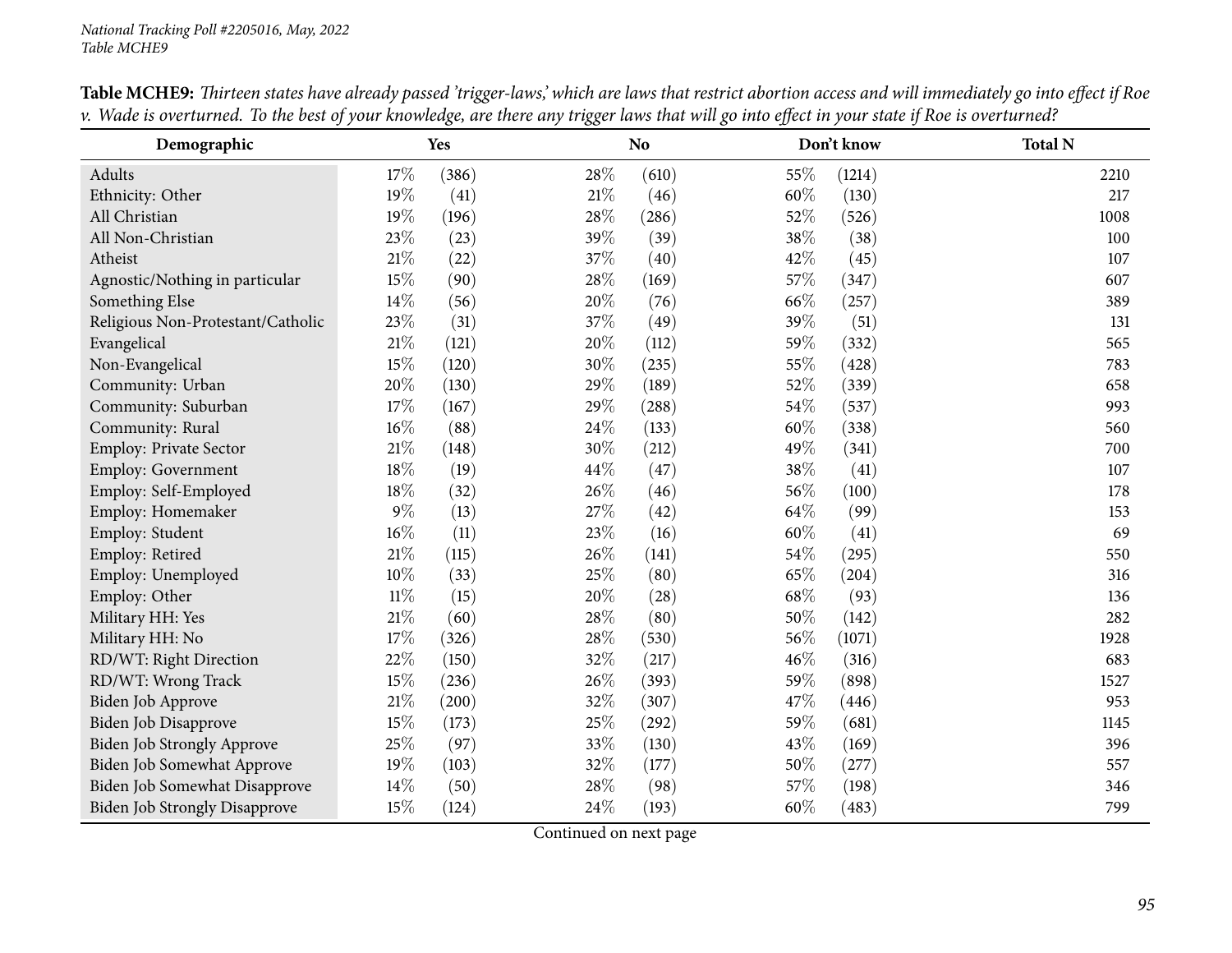**Table MCHE9:** *Thirteen states have already passed 'trigger-laws,' which are laws that restrict abortion access and will immediately go into effect if Roe v. Wade is overturned. To the best of your knowledge, are there any trigger laws that will go into effect in your state if Roe is overturned?*

| Demographic | Yes | | No | | Don't know | | Total N |
|---|---|---|---|---|---|---|---|
| Adults | 17% | (386) | 28% | (610) | 55% | (1214) | 2210 |
| Ethnicity: Other | 19% | (41) | 21% | (46) | 60% | (130) | 217 |
| All Christian | 19% | (196) | 28% | (286) | 52% | (526) | 1008 |
| All Non-Christian | 23% | (23) | 39% | (39) | 38% | (38) | 100 |
| Atheist | 21% | (22) | 37% | (40) | 42% | (45) | 107 |
| Agnostic/Nothing in particular | 15% | (90) | 28% | (169) | 57% | (347) | 607 |
| Something Else | 14% | (56) | 20% | (76) | 66% | (257) | 389 |
| Religious Non-Protestant/Catholic | 23% | (31) | 37% | (49) | 39% | (51) | 131 |
| Evangelical | 21% | (121) | 20% | (112) | 59% | (332) | 565 |
| Non-Evangelical | 15% | (120) | 30% | (235) | 55% | (428) | 783 |
| Community: Urban | 20% | (130) | 29% | (189) | 52% | (339) | 658 |
| Community: Suburban | 17% | (167) | 29% | (288) | 54% | (537) | 993 |
| Community: Rural | 16% | (88) | 24% | (133) | 60% | (338) | 560 |
| Employ: Private Sector | 21% | (148) | 30% | (212) | 49% | (341) | 700 |
| Employ: Government | 18% | (19) | 44% | (47) | 38% | (41) | 107 |
| Employ: Self-Employed | 18% | (32) | 26% | (46) | 56% | (100) | 178 |
| Employ: Homemaker | 9% | (13) | 27% | (42) | 64% | (99) | 153 |
| Employ: Student | 16% | (11) | 23% | (16) | 60% | (41) | 69 |
| Employ: Retired | 21% | (115) | 26% | (141) | 54% | (295) | 550 |
| Employ: Unemployed | 10% | (33) | 25% | (80) | 65% | (204) | 316 |
| Employ: Other | 11% | (15) | 20% | (28) | 68% | (93) | 136 |
| Military HH: Yes | 21% | (60) | 28% | (80) | 50% | (142) | 282 |
| Military HH: No | 17% | (326) | 28% | (530) | 56% | (1071) | 1928 |
| RD/WT: Right Direction | 22% | (150) | 32% | (217) | 46% | (316) | 683 |
| RD/WT: Wrong Track | 15% | (236) | 26% | (393) | 59% | (898) | 1527 |
| Biden Job Approve | 21% | (200) | 32% | (307) | 47% | (446) | 953 |
| Biden Job Disapprove | 15% | (173) | 25% | (292) | 59% | (681) | 1145 |
| Biden Job Strongly Approve | 25% | (97) | 33% | (130) | 43% | (169) | 396 |
| Biden Job Somewhat Approve | 19% | (103) | 32% | (177) | 50% | (277) | 557 |
| Biden Job Somewhat Disapprove | 14% | (50) | 28% | (98) | 57% | (198) | 346 |
| Biden Job Strongly Disapprove | 15% | (124) | 24% | (193) | 60% | (483) | 799 |

Continued on next page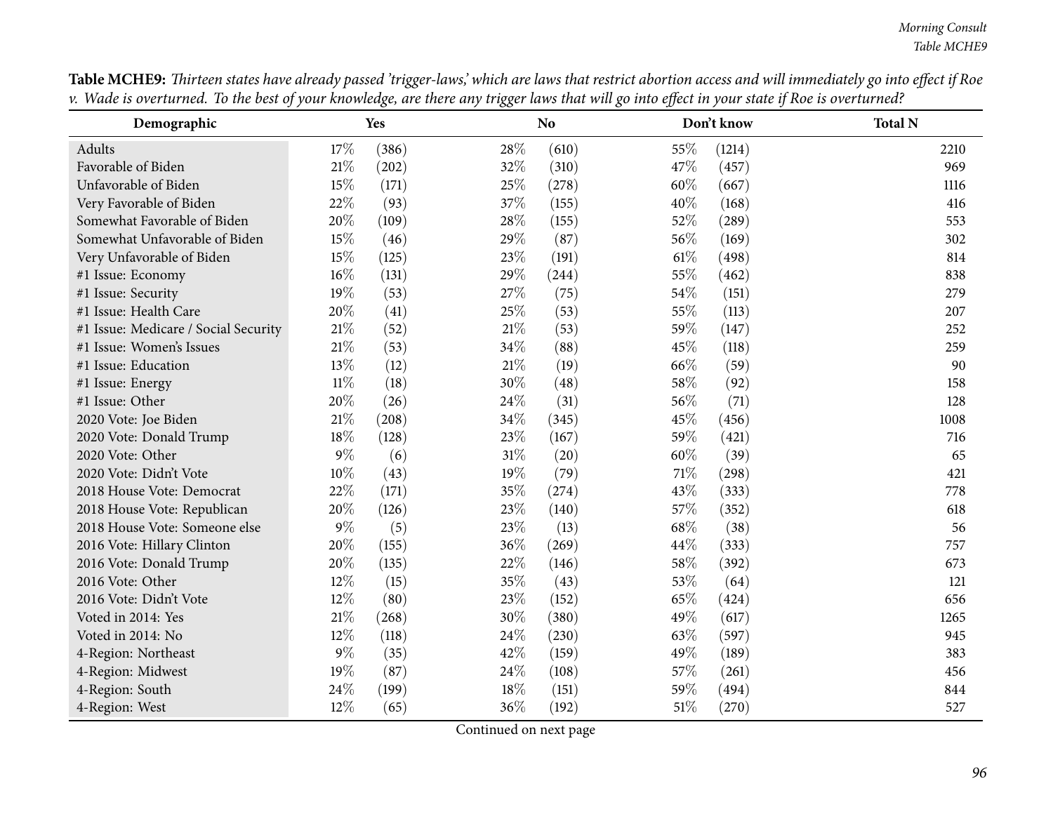**Table MCHE9:** *Thirteen states have already passed 'trigger-laws,' which are laws that restrict abortion access and will immediately go into effect if Roe v. Wade is overturned. To the best of your knowledge, are there any trigger laws that will go into effect in your state if Roe is overturned?*

| Demographic | Yes | | No | | Don't know | | Total N |
|---|---|---|---|---|---|---|---|
| Adults | 17% | (386) | 28% | (610) | 55% | (1214) | 2210 |
| Favorable of Biden | 21% | (202) | 32% | (310) | 47% | (457) | 969 |
| Unfavorable of Biden | 15% | (171) | 25% | (278) | 60% | (667) | 1116 |
| Very Favorable of Biden | 22% | (93) | 37% | (155) | 40% | (168) | 416 |
| Somewhat Favorable of Biden | 20% | (109) | 28% | (155) | 52% | (289) | 553 |
| Somewhat Unfavorable of Biden | 15% | (46) | 29% | (87) | 56% | (169) | 302 |
| Very Unfavorable of Biden | 15% | (125) | 23% | (191) | 61% | (498) | 814 |
| #1 Issue: Economy | 16% | (131) | 29% | (244) | 55% | (462) | 838 |
| #1 Issue: Security | 19% | (53) | 27% | (75) | 54% | (151) | 279 |
| #1 Issue: Health Care | 20% | (41) | 25% | (53) | 55% | (113) | 207 |
| #1 Issue: Medicare / Social Security | 21% | (52) | 21% | (53) | 59% | (147) | 252 |
| #1 Issue: Women's Issues | 21% | (53) | 34% | (88) | 45% | (118) | 259 |
| #1 Issue: Education | 13% | (12) | 21% | (19) | 66% | (59) | 90 |
| #1 Issue: Energy | 11% | (18) | 30% | (48) | 58% | (92) | 158 |
| #1 Issue: Other | 20% | (26) | 24% | (31) | 56% | (71) | 128 |
| 2020 Vote: Joe Biden | 21% | (208) | 34% | (345) | 45% | (456) | 1008 |
| 2020 Vote: Donald Trump | 18% | (128) | 23% | (167) | 59% | (421) | 716 |
| 2020 Vote: Other | 9% | (6) | 31% | (20) | 60% | (39) | 65 |
| 2020 Vote: Didn't Vote | 10% | (43) | 19% | (79) | 71% | (298) | 421 |
| 2018 House Vote: Democrat | 22% | (171) | 35% | (274) | 43% | (333) | 778 |
| 2018 House Vote: Republican | 20% | (126) | 23% | (140) | 57% | (352) | 618 |
| 2018 House Vote: Someone else | 9% | (5) | 23% | (13) | 68% | (38) | 56 |
| 2016 Vote: Hillary Clinton | 20% | (155) | 36% | (269) | 44% | (333) | 757 |
| 2016 Vote: Donald Trump | 20% | (135) | 22% | (146) | 58% | (392) | 673 |
| 2016 Vote: Other | 12% | (15) | 35% | (43) | 53% | (64) | 121 |
| 2016 Vote: Didn't Vote | 12% | (80) | 23% | (152) | 65% | (424) | 656 |
| Voted in 2014: Yes | 21% | (268) | 30% | (380) | 49% | (617) | 1265 |
| Voted in 2014: No | 12% | (118) | 24% | (230) | 63% | (597) | 945 |
| 4-Region: Northeast | 9% | (35) | 42% | (159) | 49% | (189) | 383 |
| 4-Region: Midwest | 19% | (87) | 24% | (108) | 57% | (261) | 456 |
| 4-Region: South | 24% | (199) | 18% | (151) | 59% | (494) | 844 |
| 4-Region: West | 12% | (65) | 36% | (192) | 51% | (270) | 527 |

Continued on next page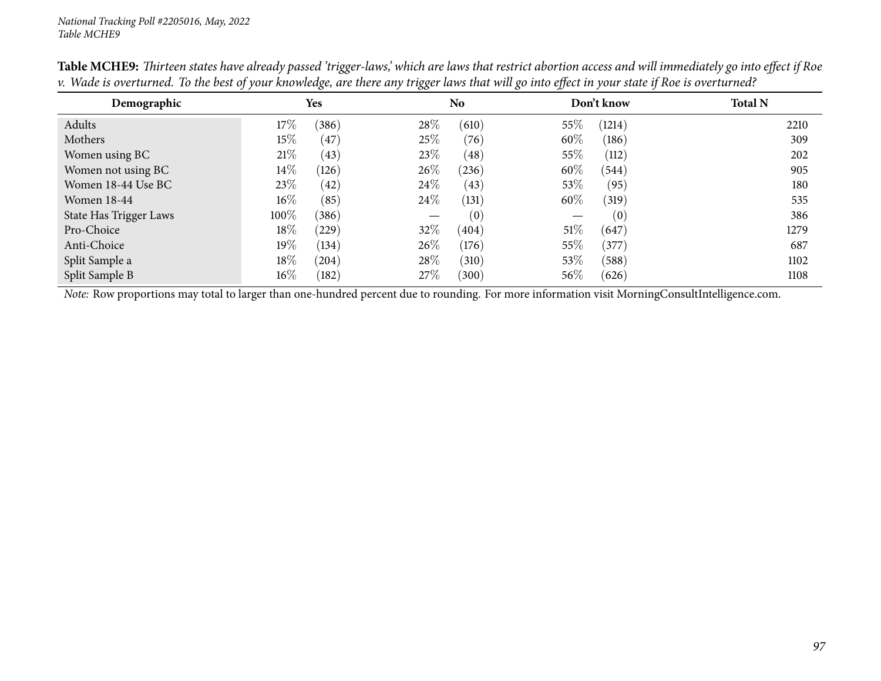**Table MCHE9:** *Thirteen states have already passed 'trigger-laws,' which are laws that restrict abortion access and will immediately go into effect if Roe v. Wade is overturned. To the best of your knowledge, are there any trigger laws that will go into effect in your state if Roe is overturned?*

| Demographic | Yes | | No | | Don't know | | Total N |
|---|---|---|---|---|---|---|---|
| Adults | 17% | (386) | 28% | (610) | 55% | (1214) | 2210 |
| Mothers | 15% | (47) | 25% | (76) | 60% | (186) | 309 |
| Women using BC | 21% | (43) | 23% | (48) | 55% | (112) | 202 |
| Women not using BC | 14% | (126) | 26% | (236) | 60% | (544) | 905 |
| Women 18-44 Use BC | 23% | (42) | 24% | (43) | 53% | (95) | 180 |
| Women 18-44 | 16% | (85) | 24% | (131) | 60% | (319) | 535 |
| State Has Trigger Laws | 100% | (386) | — | (0) | — | (0) | 386 |
| Pro-Choice | 18% | (229) | 32% | (404) | 51% | (647) | 1279 |
| Anti-Choice | 19% | (134) | 26% | (176) | 55% | (377) | 687 |
| Split Sample a | 18% | (204) | 28% | (310) | 53% | (588) | 1102 |
| Split Sample B | 16% | (182) | 27% | (300) | 56% | (626) | 1108 |

*Note:* Row proportions may total to larger than one-hundred percent due to rounding. For more information visit MorningConsultIntelligence.com.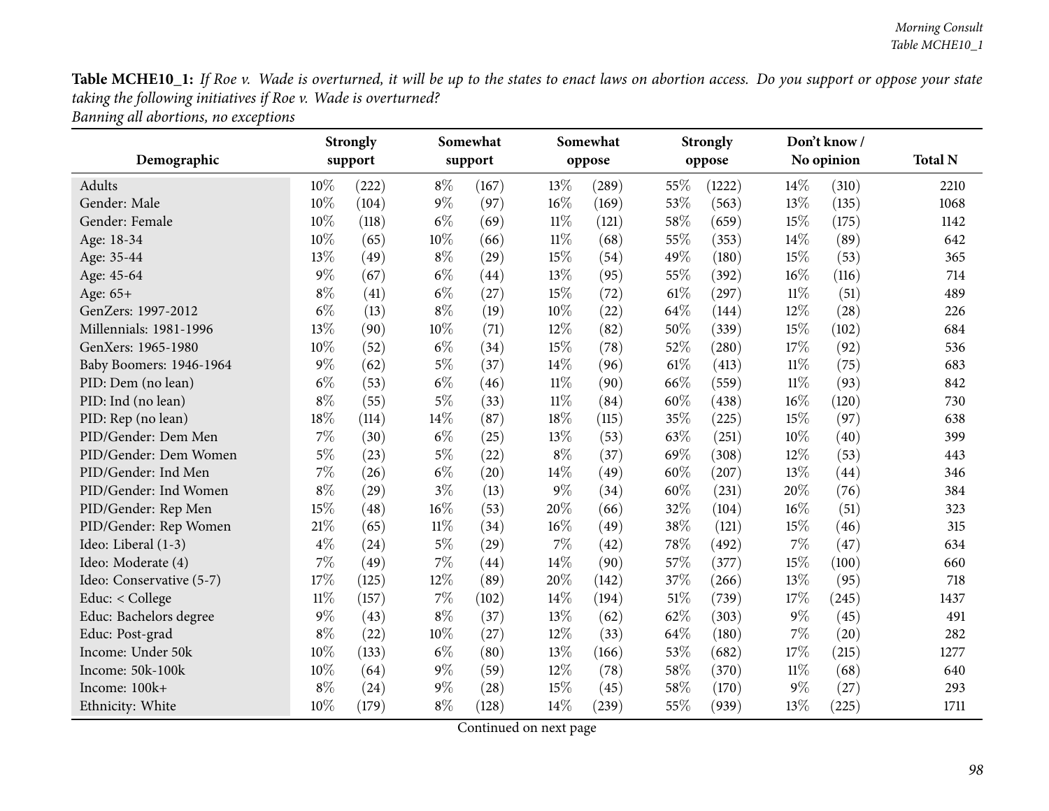**Table MCHE10_1:** *If Roe v. Wade is overturned, it will be up to the states to enact laws on abortion access. Do you support or oppose your state taking the following initiatives if Roe v. Wade is overturned?*
*Banning all abortions, no exceptions*

| Demographic | Strongly support | | Somewhat support | | Somewhat oppose | | Strongly oppose | | Don't know / No opinion | | Total N |
|---|---|---|---|---|---|---|---|---|---|---|---|
| Adults | 10% | (222) | 8% | (167) | 13% | (289) | 55% | (1222) | 14% | (310) | 2210 |
| Gender: Male | 10% | (104) | 9% | (97) | 16% | (169) | 53% | (563) | 13% | (135) | 1068 |
| Gender: Female | 10% | (118) | 6% | (69) | 11% | (121) | 58% | (659) | 15% | (175) | 1142 |
| Age: 18-34 | 10% | (65) | 10% | (66) | 11% | (68) | 55% | (353) | 14% | (89) | 642 |
| Age: 35-44 | 13% | (49) | 8% | (29) | 15% | (54) | 49% | (180) | 15% | (53) | 365 |
| Age: 45-64 | 9% | (67) | 6% | (44) | 13% | (95) | 55% | (392) | 16% | (116) | 714 |
| Age: 65+ | 8% | (41) | 6% | (27) | 15% | (72) | 61% | (297) | 11% | (51) | 489 |
| GenZers: 1997-2012 | 6% | (13) | 8% | (19) | 10% | (22) | 64% | (144) | 12% | (28) | 226 |
| Millennials: 1981-1996 | 13% | (90) | 10% | (71) | 12% | (82) | 50% | (339) | 15% | (102) | 684 |
| GenXers: 1965-1980 | 10% | (52) | 6% | (34) | 15% | (78) | 52% | (280) | 17% | (92) | 536 |
| Baby Boomers: 1946-1964 | 9% | (62) | 5% | (37) | 14% | (96) | 61% | (413) | 11% | (75) | 683 |
| PID: Dem (no lean) | 6% | (53) | 6% | (46) | 11% | (90) | 66% | (559) | 11% | (93) | 842 |
| PID: Ind (no lean) | 8% | (55) | 5% | (33) | 11% | (84) | 60% | (438) | 16% | (120) | 730 |
| PID: Rep (no lean) | 18% | (114) | 14% | (87) | 18% | (115) | 35% | (225) | 15% | (97) | 638 |
| PID/Gender: Dem Men | 7% | (30) | 6% | (25) | 13% | (53) | 63% | (251) | 10% | (40) | 399 |
| PID/Gender: Dem Women | 5% | (23) | 5% | (22) | 8% | (37) | 69% | (308) | 12% | (53) | 443 |
| PID/Gender: Ind Men | 7% | (26) | 6% | (20) | 14% | (49) | 60% | (207) | 13% | (44) | 346 |
| PID/Gender: Ind Women | 8% | (29) | 3% | (13) | 9% | (34) | 60% | (231) | 20% | (76) | 384 |
| PID/Gender: Rep Men | 15% | (48) | 16% | (53) | 20% | (66) | 32% | (104) | 16% | (51) | 323 |
| PID/Gender: Rep Women | 21% | (65) | 11% | (34) | 16% | (49) | 38% | (121) | 15% | (46) | 315 |
| Ideo: Liberal (1-3) | 4% | (24) | 5% | (29) | 7% | (42) | 78% | (492) | 7% | (47) | 634 |
| Ideo: Moderate (4) | 7% | (49) | 7% | (44) | 14% | (90) | 57% | (377) | 15% | (100) | 660 |
| Ideo: Conservative (5-7) | 17% | (125) | 12% | (89) | 20% | (142) | 37% | (266) | 13% | (95) | 718 |
| Educ: < College | 11% | (157) | 7% | (102) | 14% | (194) | 51% | (739) | 17% | (245) | 1437 |
| Educ: Bachelors degree | 9% | (43) | 8% | (37) | 13% | (62) | 62% | (303) | 9% | (45) | 491 |
| Educ: Post-grad | 8% | (22) | 10% | (27) | 12% | (33) | 64% | (180) | 7% | (20) | 282 |
| Income: Under 50k | 10% | (133) | 6% | (80) | 13% | (166) | 53% | (682) | 17% | (215) | 1277 |
| Income: 50k-100k | 10% | (64) | 9% | (59) | 12% | (78) | 58% | (370) | 11% | (68) | 640 |
| Income: 100k+ | 8% | (24) | 9% | (28) | 15% | (45) | 58% | (170) | 9% | (27) | 293 |
| Ethnicity: White | 10% | (179) | 8% | (128) | 14% | (239) | 55% | (939) | 13% | (225) | 1711 |

Continued on next page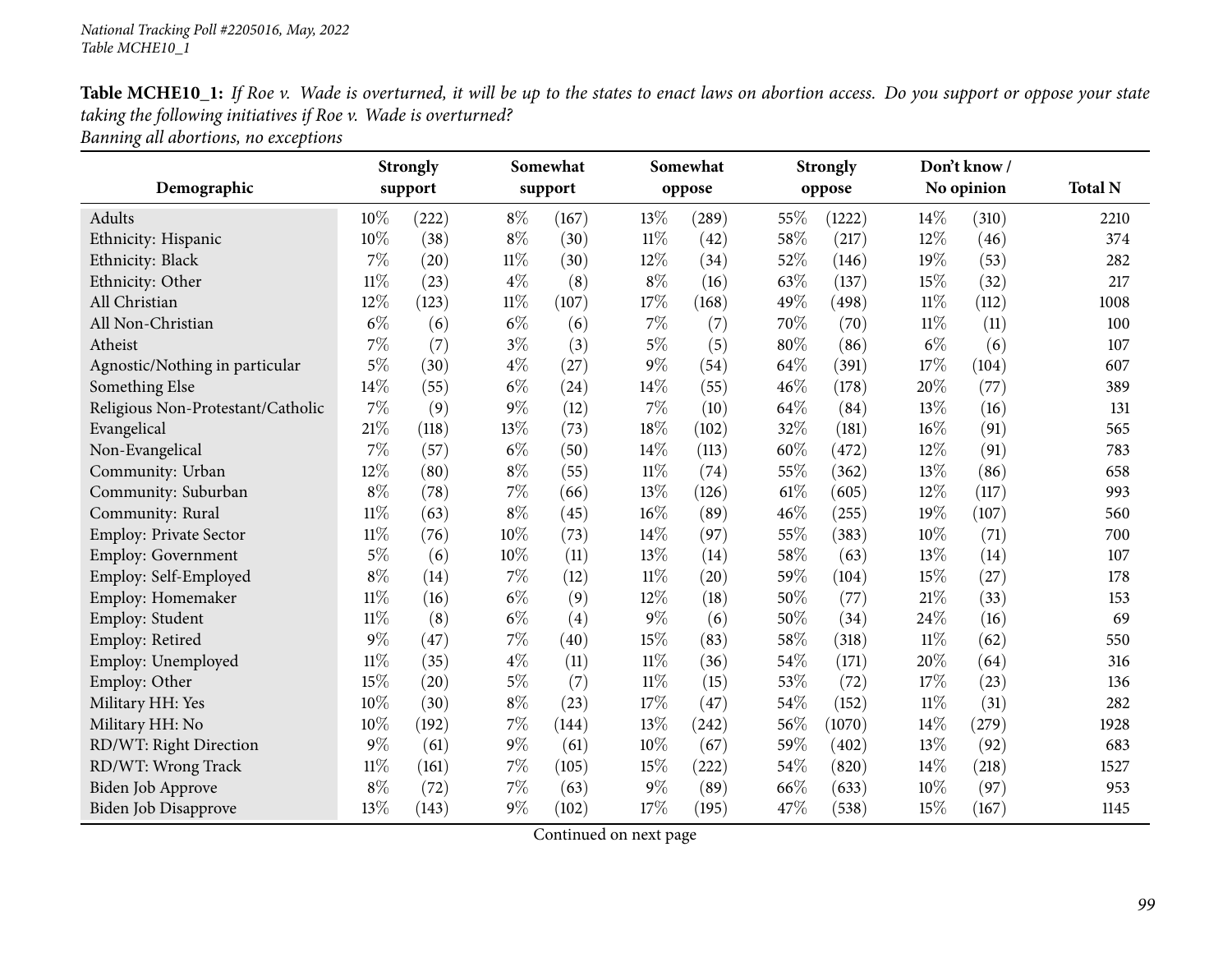**Table MCHE10_1:** *If Roe v. Wade is overturned, it will be up to the states to enact laws on abortion access. Do you support or oppose your state taking the following initiatives if Roe v. Wade is overturned?*
*Banning all abortions, no exceptions*

| Demographic | Strongly support | | Somewhat support | | Somewhat oppose | | Strongly oppose | | Don't know / No opinion | | Total N |
|---|---|---|---|---|---|---|---|---|---|---|---|
| Adults | 10% | (222) | 8% | (167) | 13% | (289) | 55% | (1222) | 14% | (310) | 2210 |
| Ethnicity: Hispanic | 10% | (38) | 8% | (30) | 11% | (42) | 58% | (217) | 12% | (46) | 374 |
| Ethnicity: Black | 7% | (20) | 11% | (30) | 12% | (34) | 52% | (146) | 19% | (53) | 282 |
| Ethnicity: Other | 11% | (23) | 4% | (8) | 8% | (16) | 63% | (137) | 15% | (32) | 217 |
| All Christian | 12% | (123) | 11% | (107) | 17% | (168) | 49% | (498) | 11% | (112) | 1008 |
| All Non-Christian | 6% | (6) | 6% | (6) | 7% | (7) | 70% | (70) | 11% | (11) | 100 |
| Atheist | 7% | (7) | 3% | (3) | 5% | (5) | 80% | (86) | 6% | (6) | 107 |
| Agnostic/Nothing in particular | 5% | (30) | 4% | (27) | 9% | (54) | 64% | (391) | 17% | (104) | 607 |
| Something Else | 14% | (55) | 6% | (24) | 14% | (55) | 46% | (178) | 20% | (77) | 389 |
| Religious Non-Protestant/Catholic | 7% | (9) | 9% | (12) | 7% | (10) | 64% | (84) | 13% | (16) | 131 |
| Evangelical | 21% | (118) | 13% | (73) | 18% | (102) | 32% | (181) | 16% | (91) | 565 |
| Non-Evangelical | 7% | (57) | 6% | (50) | 14% | (113) | 60% | (472) | 12% | (91) | 783 |
| Community: Urban | 12% | (80) | 8% | (55) | 11% | (74) | 55% | (362) | 13% | (86) | 658 |
| Community: Suburban | 8% | (78) | 7% | (66) | 13% | (126) | 61% | (605) | 12% | (117) | 993 |
| Community: Rural | 11% | (63) | 8% | (45) | 16% | (89) | 46% | (255) | 19% | (107) | 560 |
| Employ: Private Sector | 11% | (76) | 10% | (73) | 14% | (97) | 55% | (383) | 10% | (71) | 700 |
| Employ: Government | 5% | (6) | 10% | (11) | 13% | (14) | 58% | (63) | 13% | (14) | 107 |
| Employ: Self-Employed | 8% | (14) | 7% | (12) | 11% | (20) | 59% | (104) | 15% | (27) | 178 |
| Employ: Homemaker | 11% | (16) | 6% | (9) | 12% | (18) | 50% | (77) | 21% | (33) | 153 |
| Employ: Student | 11% | (8) | 6% | (4) | 9% | (6) | 50% | (34) | 24% | (16) | 69 |
| Employ: Retired | 9% | (47) | 7% | (40) | 15% | (83) | 58% | (318) | 11% | (62) | 550 |
| Employ: Unemployed | 11% | (35) | 4% | (11) | 11% | (36) | 54% | (171) | 20% | (64) | 316 |
| Employ: Other | 15% | (20) | 5% | (7) | 11% | (15) | 53% | (72) | 17% | (23) | 136 |
| Military HH: Yes | 10% | (30) | 8% | (23) | 17% | (47) | 54% | (152) | 11% | (31) | 282 |
| Military HH: No | 10% | (192) | 7% | (144) | 13% | (242) | 56% | (1070) | 14% | (279) | 1928 |
| RD/WT: Right Direction | 9% | (61) | 9% | (61) | 10% | (67) | 59% | (402) | 13% | (92) | 683 |
| RD/WT: Wrong Track | 11% | (161) | 7% | (105) | 15% | (222) | 54% | (820) | 14% | (218) | 1527 |
| Biden Job Approve | 8% | (72) | 7% | (63) | 9% | (89) | 66% | (633) | 10% | (97) | 953 |
| Biden Job Disapprove | 13% | (143) | 9% | (102) | 17% | (195) | 47% | (538) | 15% | (167) | 1145 |

Continued on next page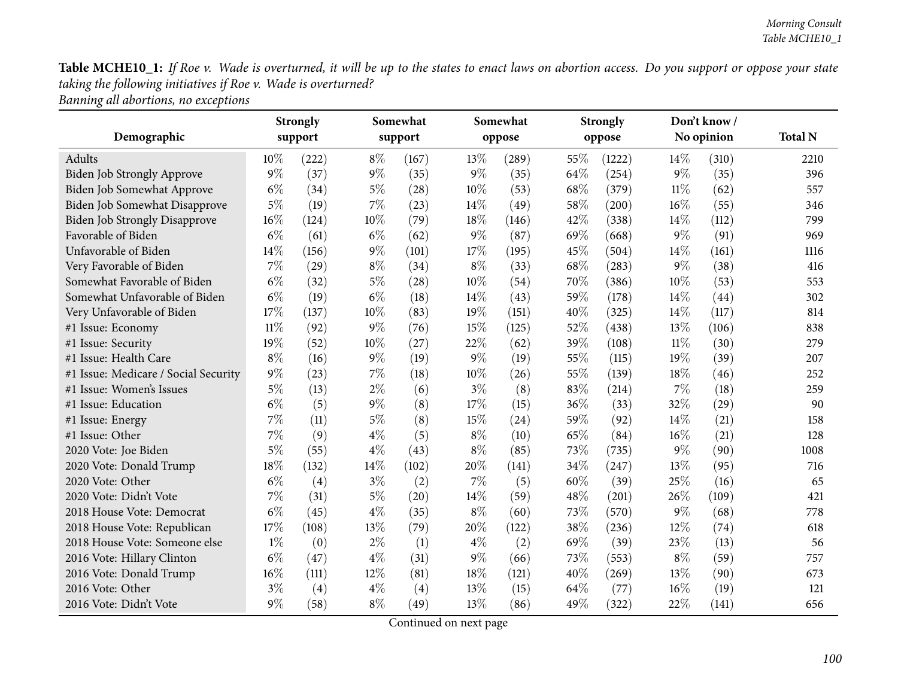**Table MCHE10_1:** *If Roe v. Wade is overturned, it will be up to the states to enact laws on abortion access. Do you support or oppose your state taking the following initiatives if Roe v. Wade is overturned?*
*Banning all abortions, no exceptions*

| Demographic | Strongly support | | Somewhat support | | Somewhat oppose | | Strongly oppose | | Don't know / No opinion | | Total N |
|---|---|---|---|---|---|---|---|---|---|---|---|
| Adults | 10% | (222) | 8% | (167) | 13% | (289) | 55% | (1222) | 14% | (310) | 2210 |
| Biden Job Strongly Approve | 9% | (37) | 9% | (35) | 9% | (35) | 64% | (254) | 9% | (35) | 396 |
| Biden Job Somewhat Approve | 6% | (34) | 5% | (28) | 10% | (53) | 68% | (379) | 11% | (62) | 557 |
| Biden Job Somewhat Disapprove | 5% | (19) | 7% | (23) | 14% | (49) | 58% | (200) | 16% | (55) | 346 |
| Biden Job Strongly Disapprove | 16% | (124) | 10% | (79) | 18% | (146) | 42% | (338) | 14% | (112) | 799 |
| Favorable of Biden | 6% | (61) | 6% | (62) | 9% | (87) | 69% | (668) | 9% | (91) | 969 |
| Unfavorable of Biden | 14% | (156) | 9% | (101) | 17% | (195) | 45% | (504) | 14% | (161) | 1116 |
| Very Favorable of Biden | 7% | (29) | 8% | (34) | 8% | (33) | 68% | (283) | 9% | (38) | 416 |
| Somewhat Favorable of Biden | 6% | (32) | 5% | (28) | 10% | (54) | 70% | (386) | 10% | (53) | 553 |
| Somewhat Unfavorable of Biden | 6% | (19) | 6% | (18) | 14% | (43) | 59% | (178) | 14% | (44) | 302 |
| Very Unfavorable of Biden | 17% | (137) | 10% | (83) | 19% | (151) | 40% | (325) | 14% | (117) | 814 |
| #1 Issue: Economy | 11% | (92) | 9% | (76) | 15% | (125) | 52% | (438) | 13% | (106) | 838 |
| #1 Issue: Security | 19% | (52) | 10% | (27) | 22% | (62) | 39% | (108) | 11% | (30) | 279 |
| #1 Issue: Health Care | 8% | (16) | 9% | (19) | 9% | (19) | 55% | (115) | 19% | (39) | 207 |
| #1 Issue: Medicare / Social Security | 9% | (23) | 7% | (18) | 10% | (26) | 55% | (139) | 18% | (46) | 252 |
| #1 Issue: Women's Issues | 5% | (13) | 2% | (6) | 3% | (8) | 83% | (214) | 7% | (18) | 259 |
| #1 Issue: Education | 6% | (5) | 9% | (8) | 17% | (15) | 36% | (33) | 32% | (29) | 90 |
| #1 Issue: Energy | 7% | (11) | 5% | (8) | 15% | (24) | 59% | (92) | 14% | (21) | 158 |
| #1 Issue: Other | 7% | (9) | 4% | (5) | 8% | (10) | 65% | (84) | 16% | (21) | 128 |
| 2020 Vote: Joe Biden | 5% | (55) | 4% | (43) | 8% | (85) | 73% | (735) | 9% | (90) | 1008 |
| 2020 Vote: Donald Trump | 18% | (132) | 14% | (102) | 20% | (141) | 34% | (247) | 13% | (95) | 716 |
| 2020 Vote: Other | 6% | (4) | 3% | (2) | 7% | (5) | 60% | (39) | 25% | (16) | 65 |
| 2020 Vote: Didn't Vote | 7% | (31) | 5% | (20) | 14% | (59) | 48% | (201) | 26% | (109) | 421 |
| 2018 House Vote: Democrat | 6% | (45) | 4% | (35) | 8% | (60) | 73% | (570) | 9% | (68) | 778 |
| 2018 House Vote: Republican | 17% | (108) | 13% | (79) | 20% | (122) | 38% | (236) | 12% | (74) | 618 |
| 2018 House Vote: Someone else | 1% | (0) | 2% | (1) | 4% | (2) | 69% | (39) | 23% | (13) | 56 |
| 2016 Vote: Hillary Clinton | 6% | (47) | 4% | (31) | 9% | (66) | 73% | (553) | 8% | (59) | 757 |
| 2016 Vote: Donald Trump | 16% | (111) | 12% | (81) | 18% | (121) | 40% | (269) | 13% | (90) | 673 |
| 2016 Vote: Other | 3% | (4) | 4% | (4) | 13% | (15) | 64% | (77) | 16% | (19) | 121 |
| 2016 Vote: Didn't Vote | 9% | (58) | 8% | (49) | 13% | (86) | 49% | (322) | 22% | (141) | 656 |

Continued on next page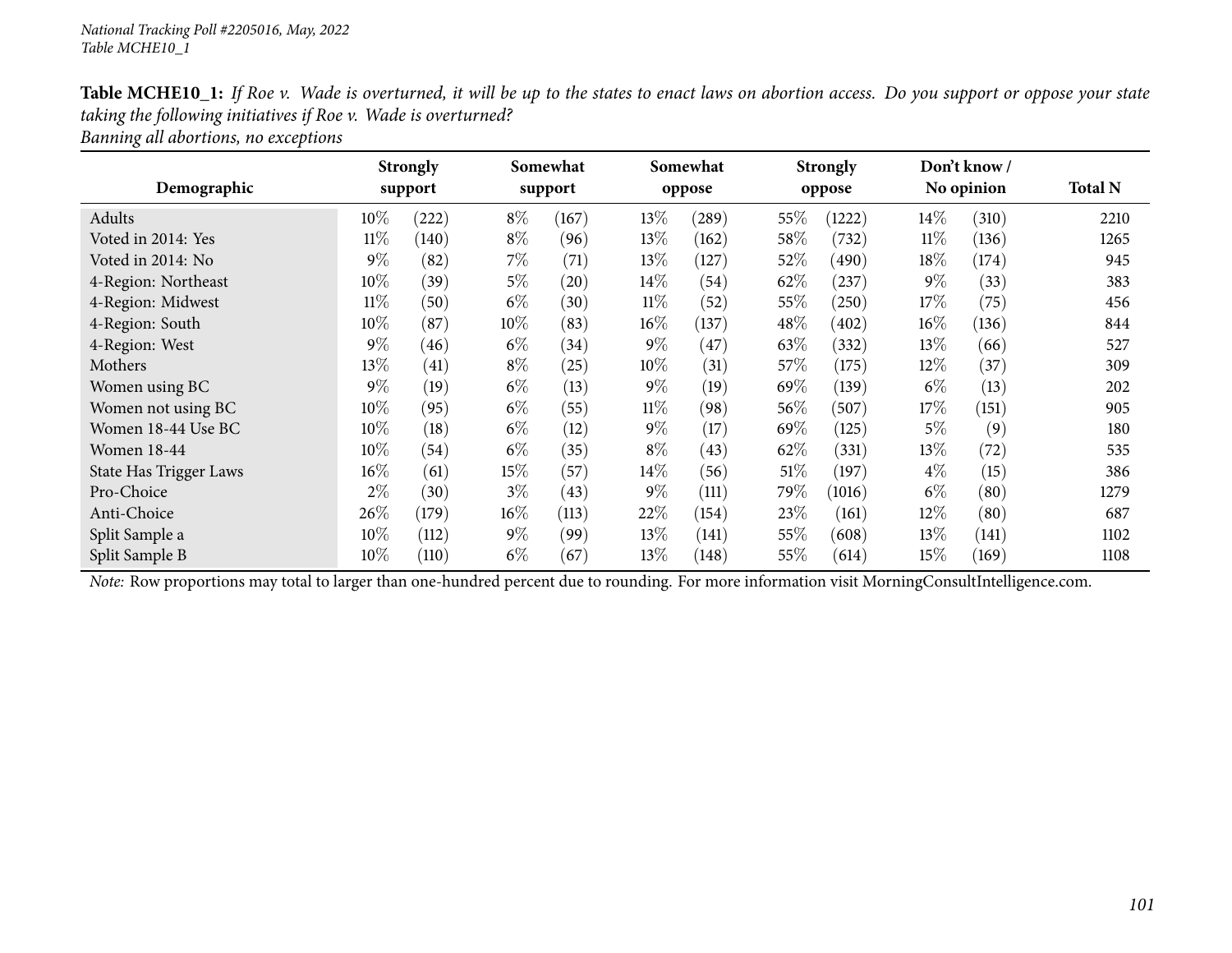**Table MCHE10_1:** *If Roe v. Wade is overturned, it will be up to the states to enact laws on abortion access. Do you support or oppose your state taking the following initiatives if Roe v. Wade is overturned?*
*Banning all abortions, no exceptions*

| Demographic | Strongly support | | Somewhat support | | Somewhat oppose | | Strongly oppose | | Don't know / No opinion | | Total N |
|---|---|---|---|---|---|---|---|---|---|---|---|
| Adults | 10% | (222) | 8% | (167) | 13% | (289) | 55% | (1222) | 14% | (310) | 2210 |
| Voted in 2014: Yes | 11% | (140) | 8% | (96) | 13% | (162) | 58% | (732) | 11% | (136) | 1265 |
| Voted in 2014: No | 9% | (82) | 7% | (71) | 13% | (127) | 52% | (490) | 18% | (174) | 945 |
| 4-Region: Northeast | 10% | (39) | 5% | (20) | 14% | (54) | 62% | (237) | 9% | (33) | 383 |
| 4-Region: Midwest | 11% | (50) | 6% | (30) | 11% | (52) | 55% | (250) | 17% | (75) | 456 |
| 4-Region: South | 10% | (87) | 10% | (83) | 16% | (137) | 48% | (402) | 16% | (136) | 844 |
| 4-Region: West | 9% | (46) | 6% | (34) | 9% | (47) | 63% | (332) | 13% | (66) | 527 |
| Mothers | 13% | (41) | 8% | (25) | 10% | (31) | 57% | (175) | 12% | (37) | 309 |
| Women using BC | 9% | (19) | 6% | (13) | 9% | (19) | 69% | (139) | 6% | (13) | 202 |
| Women not using BC | 10% | (95) | 6% | (55) | 11% | (98) | 56% | (507) | 17% | (151) | 905 |
| Women 18-44 Use BC | 10% | (18) | 6% | (12) | 9% | (17) | 69% | (125) | 5% | (9) | 180 |
| Women 18-44 | 10% | (54) | 6% | (35) | 8% | (43) | 62% | (331) | 13% | (72) | 535 |
| State Has Trigger Laws | 16% | (61) | 15% | (57) | 14% | (56) | 51% | (197) | 4% | (15) | 386 |
| Pro-Choice | 2% | (30) | 3% | (43) | 9% | (111) | 79% | (1016) | 6% | (80) | 1279 |
| Anti-Choice | 26% | (179) | 16% | (113) | 22% | (154) | 23% | (161) | 12% | (80) | 687 |
| Split Sample a | 10% | (112) | 9% | (99) | 13% | (141) | 55% | (608) | 13% | (141) | 1102 |
| Split Sample B | 10% | (110) | 6% | (67) | 13% | (148) | 55% | (614) | 15% | (169) | 1108 |

*Note:* Row proportions may total to larger than one-hundred percent due to rounding. For more information visit MorningConsultIntelligence.com.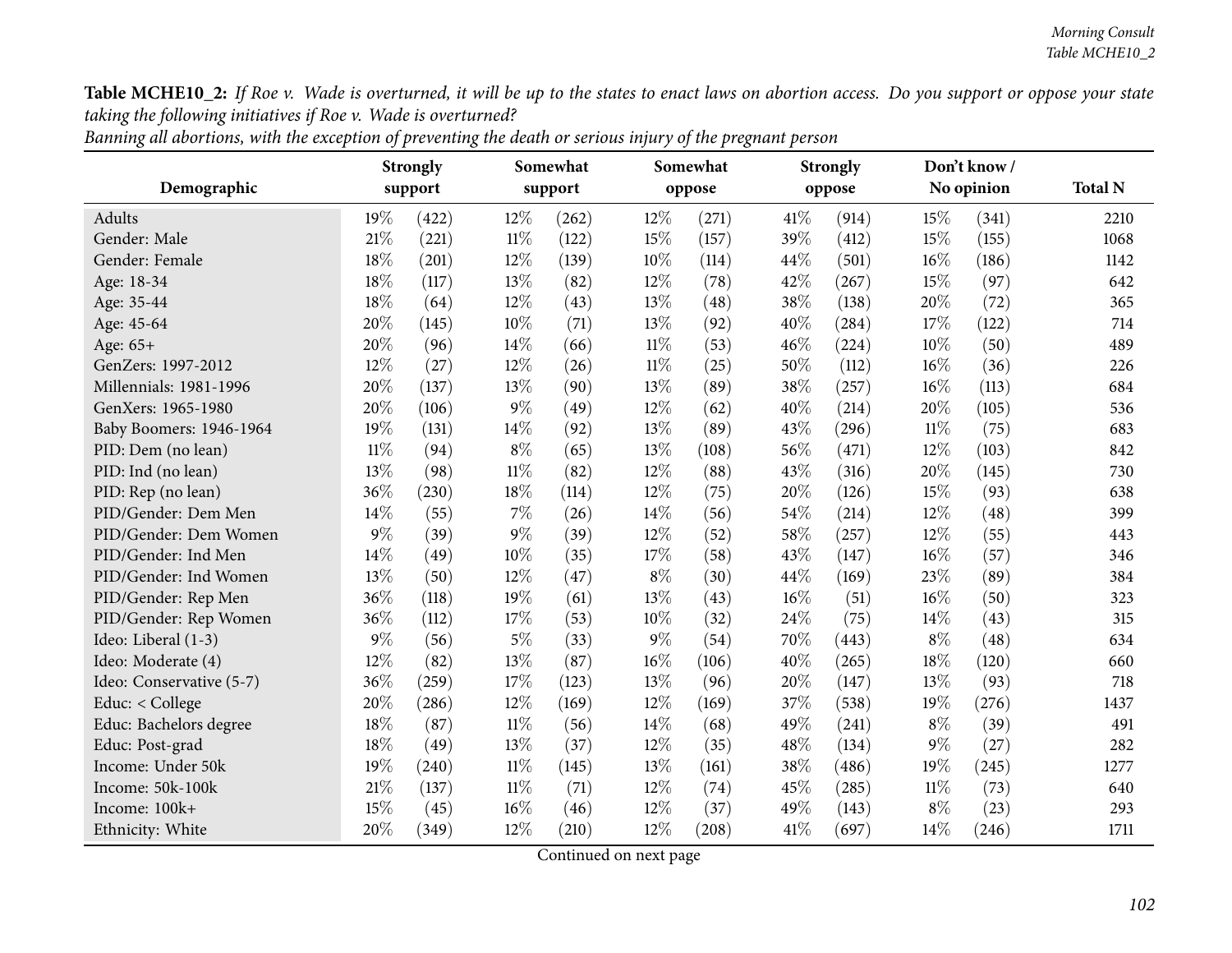**Table MCHE10_2:** *If Roe v. Wade is overturned, it will be up to the states to enact laws on abortion access. Do you support or oppose your state taking the following initiatives if Roe v. Wade is overturned?*

*Banning all abortions, with the exception of preventing the death or serious injury of the pregnant person*

| Demographic | Strongly support | | Somewhat support | | Somewhat oppose | | Strongly oppose | | Don't know / No opinion | | Total N |
|---|---|---|---|---|---|---|---|---|---|---|---|
| Adults | 19% | (422) | 12% | (262) | 12% | (271) | 41% | (914) | 15% | (341) | 2210 |
| Gender: Male | 21% | (221) | 11% | (122) | 15% | (157) | 39% | (412) | 15% | (155) | 1068 |
| Gender: Female | 18% | (201) | 12% | (139) | 10% | (114) | 44% | (501) | 16% | (186) | 1142 |
| Age: 18-34 | 18% | (117) | 13% | (82) | 12% | (78) | 42% | (267) | 15% | (97) | 642 |
| Age: 35-44 | 18% | (64) | 12% | (43) | 13% | (48) | 38% | (138) | 20% | (72) | 365 |
| Age: 45-64 | 20% | (145) | 10% | (71) | 13% | (92) | 40% | (284) | 17% | (122) | 714 |
| Age: 65+ | 20% | (96) | 14% | (66) | 11% | (53) | 46% | (224) | 10% | (50) | 489 |
| GenZers: 1997-2012 | 12% | (27) | 12% | (26) | 11% | (25) | 50% | (112) | 16% | (36) | 226 |
| Millennials: 1981-1996 | 20% | (137) | 13% | (90) | 13% | (89) | 38% | (257) | 16% | (113) | 684 |
| GenXers: 1965-1980 | 20% | (106) | 9% | (49) | 12% | (62) | 40% | (214) | 20% | (105) | 536 |
| Baby Boomers: 1946-1964 | 19% | (131) | 14% | (92) | 13% | (89) | 43% | (296) | 11% | (75) | 683 |
| PID: Dem (no lean) | 11% | (94) | 8% | (65) | 13% | (108) | 56% | (471) | 12% | (103) | 842 |
| PID: Ind (no lean) | 13% | (98) | 11% | (82) | 12% | (88) | 43% | (316) | 20% | (145) | 730 |
| PID: Rep (no lean) | 36% | (230) | 18% | (114) | 12% | (75) | 20% | (126) | 15% | (93) | 638 |
| PID/Gender: Dem Men | 14% | (55) | 7% | (26) | 14% | (56) | 54% | (214) | 12% | (48) | 399 |
| PID/Gender: Dem Women | 9% | (39) | 9% | (39) | 12% | (52) | 58% | (257) | 12% | (55) | 443 |
| PID/Gender: Ind Men | 14% | (49) | 10% | (35) | 17% | (58) | 43% | (147) | 16% | (57) | 346 |
| PID/Gender: Ind Women | 13% | (50) | 12% | (47) | 8% | (30) | 44% | (169) | 23% | (89) | 384 |
| PID/Gender: Rep Men | 36% | (118) | 19% | (61) | 13% | (43) | 16% | (51) | 16% | (50) | 323 |
| PID/Gender: Rep Women | 36% | (112) | 17% | (53) | 10% | (32) | 24% | (75) | 14% | (43) | 315 |
| Ideo: Liberal (1-3) | 9% | (56) | 5% | (33) | 9% | (54) | 70% | (443) | 8% | (48) | 634 |
| Ideo: Moderate (4) | 12% | (82) | 13% | (87) | 16% | (106) | 40% | (265) | 18% | (120) | 660 |
| Ideo: Conservative (5-7) | 36% | (259) | 17% | (123) | 13% | (96) | 20% | (147) | 13% | (93) | 718 |
| Educ: < College | 20% | (286) | 12% | (169) | 12% | (169) | 37% | (538) | 19% | (276) | 1437 |
| Educ: Bachelors degree | 18% | (87) | 11% | (56) | 14% | (68) | 49% | (241) | 8% | (39) | 491 |
| Educ: Post-grad | 18% | (49) | 13% | (37) | 12% | (35) | 48% | (134) | 9% | (27) | 282 |
| Income: Under 50k | 19% | (240) | 11% | (145) | 13% | (161) | 38% | (486) | 19% | (245) | 1277 |
| Income: 50k-100k | 21% | (137) | 11% | (71) | 12% | (74) | 45% | (285) | 11% | (73) | 640 |
| Income: 100k+ | 15% | (45) | 16% | (46) | 12% | (37) | 49% | (143) | 8% | (23) | 293 |
| Ethnicity: White | 20% | (349) | 12% | (210) | 12% | (208) | 41% | (697) | 14% | (246) | 1711 |

Continued on next page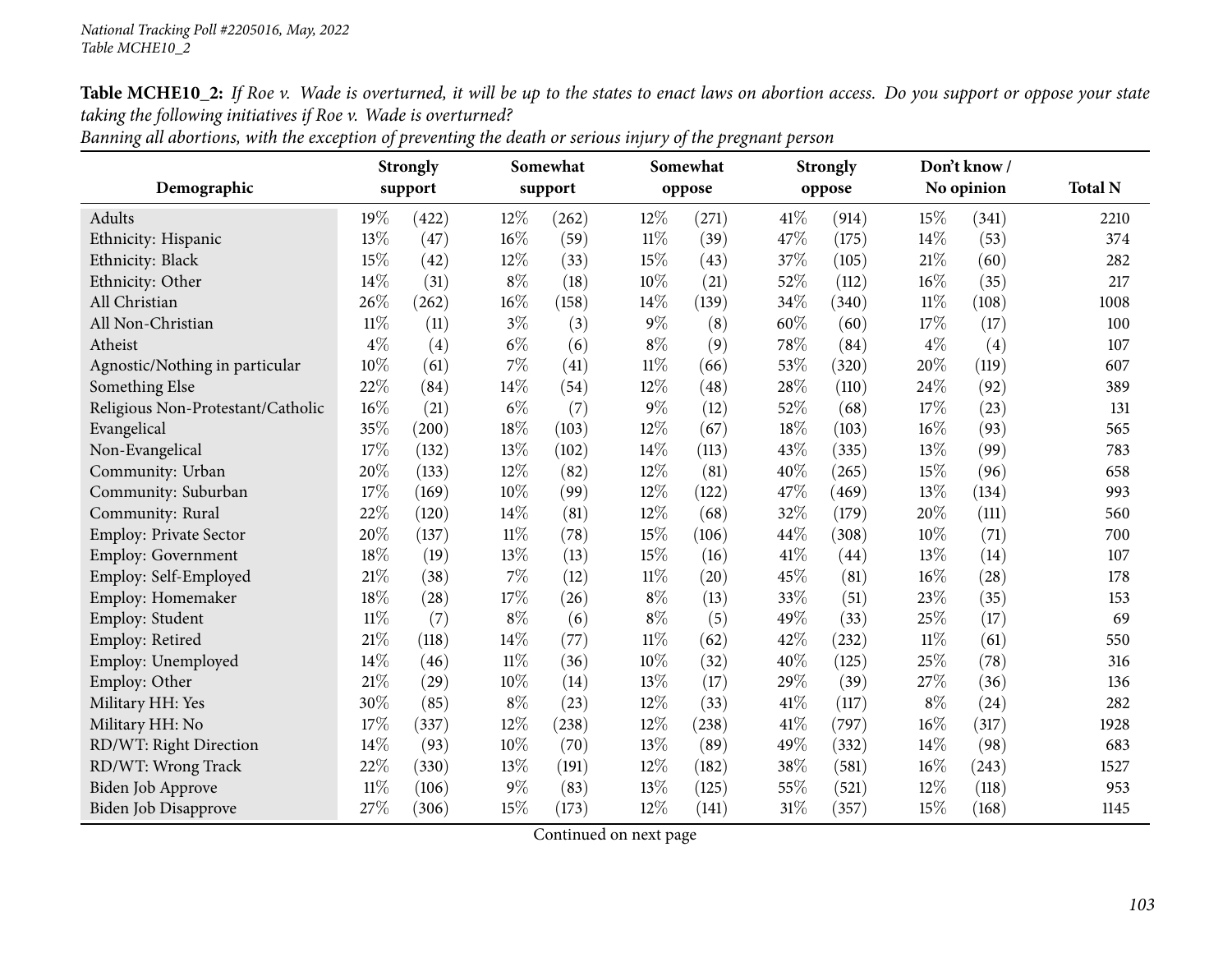**Table MCHE10_2:** *If Roe v. Wade is overturned, it will be up to the states to enact laws on abortion access. Do you support or oppose your state taking the following initiatives if Roe v. Wade is overturned?*

*Banning all abortions, with the exception of preventing the death or serious injury of the pregnant person*

| Demographic | Strongly support | | Somewhat support | | Somewhat oppose | | Strongly oppose | | Don't know / No opinion | | Total N |
|---|---|---|---|---|---|---|---|---|---|---|---|
| Adults | 19% | (422) | 12% | (262) | 12% | (271) | 41% | (914) | 15% | (341) | 2210 |
| Ethnicity: Hispanic | 13% | (47) | 16% | (59) | 11% | (39) | 47% | (175) | 14% | (53) | 374 |
| Ethnicity: Black | 15% | (42) | 12% | (33) | 15% | (43) | 37% | (105) | 21% | (60) | 282 |
| Ethnicity: Other | 14% | (31) | 8% | (18) | 10% | (21) | 52% | (112) | 16% | (35) | 217 |
| All Christian | 26% | (262) | 16% | (158) | 14% | (139) | 34% | (340) | 11% | (108) | 1008 |
| All Non-Christian | 11% | (11) | 3% | (3) | 9% | (8) | 60% | (60) | 17% | (17) | 100 |
| Atheist | 4% | (4) | 6% | (6) | 8% | (9) | 78% | (84) | 4% | (4) | 107 |
| Agnostic/Nothing in particular | 10% | (61) | 7% | (41) | 11% | (66) | 53% | (320) | 20% | (119) | 607 |
| Something Else | 22% | (84) | 14% | (54) | 12% | (48) | 28% | (110) | 24% | (92) | 389 |
| Religious Non-Protestant/Catholic | 16% | (21) | 6% | (7) | 9% | (12) | 52% | (68) | 17% | (23) | 131 |
| Evangelical | 35% | (200) | 18% | (103) | 12% | (67) | 18% | (103) | 16% | (93) | 565 |
| Non-Evangelical | 17% | (132) | 13% | (102) | 14% | (113) | 43% | (335) | 13% | (99) | 783 |
| Community: Urban | 20% | (133) | 12% | (82) | 12% | (81) | 40% | (265) | 15% | (96) | 658 |
| Community: Suburban | 17% | (169) | 10% | (99) | 12% | (122) | 47% | (469) | 13% | (134) | 993 |
| Community: Rural | 22% | (120) | 14% | (81) | 12% | (68) | 32% | (179) | 20% | (111) | 560 |
| Employ: Private Sector | 20% | (137) | 11% | (78) | 15% | (106) | 44% | (308) | 10% | (71) | 700 |
| Employ: Government | 18% | (19) | 13% | (13) | 15% | (16) | 41% | (44) | 13% | (14) | 107 |
| Employ: Self-Employed | 21% | (38) | 7% | (12) | 11% | (20) | 45% | (81) | 16% | (28) | 178 |
| Employ: Homemaker | 18% | (28) | 17% | (26) | 8% | (13) | 33% | (51) | 23% | (35) | 153 |
| Employ: Student | 11% | (7) | 8% | (6) | 8% | (5) | 49% | (33) | 25% | (17) | 69 |
| Employ: Retired | 21% | (118) | 14% | (77) | 11% | (62) | 42% | (232) | 11% | (61) | 550 |
| Employ: Unemployed | 14% | (46) | 11% | (36) | 10% | (32) | 40% | (125) | 25% | (78) | 316 |
| Employ: Other | 21% | (29) | 10% | (14) | 13% | (17) | 29% | (39) | 27% | (36) | 136 |
| Military HH: Yes | 30% | (85) | 8% | (23) | 12% | (33) | 41% | (117) | 8% | (24) | 282 |
| Military HH: No | 17% | (337) | 12% | (238) | 12% | (238) | 41% | (797) | 16% | (317) | 1928 |
| RD/WT: Right Direction | 14% | (93) | 10% | (70) | 13% | (89) | 49% | (332) | 14% | (98) | 683 |
| RD/WT: Wrong Track | 22% | (330) | 13% | (191) | 12% | (182) | 38% | (581) | 16% | (243) | 1527 |
| Biden Job Approve | 11% | (106) | 9% | (83) | 13% | (125) | 55% | (521) | 12% | (118) | 953 |
| Biden Job Disapprove | 27% | (306) | 15% | (173) | 12% | (141) | 31% | (357) | 15% | (168) | 1145 |

Continued on next page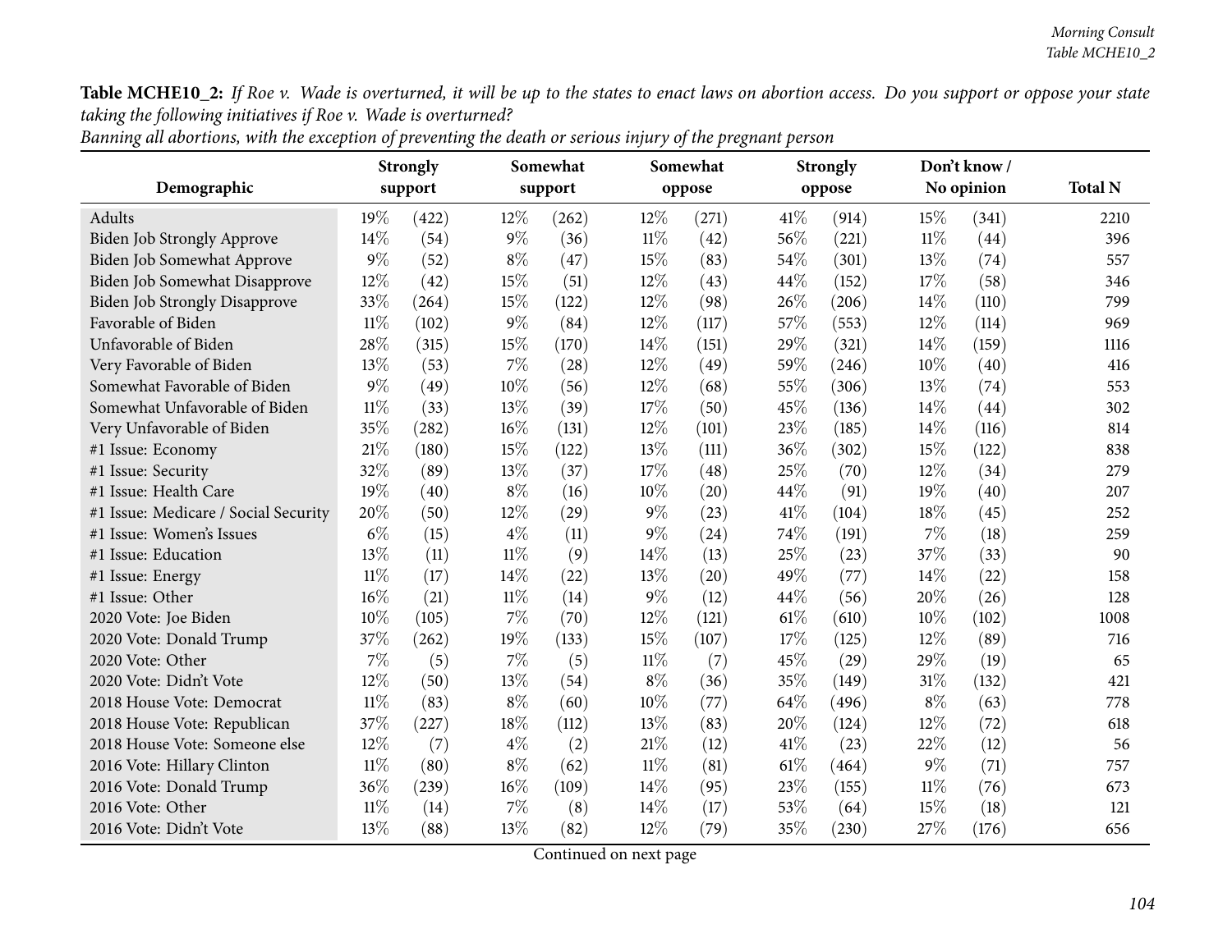**Table MCHE10_2:** *If Roe v. Wade is overturned, it will be up to the states to enact laws on abortion access. Do you support or oppose your state taking the following initiatives if Roe v. Wade is overturned?*

*Banning all abortions, with the exception of preventing the death or serious injury of the pregnant person*

| Demographic | Strongly support | | Somewhat support | | Somewhat oppose | | Strongly oppose | | Don't know / No opinion | | Total N |
|---|---|---|---|---|---|---|---|---|---|---|---|
| Adults | 19% | (422) | 12% | (262) | 12% | (271) | 41% | (914) | 15% | (341) | 2210 |
| Biden Job Strongly Approve | 14% | (54) | 9% | (36) | 11% | (42) | 56% | (221) | 11% | (44) | 396 |
| Biden Job Somewhat Approve | 9% | (52) | 8% | (47) | 15% | (83) | 54% | (301) | 13% | (74) | 557 |
| Biden Job Somewhat Disapprove | 12% | (42) | 15% | (51) | 12% | (43) | 44% | (152) | 17% | (58) | 346 |
| Biden Job Strongly Disapprove | 33% | (264) | 15% | (122) | 12% | (98) | 26% | (206) | 14% | (110) | 799 |
| Favorable of Biden | 11% | (102) | 9% | (84) | 12% | (117) | 57% | (553) | 12% | (114) | 969 |
| Unfavorable of Biden | 28% | (315) | 15% | (170) | 14% | (151) | 29% | (321) | 14% | (159) | 1116 |
| Very Favorable of Biden | 13% | (53) | 7% | (28) | 12% | (49) | 59% | (246) | 10% | (40) | 416 |
| Somewhat Favorable of Biden | 9% | (49) | 10% | (56) | 12% | (68) | 55% | (306) | 13% | (74) | 553 |
| Somewhat Unfavorable of Biden | 11% | (33) | 13% | (39) | 17% | (50) | 45% | (136) | 14% | (44) | 302 |
| Very Unfavorable of Biden | 35% | (282) | 16% | (131) | 12% | (101) | 23% | (185) | 14% | (116) | 814 |
| #1 Issue: Economy | 21% | (180) | 15% | (122) | 13% | (111) | 36% | (302) | 15% | (122) | 838 |
| #1 Issue: Security | 32% | (89) | 13% | (37) | 17% | (48) | 25% | (70) | 12% | (34) | 279 |
| #1 Issue: Health Care | 19% | (40) | 8% | (16) | 10% | (20) | 44% | (91) | 19% | (40) | 207 |
| #1 Issue: Medicare / Social Security | 20% | (50) | 12% | (29) | 9% | (23) | 41% | (104) | 18% | (45) | 252 |
| #1 Issue: Women's Issues | 6% | (15) | 4% | (11) | 9% | (24) | 74% | (191) | 7% | (18) | 259 |
| #1 Issue: Education | 13% | (11) | 11% | (9) | 14% | (13) | 25% | (23) | 37% | (33) | 90 |
| #1 Issue: Energy | 11% | (17) | 14% | (22) | 13% | (20) | 49% | (77) | 14% | (22) | 158 |
| #1 Issue: Other | 16% | (21) | 11% | (14) | 9% | (12) | 44% | (56) | 20% | (26) | 128 |
| 2020 Vote: Joe Biden | 10% | (105) | 7% | (70) | 12% | (121) | 61% | (610) | 10% | (102) | 1008 |
| 2020 Vote: Donald Trump | 37% | (262) | 19% | (133) | 15% | (107) | 17% | (125) | 12% | (89) | 716 |
| 2020 Vote: Other | 7% | (5) | 7% | (5) | 11% | (7) | 45% | (29) | 29% | (19) | 65 |
| 2020 Vote: Didn't Vote | 12% | (50) | 13% | (54) | 8% | (36) | 35% | (149) | 31% | (132) | 421 |
| 2018 House Vote: Democrat | 11% | (83) | 8% | (60) | 10% | (77) | 64% | (496) | 8% | (63) | 778 |
| 2018 House Vote: Republican | 37% | (227) | 18% | (112) | 13% | (83) | 20% | (124) | 12% | (72) | 618 |
| 2018 House Vote: Someone else | 12% | (7) | 4% | (2) | 21% | (12) | 41% | (23) | 22% | (12) | 56 |
| 2016 Vote: Hillary Clinton | 11% | (80) | 8% | (62) | 11% | (81) | 61% | (464) | 9% | (71) | 757 |
| 2016 Vote: Donald Trump | 36% | (239) | 16% | (109) | 14% | (95) | 23% | (155) | 11% | (76) | 673 |
| 2016 Vote: Other | 11% | (14) | 7% | (8) | 14% | (17) | 53% | (64) | 15% | (18) | 121 |
| 2016 Vote: Didn't Vote | 13% | (88) | 13% | (82) | 12% | (79) | 35% | (230) | 27% | (176) | 656 |

Continued on next page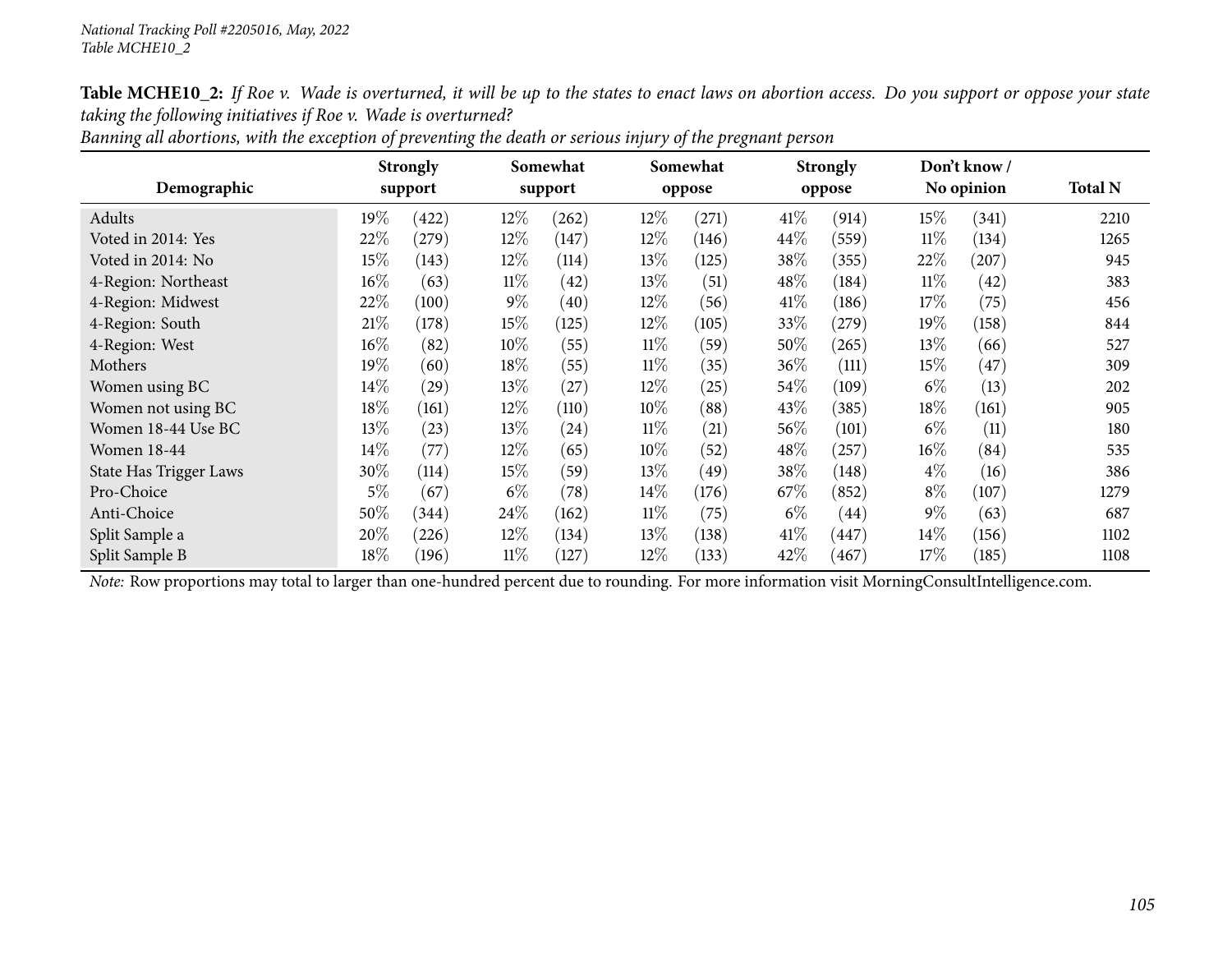**Table MCHE10_2:** *If Roe v. Wade is overturned, it will be up to the states to enact laws on abortion access. Do you support or oppose your state taking the following initiatives if Roe v. Wade is overturned?*

*Banning all abortions, with the exception of preventing the death or serious injury of the pregnant person*

| Demographic | Strongly support | | Somewhat support | | Somewhat oppose | | Strongly oppose | | Don't know / No opinion | | Total N |
|---|---|---|---|---|---|---|---|---|---|---|---|
| Adults | 19% | (422) | 12% | (262) | 12% | (271) | 41% | (914) | 15% | (341) | 2210 |
| Voted in 2014: Yes | 22% | (279) | 12% | (147) | 12% | (146) | 44% | (559) | 11% | (134) | 1265 |
| Voted in 2014: No | 15% | (143) | 12% | (114) | 13% | (125) | 38% | (355) | 22% | (207) | 945 |
| 4-Region: Northeast | 16% | (63) | 11% | (42) | 13% | (51) | 48% | (184) | 11% | (42) | 383 |
| 4-Region: Midwest | 22% | (100) | 9% | (40) | 12% | (56) | 41% | (186) | 17% | (75) | 456 |
| 4-Region: South | 21% | (178) | 15% | (125) | 12% | (105) | 33% | (279) | 19% | (158) | 844 |
| 4-Region: West | 16% | (82) | 10% | (55) | 11% | (59) | 50% | (265) | 13% | (66) | 527 |
| Mothers | 19% | (60) | 18% | (55) | 11% | (35) | 36% | (111) | 15% | (47) | 309 |
| Women using BC | 14% | (29) | 13% | (27) | 12% | (25) | 54% | (109) | 6% | (13) | 202 |
| Women not using BC | 18% | (161) | 12% | (110) | 10% | (88) | 43% | (385) | 18% | (161) | 905 |
| Women 18-44 Use BC | 13% | (23) | 13% | (24) | 11% | (21) | 56% | (101) | 6% | (11) | 180 |
| Women 18-44 | 14% | (77) | 12% | (65) | 10% | (52) | 48% | (257) | 16% | (84) | 535 |
| State Has Trigger Laws | 30% | (114) | 15% | (59) | 13% | (49) | 38% | (148) | 4% | (16) | 386 |
| Pro-Choice | 5% | (67) | 6% | (78) | 14% | (176) | 67% | (852) | 8% | (107) | 1279 |
| Anti-Choice | 50% | (344) | 24% | (162) | 11% | (75) | 6% | (44) | 9% | (63) | 687 |
| Split Sample a | 20% | (226) | 12% | (134) | 13% | (138) | 41% | (447) | 14% | (156) | 1102 |
| Split Sample B | 18% | (196) | 11% | (127) | 12% | (133) | 42% | (467) | 17% | (185) | 1108 |

*Note:* Row proportions may total to larger than one-hundred percent due to rounding. For more information visit MorningConsultIntelligence.com.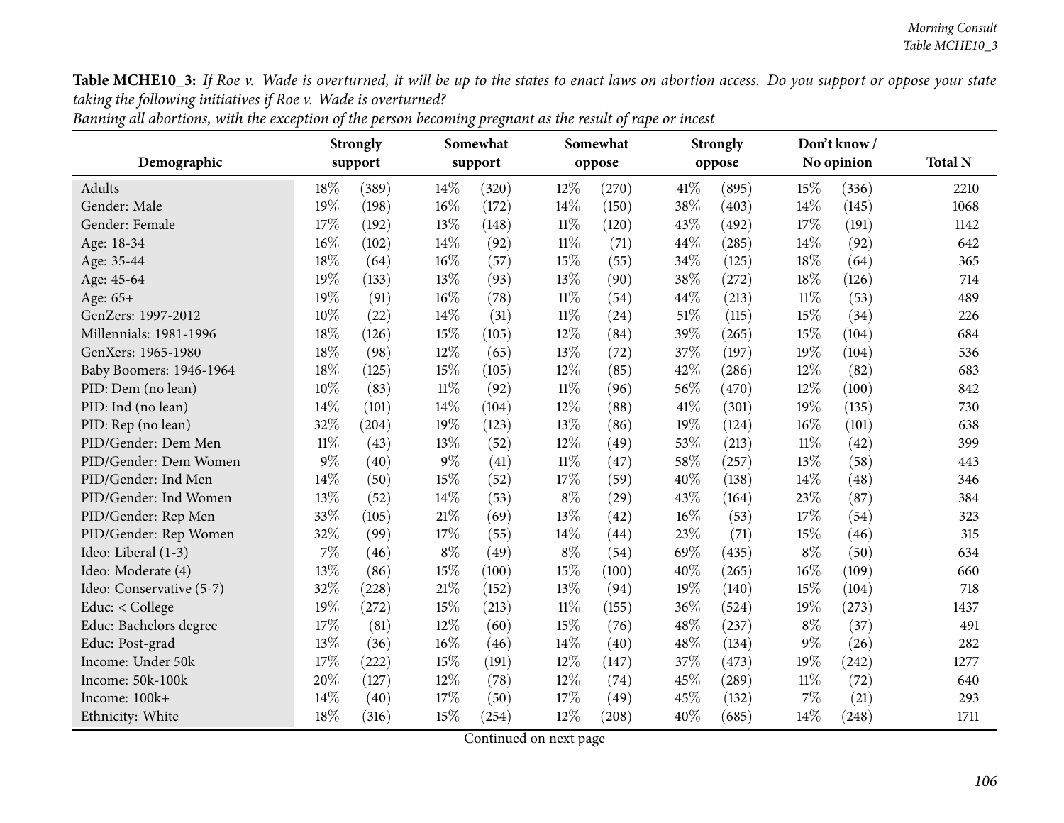**Table MCHE10_3:** *If Roe v. Wade is overturned, it will be up to the states to enact laws on abortion access. Do you support or oppose your state taking the following initiatives if Roe v. Wade is overturned?*

*Banning all abortions, with the exception of the person becoming pregnant as the result of rape or incest*

| Demographic | Strongly support | | Somewhat support | | Somewhat oppose | | Strongly oppose | | Don't know / No opinion | | Total N |
|---|---|---|---|---|---|---|---|---|---|---|---|
| Adults | 18% | (389) | 14% | (320) | 12% | (270) | 41% | (895) | 15% | (336) | 2210 |
| Gender: Male | 19% | (198) | 16% | (172) | 14% | (150) | 38% | (403) | 14% | (145) | 1068 |
| Gender: Female | 17% | (192) | 13% | (148) | 11% | (120) | 43% | (492) | 17% | (191) | 1142 |
| Age: 18-34 | 16% | (102) | 14% | (92) | 11% | (71) | 44% | (285) | 14% | (92) | 642 |
| Age: 35-44 | 18% | (64) | 16% | (57) | 15% | (55) | 34% | (125) | 18% | (64) | 365 |
| Age: 45-64 | 19% | (133) | 13% | (93) | 13% | (90) | 38% | (272) | 18% | (126) | 714 |
| Age: 65+ | 19% | (91) | 16% | (78) | 11% | (54) | 44% | (213) | 11% | (53) | 489 |
| GenZers: 1997-2012 | 10% | (22) | 14% | (31) | 11% | (24) | 51% | (115) | 15% | (34) | 226 |
| Millennials: 1981-1996 | 18% | (126) | 15% | (105) | 12% | (84) | 39% | (265) | 15% | (104) | 684 |
| GenXers: 1965-1980 | 18% | (98) | 12% | (65) | 13% | (72) | 37% | (197) | 19% | (104) | 536 |
| Baby Boomers: 1946-1964 | 18% | (125) | 15% | (105) | 12% | (85) | 42% | (286) | 12% | (82) | 683 |
| PID: Dem (no lean) | 10% | (83) | 11% | (92) | 11% | (96) | 56% | (470) | 12% | (100) | 842 |
| PID: Ind (no lean) | 14% | (101) | 14% | (104) | 12% | (88) | 41% | (301) | 19% | (135) | 730 |
| PID: Rep (no lean) | 32% | (204) | 19% | (123) | 13% | (86) | 19% | (124) | 16% | (101) | 638 |
| PID/Gender: Dem Men | 11% | (43) | 13% | (52) | 12% | (49) | 53% | (213) | 11% | (42) | 399 |
| PID/Gender: Dem Women | 9% | (40) | 9% | (41) | 11% | (47) | 58% | (257) | 13% | (58) | 443 |
| PID/Gender: Ind Men | 14% | (50) | 15% | (52) | 17% | (59) | 40% | (138) | 14% | (48) | 346 |
| PID/Gender: Ind Women | 13% | (52) | 14% | (53) | 8% | (29) | 43% | (164) | 23% | (87) | 384 |
| PID/Gender: Rep Men | 33% | (105) | 21% | (69) | 13% | (42) | 16% | (53) | 17% | (54) | 323 |
| PID/Gender: Rep Women | 32% | (99) | 17% | (55) | 14% | (44) | 23% | (71) | 15% | (46) | 315 |
| Ideo: Liberal (1-3) | 7% | (46) | 8% | (49) | 8% | (54) | 69% | (435) | 8% | (50) | 634 |
| Ideo: Moderate (4) | 13% | (86) | 15% | (100) | 15% | (100) | 40% | (265) | 16% | (109) | 660 |
| Ideo: Conservative (5-7) | 32% | (228) | 21% | (152) | 13% | (94) | 19% | (140) | 15% | (104) | 718 |
| Educ: < College | 19% | (272) | 15% | (213) | 11% | (155) | 36% | (524) | 19% | (273) | 1437 |
| Educ: Bachelors degree | 17% | (81) | 12% | (60) | 15% | (76) | 48% | (237) | 8% | (37) | 491 |
| Educ: Post-grad | 13% | (36) | 16% | (46) | 14% | (40) | 48% | (134) | 9% | (26) | 282 |
| Income: Under 50k | 17% | (222) | 15% | (191) | 12% | (147) | 37% | (473) | 19% | (242) | 1277 |
| Income: 50k-100k | 20% | (127) | 12% | (78) | 12% | (74) | 45% | (289) | 11% | (72) | 640 |
| Income: 100k+ | 14% | (40) | 17% | (50) | 17% | (49) | 45% | (132) | 7% | (21) | 293 |
| Ethnicity: White | 18% | (316) | 15% | (254) | 12% | (208) | 40% | (685) | 14% | (248) | 1711 |

Continued on next page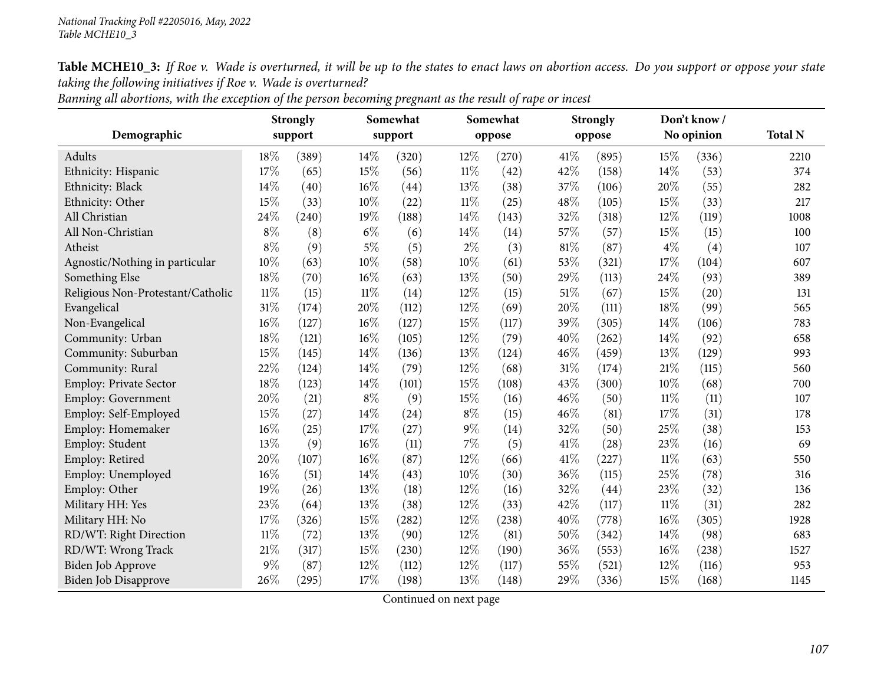National Tracking Poll #2205016, May, 2022
Table MCHE10_3

**Table MCHE10_3:** *If Roe v. Wade is overturned, it will be up to the states to enact laws on abortion access. Do you support or oppose your state taking the following initiatives if Roe v. Wade is overturned?*
*Banning all abortions, with the exception of the person becoming pregnant as the result of rape or incest*

| Demographic | Strongly support | | Somewhat support | | Somewhat oppose | | Strongly oppose | | Don't know / No opinion | | Total N |
|---|---|---|---|---|---|---|---|---|---|---|---|
| Adults | 18% | (389) | 14% | (320) | 12% | (270) | 41% | (895) | 15% | (336) | 2210 |
| Ethnicity: Hispanic | 17% | (65) | 15% | (56) | 11% | (42) | 42% | (158) | 14% | (53) | 374 |
| Ethnicity: Black | 14% | (40) | 16% | (44) | 13% | (38) | 37% | (106) | 20% | (55) | 282 |
| Ethnicity: Other | 15% | (33) | 10% | (22) | 11% | (25) | 48% | (105) | 15% | (33) | 217 |
| All Christian | 24% | (240) | 19% | (188) | 14% | (143) | 32% | (318) | 12% | (119) | 1008 |
| All Non-Christian | 8% | (8) | 6% | (6) | 14% | (14) | 57% | (57) | 15% | (15) | 100 |
| Atheist | 8% | (9) | 5% | (5) | 2% | (3) | 81% | (87) | 4% | (4) | 107 |
| Agnostic/Nothing in particular | 10% | (63) | 10% | (58) | 10% | (61) | 53% | (321) | 17% | (104) | 607 |
| Something Else | 18% | (70) | 16% | (63) | 13% | (50) | 29% | (113) | 24% | (93) | 389 |
| Religious Non-Protestant/Catholic | 11% | (15) | 11% | (14) | 12% | (15) | 51% | (67) | 15% | (20) | 131 |
| Evangelical | 31% | (174) | 20% | (112) | 12% | (69) | 20% | (111) | 18% | (99) | 565 |
| Non-Evangelical | 16% | (127) | 16% | (127) | 15% | (117) | 39% | (305) | 14% | (106) | 783 |
| Community: Urban | 18% | (121) | 16% | (105) | 12% | (79) | 40% | (262) | 14% | (92) | 658 |
| Community: Suburban | 15% | (145) | 14% | (136) | 13% | (124) | 46% | (459) | 13% | (129) | 993 |
| Community: Rural | 22% | (124) | 14% | (79) | 12% | (68) | 31% | (174) | 21% | (115) | 560 |
| Employ: Private Sector | 18% | (123) | 14% | (101) | 15% | (108) | 43% | (300) | 10% | (68) | 700 |
| Employ: Government | 20% | (21) | 8% | (9) | 15% | (16) | 46% | (50) | 11% | (11) | 107 |
| Employ: Self-Employed | 15% | (27) | 14% | (24) | 8% | (15) | 46% | (81) | 17% | (31) | 178 |
| Employ: Homemaker | 16% | (25) | 17% | (27) | 9% | (14) | 32% | (50) | 25% | (38) | 153 |
| Employ: Student | 13% | (9) | 16% | (11) | 7% | (5) | 41% | (28) | 23% | (16) | 69 |
| Employ: Retired | 20% | (107) | 16% | (87) | 12% | (66) | 41% | (227) | 11% | (63) | 550 |
| Employ: Unemployed | 16% | (51) | 14% | (43) | 10% | (30) | 36% | (115) | 25% | (78) | 316 |
| Employ: Other | 19% | (26) | 13% | (18) | 12% | (16) | 32% | (44) | 23% | (32) | 136 |
| Military HH: Yes | 23% | (64) | 13% | (38) | 12% | (33) | 42% | (117) | 11% | (31) | 282 |
| Military HH: No | 17% | (326) | 15% | (282) | 12% | (238) | 40% | (778) | 16% | (305) | 1928 |
| RD/WT: Right Direction | 11% | (72) | 13% | (90) | 12% | (81) | 50% | (342) | 14% | (98) | 683 |
| RD/WT: Wrong Track | 21% | (317) | 15% | (230) | 12% | (190) | 36% | (553) | 16% | (238) | 1527 |
| Biden Job Approve | 9% | (87) | 12% | (112) | 12% | (117) | 55% | (521) | 12% | (116) | 953 |
| Biden Job Disapprove | 26% | (295) | 17% | (198) | 13% | (148) | 29% | (336) | 15% | (168) | 1145 |

Continued on next page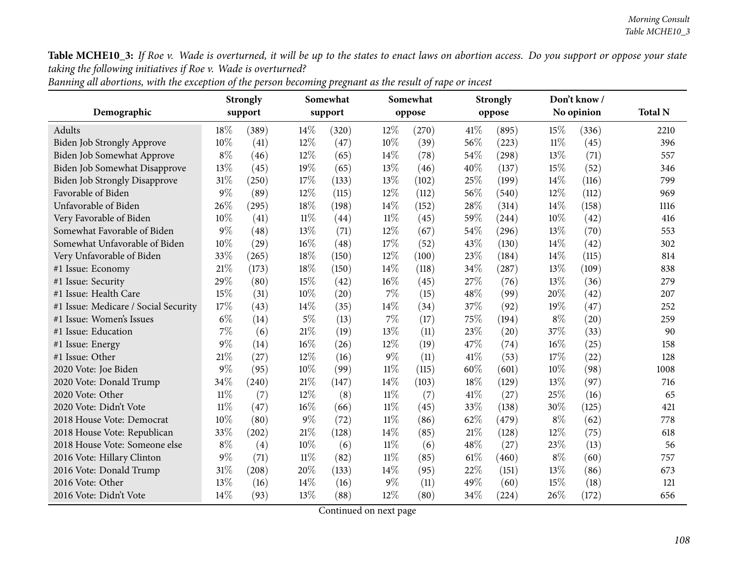**Table MCHE10_3:** *If Roe v. Wade is overturned, it will be up to the states to enact laws on abortion access. Do you support or oppose your state taking the following initiatives if Roe v. Wade is overturned?*

*Banning all abortions, with the exception of the person becoming pregnant as the result of rape or incest*

| Demographic | Strongly support | | Somewhat support | | Somewhat oppose | | Strongly oppose | | Don't know / No opinion | | Total N |
|---|---|---|---|---|---|---|---|---|---|---|---|
| Adults | 18% | (389) | 14% | (320) | 12% | (270) | 41% | (895) | 15% | (336) | 2210 |
| Biden Job Strongly Approve | 10% | (41) | 12% | (47) | 10% | (39) | 56% | (223) | 11% | (45) | 396 |
| Biden Job Somewhat Approve | 8% | (46) | 12% | (65) | 14% | (78) | 54% | (298) | 13% | (71) | 557 |
| Biden Job Somewhat Disapprove | 13% | (45) | 19% | (65) | 13% | (46) | 40% | (137) | 15% | (52) | 346 |
| Biden Job Strongly Disapprove | 31% | (250) | 17% | (133) | 13% | (102) | 25% | (199) | 14% | (116) | 799 |
| Favorable of Biden | 9% | (89) | 12% | (115) | 12% | (112) | 56% | (540) | 12% | (112) | 969 |
| Unfavorable of Biden | 26% | (295) | 18% | (198) | 14% | (152) | 28% | (314) | 14% | (158) | 1116 |
| Very Favorable of Biden | 10% | (41) | 11% | (44) | 11% | (45) | 59% | (244) | 10% | (42) | 416 |
| Somewhat Favorable of Biden | 9% | (48) | 13% | (71) | 12% | (67) | 54% | (296) | 13% | (70) | 553 |
| Somewhat Unfavorable of Biden | 10% | (29) | 16% | (48) | 17% | (52) | 43% | (130) | 14% | (42) | 302 |
| Very Unfavorable of Biden | 33% | (265) | 18% | (150) | 12% | (100) | 23% | (184) | 14% | (115) | 814 |
| #1 Issue: Economy | 21% | (173) | 18% | (150) | 14% | (118) | 34% | (287) | 13% | (109) | 838 |
| #1 Issue: Security | 29% | (80) | 15% | (42) | 16% | (45) | 27% | (76) | 13% | (36) | 279 |
| #1 Issue: Health Care | 15% | (31) | 10% | (20) | 7% | (15) | 48% | (99) | 20% | (42) | 207 |
| #1 Issue: Medicare / Social Security | 17% | (43) | 14% | (35) | 14% | (34) | 37% | (92) | 19% | (47) | 252 |
| #1 Issue: Women's Issues | 6% | (14) | 5% | (13) | 7% | (17) | 75% | (194) | 8% | (20) | 259 |
| #1 Issue: Education | 7% | (6) | 21% | (19) | 13% | (11) | 23% | (20) | 37% | (33) | 90 |
| #1 Issue: Energy | 9% | (14) | 16% | (26) | 12% | (19) | 47% | (74) | 16% | (25) | 158 |
| #1 Issue: Other | 21% | (27) | 12% | (16) | 9% | (11) | 41% | (53) | 17% | (22) | 128 |
| 2020 Vote: Joe Biden | 9% | (95) | 10% | (99) | 11% | (115) | 60% | (601) | 10% | (98) | 1008 |
| 2020 Vote: Donald Trump | 34% | (240) | 21% | (147) | 14% | (103) | 18% | (129) | 13% | (97) | 716 |
| 2020 Vote: Other | 11% | (7) | 12% | (8) | 11% | (7) | 41% | (27) | 25% | (16) | 65 |
| 2020 Vote: Didn't Vote | 11% | (47) | 16% | (66) | 11% | (45) | 33% | (138) | 30% | (125) | 421 |
| 2018 House Vote: Democrat | 10% | (80) | 9% | (72) | 11% | (86) | 62% | (479) | 8% | (62) | 778 |
| 2018 House Vote: Republican | 33% | (202) | 21% | (128) | 14% | (85) | 21% | (128) | 12% | (75) | 618 |
| 2018 House Vote: Someone else | 8% | (4) | 10% | (6) | 11% | (6) | 48% | (27) | 23% | (13) | 56 |
| 2016 Vote: Hillary Clinton | 9% | (71) | 11% | (82) | 11% | (85) | 61% | (460) | 8% | (60) | 757 |
| 2016 Vote: Donald Trump | 31% | (208) | 20% | (133) | 14% | (95) | 22% | (151) | 13% | (86) | 673 |
| 2016 Vote: Other | 13% | (16) | 14% | (16) | 9% | (11) | 49% | (60) | 15% | (18) | 121 |
| 2016 Vote: Didn't Vote | 14% | (93) | 13% | (88) | 12% | (80) | 34% | (224) | 26% | (172) | 656 |

Continued on next page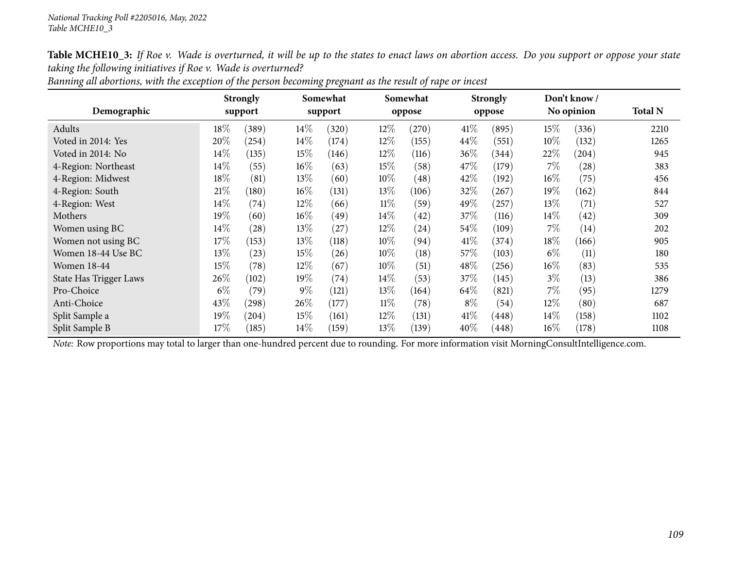**Table MCHE10_3:** *If Roe v. Wade is overturned, it will be up to the states to enact laws on abortion access. Do you support or oppose your state taking the following initiatives if Roe v. Wade is overturned?*

*Banning all abortions, with the exception of the person becoming pregnant as the result of rape or incest*

| Demographic | Strongly support | | Somewhat support | | Somewhat oppose | | Strongly oppose | | Don't know / No opinion | | Total N |
|---|---|---|---|---|---|---|---|---|---|---|---|
| Adults | 18% | (389) | 14% | (320) | 12% | (270) | 41% | (895) | 15% | (336) | 2210 |
| Voted in 2014: Yes | 20% | (254) | 14% | (174) | 12% | (155) | 44% | (551) | 10% | (132) | 1265 |
| Voted in 2014: No | 14% | (135) | 15% | (146) | 12% | (116) | 36% | (344) | 22% | (204) | 945 |
| 4-Region: Northeast | 14% | (55) | 16% | (63) | 15% | (58) | 47% | (179) | 7% | (28) | 383 |
| 4-Region: Midwest | 18% | (81) | 13% | (60) | 10% | (48) | 42% | (192) | 16% | (75) | 456 |
| 4-Region: South | 21% | (180) | 16% | (131) | 13% | (106) | 32% | (267) | 19% | (162) | 844 |
| 4-Region: West | 14% | (74) | 12% | (66) | 11% | (59) | 49% | (257) | 13% | (71) | 527 |
| Mothers | 19% | (60) | 16% | (49) | 14% | (42) | 37% | (116) | 14% | (42) | 309 |
| Women using BC | 14% | (28) | 13% | (27) | 12% | (24) | 54% | (109) | 7% | (14) | 202 |
| Women not using BC | 17% | (153) | 13% | (118) | 10% | (94) | 41% | (374) | 18% | (166) | 905 |
| Women 18-44 Use BC | 13% | (23) | 15% | (26) | 10% | (18) | 57% | (103) | 6% | (11) | 180 |
| Women 18-44 | 15% | (78) | 12% | (67) | 10% | (51) | 48% | (256) | 16% | (83) | 535 |
| State Has Trigger Laws | 26% | (102) | 19% | (74) | 14% | (53) | 37% | (145) | 3% | (13) | 386 |
| Pro-Choice | 6% | (79) | 9% | (121) | 13% | (164) | 64% | (821) | 7% | (95) | 1279 |
| Anti-Choice | 43% | (298) | 26% | (177) | 11% | (78) | 8% | (54) | 12% | (80) | 687 |
| Split Sample a | 19% | (204) | 15% | (161) | 12% | (131) | 41% | (448) | 14% | (158) | 1102 |
| Split Sample B | 17% | (185) | 14% | (159) | 13% | (139) | 40% | (448) | 16% | (178) | 1108 |

*Note:* Row proportions may total to larger than one-hundred percent due to rounding. For more information visit MorningConsultIntelligence.com.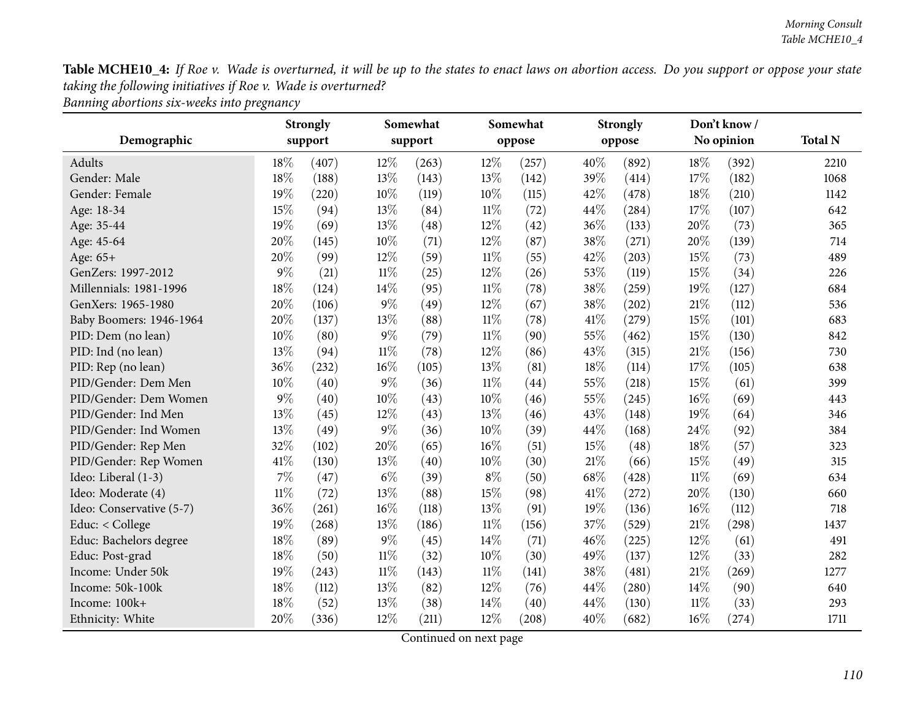**Table MCHE10_4:** *If Roe v. Wade is overturned, it will be up to the states to enact laws on abortion access. Do you support or oppose your state taking the following initiatives if Roe v. Wade is overturned?*
*Banning abortions six-weeks into pregnancy*

| Demographic | Strongly support | | Somewhat support | | Somewhat oppose | | Strongly oppose | | Don't know / No opinion | | Total N |
|---|---|---|---|---|---|---|---|---|---|---|---|
| Adults | 18% | (407) | 12% | (263) | 12% | (257) | 40% | (892) | 18% | (392) | 2210 |
| Gender: Male | 18% | (188) | 13% | (143) | 13% | (142) | 39% | (414) | 17% | (182) | 1068 |
| Gender: Female | 19% | (220) | 10% | (119) | 10% | (115) | 42% | (478) | 18% | (210) | 1142 |
| Age: 18-34 | 15% | (94) | 13% | (84) | 11% | (72) | 44% | (284) | 17% | (107) | 642 |
| Age: 35-44 | 19% | (69) | 13% | (48) | 12% | (42) | 36% | (133) | 20% | (73) | 365 |
| Age: 45-64 | 20% | (145) | 10% | (71) | 12% | (87) | 38% | (271) | 20% | (139) | 714 |
| Age: 65+ | 20% | (99) | 12% | (59) | 11% | (55) | 42% | (203) | 15% | (73) | 489 |
| GenZers: 1997-2012 | 9% | (21) | 11% | (25) | 12% | (26) | 53% | (119) | 15% | (34) | 226 |
| Millennials: 1981-1996 | 18% | (124) | 14% | (95) | 11% | (78) | 38% | (259) | 19% | (127) | 684 |
| GenXers: 1965-1980 | 20% | (106) | 9% | (49) | 12% | (67) | 38% | (202) | 21% | (112) | 536 |
| Baby Boomers: 1946-1964 | 20% | (137) | 13% | (88) | 11% | (78) | 41% | (279) | 15% | (101) | 683 |
| PID: Dem (no lean) | 10% | (80) | 9% | (79) | 11% | (90) | 55% | (462) | 15% | (130) | 842 |
| PID: Ind (no lean) | 13% | (94) | 11% | (78) | 12% | (86) | 43% | (315) | 21% | (156) | 730 |
| PID: Rep (no lean) | 36% | (232) | 16% | (105) | 13% | (81) | 18% | (114) | 17% | (105) | 638 |
| PID/Gender: Dem Men | 10% | (40) | 9% | (36) | 11% | (44) | 55% | (218) | 15% | (61) | 399 |
| PID/Gender: Dem Women | 9% | (40) | 10% | (43) | 10% | (46) | 55% | (245) | 16% | (69) | 443 |
| PID/Gender: Ind Men | 13% | (45) | 12% | (43) | 13% | (46) | 43% | (148) | 19% | (64) | 346 |
| PID/Gender: Ind Women | 13% | (49) | 9% | (36) | 10% | (39) | 44% | (168) | 24% | (92) | 384 |
| PID/Gender: Rep Men | 32% | (102) | 20% | (65) | 16% | (51) | 15% | (48) | 18% | (57) | 323 |
| PID/Gender: Rep Women | 41% | (130) | 13% | (40) | 10% | (30) | 21% | (66) | 15% | (49) | 315 |
| Ideo: Liberal (1-3) | 7% | (47) | 6% | (39) | 8% | (50) | 68% | (428) | 11% | (69) | 634 |
| Ideo: Moderate (4) | 11% | (72) | 13% | (88) | 15% | (98) | 41% | (272) | 20% | (130) | 660 |
| Ideo: Conservative (5-7) | 36% | (261) | 16% | (118) | 13% | (91) | 19% | (136) | 16% | (112) | 718 |
| Educ: < College | 19% | (268) | 13% | (186) | 11% | (156) | 37% | (529) | 21% | (298) | 1437 |
| Educ: Bachelors degree | 18% | (89) | 9% | (45) | 14% | (71) | 46% | (225) | 12% | (61) | 491 |
| Educ: Post-grad | 18% | (50) | 11% | (32) | 10% | (30) | 49% | (137) | 12% | (33) | 282 |
| Income: Under 50k | 19% | (243) | 11% | (143) | 11% | (141) | 38% | (481) | 21% | (269) | 1277 |
| Income: 50k-100k | 18% | (112) | 13% | (82) | 12% | (76) | 44% | (280) | 14% | (90) | 640 |
| Income: 100k+ | 18% | (52) | 13% | (38) | 14% | (40) | 44% | (130) | 11% | (33) | 293 |
| Ethnicity: White | 20% | (336) | 12% | (211) | 12% | (208) | 40% | (682) | 16% | (274) | 1711 |

Continued on next page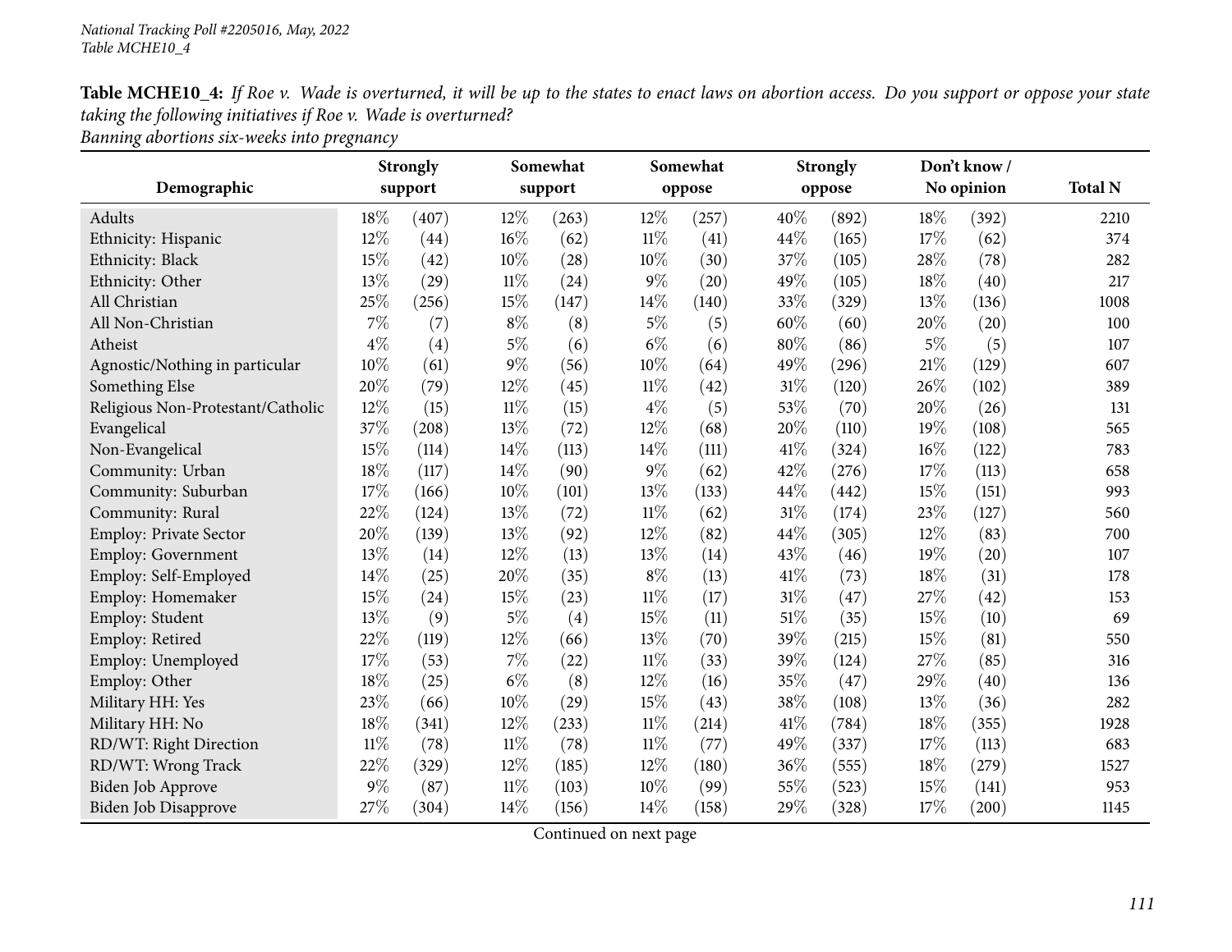**Table MCHE10_4:** *If Roe v. Wade is overturned, it will be up to the states to enact laws on abortion access. Do you support or oppose your state taking the following initiatives if Roe v. Wade is overturned?*
*Banning abortions six-weeks into pregnancy*

| Demographic | Strongly support | | Somewhat support | | Somewhat oppose | | Strongly oppose | | Don't know / No opinion | | Total N |
|---|---|---|---|---|---|---|---|---|---|---|---|
| Adults | 18% | (407) | 12% | (263) | 12% | (257) | 40% | (892) | 18% | (392) | 2210 |
| Ethnicity: Hispanic | 12% | (44) | 16% | (62) | 11% | (41) | 44% | (165) | 17% | (62) | 374 |
| Ethnicity: Black | 15% | (42) | 10% | (28) | 10% | (30) | 37% | (105) | 28% | (78) | 282 |
| Ethnicity: Other | 13% | (29) | 11% | (24) | 9% | (20) | 49% | (105) | 18% | (40) | 217 |
| All Christian | 25% | (256) | 15% | (147) | 14% | (140) | 33% | (329) | 13% | (136) | 1008 |
| All Non-Christian | 7% | (7) | 8% | (8) | 5% | (5) | 60% | (60) | 20% | (20) | 100 |
| Atheist | 4% | (4) | 5% | (6) | 6% | (6) | 80% | (86) | 5% | (5) | 107 |
| Agnostic/Nothing in particular | 10% | (61) | 9% | (56) | 10% | (64) | 49% | (296) | 21% | (129) | 607 |
| Something Else | 20% | (79) | 12% | (45) | 11% | (42) | 31% | (120) | 26% | (102) | 389 |
| Religious Non-Protestant/Catholic | 12% | (15) | 11% | (15) | 4% | (5) | 53% | (70) | 20% | (26) | 131 |
| Evangelical | 37% | (208) | 13% | (72) | 12% | (68) | 20% | (110) | 19% | (108) | 565 |
| Non-Evangelical | 15% | (114) | 14% | (113) | 14% | (111) | 41% | (324) | 16% | (122) | 783 |
| Community: Urban | 18% | (117) | 14% | (90) | 9% | (62) | 42% | (276) | 17% | (113) | 658 |
| Community: Suburban | 17% | (166) | 10% | (101) | 13% | (133) | 44% | (442) | 15% | (151) | 993 |
| Community: Rural | 22% | (124) | 13% | (72) | 11% | (62) | 31% | (174) | 23% | (127) | 560 |
| Employ: Private Sector | 20% | (139) | 13% | (92) | 12% | (82) | 44% | (305) | 12% | (83) | 700 |
| Employ: Government | 13% | (14) | 12% | (13) | 13% | (14) | 43% | (46) | 19% | (20) | 107 |
| Employ: Self-Employed | 14% | (25) | 20% | (35) | 8% | (13) | 41% | (73) | 18% | (31) | 178 |
| Employ: Homemaker | 15% | (24) | 15% | (23) | 11% | (17) | 31% | (47) | 27% | (42) | 153 |
| Employ: Student | 13% | (9) | 5% | (4) | 15% | (11) | 51% | (35) | 15% | (10) | 69 |
| Employ: Retired | 22% | (119) | 12% | (66) | 13% | (70) | 39% | (215) | 15% | (81) | 550 |
| Employ: Unemployed | 17% | (53) | 7% | (22) | 11% | (33) | 39% | (124) | 27% | (85) | 316 |
| Employ: Other | 18% | (25) | 6% | (8) | 12% | (16) | 35% | (47) | 29% | (40) | 136 |
| Military HH: Yes | 23% | (66) | 10% | (29) | 15% | (43) | 38% | (108) | 13% | (36) | 282 |
| Military HH: No | 18% | (341) | 12% | (233) | 11% | (214) | 41% | (784) | 18% | (355) | 1928 |
| RD/WT: Right Direction | 11% | (78) | 11% | (78) | 11% | (77) | 49% | (337) | 17% | (113) | 683 |
| RD/WT: Wrong Track | 22% | (329) | 12% | (185) | 12% | (180) | 36% | (555) | 18% | (279) | 1527 |
| Biden Job Approve | 9% | (87) | 11% | (103) | 10% | (99) | 55% | (523) | 15% | (141) | 953 |
| Biden Job Disapprove | 27% | (304) | 14% | (156) | 14% | (158) | 29% | (328) | 17% | (200) | 1145 |

Continued on next page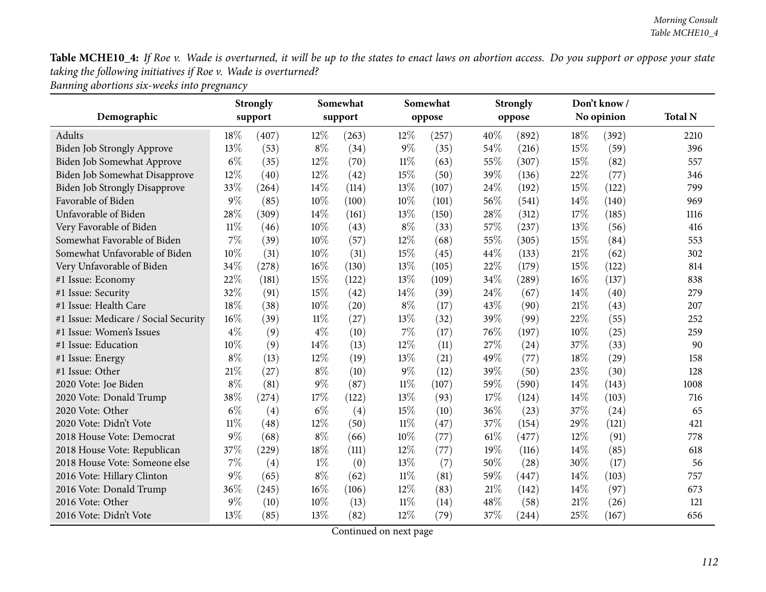**Table MCHE10_4:** *If Roe v. Wade is overturned, it will be up to the states to enact laws on abortion access. Do you support or oppose your state taking the following initiatives if Roe v. Wade is overturned?*
*Banning abortions six-weeks into pregnancy*

| Demographic | Strongly support | | Somewhat support | | Somewhat oppose | | Strongly oppose | | Don't know / No opinion | | Total N |
|---|---|---|---|---|---|---|---|---|---|---|---|
| Adults | 18% | (407) | 12% | (263) | 12% | (257) | 40% | (892) | 18% | (392) | 2210 |
| Biden Job Strongly Approve | 13% | (53) | 8% | (34) | 9% | (35) | 54% | (216) | 15% | (59) | 396 |
| Biden Job Somewhat Approve | 6% | (35) | 12% | (70) | 11% | (63) | 55% | (307) | 15% | (82) | 557 |
| Biden Job Somewhat Disapprove | 12% | (40) | 12% | (42) | 15% | (50) | 39% | (136) | 22% | (77) | 346 |
| Biden Job Strongly Disapprove | 33% | (264) | 14% | (114) | 13% | (107) | 24% | (192) | 15% | (122) | 799 |
| Favorable of Biden | 9% | (85) | 10% | (100) | 10% | (101) | 56% | (541) | 14% | (140) | 969 |
| Unfavorable of Biden | 28% | (309) | 14% | (161) | 13% | (150) | 28% | (312) | 17% | (185) | 1116 |
| Very Favorable of Biden | 11% | (46) | 10% | (43) | 8% | (33) | 57% | (237) | 13% | (56) | 416 |
| Somewhat Favorable of Biden | 7% | (39) | 10% | (57) | 12% | (68) | 55% | (305) | 15% | (84) | 553 |
| Somewhat Unfavorable of Biden | 10% | (31) | 10% | (31) | 15% | (45) | 44% | (133) | 21% | (62) | 302 |
| Very Unfavorable of Biden | 34% | (278) | 16% | (130) | 13% | (105) | 22% | (179) | 15% | (122) | 814 |
| #1 Issue: Economy | 22% | (181) | 15% | (122) | 13% | (109) | 34% | (289) | 16% | (137) | 838 |
| #1 Issue: Security | 32% | (91) | 15% | (42) | 14% | (39) | 24% | (67) | 14% | (40) | 279 |
| #1 Issue: Health Care | 18% | (38) | 10% | (20) | 8% | (17) | 43% | (90) | 21% | (43) | 207 |
| #1 Issue: Medicare / Social Security | 16% | (39) | 11% | (27) | 13% | (32) | 39% | (99) | 22% | (55) | 252 |
| #1 Issue: Women's Issues | 4% | (9) | 4% | (10) | 7% | (17) | 76% | (197) | 10% | (25) | 259 |
| #1 Issue: Education | 10% | (9) | 14% | (13) | 12% | (11) | 27% | (24) | 37% | (33) | 90 |
| #1 Issue: Energy | 8% | (13) | 12% | (19) | 13% | (21) | 49% | (77) | 18% | (29) | 158 |
| #1 Issue: Other | 21% | (27) | 8% | (10) | 9% | (12) | 39% | (50) | 23% | (30) | 128 |
| 2020 Vote: Joe Biden | 8% | (81) | 9% | (87) | 11% | (107) | 59% | (590) | 14% | (143) | 1008 |
| 2020 Vote: Donald Trump | 38% | (274) | 17% | (122) | 13% | (93) | 17% | (124) | 14% | (103) | 716 |
| 2020 Vote: Other | 6% | (4) | 6% | (4) | 15% | (10) | 36% | (23) | 37% | (24) | 65 |
| 2020 Vote: Didn't Vote | 11% | (48) | 12% | (50) | 11% | (47) | 37% | (154) | 29% | (121) | 421 |
| 2018 House Vote: Democrat | 9% | (68) | 8% | (66) | 10% | (77) | 61% | (477) | 12% | (91) | 778 |
| 2018 House Vote: Republican | 37% | (229) | 18% | (111) | 12% | (77) | 19% | (116) | 14% | (85) | 618 |
| 2018 House Vote: Someone else | 7% | (4) | 1% | (0) | 13% | (7) | 50% | (28) | 30% | (17) | 56 |
| 2016 Vote: Hillary Clinton | 9% | (65) | 8% | (62) | 11% | (81) | 59% | (447) | 14% | (103) | 757 |
| 2016 Vote: Donald Trump | 36% | (245) | 16% | (106) | 12% | (83) | 21% | (142) | 14% | (97) | 673 |
| 2016 Vote: Other | 9% | (10) | 10% | (13) | 11% | (14) | 48% | (58) | 21% | (26) | 121 |
| 2016 Vote: Didn't Vote | 13% | (85) | 13% | (82) | 12% | (79) | 37% | (244) | 25% | (167) | 656 |

Continued on next page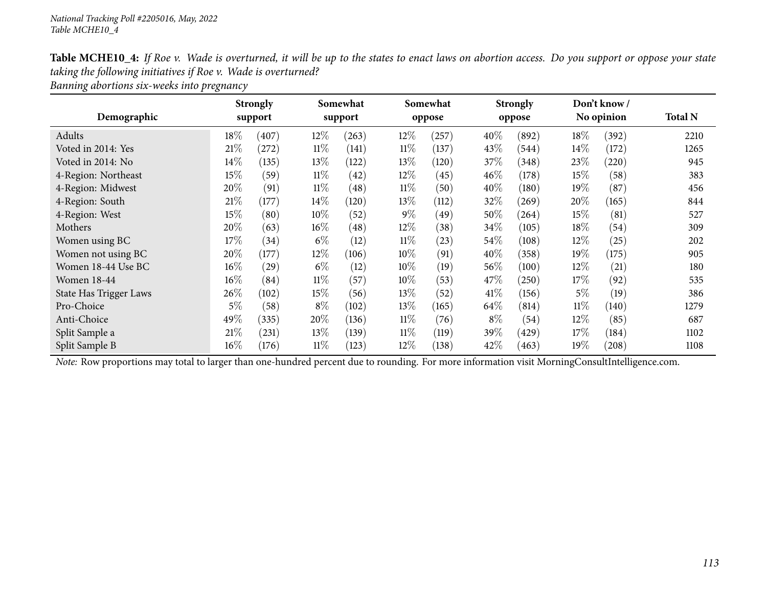*National Tracking Poll #2205016, May, 2022*
*Table MCHE10_4*

**Table MCHE10_4:** *If Roe v. Wade is overturned, it will be up to the states to enact laws on abortion access. Do you support or oppose your state taking the following initiatives if Roe v. Wade is overturned?*
*Banning abortions six-weeks into pregnancy*

| Demographic | Strongly support | | Somewhat support | | Somewhat oppose | | Strongly oppose | | Don't know / No opinion | | Total N |
|---|---|---|---|---|---|---|---|---|---|---|---|
| Adults | 18% | (407) | 12% | (263) | 12% | (257) | 40% | (892) | 18% | (392) | 2210 |
| Voted in 2014: Yes | 21% | (272) | 11% | (141) | 11% | (137) | 43% | (544) | 14% | (172) | 1265 |
| Voted in 2014: No | 14% | (135) | 13% | (122) | 13% | (120) | 37% | (348) | 23% | (220) | 945 |
| 4-Region: Northeast | 15% | (59) | 11% | (42) | 12% | (45) | 46% | (178) | 15% | (58) | 383 |
| 4-Region: Midwest | 20% | (91) | 11% | (48) | 11% | (50) | 40% | (180) | 19% | (87) | 456 |
| 4-Region: South | 21% | (177) | 14% | (120) | 13% | (112) | 32% | (269) | 20% | (165) | 844 |
| 4-Region: West | 15% | (80) | 10% | (52) | 9% | (49) | 50% | (264) | 15% | (81) | 527 |
| Mothers | 20% | (63) | 16% | (48) | 12% | (38) | 34% | (105) | 18% | (54) | 309 |
| Women using BC | 17% | (34) | 6% | (12) | 11% | (23) | 54% | (108) | 12% | (25) | 202 |
| Women not using BC | 20% | (177) | 12% | (106) | 10% | (91) | 40% | (358) | 19% | (175) | 905 |
| Women 18-44 Use BC | 16% | (29) | 6% | (12) | 10% | (19) | 56% | (100) | 12% | (21) | 180 |
| Women 18-44 | 16% | (84) | 11% | (57) | 10% | (53) | 47% | (250) | 17% | (92) | 535 |
| State Has Trigger Laws | 26% | (102) | 15% | (56) | 13% | (52) | 41% | (156) | 5% | (19) | 386 |
| Pro-Choice | 5% | (58) | 8% | (102) | 13% | (165) | 64% | (814) | 11% | (140) | 1279 |
| Anti-Choice | 49% | (335) | 20% | (136) | 11% | (76) | 8% | (54) | 12% | (85) | 687 |
| Split Sample a | 21% | (231) | 13% | (139) | 11% | (119) | 39% | (429) | 17% | (184) | 1102 |
| Split Sample B | 16% | (176) | 11% | (123) | 12% | (138) | 42% | (463) | 19% | (208) | 1108 |

*Note:* Row proportions may total to larger than one-hundred percent due to rounding. For more information visit MorningConsultIntelligence.com.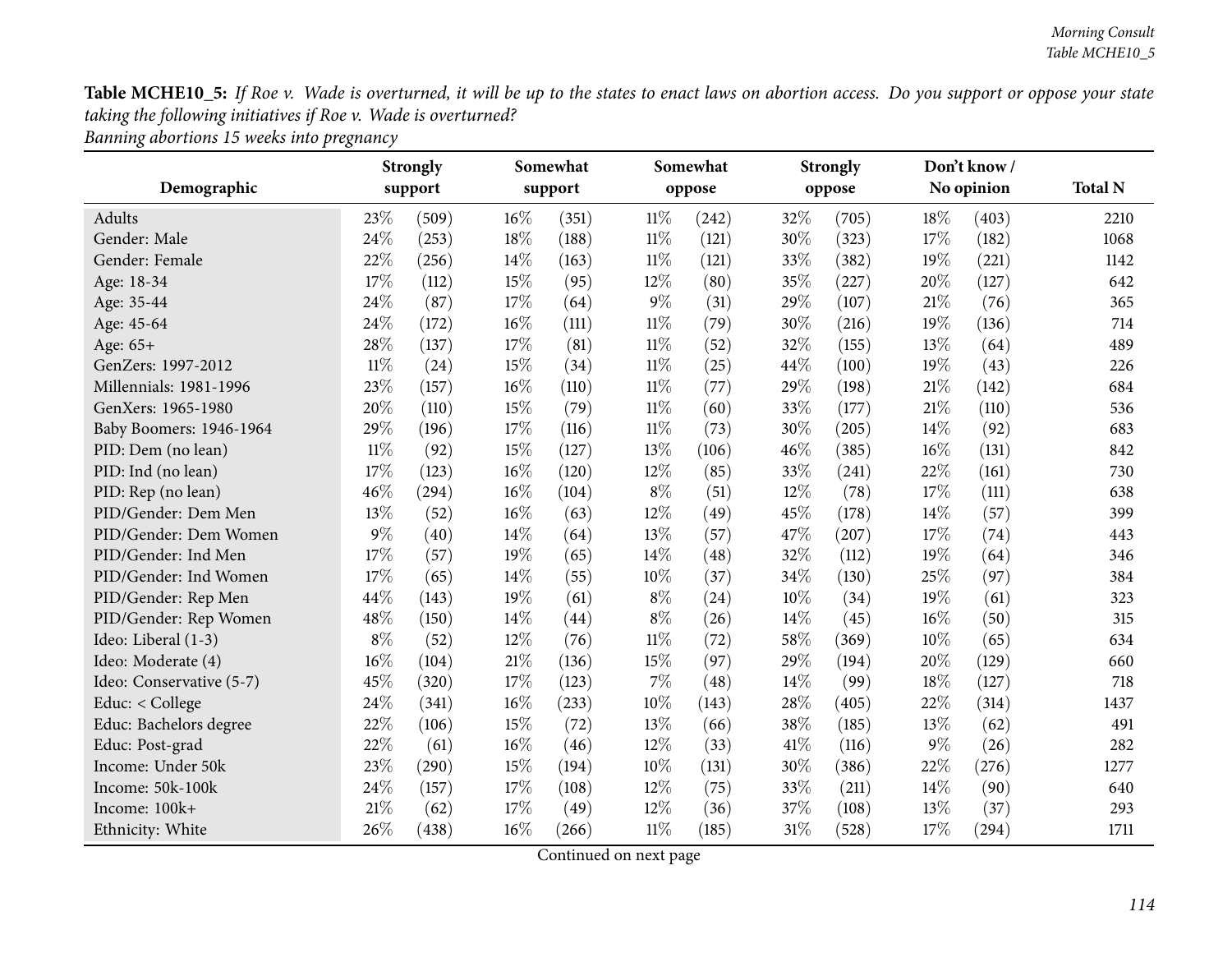**Table MCHE10_5:** *If Roe v. Wade is overturned, it will be up to the states to enact laws on abortion access. Do you support or oppose your state taking the following initiatives if Roe v. Wade is overturned?*
*Banning abortions 15 weeks into pregnancy*

| Demographic | Strongly support | | Somewhat support | | Somewhat oppose | | Strongly oppose | | Don't know / No opinion | | Total N |
|---|---|---|---|---|---|---|---|---|---|---|---|
| Adults | 23% | (509) | 16% | (351) | 11% | (242) | 32% | (705) | 18% | (403) | 2210 |
| Gender: Male | 24% | (253) | 18% | (188) | 11% | (121) | 30% | (323) | 17% | (182) | 1068 |
| Gender: Female | 22% | (256) | 14% | (163) | 11% | (121) | 33% | (382) | 19% | (221) | 1142 |
| Age: 18-34 | 17% | (112) | 15% | (95) | 12% | (80) | 35% | (227) | 20% | (127) | 642 |
| Age: 35-44 | 24% | (87) | 17% | (64) | 9% | (31) | 29% | (107) | 21% | (76) | 365 |
| Age: 45-64 | 24% | (172) | 16% | (111) | 11% | (79) | 30% | (216) | 19% | (136) | 714 |
| Age: 65+ | 28% | (137) | 17% | (81) | 11% | (52) | 32% | (155) | 13% | (64) | 489 |
| GenZers: 1997-2012 | 11% | (24) | 15% | (34) | 11% | (25) | 44% | (100) | 19% | (43) | 226 |
| Millennials: 1981-1996 | 23% | (157) | 16% | (110) | 11% | (77) | 29% | (198) | 21% | (142) | 684 |
| GenXers: 1965-1980 | 20% | (110) | 15% | (79) | 11% | (60) | 33% | (177) | 21% | (110) | 536 |
| Baby Boomers: 1946-1964 | 29% | (196) | 17% | (116) | 11% | (73) | 30% | (205) | 14% | (92) | 683 |
| PID: Dem (no lean) | 11% | (92) | 15% | (127) | 13% | (106) | 46% | (385) | 16% | (131) | 842 |
| PID: Ind (no lean) | 17% | (123) | 16% | (120) | 12% | (85) | 33% | (241) | 22% | (161) | 730 |
| PID: Rep (no lean) | 46% | (294) | 16% | (104) | 8% | (51) | 12% | (78) | 17% | (111) | 638 |
| PID/Gender: Dem Men | 13% | (52) | 16% | (63) | 12% | (49) | 45% | (178) | 14% | (57) | 399 |
| PID/Gender: Dem Women | 9% | (40) | 14% | (64) | 13% | (57) | 47% | (207) | 17% | (74) | 443 |
| PID/Gender: Ind Men | 17% | (57) | 19% | (65) | 14% | (48) | 32% | (112) | 19% | (64) | 346 |
| PID/Gender: Ind Women | 17% | (65) | 14% | (55) | 10% | (37) | 34% | (130) | 25% | (97) | 384 |
| PID/Gender: Rep Men | 44% | (143) | 19% | (61) | 8% | (24) | 10% | (34) | 19% | (61) | 323 |
| PID/Gender: Rep Women | 48% | (150) | 14% | (44) | 8% | (26) | 14% | (45) | 16% | (50) | 315 |
| Ideo: Liberal (1-3) | 8% | (52) | 12% | (76) | 11% | (72) | 58% | (369) | 10% | (65) | 634 |
| Ideo: Moderate (4) | 16% | (104) | 21% | (136) | 15% | (97) | 29% | (194) | 20% | (129) | 660 |
| Ideo: Conservative (5-7) | 45% | (320) | 17% | (123) | 7% | (48) | 14% | (99) | 18% | (127) | 718 |
| Educ: < College | 24% | (341) | 16% | (233) | 10% | (143) | 28% | (405) | 22% | (314) | 1437 |
| Educ: Bachelors degree | 22% | (106) | 15% | (72) | 13% | (66) | 38% | (185) | 13% | (62) | 491 |
| Educ: Post-grad | 22% | (61) | 16% | (46) | 12% | (33) | 41% | (116) | 9% | (26) | 282 |
| Income: Under 50k | 23% | (290) | 15% | (194) | 10% | (131) | 30% | (386) | 22% | (276) | 1277 |
| Income: 50k-100k | 24% | (157) | 17% | (108) | 12% | (75) | 33% | (211) | 14% | (90) | 640 |
| Income: 100k+ | 21% | (62) | 17% | (49) | 12% | (36) | 37% | (108) | 13% | (37) | 293 |
| Ethnicity: White | 26% | (438) | 16% | (266) | 11% | (185) | 31% | (528) | 17% | (294) | 1711 |

Continued on next page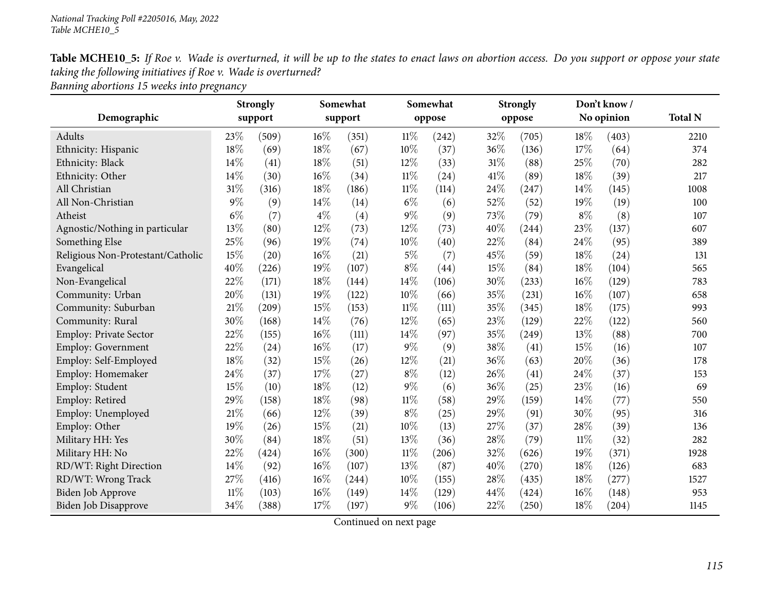**Table MCHE10_5:** *If Roe v. Wade is overturned, it will be up to the states to enact laws on abortion access. Do you support or oppose your state taking the following initiatives if Roe v. Wade is overturned?*

*Banning abortions 15 weeks into pregnancy*

| Demographic | Strongly support | | Somewhat support | | Somewhat oppose | | Strongly oppose | | Don't know / No opinion | | Total N |
|---|---|---|---|---|---|---|---|---|---|---|---|
| Adults | 23% | (509) | 16% | (351) | 11% | (242) | 32% | (705) | 18% | (403) | 2210 |
| Ethnicity: Hispanic | 18% | (69) | 18% | (67) | 10% | (37) | 36% | (136) | 17% | (64) | 374 |
| Ethnicity: Black | 14% | (41) | 18% | (51) | 12% | (33) | 31% | (88) | 25% | (70) | 282 |
| Ethnicity: Other | 14% | (30) | 16% | (34) | 11% | (24) | 41% | (89) | 18% | (39) | 217 |
| All Christian | 31% | (316) | 18% | (186) | 11% | (114) | 24% | (247) | 14% | (145) | 1008 |
| All Non-Christian | 9% | (9) | 14% | (14) | 6% | (6) | 52% | (52) | 19% | (19) | 100 |
| Atheist | 6% | (7) | 4% | (4) | 9% | (9) | 73% | (79) | 8% | (8) | 107 |
| Agnostic/Nothing in particular | 13% | (80) | 12% | (73) | 12% | (73) | 40% | (244) | 23% | (137) | 607 |
| Something Else | 25% | (96) | 19% | (74) | 10% | (40) | 22% | (84) | 24% | (95) | 389 |
| Religious Non-Protestant/Catholic | 15% | (20) | 16% | (21) | 5% | (7) | 45% | (59) | 18% | (24) | 131 |
| Evangelical | 40% | (226) | 19% | (107) | 8% | (44) | 15% | (84) | 18% | (104) | 565 |
| Non-Evangelical | 22% | (171) | 18% | (144) | 14% | (106) | 30% | (233) | 16% | (129) | 783 |
| Community: Urban | 20% | (131) | 19% | (122) | 10% | (66) | 35% | (231) | 16% | (107) | 658 |
| Community: Suburban | 21% | (209) | 15% | (153) | 11% | (111) | 35% | (345) | 18% | (175) | 993 |
| Community: Rural | 30% | (168) | 14% | (76) | 12% | (65) | 23% | (129) | 22% | (122) | 560 |
| Employ: Private Sector | 22% | (155) | 16% | (111) | 14% | (97) | 35% | (249) | 13% | (88) | 700 |
| Employ: Government | 22% | (24) | 16% | (17) | 9% | (9) | 38% | (41) | 15% | (16) | 107 |
| Employ: Self-Employed | 18% | (32) | 15% | (26) | 12% | (21) | 36% | (63) | 20% | (36) | 178 |
| Employ: Homemaker | 24% | (37) | 17% | (27) | 8% | (12) | 26% | (41) | 24% | (37) | 153 |
| Employ: Student | 15% | (10) | 18% | (12) | 9% | (6) | 36% | (25) | 23% | (16) | 69 |
| Employ: Retired | 29% | (158) | 18% | (98) | 11% | (58) | 29% | (159) | 14% | (77) | 550 |
| Employ: Unemployed | 21% | (66) | 12% | (39) | 8% | (25) | 29% | (91) | 30% | (95) | 316 |
| Employ: Other | 19% | (26) | 15% | (21) | 10% | (13) | 27% | (37) | 28% | (39) | 136 |
| Military HH: Yes | 30% | (84) | 18% | (51) | 13% | (36) | 28% | (79) | 11% | (32) | 282 |
| Military HH: No | 22% | (424) | 16% | (300) | 11% | (206) | 32% | (626) | 19% | (371) | 1928 |
| RD/WT: Right Direction | 14% | (92) | 16% | (107) | 13% | (87) | 40% | (270) | 18% | (126) | 683 |
| RD/WT: Wrong Track | 27% | (416) | 16% | (244) | 10% | (155) | 28% | (435) | 18% | (277) | 1527 |
| Biden Job Approve | 11% | (103) | 16% | (149) | 14% | (129) | 44% | (424) | 16% | (148) | 953 |
| Biden Job Disapprove | 34% | (388) | 17% | (197) | 9% | (106) | 22% | (250) | 18% | (204) | 1145 |

Continued on next page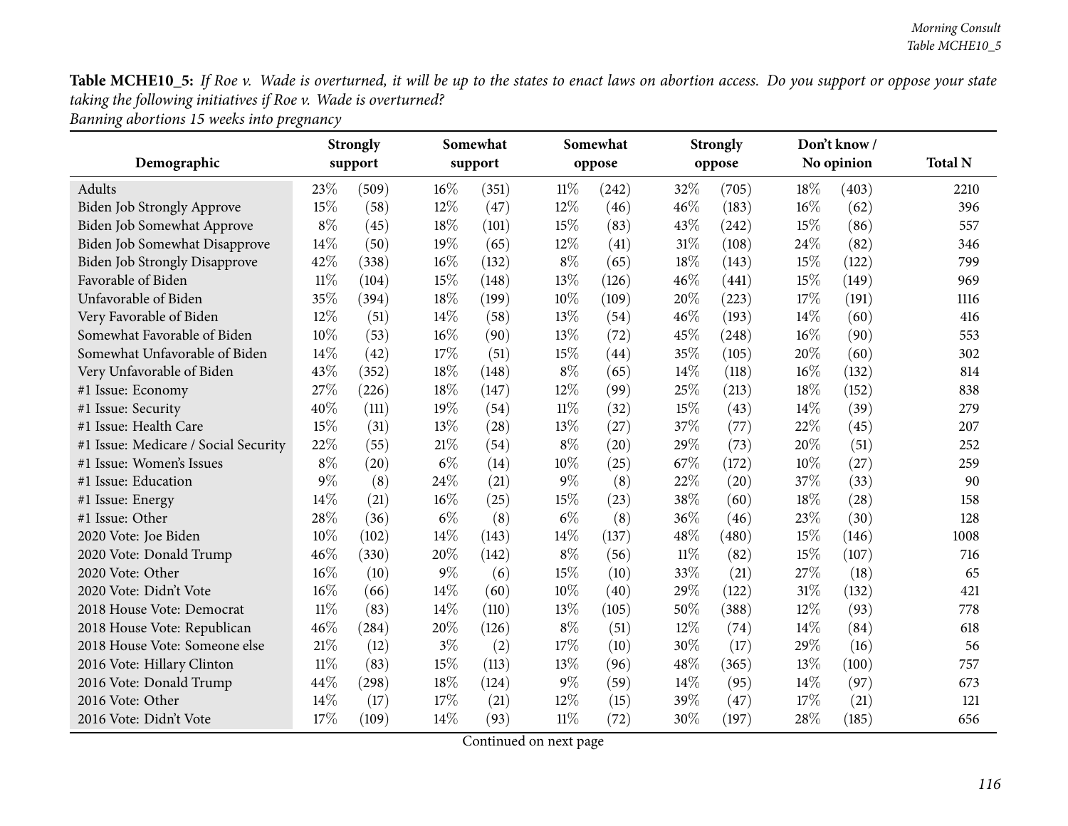**Table MCHE10_5:** *If Roe v. Wade is overturned, it will be up to the states to enact laws on abortion access. Do you support or oppose your state taking the following initiatives if Roe v. Wade is overturned?*
*Banning abortions 15 weeks into pregnancy*

| Demographic | Strongly support | | Somewhat support | | Somewhat oppose | | Strongly oppose | | Don't know / No opinion | | Total N |
|---|---|---|---|---|---|---|---|---|---|---|---|
| Adults | 23% | (509) | 16% | (351) | 11% | (242) | 32% | (705) | 18% | (403) | 2210 |
| Biden Job Strongly Approve | 15% | (58) | 12% | (47) | 12% | (46) | 46% | (183) | 16% | (62) | 396 |
| Biden Job Somewhat Approve | 8% | (45) | 18% | (101) | 15% | (83) | 43% | (242) | 15% | (86) | 557 |
| Biden Job Somewhat Disapprove | 14% | (50) | 19% | (65) | 12% | (41) | 31% | (108) | 24% | (82) | 346 |
| Biden Job Strongly Disapprove | 42% | (338) | 16% | (132) | 8% | (65) | 18% | (143) | 15% | (122) | 799 |
| Favorable of Biden | 11% | (104) | 15% | (148) | 13% | (126) | 46% | (441) | 15% | (149) | 969 |
| Unfavorable of Biden | 35% | (394) | 18% | (199) | 10% | (109) | 20% | (223) | 17% | (191) | 1116 |
| Very Favorable of Biden | 12% | (51) | 14% | (58) | 13% | (54) | 46% | (193) | 14% | (60) | 416 |
| Somewhat Favorable of Biden | 10% | (53) | 16% | (90) | 13% | (72) | 45% | (248) | 16% | (90) | 553 |
| Somewhat Unfavorable of Biden | 14% | (42) | 17% | (51) | 15% | (44) | 35% | (105) | 20% | (60) | 302 |
| Very Unfavorable of Biden | 43% | (352) | 18% | (148) | 8% | (65) | 14% | (118) | 16% | (132) | 814 |
| #1 Issue: Economy | 27% | (226) | 18% | (147) | 12% | (99) | 25% | (213) | 18% | (152) | 838 |
| #1 Issue: Security | 40% | (111) | 19% | (54) | 11% | (32) | 15% | (43) | 14% | (39) | 279 |
| #1 Issue: Health Care | 15% | (31) | 13% | (28) | 13% | (27) | 37% | (77) | 22% | (45) | 207 |
| #1 Issue: Medicare / Social Security | 22% | (55) | 21% | (54) | 8% | (20) | 29% | (73) | 20% | (51) | 252 |
| #1 Issue: Women's Issues | 8% | (20) | 6% | (14) | 10% | (25) | 67% | (172) | 10% | (27) | 259 |
| #1 Issue: Education | 9% | (8) | 24% | (21) | 9% | (8) | 22% | (20) | 37% | (33) | 90 |
| #1 Issue: Energy | 14% | (21) | 16% | (25) | 15% | (23) | 38% | (60) | 18% | (28) | 158 |
| #1 Issue: Other | 28% | (36) | 6% | (8) | 6% | (8) | 36% | (46) | 23% | (30) | 128 |
| 2020 Vote: Joe Biden | 10% | (102) | 14% | (143) | 14% | (137) | 48% | (480) | 15% | (146) | 1008 |
| 2020 Vote: Donald Trump | 46% | (330) | 20% | (142) | 8% | (56) | 11% | (82) | 15% | (107) | 716 |
| 2020 Vote: Other | 16% | (10) | 9% | (6) | 15% | (10) | 33% | (21) | 27% | (18) | 65 |
| 2020 Vote: Didn't Vote | 16% | (66) | 14% | (60) | 10% | (40) | 29% | (122) | 31% | (132) | 421 |
| 2018 House Vote: Democrat | 11% | (83) | 14% | (110) | 13% | (105) | 50% | (388) | 12% | (93) | 778 |
| 2018 House Vote: Republican | 46% | (284) | 20% | (126) | 8% | (51) | 12% | (74) | 14% | (84) | 618 |
| 2018 House Vote: Someone else | 21% | (12) | 3% | (2) | 17% | (10) | 30% | (17) | 29% | (16) | 56 |
| 2016 Vote: Hillary Clinton | 11% | (83) | 15% | (113) | 13% | (96) | 48% | (365) | 13% | (100) | 757 |
| 2016 Vote: Donald Trump | 44% | (298) | 18% | (124) | 9% | (59) | 14% | (95) | 14% | (97) | 673 |
| 2016 Vote: Other | 14% | (17) | 17% | (21) | 12% | (15) | 39% | (47) | 17% | (21) | 121 |
| 2016 Vote: Didn't Vote | 17% | (109) | 14% | (93) | 11% | (72) | 30% | (197) | 28% | (185) | 656 |

Continued on next page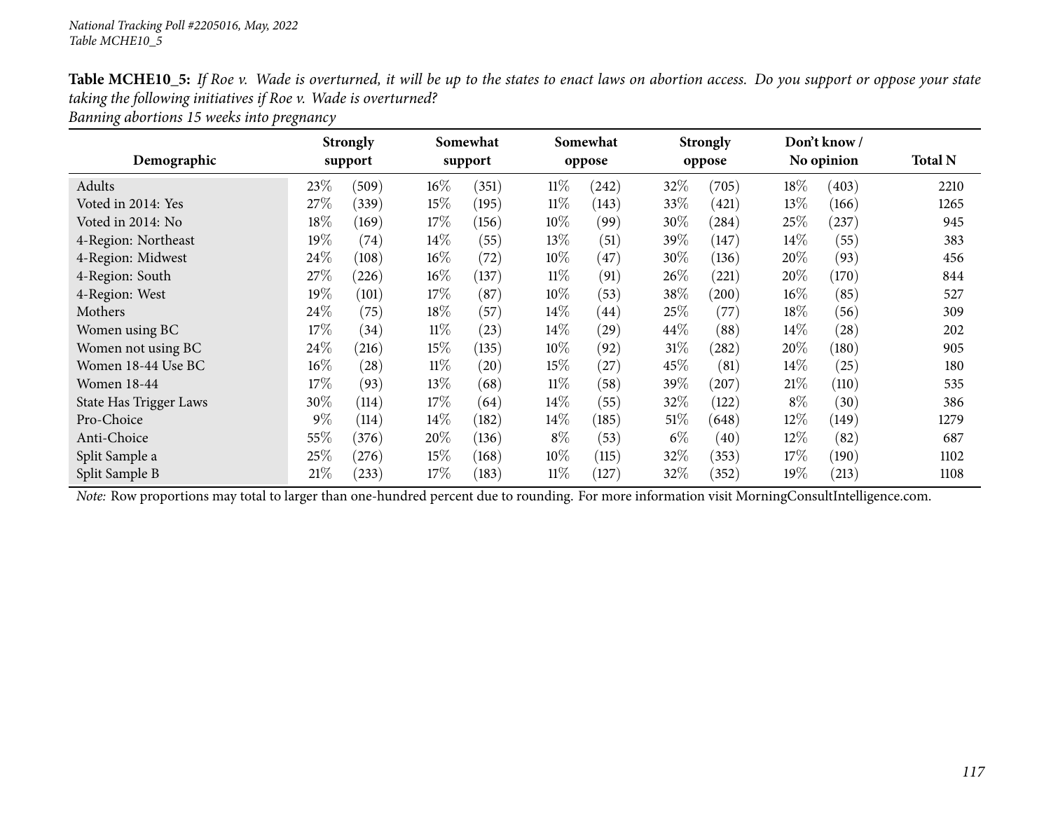**Table MCHE10_5:** *If Roe v. Wade is overturned, it will be up to the states to enact laws on abortion access. Do you support or oppose your state taking the following initiatives if Roe v. Wade is overturned?*
*Banning abortions 15 weeks into pregnancy*

| Demographic | Strongly support | | Somewhat support | | Somewhat oppose | | Strongly oppose | | Don't know / No opinion | | Total N |
|---|---|---|---|---|---|---|---|---|---|---|---|
| Adults | 23% | (509) | 16% | (351) | 11% | (242) | 32% | (705) | 18% | (403) | 2210 |
| Voted in 2014: Yes | 27% | (339) | 15% | (195) | 11% | (143) | 33% | (421) | 13% | (166) | 1265 |
| Voted in 2014: No | 18% | (169) | 17% | (156) | 10% | (99) | 30% | (284) | 25% | (237) | 945 |
| 4-Region: Northeast | 19% | (74) | 14% | (55) | 13% | (51) | 39% | (147) | 14% | (55) | 383 |
| 4-Region: Midwest | 24% | (108) | 16% | (72) | 10% | (47) | 30% | (136) | 20% | (93) | 456 |
| 4-Region: South | 27% | (226) | 16% | (137) | 11% | (91) | 26% | (221) | 20% | (170) | 844 |
| 4-Region: West | 19% | (101) | 17% | (87) | 10% | (53) | 38% | (200) | 16% | (85) | 527 |
| Mothers | 24% | (75) | 18% | (57) | 14% | (44) | 25% | (77) | 18% | (56) | 309 |
| Women using BC | 17% | (34) | 11% | (23) | 14% | (29) | 44% | (88) | 14% | (28) | 202 |
| Women not using BC | 24% | (216) | 15% | (135) | 10% | (92) | 31% | (282) | 20% | (180) | 905 |
| Women 18-44 Use BC | 16% | (28) | 11% | (20) | 15% | (27) | 45% | (81) | 14% | (25) | 180 |
| Women 18-44 | 17% | (93) | 13% | (68) | 11% | (58) | 39% | (207) | 21% | (110) | 535 |
| State Has Trigger Laws | 30% | (114) | 17% | (64) | 14% | (55) | 32% | (122) | 8% | (30) | 386 |
| Pro-Choice | 9% | (114) | 14% | (182) | 14% | (185) | 51% | (648) | 12% | (149) | 1279 |
| Anti-Choice | 55% | (376) | 20% | (136) | 8% | (53) | 6% | (40) | 12% | (82) | 687 |
| Split Sample a | 25% | (276) | 15% | (168) | 10% | (115) | 32% | (353) | 17% | (190) | 1102 |
| Split Sample B | 21% | (233) | 17% | (183) | 11% | (127) | 32% | (352) | 19% | (213) | 1108 |

*Note:* Row proportions may total to larger than one-hundred percent due to rounding. For more information visit MorningConsultIntelligence.com.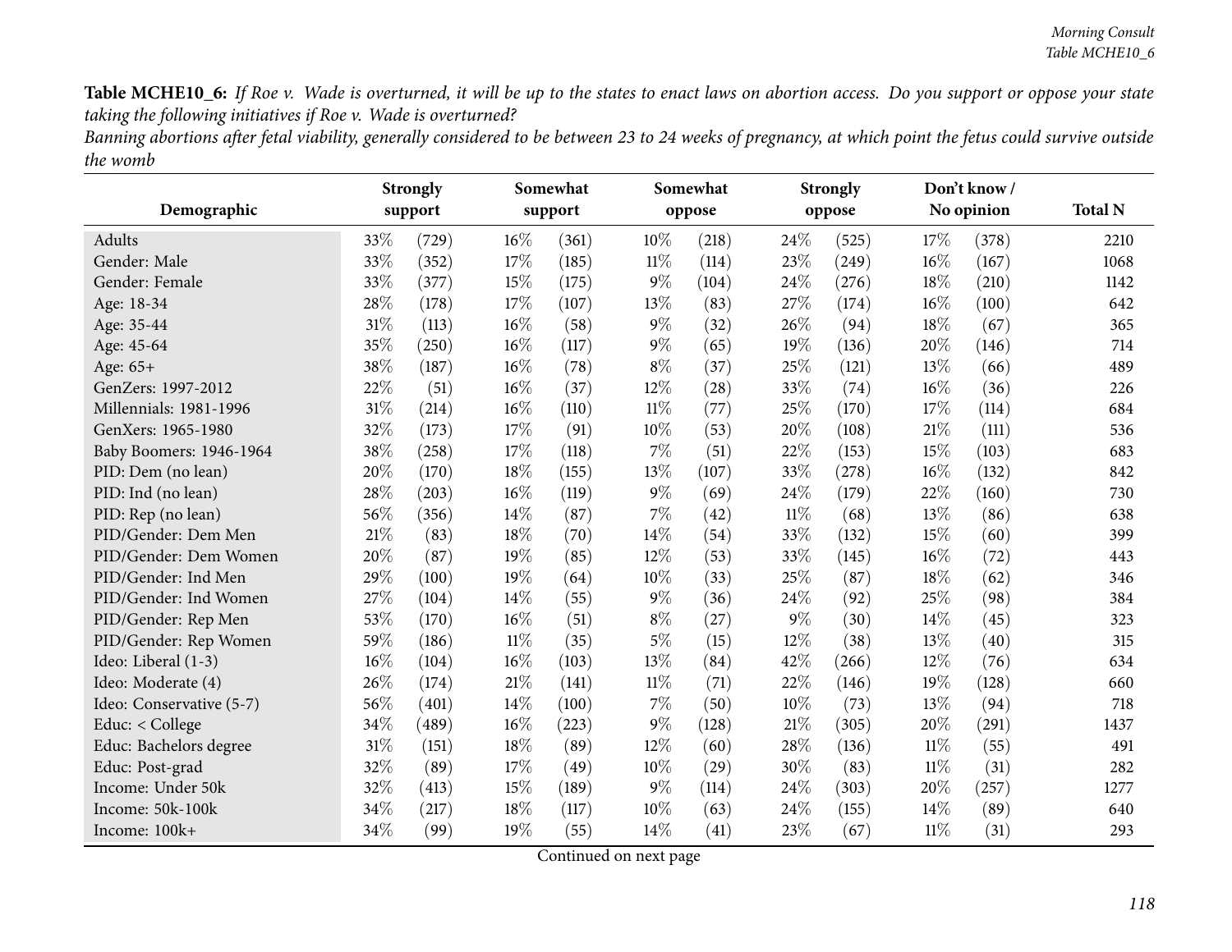**Table MCHE10_6:** *If Roe v. Wade is overturned, it will be up to the states to enact laws on abortion access. Do you support or oppose your state taking the following initiatives if Roe v. Wade is overturned?*
*Banning abortions after fetal viability, generally considered to be between 23 to 24 weeks of pregnancy, at which point the fetus could survive outside the womb*

| Demographic | Strongly support | | Somewhat support | | Somewhat oppose | | Strongly oppose | | Don't know / No opinion | | Total N |
|---|---|---|---|---|---|---|---|---|---|---|---|
| Adults | 33% | (729) | 16% | (361) | 10% | (218) | 24% | (525) | 17% | (378) | 2210 |
| Gender: Male | 33% | (352) | 17% | (185) | 11% | (114) | 23% | (249) | 16% | (167) | 1068 |
| Gender: Female | 33% | (377) | 15% | (175) | 9% | (104) | 24% | (276) | 18% | (210) | 1142 |
| Age: 18-34 | 28% | (178) | 17% | (107) | 13% | (83) | 27% | (174) | 16% | (100) | 642 |
| Age: 35-44 | 31% | (113) | 16% | (58) | 9% | (32) | 26% | (94) | 18% | (67) | 365 |
| Age: 45-64 | 35% | (250) | 16% | (117) | 9% | (65) | 19% | (136) | 20% | (146) | 714 |
| Age: 65+ | 38% | (187) | 16% | (78) | 8% | (37) | 25% | (121) | 13% | (66) | 489 |
| GenZers: 1997-2012 | 22% | (51) | 16% | (37) | 12% | (28) | 33% | (74) | 16% | (36) | 226 |
| Millennials: 1981-1996 | 31% | (214) | 16% | (110) | 11% | (77) | 25% | (170) | 17% | (114) | 684 |
| GenXers: 1965-1980 | 32% | (173) | 17% | (91) | 10% | (53) | 20% | (108) | 21% | (111) | 536 |
| Baby Boomers: 1946-1964 | 38% | (258) | 17% | (118) | 7% | (51) | 22% | (153) | 15% | (103) | 683 |
| PID: Dem (no lean) | 20% | (170) | 18% | (155) | 13% | (107) | 33% | (278) | 16% | (132) | 842 |
| PID: Ind (no lean) | 28% | (203) | 16% | (119) | 9% | (69) | 24% | (179) | 22% | (160) | 730 |
| PID: Rep (no lean) | 56% | (356) | 14% | (87) | 7% | (42) | 11% | (68) | 13% | (86) | 638 |
| PID/Gender: Dem Men | 21% | (83) | 18% | (70) | 14% | (54) | 33% | (132) | 15% | (60) | 399 |
| PID/Gender: Dem Women | 20% | (87) | 19% | (85) | 12% | (53) | 33% | (145) | 16% | (72) | 443 |
| PID/Gender: Ind Men | 29% | (100) | 19% | (64) | 10% | (33) | 25% | (87) | 18% | (62) | 346 |
| PID/Gender: Ind Women | 27% | (104) | 14% | (55) | 9% | (36) | 24% | (92) | 25% | (98) | 384 |
| PID/Gender: Rep Men | 53% | (170) | 16% | (51) | 8% | (27) | 9% | (30) | 14% | (45) | 323 |
| PID/Gender: Rep Women | 59% | (186) | 11% | (35) | 5% | (15) | 12% | (38) | 13% | (40) | 315 |
| Ideo: Liberal (1-3) | 16% | (104) | 16% | (103) | 13% | (84) | 42% | (266) | 12% | (76) | 634 |
| Ideo: Moderate (4) | 26% | (174) | 21% | (141) | 11% | (71) | 22% | (146) | 19% | (128) | 660 |
| Ideo: Conservative (5-7) | 56% | (401) | 14% | (100) | 7% | (50) | 10% | (73) | 13% | (94) | 718 |
| Educ: < College | 34% | (489) | 16% | (223) | 9% | (128) | 21% | (305) | 20% | (291) | 1437 |
| Educ: Bachelors degree | 31% | (151) | 18% | (89) | 12% | (60) | 28% | (136) | 11% | (55) | 491 |
| Educ: Post-grad | 32% | (89) | 17% | (49) | 10% | (29) | 30% | (83) | 11% | (31) | 282 |
| Income: Under 50k | 32% | (413) | 15% | (189) | 9% | (114) | 24% | (303) | 20% | (257) | 1277 |
| Income: 50k-100k | 34% | (217) | 18% | (117) | 10% | (63) | 24% | (155) | 14% | (89) | 640 |
| Income: 100k+ | 34% | (99) | 19% | (55) | 14% | (41) | 23% | (67) | 11% | (31) | 293 |

Continued on next page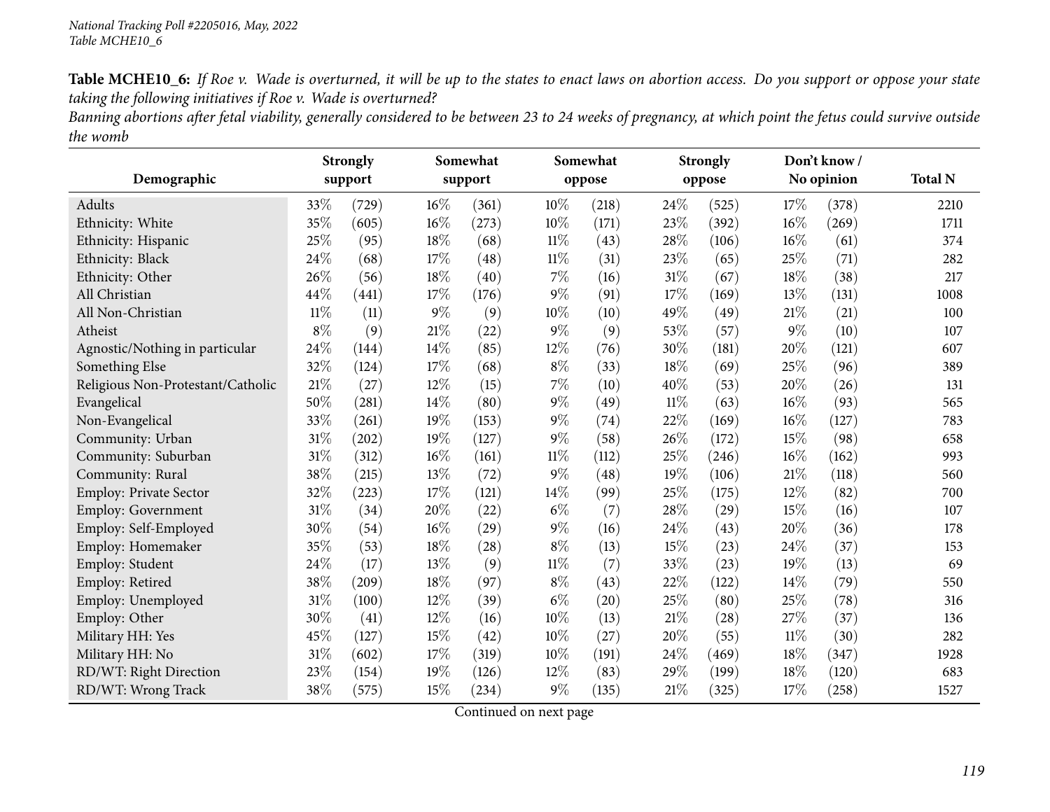**Table MCHE10_6:** *If Roe v. Wade is overturned, it will be up to the states to enact laws on abortion access. Do you support or oppose your state taking the following initiatives if Roe v. Wade is overturned?*
*Banning abortions after fetal viability, generally considered to be between 23 to 24 weeks of pregnancy, at which point the fetus could survive outside the womb*

| Demographic | Strongly support | | Somewhat support | | Somewhat oppose | | Strongly oppose | | Don't know / No opinion | | Total N |
|---|---|---|---|---|---|---|---|---|---|---|---|
| Adults | 33% | (729) | 16% | (361) | 10% | (218) | 24% | (525) | 17% | (378) | 2210 |
| Ethnicity: White | 35% | (605) | 16% | (273) | 10% | (171) | 23% | (392) | 16% | (269) | 1711 |
| Ethnicity: Hispanic | 25% | (95) | 18% | (68) | 11% | (43) | 28% | (106) | 16% | (61) | 374 |
| Ethnicity: Black | 24% | (68) | 17% | (48) | 11% | (31) | 23% | (65) | 25% | (71) | 282 |
| Ethnicity: Other | 26% | (56) | 18% | (40) | 7% | (16) | 31% | (67) | 18% | (38) | 217 |
| All Christian | 44% | (441) | 17% | (176) | 9% | (91) | 17% | (169) | 13% | (131) | 1008 |
| All Non-Christian | 11% | (11) | 9% | (9) | 10% | (10) | 49% | (49) | 21% | (21) | 100 |
| Atheist | 8% | (9) | 21% | (22) | 9% | (9) | 53% | (57) | 9% | (10) | 107 |
| Agnostic/Nothing in particular | 24% | (144) | 14% | (85) | 12% | (76) | 30% | (181) | 20% | (121) | 607 |
| Something Else | 32% | (124) | 17% | (68) | 8% | (33) | 18% | (69) | 25% | (96) | 389 |
| Religious Non-Protestant/Catholic | 21% | (27) | 12% | (15) | 7% | (10) | 40% | (53) | 20% | (26) | 131 |
| Evangelical | 50% | (281) | 14% | (80) | 9% | (49) | 11% | (63) | 16% | (93) | 565 |
| Non-Evangelical | 33% | (261) | 19% | (153) | 9% | (74) | 22% | (169) | 16% | (127) | 783 |
| Community: Urban | 31% | (202) | 19% | (127) | 9% | (58) | 26% | (172) | 15% | (98) | 658 |
| Community: Suburban | 31% | (312) | 16% | (161) | 11% | (112) | 25% | (246) | 16% | (162) | 993 |
| Community: Rural | 38% | (215) | 13% | (72) | 9% | (48) | 19% | (106) | 21% | (118) | 560 |
| Employ: Private Sector | 32% | (223) | 17% | (121) | 14% | (99) | 25% | (175) | 12% | (82) | 700 |
| Employ: Government | 31% | (34) | 20% | (22) | 6% | (7) | 28% | (29) | 15% | (16) | 107 |
| Employ: Self-Employed | 30% | (54) | 16% | (29) | 9% | (16) | 24% | (43) | 20% | (36) | 178 |
| Employ: Homemaker | 35% | (53) | 18% | (28) | 8% | (13) | 15% | (23) | 24% | (37) | 153 |
| Employ: Student | 24% | (17) | 13% | (9) | 11% | (7) | 33% | (23) | 19% | (13) | 69 |
| Employ: Retired | 38% | (209) | 18% | (97) | 8% | (43) | 22% | (122) | 14% | (79) | 550 |
| Employ: Unemployed | 31% | (100) | 12% | (39) | 6% | (20) | 25% | (80) | 25% | (78) | 316 |
| Employ: Other | 30% | (41) | 12% | (16) | 10% | (13) | 21% | (28) | 27% | (37) | 136 |
| Military HH: Yes | 45% | (127) | 15% | (42) | 10% | (27) | 20% | (55) | 11% | (30) | 282 |
| Military HH: No | 31% | (602) | 17% | (319) | 10% | (191) | 24% | (469) | 18% | (347) | 1928 |
| RD/WT: Right Direction | 23% | (154) | 19% | (126) | 12% | (83) | 29% | (199) | 18% | (120) | 683 |
| RD/WT: Wrong Track | 38% | (575) | 15% | (234) | 9% | (135) | 21% | (325) | 17% | (258) | 1527 |

Continued on next page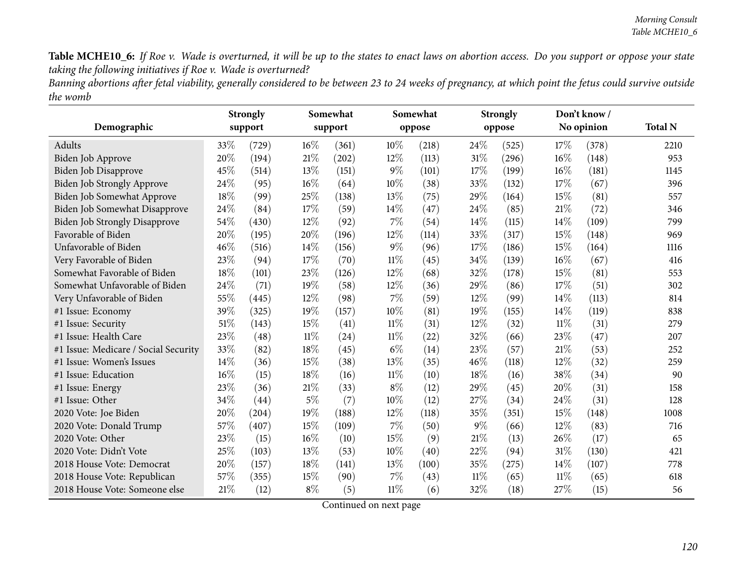**Table MCHE10_6:** *If Roe v. Wade is overturned, it will be up to the states to enact laws on abortion access. Do you support or oppose your state taking the following initiatives if Roe v. Wade is overturned?*

*Banning abortions after fetal viability, generally considered to be between 23 to 24 weeks of pregnancy, at which point the fetus could survive outside the womb*

| Demographic | Strongly support | | Somewhat support | | Somewhat oppose | | Strongly oppose | | Don't know / No opinion | | Total N |
|---|---|---|---|---|---|---|---|---|---|---|---|
| Adults | 33% | (729) | 16% | (361) | 10% | (218) | 24% | (525) | 17% | (378) | 2210 |
| Biden Job Approve | 20% | (194) | 21% | (202) | 12% | (113) | 31% | (296) | 16% | (148) | 953 |
| Biden Job Disapprove | 45% | (514) | 13% | (151) | 9% | (101) | 17% | (199) | 16% | (181) | 1145 |
| Biden Job Strongly Approve | 24% | (95) | 16% | (64) | 10% | (38) | 33% | (132) | 17% | (67) | 396 |
| Biden Job Somewhat Approve | 18% | (99) | 25% | (138) | 13% | (75) | 29% | (164) | 15% | (81) | 557 |
| Biden Job Somewhat Disapprove | 24% | (84) | 17% | (59) | 14% | (47) | 24% | (85) | 21% | (72) | 346 |
| Biden Job Strongly Disapprove | 54% | (430) | 12% | (92) | 7% | (54) | 14% | (115) | 14% | (109) | 799 |
| Favorable of Biden | 20% | (195) | 20% | (196) | 12% | (114) | 33% | (317) | 15% | (148) | 969 |
| Unfavorable of Biden | 46% | (516) | 14% | (156) | 9% | (96) | 17% | (186) | 15% | (164) | 1116 |
| Very Favorable of Biden | 23% | (94) | 17% | (70) | 11% | (45) | 34% | (139) | 16% | (67) | 416 |
| Somewhat Favorable of Biden | 18% | (101) | 23% | (126) | 12% | (68) | 32% | (178) | 15% | (81) | 553 |
| Somewhat Unfavorable of Biden | 24% | (71) | 19% | (58) | 12% | (36) | 29% | (86) | 17% | (51) | 302 |
| Very Unfavorable of Biden | 55% | (445) | 12% | (98) | 7% | (59) | 12% | (99) | 14% | (113) | 814 |
| #1 Issue: Economy | 39% | (325) | 19% | (157) | 10% | (81) | 19% | (155) | 14% | (119) | 838 |
| #1 Issue: Security | 51% | (143) | 15% | (41) | 11% | (31) | 12% | (32) | 11% | (31) | 279 |
| #1 Issue: Health Care | 23% | (48) | 11% | (24) | 11% | (22) | 32% | (66) | 23% | (47) | 207 |
| #1 Issue: Medicare / Social Security | 33% | (82) | 18% | (45) | 6% | (14) | 23% | (57) | 21% | (53) | 252 |
| #1 Issue: Women's Issues | 14% | (36) | 15% | (38) | 13% | (35) | 46% | (118) | 12% | (32) | 259 |
| #1 Issue: Education | 16% | (15) | 18% | (16) | 11% | (10) | 18% | (16) | 38% | (34) | 90 |
| #1 Issue: Energy | 23% | (36) | 21% | (33) | 8% | (12) | 29% | (45) | 20% | (31) | 158 |
| #1 Issue: Other | 34% | (44) | 5% | (7) | 10% | (12) | 27% | (34) | 24% | (31) | 128 |
| 2020 Vote: Joe Biden | 20% | (204) | 19% | (188) | 12% | (118) | 35% | (351) | 15% | (148) | 1008 |
| 2020 Vote: Donald Trump | 57% | (407) | 15% | (109) | 7% | (50) | 9% | (66) | 12% | (83) | 716 |
| 2020 Vote: Other | 23% | (15) | 16% | (10) | 15% | (9) | 21% | (13) | 26% | (17) | 65 |
| 2020 Vote: Didn't Vote | 25% | (103) | 13% | (53) | 10% | (40) | 22% | (94) | 31% | (130) | 421 |
| 2018 House Vote: Democrat | 20% | (157) | 18% | (141) | 13% | (100) | 35% | (275) | 14% | (107) | 778 |
| 2018 House Vote: Republican | 57% | (355) | 15% | (90) | 7% | (43) | 11% | (65) | 11% | (65) | 618 |
| 2018 House Vote: Someone else | 21% | (12) | 8% | (5) | 11% | (6) | 32% | (18) | 27% | (15) | 56 |

Continued on next page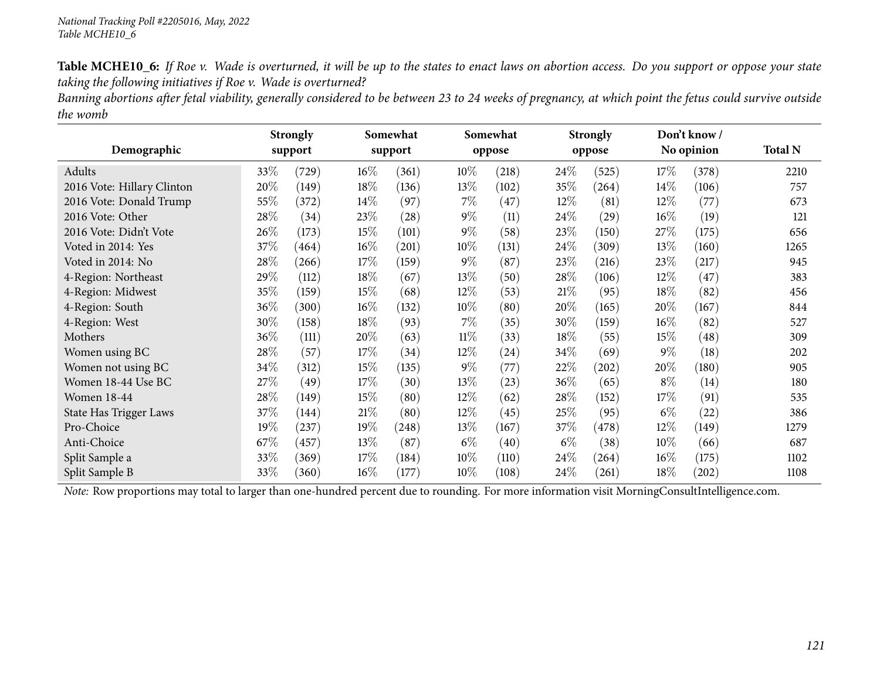*National Tracking Poll #2205016, May, 2022*
*Table MCHE10_6*

**Table MCHE10_6:** *If Roe v. Wade is overturned, it will be up to the states to enact laws on abortion access. Do you support or oppose your state taking the following initiatives if Roe v. Wade is overturned?*
*Banning abortions after fetal viability, generally considered to be between 23 to 24 weeks of pregnancy, at which point the fetus could survive outside the womb*

| Demographic | Strongly support | | Somewhat support | | Somewhat oppose | | Strongly oppose | | Don't know / No opinion | | Total N |
|---|---|---|---|---|---|---|---|---|---|---|---|
| Adults | 33% | (729) | 16% | (361) | 10% | (218) | 24% | (525) | 17% | (378) | 2210 |
| 2016 Vote: Hillary Clinton | 20% | (149) | 18% | (136) | 13% | (102) | 35% | (264) | 14% | (106) | 757 |
| 2016 Vote: Donald Trump | 55% | (372) | 14% | (97) | 7% | (47) | 12% | (81) | 12% | (77) | 673 |
| 2016 Vote: Other | 28% | (34) | 23% | (28) | 9% | (11) | 24% | (29) | 16% | (19) | 121 |
| 2016 Vote: Didn't Vote | 26% | (173) | 15% | (101) | 9% | (58) | 23% | (150) | 27% | (175) | 656 |
| Voted in 2014: Yes | 37% | (464) | 16% | (201) | 10% | (131) | 24% | (309) | 13% | (160) | 1265 |
| Voted in 2014: No | 28% | (266) | 17% | (159) | 9% | (87) | 23% | (216) | 23% | (217) | 945 |
| 4-Region: Northeast | 29% | (112) | 18% | (67) | 13% | (50) | 28% | (106) | 12% | (47) | 383 |
| 4-Region: Midwest | 35% | (159) | 15% | (68) | 12% | (53) | 21% | (95) | 18% | (82) | 456 |
| 4-Region: South | 36% | (300) | 16% | (132) | 10% | (80) | 20% | (165) | 20% | (167) | 844 |
| 4-Region: West | 30% | (158) | 18% | (93) | 7% | (35) | 30% | (159) | 16% | (82) | 527 |
| Mothers | 36% | (111) | 20% | (63) | 11% | (33) | 18% | (55) | 15% | (48) | 309 |
| Women using BC | 28% | (57) | 17% | (34) | 12% | (24) | 34% | (69) | 9% | (18) | 202 |
| Women not using BC | 34% | (312) | 15% | (135) | 9% | (77) | 22% | (202) | 20% | (180) | 905 |
| Women 18-44 Use BC | 27% | (49) | 17% | (30) | 13% | (23) | 36% | (65) | 8% | (14) | 180 |
| Women 18-44 | 28% | (149) | 15% | (80) | 12% | (62) | 28% | (152) | 17% | (91) | 535 |
| State Has Trigger Laws | 37% | (144) | 21% | (80) | 12% | (45) | 25% | (95) | 6% | (22) | 386 |
| Pro-Choice | 19% | (237) | 19% | (248) | 13% | (167) | 37% | (478) | 12% | (149) | 1279 |
| Anti-Choice | 67% | (457) | 13% | (87) | 6% | (40) | 6% | (38) | 10% | (66) | 687 |
| Split Sample a | 33% | (369) | 17% | (184) | 10% | (110) | 24% | (264) | 16% | (175) | 1102 |
| Split Sample B | 33% | (360) | 16% | (177) | 10% | (108) | 24% | (261) | 18% | (202) | 1108 |

*Note:* Row proportions may total to larger than one-hundred percent due to rounding. For more information visit MorningConsultIntelligence.com.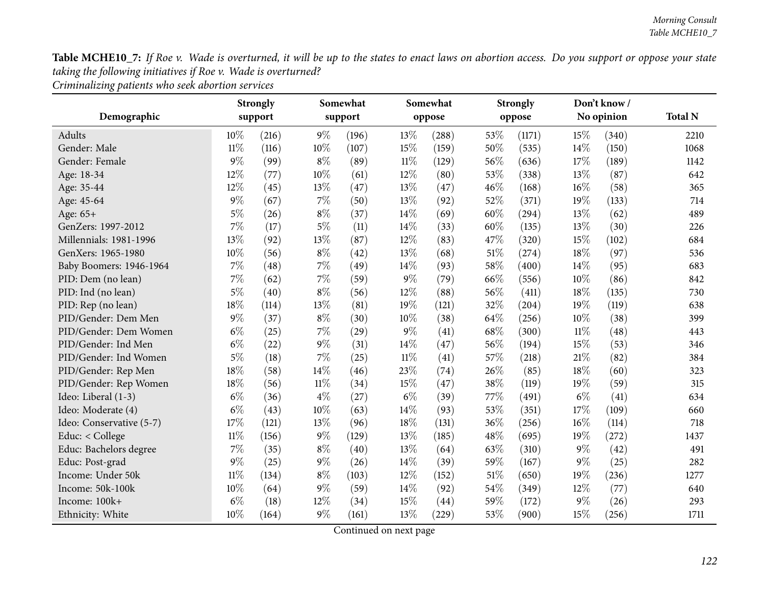**Table MCHE10_7:** *If Roe v. Wade is overturned, it will be up to the states to enact laws on abortion access. Do you support or oppose your state taking the following initiatives if Roe v. Wade is overturned?*
*Criminalizing patients who seek abortion services*

| Demographic | Strongly support | | Somewhat support | | Somewhat oppose | | Strongly oppose | | Don't know / No opinion | | Total N |
|---|---|---|---|---|---|---|---|---|---|---|---|
| Adults | 10% | (216) | 9% | (196) | 13% | (288) | 53% | (1171) | 15% | (340) | 2210 |
| Gender: Male | 11% | (116) | 10% | (107) | 15% | (159) | 50% | (535) | 14% | (150) | 1068 |
| Gender: Female | 9% | (99) | 8% | (89) | 11% | (129) | 56% | (636) | 17% | (189) | 1142 |
| Age: 18-34 | 12% | (77) | 10% | (61) | 12% | (80) | 53% | (338) | 13% | (87) | 642 |
| Age: 35-44 | 12% | (45) | 13% | (47) | 13% | (47) | 46% | (168) | 16% | (58) | 365 |
| Age: 45-64 | 9% | (67) | 7% | (50) | 13% | (92) | 52% | (371) | 19% | (133) | 714 |
| Age: 65+ | 5% | (26) | 8% | (37) | 14% | (69) | 60% | (294) | 13% | (62) | 489 |
| GenZers: 1997-2012 | 7% | (17) | 5% | (11) | 14% | (33) | 60% | (135) | 13% | (30) | 226 |
| Millennials: 1981-1996 | 13% | (92) | 13% | (87) | 12% | (83) | 47% | (320) | 15% | (102) | 684 |
| GenXers: 1965-1980 | 10% | (56) | 8% | (42) | 13% | (68) | 51% | (274) | 18% | (97) | 536 |
| Baby Boomers: 1946-1964 | 7% | (48) | 7% | (49) | 14% | (93) | 58% | (400) | 14% | (95) | 683 |
| PID: Dem (no lean) | 7% | (62) | 7% | (59) | 9% | (79) | 66% | (556) | 10% | (86) | 842 |
| PID: Ind (no lean) | 5% | (40) | 8% | (56) | 12% | (88) | 56% | (411) | 18% | (135) | 730 |
| PID: Rep (no lean) | 18% | (114) | 13% | (81) | 19% | (121) | 32% | (204) | 19% | (119) | 638 |
| PID/Gender: Dem Men | 9% | (37) | 8% | (30) | 10% | (38) | 64% | (256) | 10% | (38) | 399 |
| PID/Gender: Dem Women | 6% | (25) | 7% | (29) | 9% | (41) | 68% | (300) | 11% | (48) | 443 |
| PID/Gender: Ind Men | 6% | (22) | 9% | (31) | 14% | (47) | 56% | (194) | 15% | (53) | 346 |
| PID/Gender: Ind Women | 5% | (18) | 7% | (25) | 11% | (41) | 57% | (218) | 21% | (82) | 384 |
| PID/Gender: Rep Men | 18% | (58) | 14% | (46) | 23% | (74) | 26% | (85) | 18% | (60) | 323 |
| PID/Gender: Rep Women | 18% | (56) | 11% | (34) | 15% | (47) | 38% | (119) | 19% | (59) | 315 |
| Ideo: Liberal (1-3) | 6% | (36) | 4% | (27) | 6% | (39) | 77% | (491) | 6% | (41) | 634 |
| Ideo: Moderate (4) | 6% | (43) | 10% | (63) | 14% | (93) | 53% | (351) | 17% | (109) | 660 |
| Ideo: Conservative (5-7) | 17% | (121) | 13% | (96) | 18% | (131) | 36% | (256) | 16% | (114) | 718 |
| Educ: < College | 11% | (156) | 9% | (129) | 13% | (185) | 48% | (695) | 19% | (272) | 1437 |
| Educ: Bachelors degree | 7% | (35) | 8% | (40) | 13% | (64) | 63% | (310) | 9% | (42) | 491 |
| Educ: Post-grad | 9% | (25) | 9% | (26) | 14% | (39) | 59% | (167) | 9% | (25) | 282 |
| Income: Under 50k | 11% | (134) | 8% | (103) | 12% | (152) | 51% | (650) | 19% | (236) | 1277 |
| Income: 50k-100k | 10% | (64) | 9% | (59) | 14% | (92) | 54% | (349) | 12% | (77) | 640 |
| Income: 100k+ | 6% | (18) | 12% | (34) | 15% | (44) | 59% | (172) | 9% | (26) | 293 |
| Ethnicity: White | 10% | (164) | 9% | (161) | 13% | (229) | 53% | (900) | 15% | (256) | 1711 |

Continued on next page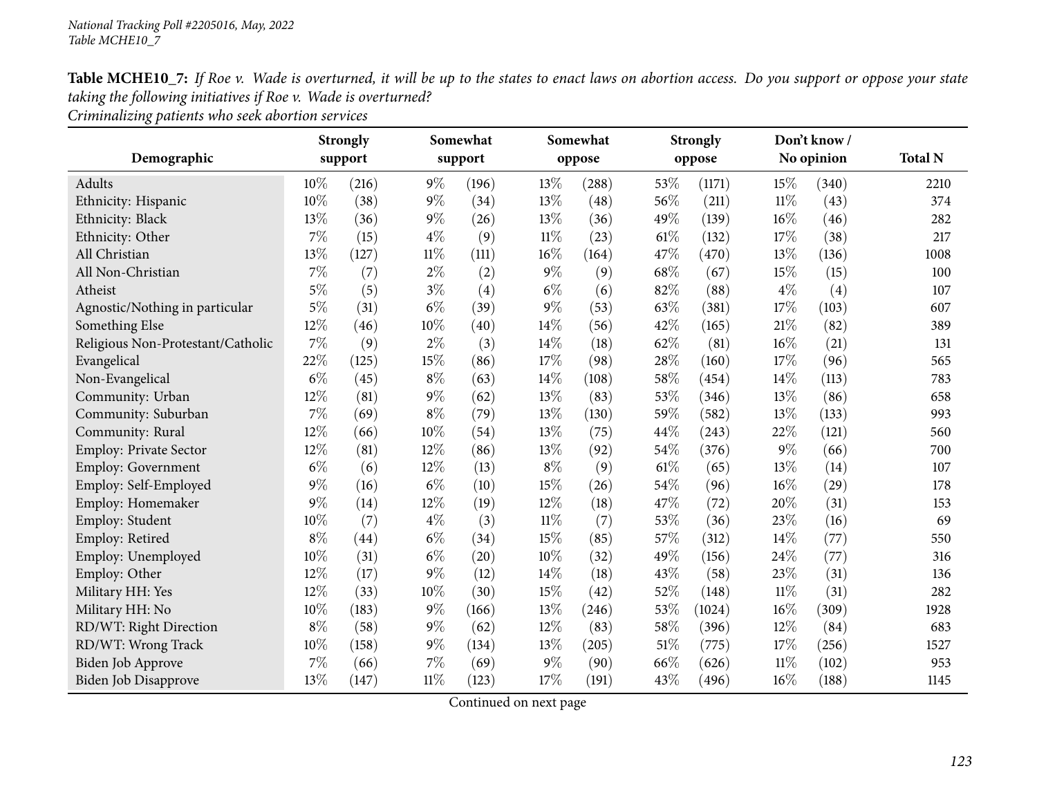**Table MCHE10_7:** *If Roe v. Wade is overturned, it will be up to the states to enact laws on abortion access. Do you support or oppose your state taking the following initiatives if Roe v. Wade is overturned?*
*Criminalizing patients who seek abortion services*

| Demographic | Strongly support | | Somewhat support | | Somewhat oppose | | Strongly oppose | | Don't know / No opinion | | Total N |
|---|---|---|---|---|---|---|---|---|---|---|---|
| Adults | 10% | (216) | 9% | (196) | 13% | (288) | 53% | (1171) | 15% | (340) | 2210 |
| Ethnicity: Hispanic | 10% | (38) | 9% | (34) | 13% | (48) | 56% | (211) | 11% | (43) | 374 |
| Ethnicity: Black | 13% | (36) | 9% | (26) | 13% | (36) | 49% | (139) | 16% | (46) | 282 |
| Ethnicity: Other | 7% | (15) | 4% | (9) | 11% | (23) | 61% | (132) | 17% | (38) | 217 |
| All Christian | 13% | (127) | 11% | (111) | 16% | (164) | 47% | (470) | 13% | (136) | 1008 |
| All Non-Christian | 7% | (7) | 2% | (2) | 9% | (9) | 68% | (67) | 15% | (15) | 100 |
| Atheist | 5% | (5) | 3% | (4) | 6% | (6) | 82% | (88) | 4% | (4) | 107 |
| Agnostic/Nothing in particular | 5% | (31) | 6% | (39) | 9% | (53) | 63% | (381) | 17% | (103) | 607 |
| Something Else | 12% | (46) | 10% | (40) | 14% | (56) | 42% | (165) | 21% | (82) | 389 |
| Religious Non-Protestant/Catholic | 7% | (9) | 2% | (3) | 14% | (18) | 62% | (81) | 16% | (21) | 131 |
| Evangelical | 22% | (125) | 15% | (86) | 17% | (98) | 28% | (160) | 17% | (96) | 565 |
| Non-Evangelical | 6% | (45) | 8% | (63) | 14% | (108) | 58% | (454) | 14% | (113) | 783 |
| Community: Urban | 12% | (81) | 9% | (62) | 13% | (83) | 53% | (346) | 13% | (86) | 658 |
| Community: Suburban | 7% | (69) | 8% | (79) | 13% | (130) | 59% | (582) | 13% | (133) | 993 |
| Community: Rural | 12% | (66) | 10% | (54) | 13% | (75) | 44% | (243) | 22% | (121) | 560 |
| Employ: Private Sector | 12% | (81) | 12% | (86) | 13% | (92) | 54% | (376) | 9% | (66) | 700 |
| Employ: Government | 6% | (6) | 12% | (13) | 8% | (9) | 61% | (65) | 13% | (14) | 107 |
| Employ: Self-Employed | 9% | (16) | 6% | (10) | 15% | (26) | 54% | (96) | 16% | (29) | 178 |
| Employ: Homemaker | 9% | (14) | 12% | (19) | 12% | (18) | 47% | (72) | 20% | (31) | 153 |
| Employ: Student | 10% | (7) | 4% | (3) | 11% | (7) | 53% | (36) | 23% | (16) | 69 |
| Employ: Retired | 8% | (44) | 6% | (34) | 15% | (85) | 57% | (312) | 14% | (77) | 550 |
| Employ: Unemployed | 10% | (31) | 6% | (20) | 10% | (32) | 49% | (156) | 24% | (77) | 316 |
| Employ: Other | 12% | (17) | 9% | (12) | 14% | (18) | 43% | (58) | 23% | (31) | 136 |
| Military HH: Yes | 12% | (33) | 10% | (30) | 15% | (42) | 52% | (148) | 11% | (31) | 282 |
| Military HH: No | 10% | (183) | 9% | (166) | 13% | (246) | 53% | (1024) | 16% | (309) | 1928 |
| RD/WT: Right Direction | 8% | (58) | 9% | (62) | 12% | (83) | 58% | (396) | 12% | (84) | 683 |
| RD/WT: Wrong Track | 10% | (158) | 9% | (134) | 13% | (205) | 51% | (775) | 17% | (256) | 1527 |
| Biden Job Approve | 7% | (66) | 7% | (69) | 9% | (90) | 66% | (626) | 11% | (102) | 953 |
| Biden Job Disapprove | 13% | (147) | 11% | (123) | 17% | (191) | 43% | (496) | 16% | (188) | 1145 |

Continued on next page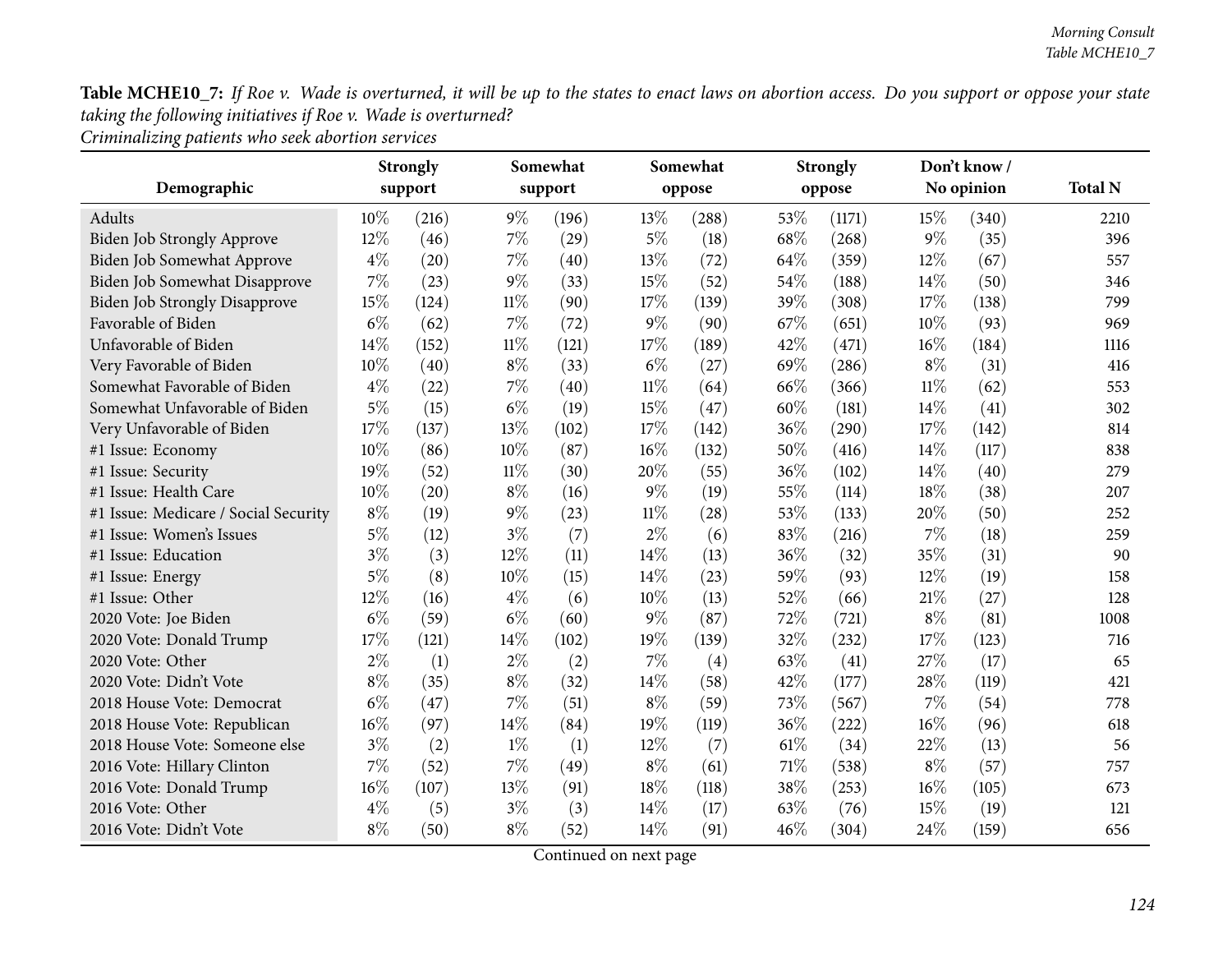**Table MCHE10_7:** *If Roe v. Wade is overturned, it will be up to the states to enact laws on abortion access. Do you support or oppose your state taking the following initiatives if Roe v. Wade is overturned?*
*Criminalizing patients who seek abortion services*

| Demographic | Strongly support | | Somewhat support | | Somewhat oppose | | Strongly oppose | | Don't know / No opinion | | Total N |
|---|---|---|---|---|---|---|---|---|---|---|---|
| Adults | 10% | (216) | 9% | (196) | 13% | (288) | 53% | (1171) | 15% | (340) | 2210 |
| Biden Job Strongly Approve | 12% | (46) | 7% | (29) | 5% | (18) | 68% | (268) | 9% | (35) | 396 |
| Biden Job Somewhat Approve | 4% | (20) | 7% | (40) | 13% | (72) | 64% | (359) | 12% | (67) | 557 |
| Biden Job Somewhat Disapprove | 7% | (23) | 9% | (33) | 15% | (52) | 54% | (188) | 14% | (50) | 346 |
| Biden Job Strongly Disapprove | 15% | (124) | 11% | (90) | 17% | (139) | 39% | (308) | 17% | (138) | 799 |
| Favorable of Biden | 6% | (62) | 7% | (72) | 9% | (90) | 67% | (651) | 10% | (93) | 969 |
| Unfavorable of Biden | 14% | (152) | 11% | (121) | 17% | (189) | 42% | (471) | 16% | (184) | 1116 |
| Very Favorable of Biden | 10% | (40) | 8% | (33) | 6% | (27) | 69% | (286) | 8% | (31) | 416 |
| Somewhat Favorable of Biden | 4% | (22) | 7% | (40) | 11% | (64) | 66% | (366) | 11% | (62) | 553 |
| Somewhat Unfavorable of Biden | 5% | (15) | 6% | (19) | 15% | (47) | 60% | (181) | 14% | (41) | 302 |
| Very Unfavorable of Biden | 17% | (137) | 13% | (102) | 17% | (142) | 36% | (290) | 17% | (142) | 814 |
| #1 Issue: Economy | 10% | (86) | 10% | (87) | 16% | (132) | 50% | (416) | 14% | (117) | 838 |
| #1 Issue: Security | 19% | (52) | 11% | (30) | 20% | (55) | 36% | (102) | 14% | (40) | 279 |
| #1 Issue: Health Care | 10% | (20) | 8% | (16) | 9% | (19) | 55% | (114) | 18% | (38) | 207 |
| #1 Issue: Medicare / Social Security | 8% | (19) | 9% | (23) | 11% | (28) | 53% | (133) | 20% | (50) | 252 |
| #1 Issue: Women's Issues | 5% | (12) | 3% | (7) | 2% | (6) | 83% | (216) | 7% | (18) | 259 |
| #1 Issue: Education | 3% | (3) | 12% | (11) | 14% | (13) | 36% | (32) | 35% | (31) | 90 |
| #1 Issue: Energy | 5% | (8) | 10% | (15) | 14% | (23) | 59% | (93) | 12% | (19) | 158 |
| #1 Issue: Other | 12% | (16) | 4% | (6) | 10% | (13) | 52% | (66) | 21% | (27) | 128 |
| 2020 Vote: Joe Biden | 6% | (59) | 6% | (60) | 9% | (87) | 72% | (721) | 8% | (81) | 1008 |
| 2020 Vote: Donald Trump | 17% | (121) | 14% | (102) | 19% | (139) | 32% | (232) | 17% | (123) | 716 |
| 2020 Vote: Other | 2% | (1) | 2% | (2) | 7% | (4) | 63% | (41) | 27% | (17) | 65 |
| 2020 Vote: Didn't Vote | 8% | (35) | 8% | (32) | 14% | (58) | 42% | (177) | 28% | (119) | 421 |
| 2018 House Vote: Democrat | 6% | (47) | 7% | (51) | 8% | (59) | 73% | (567) | 7% | (54) | 778 |
| 2018 House Vote: Republican | 16% | (97) | 14% | (84) | 19% | (119) | 36% | (222) | 16% | (96) | 618 |
| 2018 House Vote: Someone else | 3% | (2) | 1% | (1) | 12% | (7) | 61% | (34) | 22% | (13) | 56 |
| 2016 Vote: Hillary Clinton | 7% | (52) | 7% | (49) | 8% | (61) | 71% | (538) | 8% | (57) | 757 |
| 2016 Vote: Donald Trump | 16% | (107) | 13% | (91) | 18% | (118) | 38% | (253) | 16% | (105) | 673 |
| 2016 Vote: Other | 4% | (5) | 3% | (3) | 14% | (17) | 63% | (76) | 15% | (19) | 121 |
| 2016 Vote: Didn't Vote | 8% | (50) | 8% | (52) | 14% | (91) | 46% | (304) | 24% | (159) | 656 |

Continued on next page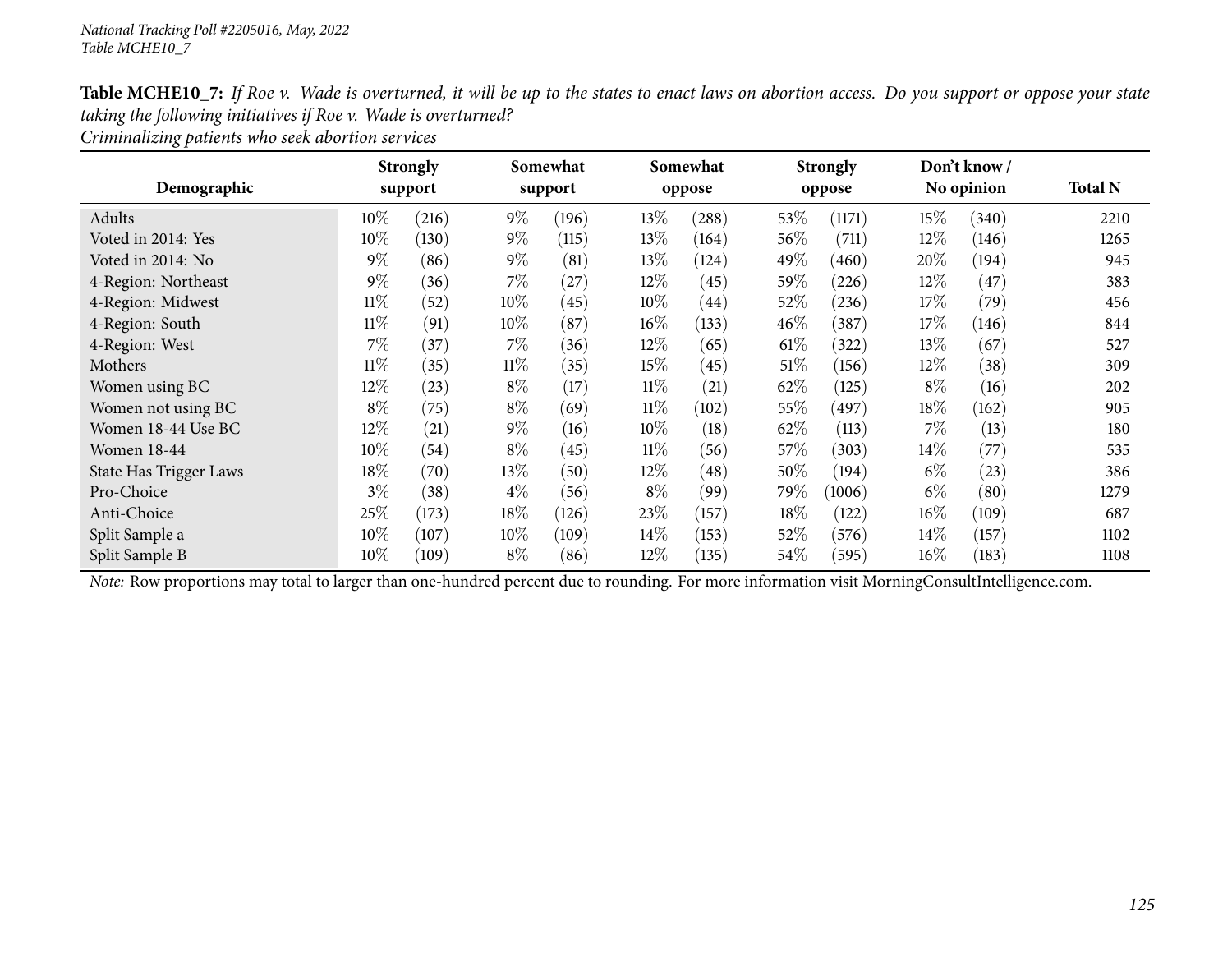**Table MCHE10_7:** *If Roe v. Wade is overturned, it will be up to the states to enact laws on abortion access. Do you support or oppose your state taking the following initiatives if Roe v. Wade is overturned?*

*Criminalizing patients who seek abortion services*

| Demographic | Strongly support | | Somewhat support | | Somewhat oppose | | Strongly oppose | | Don't know / No opinion | | Total N |
|---|---|---|---|---|---|---|---|---|---|---|---|
| Adults | 10% | (216) | 9% | (196) | 13% | (288) | 53% | (1171) | 15% | (340) | 2210 |
| Voted in 2014: Yes | 10% | (130) | 9% | (115) | 13% | (164) | 56% | (711) | 12% | (146) | 1265 |
| Voted in 2014: No | 9% | (86) | 9% | (81) | 13% | (124) | 49% | (460) | 20% | (194) | 945 |
| 4-Region: Northeast | 9% | (36) | 7% | (27) | 12% | (45) | 59% | (226) | 12% | (47) | 383 |
| 4-Region: Midwest | 11% | (52) | 10% | (45) | 10% | (44) | 52% | (236) | 17% | (79) | 456 |
| 4-Region: South | 11% | (91) | 10% | (87) | 16% | (133) | 46% | (387) | 17% | (146) | 844 |
| 4-Region: West | 7% | (37) | 7% | (36) | 12% | (65) | 61% | (322) | 13% | (67) | 527 |
| Mothers | 11% | (35) | 11% | (35) | 15% | (45) | 51% | (156) | 12% | (38) | 309 |
| Women using BC | 12% | (23) | 8% | (17) | 11% | (21) | 62% | (125) | 8% | (16) | 202 |
| Women not using BC | 8% | (75) | 8% | (69) | 11% | (102) | 55% | (497) | 18% | (162) | 905 |
| Women 18-44 Use BC | 12% | (21) | 9% | (16) | 10% | (18) | 62% | (113) | 7% | (13) | 180 |
| Women 18-44 | 10% | (54) | 8% | (45) | 11% | (56) | 57% | (303) | 14% | (77) | 535 |
| State Has Trigger Laws | 18% | (70) | 13% | (50) | 12% | (48) | 50% | (194) | 6% | (23) | 386 |
| Pro-Choice | 3% | (38) | 4% | (56) | 8% | (99) | 79% | (1006) | 6% | (80) | 1279 |
| Anti-Choice | 25% | (173) | 18% | (126) | 23% | (157) | 18% | (122) | 16% | (109) | 687 |
| Split Sample a | 10% | (107) | 10% | (109) | 14% | (153) | 52% | (576) | 14% | (157) | 1102 |
| Split Sample B | 10% | (109) | 8% | (86) | 12% | (135) | 54% | (595) | 16% | (183) | 1108 |

*Note:* Row proportions may total to larger than one-hundred percent due to rounding. For more information visit MorningConsultIntelligence.com.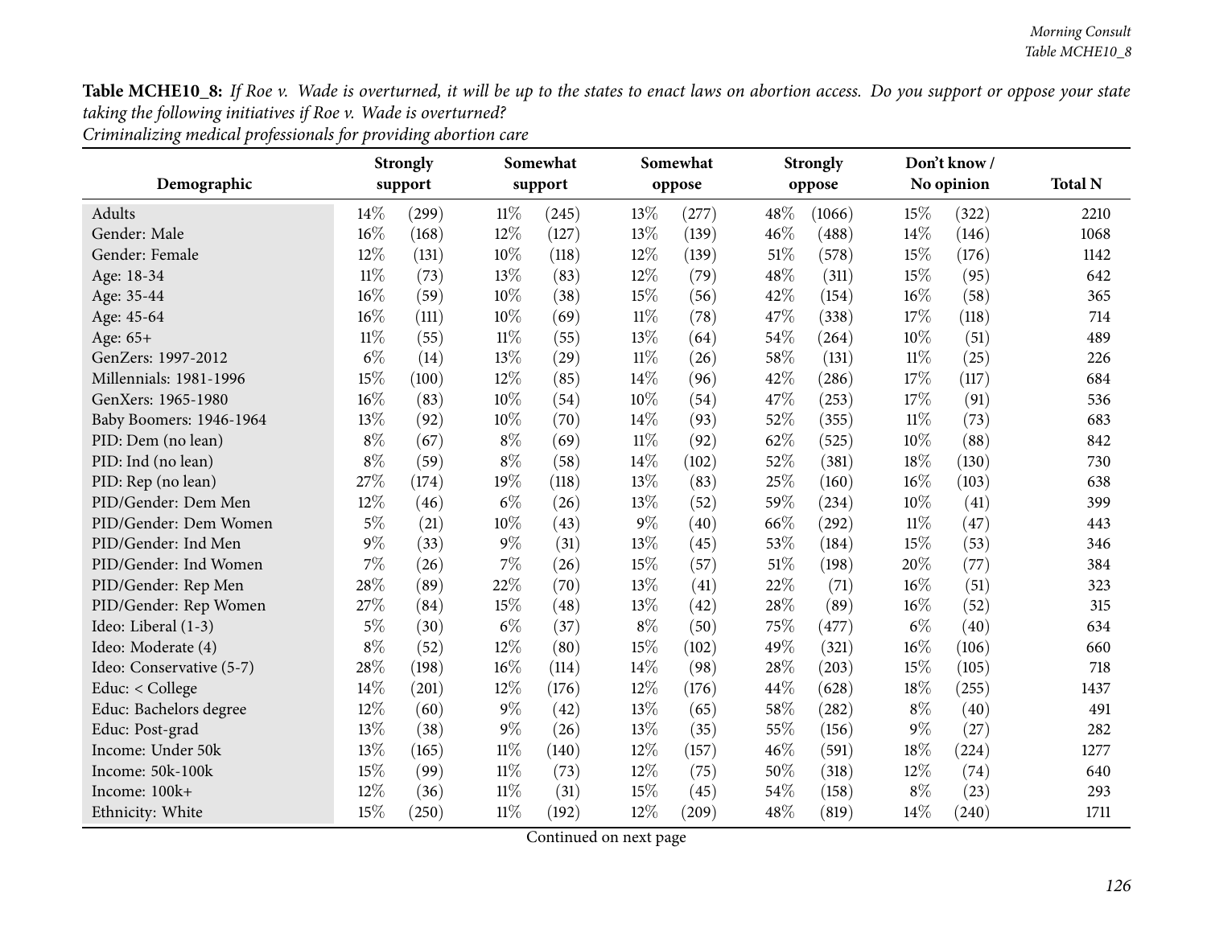**Table MCHE10_8:** *If Roe v. Wade is overturned, it will be up to the states to enact laws on abortion access. Do you support or oppose your state taking the following initiatives if Roe v. Wade is overturned?*
*Criminalizing medical professionals for providing abortion care*

| Demographic | Strongly support | | Somewhat support | | Somewhat oppose | | Strongly oppose | | Don't know / No opinion | | Total N |
|---|---|---|---|---|---|---|---|---|---|---|---|
| Adults | 14% | (299) | 11% | (245) | 13% | (277) | 48% | (1066) | 15% | (322) | 2210 |
| Gender: Male | 16% | (168) | 12% | (127) | 13% | (139) | 46% | (488) | 14% | (146) | 1068 |
| Gender: Female | 12% | (131) | 10% | (118) | 12% | (139) | 51% | (578) | 15% | (176) | 1142 |
| Age: 18-34 | 11% | (73) | 13% | (83) | 12% | (79) | 48% | (311) | 15% | (95) | 642 |
| Age: 35-44 | 16% | (59) | 10% | (38) | 15% | (56) | 42% | (154) | 16% | (58) | 365 |
| Age: 45-64 | 16% | (111) | 10% | (69) | 11% | (78) | 47% | (338) | 17% | (118) | 714 |
| Age: 65+ | 11% | (55) | 11% | (55) | 13% | (64) | 54% | (264) | 10% | (51) | 489 |
| GenZers: 1997-2012 | 6% | (14) | 13% | (29) | 11% | (26) | 58% | (131) | 11% | (25) | 226 |
| Millennials: 1981-1996 | 15% | (100) | 12% | (85) | 14% | (96) | 42% | (286) | 17% | (117) | 684 |
| GenXers: 1965-1980 | 16% | (83) | 10% | (54) | 10% | (54) | 47% | (253) | 17% | (91) | 536 |
| Baby Boomers: 1946-1964 | 13% | (92) | 10% | (70) | 14% | (93) | 52% | (355) | 11% | (73) | 683 |
| PID: Dem (no lean) | 8% | (67) | 8% | (69) | 11% | (92) | 62% | (525) | 10% | (88) | 842 |
| PID: Ind (no lean) | 8% | (59) | 8% | (58) | 14% | (102) | 52% | (381) | 18% | (130) | 730 |
| PID: Rep (no lean) | 27% | (174) | 19% | (118) | 13% | (83) | 25% | (160) | 16% | (103) | 638 |
| PID/Gender: Dem Men | 12% | (46) | 6% | (26) | 13% | (52) | 59% | (234) | 10% | (41) | 399 |
| PID/Gender: Dem Women | 5% | (21) | 10% | (43) | 9% | (40) | 66% | (292) | 11% | (47) | 443 |
| PID/Gender: Ind Men | 9% | (33) | 9% | (31) | 13% | (45) | 53% | (184) | 15% | (53) | 346 |
| PID/Gender: Ind Women | 7% | (26) | 7% | (26) | 15% | (57) | 51% | (198) | 20% | (77) | 384 |
| PID/Gender: Rep Men | 28% | (89) | 22% | (70) | 13% | (41) | 22% | (71) | 16% | (51) | 323 |
| PID/Gender: Rep Women | 27% | (84) | 15% | (48) | 13% | (42) | 28% | (89) | 16% | (52) | 315 |
| Ideo: Liberal (1-3) | 5% | (30) | 6% | (37) | 8% | (50) | 75% | (477) | 6% | (40) | 634 |
| Ideo: Moderate (4) | 8% | (52) | 12% | (80) | 15% | (102) | 49% | (321) | 16% | (106) | 660 |
| Ideo: Conservative (5-7) | 28% | (198) | 16% | (114) | 14% | (98) | 28% | (203) | 15% | (105) | 718 |
| Educ: < College | 14% | (201) | 12% | (176) | 12% | (176) | 44% | (628) | 18% | (255) | 1437 |
| Educ: Bachelors degree | 12% | (60) | 9% | (42) | 13% | (65) | 58% | (282) | 8% | (40) | 491 |
| Educ: Post-grad | 13% | (38) | 9% | (26) | 13% | (35) | 55% | (156) | 9% | (27) | 282 |
| Income: Under 50k | 13% | (165) | 11% | (140) | 12% | (157) | 46% | (591) | 18% | (224) | 1277 |
| Income: 50k-100k | 15% | (99) | 11% | (73) | 12% | (75) | 50% | (318) | 12% | (74) | 640 |
| Income: 100k+ | 12% | (36) | 11% | (31) | 15% | (45) | 54% | (158) | 8% | (23) | 293 |
| Ethnicity: White | 15% | (250) | 11% | (192) | 12% | (209) | 48% | (819) | 14% | (240) | 1711 |

Continued on next page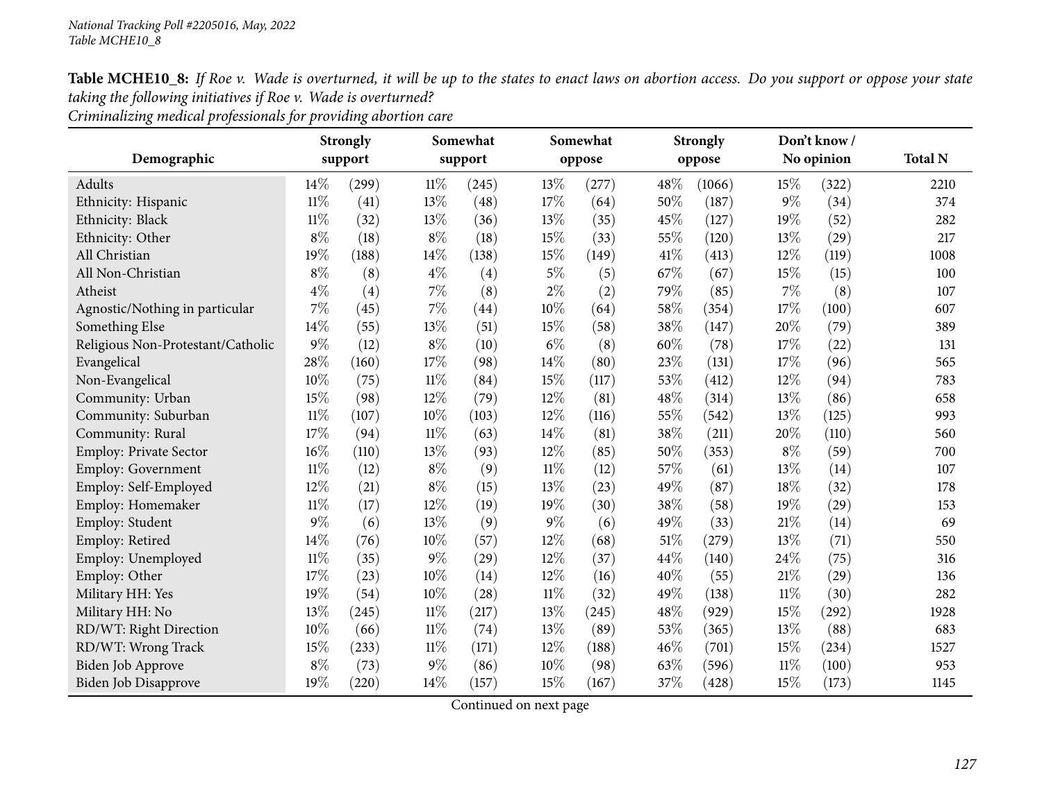**Table MCHE10_8:** *If Roe v. Wade is overturned, it will be up to the states to enact laws on abortion access. Do you support or oppose your state taking the following initiatives if Roe v. Wade is overturned?*
*Criminalizing medical professionals for providing abortion care*

| Demographic | Strongly support | | Somewhat support | | Somewhat oppose | | Strongly oppose | | Don't know / No opinion | | Total N |
|---|---|---|---|---|---|---|---|---|---|---|---|
| Adults | 14% | (299) | 11% | (245) | 13% | (277) | 48% | (1066) | 15% | (322) | 2210 |
| Ethnicity: Hispanic | 11% | (41) | 13% | (48) | 17% | (64) | 50% | (187) | 9% | (34) | 374 |
| Ethnicity: Black | 11% | (32) | 13% | (36) | 13% | (35) | 45% | (127) | 19% | (52) | 282 |
| Ethnicity: Other | 8% | (18) | 8% | (18) | 15% | (33) | 55% | (120) | 13% | (29) | 217 |
| All Christian | 19% | (188) | 14% | (138) | 15% | (149) | 41% | (413) | 12% | (119) | 1008 |
| All Non-Christian | 8% | (8) | 4% | (4) | 5% | (5) | 67% | (67) | 15% | (15) | 100 |
| Atheist | 4% | (4) | 7% | (8) | 2% | (2) | 79% | (85) | 7% | (8) | 107 |
| Agnostic/Nothing in particular | 7% | (45) | 7% | (44) | 10% | (64) | 58% | (354) | 17% | (100) | 607 |
| Something Else | 14% | (55) | 13% | (51) | 15% | (58) | 38% | (147) | 20% | (79) | 389 |
| Religious Non-Protestant/Catholic | 9% | (12) | 8% | (10) | 6% | (8) | 60% | (78) | 17% | (22) | 131 |
| Evangelical | 28% | (160) | 17% | (98) | 14% | (80) | 23% | (131) | 17% | (96) | 565 |
| Non-Evangelical | 10% | (75) | 11% | (84) | 15% | (117) | 53% | (412) | 12% | (94) | 783 |
| Community: Urban | 15% | (98) | 12% | (79) | 12% | (81) | 48% | (314) | 13% | (86) | 658 |
| Community: Suburban | 11% | (107) | 10% | (103) | 12% | (116) | 55% | (542) | 13% | (125) | 993 |
| Community: Rural | 17% | (94) | 11% | (63) | 14% | (81) | 38% | (211) | 20% | (110) | 560 |
| Employ: Private Sector | 16% | (110) | 13% | (93) | 12% | (85) | 50% | (353) | 8% | (59) | 700 |
| Employ: Government | 11% | (12) | 8% | (9) | 11% | (12) | 57% | (61) | 13% | (14) | 107 |
| Employ: Self-Employed | 12% | (21) | 8% | (15) | 13% | (23) | 49% | (87) | 18% | (32) | 178 |
| Employ: Homemaker | 11% | (17) | 12% | (19) | 19% | (30) | 38% | (58) | 19% | (29) | 153 |
| Employ: Student | 9% | (6) | 13% | (9) | 9% | (6) | 49% | (33) | 21% | (14) | 69 |
| Employ: Retired | 14% | (76) | 10% | (57) | 12% | (68) | 51% | (279) | 13% | (71) | 550 |
| Employ: Unemployed | 11% | (35) | 9% | (29) | 12% | (37) | 44% | (140) | 24% | (75) | 316 |
| Employ: Other | 17% | (23) | 10% | (14) | 12% | (16) | 40% | (55) | 21% | (29) | 136 |
| Military HH: Yes | 19% | (54) | 10% | (28) | 11% | (32) | 49% | (138) | 11% | (30) | 282 |
| Military HH: No | 13% | (245) | 11% | (217) | 13% | (245) | 48% | (929) | 15% | (292) | 1928 |
| RD/WT: Right Direction | 10% | (66) | 11% | (74) | 13% | (89) | 53% | (365) | 13% | (88) | 683 |
| RD/WT: Wrong Track | 15% | (233) | 11% | (171) | 12% | (188) | 46% | (701) | 15% | (234) | 1527 |
| Biden Job Approve | 8% | (73) | 9% | (86) | 10% | (98) | 63% | (596) | 11% | (100) | 953 |
| Biden Job Disapprove | 19% | (220) | 14% | (157) | 15% | (167) | 37% | (428) | 15% | (173) | 1145 |

Continued on next page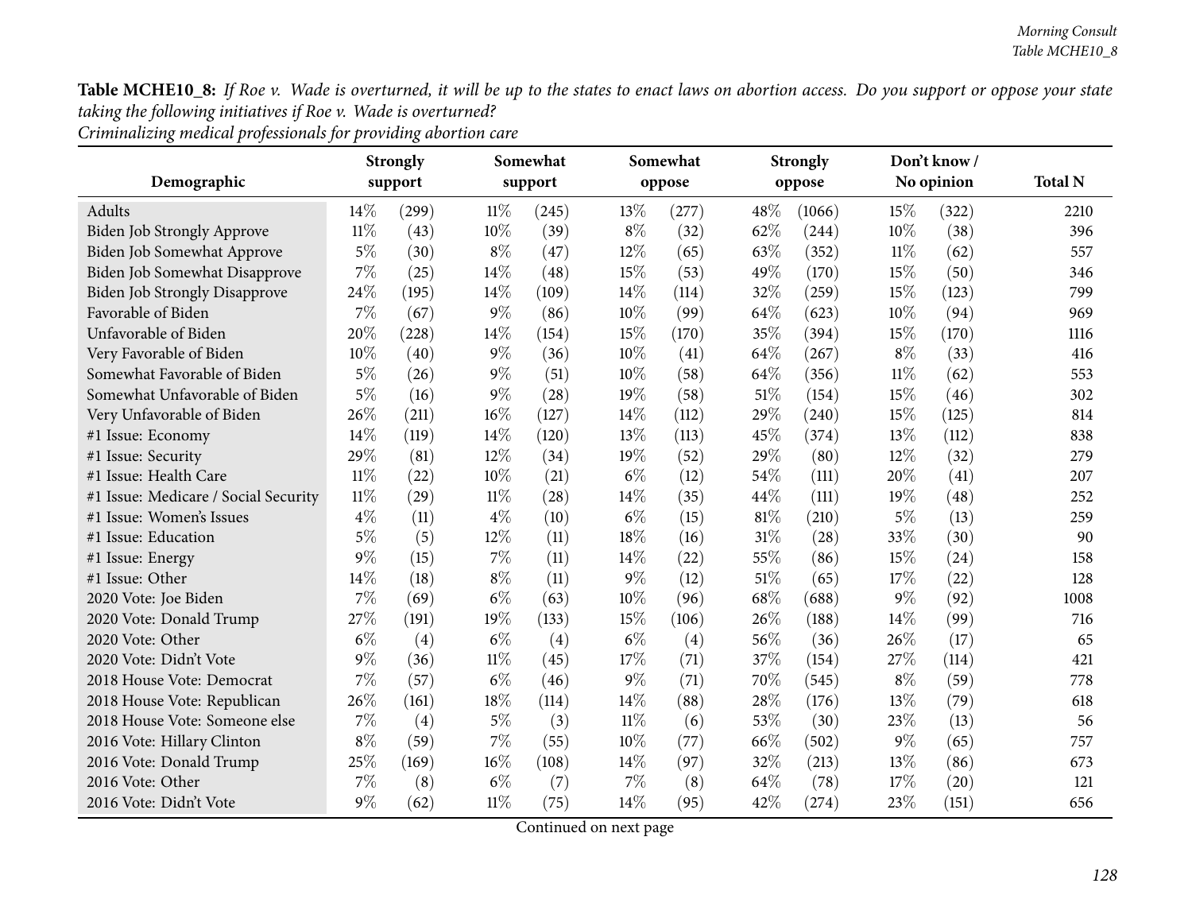**Table MCHE10_8:** *If Roe v. Wade is overturned, it will be up to the states to enact laws on abortion access. Do you support or oppose your state taking the following initiatives if Roe v. Wade is overturned?*
*Criminalizing medical professionals for providing abortion care*

| Demographic | Strongly support | | Somewhat support | | Somewhat oppose | | Strongly oppose | | Don't know / No opinion | | Total N |
|---|---|---|---|---|---|---|---|---|---|---|---|
| Adults | 14% | (299) | 11% | (245) | 13% | (277) | 48% | (1066) | 15% | (322) | 2210 |
| Biden Job Strongly Approve | 11% | (43) | 10% | (39) | 8% | (32) | 62% | (244) | 10% | (38) | 396 |
| Biden Job Somewhat Approve | 5% | (30) | 8% | (47) | 12% | (65) | 63% | (352) | 11% | (62) | 557 |
| Biden Job Somewhat Disapprove | 7% | (25) | 14% | (48) | 15% | (53) | 49% | (170) | 15% | (50) | 346 |
| Biden Job Strongly Disapprove | 24% | (195) | 14% | (109) | 14% | (114) | 32% | (259) | 15% | (123) | 799 |
| Favorable of Biden | 7% | (67) | 9% | (86) | 10% | (99) | 64% | (623) | 10% | (94) | 969 |
| Unfavorable of Biden | 20% | (228) | 14% | (154) | 15% | (170) | 35% | (394) | 15% | (170) | 1116 |
| Very Favorable of Biden | 10% | (40) | 9% | (36) | 10% | (41) | 64% | (267) | 8% | (33) | 416 |
| Somewhat Favorable of Biden | 5% | (26) | 9% | (51) | 10% | (58) | 64% | (356) | 11% | (62) | 553 |
| Somewhat Unfavorable of Biden | 5% | (16) | 9% | (28) | 19% | (58) | 51% | (154) | 15% | (46) | 302 |
| Very Unfavorable of Biden | 26% | (211) | 16% | (127) | 14% | (112) | 29% | (240) | 15% | (125) | 814 |
| #1 Issue: Economy | 14% | (119) | 14% | (120) | 13% | (113) | 45% | (374) | 13% | (112) | 838 |
| #1 Issue: Security | 29% | (81) | 12% | (34) | 19% | (52) | 29% | (80) | 12% | (32) | 279 |
| #1 Issue: Health Care | 11% | (22) | 10% | (21) | 6% | (12) | 54% | (111) | 20% | (41) | 207 |
| #1 Issue: Medicare / Social Security | 11% | (29) | 11% | (28) | 14% | (35) | 44% | (111) | 19% | (48) | 252 |
| #1 Issue: Women's Issues | 4% | (11) | 4% | (10) | 6% | (15) | 81% | (210) | 5% | (13) | 259 |
| #1 Issue: Education | 5% | (5) | 12% | (11) | 18% | (16) | 31% | (28) | 33% | (30) | 90 |
| #1 Issue: Energy | 9% | (15) | 7% | (11) | 14% | (22) | 55% | (86) | 15% | (24) | 158 |
| #1 Issue: Other | 14% | (18) | 8% | (11) | 9% | (12) | 51% | (65) | 17% | (22) | 128 |
| 2020 Vote: Joe Biden | 7% | (69) | 6% | (63) | 10% | (96) | 68% | (688) | 9% | (92) | 1008 |
| 2020 Vote: Donald Trump | 27% | (191) | 19% | (133) | 15% | (106) | 26% | (188) | 14% | (99) | 716 |
| 2020 Vote: Other | 6% | (4) | 6% | (4) | 6% | (4) | 56% | (36) | 26% | (17) | 65 |
| 2020 Vote: Didn't Vote | 9% | (36) | 11% | (45) | 17% | (71) | 37% | (154) | 27% | (114) | 421 |
| 2018 House Vote: Democrat | 7% | (57) | 6% | (46) | 9% | (71) | 70% | (545) | 8% | (59) | 778 |
| 2018 House Vote: Republican | 26% | (161) | 18% | (114) | 14% | (88) | 28% | (176) | 13% | (79) | 618 |
| 2018 House Vote: Someone else | 7% | (4) | 5% | (3) | 11% | (6) | 53% | (30) | 23% | (13) | 56 |
| 2016 Vote: Hillary Clinton | 8% | (59) | 7% | (55) | 10% | (77) | 66% | (502) | 9% | (65) | 757 |
| 2016 Vote: Donald Trump | 25% | (169) | 16% | (108) | 14% | (97) | 32% | (213) | 13% | (86) | 673 |
| 2016 Vote: Other | 7% | (8) | 6% | (7) | 7% | (8) | 64% | (78) | 17% | (20) | 121 |
| 2016 Vote: Didn't Vote | 9% | (62) | 11% | (75) | 14% | (95) | 42% | (274) | 23% | (151) | 656 |

Continued on next page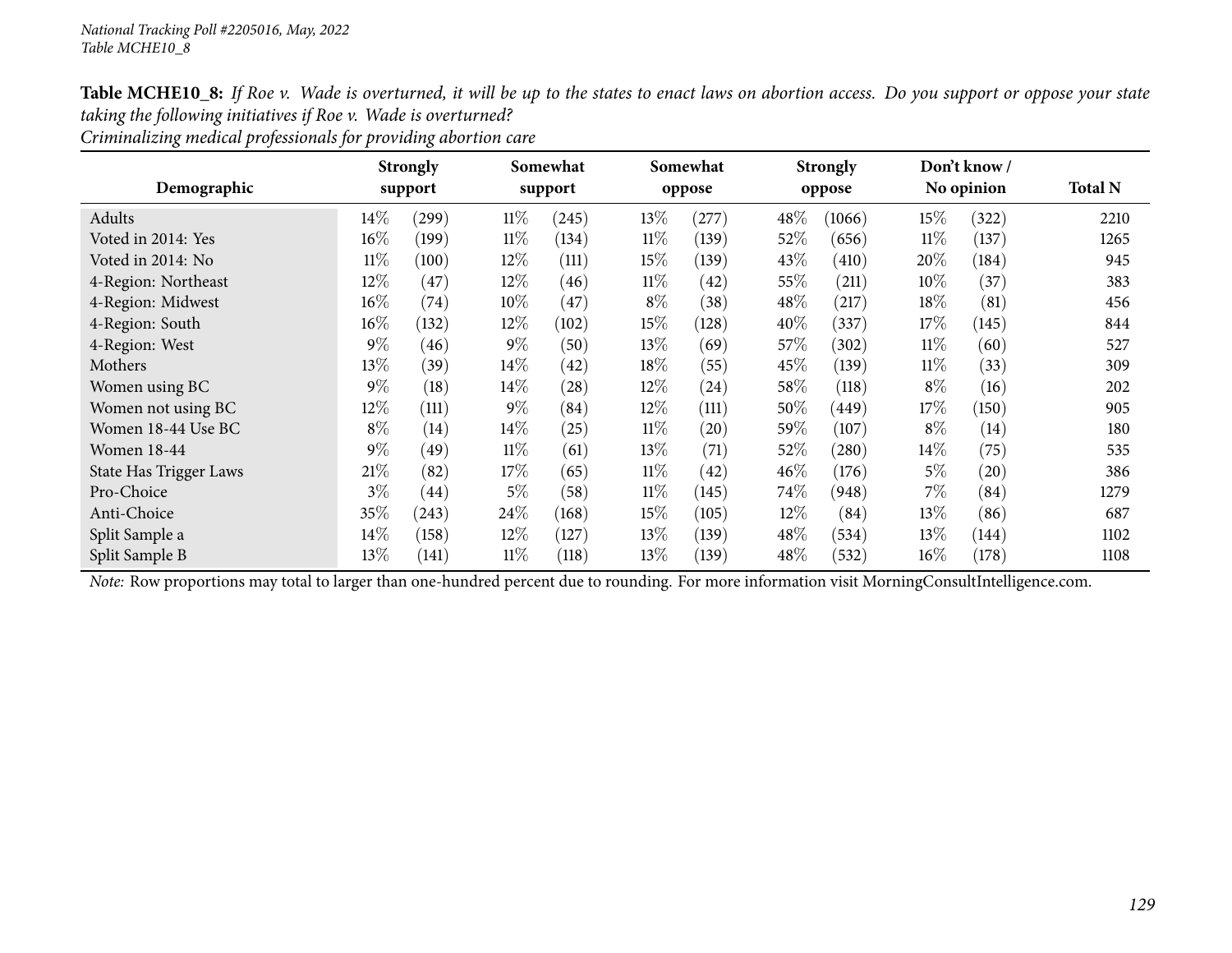National Tracking Poll #2205016, May, 2022
Table MCHE10_8

**Table MCHE10_8:** *If Roe v. Wade is overturned, it will be up to the states to enact laws on abortion access. Do you support or oppose your state taking the following initiatives if Roe v. Wade is overturned?*
*Criminalizing medical professionals for providing abortion care*

| Demographic | Strongly support | | Somewhat support | | Somewhat oppose | | Strongly oppose | | Don't know / No opinion | | Total N |
|---|---|---|---|---|---|---|---|---|---|---|---|
| Adults | 14% | (299) | 11% | (245) | 13% | (277) | 48% | (1066) | 15% | (322) | 2210 |
| Voted in 2014: Yes | 16% | (199) | 11% | (134) | 11% | (139) | 52% | (656) | 11% | (137) | 1265 |
| Voted in 2014: No | 11% | (100) | 12% | (111) | 15% | (139) | 43% | (410) | 20% | (184) | 945 |
| 4-Region: Northeast | 12% | (47) | 12% | (46) | 11% | (42) | 55% | (211) | 10% | (37) | 383 |
| 4-Region: Midwest | 16% | (74) | 10% | (47) | 8% | (38) | 48% | (217) | 18% | (81) | 456 |
| 4-Region: South | 16% | (132) | 12% | (102) | 15% | (128) | 40% | (337) | 17% | (145) | 844 |
| 4-Region: West | 9% | (46) | 9% | (50) | 13% | (69) | 57% | (302) | 11% | (60) | 527 |
| Mothers | 13% | (39) | 14% | (42) | 18% | (55) | 45% | (139) | 11% | (33) | 309 |
| Women using BC | 9% | (18) | 14% | (28) | 12% | (24) | 58% | (118) | 8% | (16) | 202 |
| Women not using BC | 12% | (111) | 9% | (84) | 12% | (111) | 50% | (449) | 17% | (150) | 905 |
| Women 18-44 Use BC | 8% | (14) | 14% | (25) | 11% | (20) | 59% | (107) | 8% | (14) | 180 |
| Women 18-44 | 9% | (49) | 11% | (61) | 13% | (71) | 52% | (280) | 14% | (75) | 535 |
| State Has Trigger Laws | 21% | (82) | 17% | (65) | 11% | (42) | 46% | (176) | 5% | (20) | 386 |
| Pro-Choice | 3% | (44) | 5% | (58) | 11% | (145) | 74% | (948) | 7% | (84) | 1279 |
| Anti-Choice | 35% | (243) | 24% | (168) | 15% | (105) | 12% | (84) | 13% | (86) | 687 |
| Split Sample a | 14% | (158) | 12% | (127) | 13% | (139) | 48% | (534) | 13% | (144) | 1102 |
| Split Sample B | 13% | (141) | 11% | (118) | 13% | (139) | 48% | (532) | 16% | (178) | 1108 |

*Note:* Row proportions may total to larger than one-hundred percent due to rounding. For more information visit MorningConsultIntelligence.com.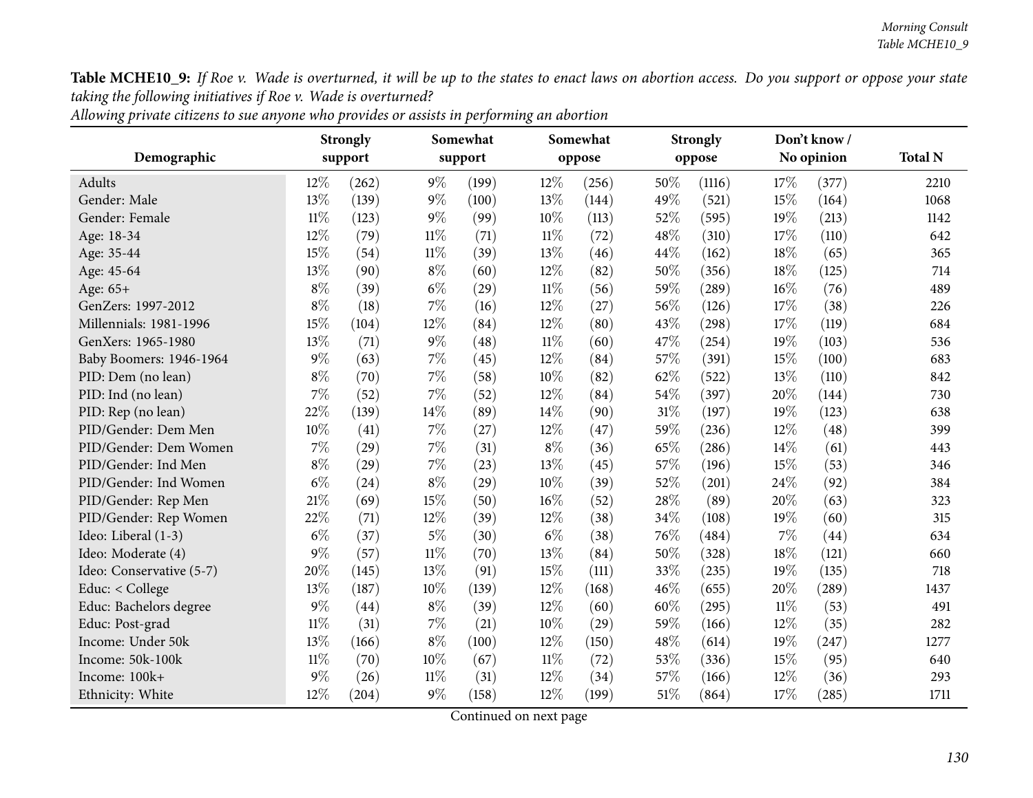**Table MCHE10_9:** *If Roe v. Wade is overturned, it will be up to the states to enact laws on abortion access. Do you support or oppose your state taking the following initiatives if Roe v. Wade is overturned?*

*Allowing private citizens to sue anyone who provides or assists in performing an abortion*

| Demographic | Strongly support | | Somewhat support | | Somewhat oppose | | Strongly oppose | | Don't know / No opinion | | Total N |
|---|---|---|---|---|---|---|---|---|---|---|---|
| Adults | 12% | (262) | 9% | (199) | 12% | (256) | 50% | (1116) | 17% | (377) | 2210 |
| Gender: Male | 13% | (139) | 9% | (100) | 13% | (144) | 49% | (521) | 15% | (164) | 1068 |
| Gender: Female | 11% | (123) | 9% | (99) | 10% | (113) | 52% | (595) | 19% | (213) | 1142 |
| Age: 18-34 | 12% | (79) | 11% | (71) | 11% | (72) | 48% | (310) | 17% | (110) | 642 |
| Age: 35-44 | 15% | (54) | 11% | (39) | 13% | (46) | 44% | (162) | 18% | (65) | 365 |
| Age: 45-64 | 13% | (90) | 8% | (60) | 12% | (82) | 50% | (356) | 18% | (125) | 714 |
| Age: 65+ | 8% | (39) | 6% | (29) | 11% | (56) | 59% | (289) | 16% | (76) | 489 |
| GenZers: 1997-2012 | 8% | (18) | 7% | (16) | 12% | (27) | 56% | (126) | 17% | (38) | 226 |
| Millennials: 1981-1996 | 15% | (104) | 12% | (84) | 12% | (80) | 43% | (298) | 17% | (119) | 684 |
| GenXers: 1965-1980 | 13% | (71) | 9% | (48) | 11% | (60) | 47% | (254) | 19% | (103) | 536 |
| Baby Boomers: 1946-1964 | 9% | (63) | 7% | (45) | 12% | (84) | 57% | (391) | 15% | (100) | 683 |
| PID: Dem (no lean) | 8% | (70) | 7% | (58) | 10% | (82) | 62% | (522) | 13% | (110) | 842 |
| PID: Ind (no lean) | 7% | (52) | 7% | (52) | 12% | (84) | 54% | (397) | 20% | (144) | 730 |
| PID: Rep (no lean) | 22% | (139) | 14% | (89) | 14% | (90) | 31% | (197) | 19% | (123) | 638 |
| PID/Gender: Dem Men | 10% | (41) | 7% | (27) | 12% | (47) | 59% | (236) | 12% | (48) | 399 |
| PID/Gender: Dem Women | 7% | (29) | 7% | (31) | 8% | (36) | 65% | (286) | 14% | (61) | 443 |
| PID/Gender: Ind Men | 8% | (29) | 7% | (23) | 13% | (45) | 57% | (196) | 15% | (53) | 346 |
| PID/Gender: Ind Women | 6% | (24) | 8% | (29) | 10% | (39) | 52% | (201) | 24% | (92) | 384 |
| PID/Gender: Rep Men | 21% | (69) | 15% | (50) | 16% | (52) | 28% | (89) | 20% | (63) | 323 |
| PID/Gender: Rep Women | 22% | (71) | 12% | (39) | 12% | (38) | 34% | (108) | 19% | (60) | 315 |
| Ideo: Liberal (1-3) | 6% | (37) | 5% | (30) | 6% | (38) | 76% | (484) | 7% | (44) | 634 |
| Ideo: Moderate (4) | 9% | (57) | 11% | (70) | 13% | (84) | 50% | (328) | 18% | (121) | 660 |
| Ideo: Conservative (5-7) | 20% | (145) | 13% | (91) | 15% | (111) | 33% | (235) | 19% | (135) | 718 |
| Educ: < College | 13% | (187) | 10% | (139) | 12% | (168) | 46% | (655) | 20% | (289) | 1437 |
| Educ: Bachelors degree | 9% | (44) | 8% | (39) | 12% | (60) | 60% | (295) | 11% | (53) | 491 |
| Educ: Post-grad | 11% | (31) | 7% | (21) | 10% | (29) | 59% | (166) | 12% | (35) | 282 |
| Income: Under 50k | 13% | (166) | 8% | (100) | 12% | (150) | 48% | (614) | 19% | (247) | 1277 |
| Income: 50k-100k | 11% | (70) | 10% | (67) | 11% | (72) | 53% | (336) | 15% | (95) | 640 |
| Income: 100k+ | 9% | (26) | 11% | (31) | 12% | (34) | 57% | (166) | 12% | (36) | 293 |
| Ethnicity: White | 12% | (204) | 9% | (158) | 12% | (199) | 51% | (864) | 17% | (285) | 1711 |

Continued on next page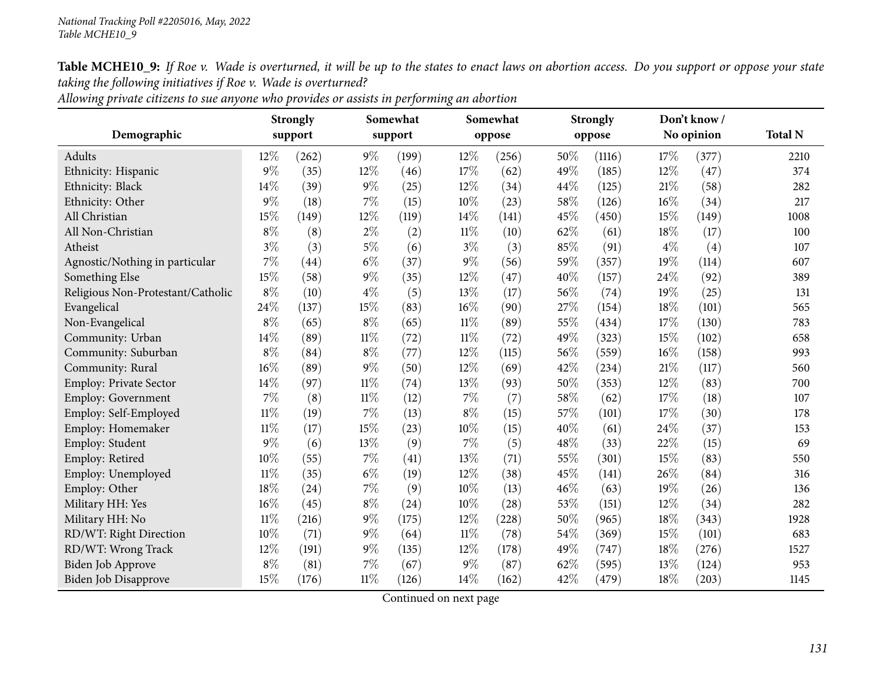**Table MCHE10_9:** *If Roe v. Wade is overturned, it will be up to the states to enact laws on abortion access. Do you support or oppose your state taking the following initiatives if Roe v. Wade is overturned?*

*Allowing private citizens to sue anyone who provides or assists in performing an abortion*

| Demographic | Strongly support | | Somewhat support | | Somewhat oppose | | Strongly oppose | | Don't know / No opinion | | Total N |
|---|---|---|---|---|---|---|---|---|---|---|---|
| Adults | 12% | (262) | 9% | (199) | 12% | (256) | 50% | (1116) | 17% | (377) | 2210 |
| Ethnicity: Hispanic | 9% | (35) | 12% | (46) | 17% | (62) | 49% | (185) | 12% | (47) | 374 |
| Ethnicity: Black | 14% | (39) | 9% | (25) | 12% | (34) | 44% | (125) | 21% | (58) | 282 |
| Ethnicity: Other | 9% | (18) | 7% | (15) | 10% | (23) | 58% | (126) | 16% | (34) | 217 |
| All Christian | 15% | (149) | 12% | (119) | 14% | (141) | 45% | (450) | 15% | (149) | 1008 |
| All Non-Christian | 8% | (8) | 2% | (2) | 11% | (10) | 62% | (61) | 18% | (17) | 100 |
| Atheist | 3% | (3) | 5% | (6) | 3% | (3) | 85% | (91) | 4% | (4) | 107 |
| Agnostic/Nothing in particular | 7% | (44) | 6% | (37) | 9% | (56) | 59% | (357) | 19% | (114) | 607 |
| Something Else | 15% | (58) | 9% | (35) | 12% | (47) | 40% | (157) | 24% | (92) | 389 |
| Religious Non-Protestant/Catholic | 8% | (10) | 4% | (5) | 13% | (17) | 56% | (74) | 19% | (25) | 131 |
| Evangelical | 24% | (137) | 15% | (83) | 16% | (90) | 27% | (154) | 18% | (101) | 565 |
| Non-Evangelical | 8% | (65) | 8% | (65) | 11% | (89) | 55% | (434) | 17% | (130) | 783 |
| Community: Urban | 14% | (89) | 11% | (72) | 11% | (72) | 49% | (323) | 15% | (102) | 658 |
| Community: Suburban | 8% | (84) | 8% | (77) | 12% | (115) | 56% | (559) | 16% | (158) | 993 |
| Community: Rural | 16% | (89) | 9% | (50) | 12% | (69) | 42% | (234) | 21% | (117) | 560 |
| Employ: Private Sector | 14% | (97) | 11% | (74) | 13% | (93) | 50% | (353) | 12% | (83) | 700 |
| Employ: Government | 7% | (8) | 11% | (12) | 7% | (7) | 58% | (62) | 17% | (18) | 107 |
| Employ: Self-Employed | 11% | (19) | 7% | (13) | 8% | (15) | 57% | (101) | 17% | (30) | 178 |
| Employ: Homemaker | 11% | (17) | 15% | (23) | 10% | (15) | 40% | (61) | 24% | (37) | 153 |
| Employ: Student | 9% | (6) | 13% | (9) | 7% | (5) | 48% | (33) | 22% | (15) | 69 |
| Employ: Retired | 10% | (55) | 7% | (41) | 13% | (71) | 55% | (301) | 15% | (83) | 550 |
| Employ: Unemployed | 11% | (35) | 6% | (19) | 12% | (38) | 45% | (141) | 26% | (84) | 316 |
| Employ: Other | 18% | (24) | 7% | (9) | 10% | (13) | 46% | (63) | 19% | (26) | 136 |
| Military HH: Yes | 16% | (45) | 8% | (24) | 10% | (28) | 53% | (151) | 12% | (34) | 282 |
| Military HH: No | 11% | (216) | 9% | (175) | 12% | (228) | 50% | (965) | 18% | (343) | 1928 |
| RD/WT: Right Direction | 10% | (71) | 9% | (64) | 11% | (78) | 54% | (369) | 15% | (101) | 683 |
| RD/WT: Wrong Track | 12% | (191) | 9% | (135) | 12% | (178) | 49% | (747) | 18% | (276) | 1527 |
| Biden Job Approve | 8% | (81) | 7% | (67) | 9% | (87) | 62% | (595) | 13% | (124) | 953 |
| Biden Job Disapprove | 15% | (176) | 11% | (126) | 14% | (162) | 42% | (479) | 18% | (203) | 1145 |

Continued on next page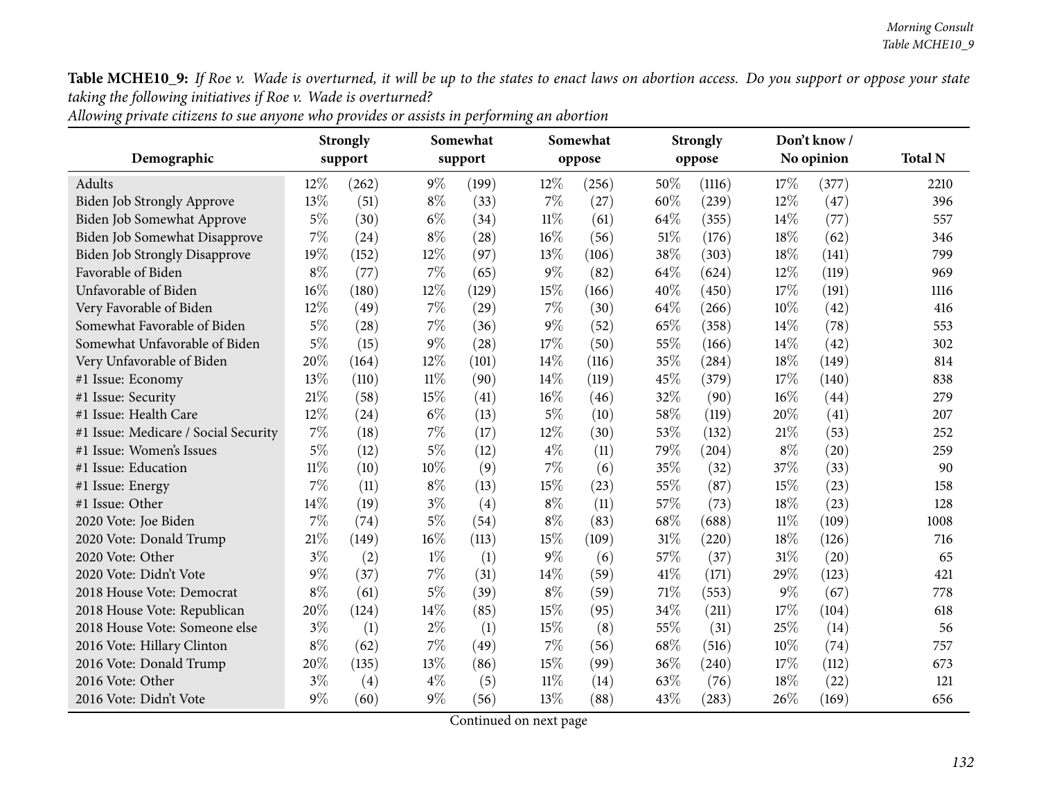**Table MCHE10_9:** *If Roe v. Wade is overturned, it will be up to the states to enact laws on abortion access. Do you support or oppose your state taking the following initiatives if Roe v. Wade is overturned?*

*Allowing private citizens to sue anyone who provides or assists in performing an abortion*

| Demographic | Strongly support | | Somewhat support | | Somewhat oppose | | Strongly oppose | | Don't know / No opinion | | Total N |
|---|---|---|---|---|---|---|---|---|---|---|---|
| Adults | 12% | (262) | 9% | (199) | 12% | (256) | 50% | (1116) | 17% | (377) | 2210 |
| Biden Job Strongly Approve | 13% | (51) | 8% | (33) | 7% | (27) | 60% | (239) | 12% | (47) | 396 |
| Biden Job Somewhat Approve | 5% | (30) | 6% | (34) | 11% | (61) | 64% | (355) | 14% | (77) | 557 |
| Biden Job Somewhat Disapprove | 7% | (24) | 8% | (28) | 16% | (56) | 51% | (176) | 18% | (62) | 346 |
| Biden Job Strongly Disapprove | 19% | (152) | 12% | (97) | 13% | (106) | 38% | (303) | 18% | (141) | 799 |
| Favorable of Biden | 8% | (77) | 7% | (65) | 9% | (82) | 64% | (624) | 12% | (119) | 969 |
| Unfavorable of Biden | 16% | (180) | 12% | (129) | 15% | (166) | 40% | (450) | 17% | (191) | 1116 |
| Very Favorable of Biden | 12% | (49) | 7% | (29) | 7% | (30) | 64% | (266) | 10% | (42) | 416 |
| Somewhat Favorable of Biden | 5% | (28) | 7% | (36) | 9% | (52) | 65% | (358) | 14% | (78) | 553 |
| Somewhat Unfavorable of Biden | 5% | (15) | 9% | (28) | 17% | (50) | 55% | (166) | 14% | (42) | 302 |
| Very Unfavorable of Biden | 20% | (164) | 12% | (101) | 14% | (116) | 35% | (284) | 18% | (149) | 814 |
| #1 Issue: Economy | 13% | (110) | 11% | (90) | 14% | (119) | 45% | (379) | 17% | (140) | 838 |
| #1 Issue: Security | 21% | (58) | 15% | (41) | 16% | (46) | 32% | (90) | 16% | (44) | 279 |
| #1 Issue: Health Care | 12% | (24) | 6% | (13) | 5% | (10) | 58% | (119) | 20% | (41) | 207 |
| #1 Issue: Medicare / Social Security | 7% | (18) | 7% | (17) | 12% | (30) | 53% | (132) | 21% | (53) | 252 |
| #1 Issue: Women's Issues | 5% | (12) | 5% | (12) | 4% | (11) | 79% | (204) | 8% | (20) | 259 |
| #1 Issue: Education | 11% | (10) | 10% | (9) | 7% | (6) | 35% | (32) | 37% | (33) | 90 |
| #1 Issue: Energy | 7% | (11) | 8% | (13) | 15% | (23) | 55% | (87) | 15% | (23) | 158 |
| #1 Issue: Other | 14% | (19) | 3% | (4) | 8% | (11) | 57% | (73) | 18% | (23) | 128 |
| 2020 Vote: Joe Biden | 7% | (74) | 5% | (54) | 8% | (83) | 68% | (688) | 11% | (109) | 1008 |
| 2020 Vote: Donald Trump | 21% | (149) | 16% | (113) | 15% | (109) | 31% | (220) | 18% | (126) | 716 |
| 2020 Vote: Other | 3% | (2) | 1% | (1) | 9% | (6) | 57% | (37) | 31% | (20) | 65 |
| 2020 Vote: Didn't Vote | 9% | (37) | 7% | (31) | 14% | (59) | 41% | (171) | 29% | (123) | 421 |
| 2018 House Vote: Democrat | 8% | (61) | 5% | (39) | 8% | (59) | 71% | (553) | 9% | (67) | 778 |
| 2018 House Vote: Republican | 20% | (124) | 14% | (85) | 15% | (95) | 34% | (211) | 17% | (104) | 618 |
| 2018 House Vote: Someone else | 3% | (1) | 2% | (1) | 15% | (8) | 55% | (31) | 25% | (14) | 56 |
| 2016 Vote: Hillary Clinton | 8% | (62) | 7% | (49) | 7% | (56) | 68% | (516) | 10% | (74) | 757 |
| 2016 Vote: Donald Trump | 20% | (135) | 13% | (86) | 15% | (99) | 36% | (240) | 17% | (112) | 673 |
| 2016 Vote: Other | 3% | (4) | 4% | (5) | 11% | (14) | 63% | (76) | 18% | (22) | 121 |
| 2016 Vote: Didn't Vote | 9% | (60) | 9% | (56) | 13% | (88) | 43% | (283) | 26% | (169) | 656 |

Continued on next page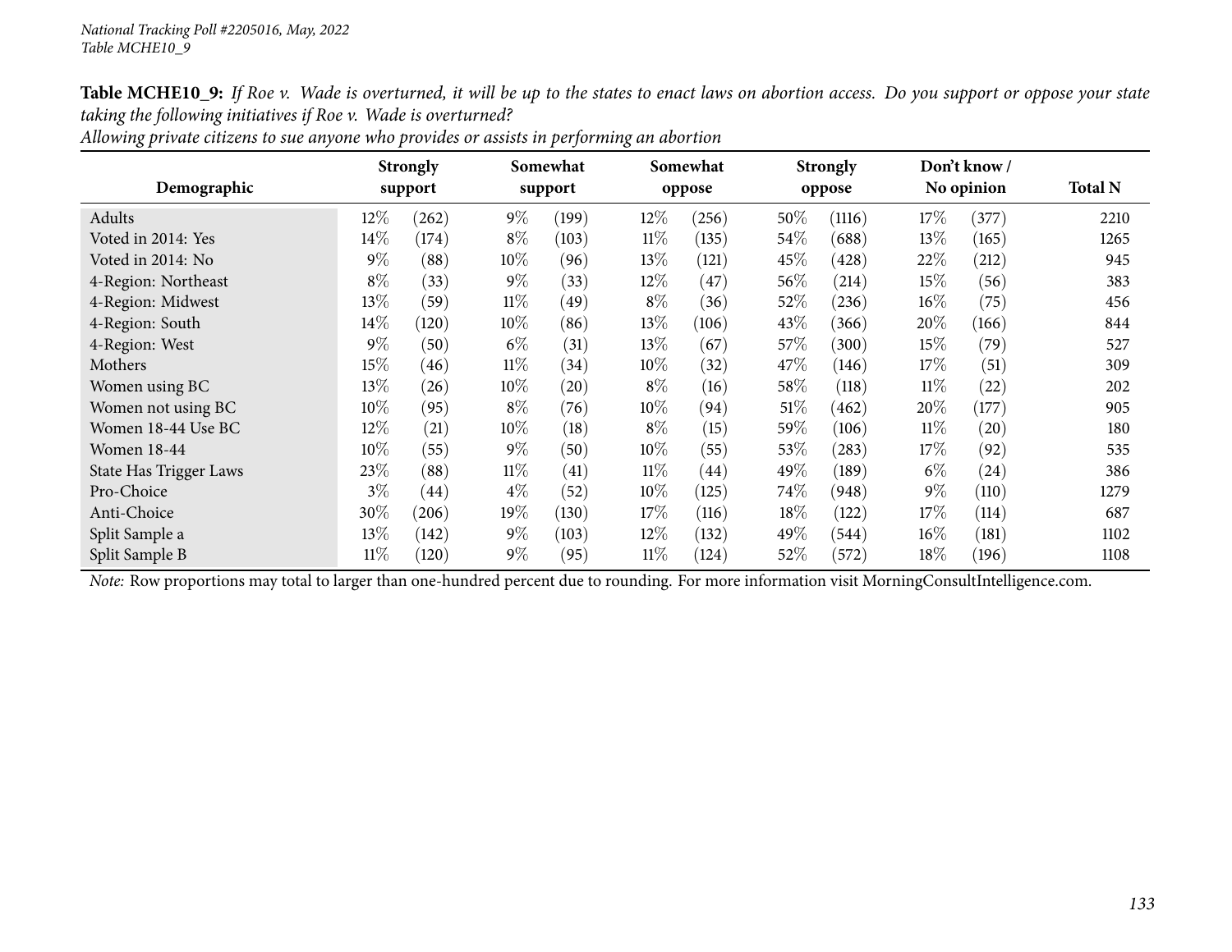*National Tracking Poll #2205016, May, 2022*
*Table MCHE10_9*

**Table MCHE10_9:** *If Roe v. Wade is overturned, it will be up to the states to enact laws on abortion access. Do you support or oppose your state taking the following initiatives if Roe v. Wade is overturned?*
*Allowing private citizens to sue anyone who provides or assists in performing an abortion*

| Demographic | Strongly support | | Somewhat support | | Somewhat oppose | | Strongly oppose | | Don't know / No opinion | | Total N |
|---|---|---|---|---|---|---|---|---|---|---|---|
| Adults | 12% | (262) | 9% | (199) | 12% | (256) | 50% | (1116) | 17% | (377) | 2210 |
| Voted in 2014: Yes | 14% | (174) | 8% | (103) | 11% | (135) | 54% | (688) | 13% | (165) | 1265 |
| Voted in 2014: No | 9% | (88) | 10% | (96) | 13% | (121) | 45% | (428) | 22% | (212) | 945 |
| 4-Region: Northeast | 8% | (33) | 9% | (33) | 12% | (47) | 56% | (214) | 15% | (56) | 383 |
| 4-Region: Midwest | 13% | (59) | 11% | (49) | 8% | (36) | 52% | (236) | 16% | (75) | 456 |
| 4-Region: South | 14% | (120) | 10% | (86) | 13% | (106) | 43% | (366) | 20% | (166) | 844 |
| 4-Region: West | 9% | (50) | 6% | (31) | 13% | (67) | 57% | (300) | 15% | (79) | 527 |
| Mothers | 15% | (46) | 11% | (34) | 10% | (32) | 47% | (146) | 17% | (51) | 309 |
| Women using BC | 13% | (26) | 10% | (20) | 8% | (16) | 58% | (118) | 11% | (22) | 202 |
| Women not using BC | 10% | (95) | 8% | (76) | 10% | (94) | 51% | (462) | 20% | (177) | 905 |
| Women 18-44 Use BC | 12% | (21) | 10% | (18) | 8% | (15) | 59% | (106) | 11% | (20) | 180 |
| Women 18-44 | 10% | (55) | 9% | (50) | 10% | (55) | 53% | (283) | 17% | (92) | 535 |
| State Has Trigger Laws | 23% | (88) | 11% | (41) | 11% | (44) | 49% | (189) | 6% | (24) | 386 |
| Pro-Choice | 3% | (44) | 4% | (52) | 10% | (125) | 74% | (948) | 9% | (110) | 1279 |
| Anti-Choice | 30% | (206) | 19% | (130) | 17% | (116) | 18% | (122) | 17% | (114) | 687 |
| Split Sample a | 13% | (142) | 9% | (103) | 12% | (132) | 49% | (544) | 16% | (181) | 1102 |
| Split Sample B | 11% | (120) | 9% | (95) | 11% | (124) | 52% | (572) | 18% | (196) | 1108 |

*Note:* Row proportions may total to larger than one-hundred percent due to rounding. For more information visit MorningConsultIntelligence.com.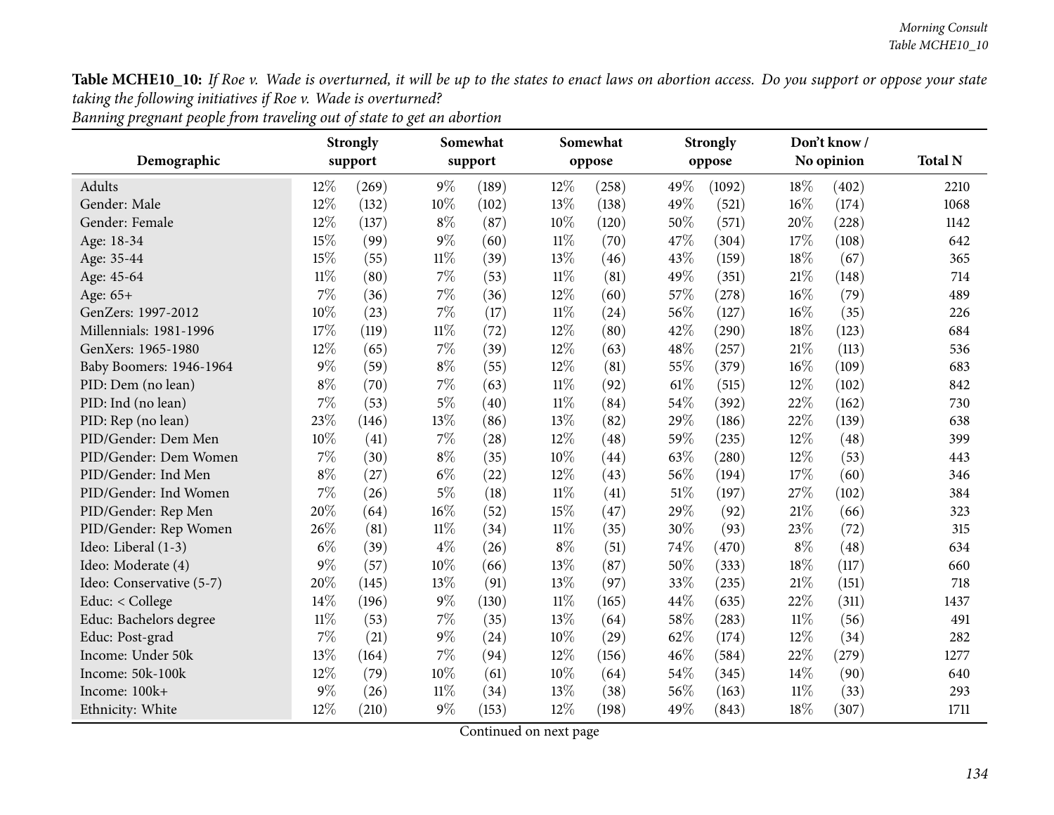**Table MCHE10_10:** *If Roe v. Wade is overturned, it will be up to the states to enact laws on abortion access. Do you support or oppose your state taking the following initiatives if Roe v. Wade is overturned?*
*Banning pregnant people from traveling out of state to get an abortion*

| Demographic | Strongly support | | Somewhat support | | Somewhat oppose | | Strongly oppose | | Don't know / No opinion | | Total N |
|---|---|---|---|---|---|---|---|---|---|---|---|
| Adults | 12% | (269) | 9% | (189) | 12% | (258) | 49% | (1092) | 18% | (402) | 2210 |
| Gender: Male | 12% | (132) | 10% | (102) | 13% | (138) | 49% | (521) | 16% | (174) | 1068 |
| Gender: Female | 12% | (137) | 8% | (87) | 10% | (120) | 50% | (571) | 20% | (228) | 1142 |
| Age: 18-34 | 15% | (99) | 9% | (60) | 11% | (70) | 47% | (304) | 17% | (108) | 642 |
| Age: 35-44 | 15% | (55) | 11% | (39) | 13% | (46) | 43% | (159) | 18% | (67) | 365 |
| Age: 45-64 | 11% | (80) | 7% | (53) | 11% | (81) | 49% | (351) | 21% | (148) | 714 |
| Age: 65+ | 7% | (36) | 7% | (36) | 12% | (60) | 57% | (278) | 16% | (79) | 489 |
| GenZers: 1997-2012 | 10% | (23) | 7% | (17) | 11% | (24) | 56% | (127) | 16% | (35) | 226 |
| Millennials: 1981-1996 | 17% | (119) | 11% | (72) | 12% | (80) | 42% | (290) | 18% | (123) | 684 |
| GenXers: 1965-1980 | 12% | (65) | 7% | (39) | 12% | (63) | 48% | (257) | 21% | (113) | 536 |
| Baby Boomers: 1946-1964 | 9% | (59) | 8% | (55) | 12% | (81) | 55% | (379) | 16% | (109) | 683 |
| PID: Dem (no lean) | 8% | (70) | 7% | (63) | 11% | (92) | 61% | (515) | 12% | (102) | 842 |
| PID: Ind (no lean) | 7% | (53) | 5% | (40) | 11% | (84) | 54% | (392) | 22% | (162) | 730 |
| PID: Rep (no lean) | 23% | (146) | 13% | (86) | 13% | (82) | 29% | (186) | 22% | (139) | 638 |
| PID/Gender: Dem Men | 10% | (41) | 7% | (28) | 12% | (48) | 59% | (235) | 12% | (48) | 399 |
| PID/Gender: Dem Women | 7% | (30) | 8% | (35) | 10% | (44) | 63% | (280) | 12% | (53) | 443 |
| PID/Gender: Ind Men | 8% | (27) | 6% | (22) | 12% | (43) | 56% | (194) | 17% | (60) | 346 |
| PID/Gender: Ind Women | 7% | (26) | 5% | (18) | 11% | (41) | 51% | (197) | 27% | (102) | 384 |
| PID/Gender: Rep Men | 20% | (64) | 16% | (52) | 15% | (47) | 29% | (92) | 21% | (66) | 323 |
| PID/Gender: Rep Women | 26% | (81) | 11% | (34) | 11% | (35) | 30% | (93) | 23% | (72) | 315 |
| Ideo: Liberal (1-3) | 6% | (39) | 4% | (26) | 8% | (51) | 74% | (470) | 8% | (48) | 634 |
| Ideo: Moderate (4) | 9% | (57) | 10% | (66) | 13% | (87) | 50% | (333) | 18% | (117) | 660 |
| Ideo: Conservative (5-7) | 20% | (145) | 13% | (91) | 13% | (97) | 33% | (235) | 21% | (151) | 718 |
| Educ: < College | 14% | (196) | 9% | (130) | 11% | (165) | 44% | (635) | 22% | (311) | 1437 |
| Educ: Bachelors degree | 11% | (53) | 7% | (35) | 13% | (64) | 58% | (283) | 11% | (56) | 491 |
| Educ: Post-grad | 7% | (21) | 9% | (24) | 10% | (29) | 62% | (174) | 12% | (34) | 282 |
| Income: Under 50k | 13% | (164) | 7% | (94) | 12% | (156) | 46% | (584) | 22% | (279) | 1277 |
| Income: 50k-100k | 12% | (79) | 10% | (61) | 10% | (64) | 54% | (345) | 14% | (90) | 640 |
| Income: 100k+ | 9% | (26) | 11% | (34) | 13% | (38) | 56% | (163) | 11% | (33) | 293 |
| Ethnicity: White | 12% | (210) | 9% | (153) | 12% | (198) | 49% | (843) | 18% | (307) | 1711 |

Continued on next page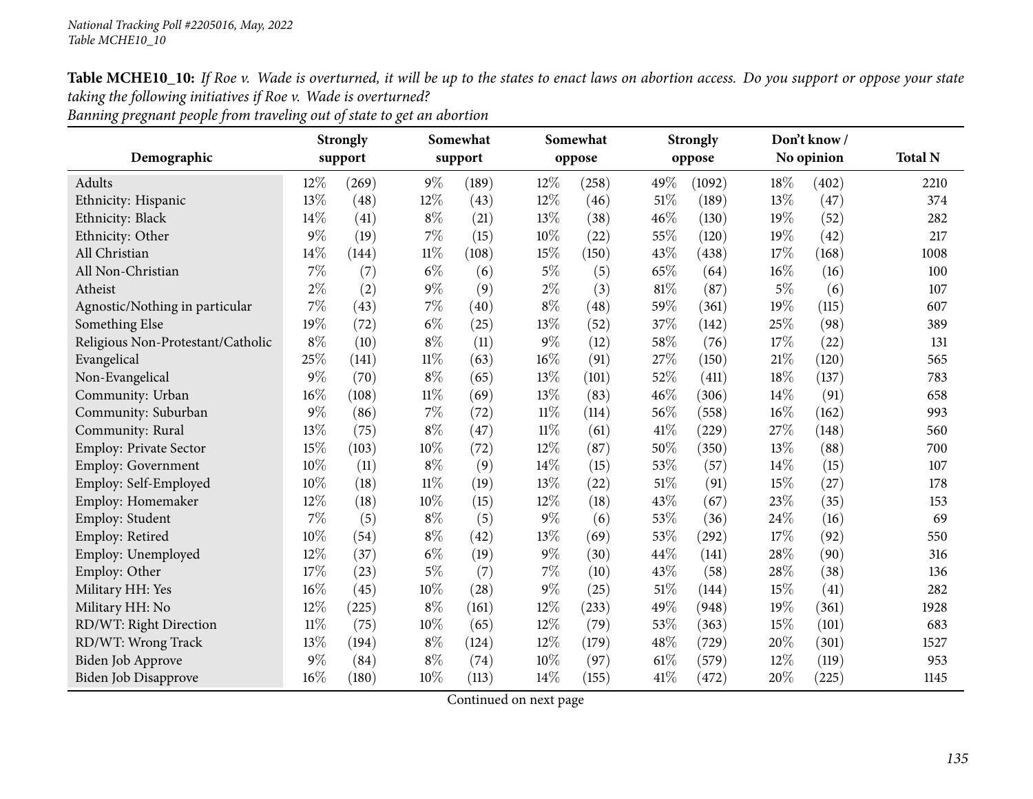**Table MCHE10_10:** *If Roe v. Wade is overturned, it will be up to the states to enact laws on abortion access. Do you support or oppose your state taking the following initiatives if Roe v. Wade is overturned?*
*Banning pregnant people from traveling out of state to get an abortion*

| Demographic | Strongly support | | Somewhat support | | Somewhat oppose | | Strongly oppose | | Don't know / No opinion | | Total N |
|---|---|---|---|---|---|---|---|---|---|---|---|
| Adults | 12% | (269) | 9% | (189) | 12% | (258) | 49% | (1092) | 18% | (402) | 2210 |
| Ethnicity: Hispanic | 13% | (48) | 12% | (43) | 12% | (46) | 51% | (189) | 13% | (47) | 374 |
| Ethnicity: Black | 14% | (41) | 8% | (21) | 13% | (38) | 46% | (130) | 19% | (52) | 282 |
| Ethnicity: Other | 9% | (19) | 7% | (15) | 10% | (22) | 55% | (120) | 19% | (42) | 217 |
| All Christian | 14% | (144) | 11% | (108) | 15% | (150) | 43% | (438) | 17% | (168) | 1008 |
| All Non-Christian | 7% | (7) | 6% | (6) | 5% | (5) | 65% | (64) | 16% | (16) | 100 |
| Atheist | 2% | (2) | 9% | (9) | 2% | (3) | 81% | (87) | 5% | (6) | 107 |
| Agnostic/Nothing in particular | 7% | (43) | 7% | (40) | 8% | (48) | 59% | (361) | 19% | (115) | 607 |
| Something Else | 19% | (72) | 6% | (25) | 13% | (52) | 37% | (142) | 25% | (98) | 389 |
| Religious Non-Protestant/Catholic | 8% | (10) | 8% | (11) | 9% | (12) | 58% | (76) | 17% | (22) | 131 |
| Evangelical | 25% | (141) | 11% | (63) | 16% | (91) | 27% | (150) | 21% | (120) | 565 |
| Non-Evangelical | 9% | (70) | 8% | (65) | 13% | (101) | 52% | (411) | 18% | (137) | 783 |
| Community: Urban | 16% | (108) | 11% | (69) | 13% | (83) | 46% | (306) | 14% | (91) | 658 |
| Community: Suburban | 9% | (86) | 7% | (72) | 11% | (114) | 56% | (558) | 16% | (162) | 993 |
| Community: Rural | 13% | (75) | 8% | (47) | 11% | (61) | 41% | (229) | 27% | (148) | 560 |
| Employ: Private Sector | 15% | (103) | 10% | (72) | 12% | (87) | 50% | (350) | 13% | (88) | 700 |
| Employ: Government | 10% | (11) | 8% | (9) | 14% | (15) | 53% | (57) | 14% | (15) | 107 |
| Employ: Self-Employed | 10% | (18) | 11% | (19) | 13% | (22) | 51% | (91) | 15% | (27) | 178 |
| Employ: Homemaker | 12% | (18) | 10% | (15) | 12% | (18) | 43% | (67) | 23% | (35) | 153 |
| Employ: Student | 7% | (5) | 8% | (5) | 9% | (6) | 53% | (36) | 24% | (16) | 69 |
| Employ: Retired | 10% | (54) | 8% | (42) | 13% | (69) | 53% | (292) | 17% | (92) | 550 |
| Employ: Unemployed | 12% | (37) | 6% | (19) | 9% | (30) | 44% | (141) | 28% | (90) | 316 |
| Employ: Other | 17% | (23) | 5% | (7) | 7% | (10) | 43% | (58) | 28% | (38) | 136 |
| Military HH: Yes | 16% | (45) | 10% | (28) | 9% | (25) | 51% | (144) | 15% | (41) | 282 |
| Military HH: No | 12% | (225) | 8% | (161) | 12% | (233) | 49% | (948) | 19% | (361) | 1928 |
| RD/WT: Right Direction | 11% | (75) | 10% | (65) | 12% | (79) | 53% | (363) | 15% | (101) | 683 |
| RD/WT: Wrong Track | 13% | (194) | 8% | (124) | 12% | (179) | 48% | (729) | 20% | (301) | 1527 |
| Biden Job Approve | 9% | (84) | 8% | (74) | 10% | (97) | 61% | (579) | 12% | (119) | 953 |
| Biden Job Disapprove | 16% | (180) | 10% | (113) | 14% | (155) | 41% | (472) | 20% | (225) | 1145 |

Continued on next page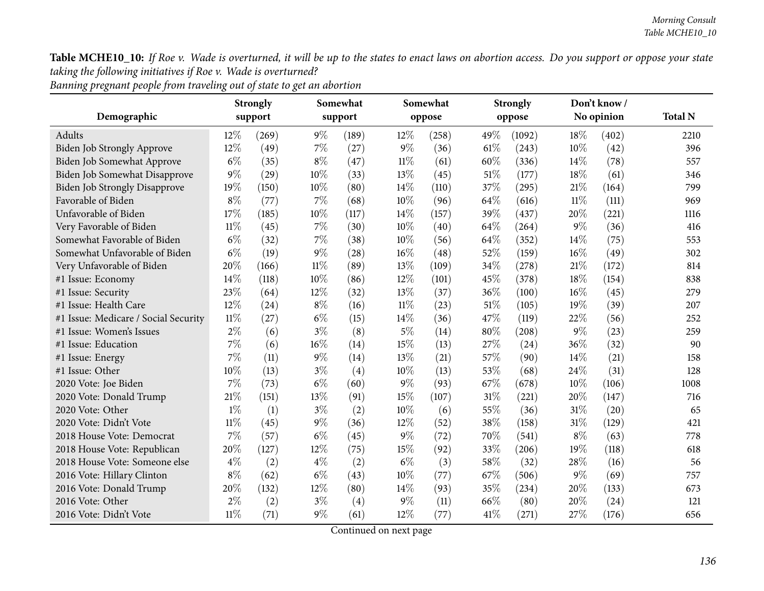**Table MCHE10_10:** *If Roe v. Wade is overturned, it will be up to the states to enact laws on abortion access. Do you support or oppose your state taking the following initiatives if Roe v. Wade is overturned?*
*Banning pregnant people from traveling out of state to get an abortion*

| Demographic | Strongly support | | Somewhat support | | Somewhat oppose | | Strongly oppose | | Don't know / No opinion | | Total N |
|---|---|---|---|---|---|---|---|---|---|---|---|
| Adults | 12% | (269) | 9% | (189) | 12% | (258) | 49% | (1092) | 18% | (402) | 2210 |
| Biden Job Strongly Approve | 12% | (49) | 7% | (27) | 9% | (36) | 61% | (243) | 10% | (42) | 396 |
| Biden Job Somewhat Approve | 6% | (35) | 8% | (47) | 11% | (61) | 60% | (336) | 14% | (78) | 557 |
| Biden Job Somewhat Disapprove | 9% | (29) | 10% | (33) | 13% | (45) | 51% | (177) | 18% | (61) | 346 |
| Biden Job Strongly Disapprove | 19% | (150) | 10% | (80) | 14% | (110) | 37% | (295) | 21% | (164) | 799 |
| Favorable of Biden | 8% | (77) | 7% | (68) | 10% | (96) | 64% | (616) | 11% | (111) | 969 |
| Unfavorable of Biden | 17% | (185) | 10% | (117) | 14% | (157) | 39% | (437) | 20% | (221) | 1116 |
| Very Favorable of Biden | 11% | (45) | 7% | (30) | 10% | (40) | 64% | (264) | 9% | (36) | 416 |
| Somewhat Favorable of Biden | 6% | (32) | 7% | (38) | 10% | (56) | 64% | (352) | 14% | (75) | 553 |
| Somewhat Unfavorable of Biden | 6% | (19) | 9% | (28) | 16% | (48) | 52% | (159) | 16% | (49) | 302 |
| Very Unfavorable of Biden | 20% | (166) | 11% | (89) | 13% | (109) | 34% | (278) | 21% | (172) | 814 |
| #1 Issue: Economy | 14% | (118) | 10% | (86) | 12% | (101) | 45% | (378) | 18% | (154) | 838 |
| #1 Issue: Security | 23% | (64) | 12% | (32) | 13% | (37) | 36% | (100) | 16% | (45) | 279 |
| #1 Issue: Health Care | 12% | (24) | 8% | (16) | 11% | (23) | 51% | (105) | 19% | (39) | 207 |
| #1 Issue: Medicare / Social Security | 11% | (27) | 6% | (15) | 14% | (36) | 47% | (119) | 22% | (56) | 252 |
| #1 Issue: Women's Issues | 2% | (6) | 3% | (8) | 5% | (14) | 80% | (208) | 9% | (23) | 259 |
| #1 Issue: Education | 7% | (6) | 16% | (14) | 15% | (13) | 27% | (24) | 36% | (32) | 90 |
| #1 Issue: Energy | 7% | (11) | 9% | (14) | 13% | (21) | 57% | (90) | 14% | (21) | 158 |
| #1 Issue: Other | 10% | (13) | 3% | (4) | 10% | (13) | 53% | (68) | 24% | (31) | 128 |
| 2020 Vote: Joe Biden | 7% | (73) | 6% | (60) | 9% | (93) | 67% | (678) | 10% | (106) | 1008 |
| 2020 Vote: Donald Trump | 21% | (151) | 13% | (91) | 15% | (107) | 31% | (221) | 20% | (147) | 716 |
| 2020 Vote: Other | 1% | (1) | 3% | (2) | 10% | (6) | 55% | (36) | 31% | (20) | 65 |
| 2020 Vote: Didn't Vote | 11% | (45) | 9% | (36) | 12% | (52) | 38% | (158) | 31% | (129) | 421 |
| 2018 House Vote: Democrat | 7% | (57) | 6% | (45) | 9% | (72) | 70% | (541) | 8% | (63) | 778 |
| 2018 House Vote: Republican | 20% | (127) | 12% | (75) | 15% | (92) | 33% | (206) | 19% | (118) | 618 |
| 2018 House Vote: Someone else | 4% | (2) | 4% | (2) | 6% | (3) | 58% | (32) | 28% | (16) | 56 |
| 2016 Vote: Hillary Clinton | 8% | (62) | 6% | (43) | 10% | (77) | 67% | (506) | 9% | (69) | 757 |
| 2016 Vote: Donald Trump | 20% | (132) | 12% | (80) | 14% | (93) | 35% | (234) | 20% | (133) | 673 |
| 2016 Vote: Other | 2% | (2) | 3% | (4) | 9% | (11) | 66% | (80) | 20% | (24) | 121 |
| 2016 Vote: Didn't Vote | 11% | (71) | 9% | (61) | 12% | (77) | 41% | (271) | 27% | (176) | 656 |

Continued on next page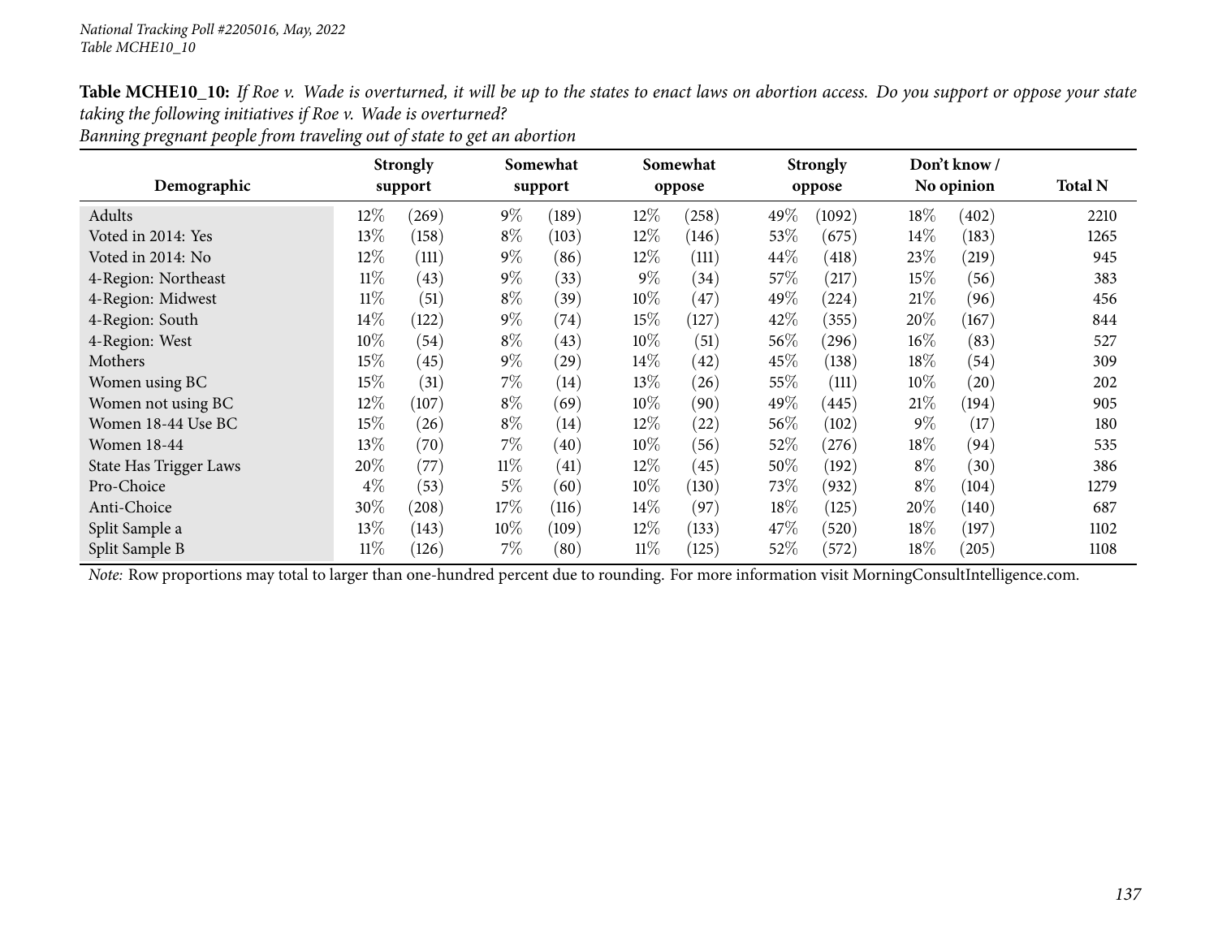**Table MCHE10_10:** *If Roe v. Wade is overturned, it will be up to the states to enact laws on abortion access. Do you support or oppose your state taking the following initiatives if Roe v. Wade is overturned?*
*Banning pregnant people from traveling out of state to get an abortion*

| Demographic | Strongly support | | Somewhat support | | Somewhat oppose | | Strongly oppose | | Don't know / No opinion | | Total N |
|---|---|---|---|---|---|---|---|---|---|---|---|
| Adults | 12% | (269) | 9% | (189) | 12% | (258) | 49% | (1092) | 18% | (402) | 2210 |
| Voted in 2014: Yes | 13% | (158) | 8% | (103) | 12% | (146) | 53% | (675) | 14% | (183) | 1265 |
| Voted in 2014: No | 12% | (111) | 9% | (86) | 12% | (111) | 44% | (418) | 23% | (219) | 945 |
| 4-Region: Northeast | 11% | (43) | 9% | (33) | 9% | (34) | 57% | (217) | 15% | (56) | 383 |
| 4-Region: Midwest | 11% | (51) | 8% | (39) | 10% | (47) | 49% | (224) | 21% | (96) | 456 |
| 4-Region: South | 14% | (122) | 9% | (74) | 15% | (127) | 42% | (355) | 20% | (167) | 844 |
| 4-Region: West | 10% | (54) | 8% | (43) | 10% | (51) | 56% | (296) | 16% | (83) | 527 |
| Mothers | 15% | (45) | 9% | (29) | 14% | (42) | 45% | (138) | 18% | (54) | 309 |
| Women using BC | 15% | (31) | 7% | (14) | 13% | (26) | 55% | (111) | 10% | (20) | 202 |
| Women not using BC | 12% | (107) | 8% | (69) | 10% | (90) | 49% | (445) | 21% | (194) | 905 |
| Women 18-44 Use BC | 15% | (26) | 8% | (14) | 12% | (22) | 56% | (102) | 9% | (17) | 180 |
| Women 18-44 | 13% | (70) | 7% | (40) | 10% | (56) | 52% | (276) | 18% | (94) | 535 |
| State Has Trigger Laws | 20% | (77) | 11% | (41) | 12% | (45) | 50% | (192) | 8% | (30) | 386 |
| Pro-Choice | 4% | (53) | 5% | (60) | 10% | (130) | 73% | (932) | 8% | (104) | 1279 |
| Anti-Choice | 30% | (208) | 17% | (116) | 14% | (97) | 18% | (125) | 20% | (140) | 687 |
| Split Sample a | 13% | (143) | 10% | (109) | 12% | (133) | 47% | (520) | 18% | (197) | 1102 |
| Split Sample B | 11% | (126) | 7% | (80) | 11% | (125) | 52% | (572) | 18% | (205) | 1108 |

*Note:* Row proportions may total to larger than one-hundred percent due to rounding. For more information visit MorningConsultIntelligence.com.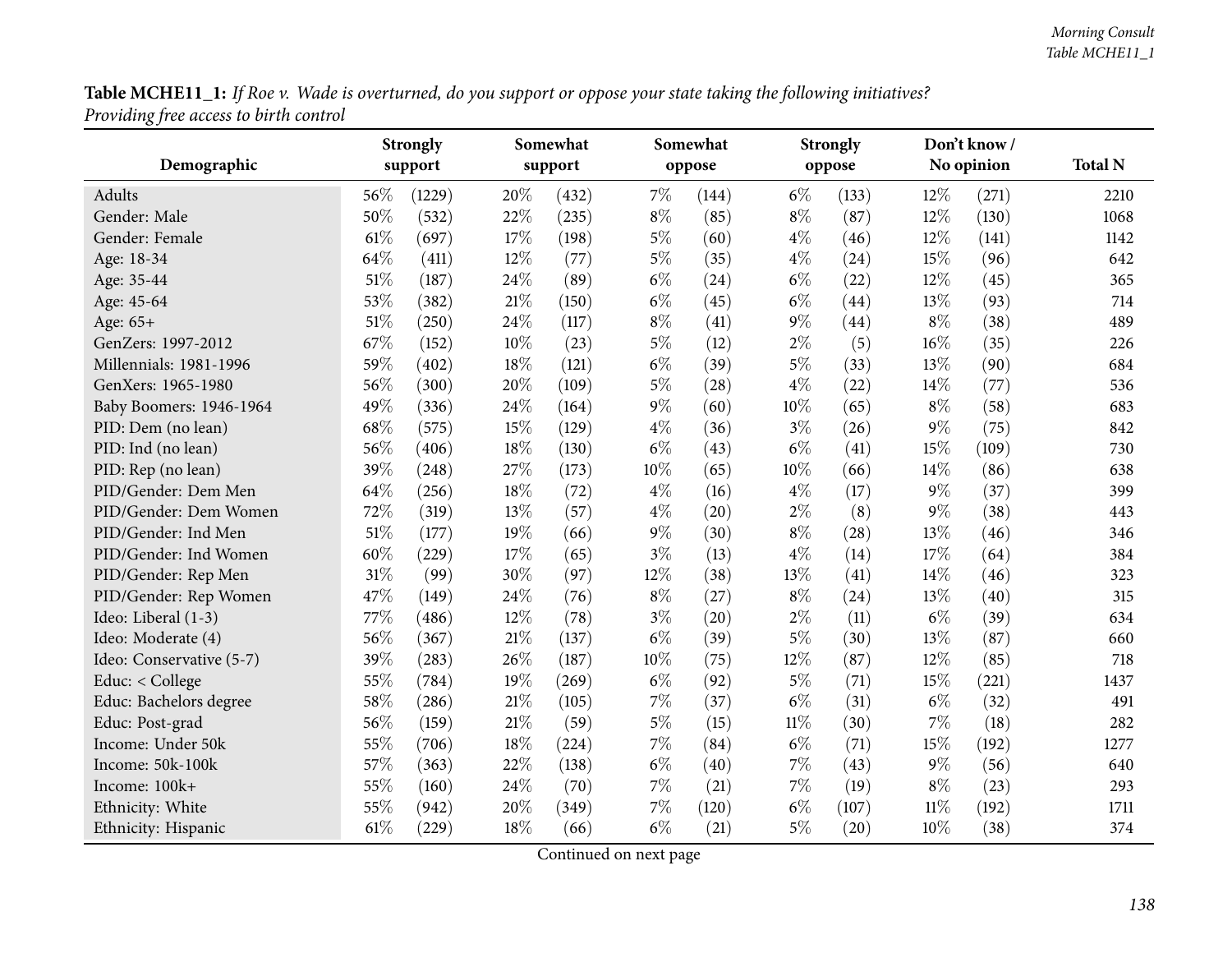**Table MCHE11_1:** *If Roe v. Wade is overturned, do you support or oppose your state taking the following initiatives? Providing free access to birth control*

| Demographic | Strongly support | | Somewhat support | | Somewhat oppose | | Strongly oppose | | Don't know / No opinion | | Total N |
|---|---|---|---|---|---|---|---|---|---|---|---|
| Adults | 56% | (1229) | 20% | (432) | 7% | (144) | 6% | (133) | 12% | (271) | 2210 |
| Gender: Male | 50% | (532) | 22% | (235) | 8% | (85) | 8% | (87) | 12% | (130) | 1068 |
| Gender: Female | 61% | (697) | 17% | (198) | 5% | (60) | 4% | (46) | 12% | (141) | 1142 |
| Age: 18-34 | 64% | (411) | 12% | (77) | 5% | (35) | 4% | (24) | 15% | (96) | 642 |
| Age: 35-44 | 51% | (187) | 24% | (89) | 6% | (24) | 6% | (22) | 12% | (45) | 365 |
| Age: 45-64 | 53% | (382) | 21% | (150) | 6% | (45) | 6% | (44) | 13% | (93) | 714 |
| Age: 65+ | 51% | (250) | 24% | (117) | 8% | (41) | 9% | (44) | 8% | (38) | 489 |
| GenZers: 1997-2012 | 67% | (152) | 10% | (23) | 5% | (12) | 2% | (5) | 16% | (35) | 226 |
| Millennials: 1981-1996 | 59% | (402) | 18% | (121) | 6% | (39) | 5% | (33) | 13% | (90) | 684 |
| GenXers: 1965-1980 | 56% | (300) | 20% | (109) | 5% | (28) | 4% | (22) | 14% | (77) | 536 |
| Baby Boomers: 1946-1964 | 49% | (336) | 24% | (164) | 9% | (60) | 10% | (65) | 8% | (58) | 683 |
| PID: Dem (no lean) | 68% | (575) | 15% | (129) | 4% | (36) | 3% | (26) | 9% | (75) | 842 |
| PID: Ind (no lean) | 56% | (406) | 18% | (130) | 6% | (43) | 6% | (41) | 15% | (109) | 730 |
| PID: Rep (no lean) | 39% | (248) | 27% | (173) | 10% | (65) | 10% | (66) | 14% | (86) | 638 |
| PID/Gender: Dem Men | 64% | (256) | 18% | (72) | 4% | (16) | 4% | (17) | 9% | (37) | 399 |
| PID/Gender: Dem Women | 72% | (319) | 13% | (57) | 4% | (20) | 2% | (8) | 9% | (38) | 443 |
| PID/Gender: Ind Men | 51% | (177) | 19% | (66) | 9% | (30) | 8% | (28) | 13% | (46) | 346 |
| PID/Gender: Ind Women | 60% | (229) | 17% | (65) | 3% | (13) | 4% | (14) | 17% | (64) | 384 |
| PID/Gender: Rep Men | 31% | (99) | 30% | (97) | 12% | (38) | 13% | (41) | 14% | (46) | 323 |
| PID/Gender: Rep Women | 47% | (149) | 24% | (76) | 8% | (27) | 8% | (24) | 13% | (40) | 315 |
| Ideo: Liberal (1-3) | 77% | (486) | 12% | (78) | 3% | (20) | 2% | (11) | 6% | (39) | 634 |
| Ideo: Moderate (4) | 56% | (367) | 21% | (137) | 6% | (39) | 5% | (30) | 13% | (87) | 660 |
| Ideo: Conservative (5-7) | 39% | (283) | 26% | (187) | 10% | (75) | 12% | (87) | 12% | (85) | 718 |
| Educ: < College | 55% | (784) | 19% | (269) | 6% | (92) | 5% | (71) | 15% | (221) | 1437 |
| Educ: Bachelors degree | 58% | (286) | 21% | (105) | 7% | (37) | 6% | (31) | 6% | (32) | 491 |
| Educ: Post-grad | 56% | (159) | 21% | (59) | 5% | (15) | 11% | (30) | 7% | (18) | 282 |
| Income: Under 50k | 55% | (706) | 18% | (224) | 7% | (84) | 6% | (71) | 15% | (192) | 1277 |
| Income: 50k-100k | 57% | (363) | 22% | (138) | 6% | (40) | 7% | (43) | 9% | (56) | 640 |
| Income: 100k+ | 55% | (160) | 24% | (70) | 7% | (21) | 7% | (19) | 8% | (23) | 293 |
| Ethnicity: White | 55% | (942) | 20% | (349) | 7% | (120) | 6% | (107) | 11% | (192) | 1711 |
| Ethnicity: Hispanic | 61% | (229) | 18% | (66) | 6% | (21) | 5% | (20) | 10% | (38) | 374 |

Continued on next page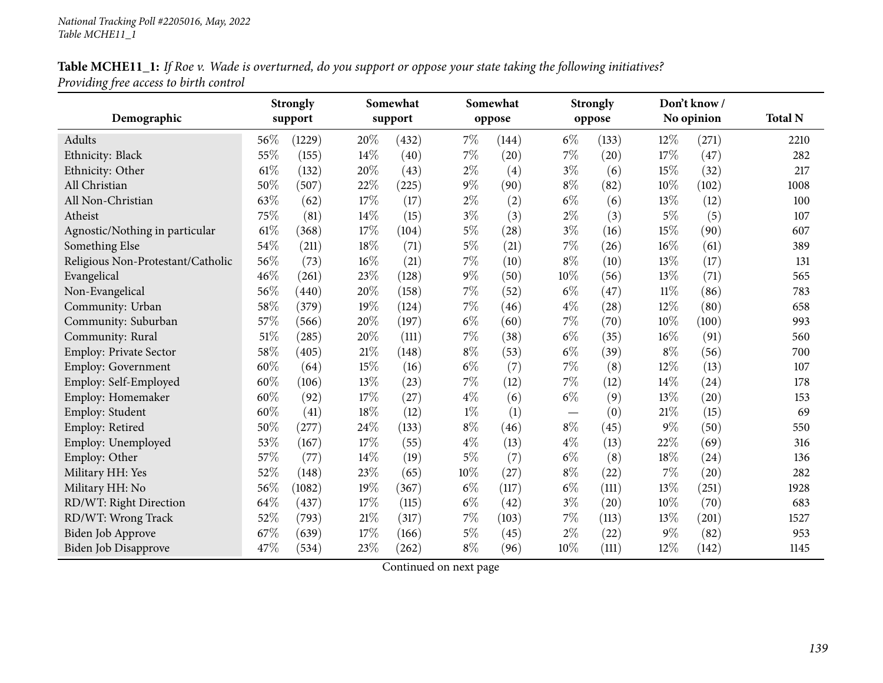**Table MCHE11_1:** *If Roe v. Wade is overturned, do you support or oppose your state taking the following initiatives? Providing free access to birth control*

| Demographic | Strongly support | | Somewhat support | | Somewhat oppose | | Strongly oppose | | Don't know / No opinion | | Total N |
|---|---|---|---|---|---|---|---|---|---|---|---|
| Adults | 56% | (1229) | 20% | (432) | 7% | (144) | 6% | (133) | 12% | (271) | 2210 |
| Ethnicity: Black | 55% | (155) | 14% | (40) | 7% | (20) | 7% | (20) | 17% | (47) | 282 |
| Ethnicity: Other | 61% | (132) | 20% | (43) | 2% | (4) | 3% | (6) | 15% | (32) | 217 |
| All Christian | 50% | (507) | 22% | (225) | 9% | (90) | 8% | (82) | 10% | (102) | 1008 |
| All Non-Christian | 63% | (62) | 17% | (17) | 2% | (2) | 6% | (6) | 13% | (12) | 100 |
| Atheist | 75% | (81) | 14% | (15) | 3% | (3) | 2% | (3) | 5% | (5) | 107 |
| Agnostic/Nothing in particular | 61% | (368) | 17% | (104) | 5% | (28) | 3% | (16) | 15% | (90) | 607 |
| Something Else | 54% | (211) | 18% | (71) | 5% | (21) | 7% | (26) | 16% | (61) | 389 |
| Religious Non-Protestant/Catholic | 56% | (73) | 16% | (21) | 7% | (10) | 8% | (10) | 13% | (17) | 131 |
| Evangelical | 46% | (261) | 23% | (128) | 9% | (50) | 10% | (56) | 13% | (71) | 565 |
| Non-Evangelical | 56% | (440) | 20% | (158) | 7% | (52) | 6% | (47) | 11% | (86) | 783 |
| Community: Urban | 58% | (379) | 19% | (124) | 7% | (46) | 4% | (28) | 12% | (80) | 658 |
| Community: Suburban | 57% | (566) | 20% | (197) | 6% | (60) | 7% | (70) | 10% | (100) | 993 |
| Community: Rural | 51% | (285) | 20% | (111) | 7% | (38) | 6% | (35) | 16% | (91) | 560 |
| Employ: Private Sector | 58% | (405) | 21% | (148) | 8% | (53) | 6% | (39) | 8% | (56) | 700 |
| Employ: Government | 60% | (64) | 15% | (16) | 6% | (7) | 7% | (8) | 12% | (13) | 107 |
| Employ: Self-Employed | 60% | (106) | 13% | (23) | 7% | (12) | 7% | (12) | 14% | (24) | 178 |
| Employ: Homemaker | 60% | (92) | 17% | (27) | 4% | (6) | 6% | (9) | 13% | (20) | 153 |
| Employ: Student | 60% | (41) | 18% | (12) | 1% | (1) | — | (0) | 21% | (15) | 69 |
| Employ: Retired | 50% | (277) | 24% | (133) | 8% | (46) | 8% | (45) | 9% | (50) | 550 |
| Employ: Unemployed | 53% | (167) | 17% | (55) | 4% | (13) | 4% | (13) | 22% | (69) | 316 |
| Employ: Other | 57% | (77) | 14% | (19) | 5% | (7) | 6% | (8) | 18% | (24) | 136 |
| Military HH: Yes | 52% | (148) | 23% | (65) | 10% | (27) | 8% | (22) | 7% | (20) | 282 |
| Military HH: No | 56% | (1082) | 19% | (367) | 6% | (117) | 6% | (111) | 13% | (251) | 1928 |
| RD/WT: Right Direction | 64% | (437) | 17% | (115) | 6% | (42) | 3% | (20) | 10% | (70) | 683 |
| RD/WT: Wrong Track | 52% | (793) | 21% | (317) | 7% | (103) | 7% | (113) | 13% | (201) | 1527 |
| Biden Job Approve | 67% | (639) | 17% | (166) | 5% | (45) | 2% | (22) | 9% | (82) | 953 |
| Biden Job Disapprove | 47% | (534) | 23% | (262) | 8% | (96) | 10% | (111) | 12% | (142) | 1145 |

Continued on next page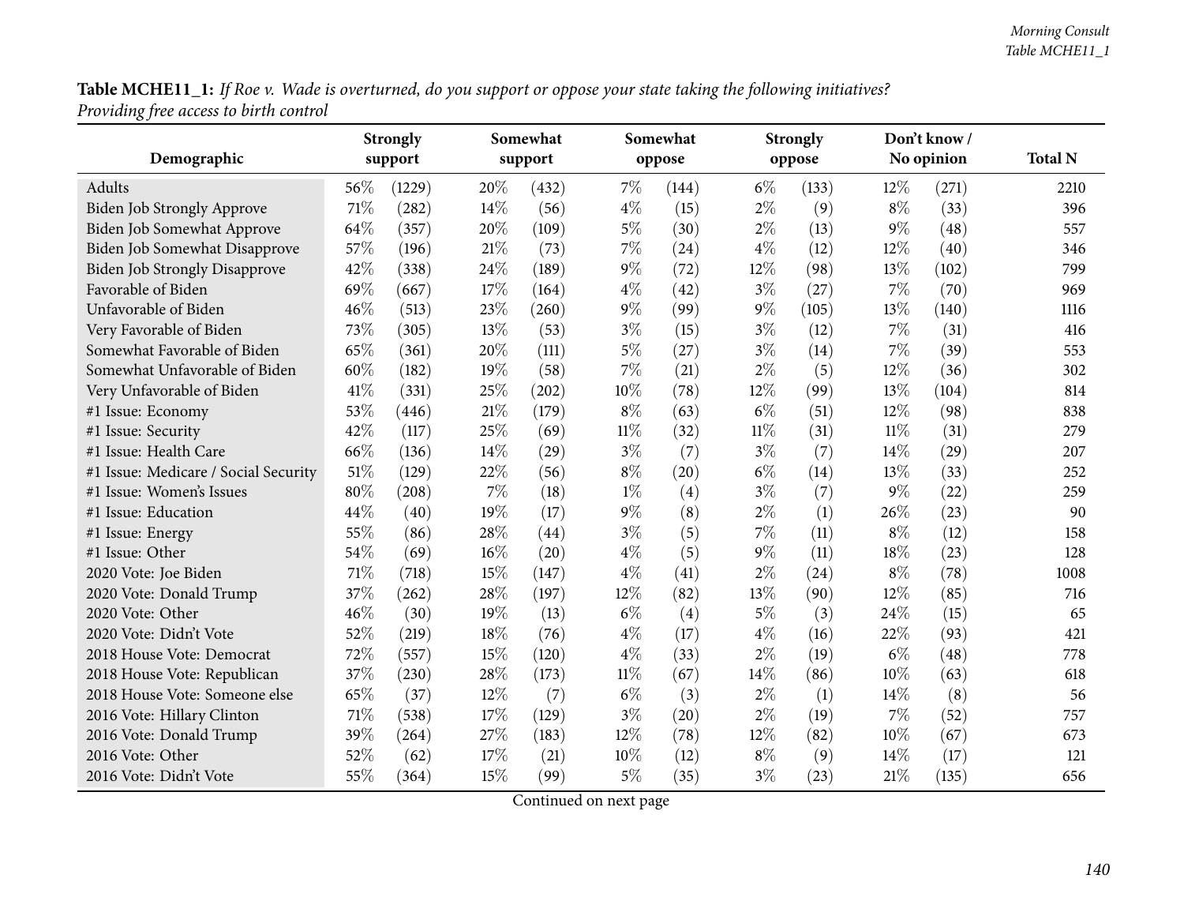**Table MCHE11_1:** *If Roe v. Wade is overturned, do you support or oppose your state taking the following initiatives? Providing free access to birth control*

| Demographic | Strongly support | | Somewhat support | | Somewhat oppose | | Strongly oppose | | Don't know / No opinion | | Total N |
|---|---|---|---|---|---|---|---|---|---|---|---|
| Adults | 56% | (1229) | 20% | (432) | 7% | (144) | 6% | (133) | 12% | (271) | 2210 |
| Biden Job Strongly Approve | 71% | (282) | 14% | (56) | 4% | (15) | 2% | (9) | 8% | (33) | 396 |
| Biden Job Somewhat Approve | 64% | (357) | 20% | (109) | 5% | (30) | 2% | (13) | 9% | (48) | 557 |
| Biden Job Somewhat Disapprove | 57% | (196) | 21% | (73) | 7% | (24) | 4% | (12) | 12% | (40) | 346 |
| Biden Job Strongly Disapprove | 42% | (338) | 24% | (189) | 9% | (72) | 12% | (98) | 13% | (102) | 799 |
| Favorable of Biden | 69% | (667) | 17% | (164) | 4% | (42) | 3% | (27) | 7% | (70) | 969 |
| Unfavorable of Biden | 46% | (513) | 23% | (260) | 9% | (99) | 9% | (105) | 13% | (140) | 1116 |
| Very Favorable of Biden | 73% | (305) | 13% | (53) | 3% | (15) | 3% | (12) | 7% | (31) | 416 |
| Somewhat Favorable of Biden | 65% | (361) | 20% | (111) | 5% | (27) | 3% | (14) | 7% | (39) | 553 |
| Somewhat Unfavorable of Biden | 60% | (182) | 19% | (58) | 7% | (21) | 2% | (5) | 12% | (36) | 302 |
| Very Unfavorable of Biden | 41% | (331) | 25% | (202) | 10% | (78) | 12% | (99) | 13% | (104) | 814 |
| #1 Issue: Economy | 53% | (446) | 21% | (179) | 8% | (63) | 6% | (51) | 12% | (98) | 838 |
| #1 Issue: Security | 42% | (117) | 25% | (69) | 11% | (32) | 11% | (31) | 11% | (31) | 279 |
| #1 Issue: Health Care | 66% | (136) | 14% | (29) | 3% | (7) | 3% | (7) | 14% | (29) | 207 |
| #1 Issue: Medicare / Social Security | 51% | (129) | 22% | (56) | 8% | (20) | 6% | (14) | 13% | (33) | 252 |
| #1 Issue: Women's Issues | 80% | (208) | 7% | (18) | 1% | (4) | 3% | (7) | 9% | (22) | 259 |
| #1 Issue: Education | 44% | (40) | 19% | (17) | 9% | (8) | 2% | (1) | 26% | (23) | 90 |
| #1 Issue: Energy | 55% | (86) | 28% | (44) | 3% | (5) | 7% | (11) | 8% | (12) | 158 |
| #1 Issue: Other | 54% | (69) | 16% | (20) | 4% | (5) | 9% | (11) | 18% | (23) | 128 |
| 2020 Vote: Joe Biden | 71% | (718) | 15% | (147) | 4% | (41) | 2% | (24) | 8% | (78) | 1008 |
| 2020 Vote: Donald Trump | 37% | (262) | 28% | (197) | 12% | (82) | 13% | (90) | 12% | (85) | 716 |
| 2020 Vote: Other | 46% | (30) | 19% | (13) | 6% | (4) | 5% | (3) | 24% | (15) | 65 |
| 2020 Vote: Didn't Vote | 52% | (219) | 18% | (76) | 4% | (17) | 4% | (16) | 22% | (93) | 421 |
| 2018 House Vote: Democrat | 72% | (557) | 15% | (120) | 4% | (33) | 2% | (19) | 6% | (48) | 778 |
| 2018 House Vote: Republican | 37% | (230) | 28% | (173) | 11% | (67) | 14% | (86) | 10% | (63) | 618 |
| 2018 House Vote: Someone else | 65% | (37) | 12% | (7) | 6% | (3) | 2% | (1) | 14% | (8) | 56 |
| 2016 Vote: Hillary Clinton | 71% | (538) | 17% | (129) | 3% | (20) | 2% | (19) | 7% | (52) | 757 |
| 2016 Vote: Donald Trump | 39% | (264) | 27% | (183) | 12% | (78) | 12% | (82) | 10% | (67) | 673 |
| 2016 Vote: Other | 52% | (62) | 17% | (21) | 10% | (12) | 8% | (9) | 14% | (17) | 121 |
| 2016 Vote: Didn't Vote | 55% | (364) | 15% | (99) | 5% | (35) | 3% | (23) | 21% | (135) | 656 |

Continued on next page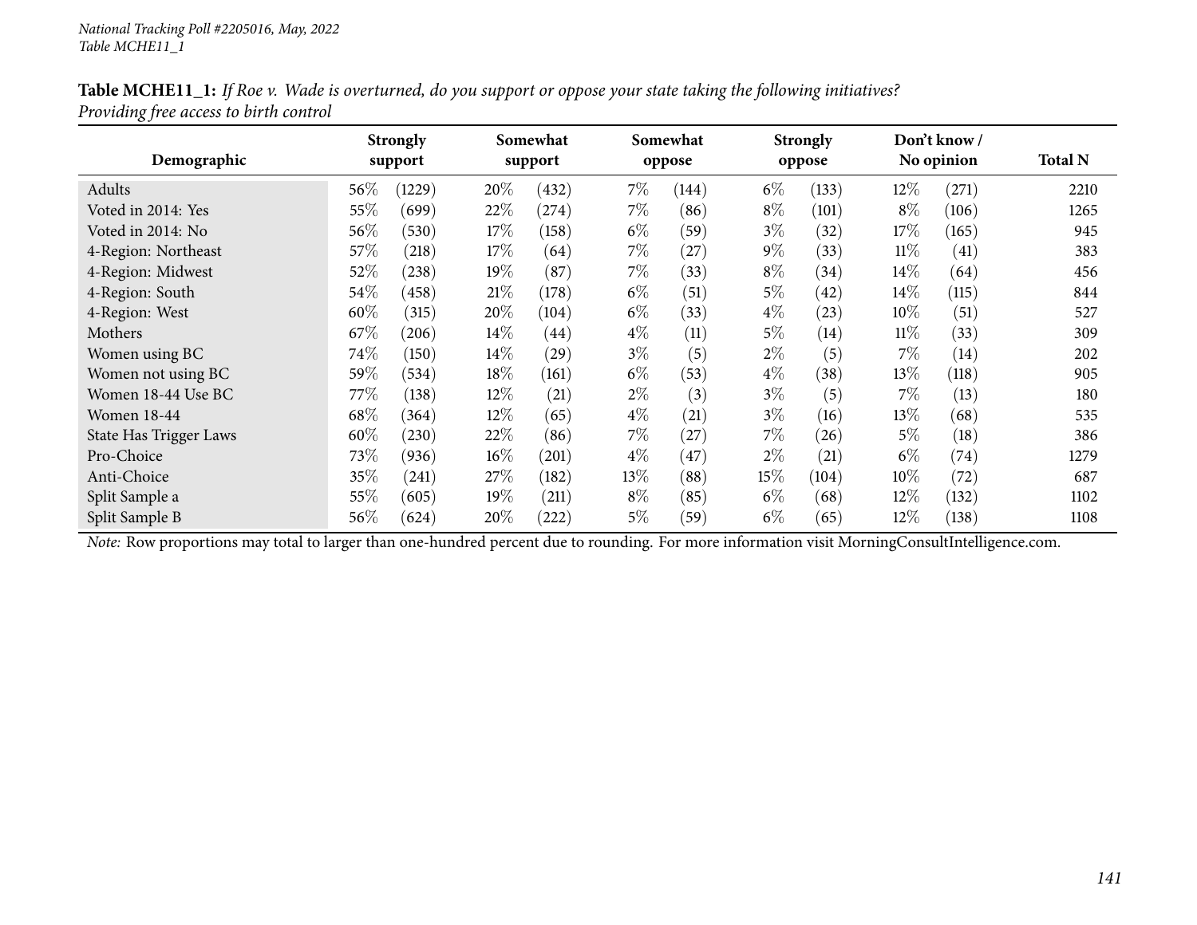National Tracking Poll #2205016, May, 2022
Table MCHE11_1

**Table MCHE11_1:** *If Roe v. Wade is overturned, do you support or oppose your state taking the following initiatives? Providing free access to birth control*

| Demographic | Strongly support | | Somewhat support | | Somewhat oppose | | Strongly oppose | | Don't know / No opinion | | Total N |
|---|---|---|---|---|---|---|---|---|---|---|---|
| Adults | 56% | (1229) | 20% | (432) | 7% | (144) | 6% | (133) | 12% | (271) | 2210 |
| Voted in 2014: Yes | 55% | (699) | 22% | (274) | 7% | (86) | 8% | (101) | 8% | (106) | 1265 |
| Voted in 2014: No | 56% | (530) | 17% | (158) | 6% | (59) | 3% | (32) | 17% | (165) | 945 |
| 4-Region: Northeast | 57% | (218) | 17% | (64) | 7% | (27) | 9% | (33) | 11% | (41) | 383 |
| 4-Region: Midwest | 52% | (238) | 19% | (87) | 7% | (33) | 8% | (34) | 14% | (64) | 456 |
| 4-Region: South | 54% | (458) | 21% | (178) | 6% | (51) | 5% | (42) | 14% | (115) | 844 |
| 4-Region: West | 60% | (315) | 20% | (104) | 6% | (33) | 4% | (23) | 10% | (51) | 527 |
| Mothers | 67% | (206) | 14% | (44) | 4% | (11) | 5% | (14) | 11% | (33) | 309 |
| Women using BC | 74% | (150) | 14% | (29) | 3% | (5) | 2% | (5) | 7% | (14) | 202 |
| Women not using BC | 59% | (534) | 18% | (161) | 6% | (53) | 4% | (38) | 13% | (118) | 905 |
| Women 18-44 Use BC | 77% | (138) | 12% | (21) | 2% | (3) | 3% | (5) | 7% | (13) | 180 |
| Women 18-44 | 68% | (364) | 12% | (65) | 4% | (21) | 3% | (16) | 13% | (68) | 535 |
| State Has Trigger Laws | 60% | (230) | 22% | (86) | 7% | (27) | 7% | (26) | 5% | (18) | 386 |
| Pro-Choice | 73% | (936) | 16% | (201) | 4% | (47) | 2% | (21) | 6% | (74) | 1279 |
| Anti-Choice | 35% | (241) | 27% | (182) | 13% | (88) | 15% | (104) | 10% | (72) | 687 |
| Split Sample a | 55% | (605) | 19% | (211) | 8% | (85) | 6% | (68) | 12% | (132) | 1102 |
| Split Sample B | 56% | (624) | 20% | (222) | 5% | (59) | 6% | (65) | 12% | (138) | 1108 |

*Note:* Row proportions may total to larger than one-hundred percent due to rounding. For more information visit MorningConsultIntelligence.com.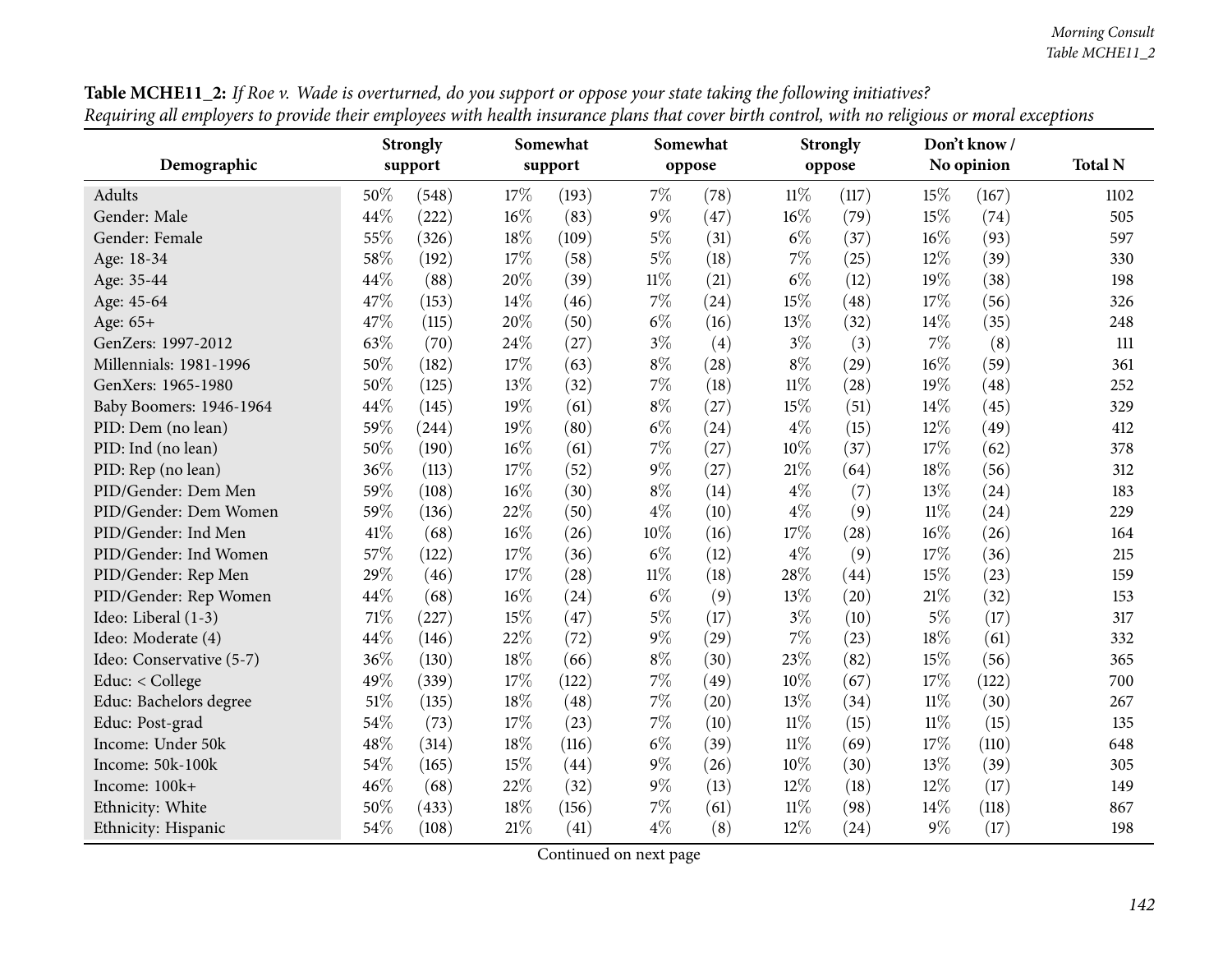**Table MCHE11_2:** *If Roe v. Wade is overturned, do you support or oppose your state taking the following initiatives? Requiring all employers to provide their employees with health insurance plans that cover birth control, with no religious or moral exceptions*

| Demographic | Strongly support | | Somewhat support | | Somewhat oppose | | Strongly oppose | | Don't know / No opinion | | Total N |
|---|---|---|---|---|---|---|---|---|---|---|---|
| Adults | 50% | (548) | 17% | (193) | 7% | (78) | 11% | (117) | 15% | (167) | 1102 |
| Gender: Male | 44% | (222) | 16% | (83) | 9% | (47) | 16% | (79) | 15% | (74) | 505 |
| Gender: Female | 55% | (326) | 18% | (109) | 5% | (31) | 6% | (37) | 16% | (93) | 597 |
| Age: 18-34 | 58% | (192) | 17% | (58) | 5% | (18) | 7% | (25) | 12% | (39) | 330 |
| Age: 35-44 | 44% | (88) | 20% | (39) | 11% | (21) | 6% | (12) | 19% | (38) | 198 |
| Age: 45-64 | 47% | (153) | 14% | (46) | 7% | (24) | 15% | (48) | 17% | (56) | 326 |
| Age: 65+ | 47% | (115) | 20% | (50) | 6% | (16) | 13% | (32) | 14% | (35) | 248 |
| GenZers: 1997-2012 | 63% | (70) | 24% | (27) | 3% | (4) | 3% | (3) | 7% | (8) | 111 |
| Millennials: 1981-1996 | 50% | (182) | 17% | (63) | 8% | (28) | 8% | (29) | 16% | (59) | 361 |
| GenXers: 1965-1980 | 50% | (125) | 13% | (32) | 7% | (18) | 11% | (28) | 19% | (48) | 252 |
| Baby Boomers: 1946-1964 | 44% | (145) | 19% | (61) | 8% | (27) | 15% | (51) | 14% | (45) | 329 |
| PID: Dem (no lean) | 59% | (244) | 19% | (80) | 6% | (24) | 4% | (15) | 12% | (49) | 412 |
| PID: Ind (no lean) | 50% | (190) | 16% | (61) | 7% | (27) | 10% | (37) | 17% | (62) | 378 |
| PID: Rep (no lean) | 36% | (113) | 17% | (52) | 9% | (27) | 21% | (64) | 18% | (56) | 312 |
| PID/Gender: Dem Men | 59% | (108) | 16% | (30) | 8% | (14) | 4% | (7) | 13% | (24) | 183 |
| PID/Gender: Dem Women | 59% | (136) | 22% | (50) | 4% | (10) | 4% | (9) | 11% | (24) | 229 |
| PID/Gender: Ind Men | 41% | (68) | 16% | (26) | 10% | (16) | 17% | (28) | 16% | (26) | 164 |
| PID/Gender: Ind Women | 57% | (122) | 17% | (36) | 6% | (12) | 4% | (9) | 17% | (36) | 215 |
| PID/Gender: Rep Men | 29% | (46) | 17% | (28) | 11% | (18) | 28% | (44) | 15% | (23) | 159 |
| PID/Gender: Rep Women | 44% | (68) | 16% | (24) | 6% | (9) | 13% | (20) | 21% | (32) | 153 |
| Ideo: Liberal (1-3) | 71% | (227) | 15% | (47) | 5% | (17) | 3% | (10) | 5% | (17) | 317 |
| Ideo: Moderate (4) | 44% | (146) | 22% | (72) | 9% | (29) | 7% | (23) | 18% | (61) | 332 |
| Ideo: Conservative (5-7) | 36% | (130) | 18% | (66) | 8% | (30) | 23% | (82) | 15% | (56) | 365 |
| Educ: < College | 49% | (339) | 17% | (122) | 7% | (49) | 10% | (67) | 17% | (122) | 700 |
| Educ: Bachelors degree | 51% | (135) | 18% | (48) | 7% | (20) | 13% | (34) | 11% | (30) | 267 |
| Educ: Post-grad | 54% | (73) | 17% | (23) | 7% | (10) | 11% | (15) | 11% | (15) | 135 |
| Income: Under 50k | 48% | (314) | 18% | (116) | 6% | (39) | 11% | (69) | 17% | (110) | 648 |
| Income: 50k-100k | 54% | (165) | 15% | (44) | 9% | (26) | 10% | (30) | 13% | (39) | 305 |
| Income: 100k+ | 46% | (68) | 22% | (32) | 9% | (13) | 12% | (18) | 12% | (17) | 149 |
| Ethnicity: White | 50% | (433) | 18% | (156) | 7% | (61) | 11% | (98) | 14% | (118) | 867 |
| Ethnicity: Hispanic | 54% | (108) | 21% | (41) | 4% | (8) | 12% | (24) | 9% | (17) | 198 |

Continued on next page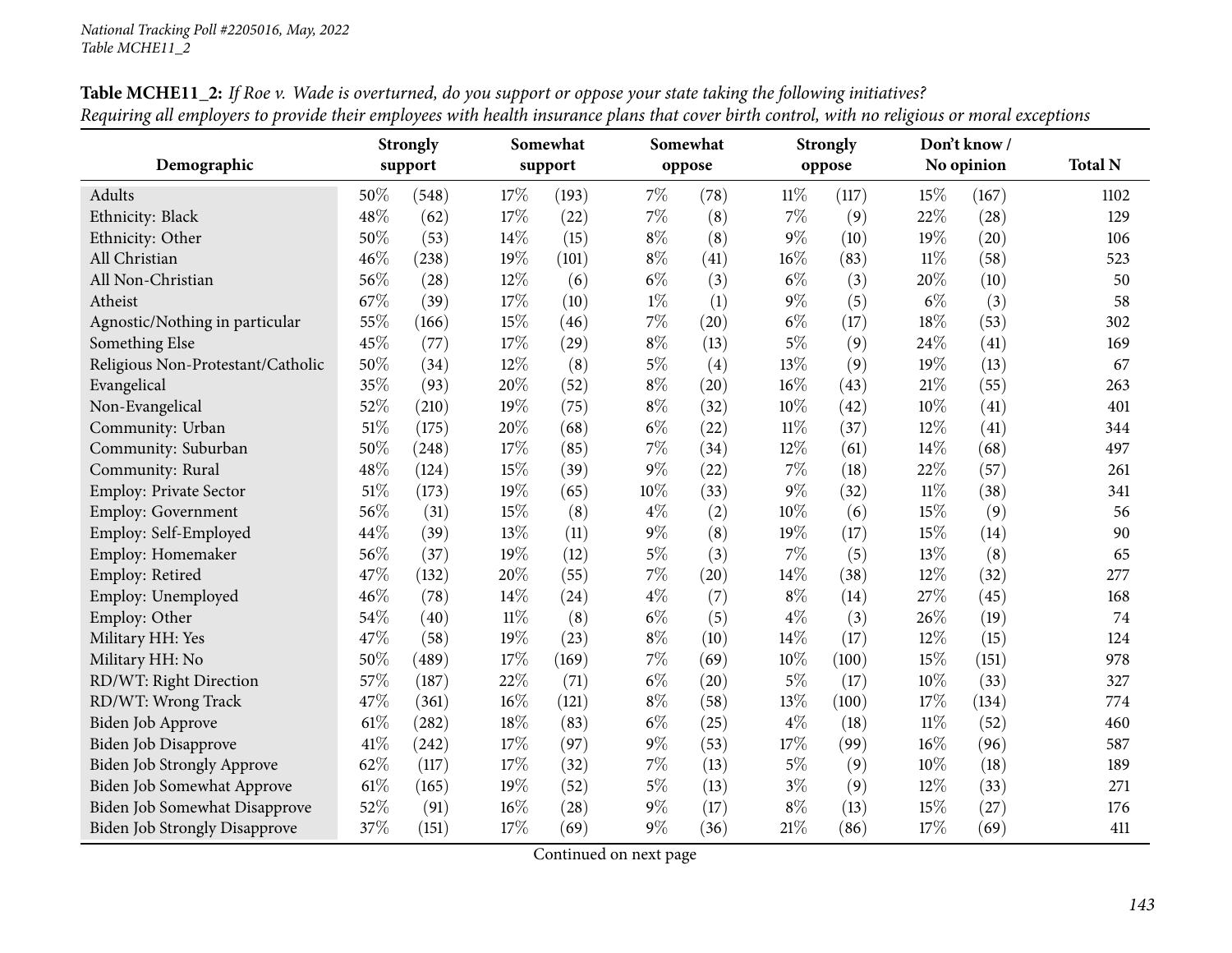**Table MCHE11_2:** *If Roe v. Wade is overturned, do you support or oppose your state taking the following initiatives?*
*Requiring all employers to provide their employees with health insurance plans that cover birth control, with no religious or moral exceptions*

| Demographic | Strongly support | | Somewhat support | | Somewhat oppose | | Strongly oppose | | Don't know / No opinion | | Total N |
|---|---|---|---|---|---|---|---|---|---|---|---|
| Adults | 50% | (548) | 17% | (193) | 7% | (78) | 11% | (117) | 15% | (167) | 1102 |
| Ethnicity: Black | 48% | (62) | 17% | (22) | 7% | (8) | 7% | (9) | 22% | (28) | 129 |
| Ethnicity: Other | 50% | (53) | 14% | (15) | 8% | (8) | 9% | (10) | 19% | (20) | 106 |
| All Christian | 46% | (238) | 19% | (101) | 8% | (41) | 16% | (83) | 11% | (58) | 523 |
| All Non-Christian | 56% | (28) | 12% | (6) | 6% | (3) | 6% | (3) | 20% | (10) | 50 |
| Atheist | 67% | (39) | 17% | (10) | 1% | (1) | 9% | (5) | 6% | (3) | 58 |
| Agnostic/Nothing in particular | 55% | (166) | 15% | (46) | 7% | (20) | 6% | (17) | 18% | (53) | 302 |
| Something Else | 45% | (77) | 17% | (29) | 8% | (13) | 5% | (9) | 24% | (41) | 169 |
| Religious Non-Protestant/Catholic | 50% | (34) | 12% | (8) | 5% | (4) | 13% | (9) | 19% | (13) | 67 |
| Evangelical | 35% | (93) | 20% | (52) | 8% | (20) | 16% | (43) | 21% | (55) | 263 |
| Non-Evangelical | 52% | (210) | 19% | (75) | 8% | (32) | 10% | (42) | 10% | (41) | 401 |
| Community: Urban | 51% | (175) | 20% | (68) | 6% | (22) | 11% | (37) | 12% | (41) | 344 |
| Community: Suburban | 50% | (248) | 17% | (85) | 7% | (34) | 12% | (61) | 14% | (68) | 497 |
| Community: Rural | 48% | (124) | 15% | (39) | 9% | (22) | 7% | (18) | 22% | (57) | 261 |
| Employ: Private Sector | 51% | (173) | 19% | (65) | 10% | (33) | 9% | (32) | 11% | (38) | 341 |
| Employ: Government | 56% | (31) | 15% | (8) | 4% | (2) | 10% | (6) | 15% | (9) | 56 |
| Employ: Self-Employed | 44% | (39) | 13% | (11) | 9% | (8) | 19% | (17) | 15% | (14) | 90 |
| Employ: Homemaker | 56% | (37) | 19% | (12) | 5% | (3) | 7% | (5) | 13% | (8) | 65 |
| Employ: Retired | 47% | (132) | 20% | (55) | 7% | (20) | 14% | (38) | 12% | (32) | 277 |
| Employ: Unemployed | 46% | (78) | 14% | (24) | 4% | (7) | 8% | (14) | 27% | (45) | 168 |
| Employ: Other | 54% | (40) | 11% | (8) | 6% | (5) | 4% | (3) | 26% | (19) | 74 |
| Military HH: Yes | 47% | (58) | 19% | (23) | 8% | (10) | 14% | (17) | 12% | (15) | 124 |
| Military HH: No | 50% | (489) | 17% | (169) | 7% | (69) | 10% | (100) | 15% | (151) | 978 |
| RD/WT: Right Direction | 57% | (187) | 22% | (71) | 6% | (20) | 5% | (17) | 10% | (33) | 327 |
| RD/WT: Wrong Track | 47% | (361) | 16% | (121) | 8% | (58) | 13% | (100) | 17% | (134) | 774 |
| Biden Job Approve | 61% | (282) | 18% | (83) | 6% | (25) | 4% | (18) | 11% | (52) | 460 |
| Biden Job Disapprove | 41% | (242) | 17% | (97) | 9% | (53) | 17% | (99) | 16% | (96) | 587 |
| Biden Job Strongly Approve | 62% | (117) | 17% | (32) | 7% | (13) | 5% | (9) | 10% | (18) | 189 |
| Biden Job Somewhat Approve | 61% | (165) | 19% | (52) | 5% | (13) | 3% | (9) | 12% | (33) | 271 |
| Biden Job Somewhat Disapprove | 52% | (91) | 16% | (28) | 9% | (17) | 8% | (13) | 15% | (27) | 176 |
| Biden Job Strongly Disapprove | 37% | (151) | 17% | (69) | 9% | (36) | 21% | (86) | 17% | (69) | 411 |

Continued on next page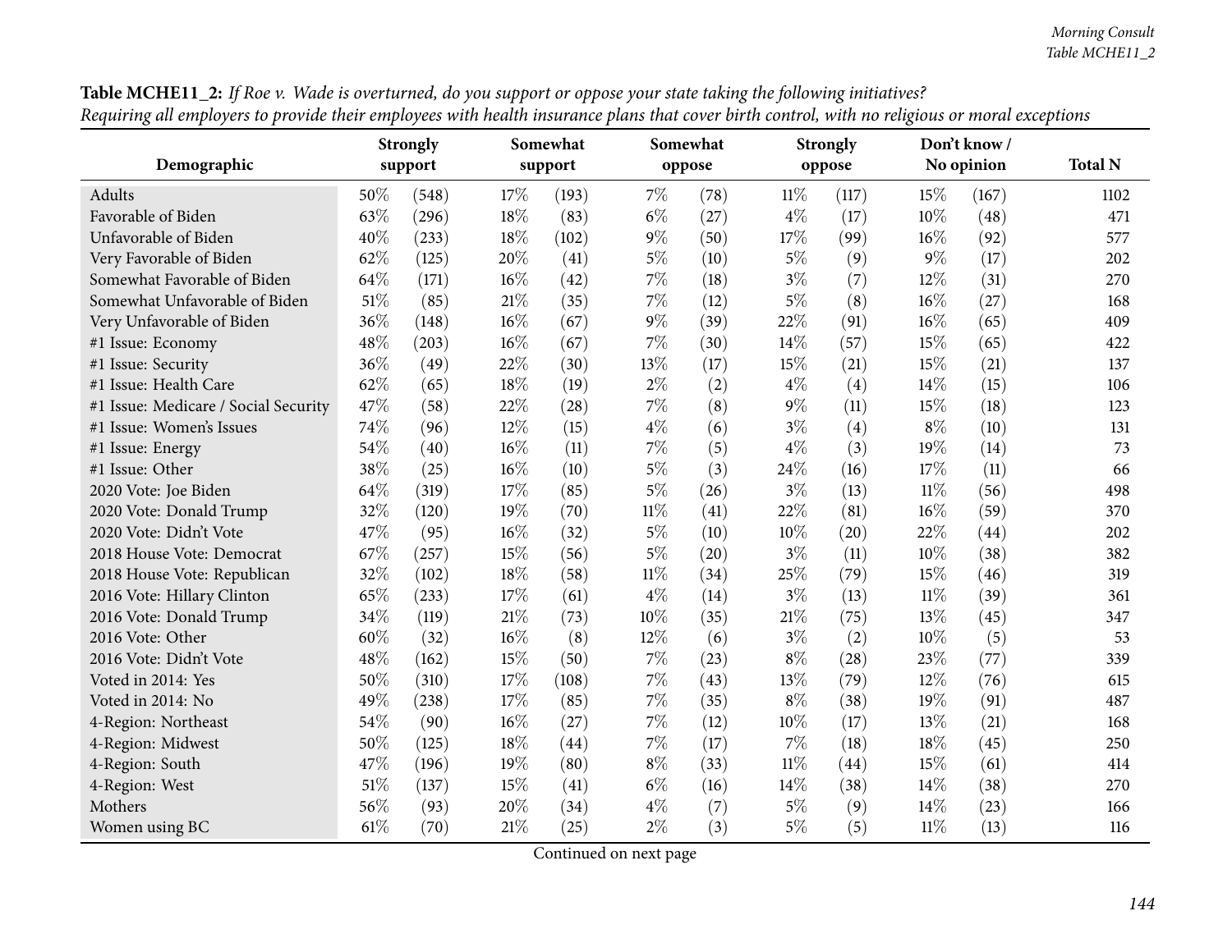**Table MCHE11_2:** *If Roe v. Wade is overturned, do you support or oppose your state taking the following initiatives?*
*Requiring all employers to provide their employees with health insurance plans that cover birth control, with no religious or moral exceptions*

| Demographic | Strongly support | | Somewhat support | | Somewhat oppose | | Strongly oppose | | Don't know / No opinion | | Total N |
|---|---|---|---|---|---|---|---|---|---|---|---|
| Adults | 50% | (548) | 17% | (193) | 7% | (78) | 11% | (117) | 15% | (167) | 1102 |
| Favorable of Biden | 63% | (296) | 18% | (83) | 6% | (27) | 4% | (17) | 10% | (48) | 471 |
| Unfavorable of Biden | 40% | (233) | 18% | (102) | 9% | (50) | 17% | (99) | 16% | (92) | 577 |
| Very Favorable of Biden | 62% | (125) | 20% | (41) | 5% | (10) | 5% | (9) | 9% | (17) | 202 |
| Somewhat Favorable of Biden | 64% | (171) | 16% | (42) | 7% | (18) | 3% | (7) | 12% | (31) | 270 |
| Somewhat Unfavorable of Biden | 51% | (85) | 21% | (35) | 7% | (12) | 5% | (8) | 16% | (27) | 168 |
| Very Unfavorable of Biden | 36% | (148) | 16% | (67) | 9% | (39) | 22% | (91) | 16% | (65) | 409 |
| #1 Issue: Economy | 48% | (203) | 16% | (67) | 7% | (30) | 14% | (57) | 15% | (65) | 422 |
| #1 Issue: Security | 36% | (49) | 22% | (30) | 13% | (17) | 15% | (21) | 15% | (21) | 137 |
| #1 Issue: Health Care | 62% | (65) | 18% | (19) | 2% | (2) | 4% | (4) | 14% | (15) | 106 |
| #1 Issue: Medicare / Social Security | 47% | (58) | 22% | (28) | 7% | (8) | 9% | (11) | 15% | (18) | 123 |
| #1 Issue: Women's Issues | 74% | (96) | 12% | (15) | 4% | (6) | 3% | (4) | 8% | (10) | 131 |
| #1 Issue: Energy | 54% | (40) | 16% | (11) | 7% | (5) | 4% | (3) | 19% | (14) | 73 |
| #1 Issue: Other | 38% | (25) | 16% | (10) | 5% | (3) | 24% | (16) | 17% | (11) | 66 |
| 2020 Vote: Joe Biden | 64% | (319) | 17% | (85) | 5% | (26) | 3% | (13) | 11% | (56) | 498 |
| 2020 Vote: Donald Trump | 32% | (120) | 19% | (70) | 11% | (41) | 22% | (81) | 16% | (59) | 370 |
| 2020 Vote: Didn't Vote | 47% | (95) | 16% | (32) | 5% | (10) | 10% | (20) | 22% | (44) | 202 |
| 2018 House Vote: Democrat | 67% | (257) | 15% | (56) | 5% | (20) | 3% | (11) | 10% | (38) | 382 |
| 2018 House Vote: Republican | 32% | (102) | 18% | (58) | 11% | (34) | 25% | (79) | 15% | (46) | 319 |
| 2016 Vote: Hillary Clinton | 65% | (233) | 17% | (61) | 4% | (14) | 3% | (13) | 11% | (39) | 361 |
| 2016 Vote: Donald Trump | 34% | (119) | 21% | (73) | 10% | (35) | 21% | (75) | 13% | (45) | 347 |
| 2016 Vote: Other | 60% | (32) | 16% | (8) | 12% | (6) | 3% | (2) | 10% | (5) | 53 |
| 2016 Vote: Didn't Vote | 48% | (162) | 15% | (50) | 7% | (23) | 8% | (28) | 23% | (77) | 339 |
| Voted in 2014: Yes | 50% | (310) | 17% | (108) | 7% | (43) | 13% | (79) | 12% | (76) | 615 |
| Voted in 2014: No | 49% | (238) | 17% | (85) | 7% | (35) | 8% | (38) | 19% | (91) | 487 |
| 4-Region: Northeast | 54% | (90) | 16% | (27) | 7% | (12) | 10% | (17) | 13% | (21) | 168 |
| 4-Region: Midwest | 50% | (125) | 18% | (44) | 7% | (17) | 7% | (18) | 18% | (45) | 250 |
| 4-Region: South | 47% | (196) | 19% | (80) | 8% | (33) | 11% | (44) | 15% | (61) | 414 |
| 4-Region: West | 51% | (137) | 15% | (41) | 6% | (16) | 14% | (38) | 14% | (38) | 270 |
| Mothers | 56% | (93) | 20% | (34) | 4% | (7) | 5% | (9) | 14% | (23) | 166 |
| Women using BC | 61% | (70) | 21% | (25) | 2% | (3) | 5% | (5) | 11% | (13) | 116 |

Continued on next page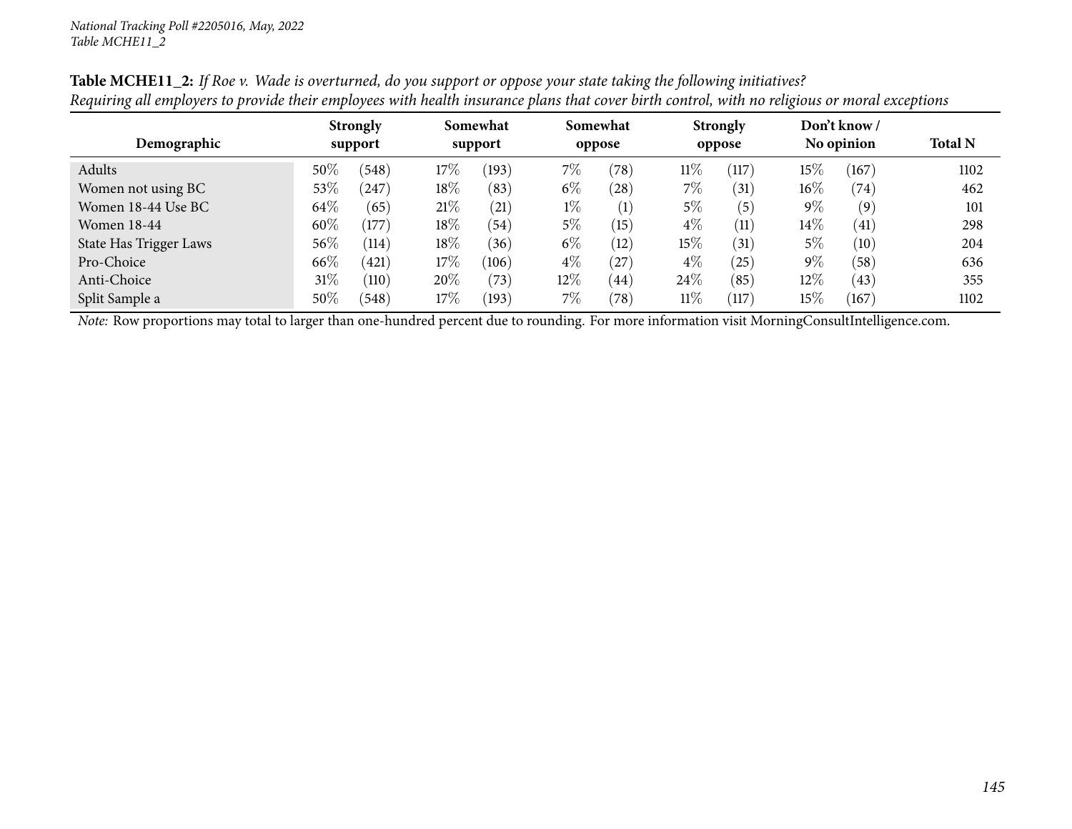**Table MCHE11_2:** *If Roe v. Wade is overturned, do you support or oppose your state taking the following initiatives?*
*Requiring all employers to provide their employees with health insurance plans that cover birth control, with no religious or moral exceptions*

| Demographic | Strongly support | | Somewhat support | | Somewhat oppose | | Strongly oppose | | Don't know / No opinion | | Total N |
|---|---|---|---|---|---|---|---|---|---|---|---|
| Adults | 50% | (548) | 17% | (193) | 7% | (78) | 11% | (117) | 15% | (167) | 1102 |
| Women not using BC | 53% | (247) | 18% | (83) | 6% | (28) | 7% | (31) | 16% | (74) | 462 |
| Women 18-44 Use BC | 64% | (65) | 21% | (21) | 1% | (1) | 5% | (5) | 9% | (9) | 101 |
| Women 18-44 | 60% | (177) | 18% | (54) | 5% | (15) | 4% | (11) | 14% | (41) | 298 |
| State Has Trigger Laws | 56% | (114) | 18% | (36) | 6% | (12) | 15% | (31) | 5% | (10) | 204 |
| Pro-Choice | 66% | (421) | 17% | (106) | 4% | (27) | 4% | (25) | 9% | (58) | 636 |
| Anti-Choice | 31% | (110) | 20% | (73) | 12% | (44) | 24% | (85) | 12% | (43) | 355 |
| Split Sample a | 50% | (548) | 17% | (193) | 7% | (78) | 11% | (117) | 15% | (167) | 1102 |

*Note:* Row proportions may total to larger than one-hundred percent due to rounding. For more information visit MorningConsultIntelligence.com.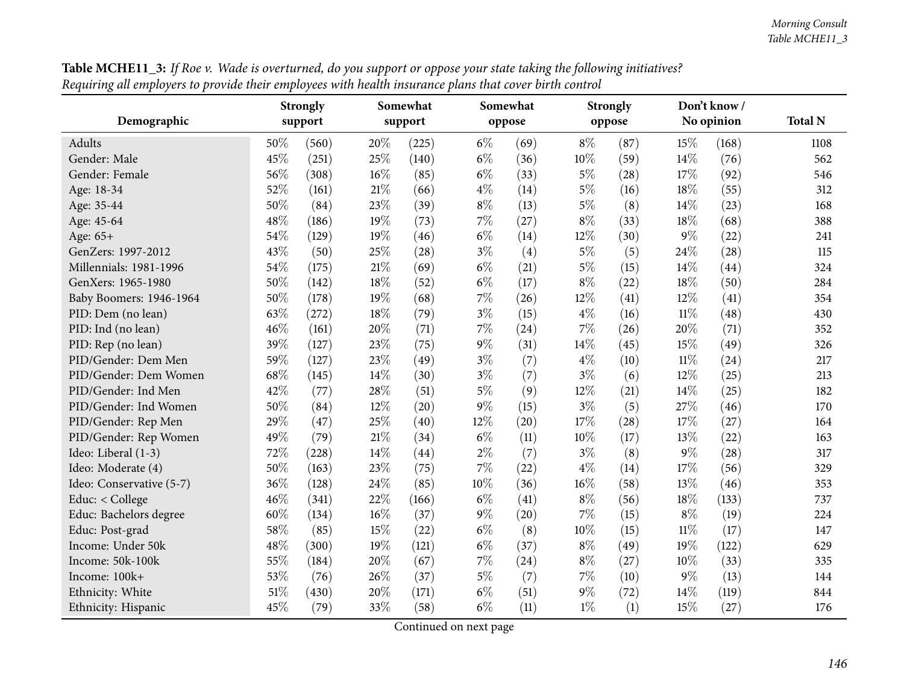**Table MCHE11_3:** *If Roe v. Wade is overturned, do you support or oppose your state taking the following initiatives? Requiring all employers to provide their employees with health insurance plans that cover birth control*

| Demographic | Strongly support | | Somewhat support | | Somewhat oppose | | Strongly oppose | | Don't know / No opinion | | Total N |
|---|---|---|---|---|---|---|---|---|---|---|---|
| Adults | 50% | (560) | 20% | (225) | 6% | (69) | 8% | (87) | 15% | (168) | 1108 |
| Gender: Male | 45% | (251) | 25% | (140) | 6% | (36) | 10% | (59) | 14% | (76) | 562 |
| Gender: Female | 56% | (308) | 16% | (85) | 6% | (33) | 5% | (28) | 17% | (92) | 546 |
| Age: 18-34 | 52% | (161) | 21% | (66) | 4% | (14) | 5% | (16) | 18% | (55) | 312 |
| Age: 35-44 | 50% | (84) | 23% | (39) | 8% | (13) | 5% | (8) | 14% | (23) | 168 |
| Age: 45-64 | 48% | (186) | 19% | (73) | 7% | (27) | 8% | (33) | 18% | (68) | 388 |
| Age: 65+ | 54% | (129) | 19% | (46) | 6% | (14) | 12% | (30) | 9% | (22) | 241 |
| GenZers: 1997-2012 | 43% | (50) | 25% | (28) | 3% | (4) | 5% | (5) | 24% | (28) | 115 |
| Millennials: 1981-1996 | 54% | (175) | 21% | (69) | 6% | (21) | 5% | (15) | 14% | (44) | 324 |
| GenXers: 1965-1980 | 50% | (142) | 18% | (52) | 6% | (17) | 8% | (22) | 18% | (50) | 284 |
| Baby Boomers: 1946-1964 | 50% | (178) | 19% | (68) | 7% | (26) | 12% | (41) | 12% | (41) | 354 |
| PID: Dem (no lean) | 63% | (272) | 18% | (79) | 3% | (15) | 4% | (16) | 11% | (48) | 430 |
| PID: Ind (no lean) | 46% | (161) | 20% | (71) | 7% | (24) | 7% | (26) | 20% | (71) | 352 |
| PID: Rep (no lean) | 39% | (127) | 23% | (75) | 9% | (31) | 14% | (45) | 15% | (49) | 326 |
| PID/Gender: Dem Men | 59% | (127) | 23% | (49) | 3% | (7) | 4% | (10) | 11% | (24) | 217 |
| PID/Gender: Dem Women | 68% | (145) | 14% | (30) | 3% | (7) | 3% | (6) | 12% | (25) | 213 |
| PID/Gender: Ind Men | 42% | (77) | 28% | (51) | 5% | (9) | 12% | (21) | 14% | (25) | 182 |
| PID/Gender: Ind Women | 50% | (84) | 12% | (20) | 9% | (15) | 3% | (5) | 27% | (46) | 170 |
| PID/Gender: Rep Men | 29% | (47) | 25% | (40) | 12% | (20) | 17% | (28) | 17% | (27) | 164 |
| PID/Gender: Rep Women | 49% | (79) | 21% | (34) | 6% | (11) | 10% | (17) | 13% | (22) | 163 |
| Ideo: Liberal (1-3) | 72% | (228) | 14% | (44) | 2% | (7) | 3% | (8) | 9% | (28) | 317 |
| Ideo: Moderate (4) | 50% | (163) | 23% | (75) | 7% | (22) | 4% | (14) | 17% | (56) | 329 |
| Ideo: Conservative (5-7) | 36% | (128) | 24% | (85) | 10% | (36) | 16% | (58) | 13% | (46) | 353 |
| Educ: < College | 46% | (341) | 22% | (166) | 6% | (41) | 8% | (56) | 18% | (133) | 737 |
| Educ: Bachelors degree | 60% | (134) | 16% | (37) | 9% | (20) | 7% | (15) | 8% | (19) | 224 |
| Educ: Post-grad | 58% | (85) | 15% | (22) | 6% | (8) | 10% | (15) | 11% | (17) | 147 |
| Income: Under 50k | 48% | (300) | 19% | (121) | 6% | (37) | 8% | (49) | 19% | (122) | 629 |
| Income: 50k-100k | 55% | (184) | 20% | (67) | 7% | (24) | 8% | (27) | 10% | (33) | 335 |
| Income: 100k+ | 53% | (76) | 26% | (37) | 5% | (7) | 7% | (10) | 9% | (13) | 144 |
| Ethnicity: White | 51% | (430) | 20% | (171) | 6% | (51) | 9% | (72) | 14% | (119) | 844 |
| Ethnicity: Hispanic | 45% | (79) | 33% | (58) | 6% | (11) | 1% | (1) | 15% | (27) | 176 |

Continued on next page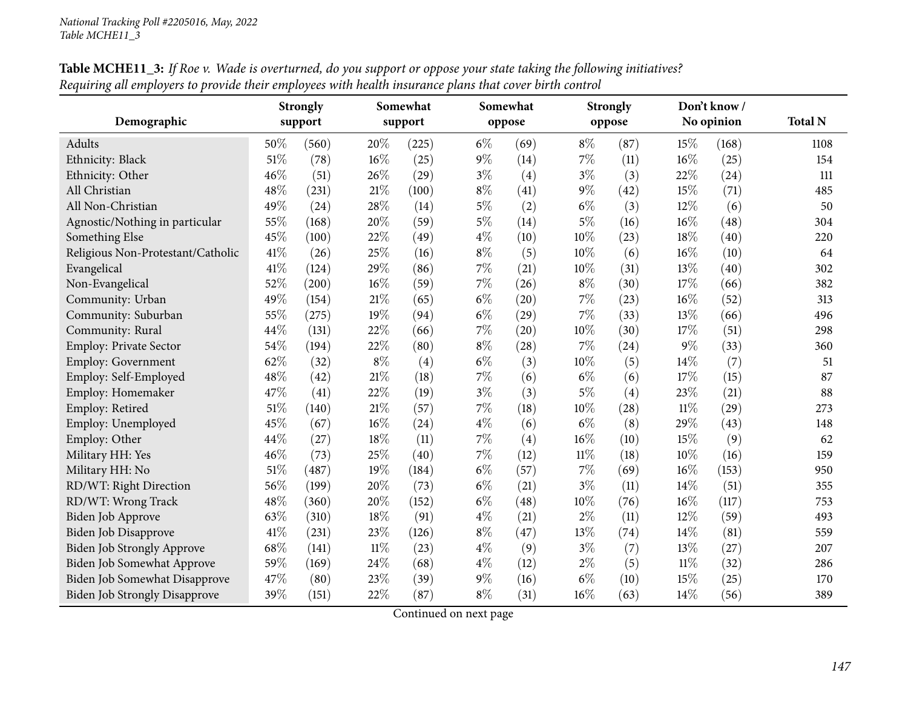**Table MCHE11_3:** *If Roe v. Wade is overturned, do you support or oppose your state taking the following initiatives? Requiring all employers to provide their employees with health insurance plans that cover birth control*

| Demographic | Strongly support | | Somewhat support | | Somewhat oppose | | Strongly oppose | | Don't know / No opinion | | Total N |
|---|---|---|---|---|---|---|---|---|---|---|---|
| Adults | 50% | (560) | 20% | (225) | 6% | (69) | 8% | (87) | 15% | (168) | 1108 |
| Ethnicity: Black | 51% | (78) | 16% | (25) | 9% | (14) | 7% | (11) | 16% | (25) | 154 |
| Ethnicity: Other | 46% | (51) | 26% | (29) | 3% | (4) | 3% | (3) | 22% | (24) | 111 |
| All Christian | 48% | (231) | 21% | (100) | 8% | (41) | 9% | (42) | 15% | (71) | 485 |
| All Non-Christian | 49% | (24) | 28% | (14) | 5% | (2) | 6% | (3) | 12% | (6) | 50 |
| Agnostic/Nothing in particular | 55% | (168) | 20% | (59) | 5% | (14) | 5% | (16) | 16% | (48) | 304 |
| Something Else | 45% | (100) | 22% | (49) | 4% | (10) | 10% | (23) | 18% | (40) | 220 |
| Religious Non-Protestant/Catholic | 41% | (26) | 25% | (16) | 8% | (5) | 10% | (6) | 16% | (10) | 64 |
| Evangelical | 41% | (124) | 29% | (86) | 7% | (21) | 10% | (31) | 13% | (40) | 302 |
| Non-Evangelical | 52% | (200) | 16% | (59) | 7% | (26) | 8% | (30) | 17% | (66) | 382 |
| Community: Urban | 49% | (154) | 21% | (65) | 6% | (20) | 7% | (23) | 16% | (52) | 313 |
| Community: Suburban | 55% | (275) | 19% | (94) | 6% | (29) | 7% | (33) | 13% | (66) | 496 |
| Community: Rural | 44% | (131) | 22% | (66) | 7% | (20) | 10% | (30) | 17% | (51) | 298 |
| Employ: Private Sector | 54% | (194) | 22% | (80) | 8% | (28) | 7% | (24) | 9% | (33) | 360 |
| Employ: Government | 62% | (32) | 8% | (4) | 6% | (3) | 10% | (5) | 14% | (7) | 51 |
| Employ: Self-Employed | 48% | (42) | 21% | (18) | 7% | (6) | 6% | (6) | 17% | (15) | 87 |
| Employ: Homemaker | 47% | (41) | 22% | (19) | 3% | (3) | 5% | (4) | 23% | (21) | 88 |
| Employ: Retired | 51% | (140) | 21% | (57) | 7% | (18) | 10% | (28) | 11% | (29) | 273 |
| Employ: Unemployed | 45% | (67) | 16% | (24) | 4% | (6) | 6% | (8) | 29% | (43) | 148 |
| Employ: Other | 44% | (27) | 18% | (11) | 7% | (4) | 16% | (10) | 15% | (9) | 62 |
| Military HH: Yes | 46% | (73) | 25% | (40) | 7% | (12) | 11% | (18) | 10% | (16) | 159 |
| Military HH: No | 51% | (487) | 19% | (184) | 6% | (57) | 7% | (69) | 16% | (153) | 950 |
| RD/WT: Right Direction | 56% | (199) | 20% | (73) | 6% | (21) | 3% | (11) | 14% | (51) | 355 |
| RD/WT: Wrong Track | 48% | (360) | 20% | (152) | 6% | (48) | 10% | (76) | 16% | (117) | 753 |
| Biden Job Approve | 63% | (310) | 18% | (91) | 4% | (21) | 2% | (11) | 12% | (59) | 493 |
| Biden Job Disapprove | 41% | (231) | 23% | (126) | 8% | (47) | 13% | (74) | 14% | (81) | 559 |
| Biden Job Strongly Approve | 68% | (141) | 11% | (23) | 4% | (9) | 3% | (7) | 13% | (27) | 207 |
| Biden Job Somewhat Approve | 59% | (169) | 24% | (68) | 4% | (12) | 2% | (5) | 11% | (32) | 286 |
| Biden Job Somewhat Disapprove | 47% | (80) | 23% | (39) | 9% | (16) | 6% | (10) | 15% | (25) | 170 |
| Biden Job Strongly Disapprove | 39% | (151) | 22% | (87) | 8% | (31) | 16% | (63) | 14% | (56) | 389 |

Continued on next page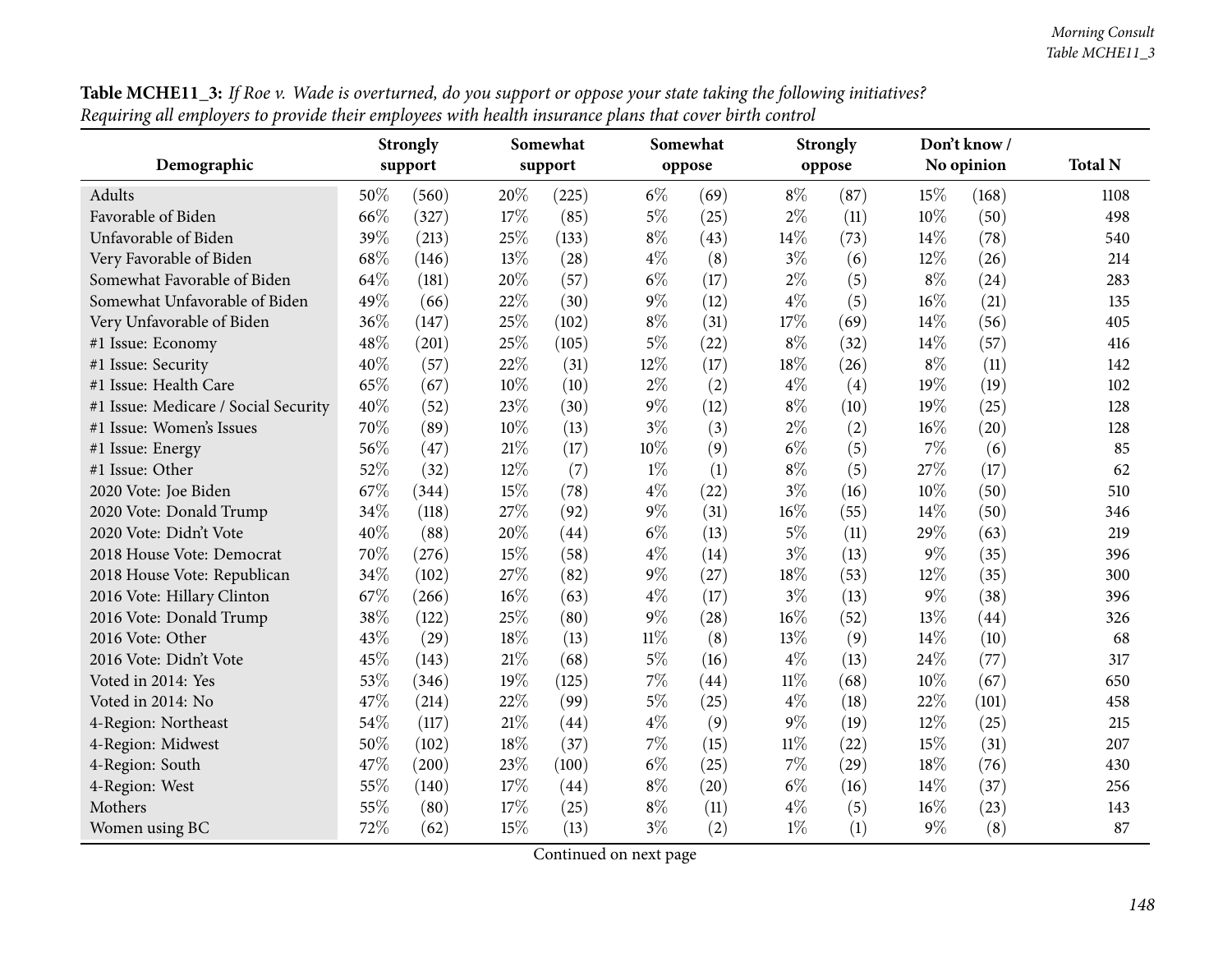**Table MCHE11_3:** *If Roe v. Wade is overturned, do you support or oppose your state taking the following initiatives? Requiring all employers to provide their employees with health insurance plans that cover birth control*

| Demographic | Strongly support | | Somewhat support | | Somewhat oppose | | Strongly oppose | | Don't know / No opinion | | Total N |
|---|---|---|---|---|---|---|---|---|---|---|---|
| Adults | 50% | (560) | 20% | (225) | 6% | (69) | 8% | (87) | 15% | (168) | 1108 |
| Favorable of Biden | 66% | (327) | 17% | (85) | 5% | (25) | 2% | (11) | 10% | (50) | 498 |
| Unfavorable of Biden | 39% | (213) | 25% | (133) | 8% | (43) | 14% | (73) | 14% | (78) | 540 |
| Very Favorable of Biden | 68% | (146) | 13% | (28) | 4% | (8) | 3% | (6) | 12% | (26) | 214 |
| Somewhat Favorable of Biden | 64% | (181) | 20% | (57) | 6% | (17) | 2% | (5) | 8% | (24) | 283 |
| Somewhat Unfavorable of Biden | 49% | (66) | 22% | (30) | 9% | (12) | 4% | (5) | 16% | (21) | 135 |
| Very Unfavorable of Biden | 36% | (147) | 25% | (102) | 8% | (31) | 17% | (69) | 14% | (56) | 405 |
| #1 Issue: Economy | 48% | (201) | 25% | (105) | 5% | (22) | 8% | (32) | 14% | (57) | 416 |
| #1 Issue: Security | 40% | (57) | 22% | (31) | 12% | (17) | 18% | (26) | 8% | (11) | 142 |
| #1 Issue: Health Care | 65% | (67) | 10% | (10) | 2% | (2) | 4% | (4) | 19% | (19) | 102 |
| #1 Issue: Medicare / Social Security | 40% | (52) | 23% | (30) | 9% | (12) | 8% | (10) | 19% | (25) | 128 |
| #1 Issue: Women's Issues | 70% | (89) | 10% | (13) | 3% | (3) | 2% | (2) | 16% | (20) | 128 |
| #1 Issue: Energy | 56% | (47) | 21% | (17) | 10% | (9) | 6% | (5) | 7% | (6) | 85 |
| #1 Issue: Other | 52% | (32) | 12% | (7) | 1% | (1) | 8% | (5) | 27% | (17) | 62 |
| 2020 Vote: Joe Biden | 67% | (344) | 15% | (78) | 4% | (22) | 3% | (16) | 10% | (50) | 510 |
| 2020 Vote: Donald Trump | 34% | (118) | 27% | (92) | 9% | (31) | 16% | (55) | 14% | (50) | 346 |
| 2020 Vote: Didn't Vote | 40% | (88) | 20% | (44) | 6% | (13) | 5% | (11) | 29% | (63) | 219 |
| 2018 House Vote: Democrat | 70% | (276) | 15% | (58) | 4% | (14) | 3% | (13) | 9% | (35) | 396 |
| 2018 House Vote: Republican | 34% | (102) | 27% | (82) | 9% | (27) | 18% | (53) | 12% | (35) | 300 |
| 2016 Vote: Hillary Clinton | 67% | (266) | 16% | (63) | 4% | (17) | 3% | (13) | 9% | (38) | 396 |
| 2016 Vote: Donald Trump | 38% | (122) | 25% | (80) | 9% | (28) | 16% | (52) | 13% | (44) | 326 |
| 2016 Vote: Other | 43% | (29) | 18% | (13) | 11% | (8) | 13% | (9) | 14% | (10) | 68 |
| 2016 Vote: Didn't Vote | 45% | (143) | 21% | (68) | 5% | (16) | 4% | (13) | 24% | (77) | 317 |
| Voted in 2014: Yes | 53% | (346) | 19% | (125) | 7% | (44) | 11% | (68) | 10% | (67) | 650 |
| Voted in 2014: No | 47% | (214) | 22% | (99) | 5% | (25) | 4% | (18) | 22% | (101) | 458 |
| 4-Region: Northeast | 54% | (117) | 21% | (44) | 4% | (9) | 9% | (19) | 12% | (25) | 215 |
| 4-Region: Midwest | 50% | (102) | 18% | (37) | 7% | (15) | 11% | (22) | 15% | (31) | 207 |
| 4-Region: South | 47% | (200) | 23% | (100) | 6% | (25) | 7% | (29) | 18% | (76) | 430 |
| 4-Region: West | 55% | (140) | 17% | (44) | 8% | (20) | 6% | (16) | 14% | (37) | 256 |
| Mothers | 55% | (80) | 17% | (25) | 8% | (11) | 4% | (5) | 16% | (23) | 143 |
| Women using BC | 72% | (62) | 15% | (13) | 3% | (2) | 1% | (1) | 9% | (8) | 87 |

Continued on next page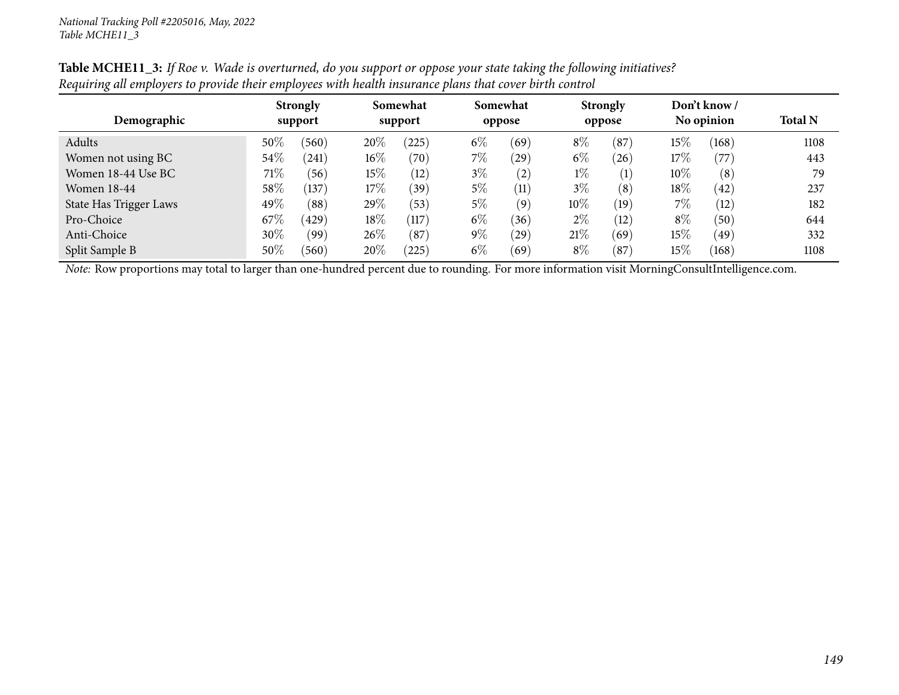**Table MCHE11_3:** *If Roe v. Wade is overturned, do you support or oppose your state taking the following initiatives? Requiring all employers to provide their employees with health insurance plans that cover birth control*

| Demographic | Strongly support | | Somewhat support | | Somewhat oppose | | Strongly oppose | | Don't know / No opinion | | Total N |
|---|---|---|---|---|---|---|---|---|---|---|---|
| Adults | 50% | (560) | 20% | (225) | 6% | (69) | 8% | (87) | 15% | (168) | 1108 |
| Women not using BC | 54% | (241) | 16% | (70) | 7% | (29) | 6% | (26) | 17% | (77) | 443 |
| Women 18-44 Use BC | 71% | (56) | 15% | (12) | 3% | (2) | 1% | (1) | 10% | (8) | 79 |
| Women 18-44 | 58% | (137) | 17% | (39) | 5% | (11) | 3% | (8) | 18% | (42) | 237 |
| State Has Trigger Laws | 49% | (88) | 29% | (53) | 5% | (9) | 10% | (19) | 7% | (12) | 182 |
| Pro-Choice | 67% | (429) | 18% | (117) | 6% | (36) | 2% | (12) | 8% | (50) | 644 |
| Anti-Choice | 30% | (99) | 26% | (87) | 9% | (29) | 21% | (69) | 15% | (49) | 332 |
| Split Sample B | 50% | (560) | 20% | (225) | 6% | (69) | 8% | (87) | 15% | (168) | 1108 |

*Note:* Row proportions may total to larger than one-hundred percent due to rounding. For more information visit MorningConsultIntelligence.com.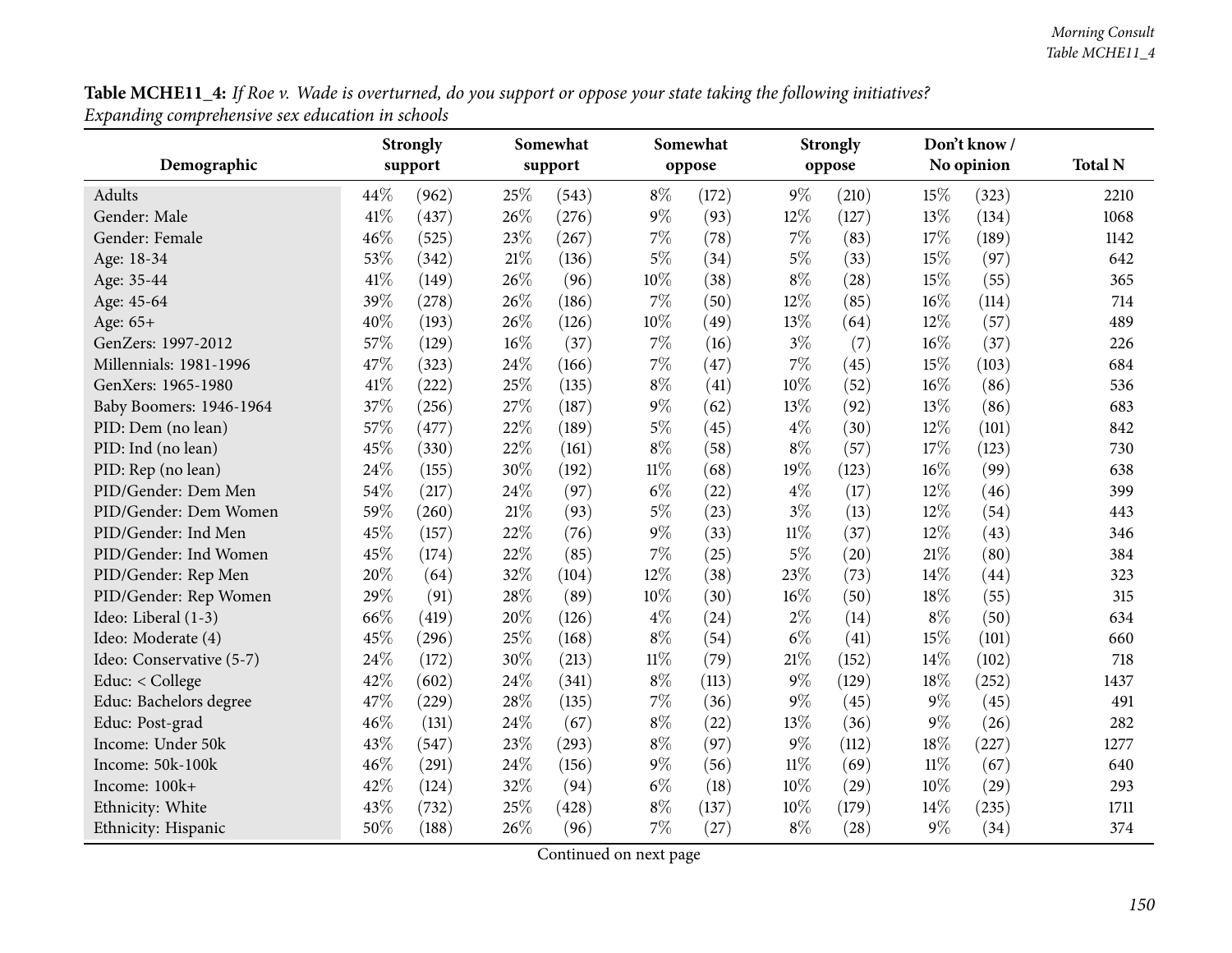**Table MCHE11_4:** *If Roe v. Wade is overturned, do you support or oppose your state taking the following initiatives? Expanding comprehensive sex education in schools*

| Demographic | Strongly support | | Somewhat support | | Somewhat oppose | | Strongly oppose | | Don't know / No opinion | | Total N |
|---|---|---|---|---|---|---|---|---|---|---|---|
| Adults | 44% | (962) | 25% | (543) | 8% | (172) | 9% | (210) | 15% | (323) | 2210 |
| Gender: Male | 41% | (437) | 26% | (276) | 9% | (93) | 12% | (127) | 13% | (134) | 1068 |
| Gender: Female | 46% | (525) | 23% | (267) | 7% | (78) | 7% | (83) | 17% | (189) | 1142 |
| Age: 18-34 | 53% | (342) | 21% | (136) | 5% | (34) | 5% | (33) | 15% | (97) | 642 |
| Age: 35-44 | 41% | (149) | 26% | (96) | 10% | (38) | 8% | (28) | 15% | (55) | 365 |
| Age: 45-64 | 39% | (278) | 26% | (186) | 7% | (50) | 12% | (85) | 16% | (114) | 714 |
| Age: 65+ | 40% | (193) | 26% | (126) | 10% | (49) | 13% | (64) | 12% | (57) | 489 |
| GenZers: 1997-2012 | 57% | (129) | 16% | (37) | 7% | (16) | 3% | (7) | 16% | (37) | 226 |
| Millennials: 1981-1996 | 47% | (323) | 24% | (166) | 7% | (47) | 7% | (45) | 15% | (103) | 684 |
| GenXers: 1965-1980 | 41% | (222) | 25% | (135) | 8% | (41) | 10% | (52) | 16% | (86) | 536 |
| Baby Boomers: 1946-1964 | 37% | (256) | 27% | (187) | 9% | (62) | 13% | (92) | 13% | (86) | 683 |
| PID: Dem (no lean) | 57% | (477) | 22% | (189) | 5% | (45) | 4% | (30) | 12% | (101) | 842 |
| PID: Ind (no lean) | 45% | (330) | 22% | (161) | 8% | (58) | 8% | (57) | 17% | (123) | 730 |
| PID: Rep (no lean) | 24% | (155) | 30% | (192) | 11% | (68) | 19% | (123) | 16% | (99) | 638 |
| PID/Gender: Dem Men | 54% | (217) | 24% | (97) | 6% | (22) | 4% | (17) | 12% | (46) | 399 |
| PID/Gender: Dem Women | 59% | (260) | 21% | (93) | 5% | (23) | 3% | (13) | 12% | (54) | 443 |
| PID/Gender: Ind Men | 45% | (157) | 22% | (76) | 9% | (33) | 11% | (37) | 12% | (43) | 346 |
| PID/Gender: Ind Women | 45% | (174) | 22% | (85) | 7% | (25) | 5% | (20) | 21% | (80) | 384 |
| PID/Gender: Rep Men | 20% | (64) | 32% | (104) | 12% | (38) | 23% | (73) | 14% | (44) | 323 |
| PID/Gender: Rep Women | 29% | (91) | 28% | (89) | 10% | (30) | 16% | (50) | 18% | (55) | 315 |
| Ideo: Liberal (1-3) | 66% | (419) | 20% | (126) | 4% | (24) | 2% | (14) | 8% | (50) | 634 |
| Ideo: Moderate (4) | 45% | (296) | 25% | (168) | 8% | (54) | 6% | (41) | 15% | (101) | 660 |
| Ideo: Conservative (5-7) | 24% | (172) | 30% | (213) | 11% | (79) | 21% | (152) | 14% | (102) | 718 |
| Educ: < College | 42% | (602) | 24% | (341) | 8% | (113) | 9% | (129) | 18% | (252) | 1437 |
| Educ: Bachelors degree | 47% | (229) | 28% | (135) | 7% | (36) | 9% | (45) | 9% | (45) | 491 |
| Educ: Post-grad | 46% | (131) | 24% | (67) | 8% | (22) | 13% | (36) | 9% | (26) | 282 |
| Income: Under 50k | 43% | (547) | 23% | (293) | 8% | (97) | 9% | (112) | 18% | (227) | 1277 |
| Income: 50k-100k | 46% | (291) | 24% | (156) | 9% | (56) | 11% | (69) | 11% | (67) | 640 |
| Income: 100k+ | 42% | (124) | 32% | (94) | 6% | (18) | 10% | (29) | 10% | (29) | 293 |
| Ethnicity: White | 43% | (732) | 25% | (428) | 8% | (137) | 10% | (179) | 14% | (235) | 1711 |
| Ethnicity: Hispanic | 50% | (188) | 26% | (96) | 7% | (27) | 8% | (28) | 9% | (34) | 374 |

Continued on next page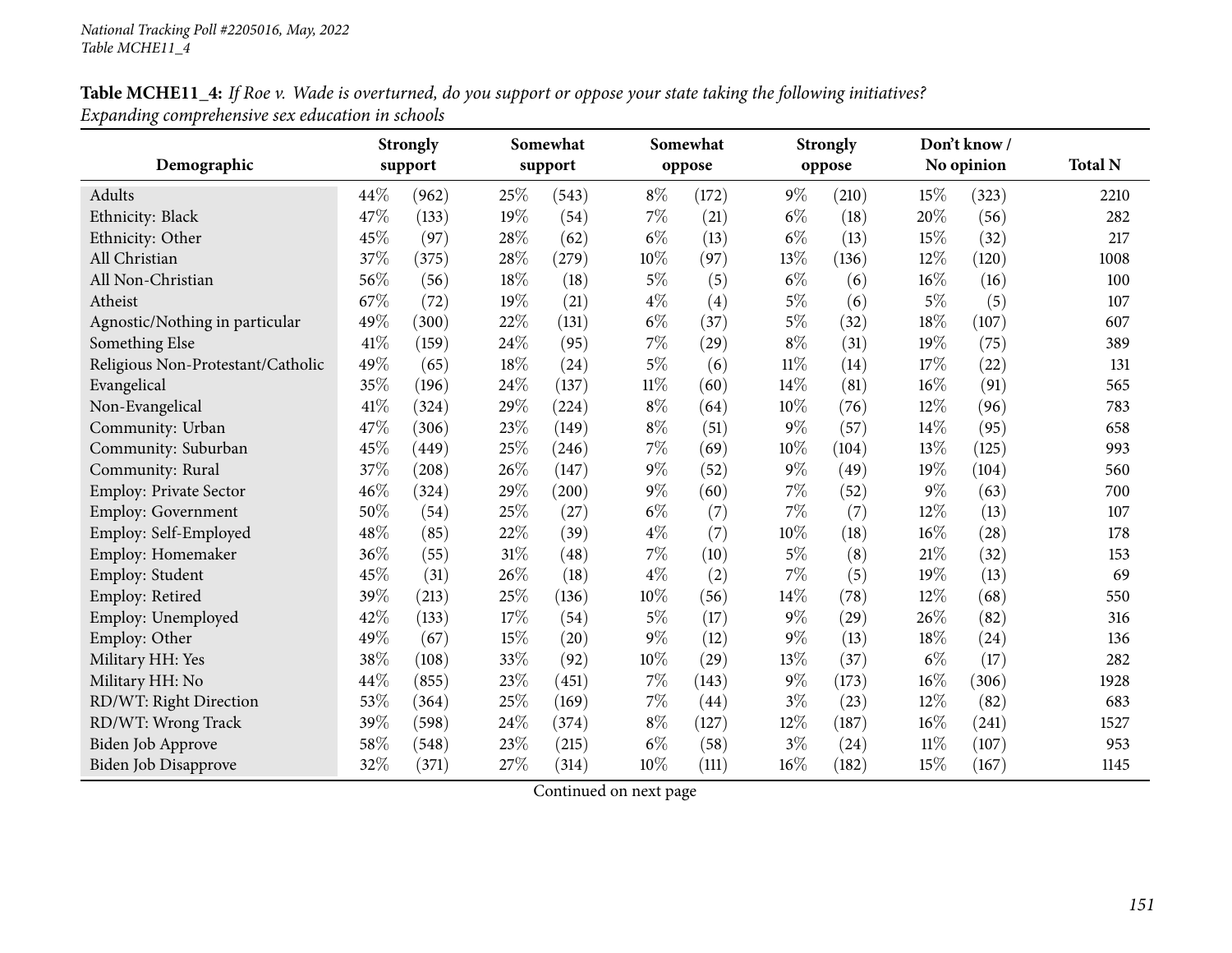**Table MCHE11_4:** *If Roe v. Wade is overturned, do you support or oppose your state taking the following initiatives? Expanding comprehensive sex education in schools*

| Demographic | Strongly support | | Somewhat support | | Somewhat oppose | | Strongly oppose | | Don't know / No opinion | | Total N |
|---|---|---|---|---|---|---|---|---|---|---|---|
| Adults | 44% | (962) | 25% | (543) | 8% | (172) | 9% | (210) | 15% | (323) | 2210 |
| Ethnicity: Black | 47% | (133) | 19% | (54) | 7% | (21) | 6% | (18) | 20% | (56) | 282 |
| Ethnicity: Other | 45% | (97) | 28% | (62) | 6% | (13) | 6% | (13) | 15% | (32) | 217 |
| All Christian | 37% | (375) | 28% | (279) | 10% | (97) | 13% | (136) | 12% | (120) | 1008 |
| All Non-Christian | 56% | (56) | 18% | (18) | 5% | (5) | 6% | (6) | 16% | (16) | 100 |
| Atheist | 67% | (72) | 19% | (21) | 4% | (4) | 5% | (6) | 5% | (5) | 107 |
| Agnostic/Nothing in particular | 49% | (300) | 22% | (131) | 6% | (37) | 5% | (32) | 18% | (107) | 607 |
| Something Else | 41% | (159) | 24% | (95) | 7% | (29) | 8% | (31) | 19% | (75) | 389 |
| Religious Non-Protestant/Catholic | 49% | (65) | 18% | (24) | 5% | (6) | 11% | (14) | 17% | (22) | 131 |
| Evangelical | 35% | (196) | 24% | (137) | 11% | (60) | 14% | (81) | 16% | (91) | 565 |
| Non-Evangelical | 41% | (324) | 29% | (224) | 8% | (64) | 10% | (76) | 12% | (96) | 783 |
| Community: Urban | 47% | (306) | 23% | (149) | 8% | (51) | 9% | (57) | 14% | (95) | 658 |
| Community: Suburban | 45% | (449) | 25% | (246) | 7% | (69) | 10% | (104) | 13% | (125) | 993 |
| Community: Rural | 37% | (208) | 26% | (147) | 9% | (52) | 9% | (49) | 19% | (104) | 560 |
| Employ: Private Sector | 46% | (324) | 29% | (200) | 9% | (60) | 7% | (52) | 9% | (63) | 700 |
| Employ: Government | 50% | (54) | 25% | (27) | 6% | (7) | 7% | (7) | 12% | (13) | 107 |
| Employ: Self-Employed | 48% | (85) | 22% | (39) | 4% | (7) | 10% | (18) | 16% | (28) | 178 |
| Employ: Homemaker | 36% | (55) | 31% | (48) | 7% | (10) | 5% | (8) | 21% | (32) | 153 |
| Employ: Student | 45% | (31) | 26% | (18) | 4% | (2) | 7% | (5) | 19% | (13) | 69 |
| Employ: Retired | 39% | (213) | 25% | (136) | 10% | (56) | 14% | (78) | 12% | (68) | 550 |
| Employ: Unemployed | 42% | (133) | 17% | (54) | 5% | (17) | 9% | (29) | 26% | (82) | 316 |
| Employ: Other | 49% | (67) | 15% | (20) | 9% | (12) | 9% | (13) | 18% | (24) | 136 |
| Military HH: Yes | 38% | (108) | 33% | (92) | 10% | (29) | 13% | (37) | 6% | (17) | 282 |
| Military HH: No | 44% | (855) | 23% | (451) | 7% | (143) | 9% | (173) | 16% | (306) | 1928 |
| RD/WT: Right Direction | 53% | (364) | 25% | (169) | 7% | (44) | 3% | (23) | 12% | (82) | 683 |
| RD/WT: Wrong Track | 39% | (598) | 24% | (374) | 8% | (127) | 12% | (187) | 16% | (241) | 1527 |
| Biden Job Approve | 58% | (548) | 23% | (215) | 6% | (58) | 3% | (24) | 11% | (107) | 953 |
| Biden Job Disapprove | 32% | (371) | 27% | (314) | 10% | (111) | 16% | (182) | 15% | (167) | 1145 |

Continued on next page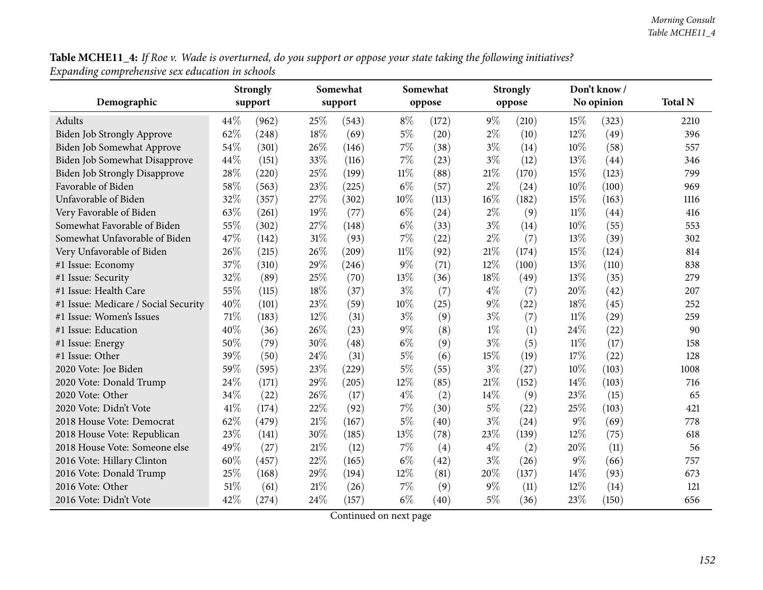**Table MCHE11_4:** *If Roe v. Wade is overturned, do you support or oppose your state taking the following initiatives? Expanding comprehensive sex education in schools*

| Demographic | Strongly support | | Somewhat support | | Somewhat oppose | | Strongly oppose | | Don't know / No opinion | | Total N |
|---|---|---|---|---|---|---|---|---|---|---|---|
| Adults | 44% | (962) | 25% | (543) | 8% | (172) | 9% | (210) | 15% | (323) | 2210 |
| Biden Job Strongly Approve | 62% | (248) | 18% | (69) | 5% | (20) | 2% | (10) | 12% | (49) | 396 |
| Biden Job Somewhat Approve | 54% | (301) | 26% | (146) | 7% | (38) | 3% | (14) | 10% | (58) | 557 |
| Biden Job Somewhat Disapprove | 44% | (151) | 33% | (116) | 7% | (23) | 3% | (12) | 13% | (44) | 346 |
| Biden Job Strongly Disapprove | 28% | (220) | 25% | (199) | 11% | (88) | 21% | (170) | 15% | (123) | 799 |
| Favorable of Biden | 58% | (563) | 23% | (225) | 6% | (57) | 2% | (24) | 10% | (100) | 969 |
| Unfavorable of Biden | 32% | (357) | 27% | (302) | 10% | (113) | 16% | (182) | 15% | (163) | 1116 |
| Very Favorable of Biden | 63% | (261) | 19% | (77) | 6% | (24) | 2% | (9) | 11% | (44) | 416 |
| Somewhat Favorable of Biden | 55% | (302) | 27% | (148) | 6% | (33) | 3% | (14) | 10% | (55) | 553 |
| Somewhat Unfavorable of Biden | 47% | (142) | 31% | (93) | 7% | (22) | 2% | (7) | 13% | (39) | 302 |
| Very Unfavorable of Biden | 26% | (215) | 26% | (209) | 11% | (92) | 21% | (174) | 15% | (124) | 814 |
| #1 Issue: Economy | 37% | (310) | 29% | (246) | 9% | (71) | 12% | (100) | 13% | (110) | 838 |
| #1 Issue: Security | 32% | (89) | 25% | (70) | 13% | (36) | 18% | (49) | 13% | (35) | 279 |
| #1 Issue: Health Care | 55% | (115) | 18% | (37) | 3% | (7) | 4% | (7) | 20% | (42) | 207 |
| #1 Issue: Medicare / Social Security | 40% | (101) | 23% | (59) | 10% | (25) | 9% | (22) | 18% | (45) | 252 |
| #1 Issue: Women's Issues | 71% | (183) | 12% | (31) | 3% | (9) | 3% | (7) | 11% | (29) | 259 |
| #1 Issue: Education | 40% | (36) | 26% | (23) | 9% | (8) | 1% | (1) | 24% | (22) | 90 |
| #1 Issue: Energy | 50% | (79) | 30% | (48) | 6% | (9) | 3% | (5) | 11% | (17) | 158 |
| #1 Issue: Other | 39% | (50) | 24% | (31) | 5% | (6) | 15% | (19) | 17% | (22) | 128 |
| 2020 Vote: Joe Biden | 59% | (595) | 23% | (229) | 5% | (55) | 3% | (27) | 10% | (103) | 1008 |
| 2020 Vote: Donald Trump | 24% | (171) | 29% | (205) | 12% | (85) | 21% | (152) | 14% | (103) | 716 |
| 2020 Vote: Other | 34% | (22) | 26% | (17) | 4% | (2) | 14% | (9) | 23% | (15) | 65 |
| 2020 Vote: Didn't Vote | 41% | (174) | 22% | (92) | 7% | (30) | 5% | (22) | 25% | (103) | 421 |
| 2018 House Vote: Democrat | 62% | (479) | 21% | (167) | 5% | (40) | 3% | (24) | 9% | (69) | 778 |
| 2018 House Vote: Republican | 23% | (141) | 30% | (185) | 13% | (78) | 23% | (139) | 12% | (75) | 618 |
| 2018 House Vote: Someone else | 49% | (27) | 21% | (12) | 7% | (4) | 4% | (2) | 20% | (11) | 56 |
| 2016 Vote: Hillary Clinton | 60% | (457) | 22% | (165) | 6% | (42) | 3% | (26) | 9% | (66) | 757 |
| 2016 Vote: Donald Trump | 25% | (168) | 29% | (194) | 12% | (81) | 20% | (137) | 14% | (93) | 673 |
| 2016 Vote: Other | 51% | (61) | 21% | (26) | 7% | (9) | 9% | (11) | 12% | (14) | 121 |
| 2016 Vote: Didn't Vote | 42% | (274) | 24% | (157) | 6% | (40) | 5% | (36) | 23% | (150) | 656 |

Continued on next page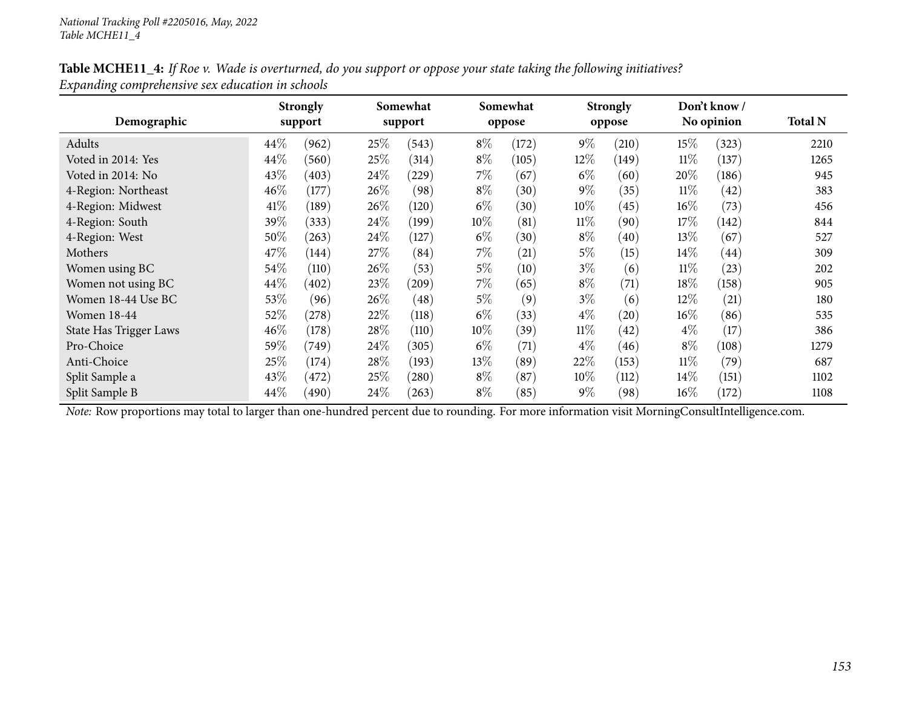National Tracking Poll #2205016, May, 2022
Table MCHE11_4

**Table MCHE11_4:** *If Roe v. Wade is overturned, do you support or oppose your state taking the following initiatives? Expanding comprehensive sex education in schools*

| Demographic | Strongly support | | Somewhat support | | Somewhat oppose | | Strongly oppose | | Don't know / No opinion | | Total N |
|---|---|---|---|---|---|---|---|---|---|---|---|
| Adults | 44% | (962) | 25% | (543) | 8% | (172) | 9% | (210) | 15% | (323) | 2210 |
| Voted in 2014: Yes | 44% | (560) | 25% | (314) | 8% | (105) | 12% | (149) | 11% | (137) | 1265 |
| Voted in 2014: No | 43% | (403) | 24% | (229) | 7% | (67) | 6% | (60) | 20% | (186) | 945 |
| 4-Region: Northeast | 46% | (177) | 26% | (98) | 8% | (30) | 9% | (35) | 11% | (42) | 383 |
| 4-Region: Midwest | 41% | (189) | 26% | (120) | 6% | (30) | 10% | (45) | 16% | (73) | 456 |
| 4-Region: South | 39% | (333) | 24% | (199) | 10% | (81) | 11% | (90) | 17% | (142) | 844 |
| 4-Region: West | 50% | (263) | 24% | (127) | 6% | (30) | 8% | (40) | 13% | (67) | 527 |
| Mothers | 47% | (144) | 27% | (84) | 7% | (21) | 5% | (15) | 14% | (44) | 309 |
| Women using BC | 54% | (110) | 26% | (53) | 5% | (10) | 3% | (6) | 11% | (23) | 202 |
| Women not using BC | 44% | (402) | 23% | (209) | 7% | (65) | 8% | (71) | 18% | (158) | 905 |
| Women 18-44 Use BC | 53% | (96) | 26% | (48) | 5% | (9) | 3% | (6) | 12% | (21) | 180 |
| Women 18-44 | 52% | (278) | 22% | (118) | 6% | (33) | 4% | (20) | 16% | (86) | 535 |
| State Has Trigger Laws | 46% | (178) | 28% | (110) | 10% | (39) | 11% | (42) | 4% | (17) | 386 |
| Pro-Choice | 59% | (749) | 24% | (305) | 6% | (71) | 4% | (46) | 8% | (108) | 1279 |
| Anti-Choice | 25% | (174) | 28% | (193) | 13% | (89) | 22% | (153) | 11% | (79) | 687 |
| Split Sample a | 43% | (472) | 25% | (280) | 8% | (87) | 10% | (112) | 14% | (151) | 1102 |
| Split Sample B | 44% | (490) | 24% | (263) | 8% | (85) | 9% | (98) | 16% | (172) | 1108 |

*Note:* Row proportions may total to larger than one-hundred percent due to rounding. For more information visit MorningConsultIntelligence.com.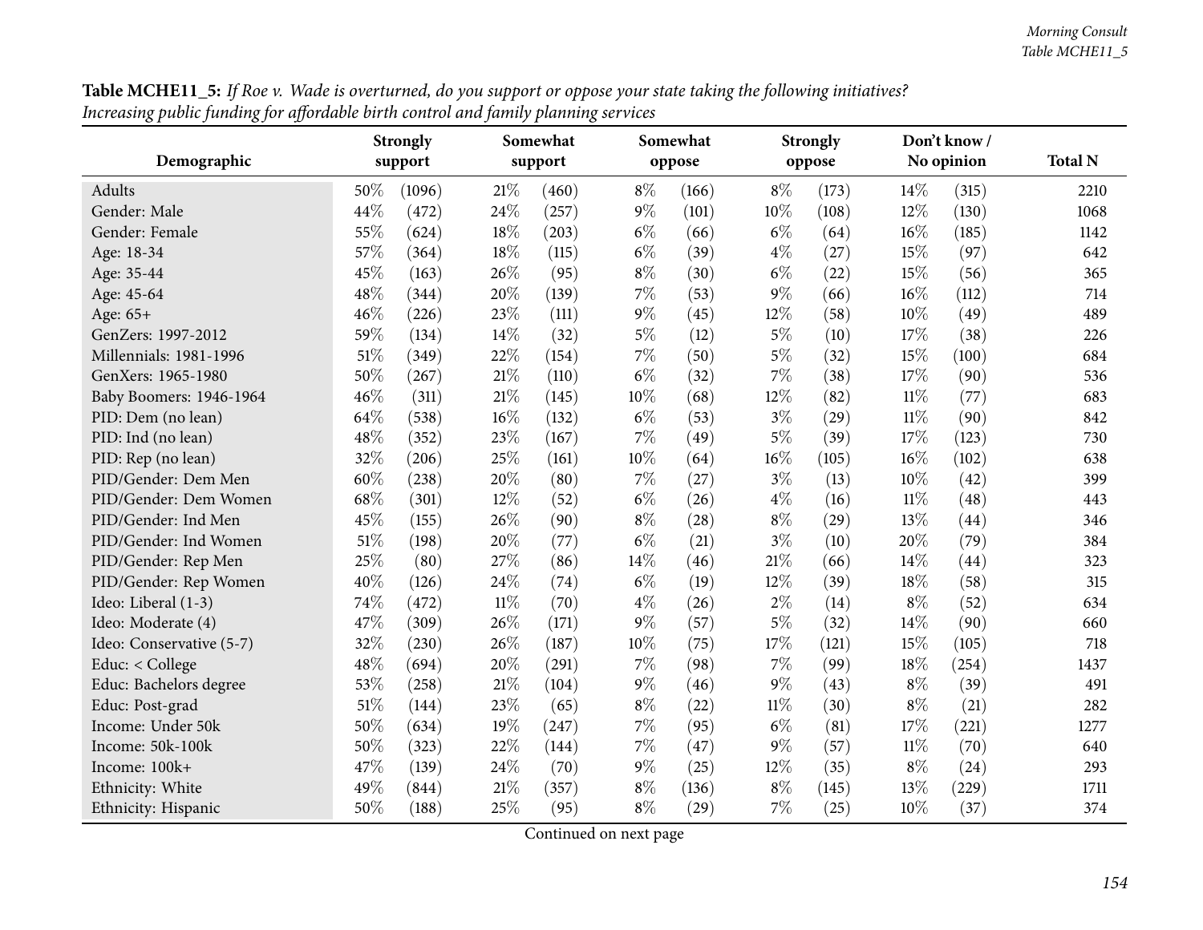**Table MCHE11_5:** *If Roe v. Wade is overturned, do you support or oppose your state taking the following initiatives? Increasing public funding for affordable birth control and family planning services*

| Demographic | Strongly support | | Somewhat support | | Somewhat oppose | | Strongly oppose | | Don't know / No opinion | | Total N |
|---|---|---|---|---|---|---|---|---|---|---|---|
| Adults | 50% | (1096) | 21% | (460) | 8% | (166) | 8% | (173) | 14% | (315) | 2210 |
| Gender: Male | 44% | (472) | 24% | (257) | 9% | (101) | 10% | (108) | 12% | (130) | 1068 |
| Gender: Female | 55% | (624) | 18% | (203) | 6% | (66) | 6% | (64) | 16% | (185) | 1142 |
| Age: 18-34 | 57% | (364) | 18% | (115) | 6% | (39) | 4% | (27) | 15% | (97) | 642 |
| Age: 35-44 | 45% | (163) | 26% | (95) | 8% | (30) | 6% | (22) | 15% | (56) | 365 |
| Age: 45-64 | 48% | (344) | 20% | (139) | 7% | (53) | 9% | (66) | 16% | (112) | 714 |
| Age: 65+ | 46% | (226) | 23% | (111) | 9% | (45) | 12% | (58) | 10% | (49) | 489 |
| GenZers: 1997-2012 | 59% | (134) | 14% | (32) | 5% | (12) | 5% | (10) | 17% | (38) | 226 |
| Millennials: 1981-1996 | 51% | (349) | 22% | (154) | 7% | (50) | 5% | (32) | 15% | (100) | 684 |
| GenXers: 1965-1980 | 50% | (267) | 21% | (110) | 6% | (32) | 7% | (38) | 17% | (90) | 536 |
| Baby Boomers: 1946-1964 | 46% | (311) | 21% | (145) | 10% | (68) | 12% | (82) | 11% | (77) | 683 |
| PID: Dem (no lean) | 64% | (538) | 16% | (132) | 6% | (53) | 3% | (29) | 11% | (90) | 842 |
| PID: Ind (no lean) | 48% | (352) | 23% | (167) | 7% | (49) | 5% | (39) | 17% | (123) | 730 |
| PID: Rep (no lean) | 32% | (206) | 25% | (161) | 10% | (64) | 16% | (105) | 16% | (102) | 638 |
| PID/Gender: Dem Men | 60% | (238) | 20% | (80) | 7% | (27) | 3% | (13) | 10% | (42) | 399 |
| PID/Gender: Dem Women | 68% | (301) | 12% | (52) | 6% | (26) | 4% | (16) | 11% | (48) | 443 |
| PID/Gender: Ind Men | 45% | (155) | 26% | (90) | 8% | (28) | 8% | (29) | 13% | (44) | 346 |
| PID/Gender: Ind Women | 51% | (198) | 20% | (77) | 6% | (21) | 3% | (10) | 20% | (79) | 384 |
| PID/Gender: Rep Men | 25% | (80) | 27% | (86) | 14% | (46) | 21% | (66) | 14% | (44) | 323 |
| PID/Gender: Rep Women | 40% | (126) | 24% | (74) | 6% | (19) | 12% | (39) | 18% | (58) | 315 |
| Ideo: Liberal (1-3) | 74% | (472) | 11% | (70) | 4% | (26) | 2% | (14) | 8% | (52) | 634 |
| Ideo: Moderate (4) | 47% | (309) | 26% | (171) | 9% | (57) | 5% | (32) | 14% | (90) | 660 |
| Ideo: Conservative (5-7) | 32% | (230) | 26% | (187) | 10% | (75) | 17% | (121) | 15% | (105) | 718 |
| Educ: < College | 48% | (694) | 20% | (291) | 7% | (98) | 7% | (99) | 18% | (254) | 1437 |
| Educ: Bachelors degree | 53% | (258) | 21% | (104) | 9% | (46) | 9% | (43) | 8% | (39) | 491 |
| Educ: Post-grad | 51% | (144) | 23% | (65) | 8% | (22) | 11% | (30) | 8% | (21) | 282 |
| Income: Under 50k | 50% | (634) | 19% | (247) | 7% | (95) | 6% | (81) | 17% | (221) | 1277 |
| Income: 50k-100k | 50% | (323) | 22% | (144) | 7% | (47) | 9% | (57) | 11% | (70) | 640 |
| Income: 100k+ | 47% | (139) | 24% | (70) | 9% | (25) | 12% | (35) | 8% | (24) | 293 |
| Ethnicity: White | 49% | (844) | 21% | (357) | 8% | (136) | 8% | (145) | 13% | (229) | 1711 |
| Ethnicity: Hispanic | 50% | (188) | 25% | (95) | 8% | (29) | 7% | (25) | 10% | (37) | 374 |

Continued on next page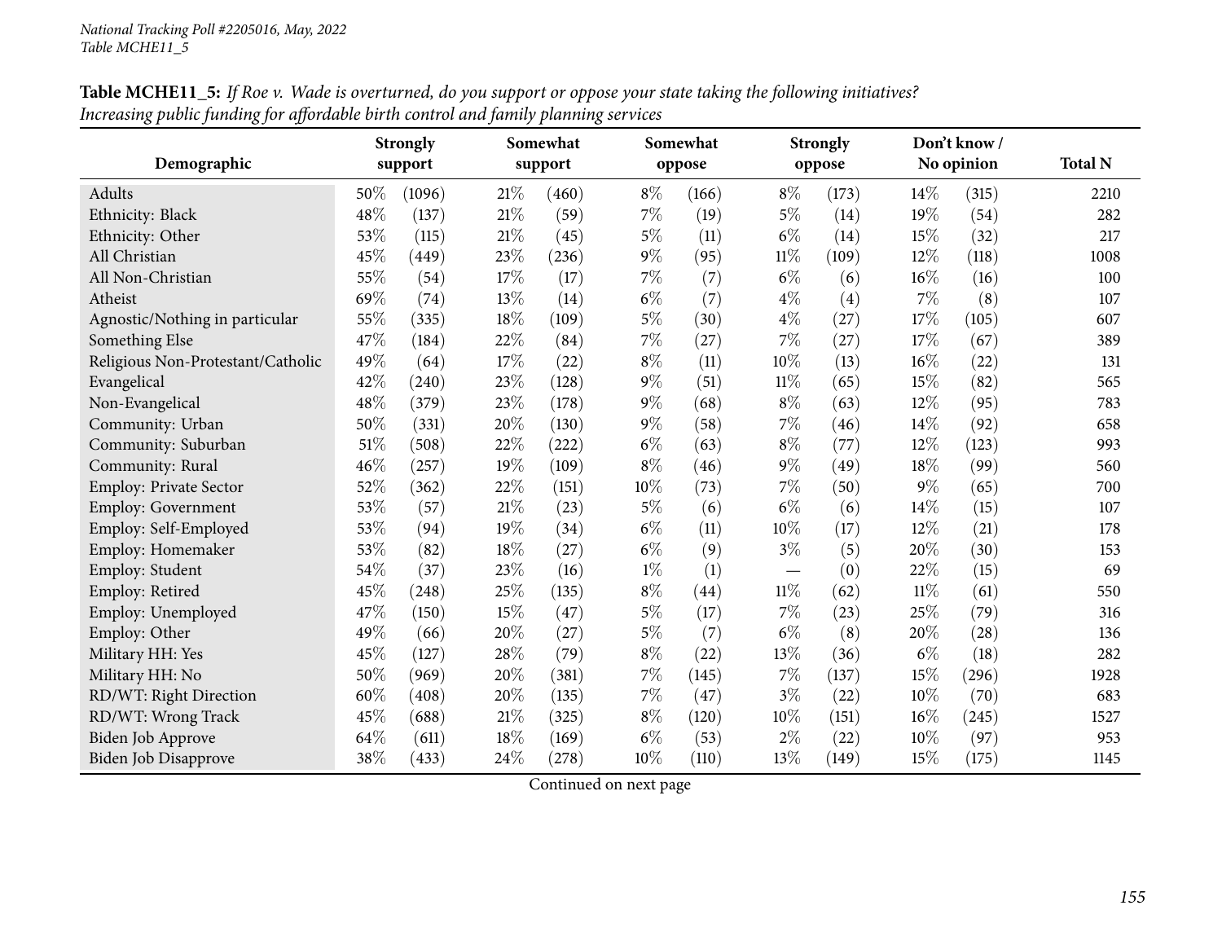**Table MCHE11_5:** *If Roe v. Wade is overturned, do you support or oppose your state taking the following initiatives? Increasing public funding for affordable birth control and family planning services*

| Demographic | Strongly support | | Somewhat support | | Somewhat oppose | | Strongly oppose | | Don't know / No opinion | | Total N |
|---|---|---|---|---|---|---|---|---|---|---|---|
| Adults | 50% | (1096) | 21% | (460) | 8% | (166) | 8% | (173) | 14% | (315) | 2210 |
| Ethnicity: Black | 48% | (137) | 21% | (59) | 7% | (19) | 5% | (14) | 19% | (54) | 282 |
| Ethnicity: Other | 53% | (115) | 21% | (45) | 5% | (11) | 6% | (14) | 15% | (32) | 217 |
| All Christian | 45% | (449) | 23% | (236) | 9% | (95) | 11% | (109) | 12% | (118) | 1008 |
| All Non-Christian | 55% | (54) | 17% | (17) | 7% | (7) | 6% | (6) | 16% | (16) | 100 |
| Atheist | 69% | (74) | 13% | (14) | 6% | (7) | 4% | (4) | 7% | (8) | 107 |
| Agnostic/Nothing in particular | 55% | (335) | 18% | (109) | 5% | (30) | 4% | (27) | 17% | (105) | 607 |
| Something Else | 47% | (184) | 22% | (84) | 7% | (27) | 7% | (27) | 17% | (67) | 389 |
| Religious Non-Protestant/Catholic | 49% | (64) | 17% | (22) | 8% | (11) | 10% | (13) | 16% | (22) | 131 |
| Evangelical | 42% | (240) | 23% | (128) | 9% | (51) | 11% | (65) | 15% | (82) | 565 |
| Non-Evangelical | 48% | (379) | 23% | (178) | 9% | (68) | 8% | (63) | 12% | (95) | 783 |
| Community: Urban | 50% | (331) | 20% | (130) | 9% | (58) | 7% | (46) | 14% | (92) | 658 |
| Community: Suburban | 51% | (508) | 22% | (222) | 6% | (63) | 8% | (77) | 12% | (123) | 993 |
| Community: Rural | 46% | (257) | 19% | (109) | 8% | (46) | 9% | (49) | 18% | (99) | 560 |
| Employ: Private Sector | 52% | (362) | 22% | (151) | 10% | (73) | 7% | (50) | 9% | (65) | 700 |
| Employ: Government | 53% | (57) | 21% | (23) | 5% | (6) | 6% | (6) | 14% | (15) | 107 |
| Employ: Self-Employed | 53% | (94) | 19% | (34) | 6% | (11) | 10% | (17) | 12% | (21) | 178 |
| Employ: Homemaker | 53% | (82) | 18% | (27) | 6% | (9) | 3% | (5) | 20% | (30) | 153 |
| Employ: Student | 54% | (37) | 23% | (16) | 1% | (1) | — | (0) | 22% | (15) | 69 |
| Employ: Retired | 45% | (248) | 25% | (135) | 8% | (44) | 11% | (62) | 11% | (61) | 550 |
| Employ: Unemployed | 47% | (150) | 15% | (47) | 5% | (17) | 7% | (23) | 25% | (79) | 316 |
| Employ: Other | 49% | (66) | 20% | (27) | 5% | (7) | 6% | (8) | 20% | (28) | 136 |
| Military HH: Yes | 45% | (127) | 28% | (79) | 8% | (22) | 13% | (36) | 6% | (18) | 282 |
| Military HH: No | 50% | (969) | 20% | (381) | 7% | (145) | 7% | (137) | 15% | (296) | 1928 |
| RD/WT: Right Direction | 60% | (408) | 20% | (135) | 7% | (47) | 3% | (22) | 10% | (70) | 683 |
| RD/WT: Wrong Track | 45% | (688) | 21% | (325) | 8% | (120) | 10% | (151) | 16% | (245) | 1527 |
| Biden Job Approve | 64% | (611) | 18% | (169) | 6% | (53) | 2% | (22) | 10% | (97) | 953 |
| Biden Job Disapprove | 38% | (433) | 24% | (278) | 10% | (110) | 13% | (149) | 15% | (175) | 1145 |

Continued on next page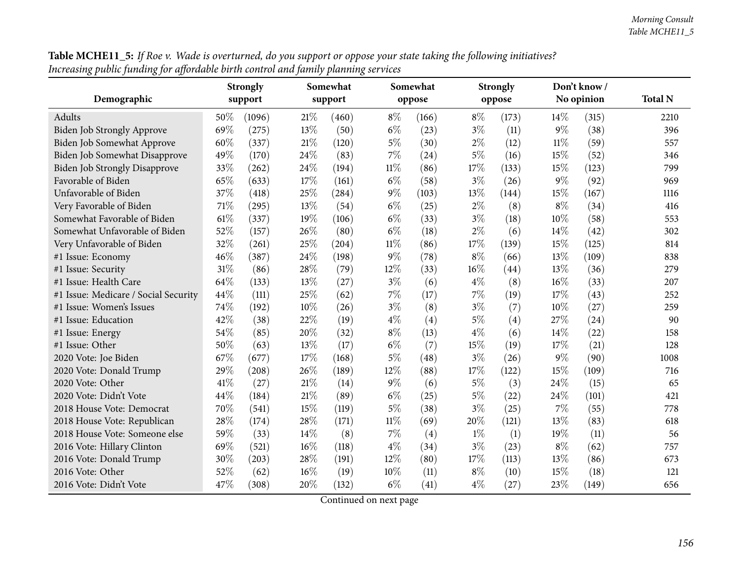**Table MCHE11_5:** *If Roe v. Wade is overturned, do you support or oppose your state taking the following initiatives? Increasing public funding for affordable birth control and family planning services*

| Demographic | Strongly support | | Somewhat support | | Somewhat oppose | | Strongly oppose | | Don't know / No opinion | | Total N |
|---|---|---|---|---|---|---|---|---|---|---|---|
| Adults | 50% | (1096) | 21% | (460) | 8% | (166) | 8% | (173) | 14% | (315) | 2210 |
| Biden Job Strongly Approve | 69% | (275) | 13% | (50) | 6% | (23) | 3% | (11) | 9% | (38) | 396 |
| Biden Job Somewhat Approve | 60% | (337) | 21% | (120) | 5% | (30) | 2% | (12) | 11% | (59) | 557 |
| Biden Job Somewhat Disapprove | 49% | (170) | 24% | (83) | 7% | (24) | 5% | (16) | 15% | (52) | 346 |
| Biden Job Strongly Disapprove | 33% | (262) | 24% | (194) | 11% | (86) | 17% | (133) | 15% | (123) | 799 |
| Favorable of Biden | 65% | (633) | 17% | (161) | 6% | (58) | 3% | (26) | 9% | (92) | 969 |
| Unfavorable of Biden | 37% | (418) | 25% | (284) | 9% | (103) | 13% | (144) | 15% | (167) | 1116 |
| Very Favorable of Biden | 71% | (295) | 13% | (54) | 6% | (25) | 2% | (8) | 8% | (34) | 416 |
| Somewhat Favorable of Biden | 61% | (337) | 19% | (106) | 6% | (33) | 3% | (18) | 10% | (58) | 553 |
| Somewhat Unfavorable of Biden | 52% | (157) | 26% | (80) | 6% | (18) | 2% | (6) | 14% | (42) | 302 |
| Very Unfavorable of Biden | 32% | (261) | 25% | (204) | 11% | (86) | 17% | (139) | 15% | (125) | 814 |
| #1 Issue: Economy | 46% | (387) | 24% | (198) | 9% | (78) | 8% | (66) | 13% | (109) | 838 |
| #1 Issue: Security | 31% | (86) | 28% | (79) | 12% | (33) | 16% | (44) | 13% | (36) | 279 |
| #1 Issue: Health Care | 64% | (133) | 13% | (27) | 3% | (6) | 4% | (8) | 16% | (33) | 207 |
| #1 Issue: Medicare / Social Security | 44% | (111) | 25% | (62) | 7% | (17) | 7% | (19) | 17% | (43) | 252 |
| #1 Issue: Women's Issues | 74% | (192) | 10% | (26) | 3% | (8) | 3% | (7) | 10% | (27) | 259 |
| #1 Issue: Education | 42% | (38) | 22% | (19) | 4% | (4) | 5% | (4) | 27% | (24) | 90 |
| #1 Issue: Energy | 54% | (85) | 20% | (32) | 8% | (13) | 4% | (6) | 14% | (22) | 158 |
| #1 Issue: Other | 50% | (63) | 13% | (17) | 6% | (7) | 15% | (19) | 17% | (21) | 128 |
| 2020 Vote: Joe Biden | 67% | (677) | 17% | (168) | 5% | (48) | 3% | (26) | 9% | (90) | 1008 |
| 2020 Vote: Donald Trump | 29% | (208) | 26% | (189) | 12% | (88) | 17% | (122) | 15% | (109) | 716 |
| 2020 Vote: Other | 41% | (27) | 21% | (14) | 9% | (6) | 5% | (3) | 24% | (15) | 65 |
| 2020 Vote: Didn't Vote | 44% | (184) | 21% | (89) | 6% | (25) | 5% | (22) | 24% | (101) | 421 |
| 2018 House Vote: Democrat | 70% | (541) | 15% | (119) | 5% | (38) | 3% | (25) | 7% | (55) | 778 |
| 2018 House Vote: Republican | 28% | (174) | 28% | (171) | 11% | (69) | 20% | (121) | 13% | (83) | 618 |
| 2018 House Vote: Someone else | 59% | (33) | 14% | (8) | 7% | (4) | 1% | (1) | 19% | (11) | 56 |
| 2016 Vote: Hillary Clinton | 69% | (521) | 16% | (118) | 4% | (34) | 3% | (23) | 8% | (62) | 757 |
| 2016 Vote: Donald Trump | 30% | (203) | 28% | (191) | 12% | (80) | 17% | (113) | 13% | (86) | 673 |
| 2016 Vote: Other | 52% | (62) | 16% | (19) | 10% | (11) | 8% | (10) | 15% | (18) | 121 |
| 2016 Vote: Didn't Vote | 47% | (308) | 20% | (132) | 6% | (41) | 4% | (27) | 23% | (149) | 656 |

Continued on next page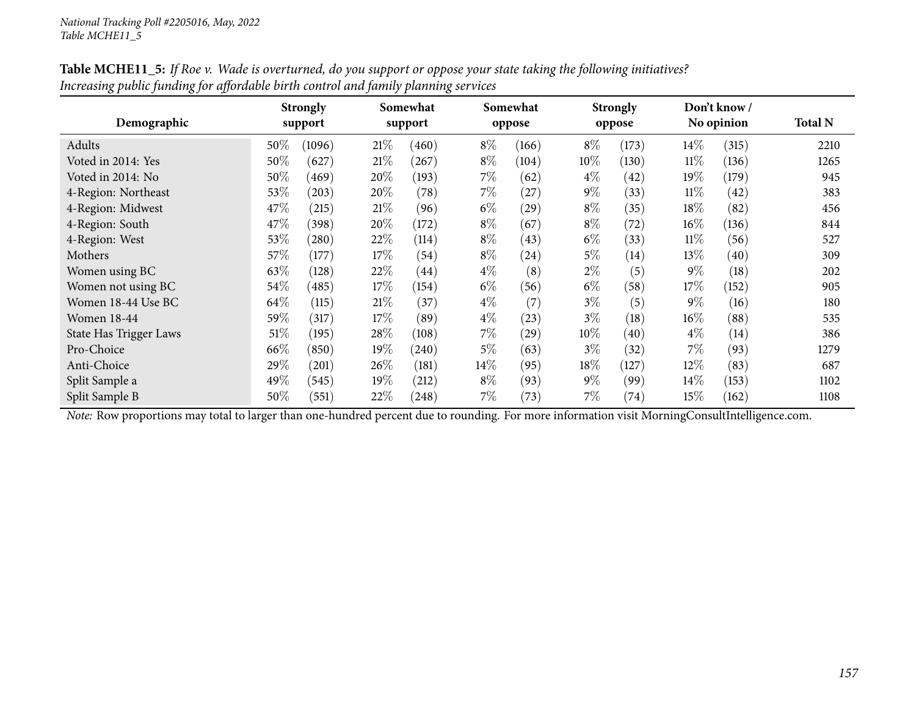**Table MCHE11_5:** *If Roe v. Wade is overturned, do you support or oppose your state taking the following initiatives? Increasing public funding for affordable birth control and family planning services*

| Demographic | Strongly support | | Somewhat support | | Somewhat oppose | | Strongly oppose | | Don't know / No opinion | | Total N |
|---|---|---|---|---|---|---|---|---|---|---|---|
| Adults | 50% | (1096) | 21% | (460) | 8% | (166) | 8% | (173) | 14% | (315) | 2210 |
| Voted in 2014: Yes | 50% | (627) | 21% | (267) | 8% | (104) | 10% | (130) | 11% | (136) | 1265 |
| Voted in 2014: No | 50% | (469) | 20% | (193) | 7% | (62) | 4% | (42) | 19% | (179) | 945 |
| 4-Region: Northeast | 53% | (203) | 20% | (78) | 7% | (27) | 9% | (33) | 11% | (42) | 383 |
| 4-Region: Midwest | 47% | (215) | 21% | (96) | 6% | (29) | 8% | (35) | 18% | (82) | 456 |
| 4-Region: South | 47% | (398) | 20% | (172) | 8% | (67) | 8% | (72) | 16% | (136) | 844 |
| 4-Region: West | 53% | (280) | 22% | (114) | 8% | (43) | 6% | (33) | 11% | (56) | 527 |
| Mothers | 57% | (177) | 17% | (54) | 8% | (24) | 5% | (14) | 13% | (40) | 309 |
| Women using BC | 63% | (128) | 22% | (44) | 4% | (8) | 2% | (5) | 9% | (18) | 202 |
| Women not using BC | 54% | (485) | 17% | (154) | 6% | (56) | 6% | (58) | 17% | (152) | 905 |
| Women 18-44 Use BC | 64% | (115) | 21% | (37) | 4% | (7) | 3% | (5) | 9% | (16) | 180 |
| Women 18-44 | 59% | (317) | 17% | (89) | 4% | (23) | 3% | (18) | 16% | (88) | 535 |
| State Has Trigger Laws | 51% | (195) | 28% | (108) | 7% | (29) | 10% | (40) | 4% | (14) | 386 |
| Pro-Choice | 66% | (850) | 19% | (240) | 5% | (63) | 3% | (32) | 7% | (93) | 1279 |
| Anti-Choice | 29% | (201) | 26% | (181) | 14% | (95) | 18% | (127) | 12% | (83) | 687 |
| Split Sample a | 49% | (545) | 19% | (212) | 8% | (93) | 9% | (99) | 14% | (153) | 1102 |
| Split Sample B | 50% | (551) | 22% | (248) | 7% | (73) | 7% | (74) | 15% | (162) | 1108 |

*Note:* Row proportions may total to larger than one-hundred percent due to rounding. For more information visit MorningConsultIntelligence.com.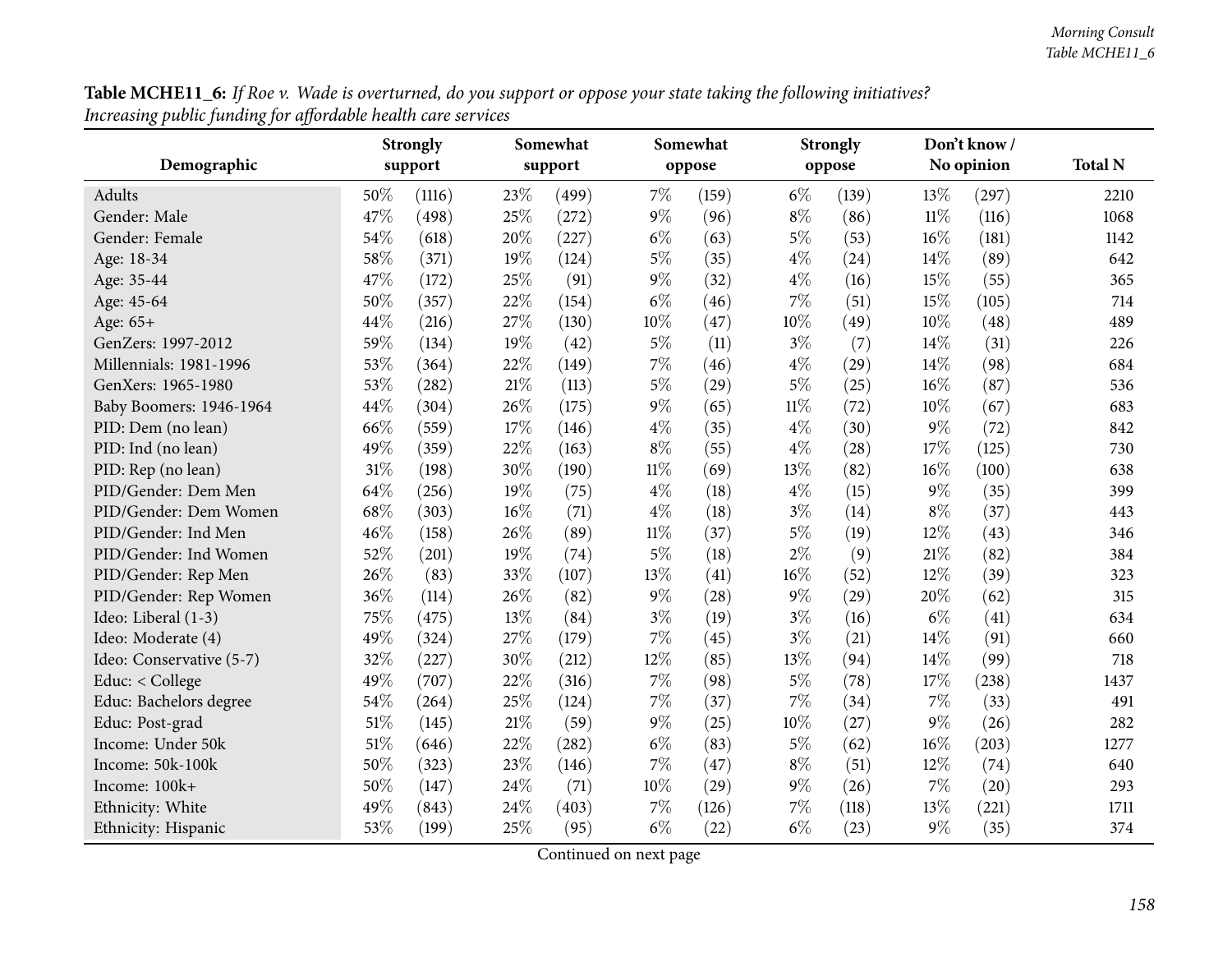**Table MCHE11_6:** *If Roe v. Wade is overturned, do you support or oppose your state taking the following initiatives? Increasing public funding for affordable health care services*

| Demographic | Strongly support | | Somewhat support | | Somewhat oppose | | Strongly oppose | | Don't know / No opinion | | Total N |
|---|---|---|---|---|---|---|---|---|---|---|---|
| Adults | 50% | (1116) | 23% | (499) | 7% | (159) | 6% | (139) | 13% | (297) | 2210 |
| Gender: Male | 47% | (498) | 25% | (272) | 9% | (96) | 8% | (86) | 11% | (116) | 1068 |
| Gender: Female | 54% | (618) | 20% | (227) | 6% | (63) | 5% | (53) | 16% | (181) | 1142 |
| Age: 18-34 | 58% | (371) | 19% | (124) | 5% | (35) | 4% | (24) | 14% | (89) | 642 |
| Age: 35-44 | 47% | (172) | 25% | (91) | 9% | (32) | 4% | (16) | 15% | (55) | 365 |
| Age: 45-64 | 50% | (357) | 22% | (154) | 6% | (46) | 7% | (51) | 15% | (105) | 714 |
| Age: 65+ | 44% | (216) | 27% | (130) | 10% | (47) | 10% | (49) | 10% | (48) | 489 |
| GenZers: 1997-2012 | 59% | (134) | 19% | (42) | 5% | (11) | 3% | (7) | 14% | (31) | 226 |
| Millennials: 1981-1996 | 53% | (364) | 22% | (149) | 7% | (46) | 4% | (29) | 14% | (98) | 684 |
| GenXers: 1965-1980 | 53% | (282) | 21% | (113) | 5% | (29) | 5% | (25) | 16% | (87) | 536 |
| Baby Boomers: 1946-1964 | 44% | (304) | 26% | (175) | 9% | (65) | 11% | (72) | 10% | (67) | 683 |
| PID: Dem (no lean) | 66% | (559) | 17% | (146) | 4% | (35) | 4% | (30) | 9% | (72) | 842 |
| PID: Ind (no lean) | 49% | (359) | 22% | (163) | 8% | (55) | 4% | (28) | 17% | (125) | 730 |
| PID: Rep (no lean) | 31% | (198) | 30% | (190) | 11% | (69) | 13% | (82) | 16% | (100) | 638 |
| PID/Gender: Dem Men | 64% | (256) | 19% | (75) | 4% | (18) | 4% | (15) | 9% | (35) | 399 |
| PID/Gender: Dem Women | 68% | (303) | 16% | (71) | 4% | (18) | 3% | (14) | 8% | (37) | 443 |
| PID/Gender: Ind Men | 46% | (158) | 26% | (89) | 11% | (37) | 5% | (19) | 12% | (43) | 346 |
| PID/Gender: Ind Women | 52% | (201) | 19% | (74) | 5% | (18) | 2% | (9) | 21% | (82) | 384 |
| PID/Gender: Rep Men | 26% | (83) | 33% | (107) | 13% | (41) | 16% | (52) | 12% | (39) | 323 |
| PID/Gender: Rep Women | 36% | (114) | 26% | (82) | 9% | (28) | 9% | (29) | 20% | (62) | 315 |
| Ideo: Liberal (1-3) | 75% | (475) | 13% | (84) | 3% | (19) | 3% | (16) | 6% | (41) | 634 |
| Ideo: Moderate (4) | 49% | (324) | 27% | (179) | 7% | (45) | 3% | (21) | 14% | (91) | 660 |
| Ideo: Conservative (5-7) | 32% | (227) | 30% | (212) | 12% | (85) | 13% | (94) | 14% | (99) | 718 |
| Educ: < College | 49% | (707) | 22% | (316) | 7% | (98) | 5% | (78) | 17% | (238) | 1437 |
| Educ: Bachelors degree | 54% | (264) | 25% | (124) | 7% | (37) | 7% | (34) | 7% | (33) | 491 |
| Educ: Post-grad | 51% | (145) | 21% | (59) | 9% | (25) | 10% | (27) | 9% | (26) | 282 |
| Income: Under 50k | 51% | (646) | 22% | (282) | 6% | (83) | 5% | (62) | 16% | (203) | 1277 |
| Income: 50k-100k | 50% | (323) | 23% | (146) | 7% | (47) | 8% | (51) | 12% | (74) | 640 |
| Income: 100k+ | 50% | (147) | 24% | (71) | 10% | (29) | 9% | (26) | 7% | (20) | 293 |
| Ethnicity: White | 49% | (843) | 24% | (403) | 7% | (126) | 7% | (118) | 13% | (221) | 1711 |
| Ethnicity: Hispanic | 53% | (199) | 25% | (95) | 6% | (22) | 6% | (23) | 9% | (35) | 374 |

Continued on next page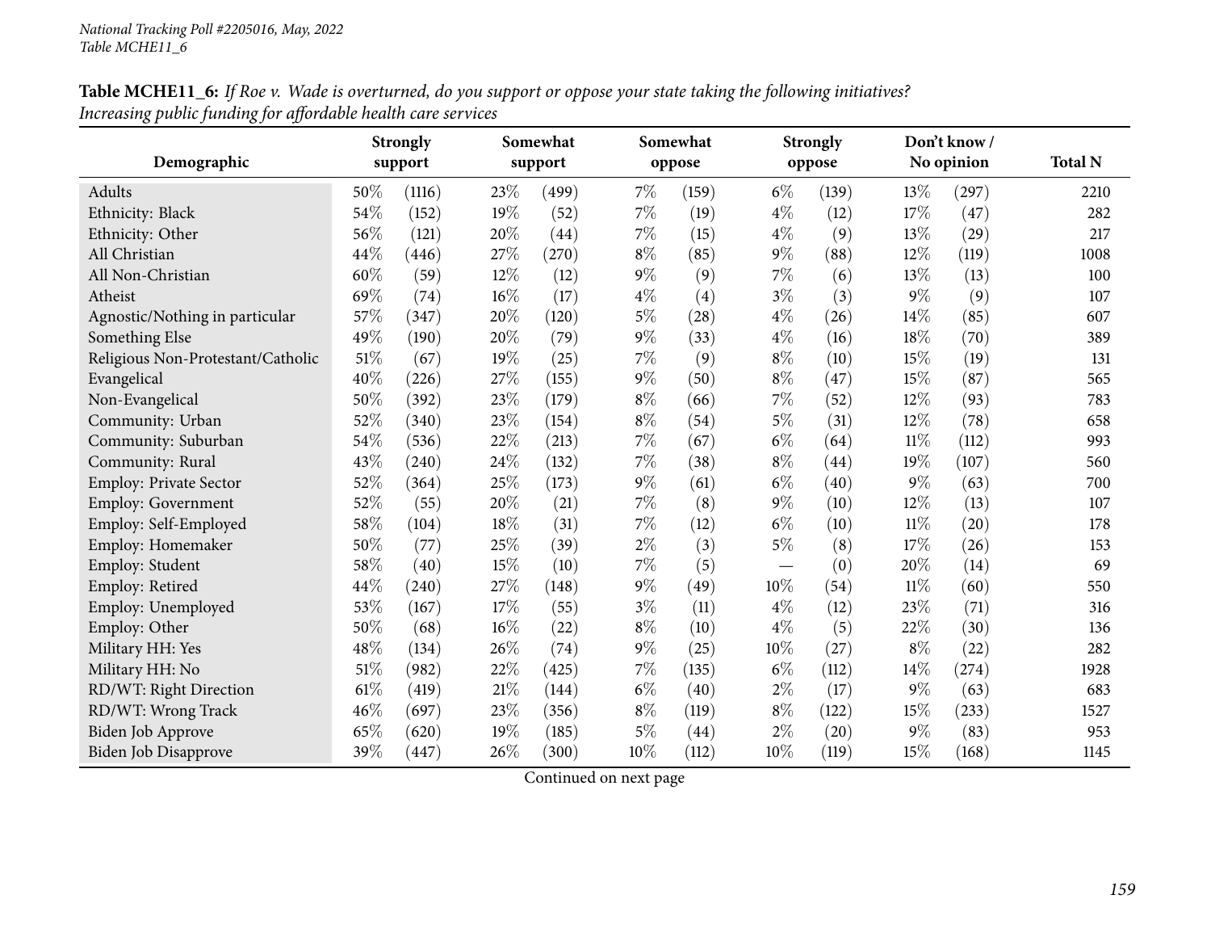National Tracking Poll #2205016, May, 2022
Table MCHE11_6

**Table MCHE11_6:** *If Roe v. Wade is overturned, do you support or oppose your state taking the following initiatives? Increasing public funding for affordable health care services*

| Demographic | Strongly support | | Somewhat support | | Somewhat oppose | | Strongly oppose | | Don't know / No opinion | | Total N |
|---|---|---|---|---|---|---|---|---|---|---|---|
| Adults | 50% | (1116) | 23% | (499) | 7% | (159) | 6% | (139) | 13% | (297) | 2210 |
| Ethnicity: Black | 54% | (152) | 19% | (52) | 7% | (19) | 4% | (12) | 17% | (47) | 282 |
| Ethnicity: Other | 56% | (121) | 20% | (44) | 7% | (15) | 4% | (9) | 13% | (29) | 217 |
| All Christian | 44% | (446) | 27% | (270) | 8% | (85) | 9% | (88) | 12% | (119) | 1008 |
| All Non-Christian | 60% | (59) | 12% | (12) | 9% | (9) | 7% | (6) | 13% | (13) | 100 |
| Atheist | 69% | (74) | 16% | (17) | 4% | (4) | 3% | (3) | 9% | (9) | 107 |
| Agnostic/Nothing in particular | 57% | (347) | 20% | (120) | 5% | (28) | 4% | (26) | 14% | (85) | 607 |
| Something Else | 49% | (190) | 20% | (79) | 9% | (33) | 4% | (16) | 18% | (70) | 389 |
| Religious Non-Protestant/Catholic | 51% | (67) | 19% | (25) | 7% | (9) | 8% | (10) | 15% | (19) | 131 |
| Evangelical | 40% | (226) | 27% | (155) | 9% | (50) | 8% | (47) | 15% | (87) | 565 |
| Non-Evangelical | 50% | (392) | 23% | (179) | 8% | (66) | 7% | (52) | 12% | (93) | 783 |
| Community: Urban | 52% | (340) | 23% | (154) | 8% | (54) | 5% | (31) | 12% | (78) | 658 |
| Community: Suburban | 54% | (536) | 22% | (213) | 7% | (67) | 6% | (64) | 11% | (112) | 993 |
| Community: Rural | 43% | (240) | 24% | (132) | 7% | (38) | 8% | (44) | 19% | (107) | 560 |
| Employ: Private Sector | 52% | (364) | 25% | (173) | 9% | (61) | 6% | (40) | 9% | (63) | 700 |
| Employ: Government | 52% | (55) | 20% | (21) | 7% | (8) | 9% | (10) | 12% | (13) | 107 |
| Employ: Self-Employed | 58% | (104) | 18% | (31) | 7% | (12) | 6% | (10) | 11% | (20) | 178 |
| Employ: Homemaker | 50% | (77) | 25% | (39) | 2% | (3) | 5% | (8) | 17% | (26) | 153 |
| Employ: Student | 58% | (40) | 15% | (10) | 7% | (5) | — | (0) | 20% | (14) | 69 |
| Employ: Retired | 44% | (240) | 27% | (148) | 9% | (49) | 10% | (54) | 11% | (60) | 550 |
| Employ: Unemployed | 53% | (167) | 17% | (55) | 3% | (11) | 4% | (12) | 23% | (71) | 316 |
| Employ: Other | 50% | (68) | 16% | (22) | 8% | (10) | 4% | (5) | 22% | (30) | 136 |
| Military HH: Yes | 48% | (134) | 26% | (74) | 9% | (25) | 10% | (27) | 8% | (22) | 282 |
| Military HH: No | 51% | (982) | 22% | (425) | 7% | (135) | 6% | (112) | 14% | (274) | 1928 |
| RD/WT: Right Direction | 61% | (419) | 21% | (144) | 6% | (40) | 2% | (17) | 9% | (63) | 683 |
| RD/WT: Wrong Track | 46% | (697) | 23% | (356) | 8% | (119) | 8% | (122) | 15% | (233) | 1527 |
| Biden Job Approve | 65% | (620) | 19% | (185) | 5% | (44) | 2% | (20) | 9% | (83) | 953 |
| Biden Job Disapprove | 39% | (447) | 26% | (300) | 10% | (112) | 10% | (119) | 15% | (168) | 1145 |

Continued on next page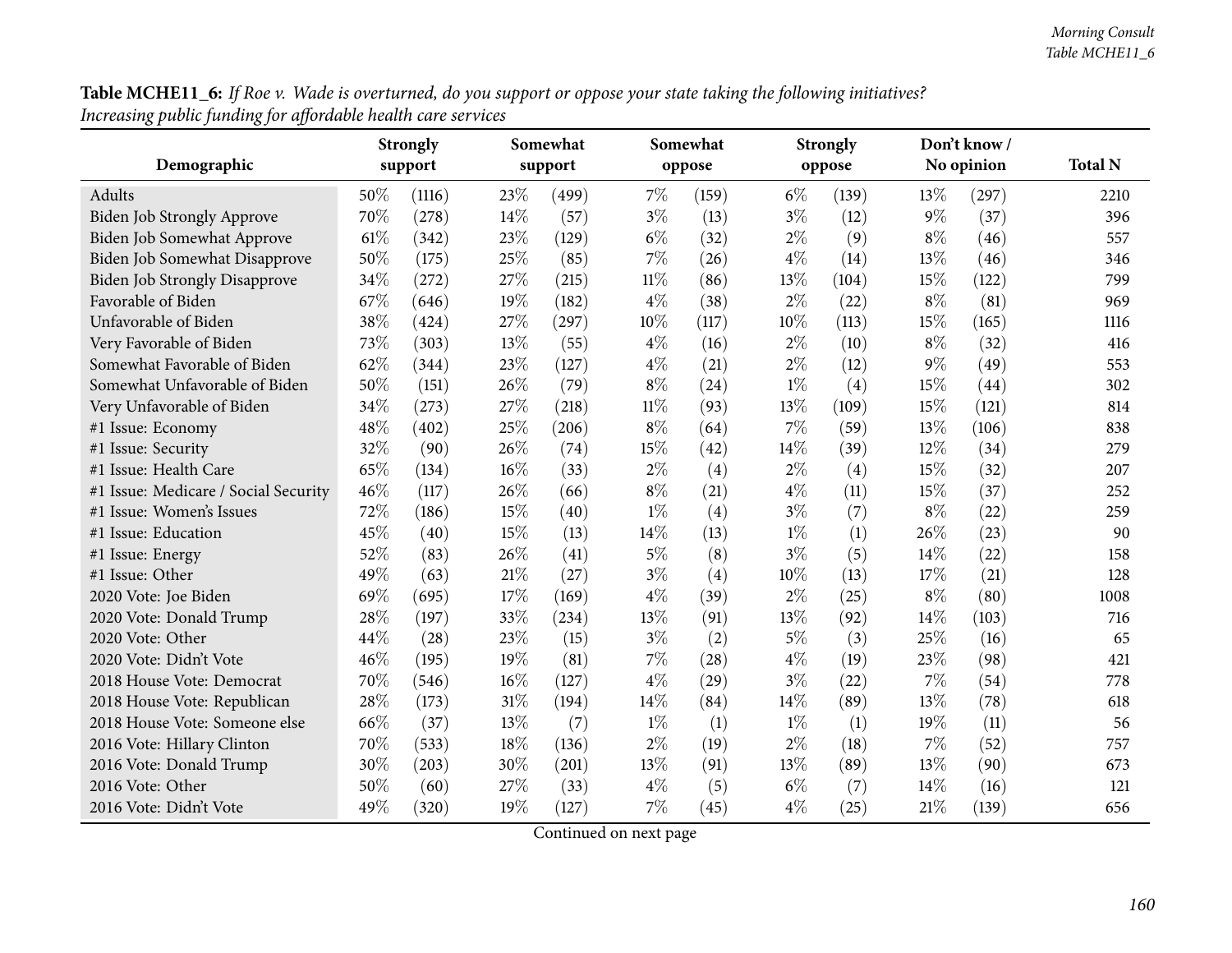**Table MCHE11_6:** *If Roe v. Wade is overturned, do you support or oppose your state taking the following initiatives? Increasing public funding for affordable health care services*

| Demographic | Strongly support | | Somewhat support | | Somewhat oppose | | Strongly oppose | | Don't know / No opinion | | Total N |
|---|---|---|---|---|---|---|---|---|---|---|---|
| Adults | 50% | (1116) | 23% | (499) | 7% | (159) | 6% | (139) | 13% | (297) | 2210 |
| Biden Job Strongly Approve | 70% | (278) | 14% | (57) | 3% | (13) | 3% | (12) | 9% | (37) | 396 |
| Biden Job Somewhat Approve | 61% | (342) | 23% | (129) | 6% | (32) | 2% | (9) | 8% | (46) | 557 |
| Biden Job Somewhat Disapprove | 50% | (175) | 25% | (85) | 7% | (26) | 4% | (14) | 13% | (46) | 346 |
| Biden Job Strongly Disapprove | 34% | (272) | 27% | (215) | 11% | (86) | 13% | (104) | 15% | (122) | 799 |
| Favorable of Biden | 67% | (646) | 19% | (182) | 4% | (38) | 2% | (22) | 8% | (81) | 969 |
| Unfavorable of Biden | 38% | (424) | 27% | (297) | 10% | (117) | 10% | (113) | 15% | (165) | 1116 |
| Very Favorable of Biden | 73% | (303) | 13% | (55) | 4% | (16) | 2% | (10) | 8% | (32) | 416 |
| Somewhat Favorable of Biden | 62% | (344) | 23% | (127) | 4% | (21) | 2% | (12) | 9% | (49) | 553 |
| Somewhat Unfavorable of Biden | 50% | (151) | 26% | (79) | 8% | (24) | 1% | (4) | 15% | (44) | 302 |
| Very Unfavorable of Biden | 34% | (273) | 27% | (218) | 11% | (93) | 13% | (109) | 15% | (121) | 814 |
| #1 Issue: Economy | 48% | (402) | 25% | (206) | 8% | (64) | 7% | (59) | 13% | (106) | 838 |
| #1 Issue: Security | 32% | (90) | 26% | (74) | 15% | (42) | 14% | (39) | 12% | (34) | 279 |
| #1 Issue: Health Care | 65% | (134) | 16% | (33) | 2% | (4) | 2% | (4) | 15% | (32) | 207 |
| #1 Issue: Medicare / Social Security | 46% | (117) | 26% | (66) | 8% | (21) | 4% | (11) | 15% | (37) | 252 |
| #1 Issue: Women's Issues | 72% | (186) | 15% | (40) | 1% | (4) | 3% | (7) | 8% | (22) | 259 |
| #1 Issue: Education | 45% | (40) | 15% | (13) | 14% | (13) | 1% | (1) | 26% | (23) | 90 |
| #1 Issue: Energy | 52% | (83) | 26% | (41) | 5% | (8) | 3% | (5) | 14% | (22) | 158 |
| #1 Issue: Other | 49% | (63) | 21% | (27) | 3% | (4) | 10% | (13) | 17% | (21) | 128 |
| 2020 Vote: Joe Biden | 69% | (695) | 17% | (169) | 4% | (39) | 2% | (25) | 8% | (80) | 1008 |
| 2020 Vote: Donald Trump | 28% | (197) | 33% | (234) | 13% | (91) | 13% | (92) | 14% | (103) | 716 |
| 2020 Vote: Other | 44% | (28) | 23% | (15) | 3% | (2) | 5% | (3) | 25% | (16) | 65 |
| 2020 Vote: Didn't Vote | 46% | (195) | 19% | (81) | 7% | (28) | 4% | (19) | 23% | (98) | 421 |
| 2018 House Vote: Democrat | 70% | (546) | 16% | (127) | 4% | (29) | 3% | (22) | 7% | (54) | 778 |
| 2018 House Vote: Republican | 28% | (173) | 31% | (194) | 14% | (84) | 14% | (89) | 13% | (78) | 618 |
| 2018 House Vote: Someone else | 66% | (37) | 13% | (7) | 1% | (1) | 1% | (1) | 19% | (11) | 56 |
| 2016 Vote: Hillary Clinton | 70% | (533) | 18% | (136) | 2% | (19) | 2% | (18) | 7% | (52) | 757 |
| 2016 Vote: Donald Trump | 30% | (203) | 30% | (201) | 13% | (91) | 13% | (89) | 13% | (90) | 673 |
| 2016 Vote: Other | 50% | (60) | 27% | (33) | 4% | (5) | 6% | (7) | 14% | (16) | 121 |
| 2016 Vote: Didn't Vote | 49% | (320) | 19% | (127) | 7% | (45) | 4% | (25) | 21% | (139) | 656 |

Continued on next page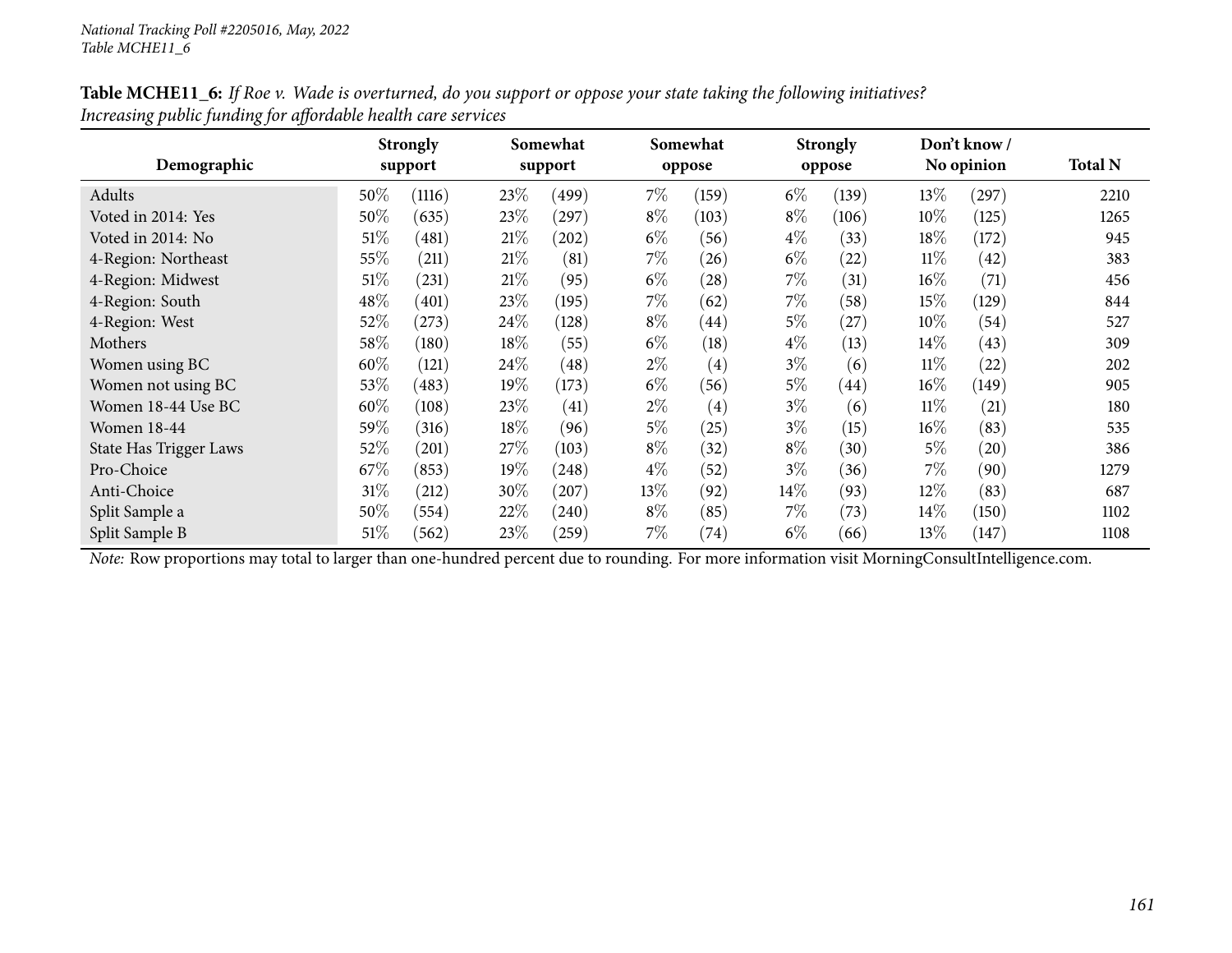**Table MCHE11_6:** *If Roe v. Wade is overturned, do you support or oppose your state taking the following initiatives? Increasing public funding for affordable health care services*

| Demographic | Strongly support | | Somewhat support | | Somewhat oppose | | Strongly oppose | | Don't know / No opinion | | Total N |
|---|---|---|---|---|---|---|---|---|---|---|---|
| Adults | 50% | (1116) | 23% | (499) | 7% | (159) | 6% | (139) | 13% | (297) | 2210 |
| Voted in 2014: Yes | 50% | (635) | 23% | (297) | 8% | (103) | 8% | (106) | 10% | (125) | 1265 |
| Voted in 2014: No | 51% | (481) | 21% | (202) | 6% | (56) | 4% | (33) | 18% | (172) | 945 |
| 4-Region: Northeast | 55% | (211) | 21% | (81) | 7% | (26) | 6% | (22) | 11% | (42) | 383 |
| 4-Region: Midwest | 51% | (231) | 21% | (95) | 6% | (28) | 7% | (31) | 16% | (71) | 456 |
| 4-Region: South | 48% | (401) | 23% | (195) | 7% | (62) | 7% | (58) | 15% | (129) | 844 |
| 4-Region: West | 52% | (273) | 24% | (128) | 8% | (44) | 5% | (27) | 10% | (54) | 527 |
| Mothers | 58% | (180) | 18% | (55) | 6% | (18) | 4% | (13) | 14% | (43) | 309 |
| Women using BC | 60% | (121) | 24% | (48) | 2% | (4) | 3% | (6) | 11% | (22) | 202 |
| Women not using BC | 53% | (483) | 19% | (173) | 6% | (56) | 5% | (44) | 16% | (149) | 905 |
| Women 18-44 Use BC | 60% | (108) | 23% | (41) | 2% | (4) | 3% | (6) | 11% | (21) | 180 |
| Women 18-44 | 59% | (316) | 18% | (96) | 5% | (25) | 3% | (15) | 16% | (83) | 535 |
| State Has Trigger Laws | 52% | (201) | 27% | (103) | 8% | (32) | 8% | (30) | 5% | (20) | 386 |
| Pro-Choice | 67% | (853) | 19% | (248) | 4% | (52) | 3% | (36) | 7% | (90) | 1279 |
| Anti-Choice | 31% | (212) | 30% | (207) | 13% | (92) | 14% | (93) | 12% | (83) | 687 |
| Split Sample a | 50% | (554) | 22% | (240) | 8% | (85) | 7% | (73) | 14% | (150) | 1102 |
| Split Sample B | 51% | (562) | 23% | (259) | 7% | (74) | 6% | (66) | 13% | (147) | 1108 |

*Note:* Row proportions may total to larger than one-hundred percent due to rounding. For more information visit MorningConsultIntelligence.com.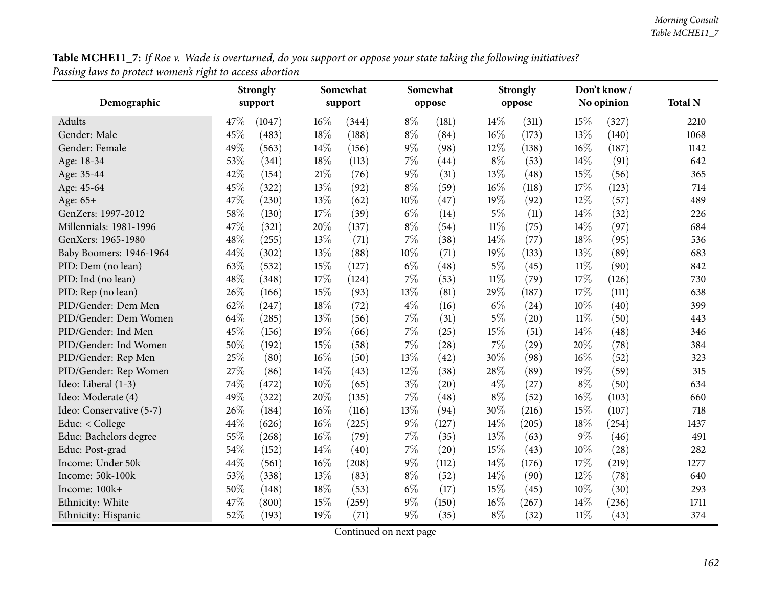**Table MCHE11_7:** *If Roe v. Wade is overturned, do you support or oppose your state taking the following initiatives? Passing laws to protect women's right to access abortion*

| Demographic | Strongly support | | Somewhat support | | Somewhat oppose | | Strongly oppose | | Don't know / No opinion | | Total N |
|---|---|---|---|---|---|---|---|---|---|---|---|
| Adults | 47% | (1047) | 16% | (344) | 8% | (181) | 14% | (311) | 15% | (327) | 2210 |
| Gender: Male | 45% | (483) | 18% | (188) | 8% | (84) | 16% | (173) | 13% | (140) | 1068 |
| Gender: Female | 49% | (563) | 14% | (156) | 9% | (98) | 12% | (138) | 16% | (187) | 1142 |
| Age: 18-34 | 53% | (341) | 18% | (113) | 7% | (44) | 8% | (53) | 14% | (91) | 642 |
| Age: 35-44 | 42% | (154) | 21% | (76) | 9% | (31) | 13% | (48) | 15% | (56) | 365 |
| Age: 45-64 | 45% | (322) | 13% | (92) | 8% | (59) | 16% | (118) | 17% | (123) | 714 |
| Age: 65+ | 47% | (230) | 13% | (62) | 10% | (47) | 19% | (92) | 12% | (57) | 489 |
| GenZers: 1997-2012 | 58% | (130) | 17% | (39) | 6% | (14) | 5% | (11) | 14% | (32) | 226 |
| Millennials: 1981-1996 | 47% | (321) | 20% | (137) | 8% | (54) | 11% | (75) | 14% | (97) | 684 |
| GenXers: 1965-1980 | 48% | (255) | 13% | (71) | 7% | (38) | 14% | (77) | 18% | (95) | 536 |
| Baby Boomers: 1946-1964 | 44% | (302) | 13% | (88) | 10% | (71) | 19% | (133) | 13% | (89) | 683 |
| PID: Dem (no lean) | 63% | (532) | 15% | (127) | 6% | (48) | 5% | (45) | 11% | (90) | 842 |
| PID: Ind (no lean) | 48% | (348) | 17% | (124) | 7% | (53) | 11% | (79) | 17% | (126) | 730 |
| PID: Rep (no lean) | 26% | (166) | 15% | (93) | 13% | (81) | 29% | (187) | 17% | (111) | 638 |
| PID/Gender: Dem Men | 62% | (247) | 18% | (72) | 4% | (16) | 6% | (24) | 10% | (40) | 399 |
| PID/Gender: Dem Women | 64% | (285) | 13% | (56) | 7% | (31) | 5% | (20) | 11% | (50) | 443 |
| PID/Gender: Ind Men | 45% | (156) | 19% | (66) | 7% | (25) | 15% | (51) | 14% | (48) | 346 |
| PID/Gender: Ind Women | 50% | (192) | 15% | (58) | 7% | (28) | 7% | (29) | 20% | (78) | 384 |
| PID/Gender: Rep Men | 25% | (80) | 16% | (50) | 13% | (42) | 30% | (98) | 16% | (52) | 323 |
| PID/Gender: Rep Women | 27% | (86) | 14% | (43) | 12% | (38) | 28% | (89) | 19% | (59) | 315 |
| Ideo: Liberal (1-3) | 74% | (472) | 10% | (65) | 3% | (20) | 4% | (27) | 8% | (50) | 634 |
| Ideo: Moderate (4) | 49% | (322) | 20% | (135) | 7% | (48) | 8% | (52) | 16% | (103) | 660 |
| Ideo: Conservative (5-7) | 26% | (184) | 16% | (116) | 13% | (94) | 30% | (216) | 15% | (107) | 718 |
| Educ: < College | 44% | (626) | 16% | (225) | 9% | (127) | 14% | (205) | 18% | (254) | 1437 |
| Educ: Bachelors degree | 55% | (268) | 16% | (79) | 7% | (35) | 13% | (63) | 9% | (46) | 491 |
| Educ: Post-grad | 54% | (152) | 14% | (40) | 7% | (20) | 15% | (43) | 10% | (28) | 282 |
| Income: Under 50k | 44% | (561) | 16% | (208) | 9% | (112) | 14% | (176) | 17% | (219) | 1277 |
| Income: 50k-100k | 53% | (338) | 13% | (83) | 8% | (52) | 14% | (90) | 12% | (78) | 640 |
| Income: 100k+ | 50% | (148) | 18% | (53) | 6% | (17) | 15% | (45) | 10% | (30) | 293 |
| Ethnicity: White | 47% | (800) | 15% | (259) | 9% | (150) | 16% | (267) | 14% | (236) | 1711 |
| Ethnicity: Hispanic | 52% | (193) | 19% | (71) | 9% | (35) | 8% | (32) | 11% | (43) | 374 |

Continued on next page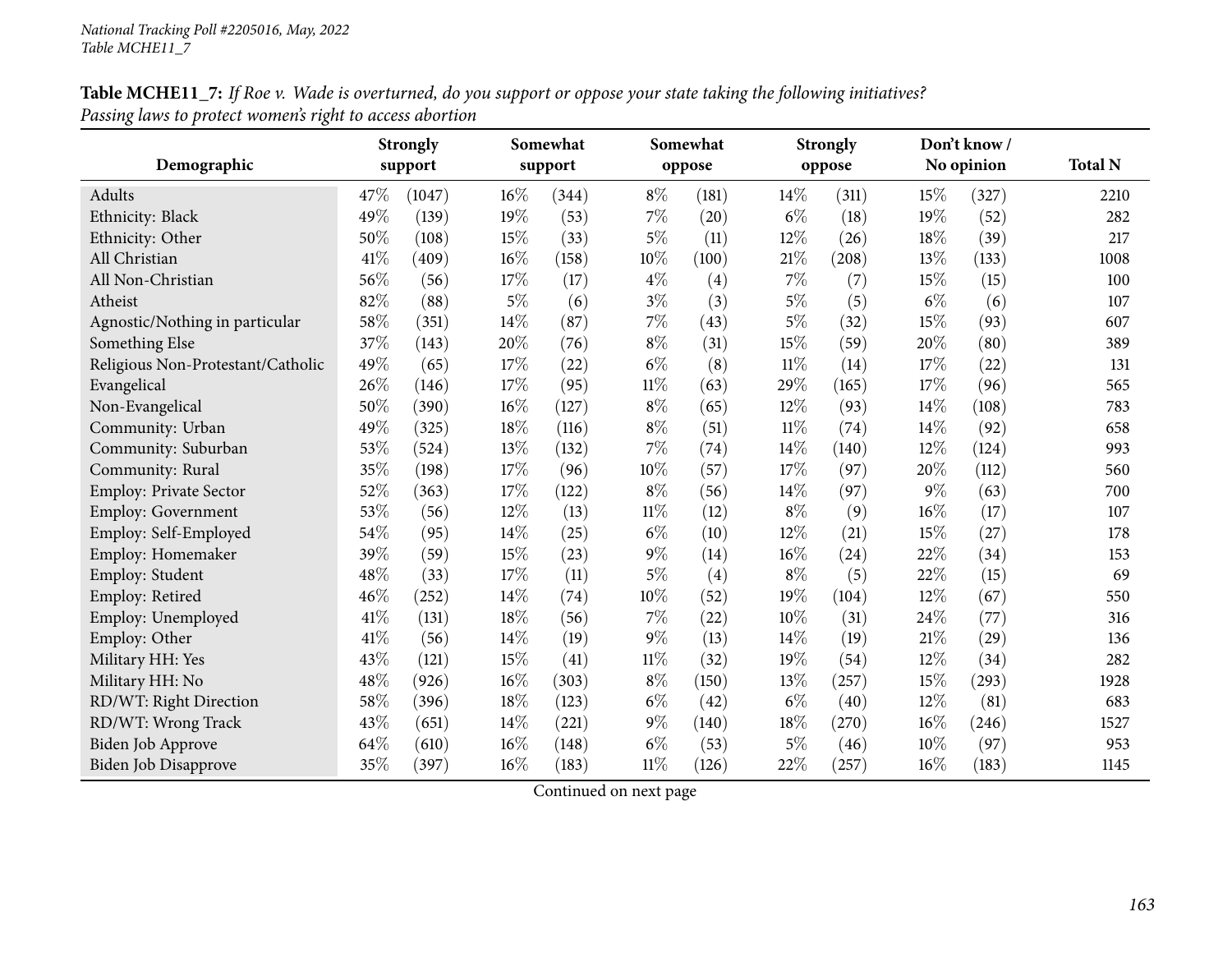**Table MCHE11_7:** *If Roe v. Wade is overturned, do you support or oppose your state taking the following initiatives? Passing laws to protect women's right to access abortion*

| Demographic | Strongly support | | Somewhat support | | Somewhat oppose | | Strongly oppose | | Don't know / No opinion | | Total N |
|---|---|---|---|---|---|---|---|---|---|---|---|
| Adults | 47% | (1047) | 16% | (344) | 8% | (181) | 14% | (311) | 15% | (327) | 2210 |
| Ethnicity: Black | 49% | (139) | 19% | (53) | 7% | (20) | 6% | (18) | 19% | (52) | 282 |
| Ethnicity: Other | 50% | (108) | 15% | (33) | 5% | (11) | 12% | (26) | 18% | (39) | 217 |
| All Christian | 41% | (409) | 16% | (158) | 10% | (100) | 21% | (208) | 13% | (133) | 1008 |
| All Non-Christian | 56% | (56) | 17% | (17) | 4% | (4) | 7% | (7) | 15% | (15) | 100 |
| Atheist | 82% | (88) | 5% | (6) | 3% | (3) | 5% | (5) | 6% | (6) | 107 |
| Agnostic/Nothing in particular | 58% | (351) | 14% | (87) | 7% | (43) | 5% | (32) | 15% | (93) | 607 |
| Something Else | 37% | (143) | 20% | (76) | 8% | (31) | 15% | (59) | 20% | (80) | 389 |
| Religious Non-Protestant/Catholic | 49% | (65) | 17% | (22) | 6% | (8) | 11% | (14) | 17% | (22) | 131 |
| Evangelical | 26% | (146) | 17% | (95) | 11% | (63) | 29% | (165) | 17% | (96) | 565 |
| Non-Evangelical | 50% | (390) | 16% | (127) | 8% | (65) | 12% | (93) | 14% | (108) | 783 |
| Community: Urban | 49% | (325) | 18% | (116) | 8% | (51) | 11% | (74) | 14% | (92) | 658 |
| Community: Suburban | 53% | (524) | 13% | (132) | 7% | (74) | 14% | (140) | 12% | (124) | 993 |
| Community: Rural | 35% | (198) | 17% | (96) | 10% | (57) | 17% | (97) | 20% | (112) | 560 |
| Employ: Private Sector | 52% | (363) | 17% | (122) | 8% | (56) | 14% | (97) | 9% | (63) | 700 |
| Employ: Government | 53% | (56) | 12% | (13) | 11% | (12) | 8% | (9) | 16% | (17) | 107 |
| Employ: Self-Employed | 54% | (95) | 14% | (25) | 6% | (10) | 12% | (21) | 15% | (27) | 178 |
| Employ: Homemaker | 39% | (59) | 15% | (23) | 9% | (14) | 16% | (24) | 22% | (34) | 153 |
| Employ: Student | 48% | (33) | 17% | (11) | 5% | (4) | 8% | (5) | 22% | (15) | 69 |
| Employ: Retired | 46% | (252) | 14% | (74) | 10% | (52) | 19% | (104) | 12% | (67) | 550 |
| Employ: Unemployed | 41% | (131) | 18% | (56) | 7% | (22) | 10% | (31) | 24% | (77) | 316 |
| Employ: Other | 41% | (56) | 14% | (19) | 9% | (13) | 14% | (19) | 21% | (29) | 136 |
| Military HH: Yes | 43% | (121) | 15% | (41) | 11% | (32) | 19% | (54) | 12% | (34) | 282 |
| Military HH: No | 48% | (926) | 16% | (303) | 8% | (150) | 13% | (257) | 15% | (293) | 1928 |
| RD/WT: Right Direction | 58% | (396) | 18% | (123) | 6% | (42) | 6% | (40) | 12% | (81) | 683 |
| RD/WT: Wrong Track | 43% | (651) | 14% | (221) | 9% | (140) | 18% | (270) | 16% | (246) | 1527 |
| Biden Job Approve | 64% | (610) | 16% | (148) | 6% | (53) | 5% | (46) | 10% | (97) | 953 |
| Biden Job Disapprove | 35% | (397) | 16% | (183) | 11% | (126) | 22% | (257) | 16% | (183) | 1145 |

Continued on next page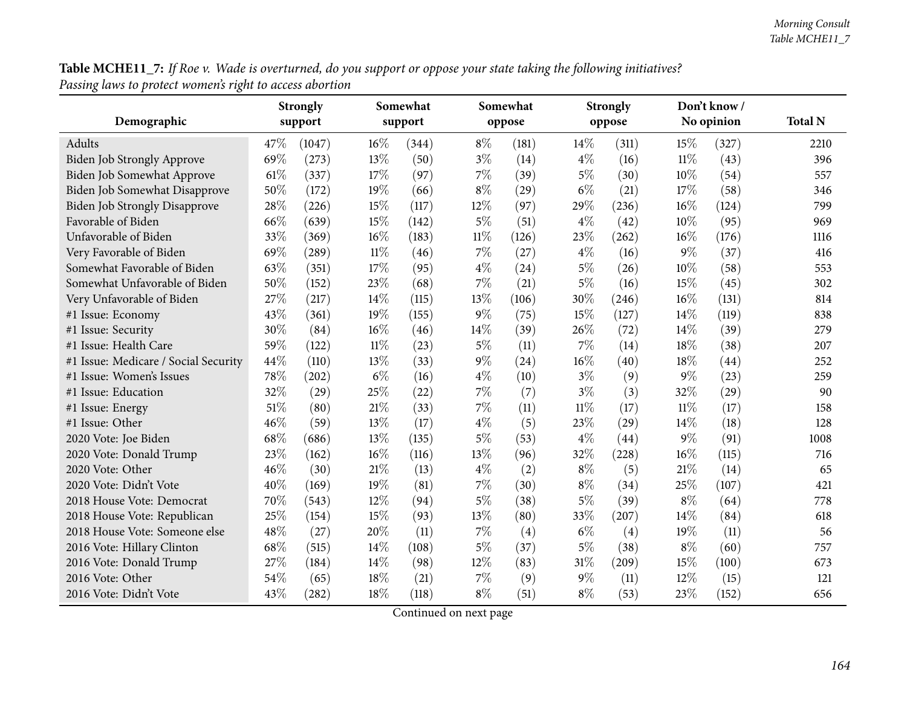**Table MCHE11_7:** *If Roe v. Wade is overturned, do you support or oppose your state taking the following initiatives? Passing laws to protect women's right to access abortion*

| Demographic | Strongly support | | Somewhat support | | Somewhat oppose | | Strongly oppose | | Don't know / No opinion | | Total N |
|---|---|---|---|---|---|---|---|---|---|---|---|
| Adults | 47% | (1047) | 16% | (344) | 8% | (181) | 14% | (311) | 15% | (327) | 2210 |
| Biden Job Strongly Approve | 69% | (273) | 13% | (50) | 3% | (14) | 4% | (16) | 11% | (43) | 396 |
| Biden Job Somewhat Approve | 61% | (337) | 17% | (97) | 7% | (39) | 5% | (30) | 10% | (54) | 557 |
| Biden Job Somewhat Disapprove | 50% | (172) | 19% | (66) | 8% | (29) | 6% | (21) | 17% | (58) | 346 |
| Biden Job Strongly Disapprove | 28% | (226) | 15% | (117) | 12% | (97) | 29% | (236) | 16% | (124) | 799 |
| Favorable of Biden | 66% | (639) | 15% | (142) | 5% | (51) | 4% | (42) | 10% | (95) | 969 |
| Unfavorable of Biden | 33% | (369) | 16% | (183) | 11% | (126) | 23% | (262) | 16% | (176) | 1116 |
| Very Favorable of Biden | 69% | (289) | 11% | (46) | 7% | (27) | 4% | (16) | 9% | (37) | 416 |
| Somewhat Favorable of Biden | 63% | (351) | 17% | (95) | 4% | (24) | 5% | (26) | 10% | (58) | 553 |
| Somewhat Unfavorable of Biden | 50% | (152) | 23% | (68) | 7% | (21) | 5% | (16) | 15% | (45) | 302 |
| Very Unfavorable of Biden | 27% | (217) | 14% | (115) | 13% | (106) | 30% | (246) | 16% | (131) | 814 |
| #1 Issue: Economy | 43% | (361) | 19% | (155) | 9% | (75) | 15% | (127) | 14% | (119) | 838 |
| #1 Issue: Security | 30% | (84) | 16% | (46) | 14% | (39) | 26% | (72) | 14% | (39) | 279 |
| #1 Issue: Health Care | 59% | (122) | 11% | (23) | 5% | (11) | 7% | (14) | 18% | (38) | 207 |
| #1 Issue: Medicare / Social Security | 44% | (110) | 13% | (33) | 9% | (24) | 16% | (40) | 18% | (44) | 252 |
| #1 Issue: Women's Issues | 78% | (202) | 6% | (16) | 4% | (10) | 3% | (9) | 9% | (23) | 259 |
| #1 Issue: Education | 32% | (29) | 25% | (22) | 7% | (7) | 3% | (3) | 32% | (29) | 90 |
| #1 Issue: Energy | 51% | (80) | 21% | (33) | 7% | (11) | 11% | (17) | 11% | (17) | 158 |
| #1 Issue: Other | 46% | (59) | 13% | (17) | 4% | (5) | 23% | (29) | 14% | (18) | 128 |
| 2020 Vote: Joe Biden | 68% | (686) | 13% | (135) | 5% | (53) | 4% | (44) | 9% | (91) | 1008 |
| 2020 Vote: Donald Trump | 23% | (162) | 16% | (116) | 13% | (96) | 32% | (228) | 16% | (115) | 716 |
| 2020 Vote: Other | 46% | (30) | 21% | (13) | 4% | (2) | 8% | (5) | 21% | (14) | 65 |
| 2020 Vote: Didn't Vote | 40% | (169) | 19% | (81) | 7% | (30) | 8% | (34) | 25% | (107) | 421 |
| 2018 House Vote: Democrat | 70% | (543) | 12% | (94) | 5% | (38) | 5% | (39) | 8% | (64) | 778 |
| 2018 House Vote: Republican | 25% | (154) | 15% | (93) | 13% | (80) | 33% | (207) | 14% | (84) | 618 |
| 2018 House Vote: Someone else | 48% | (27) | 20% | (11) | 7% | (4) | 6% | (4) | 19% | (11) | 56 |
| 2016 Vote: Hillary Clinton | 68% | (515) | 14% | (108) | 5% | (37) | 5% | (38) | 8% | (60) | 757 |
| 2016 Vote: Donald Trump | 27% | (184) | 14% | (98) | 12% | (83) | 31% | (209) | 15% | (100) | 673 |
| 2016 Vote: Other | 54% | (65) | 18% | (21) | 7% | (9) | 9% | (11) | 12% | (15) | 121 |
| 2016 Vote: Didn't Vote | 43% | (282) | 18% | (118) | 8% | (51) | 8% | (53) | 23% | (152) | 656 |

Continued on next page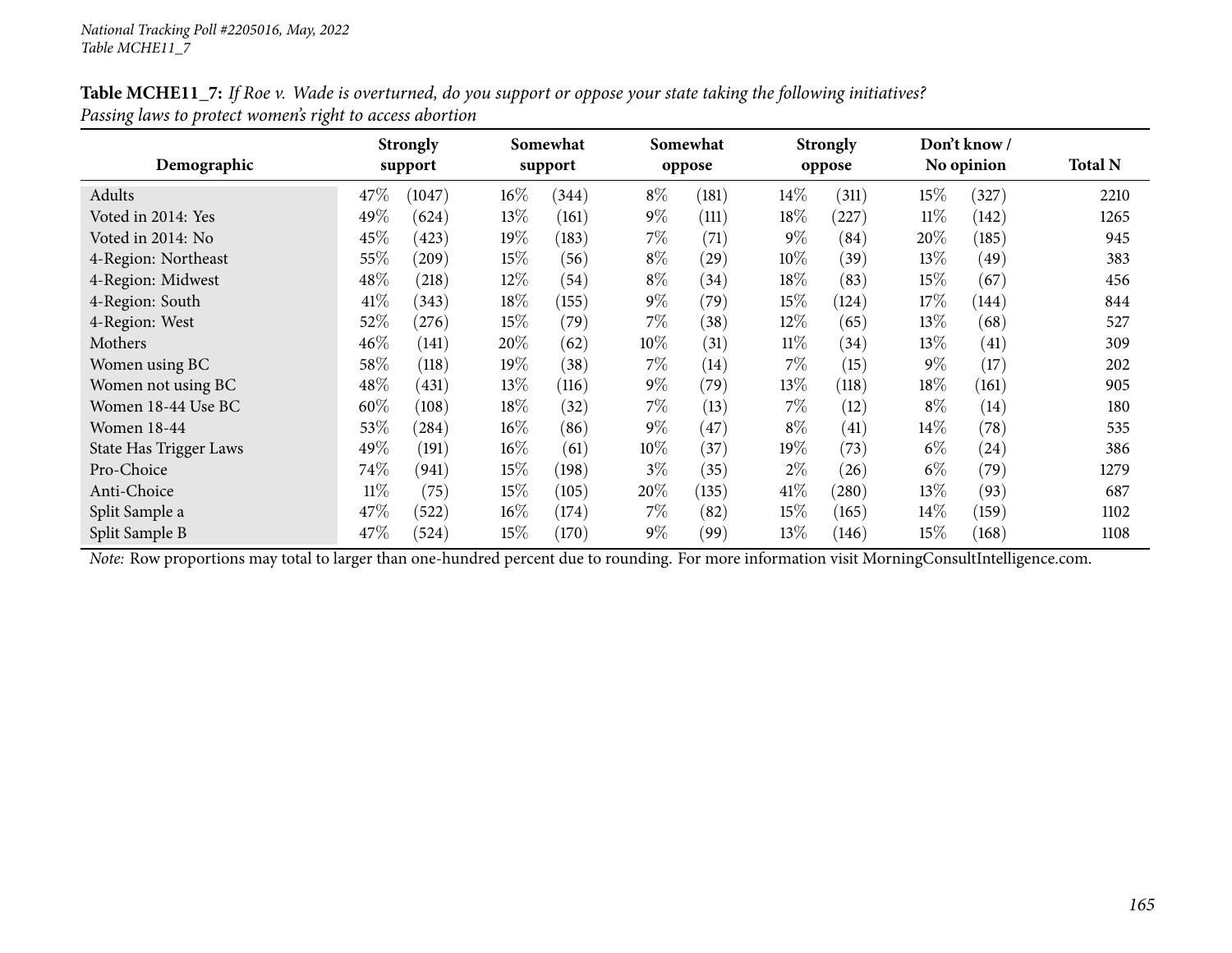National Tracking Poll #2205016, May, 2022
Table MCHE11_7

**Table MCHE11_7:** *If Roe v. Wade is overturned, do you support or oppose your state taking the following initiatives? Passing laws to protect women's right to access abortion*

| Demographic | Strongly support | | Somewhat support | | Somewhat oppose | | Strongly oppose | | Don't know / No opinion | | Total N |
|---|---|---|---|---|---|---|---|---|---|---|---|
| Adults | 47% | (1047) | 16% | (344) | 8% | (181) | 14% | (311) | 15% | (327) | 2210 |
| Voted in 2014: Yes | 49% | (624) | 13% | (161) | 9% | (111) | 18% | (227) | 11% | (142) | 1265 |
| Voted in 2014: No | 45% | (423) | 19% | (183) | 7% | (71) | 9% | (84) | 20% | (185) | 945 |
| 4-Region: Northeast | 55% | (209) | 15% | (56) | 8% | (29) | 10% | (39) | 13% | (49) | 383 |
| 4-Region: Midwest | 48% | (218) | 12% | (54) | 8% | (34) | 18% | (83) | 15% | (67) | 456 |
| 4-Region: South | 41% | (343) | 18% | (155) | 9% | (79) | 15% | (124) | 17% | (144) | 844 |
| 4-Region: West | 52% | (276) | 15% | (79) | 7% | (38) | 12% | (65) | 13% | (68) | 527 |
| Mothers | 46% | (141) | 20% | (62) | 10% | (31) | 11% | (34) | 13% | (41) | 309 |
| Women using BC | 58% | (118) | 19% | (38) | 7% | (14) | 7% | (15) | 9% | (17) | 202 |
| Women not using BC | 48% | (431) | 13% | (116) | 9% | (79) | 13% | (118) | 18% | (161) | 905 |
| Women 18-44 Use BC | 60% | (108) | 18% | (32) | 7% | (13) | 7% | (12) | 8% | (14) | 180 |
| Women 18-44 | 53% | (284) | 16% | (86) | 9% | (47) | 8% | (41) | 14% | (78) | 535 |
| State Has Trigger Laws | 49% | (191) | 16% | (61) | 10% | (37) | 19% | (73) | 6% | (24) | 386 |
| Pro-Choice | 74% | (941) | 15% | (198) | 3% | (35) | 2% | (26) | 6% | (79) | 1279 |
| Anti-Choice | 11% | (75) | 15% | (105) | 20% | (135) | 41% | (280) | 13% | (93) | 687 |
| Split Sample a | 47% | (522) | 16% | (174) | 7% | (82) | 15% | (165) | 14% | (159) | 1102 |
| Split Sample B | 47% | (524) | 15% | (170) | 9% | (99) | 13% | (146) | 15% | (168) | 1108 |

*Note:* Row proportions may total to larger than one-hundred percent due to rounding. For more information visit MorningConsultIntelligence.com.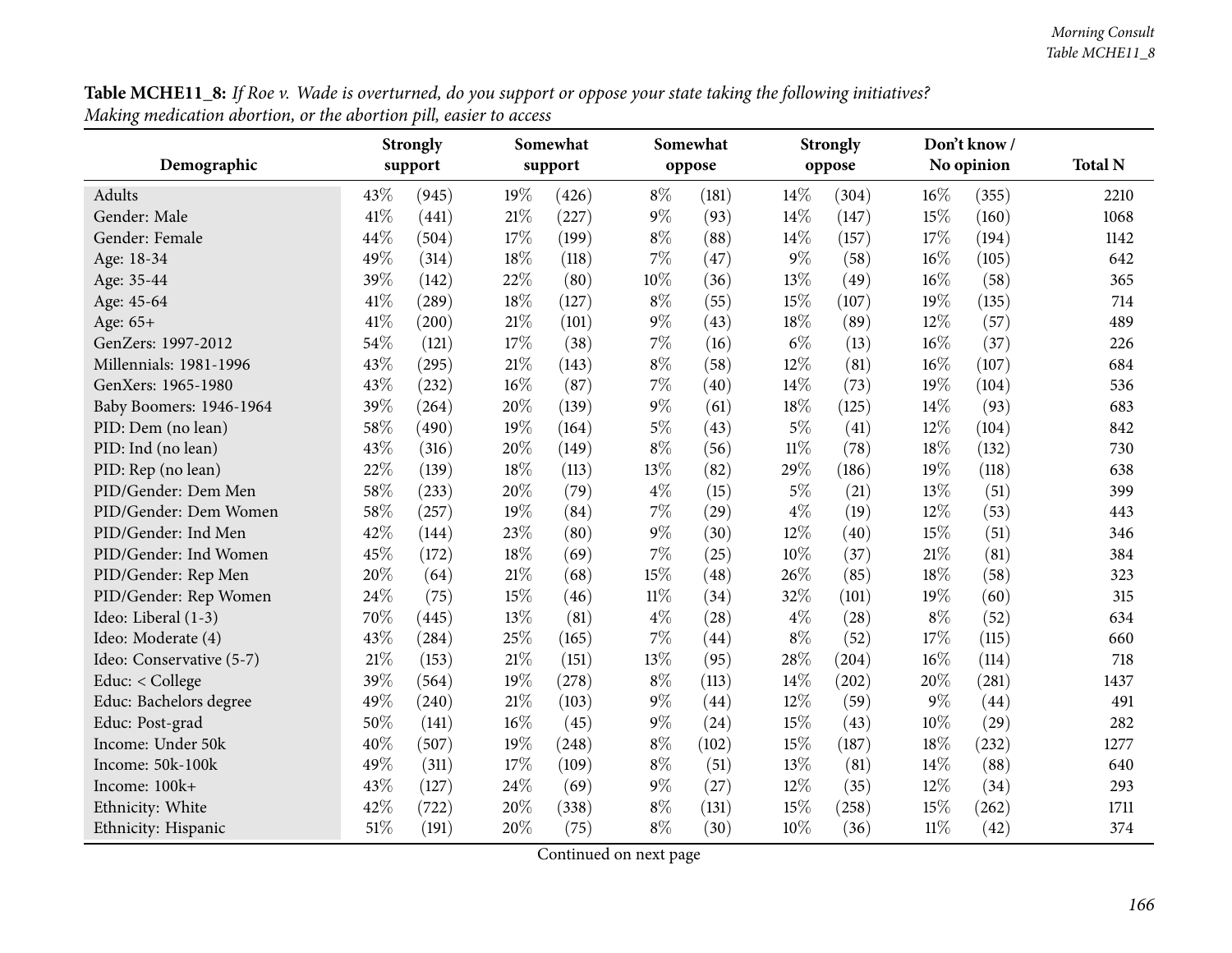**Table MCHE11_8:** *If Roe v. Wade is overturned, do you support or oppose your state taking the following initiatives? Making medication abortion, or the abortion pill, easier to access*

| Demographic | Strongly support | | Somewhat support | | Somewhat oppose | | Strongly oppose | | Don't know / No opinion | | Total N |
|---|---|---|---|---|---|---|---|---|---|---|---|
| Adults | 43% | (945) | 19% | (426) | 8% | (181) | 14% | (304) | 16% | (355) | 2210 |
| Gender: Male | 41% | (441) | 21% | (227) | 9% | (93) | 14% | (147) | 15% | (160) | 1068 |
| Gender: Female | 44% | (504) | 17% | (199) | 8% | (88) | 14% | (157) | 17% | (194) | 1142 |
| Age: 18-34 | 49% | (314) | 18% | (118) | 7% | (47) | 9% | (58) | 16% | (105) | 642 |
| Age: 35-44 | 39% | (142) | 22% | (80) | 10% | (36) | 13% | (49) | 16% | (58) | 365 |
| Age: 45-64 | 41% | (289) | 18% | (127) | 8% | (55) | 15% | (107) | 19% | (135) | 714 |
| Age: 65+ | 41% | (200) | 21% | (101) | 9% | (43) | 18% | (89) | 12% | (57) | 489 |
| GenZers: 1997-2012 | 54% | (121) | 17% | (38) | 7% | (16) | 6% | (13) | 16% | (37) | 226 |
| Millennials: 1981-1996 | 43% | (295) | 21% | (143) | 8% | (58) | 12% | (81) | 16% | (107) | 684 |
| GenXers: 1965-1980 | 43% | (232) | 16% | (87) | 7% | (40) | 14% | (73) | 19% | (104) | 536 |
| Baby Boomers: 1946-1964 | 39% | (264) | 20% | (139) | 9% | (61) | 18% | (125) | 14% | (93) | 683 |
| PID: Dem (no lean) | 58% | (490) | 19% | (164) | 5% | (43) | 5% | (41) | 12% | (104) | 842 |
| PID: Ind (no lean) | 43% | (316) | 20% | (149) | 8% | (56) | 11% | (78) | 18% | (132) | 730 |
| PID: Rep (no lean) | 22% | (139) | 18% | (113) | 13% | (82) | 29% | (186) | 19% | (118) | 638 |
| PID/Gender: Dem Men | 58% | (233) | 20% | (79) | 4% | (15) | 5% | (21) | 13% | (51) | 399 |
| PID/Gender: Dem Women | 58% | (257) | 19% | (84) | 7% | (29) | 4% | (19) | 12% | (53) | 443 |
| PID/Gender: Ind Men | 42% | (144) | 23% | (80) | 9% | (30) | 12% | (40) | 15% | (51) | 346 |
| PID/Gender: Ind Women | 45% | (172) | 18% | (69) | 7% | (25) | 10% | (37) | 21% | (81) | 384 |
| PID/Gender: Rep Men | 20% | (64) | 21% | (68) | 15% | (48) | 26% | (85) | 18% | (58) | 323 |
| PID/Gender: Rep Women | 24% | (75) | 15% | (46) | 11% | (34) | 32% | (101) | 19% | (60) | 315 |
| Ideo: Liberal (1-3) | 70% | (445) | 13% | (81) | 4% | (28) | 4% | (28) | 8% | (52) | 634 |
| Ideo: Moderate (4) | 43% | (284) | 25% | (165) | 7% | (44) | 8% | (52) | 17% | (115) | 660 |
| Ideo: Conservative (5-7) | 21% | (153) | 21% | (151) | 13% | (95) | 28% | (204) | 16% | (114) | 718 |
| Educ: < College | 39% | (564) | 19% | (278) | 8% | (113) | 14% | (202) | 20% | (281) | 1437 |
| Educ: Bachelors degree | 49% | (240) | 21% | (103) | 9% | (44) | 12% | (59) | 9% | (44) | 491 |
| Educ: Post-grad | 50% | (141) | 16% | (45) | 9% | (24) | 15% | (43) | 10% | (29) | 282 |
| Income: Under 50k | 40% | (507) | 19% | (248) | 8% | (102) | 15% | (187) | 18% | (232) | 1277 |
| Income: 50k-100k | 49% | (311) | 17% | (109) | 8% | (51) | 13% | (81) | 14% | (88) | 640 |
| Income: 100k+ | 43% | (127) | 24% | (69) | 9% | (27) | 12% | (35) | 12% | (34) | 293 |
| Ethnicity: White | 42% | (722) | 20% | (338) | 8% | (131) | 15% | (258) | 15% | (262) | 1711 |
| Ethnicity: Hispanic | 51% | (191) | 20% | (75) | 8% | (30) | 10% | (36) | 11% | (42) | 374 |

Continued on next page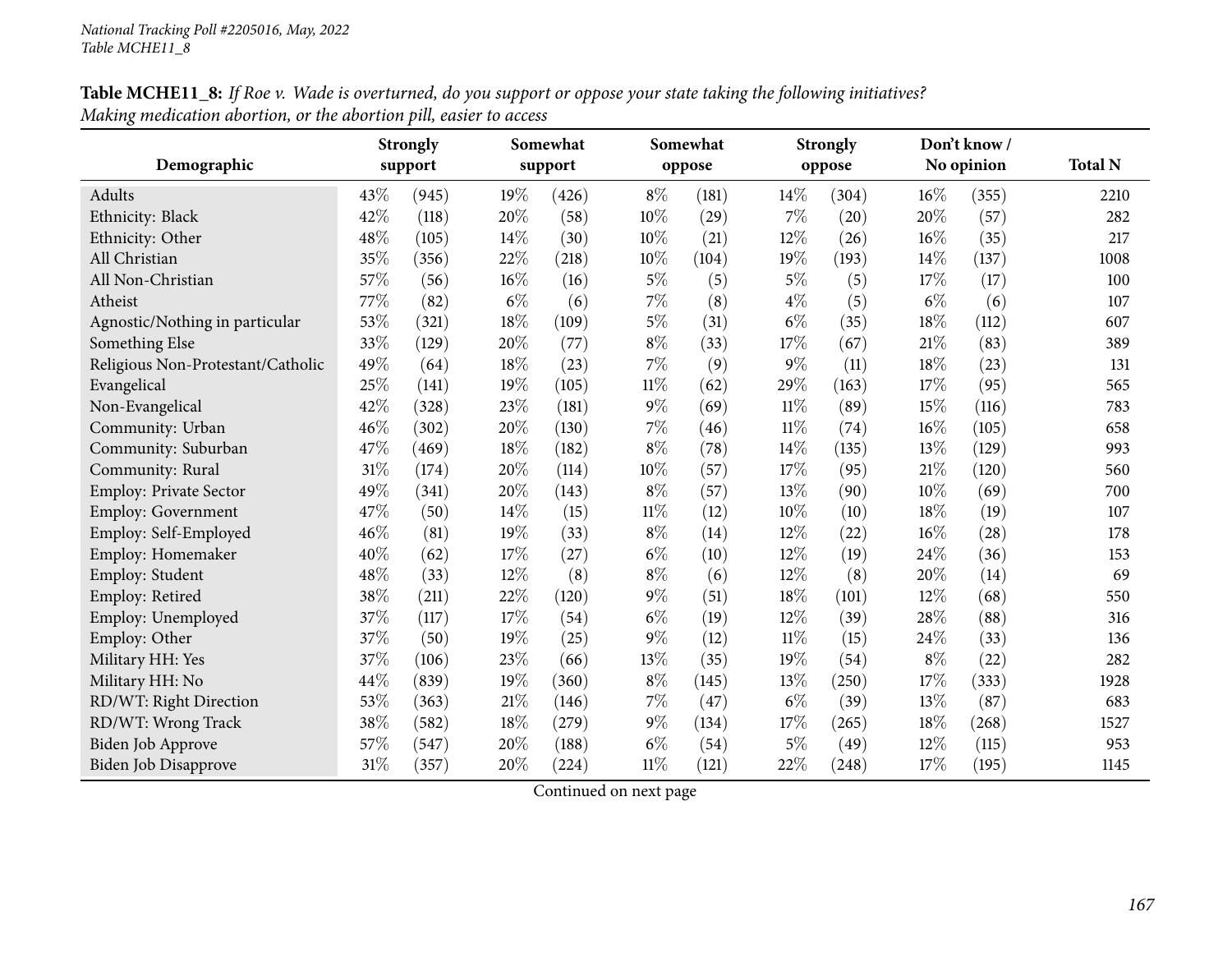**Table MCHE11_8:** *If Roe v. Wade is overturned, do you support or oppose your state taking the following initiatives? Making medication abortion, or the abortion pill, easier to access*

| Demographic | Strongly support | | Somewhat support | | Somewhat oppose | | Strongly oppose | | Don't know / No opinion | | Total N |
|---|---|---|---|---|---|---|---|---|---|---|---|
| Adults | 43% | (945) | 19% | (426) | 8% | (181) | 14% | (304) | 16% | (355) | 2210 |
| Ethnicity: Black | 42% | (118) | 20% | (58) | 10% | (29) | 7% | (20) | 20% | (57) | 282 |
| Ethnicity: Other | 48% | (105) | 14% | (30) | 10% | (21) | 12% | (26) | 16% | (35) | 217 |
| All Christian | 35% | (356) | 22% | (218) | 10% | (104) | 19% | (193) | 14% | (137) | 1008 |
| All Non-Christian | 57% | (56) | 16% | (16) | 5% | (5) | 5% | (5) | 17% | (17) | 100 |
| Atheist | 77% | (82) | 6% | (6) | 7% | (8) | 4% | (5) | 6% | (6) | 107 |
| Agnostic/Nothing in particular | 53% | (321) | 18% | (109) | 5% | (31) | 6% | (35) | 18% | (112) | 607 |
| Something Else | 33% | (129) | 20% | (77) | 8% | (33) | 17% | (67) | 21% | (83) | 389 |
| Religious Non-Protestant/Catholic | 49% | (64) | 18% | (23) | 7% | (9) | 9% | (11) | 18% | (23) | 131 |
| Evangelical | 25% | (141) | 19% | (105) | 11% | (62) | 29% | (163) | 17% | (95) | 565 |
| Non-Evangelical | 42% | (328) | 23% | (181) | 9% | (69) | 11% | (89) | 15% | (116) | 783 |
| Community: Urban | 46% | (302) | 20% | (130) | 7% | (46) | 11% | (74) | 16% | (105) | 658 |
| Community: Suburban | 47% | (469) | 18% | (182) | 8% | (78) | 14% | (135) | 13% | (129) | 993 |
| Community: Rural | 31% | (174) | 20% | (114) | 10% | (57) | 17% | (95) | 21% | (120) | 560 |
| Employ: Private Sector | 49% | (341) | 20% | (143) | 8% | (57) | 13% | (90) | 10% | (69) | 700 |
| Employ: Government | 47% | (50) | 14% | (15) | 11% | (12) | 10% | (10) | 18% | (19) | 107 |
| Employ: Self-Employed | 46% | (81) | 19% | (33) | 8% | (14) | 12% | (22) | 16% | (28) | 178 |
| Employ: Homemaker | 40% | (62) | 17% | (27) | 6% | (10) | 12% | (19) | 24% | (36) | 153 |
| Employ: Student | 48% | (33) | 12% | (8) | 8% | (6) | 12% | (8) | 20% | (14) | 69 |
| Employ: Retired | 38% | (211) | 22% | (120) | 9% | (51) | 18% | (101) | 12% | (68) | 550 |
| Employ: Unemployed | 37% | (117) | 17% | (54) | 6% | (19) | 12% | (39) | 28% | (88) | 316 |
| Employ: Other | 37% | (50) | 19% | (25) | 9% | (12) | 11% | (15) | 24% | (33) | 136 |
| Military HH: Yes | 37% | (106) | 23% | (66) | 13% | (35) | 19% | (54) | 8% | (22) | 282 |
| Military HH: No | 44% | (839) | 19% | (360) | 8% | (145) | 13% | (250) | 17% | (333) | 1928 |
| RD/WT: Right Direction | 53% | (363) | 21% | (146) | 7% | (47) | 6% | (39) | 13% | (87) | 683 |
| RD/WT: Wrong Track | 38% | (582) | 18% | (279) | 9% | (134) | 17% | (265) | 18% | (268) | 1527 |
| Biden Job Approve | 57% | (547) | 20% | (188) | 6% | (54) | 5% | (49) | 12% | (115) | 953 |
| Biden Job Disapprove | 31% | (357) | 20% | (224) | 11% | (121) | 22% | (248) | 17% | (195) | 1145 |

Continued on next page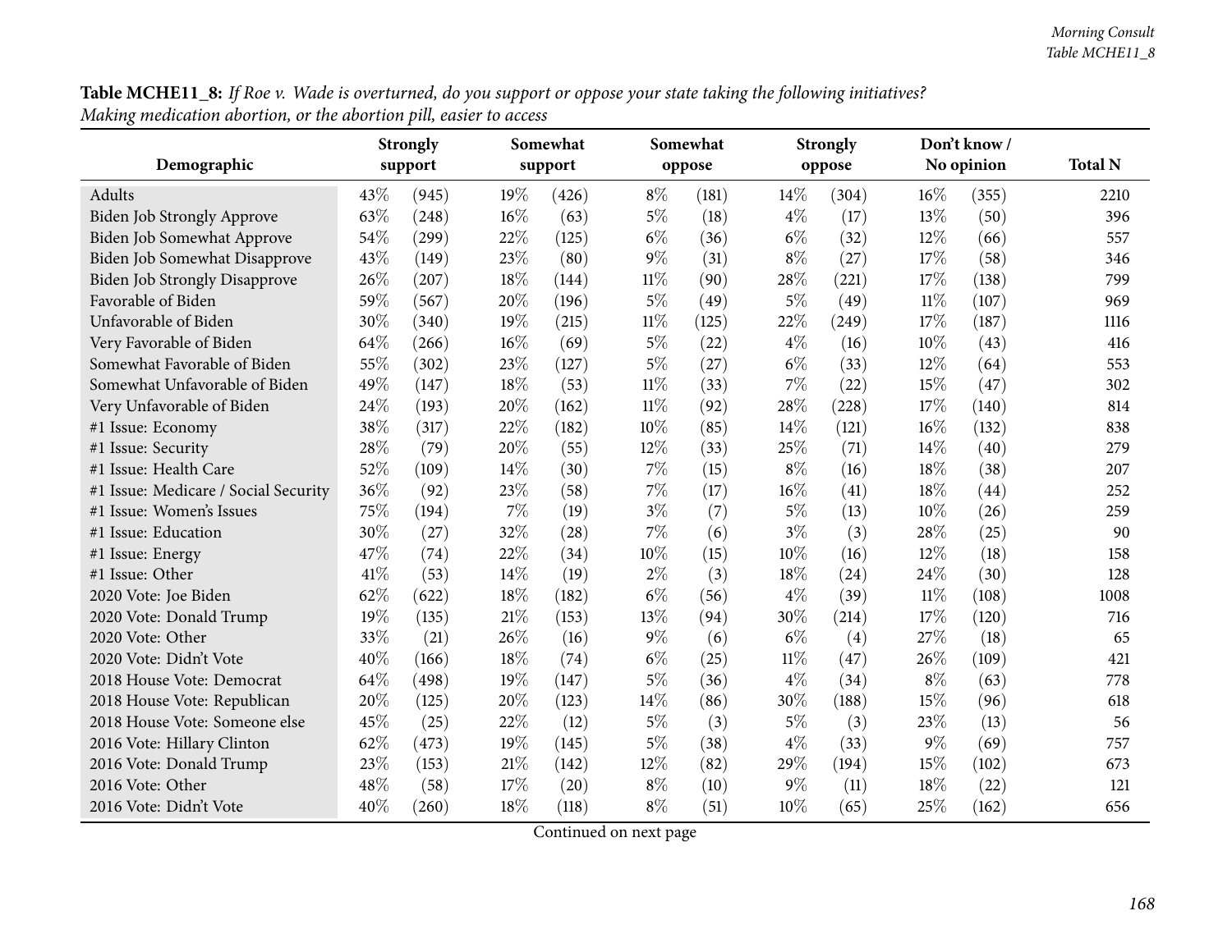**Table MCHE11_8:** *If Roe v. Wade is overturned, do you support or oppose your state taking the following initiatives? Making medication abortion, or the abortion pill, easier to access*

| Demographic | Strongly support | | Somewhat support | | Somewhat oppose | | Strongly oppose | | Don't know / No opinion | | Total N |
|---|---|---|---|---|---|---|---|---|---|---|---|
| Adults | 43% | (945) | 19% | (426) | 8% | (181) | 14% | (304) | 16% | (355) | 2210 |
| Biden Job Strongly Approve | 63% | (248) | 16% | (63) | 5% | (18) | 4% | (17) | 13% | (50) | 396 |
| Biden Job Somewhat Approve | 54% | (299) | 22% | (125) | 6% | (36) | 6% | (32) | 12% | (66) | 557 |
| Biden Job Somewhat Disapprove | 43% | (149) | 23% | (80) | 9% | (31) | 8% | (27) | 17% | (58) | 346 |
| Biden Job Strongly Disapprove | 26% | (207) | 18% | (144) | 11% | (90) | 28% | (221) | 17% | (138) | 799 |
| Favorable of Biden | 59% | (567) | 20% | (196) | 5% | (49) | 5% | (49) | 11% | (107) | 969 |
| Unfavorable of Biden | 30% | (340) | 19% | (215) | 11% | (125) | 22% | (249) | 17% | (187) | 1116 |
| Very Favorable of Biden | 64% | (266) | 16% | (69) | 5% | (22) | 4% | (16) | 10% | (43) | 416 |
| Somewhat Favorable of Biden | 55% | (302) | 23% | (127) | 5% | (27) | 6% | (33) | 12% | (64) | 553 |
| Somewhat Unfavorable of Biden | 49% | (147) | 18% | (53) | 11% | (33) | 7% | (22) | 15% | (47) | 302 |
| Very Unfavorable of Biden | 24% | (193) | 20% | (162) | 11% | (92) | 28% | (228) | 17% | (140) | 814 |
| #1 Issue: Economy | 38% | (317) | 22% | (182) | 10% | (85) | 14% | (121) | 16% | (132) | 838 |
| #1 Issue: Security | 28% | (79) | 20% | (55) | 12% | (33) | 25% | (71) | 14% | (40) | 279 |
| #1 Issue: Health Care | 52% | (109) | 14% | (30) | 7% | (15) | 8% | (16) | 18% | (38) | 207 |
| #1 Issue: Medicare / Social Security | 36% | (92) | 23% | (58) | 7% | (17) | 16% | (41) | 18% | (44) | 252 |
| #1 Issue: Women's Issues | 75% | (194) | 7% | (19) | 3% | (7) | 5% | (13) | 10% | (26) | 259 |
| #1 Issue: Education | 30% | (27) | 32% | (28) | 7% | (6) | 3% | (3) | 28% | (25) | 90 |
| #1 Issue: Energy | 47% | (74) | 22% | (34) | 10% | (15) | 10% | (16) | 12% | (18) | 158 |
| #1 Issue: Other | 41% | (53) | 14% | (19) | 2% | (3) | 18% | (24) | 24% | (30) | 128 |
| 2020 Vote: Joe Biden | 62% | (622) | 18% | (182) | 6% | (56) | 4% | (39) | 11% | (108) | 1008 |
| 2020 Vote: Donald Trump | 19% | (135) | 21% | (153) | 13% | (94) | 30% | (214) | 17% | (120) | 716 |
| 2020 Vote: Other | 33% | (21) | 26% | (16) | 9% | (6) | 6% | (4) | 27% | (18) | 65 |
| 2020 Vote: Didn't Vote | 40% | (166) | 18% | (74) | 6% | (25) | 11% | (47) | 26% | (109) | 421 |
| 2018 House Vote: Democrat | 64% | (498) | 19% | (147) | 5% | (36) | 4% | (34) | 8% | (63) | 778 |
| 2018 House Vote: Republican | 20% | (125) | 20% | (123) | 14% | (86) | 30% | (188) | 15% | (96) | 618 |
| 2018 House Vote: Someone else | 45% | (25) | 22% | (12) | 5% | (3) | 5% | (3) | 23% | (13) | 56 |
| 2016 Vote: Hillary Clinton | 62% | (473) | 19% | (145) | 5% | (38) | 4% | (33) | 9% | (69) | 757 |
| 2016 Vote: Donald Trump | 23% | (153) | 21% | (142) | 12% | (82) | 29% | (194) | 15% | (102) | 673 |
| 2016 Vote: Other | 48% | (58) | 17% | (20) | 8% | (10) | 9% | (11) | 18% | (22) | 121 |
| 2016 Vote: Didn't Vote | 40% | (260) | 18% | (118) | 8% | (51) | 10% | (65) | 25% | (162) | 656 |

Continued on next page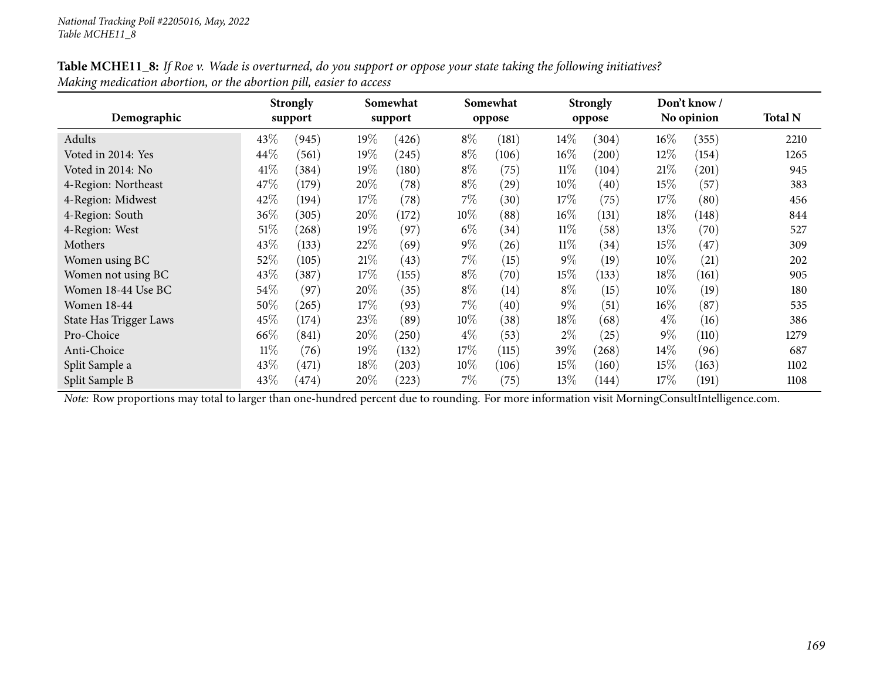*National Tracking Poll #2205016, May, 2022*
*Table MCHE11_8*

**Table MCHE11_8:** *If Roe v. Wade is overturned, do you support or oppose your state taking the following initiatives? Making medication abortion, or the abortion pill, easier to access*

| Demographic | Strongly support | | Somewhat support | | Somewhat oppose | | Strongly oppose | | Don't know / No opinion | | Total N |
|---|---|---|---|---|---|---|---|---|---|---|---|
| Adults | 43% | (945) | 19% | (426) | 8% | (181) | 14% | (304) | 16% | (355) | 2210 |
| Voted in 2014: Yes | 44% | (561) | 19% | (245) | 8% | (106) | 16% | (200) | 12% | (154) | 1265 |
| Voted in 2014: No | 41% | (384) | 19% | (180) | 8% | (75) | 11% | (104) | 21% | (201) | 945 |
| 4-Region: Northeast | 47% | (179) | 20% | (78) | 8% | (29) | 10% | (40) | 15% | (57) | 383 |
| 4-Region: Midwest | 42% | (194) | 17% | (78) | 7% | (30) | 17% | (75) | 17% | (80) | 456 |
| 4-Region: South | 36% | (305) | 20% | (172) | 10% | (88) | 16% | (131) | 18% | (148) | 844 |
| 4-Region: West | 51% | (268) | 19% | (97) | 6% | (34) | 11% | (58) | 13% | (70) | 527 |
| Mothers | 43% | (133) | 22% | (69) | 9% | (26) | 11% | (34) | 15% | (47) | 309 |
| Women using BC | 52% | (105) | 21% | (43) | 7% | (15) | 9% | (19) | 10% | (21) | 202 |
| Women not using BC | 43% | (387) | 17% | (155) | 8% | (70) | 15% | (133) | 18% | (161) | 905 |
| Women 18-44 Use BC | 54% | (97) | 20% | (35) | 8% | (14) | 8% | (15) | 10% | (19) | 180 |
| Women 18-44 | 50% | (265) | 17% | (93) | 7% | (40) | 9% | (51) | 16% | (87) | 535 |
| State Has Trigger Laws | 45% | (174) | 23% | (89) | 10% | (38) | 18% | (68) | 4% | (16) | 386 |
| Pro-Choice | 66% | (841) | 20% | (250) | 4% | (53) | 2% | (25) | 9% | (110) | 1279 |
| Anti-Choice | 11% | (76) | 19% | (132) | 17% | (115) | 39% | (268) | 14% | (96) | 687 |
| Split Sample a | 43% | (471) | 18% | (203) | 10% | (106) | 15% | (160) | 15% | (163) | 1102 |
| Split Sample B | 43% | (474) | 20% | (223) | 7% | (75) | 13% | (144) | 17% | (191) | 1108 |

*Note:* Row proportions may total to larger than one-hundred percent due to rounding. For more information visit MorningConsultIntelligence.com.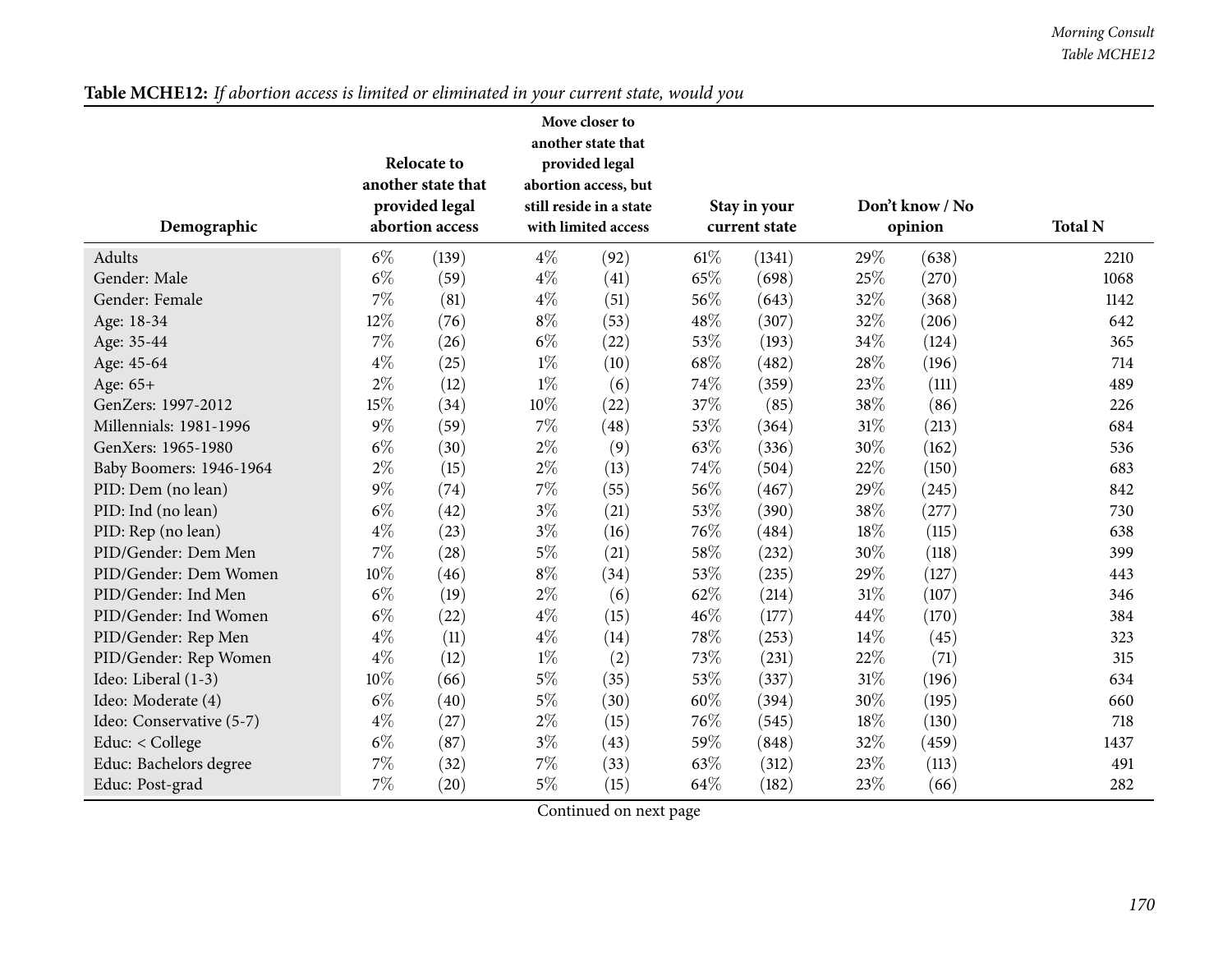**Table MCHE12:** *If abortion access is limited or eliminated in your current state, would you*

| Demographic | Relocate to another state that provided legal abortion access | | Move closer to another state that provided legal abortion access, but still reside in a state with limited access | | Stay in your current state | | Don't know / No opinion | | Total N |
|---|---|---|---|---|---|---|---|---|---|
| Adults | 6% | (139) | 4% | (92) | 61% | (1341) | 29% | (638) | 2210 |
| Gender: Male | 6% | (59) | 4% | (41) | 65% | (698) | 25% | (270) | 1068 |
| Gender: Female | 7% | (81) | 4% | (51) | 56% | (643) | 32% | (368) | 1142 |
| Age: 18-34 | 12% | (76) | 8% | (53) | 48% | (307) | 32% | (206) | 642 |
| Age: 35-44 | 7% | (26) | 6% | (22) | 53% | (193) | 34% | (124) | 365 |
| Age: 45-64 | 4% | (25) | 1% | (10) | 68% | (482) | 28% | (196) | 714 |
| Age: 65+ | 2% | (12) | 1% | (6) | 74% | (359) | 23% | (111) | 489 |
| GenZers: 1997-2012 | 15% | (34) | 10% | (22) | 37% | (85) | 38% | (86) | 226 |
| Millennials: 1981-1996 | 9% | (59) | 7% | (48) | 53% | (364) | 31% | (213) | 684 |
| GenXers: 1965-1980 | 6% | (30) | 2% | (9) | 63% | (336) | 30% | (162) | 536 |
| Baby Boomers: 1946-1964 | 2% | (15) | 2% | (13) | 74% | (504) | 22% | (150) | 683 |
| PID: Dem (no lean) | 9% | (74) | 7% | (55) | 56% | (467) | 29% | (245) | 842 |
| PID: Ind (no lean) | 6% | (42) | 3% | (21) | 53% | (390) | 38% | (277) | 730 |
| PID: Rep (no lean) | 4% | (23) | 3% | (16) | 76% | (484) | 18% | (115) | 638 |
| PID/Gender: Dem Men | 7% | (28) | 5% | (21) | 58% | (232) | 30% | (118) | 399 |
| PID/Gender: Dem Women | 10% | (46) | 8% | (34) | 53% | (235) | 29% | (127) | 443 |
| PID/Gender: Ind Men | 6% | (19) | 2% | (6) | 62% | (214) | 31% | (107) | 346 |
| PID/Gender: Ind Women | 6% | (22) | 4% | (15) | 46% | (177) | 44% | (170) | 384 |
| PID/Gender: Rep Men | 4% | (11) | 4% | (14) | 78% | (253) | 14% | (45) | 323 |
| PID/Gender: Rep Women | 4% | (12) | 1% | (2) | 73% | (231) | 22% | (71) | 315 |
| Ideo: Liberal (1-3) | 10% | (66) | 5% | (35) | 53% | (337) | 31% | (196) | 634 |
| Ideo: Moderate (4) | 6% | (40) | 5% | (30) | 60% | (394) | 30% | (195) | 660 |
| Ideo: Conservative (5-7) | 4% | (27) | 2% | (15) | 76% | (545) | 18% | (130) | 718 |
| Educ: < College | 6% | (87) | 3% | (43) | 59% | (848) | 32% | (459) | 1437 |
| Educ: Bachelors degree | 7% | (32) | 7% | (33) | 63% | (312) | 23% | (113) | 491 |
| Educ: Post-grad | 7% | (20) | 5% | (15) | 64% | (182) | 23% | (66) | 282 |

Continued on next page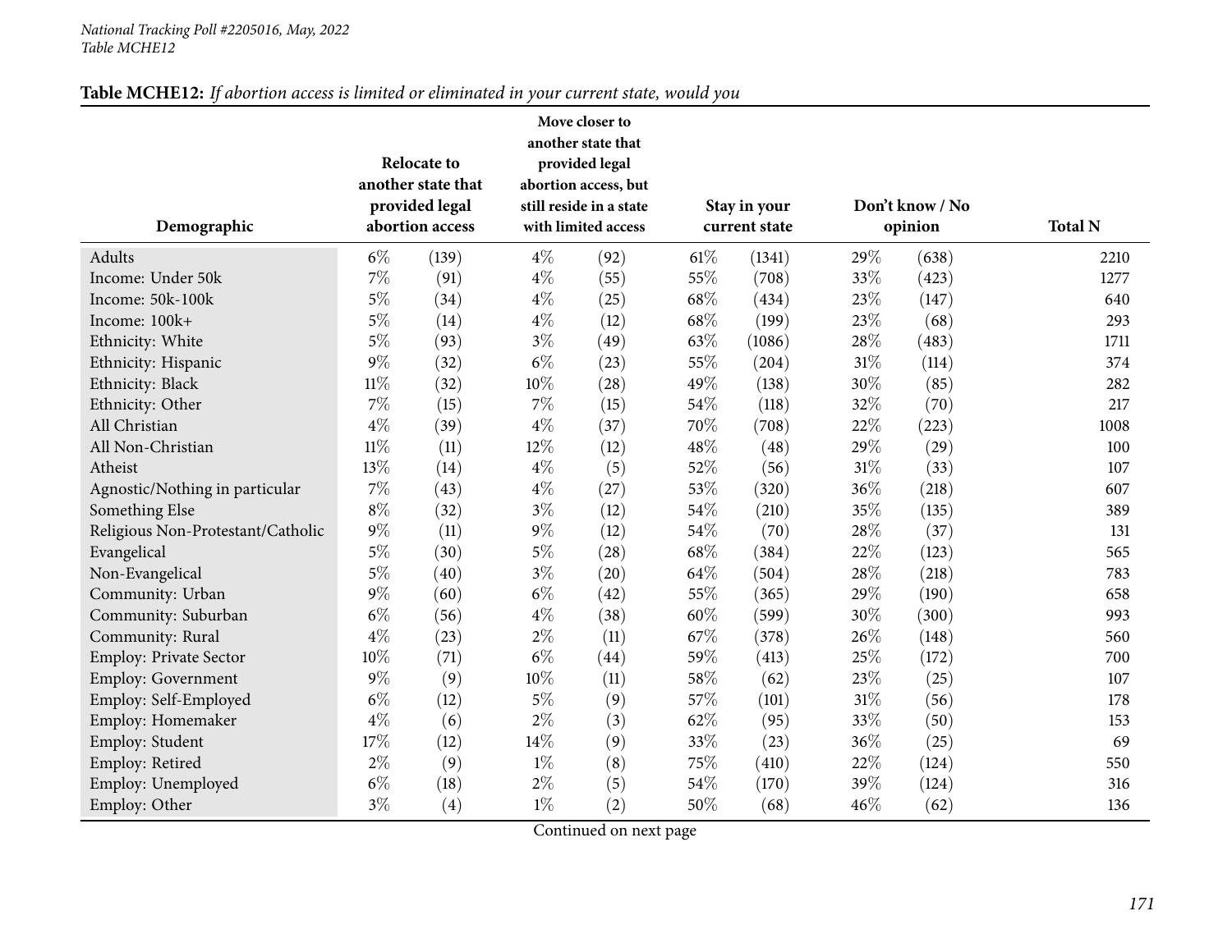*National Tracking Poll #2205016, May, 2022*
*Table MCHE12*

**Table MCHE12:** *If abortion access is limited or eliminated in your current state, would you*

| Demographic | Relocate to another state that provided legal abortion access | | Move closer to another state that provided legal abortion access, but still reside in a state with limited access | | Stay in your current state | | Don't know / No opinion | | Total N |
|---|---|---|---|---|---|---|---|---|---|
| Adults | 6% | (139) | 4% | (92) | 61% | (1341) | 29% | (638) | 2210 |
| Income: Under 50k | 7% | (91) | 4% | (55) | 55% | (708) | 33% | (423) | 1277 |
| Income: 50k-100k | 5% | (34) | 4% | (25) | 68% | (434) | 23% | (147) | 640 |
| Income: 100k+ | 5% | (14) | 4% | (12) | 68% | (199) | 23% | (68) | 293 |
| Ethnicity: White | 5% | (93) | 3% | (49) | 63% | (1086) | 28% | (483) | 1711 |
| Ethnicity: Hispanic | 9% | (32) | 6% | (23) | 55% | (204) | 31% | (114) | 374 |
| Ethnicity: Black | 11% | (32) | 10% | (28) | 49% | (138) | 30% | (85) | 282 |
| Ethnicity: Other | 7% | (15) | 7% | (15) | 54% | (118) | 32% | (70) | 217 |
| All Christian | 4% | (39) | 4% | (37) | 70% | (708) | 22% | (223) | 1008 |
| All Non-Christian | 11% | (11) | 12% | (12) | 48% | (48) | 29% | (29) | 100 |
| Atheist | 13% | (14) | 4% | (5) | 52% | (56) | 31% | (33) | 107 |
| Agnostic/Nothing in particular | 7% | (43) | 4% | (27) | 53% | (320) | 36% | (218) | 607 |
| Something Else | 8% | (32) | 3% | (12) | 54% | (210) | 35% | (135) | 389 |
| Religious Non-Protestant/Catholic | 9% | (11) | 9% | (12) | 54% | (70) | 28% | (37) | 131 |
| Evangelical | 5% | (30) | 5% | (28) | 68% | (384) | 22% | (123) | 565 |
| Non-Evangelical | 5% | (40) | 3% | (20) | 64% | (504) | 28% | (218) | 783 |
| Community: Urban | 9% | (60) | 6% | (42) | 55% | (365) | 29% | (190) | 658 |
| Community: Suburban | 6% | (56) | 4% | (38) | 60% | (599) | 30% | (300) | 993 |
| Community: Rural | 4% | (23) | 2% | (11) | 67% | (378) | 26% | (148) | 560 |
| Employ: Private Sector | 10% | (71) | 6% | (44) | 59% | (413) | 25% | (172) | 700 |
| Employ: Government | 9% | (9) | 10% | (11) | 58% | (62) | 23% | (25) | 107 |
| Employ: Self-Employed | 6% | (12) | 5% | (9) | 57% | (101) | 31% | (56) | 178 |
| Employ: Homemaker | 4% | (6) | 2% | (3) | 62% | (95) | 33% | (50) | 153 |
| Employ: Student | 17% | (12) | 14% | (9) | 33% | (23) | 36% | (25) | 69 |
| Employ: Retired | 2% | (9) | 1% | (8) | 75% | (410) | 22% | (124) | 550 |
| Employ: Unemployed | 6% | (18) | 2% | (5) | 54% | (170) | 39% | (124) | 316 |
| Employ: Other | 3% | (4) | 1% | (2) | 50% | (68) | 46% | (62) | 136 |

Continued on next page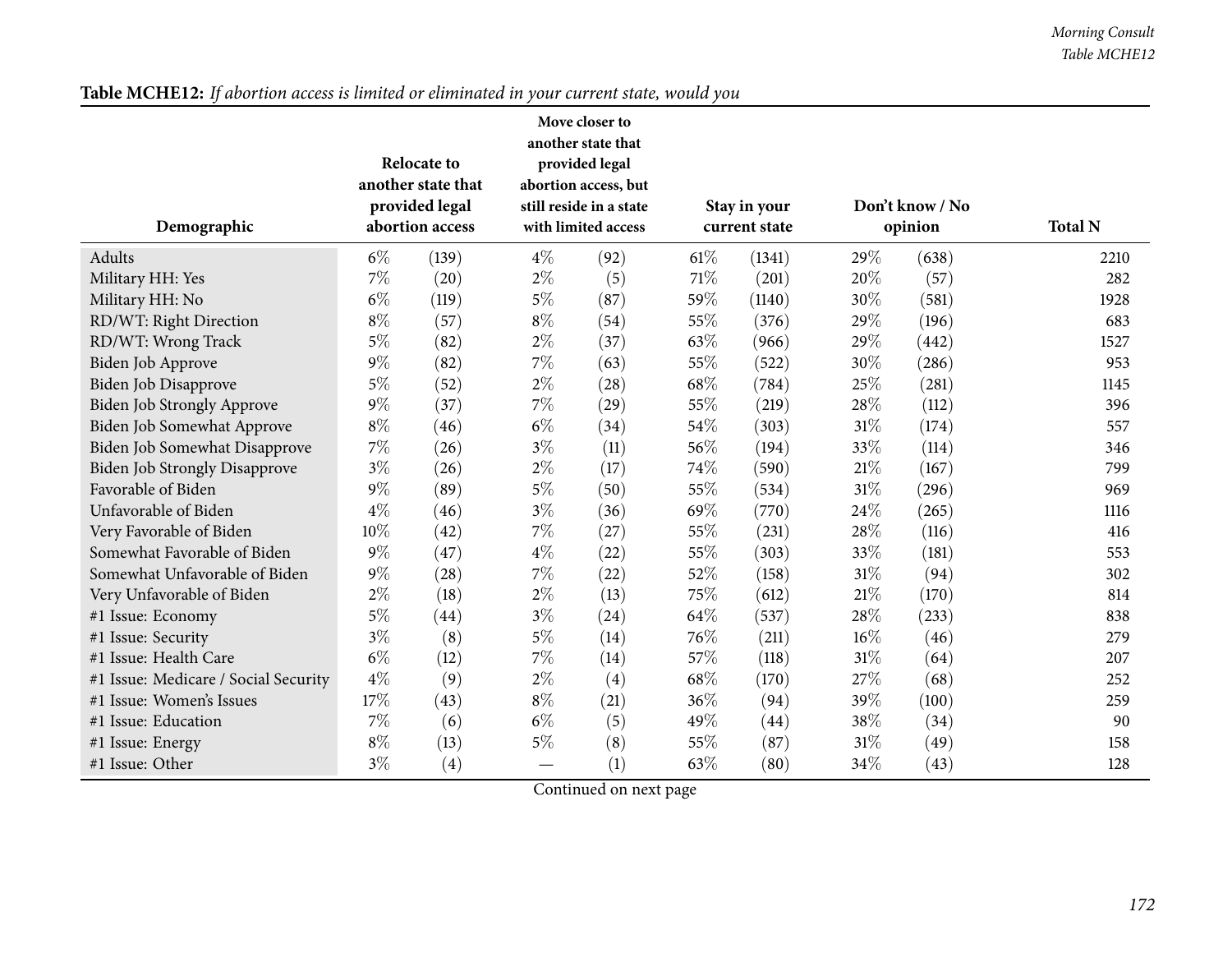**Table MCHE12:** *If abortion access is limited or eliminated in your current state, would you*

| Demographic | Relocate to another state that provided legal abortion access | | Move closer to another state that provided legal abortion access, but still reside in a state with limited access | | Stay in your current state | | Don't know / No opinion | | Total N |
|---|---|---|---|---|---|---|---|---|---|
| Adults | 6% | (139) | 4% | (92) | 61% | (1341) | 29% | (638) | 2210 |
| Military HH: Yes | 7% | (20) | 2% | (5) | 71% | (201) | 20% | (57) | 282 |
| Military HH: No | 6% | (119) | 5% | (87) | 59% | (1140) | 30% | (581) | 1928 |
| RD/WT: Right Direction | 8% | (57) | 8% | (54) | 55% | (376) | 29% | (196) | 683 |
| RD/WT: Wrong Track | 5% | (82) | 2% | (37) | 63% | (966) | 29% | (442) | 1527 |
| Biden Job Approve | 9% | (82) | 7% | (63) | 55% | (522) | 30% | (286) | 953 |
| Biden Job Disapprove | 5% | (52) | 2% | (28) | 68% | (784) | 25% | (281) | 1145 |
| Biden Job Strongly Approve | 9% | (37) | 7% | (29) | 55% | (219) | 28% | (112) | 396 |
| Biden Job Somewhat Approve | 8% | (46) | 6% | (34) | 54% | (303) | 31% | (174) | 557 |
| Biden Job Somewhat Disapprove | 7% | (26) | 3% | (11) | 56% | (194) | 33% | (114) | 346 |
| Biden Job Strongly Disapprove | 3% | (26) | 2% | (17) | 74% | (590) | 21% | (167) | 799 |
| Favorable of Biden | 9% | (89) | 5% | (50) | 55% | (534) | 31% | (296) | 969 |
| Unfavorable of Biden | 4% | (46) | 3% | (36) | 69% | (770) | 24% | (265) | 1116 |
| Very Favorable of Biden | 10% | (42) | 7% | (27) | 55% | (231) | 28% | (116) | 416 |
| Somewhat Favorable of Biden | 9% | (47) | 4% | (22) | 55% | (303) | 33% | (181) | 553 |
| Somewhat Unfavorable of Biden | 9% | (28) | 7% | (22) | 52% | (158) | 31% | (94) | 302 |
| Very Unfavorable of Biden | 2% | (18) | 2% | (13) | 75% | (612) | 21% | (170) | 814 |
| #1 Issue: Economy | 5% | (44) | 3% | (24) | 64% | (537) | 28% | (233) | 838 |
| #1 Issue: Security | 3% | (8) | 5% | (14) | 76% | (211) | 16% | (46) | 279 |
| #1 Issue: Health Care | 6% | (12) | 7% | (14) | 57% | (118) | 31% | (64) | 207 |
| #1 Issue: Medicare / Social Security | 4% | (9) | 2% | (4) | 68% | (170) | 27% | (68) | 252 |
| #1 Issue: Women's Issues | 17% | (43) | 8% | (21) | 36% | (94) | 39% | (100) | 259 |
| #1 Issue: Education | 7% | (6) | 6% | (5) | 49% | (44) | 38% | (34) | 90 |
| #1 Issue: Energy | 8% | (13) | 5% | (8) | 55% | (87) | 31% | (49) | 158 |
| #1 Issue: Other | 3% | (4) | — | (1) | 63% | (80) | 34% | (43) | 128 |

Continued on next page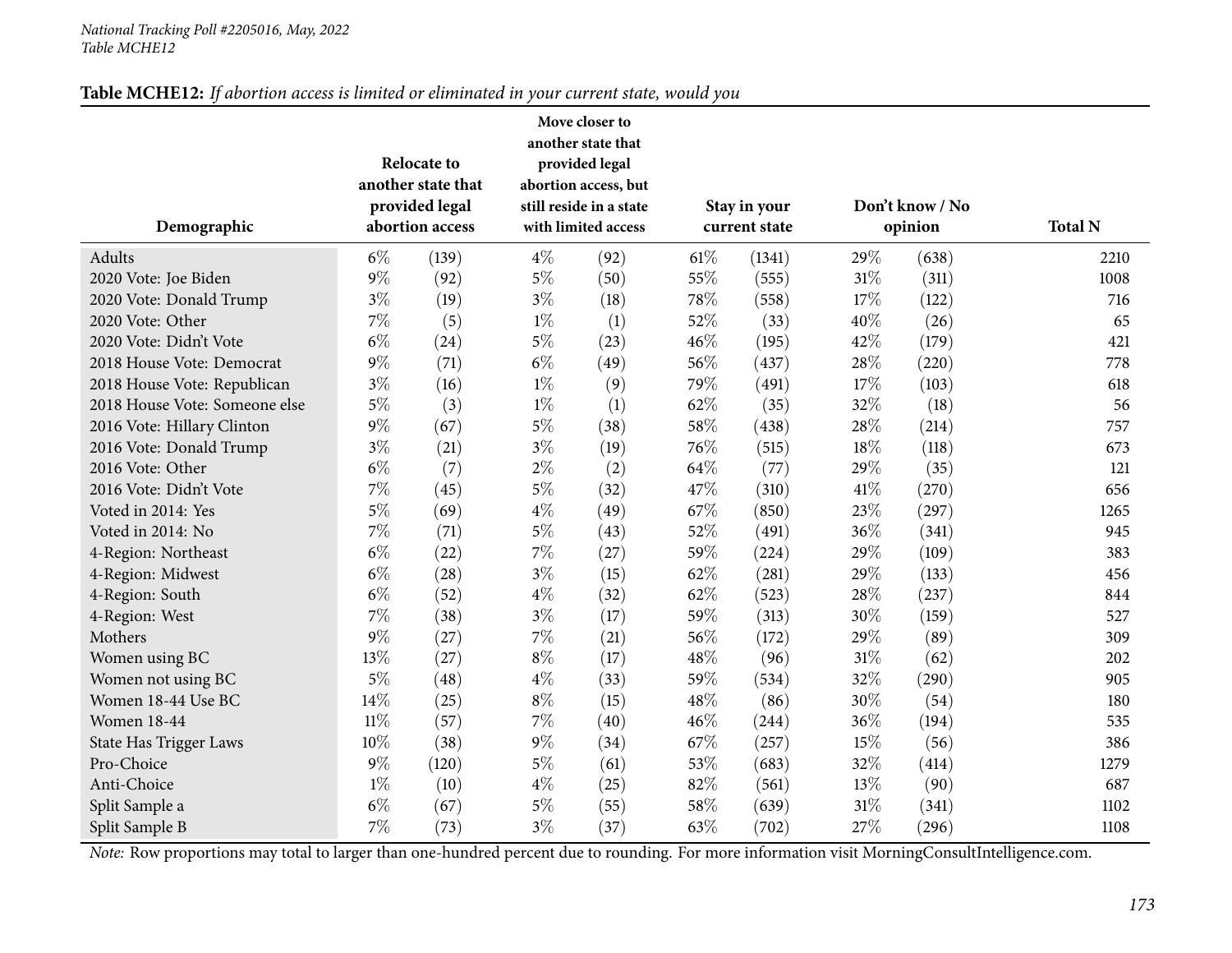*National Tracking Poll #2205016, May, 2022*
*Table MCHE12*

**Table MCHE12:** *If abortion access is limited or eliminated in your current state, would you*

| Demographic | Relocate to another state that provided legal abortion access | | Move closer to another state that provided legal abortion access, but still reside in a state with limited access | | Stay in your current state | | Don't know / No opinion | | Total N |
|---|---|---|---|---|---|---|---|---|---|
| Adults | 6% | (139) | 4% | (92) | 61% | (1341) | 29% | (638) | 2210 |
| 2020 Vote: Joe Biden | 9% | (92) | 5% | (50) | 55% | (555) | 31% | (311) | 1008 |
| 2020 Vote: Donald Trump | 3% | (19) | 3% | (18) | 78% | (558) | 17% | (122) | 716 |
| 2020 Vote: Other | 7% | (5) | 1% | (1) | 52% | (33) | 40% | (26) | 65 |
| 2020 Vote: Didn't Vote | 6% | (24) | 5% | (23) | 46% | (195) | 42% | (179) | 421 |
| 2018 House Vote: Democrat | 9% | (71) | 6% | (49) | 56% | (437) | 28% | (220) | 778 |
| 2018 House Vote: Republican | 3% | (16) | 1% | (9) | 79% | (491) | 17% | (103) | 618 |
| 2018 House Vote: Someone else | 5% | (3) | 1% | (1) | 62% | (35) | 32% | (18) | 56 |
| 2016 Vote: Hillary Clinton | 9% | (67) | 5% | (38) | 58% | (438) | 28% | (214) | 757 |
| 2016 Vote: Donald Trump | 3% | (21) | 3% | (19) | 76% | (515) | 18% | (118) | 673 |
| 2016 Vote: Other | 6% | (7) | 2% | (2) | 64% | (77) | 29% | (35) | 121 |
| 2016 Vote: Didn't Vote | 7% | (45) | 5% | (32) | 47% | (310) | 41% | (270) | 656 |
| Voted in 2014: Yes | 5% | (69) | 4% | (49) | 67% | (850) | 23% | (297) | 1265 |
| Voted in 2014: No | 7% | (71) | 5% | (43) | 52% | (491) | 36% | (341) | 945 |
| 4-Region: Northeast | 6% | (22) | 7% | (27) | 59% | (224) | 29% | (109) | 383 |
| 4-Region: Midwest | 6% | (28) | 3% | (15) | 62% | (281) | 29% | (133) | 456 |
| 4-Region: South | 6% | (52) | 4% | (32) | 62% | (523) | 28% | (237) | 844 |
| 4-Region: West | 7% | (38) | 3% | (17) | 59% | (313) | 30% | (159) | 527 |
| Mothers | 9% | (27) | 7% | (21) | 56% | (172) | 29% | (89) | 309 |
| Women using BC | 13% | (27) | 8% | (17) | 48% | (96) | 31% | (62) | 202 |
| Women not using BC | 5% | (48) | 4% | (33) | 59% | (534) | 32% | (290) | 905 |
| Women 18-44 Use BC | 14% | (25) | 8% | (15) | 48% | (86) | 30% | (54) | 180 |
| Women 18-44 | 11% | (57) | 7% | (40) | 46% | (244) | 36% | (194) | 535 |
| State Has Trigger Laws | 10% | (38) | 9% | (34) | 67% | (257) | 15% | (56) | 386 |
| Pro-Choice | 9% | (120) | 5% | (61) | 53% | (683) | 32% | (414) | 1279 |
| Anti-Choice | 1% | (10) | 4% | (25) | 82% | (561) | 13% | (90) | 687 |
| Split Sample a | 6% | (67) | 5% | (55) | 58% | (639) | 31% | (341) | 1102 |
| Split Sample B | 7% | (73) | 3% | (37) | 63% | (702) | 27% | (296) | 1108 |

*Note:* Row proportions may total to larger than one-hundred percent due to rounding. For more information visit MorningConsultIntelligence.com.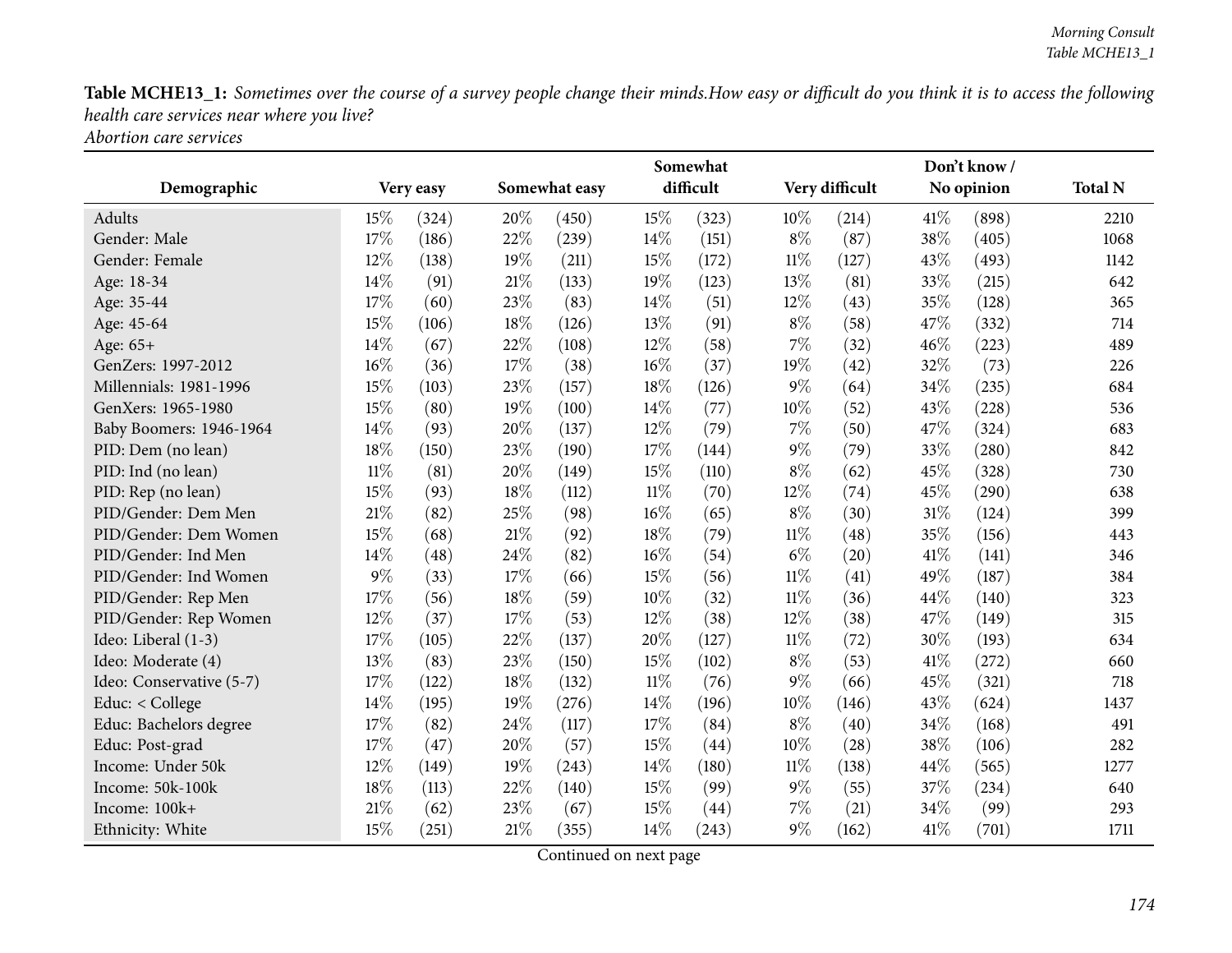**Table MCHE13_1:** *Sometimes over the course of a survey people change their minds.How easy or difficult do you think it is to access the following health care services near where you live?*
*Abortion care services*

| Demographic | Very easy | | Somewhat easy | | Somewhat difficult | | Very difficult | | Don't know / No opinion | | Total N |
|---|---|---|---|---|---|---|---|---|---|---|---|
| Adults | 15% | (324) | 20% | (450) | 15% | (323) | 10% | (214) | 41% | (898) | 2210 |
| Gender: Male | 17% | (186) | 22% | (239) | 14% | (151) | 8% | (87) | 38% | (405) | 1068 |
| Gender: Female | 12% | (138) | 19% | (211) | 15% | (172) | 11% | (127) | 43% | (493) | 1142 |
| Age: 18-34 | 14% | (91) | 21% | (133) | 19% | (123) | 13% | (81) | 33% | (215) | 642 |
| Age: 35-44 | 17% | (60) | 23% | (83) | 14% | (51) | 12% | (43) | 35% | (128) | 365 |
| Age: 45-64 | 15% | (106) | 18% | (126) | 13% | (91) | 8% | (58) | 47% | (332) | 714 |
| Age: 65+ | 14% | (67) | 22% | (108) | 12% | (58) | 7% | (32) | 46% | (223) | 489 |
| GenZers: 1997-2012 | 16% | (36) | 17% | (38) | 16% | (37) | 19% | (42) | 32% | (73) | 226 |
| Millennials: 1981-1996 | 15% | (103) | 23% | (157) | 18% | (126) | 9% | (64) | 34% | (235) | 684 |
| GenXers: 1965-1980 | 15% | (80) | 19% | (100) | 14% | (77) | 10% | (52) | 43% | (228) | 536 |
| Baby Boomers: 1946-1964 | 14% | (93) | 20% | (137) | 12% | (79) | 7% | (50) | 47% | (324) | 683 |
| PID: Dem (no lean) | 18% | (150) | 23% | (190) | 17% | (144) | 9% | (79) | 33% | (280) | 842 |
| PID: Ind (no lean) | 11% | (81) | 20% | (149) | 15% | (110) | 8% | (62) | 45% | (328) | 730 |
| PID: Rep (no lean) | 15% | (93) | 18% | (112) | 11% | (70) | 12% | (74) | 45% | (290) | 638 |
| PID/Gender: Dem Men | 21% | (82) | 25% | (98) | 16% | (65) | 8% | (30) | 31% | (124) | 399 |
| PID/Gender: Dem Women | 15% | (68) | 21% | (92) | 18% | (79) | 11% | (48) | 35% | (156) | 443 |
| PID/Gender: Ind Men | 14% | (48) | 24% | (82) | 16% | (54) | 6% | (20) | 41% | (141) | 346 |
| PID/Gender: Ind Women | 9% | (33) | 17% | (66) | 15% | (56) | 11% | (41) | 49% | (187) | 384 |
| PID/Gender: Rep Men | 17% | (56) | 18% | (59) | 10% | (32) | 11% | (36) | 44% | (140) | 323 |
| PID/Gender: Rep Women | 12% | (37) | 17% | (53) | 12% | (38) | 12% | (38) | 47% | (149) | 315 |
| Ideo: Liberal (1-3) | 17% | (105) | 22% | (137) | 20% | (127) | 11% | (72) | 30% | (193) | 634 |
| Ideo: Moderate (4) | 13% | (83) | 23% | (150) | 15% | (102) | 8% | (53) | 41% | (272) | 660 |
| Ideo: Conservative (5-7) | 17% | (122) | 18% | (132) | 11% | (76) | 9% | (66) | 45% | (321) | 718 |
| Educ: < College | 14% | (195) | 19% | (276) | 14% | (196) | 10% | (146) | 43% | (624) | 1437 |
| Educ: Bachelors degree | 17% | (82) | 24% | (117) | 17% | (84) | 8% | (40) | 34% | (168) | 491 |
| Educ: Post-grad | 17% | (47) | 20% | (57) | 15% | (44) | 10% | (28) | 38% | (106) | 282 |
| Income: Under 50k | 12% | (149) | 19% | (243) | 14% | (180) | 11% | (138) | 44% | (565) | 1277 |
| Income: 50k-100k | 18% | (113) | 22% | (140) | 15% | (99) | 9% | (55) | 37% | (234) | 640 |
| Income: 100k+ | 21% | (62) | 23% | (67) | 15% | (44) | 7% | (21) | 34% | (99) | 293 |
| Ethnicity: White | 15% | (251) | 21% | (355) | 14% | (243) | 9% | (162) | 41% | (701) | 1711 |

Continued on next page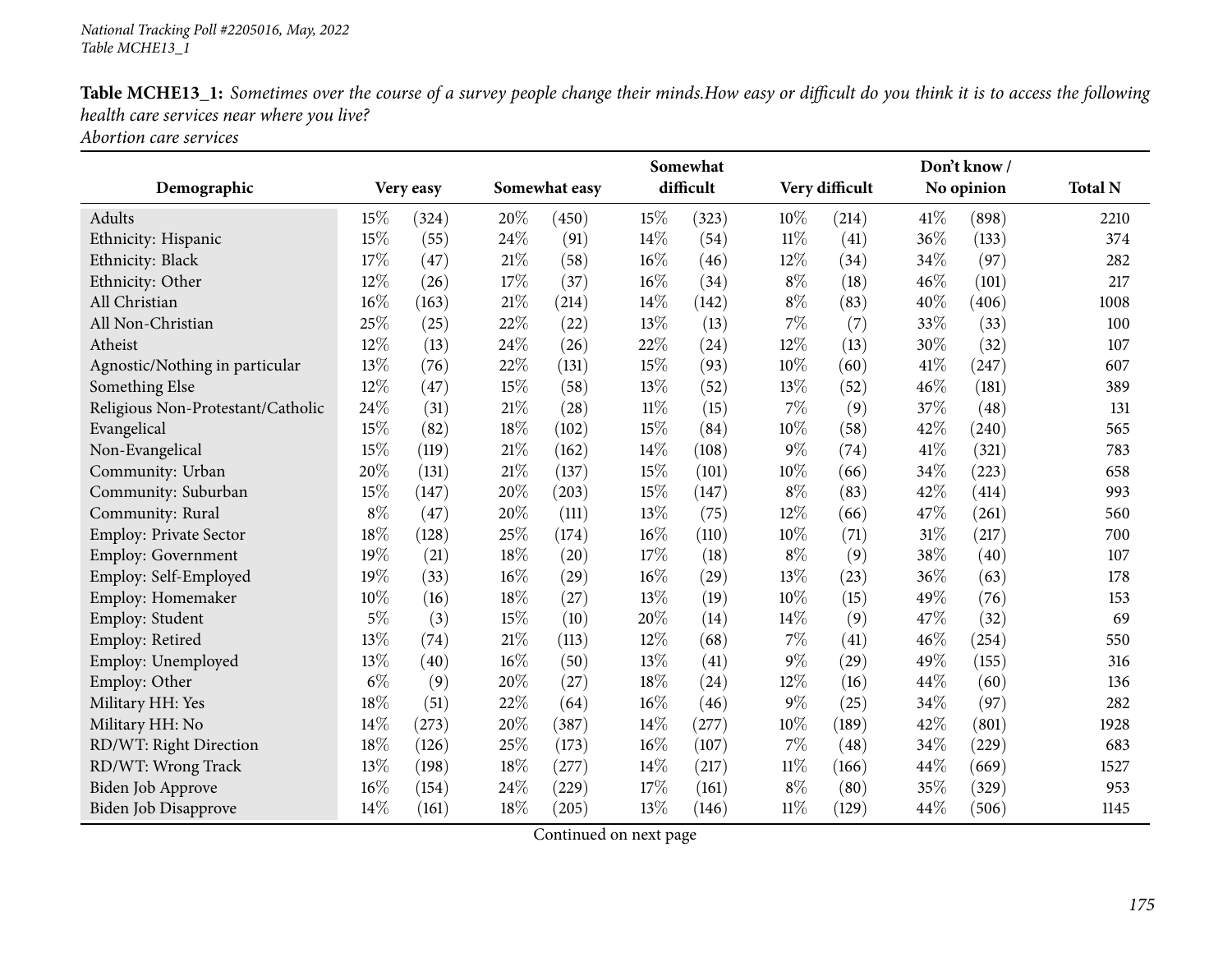**Table MCHE13_1:** *Sometimes over the course of a survey people change their minds.How easy or difficult do you think it is to access the following health care services near where you live?*
*Abortion care services*

| Demographic | Very easy | | Somewhat easy | | Somewhat difficult | | Very difficult | | Don't know / No opinion | | Total N |
|---|---|---|---|---|---|---|---|---|---|---|---|
| Adults | 15% | (324) | 20% | (450) | 15% | (323) | 10% | (214) | 41% | (898) | 2210 |
| Ethnicity: Hispanic | 15% | (55) | 24% | (91) | 14% | (54) | 11% | (41) | 36% | (133) | 374 |
| Ethnicity: Black | 17% | (47) | 21% | (58) | 16% | (46) | 12% | (34) | 34% | (97) | 282 |
| Ethnicity: Other | 12% | (26) | 17% | (37) | 16% | (34) | 8% | (18) | 46% | (101) | 217 |
| All Christian | 16% | (163) | 21% | (214) | 14% | (142) | 8% | (83) | 40% | (406) | 1008 |
| All Non-Christian | 25% | (25) | 22% | (22) | 13% | (13) | 7% | (7) | 33% | (33) | 100 |
| Atheist | 12% | (13) | 24% | (26) | 22% | (24) | 12% | (13) | 30% | (32) | 107 |
| Agnostic/Nothing in particular | 13% | (76) | 22% | (131) | 15% | (93) | 10% | (60) | 41% | (247) | 607 |
| Something Else | 12% | (47) | 15% | (58) | 13% | (52) | 13% | (52) | 46% | (181) | 389 |
| Religious Non-Protestant/Catholic | 24% | (31) | 21% | (28) | 11% | (15) | 7% | (9) | 37% | (48) | 131 |
| Evangelical | 15% | (82) | 18% | (102) | 15% | (84) | 10% | (58) | 42% | (240) | 565 |
| Non-Evangelical | 15% | (119) | 21% | (162) | 14% | (108) | 9% | (74) | 41% | (321) | 783 |
| Community: Urban | 20% | (131) | 21% | (137) | 15% | (101) | 10% | (66) | 34% | (223) | 658 |
| Community: Suburban | 15% | (147) | 20% | (203) | 15% | (147) | 8% | (83) | 42% | (414) | 993 |
| Community: Rural | 8% | (47) | 20% | (111) | 13% | (75) | 12% | (66) | 47% | (261) | 560 |
| Employ: Private Sector | 18% | (128) | 25% | (174) | 16% | (110) | 10% | (71) | 31% | (217) | 700 |
| Employ: Government | 19% | (21) | 18% | (20) | 17% | (18) | 8% | (9) | 38% | (40) | 107 |
| Employ: Self-Employed | 19% | (33) | 16% | (29) | 16% | (29) | 13% | (23) | 36% | (63) | 178 |
| Employ: Homemaker | 10% | (16) | 18% | (27) | 13% | (19) | 10% | (15) | 49% | (76) | 153 |
| Employ: Student | 5% | (3) | 15% | (10) | 20% | (14) | 14% | (9) | 47% | (32) | 69 |
| Employ: Retired | 13% | (74) | 21% | (113) | 12% | (68) | 7% | (41) | 46% | (254) | 550 |
| Employ: Unemployed | 13% | (40) | 16% | (50) | 13% | (41) | 9% | (29) | 49% | (155) | 316 |
| Employ: Other | 6% | (9) | 20% | (27) | 18% | (24) | 12% | (16) | 44% | (60) | 136 |
| Military HH: Yes | 18% | (51) | 22% | (64) | 16% | (46) | 9% | (25) | 34% | (97) | 282 |
| Military HH: No | 14% | (273) | 20% | (387) | 14% | (277) | 10% | (189) | 42% | (801) | 1928 |
| RD/WT: Right Direction | 18% | (126) | 25% | (173) | 16% | (107) | 7% | (48) | 34% | (229) | 683 |
| RD/WT: Wrong Track | 13% | (198) | 18% | (277) | 14% | (217) | 11% | (166) | 44% | (669) | 1527 |
| Biden Job Approve | 16% | (154) | 24% | (229) | 17% | (161) | 8% | (80) | 35% | (329) | 953 |
| Biden Job Disapprove | 14% | (161) | 18% | (205) | 13% | (146) | 11% | (129) | 44% | (506) | 1145 |

Continued on next page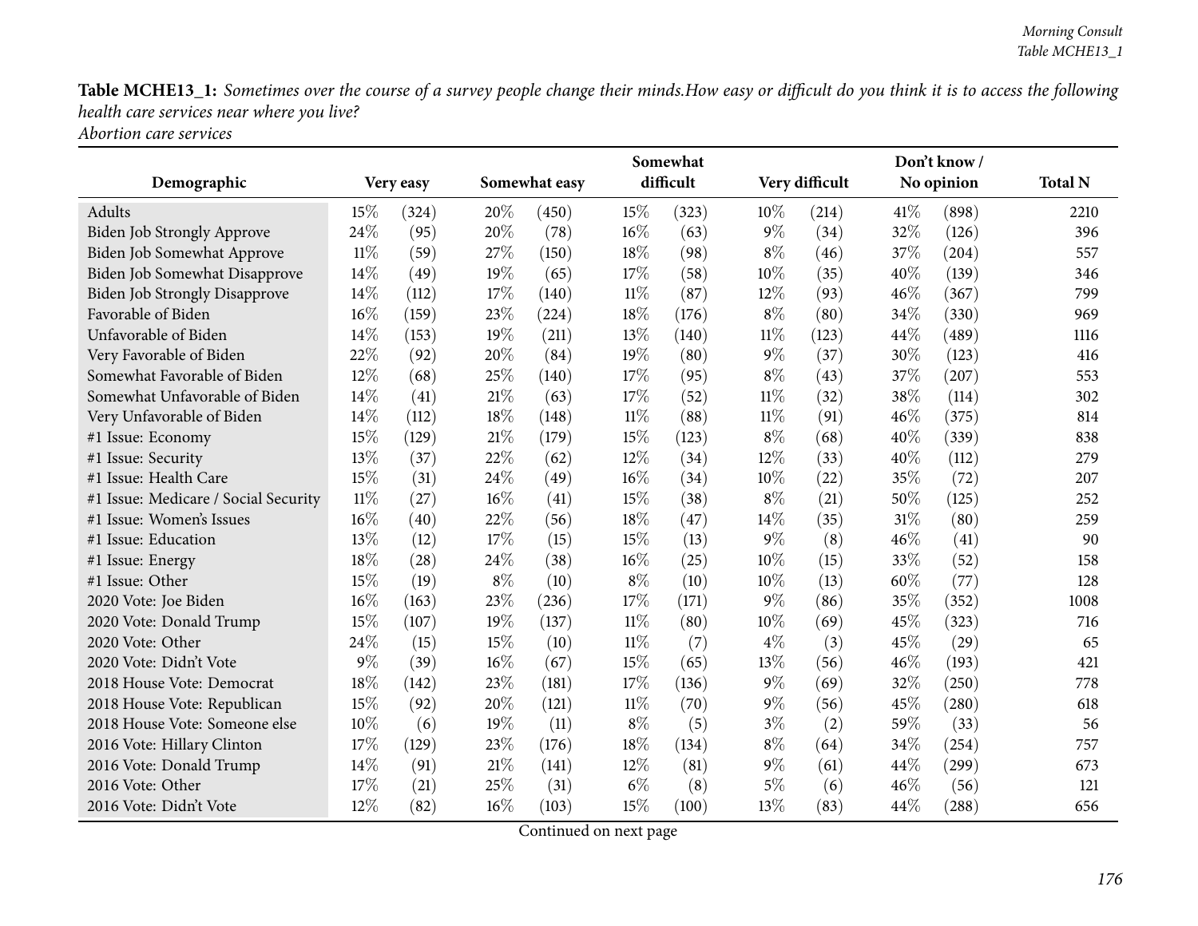**Table MCHE13_1:** *Sometimes over the course of a survey people change their minds.How easy or difficult do you think it is to access the following health care services near where you live?*
*Abortion care services*

| Demographic | Very easy | | Somewhat easy | | Somewhat difficult | | Very difficult | | Don't know / No opinion | | Total N |
|---|---|---|---|---|---|---|---|---|---|---|---|
| Adults | 15% | (324) | 20% | (450) | 15% | (323) | 10% | (214) | 41% | (898) | 2210 |
| Biden Job Strongly Approve | 24% | (95) | 20% | (78) | 16% | (63) | 9% | (34) | 32% | (126) | 396 |
| Biden Job Somewhat Approve | 11% | (59) | 27% | (150) | 18% | (98) | 8% | (46) | 37% | (204) | 557 |
| Biden Job Somewhat Disapprove | 14% | (49) | 19% | (65) | 17% | (58) | 10% | (35) | 40% | (139) | 346 |
| Biden Job Strongly Disapprove | 14% | (112) | 17% | (140) | 11% | (87) | 12% | (93) | 46% | (367) | 799 |
| Favorable of Biden | 16% | (159) | 23% | (224) | 18% | (176) | 8% | (80) | 34% | (330) | 969 |
| Unfavorable of Biden | 14% | (153) | 19% | (211) | 13% | (140) | 11% | (123) | 44% | (489) | 1116 |
| Very Favorable of Biden | 22% | (92) | 20% | (84) | 19% | (80) | 9% | (37) | 30% | (123) | 416 |
| Somewhat Favorable of Biden | 12% | (68) | 25% | (140) | 17% | (95) | 8% | (43) | 37% | (207) | 553 |
| Somewhat Unfavorable of Biden | 14% | (41) | 21% | (63) | 17% | (52) | 11% | (32) | 38% | (114) | 302 |
| Very Unfavorable of Biden | 14% | (112) | 18% | (148) | 11% | (88) | 11% | (91) | 46% | (375) | 814 |
| #1 Issue: Economy | 15% | (129) | 21% | (179) | 15% | (123) | 8% | (68) | 40% | (339) | 838 |
| #1 Issue: Security | 13% | (37) | 22% | (62) | 12% | (34) | 12% | (33) | 40% | (112) | 279 |
| #1 Issue: Health Care | 15% | (31) | 24% | (49) | 16% | (34) | 10% | (22) | 35% | (72) | 207 |
| #1 Issue: Medicare / Social Security | 11% | (27) | 16% | (41) | 15% | (38) | 8% | (21) | 50% | (125) | 252 |
| #1 Issue: Women's Issues | 16% | (40) | 22% | (56) | 18% | (47) | 14% | (35) | 31% | (80) | 259 |
| #1 Issue: Education | 13% | (12) | 17% | (15) | 15% | (13) | 9% | (8) | 46% | (41) | 90 |
| #1 Issue: Energy | 18% | (28) | 24% | (38) | 16% | (25) | 10% | (15) | 33% | (52) | 158 |
| #1 Issue: Other | 15% | (19) | 8% | (10) | 8% | (10) | 10% | (13) | 60% | (77) | 128 |
| 2020 Vote: Joe Biden | 16% | (163) | 23% | (236) | 17% | (171) | 9% | (86) | 35% | (352) | 1008 |
| 2020 Vote: Donald Trump | 15% | (107) | 19% | (137) | 11% | (80) | 10% | (69) | 45% | (323) | 716 |
| 2020 Vote: Other | 24% | (15) | 15% | (10) | 11% | (7) | 4% | (3) | 45% | (29) | 65 |
| 2020 Vote: Didn't Vote | 9% | (39) | 16% | (67) | 15% | (65) | 13% | (56) | 46% | (193) | 421 |
| 2018 House Vote: Democrat | 18% | (142) | 23% | (181) | 17% | (136) | 9% | (69) | 32% | (250) | 778 |
| 2018 House Vote: Republican | 15% | (92) | 20% | (121) | 11% | (70) | 9% | (56) | 45% | (280) | 618 |
| 2018 House Vote: Someone else | 10% | (6) | 19% | (11) | 8% | (5) | 3% | (2) | 59% | (33) | 56 |
| 2016 Vote: Hillary Clinton | 17% | (129) | 23% | (176) | 18% | (134) | 8% | (64) | 34% | (254) | 757 |
| 2016 Vote: Donald Trump | 14% | (91) | 21% | (141) | 12% | (81) | 9% | (61) | 44% | (299) | 673 |
| 2016 Vote: Other | 17% | (21) | 25% | (31) | 6% | (8) | 5% | (6) | 46% | (56) | 121 |
| 2016 Vote: Didn't Vote | 12% | (82) | 16% | (103) | 15% | (100) | 13% | (83) | 44% | (288) | 656 |

Continued on next page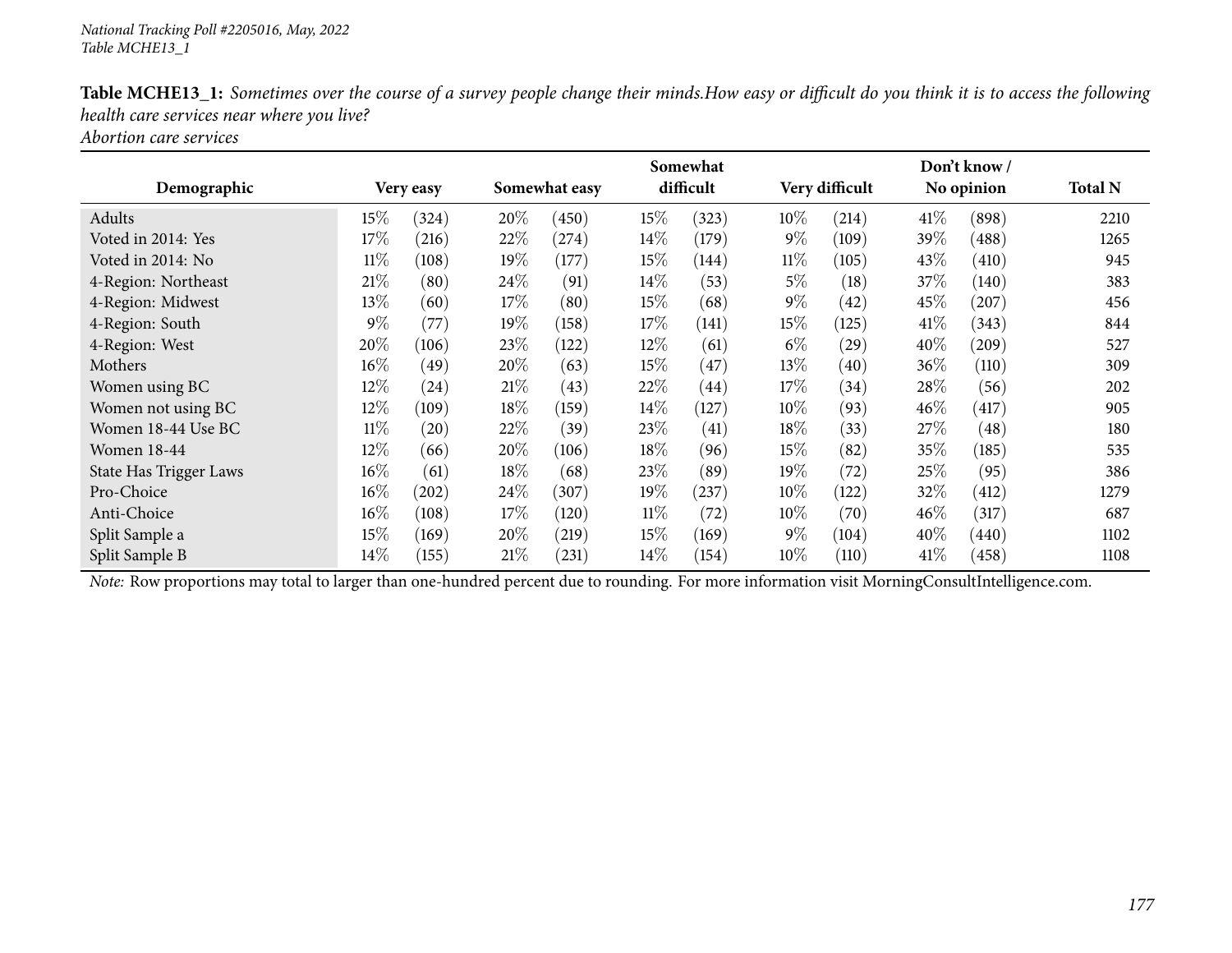**Table MCHE13_1:** *Sometimes over the course of a survey people change their minds.How easy or difficult do you think it is to access the following health care services near where you live?*
*Abortion care services*

| Demographic | Very easy | | Somewhat easy | | Somewhat difficult | | Very difficult | | Don't know / No opinion | | Total N |
|---|---|---|---|---|---|---|---|---|---|---|---|
| Adults | 15% | (324) | 20% | (450) | 15% | (323) | 10% | (214) | 41% | (898) | 2210 |
| Voted in 2014: Yes | 17% | (216) | 22% | (274) | 14% | (179) | 9% | (109) | 39% | (488) | 1265 |
| Voted in 2014: No | 11% | (108) | 19% | (177) | 15% | (144) | 11% | (105) | 43% | (410) | 945 |
| 4-Region: Northeast | 21% | (80) | 24% | (91) | 14% | (53) | 5% | (18) | 37% | (140) | 383 |
| 4-Region: Midwest | 13% | (60) | 17% | (80) | 15% | (68) | 9% | (42) | 45% | (207) | 456 |
| 4-Region: South | 9% | (77) | 19% | (158) | 17% | (141) | 15% | (125) | 41% | (343) | 844 |
| 4-Region: West | 20% | (106) | 23% | (122) | 12% | (61) | 6% | (29) | 40% | (209) | 527 |
| Mothers | 16% | (49) | 20% | (63) | 15% | (47) | 13% | (40) | 36% | (110) | 309 |
| Women using BC | 12% | (24) | 21% | (43) | 22% | (44) | 17% | (34) | 28% | (56) | 202 |
| Women not using BC | 12% | (109) | 18% | (159) | 14% | (127) | 10% | (93) | 46% | (417) | 905 |
| Women 18-44 Use BC | 11% | (20) | 22% | (39) | 23% | (41) | 18% | (33) | 27% | (48) | 180 |
| Women 18-44 | 12% | (66) | 20% | (106) | 18% | (96) | 15% | (82) | 35% | (185) | 535 |
| State Has Trigger Laws | 16% | (61) | 18% | (68) | 23% | (89) | 19% | (72) | 25% | (95) | 386 |
| Pro-Choice | 16% | (202) | 24% | (307) | 19% | (237) | 10% | (122) | 32% | (412) | 1279 |
| Anti-Choice | 16% | (108) | 17% | (120) | 11% | (72) | 10% | (70) | 46% | (317) | 687 |
| Split Sample a | 15% | (169) | 20% | (219) | 15% | (169) | 9% | (104) | 40% | (440) | 1102 |
| Split Sample B | 14% | (155) | 21% | (231) | 14% | (154) | 10% | (110) | 41% | (458) | 1108 |

*Note:* Row proportions may total to larger than one-hundred percent due to rounding. For more information visit MorningConsultIntelligence.com.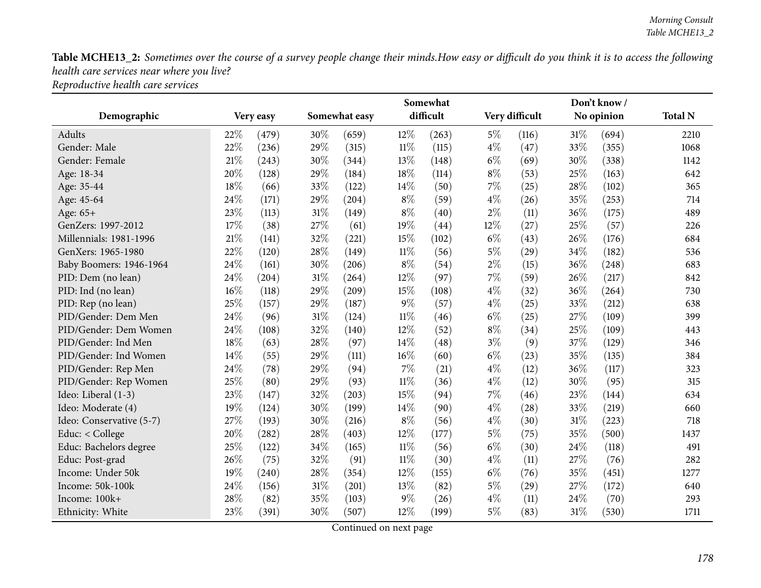**Table MCHE13_2:** *Sometimes over the course of a survey people change their minds.How easy or difficult do you think it is to access the following health care services near where you live?*
*Reproductive health care services*

| Demographic | Very easy | | Somewhat easy | | Somewhat difficult | | Very difficult | | Don't know / No opinion | | Total N |
|---|---|---|---|---|---|---|---|---|---|---|---|
| Adults | 22% | (479) | 30% | (659) | 12% | (263) | 5% | (116) | 31% | (694) | 2210 |
| Gender: Male | 22% | (236) | 29% | (315) | 11% | (115) | 4% | (47) | 33% | (355) | 1068 |
| Gender: Female | 21% | (243) | 30% | (344) | 13% | (148) | 6% | (69) | 30% | (338) | 1142 |
| Age: 18-34 | 20% | (128) | 29% | (184) | 18% | (114) | 8% | (53) | 25% | (163) | 642 |
| Age: 35-44 | 18% | (66) | 33% | (122) | 14% | (50) | 7% | (25) | 28% | (102) | 365 |
| Age: 45-64 | 24% | (171) | 29% | (204) | 8% | (59) | 4% | (26) | 35% | (253) | 714 |
| Age: 65+ | 23% | (113) | 31% | (149) | 8% | (40) | 2% | (11) | 36% | (175) | 489 |
| GenZers: 1997-2012 | 17% | (38) | 27% | (61) | 19% | (44) | 12% | (27) | 25% | (57) | 226 |
| Millennials: 1981-1996 | 21% | (141) | 32% | (221) | 15% | (102) | 6% | (43) | 26% | (176) | 684 |
| GenXers: 1965-1980 | 22% | (120) | 28% | (149) | 11% | (56) | 5% | (29) | 34% | (182) | 536 |
| Baby Boomers: 1946-1964 | 24% | (161) | 30% | (206) | 8% | (54) | 2% | (15) | 36% | (248) | 683 |
| PID: Dem (no lean) | 24% | (204) | 31% | (264) | 12% | (97) | 7% | (59) | 26% | (217) | 842 |
| PID: Ind (no lean) | 16% | (118) | 29% | (209) | 15% | (108) | 4% | (32) | 36% | (264) | 730 |
| PID: Rep (no lean) | 25% | (157) | 29% | (187) | 9% | (57) | 4% | (25) | 33% | (212) | 638 |
| PID/Gender: Dem Men | 24% | (96) | 31% | (124) | 11% | (46) | 6% | (25) | 27% | (109) | 399 |
| PID/Gender: Dem Women | 24% | (108) | 32% | (140) | 12% | (52) | 8% | (34) | 25% | (109) | 443 |
| PID/Gender: Ind Men | 18% | (63) | 28% | (97) | 14% | (48) | 3% | (9) | 37% | (129) | 346 |
| PID/Gender: Ind Women | 14% | (55) | 29% | (111) | 16% | (60) | 6% | (23) | 35% | (135) | 384 |
| PID/Gender: Rep Men | 24% | (78) | 29% | (94) | 7% | (21) | 4% | (12) | 36% | (117) | 323 |
| PID/Gender: Rep Women | 25% | (80) | 29% | (93) | 11% | (36) | 4% | (12) | 30% | (95) | 315 |
| Ideo: Liberal (1-3) | 23% | (147) | 32% | (203) | 15% | (94) | 7% | (46) | 23% | (144) | 634 |
| Ideo: Moderate (4) | 19% | (124) | 30% | (199) | 14% | (90) | 4% | (28) | 33% | (219) | 660 |
| Ideo: Conservative (5-7) | 27% | (193) | 30% | (216) | 8% | (56) | 4% | (30) | 31% | (223) | 718 |
| Educ: < College | 20% | (282) | 28% | (403) | 12% | (177) | 5% | (75) | 35% | (500) | 1437 |
| Educ: Bachelors degree | 25% | (122) | 34% | (165) | 11% | (56) | 6% | (30) | 24% | (118) | 491 |
| Educ: Post-grad | 26% | (75) | 32% | (91) | 11% | (30) | 4% | (11) | 27% | (76) | 282 |
| Income: Under 50k | 19% | (240) | 28% | (354) | 12% | (155) | 6% | (76) | 35% | (451) | 1277 |
| Income: 50k-100k | 24% | (156) | 31% | (201) | 13% | (82) | 5% | (29) | 27% | (172) | 640 |
| Income: 100k+ | 28% | (82) | 35% | (103) | 9% | (26) | 4% | (11) | 24% | (70) | 293 |
| Ethnicity: White | 23% | (391) | 30% | (507) | 12% | (199) | 5% | (83) | 31% | (530) | 1711 |

Continued on next page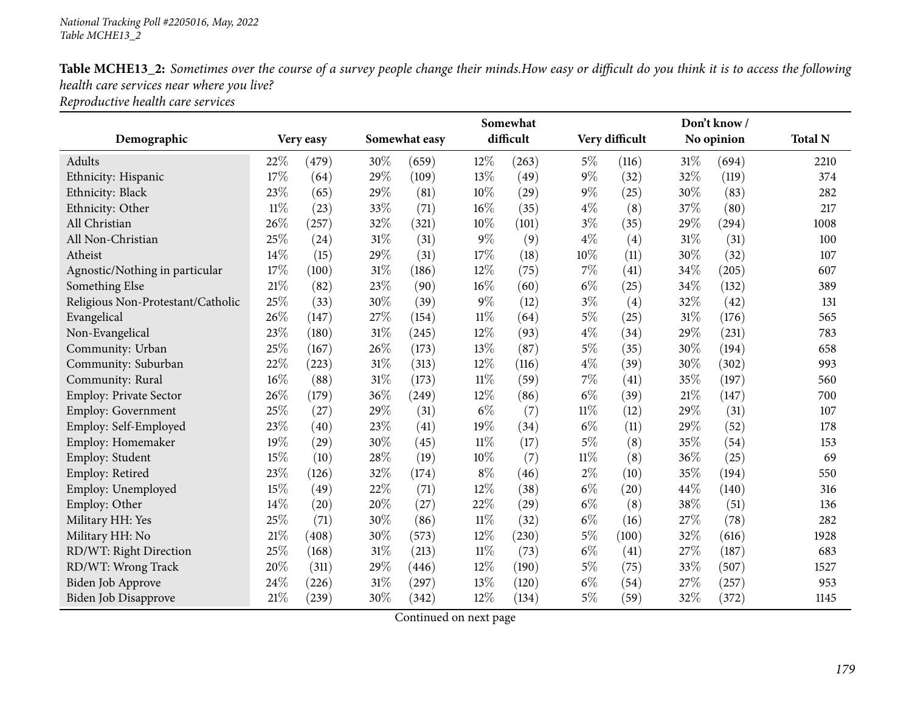**Table MCHE13_2:** *Sometimes over the course of a survey people change their minds.How easy or difficult do you think it is to access the following health care services near where you live?*
*Reproductive health care services*

| Demographic | Very easy | | Somewhat easy | | Somewhat difficult | | Very difficult | | Don't know / No opinion | | Total N |
|---|---|---|---|---|---|---|---|---|---|---|---|
| Adults | 22% | (479) | 30% | (659) | 12% | (263) | 5% | (116) | 31% | (694) | 2210 |
| Ethnicity: Hispanic | 17% | (64) | 29% | (109) | 13% | (49) | 9% | (32) | 32% | (119) | 374 |
| Ethnicity: Black | 23% | (65) | 29% | (81) | 10% | (29) | 9% | (25) | 30% | (83) | 282 |
| Ethnicity: Other | 11% | (23) | 33% | (71) | 16% | (35) | 4% | (8) | 37% | (80) | 217 |
| All Christian | 26% | (257) | 32% | (321) | 10% | (101) | 3% | (35) | 29% | (294) | 1008 |
| All Non-Christian | 25% | (24) | 31% | (31) | 9% | (9) | 4% | (4) | 31% | (31) | 100 |
| Atheist | 14% | (15) | 29% | (31) | 17% | (18) | 10% | (11) | 30% | (32) | 107 |
| Agnostic/Nothing in particular | 17% | (100) | 31% | (186) | 12% | (75) | 7% | (41) | 34% | (205) | 607 |
| Something Else | 21% | (82) | 23% | (90) | 16% | (60) | 6% | (25) | 34% | (132) | 389 |
| Religious Non-Protestant/Catholic | 25% | (33) | 30% | (39) | 9% | (12) | 3% | (4) | 32% | (42) | 131 |
| Evangelical | 26% | (147) | 27% | (154) | 11% | (64) | 5% | (25) | 31% | (176) | 565 |
| Non-Evangelical | 23% | (180) | 31% | (245) | 12% | (93) | 4% | (34) | 29% | (231) | 783 |
| Community: Urban | 25% | (167) | 26% | (173) | 13% | (87) | 5% | (35) | 30% | (194) | 658 |
| Community: Suburban | 22% | (223) | 31% | (313) | 12% | (116) | 4% | (39) | 30% | (302) | 993 |
| Community: Rural | 16% | (88) | 31% | (173) | 11% | (59) | 7% | (41) | 35% | (197) | 560 |
| Employ: Private Sector | 26% | (179) | 36% | (249) | 12% | (86) | 6% | (39) | 21% | (147) | 700 |
| Employ: Government | 25% | (27) | 29% | (31) | 6% | (7) | 11% | (12) | 29% | (31) | 107 |
| Employ: Self-Employed | 23% | (40) | 23% | (41) | 19% | (34) | 6% | (11) | 29% | (52) | 178 |
| Employ: Homemaker | 19% | (29) | 30% | (45) | 11% | (17) | 5% | (8) | 35% | (54) | 153 |
| Employ: Student | 15% | (10) | 28% | (19) | 10% | (7) | 11% | (8) | 36% | (25) | 69 |
| Employ: Retired | 23% | (126) | 32% | (174) | 8% | (46) | 2% | (10) | 35% | (194) | 550 |
| Employ: Unemployed | 15% | (49) | 22% | (71) | 12% | (38) | 6% | (20) | 44% | (140) | 316 |
| Employ: Other | 14% | (20) | 20% | (27) | 22% | (29) | 6% | (8) | 38% | (51) | 136 |
| Military HH: Yes | 25% | (71) | 30% | (86) | 11% | (32) | 6% | (16) | 27% | (78) | 282 |
| Military HH: No | 21% | (408) | 30% | (573) | 12% | (230) | 5% | (100) | 32% | (616) | 1928 |
| RD/WT: Right Direction | 25% | (168) | 31% | (213) | 11% | (73) | 6% | (41) | 27% | (187) | 683 |
| RD/WT: Wrong Track | 20% | (311) | 29% | (446) | 12% | (190) | 5% | (75) | 33% | (507) | 1527 |
| Biden Job Approve | 24% | (226) | 31% | (297) | 13% | (120) | 6% | (54) | 27% | (257) | 953 |
| Biden Job Disapprove | 21% | (239) | 30% | (342) | 12% | (134) | 5% | (59) | 32% | (372) | 1145 |

Continued on next page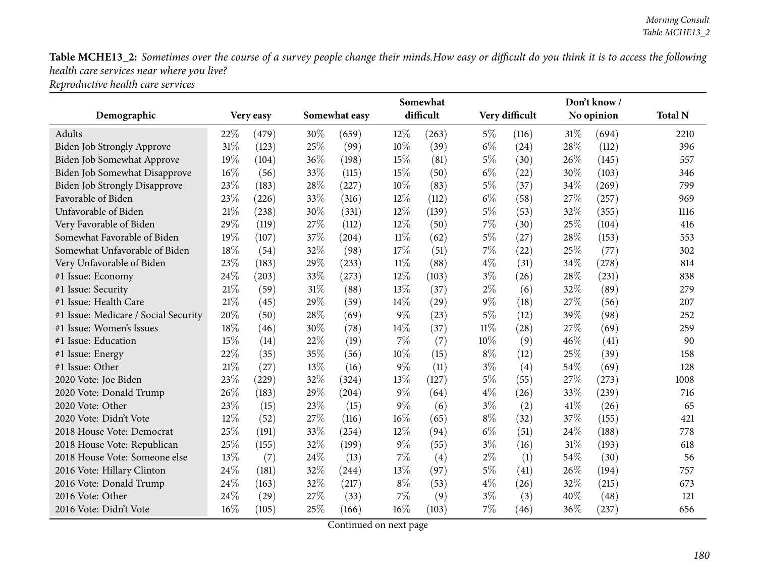**Table MCHE13_2:** *Sometimes over the course of a survey people change their minds.How easy or difficult do you think it is to access the following health care services near where you live?*
*Reproductive health care services*

| Demographic | Very easy | | Somewhat easy | | Somewhat difficult | | Very difficult | | Don't know / No opinion | | Total N |
|---|---|---|---|---|---|---|---|---|---|---|---|
| Adults | 22% | (479) | 30% | (659) | 12% | (263) | 5% | (116) | 31% | (694) | 2210 |
| Biden Job Strongly Approve | 31% | (123) | 25% | (99) | 10% | (39) | 6% | (24) | 28% | (112) | 396 |
| Biden Job Somewhat Approve | 19% | (104) | 36% | (198) | 15% | (81) | 5% | (30) | 26% | (145) | 557 |
| Biden Job Somewhat Disapprove | 16% | (56) | 33% | (115) | 15% | (50) | 6% | (22) | 30% | (103) | 346 |
| Biden Job Strongly Disapprove | 23% | (183) | 28% | (227) | 10% | (83) | 5% | (37) | 34% | (269) | 799 |
| Favorable of Biden | 23% | (226) | 33% | (316) | 12% | (112) | 6% | (58) | 27% | (257) | 969 |
| Unfavorable of Biden | 21% | (238) | 30% | (331) | 12% | (139) | 5% | (53) | 32% | (355) | 1116 |
| Very Favorable of Biden | 29% | (119) | 27% | (112) | 12% | (50) | 7% | (30) | 25% | (104) | 416 |
| Somewhat Favorable of Biden | 19% | (107) | 37% | (204) | 11% | (62) | 5% | (27) | 28% | (153) | 553 |
| Somewhat Unfavorable of Biden | 18% | (54) | 32% | (98) | 17% | (51) | 7% | (22) | 25% | (77) | 302 |
| Very Unfavorable of Biden | 23% | (183) | 29% | (233) | 11% | (88) | 4% | (31) | 34% | (278) | 814 |
| #1 Issue: Economy | 24% | (203) | 33% | (273) | 12% | (103) | 3% | (26) | 28% | (231) | 838 |
| #1 Issue: Security | 21% | (59) | 31% | (88) | 13% | (37) | 2% | (6) | 32% | (89) | 279 |
| #1 Issue: Health Care | 21% | (45) | 29% | (59) | 14% | (29) | 9% | (18) | 27% | (56) | 207 |
| #1 Issue: Medicare / Social Security | 20% | (50) | 28% | (69) | 9% | (23) | 5% | (12) | 39% | (98) | 252 |
| #1 Issue: Women's Issues | 18% | (46) | 30% | (78) | 14% | (37) | 11% | (28) | 27% | (69) | 259 |
| #1 Issue: Education | 15% | (14) | 22% | (19) | 7% | (7) | 10% | (9) | 46% | (41) | 90 |
| #1 Issue: Energy | 22% | (35) | 35% | (56) | 10% | (15) | 8% | (12) | 25% | (39) | 158 |
| #1 Issue: Other | 21% | (27) | 13% | (16) | 9% | (11) | 3% | (4) | 54% | (69) | 128 |
| 2020 Vote: Joe Biden | 23% | (229) | 32% | (324) | 13% | (127) | 5% | (55) | 27% | (273) | 1008 |
| 2020 Vote: Donald Trump | 26% | (183) | 29% | (204) | 9% | (64) | 4% | (26) | 33% | (239) | 716 |
| 2020 Vote: Other | 23% | (15) | 23% | (15) | 9% | (6) | 3% | (2) | 41% | (26) | 65 |
| 2020 Vote: Didn't Vote | 12% | (52) | 27% | (116) | 16% | (65) | 8% | (32) | 37% | (155) | 421 |
| 2018 House Vote: Democrat | 25% | (191) | 33% | (254) | 12% | (94) | 6% | (51) | 24% | (188) | 778 |
| 2018 House Vote: Republican | 25% | (155) | 32% | (199) | 9% | (55) | 3% | (16) | 31% | (193) | 618 |
| 2018 House Vote: Someone else | 13% | (7) | 24% | (13) | 7% | (4) | 2% | (1) | 54% | (30) | 56 |
| 2016 Vote: Hillary Clinton | 24% | (181) | 32% | (244) | 13% | (97) | 5% | (41) | 26% | (194) | 757 |
| 2016 Vote: Donald Trump | 24% | (163) | 32% | (217) | 8% | (53) | 4% | (26) | 32% | (215) | 673 |
| 2016 Vote: Other | 24% | (29) | 27% | (33) | 7% | (9) | 3% | (3) | 40% | (48) | 121 |
| 2016 Vote: Didn't Vote | 16% | (105) | 25% | (166) | 16% | (103) | 7% | (46) | 36% | (237) | 656 |

Continued on next page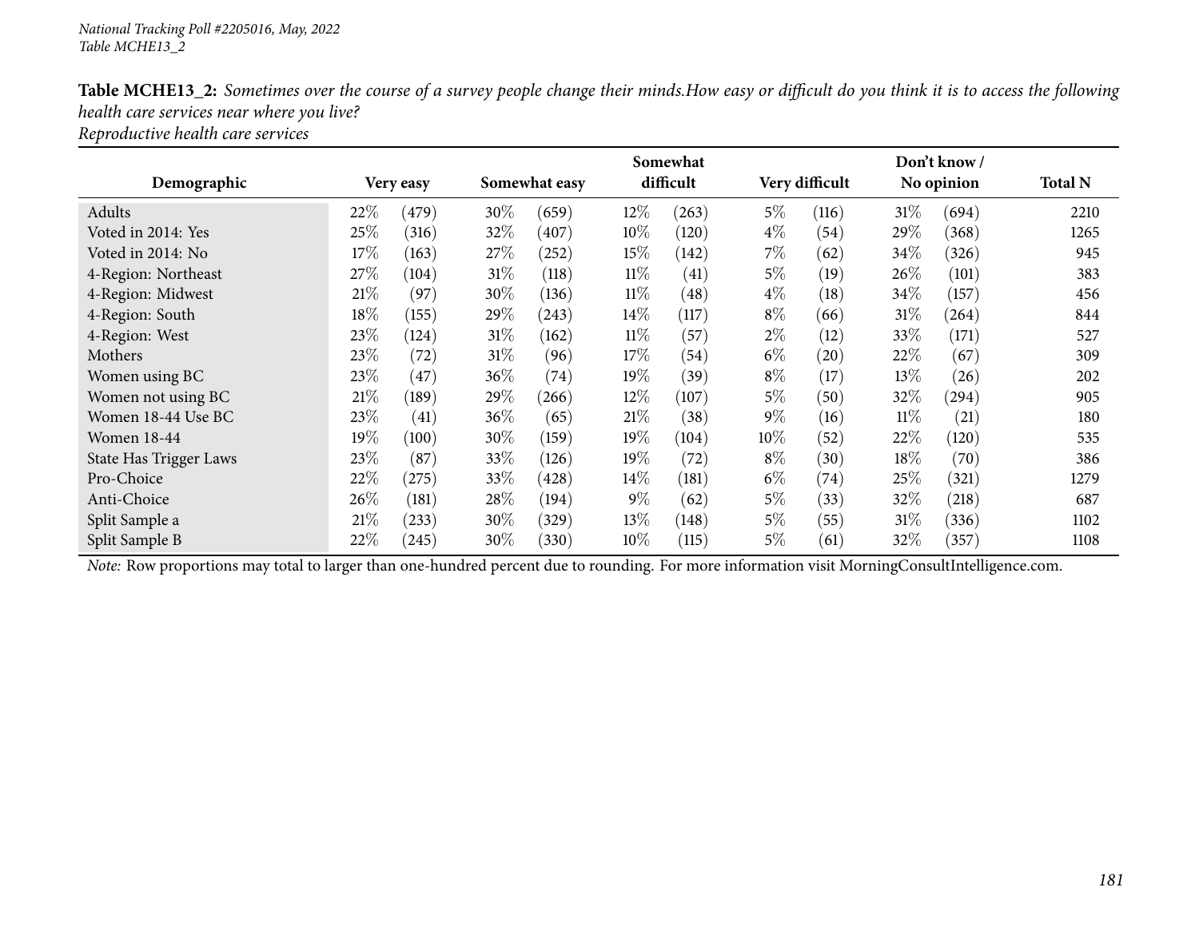National Tracking Poll #2205016, May, 2022
Table MCHE13_2

**Table MCHE13_2:** *Sometimes over the course of a survey people change their minds.How easy or difficult do you think it is to access the following health care services near where you live?*
*Reproductive health care services*

| Demographic | Very easy | | Somewhat easy | | Somewhat difficult | | Very difficult | | Don't know / No opinion | | Total N |
|---|---|---|---|---|---|---|---|---|---|---|---|
| Adults | 22% | (479) | 30% | (659) | 12% | (263) | 5% | (116) | 31% | (694) | 2210 |
| Voted in 2014: Yes | 25% | (316) | 32% | (407) | 10% | (120) | 4% | (54) | 29% | (368) | 1265 |
| Voted in 2014: No | 17% | (163) | 27% | (252) | 15% | (142) | 7% | (62) | 34% | (326) | 945 |
| 4-Region: Northeast | 27% | (104) | 31% | (118) | 11% | (41) | 5% | (19) | 26% | (101) | 383 |
| 4-Region: Midwest | 21% | (97) | 30% | (136) | 11% | (48) | 4% | (18) | 34% | (157) | 456 |
| 4-Region: South | 18% | (155) | 29% | (243) | 14% | (117) | 8% | (66) | 31% | (264) | 844 |
| 4-Region: West | 23% | (124) | 31% | (162) | 11% | (57) | 2% | (12) | 33% | (171) | 527 |
| Mothers | 23% | (72) | 31% | (96) | 17% | (54) | 6% | (20) | 22% | (67) | 309 |
| Women using BC | 23% | (47) | 36% | (74) | 19% | (39) | 8% | (17) | 13% | (26) | 202 |
| Women not using BC | 21% | (189) | 29% | (266) | 12% | (107) | 5% | (50) | 32% | (294) | 905 |
| Women 18-44 Use BC | 23% | (41) | 36% | (65) | 21% | (38) | 9% | (16) | 11% | (21) | 180 |
| Women 18-44 | 19% | (100) | 30% | (159) | 19% | (104) | 10% | (52) | 22% | (120) | 535 |
| State Has Trigger Laws | 23% | (87) | 33% | (126) | 19% | (72) | 8% | (30) | 18% | (70) | 386 |
| Pro-Choice | 22% | (275) | 33% | (428) | 14% | (181) | 6% | (74) | 25% | (321) | 1279 |
| Anti-Choice | 26% | (181) | 28% | (194) | 9% | (62) | 5% | (33) | 32% | (218) | 687 |
| Split Sample a | 21% | (233) | 30% | (329) | 13% | (148) | 5% | (55) | 31% | (336) | 1102 |
| Split Sample B | 22% | (245) | 30% | (330) | 10% | (115) | 5% | (61) | 32% | (357) | 1108 |

*Note:* Row proportions may total to larger than one-hundred percent due to rounding. For more information visit MorningConsultIntelligence.com.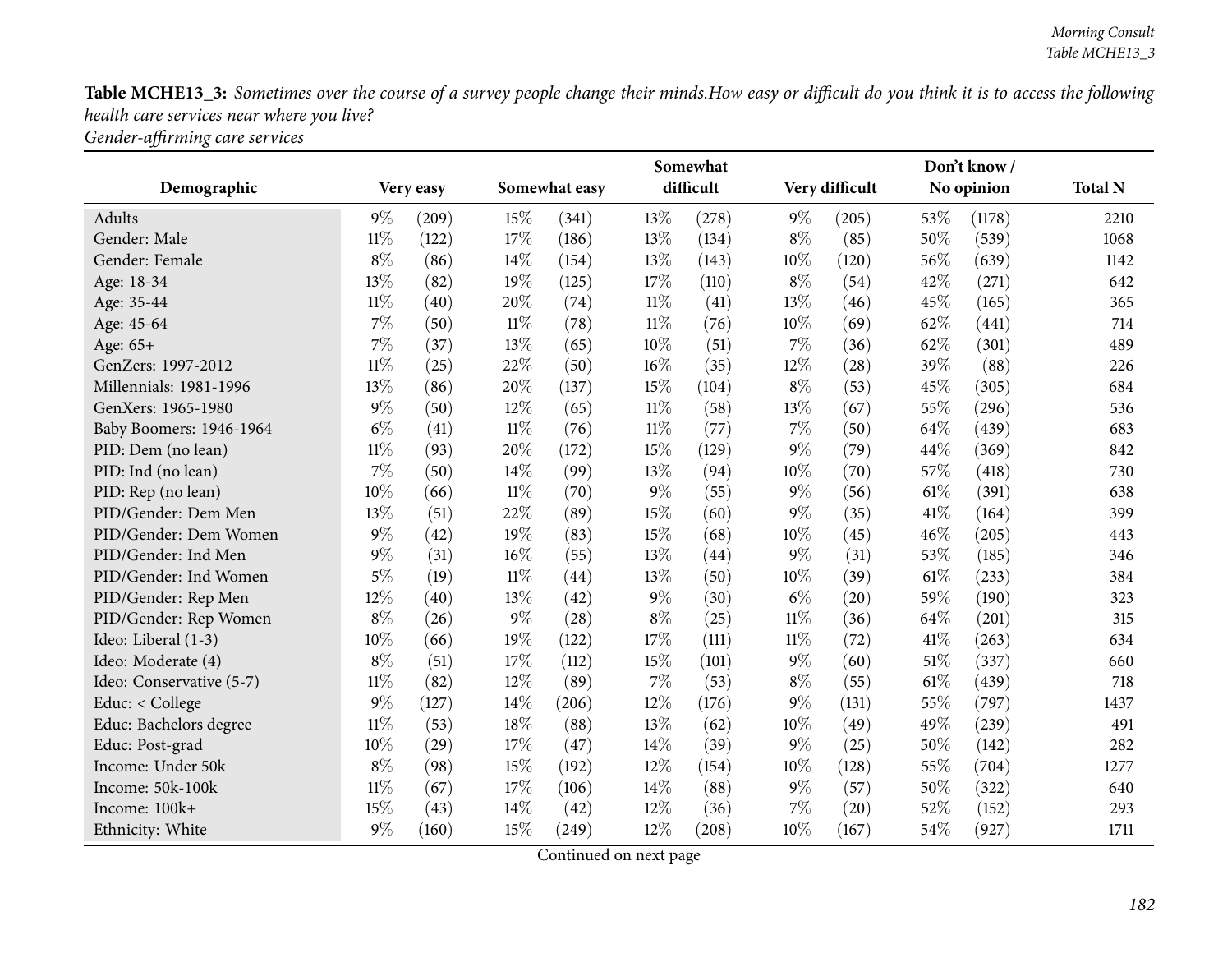**Table MCHE13_3:** *Sometimes over the course of a survey people change their minds.How easy or difficult do you think it is to access the following health care services near where you live?*
*Gender-affirming care services*

| Demographic | Very easy | | Somewhat easy | | Somewhat difficult | | Very difficult | | Don't know / No opinion | | Total N |
|---|---|---|---|---|---|---|---|---|---|---|---|
| Adults | 9% | (209) | 15% | (341) | 13% | (278) | 9% | (205) | 53% | (1178) | 2210 |
| Gender: Male | 11% | (122) | 17% | (186) | 13% | (134) | 8% | (85) | 50% | (539) | 1068 |
| Gender: Female | 8% | (86) | 14% | (154) | 13% | (143) | 10% | (120) | 56% | (639) | 1142 |
| Age: 18-34 | 13% | (82) | 19% | (125) | 17% | (110) | 8% | (54) | 42% | (271) | 642 |
| Age: 35-44 | 11% | (40) | 20% | (74) | 11% | (41) | 13% | (46) | 45% | (165) | 365 |
| Age: 45-64 | 7% | (50) | 11% | (78) | 11% | (76) | 10% | (69) | 62% | (441) | 714 |
| Age: 65+ | 7% | (37) | 13% | (65) | 10% | (51) | 7% | (36) | 62% | (301) | 489 |
| GenZers: 1997-2012 | 11% | (25) | 22% | (50) | 16% | (35) | 12% | (28) | 39% | (88) | 226 |
| Millennials: 1981-1996 | 13% | (86) | 20% | (137) | 15% | (104) | 8% | (53) | 45% | (305) | 684 |
| GenXers: 1965-1980 | 9% | (50) | 12% | (65) | 11% | (58) | 13% | (67) | 55% | (296) | 536 |
| Baby Boomers: 1946-1964 | 6% | (41) | 11% | (76) | 11% | (77) | 7% | (50) | 64% | (439) | 683 |
| PID: Dem (no lean) | 11% | (93) | 20% | (172) | 15% | (129) | 9% | (79) | 44% | (369) | 842 |
| PID: Ind (no lean) | 7% | (50) | 14% | (99) | 13% | (94) | 10% | (70) | 57% | (418) | 730 |
| PID: Rep (no lean) | 10% | (66) | 11% | (70) | 9% | (55) | 9% | (56) | 61% | (391) | 638 |
| PID/Gender: Dem Men | 13% | (51) | 22% | (89) | 15% | (60) | 9% | (35) | 41% | (164) | 399 |
| PID/Gender: Dem Women | 9% | (42) | 19% | (83) | 15% | (68) | 10% | (45) | 46% | (205) | 443 |
| PID/Gender: Ind Men | 9% | (31) | 16% | (55) | 13% | (44) | 9% | (31) | 53% | (185) | 346 |
| PID/Gender: Ind Women | 5% | (19) | 11% | (44) | 13% | (50) | 10% | (39) | 61% | (233) | 384 |
| PID/Gender: Rep Men | 12% | (40) | 13% | (42) | 9% | (30) | 6% | (20) | 59% | (190) | 323 |
| PID/Gender: Rep Women | 8% | (26) | 9% | (28) | 8% | (25) | 11% | (36) | 64% | (201) | 315 |
| Ideo: Liberal (1-3) | 10% | (66) | 19% | (122) | 17% | (111) | 11% | (72) | 41% | (263) | 634 |
| Ideo: Moderate (4) | 8% | (51) | 17% | (112) | 15% | (101) | 9% | (60) | 51% | (337) | 660 |
| Ideo: Conservative (5-7) | 11% | (82) | 12% | (89) | 7% | (53) | 8% | (55) | 61% | (439) | 718 |
| Educ: < College | 9% | (127) | 14% | (206) | 12% | (176) | 9% | (131) | 55% | (797) | 1437 |
| Educ: Bachelors degree | 11% | (53) | 18% | (88) | 13% | (62) | 10% | (49) | 49% | (239) | 491 |
| Educ: Post-grad | 10% | (29) | 17% | (47) | 14% | (39) | 9% | (25) | 50% | (142) | 282 |
| Income: Under 50k | 8% | (98) | 15% | (192) | 12% | (154) | 10% | (128) | 55% | (704) | 1277 |
| Income: 50k-100k | 11% | (67) | 17% | (106) | 14% | (88) | 9% | (57) | 50% | (322) | 640 |
| Income: 100k+ | 15% | (43) | 14% | (42) | 12% | (36) | 7% | (20) | 52% | (152) | 293 |
| Ethnicity: White | 9% | (160) | 15% | (249) | 12% | (208) | 10% | (167) | 54% | (927) | 1711 |

Continued on next page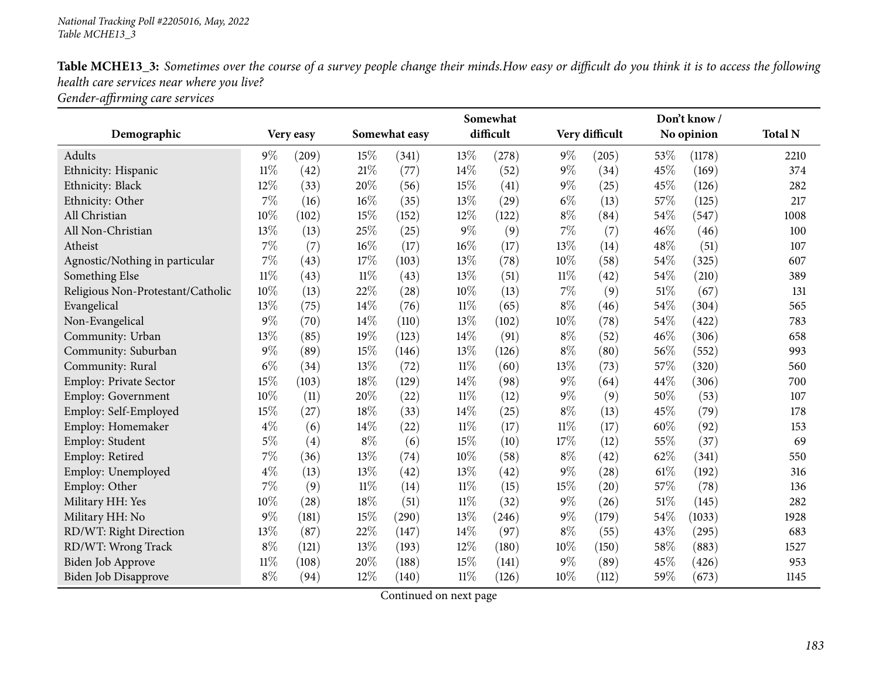**Table MCHE13_3:** *Sometimes over the course of a survey people change their minds.How easy or difficult do you think it is to access the following health care services near where you live?*
*Gender-affirming care services*

| Demographic | Very easy | | Somewhat easy | | Somewhat difficult | | Very difficult | | Don't know / No opinion | | Total N |
|---|---|---|---|---|---|---|---|---|---|---|---|
| Adults | 9% | (209) | 15% | (341) | 13% | (278) | 9% | (205) | 53% | (1178) | 2210 |
| Ethnicity: Hispanic | 11% | (42) | 21% | (77) | 14% | (52) | 9% | (34) | 45% | (169) | 374 |
| Ethnicity: Black | 12% | (33) | 20% | (56) | 15% | (41) | 9% | (25) | 45% | (126) | 282 |
| Ethnicity: Other | 7% | (16) | 16% | (35) | 13% | (29) | 6% | (13) | 57% | (125) | 217 |
| All Christian | 10% | (102) | 15% | (152) | 12% | (122) | 8% | (84) | 54% | (547) | 1008 |
| All Non-Christian | 13% | (13) | 25% | (25) | 9% | (9) | 7% | (7) | 46% | (46) | 100 |
| Atheist | 7% | (7) | 16% | (17) | 16% | (17) | 13% | (14) | 48% | (51) | 107 |
| Agnostic/Nothing in particular | 7% | (43) | 17% | (103) | 13% | (78) | 10% | (58) | 54% | (325) | 607 |
| Something Else | 11% | (43) | 11% | (43) | 13% | (51) | 11% | (42) | 54% | (210) | 389 |
| Religious Non-Protestant/Catholic | 10% | (13) | 22% | (28) | 10% | (13) | 7% | (9) | 51% | (67) | 131 |
| Evangelical | 13% | (75) | 14% | (76) | 11% | (65) | 8% | (46) | 54% | (304) | 565 |
| Non-Evangelical | 9% | (70) | 14% | (110) | 13% | (102) | 10% | (78) | 54% | (422) | 783 |
| Community: Urban | 13% | (85) | 19% | (123) | 14% | (91) | 8% | (52) | 46% | (306) | 658 |
| Community: Suburban | 9% | (89) | 15% | (146) | 13% | (126) | 8% | (80) | 56% | (552) | 993 |
| Community: Rural | 6% | (34) | 13% | (72) | 11% | (60) | 13% | (73) | 57% | (320) | 560 |
| Employ: Private Sector | 15% | (103) | 18% | (129) | 14% | (98) | 9% | (64) | 44% | (306) | 700 |
| Employ: Government | 10% | (11) | 20% | (22) | 11% | (12) | 9% | (9) | 50% | (53) | 107 |
| Employ: Self-Employed | 15% | (27) | 18% | (33) | 14% | (25) | 8% | (13) | 45% | (79) | 178 |
| Employ: Homemaker | 4% | (6) | 14% | (22) | 11% | (17) | 11% | (17) | 60% | (92) | 153 |
| Employ: Student | 5% | (4) | 8% | (6) | 15% | (10) | 17% | (12) | 55% | (37) | 69 |
| Employ: Retired | 7% | (36) | 13% | (74) | 10% | (58) | 8% | (42) | 62% | (341) | 550 |
| Employ: Unemployed | 4% | (13) | 13% | (42) | 13% | (42) | 9% | (28) | 61% | (192) | 316 |
| Employ: Other | 7% | (9) | 11% | (14) | 11% | (15) | 15% | (20) | 57% | (78) | 136 |
| Military HH: Yes | 10% | (28) | 18% | (51) | 11% | (32) | 9% | (26) | 51% | (145) | 282 |
| Military HH: No | 9% | (181) | 15% | (290) | 13% | (246) | 9% | (179) | 54% | (1033) | 1928 |
| RD/WT: Right Direction | 13% | (87) | 22% | (147) | 14% | (97) | 8% | (55) | 43% | (295) | 683 |
| RD/WT: Wrong Track | 8% | (121) | 13% | (193) | 12% | (180) | 10% | (150) | 58% | (883) | 1527 |
| Biden Job Approve | 11% | (108) | 20% | (188) | 15% | (141) | 9% | (89) | 45% | (426) | 953 |
| Biden Job Disapprove | 8% | (94) | 12% | (140) | 11% | (126) | 10% | (112) | 59% | (673) | 1145 |

Continued on next page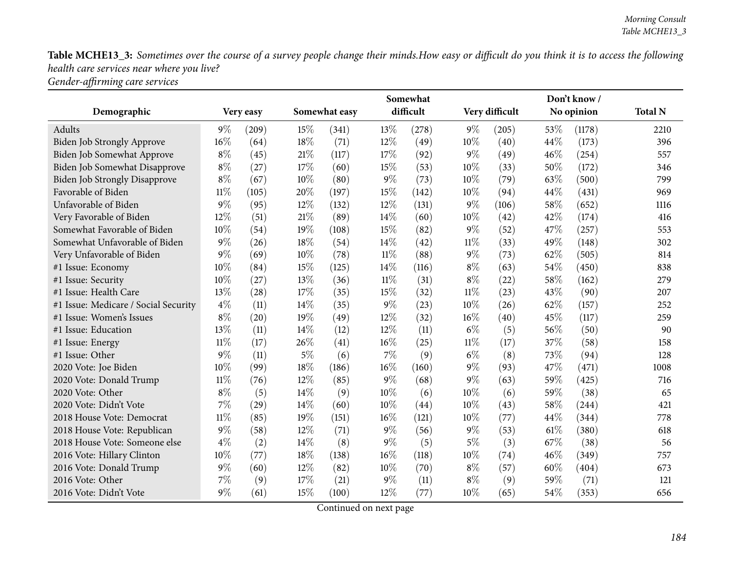**Table MCHE13_3:** *Sometimes over the course of a survey people change their minds.How easy or difficult do you think it is to access the following health care services near where you live?*
*Gender-affirming care services*

| Demographic | Very easy | | Somewhat easy | | Somewhat difficult | | Very difficult | | Don't know / No opinion | | Total N |
|---|---|---|---|---|---|---|---|---|---|---|---|
| Adults | 9% | (209) | 15% | (341) | 13% | (278) | 9% | (205) | 53% | (1178) | 2210 |
| Biden Job Strongly Approve | 16% | (64) | 18% | (71) | 12% | (49) | 10% | (40) | 44% | (173) | 396 |
| Biden Job Somewhat Approve | 8% | (45) | 21% | (117) | 17% | (92) | 9% | (49) | 46% | (254) | 557 |
| Biden Job Somewhat Disapprove | 8% | (27) | 17% | (60) | 15% | (53) | 10% | (33) | 50% | (172) | 346 |
| Biden Job Strongly Disapprove | 8% | (67) | 10% | (80) | 9% | (73) | 10% | (79) | 63% | (500) | 799 |
| Favorable of Biden | 11% | (105) | 20% | (197) | 15% | (142) | 10% | (94) | 44% | (431) | 969 |
| Unfavorable of Biden | 9% | (95) | 12% | (132) | 12% | (131) | 9% | (106) | 58% | (652) | 1116 |
| Very Favorable of Biden | 12% | (51) | 21% | (89) | 14% | (60) | 10% | (42) | 42% | (174) | 416 |
| Somewhat Favorable of Biden | 10% | (54) | 19% | (108) | 15% | (82) | 9% | (52) | 47% | (257) | 553 |
| Somewhat Unfavorable of Biden | 9% | (26) | 18% | (54) | 14% | (42) | 11% | (33) | 49% | (148) | 302 |
| Very Unfavorable of Biden | 9% | (69) | 10% | (78) | 11% | (88) | 9% | (73) | 62% | (505) | 814 |
| #1 Issue: Economy | 10% | (84) | 15% | (125) | 14% | (116) | 8% | (63) | 54% | (450) | 838 |
| #1 Issue: Security | 10% | (27) | 13% | (36) | 11% | (31) | 8% | (22) | 58% | (162) | 279 |
| #1 Issue: Health Care | 13% | (28) | 17% | (35) | 15% | (32) | 11% | (23) | 43% | (90) | 207 |
| #1 Issue: Medicare / Social Security | 4% | (11) | 14% | (35) | 9% | (23) | 10% | (26) | 62% | (157) | 252 |
| #1 Issue: Women's Issues | 8% | (20) | 19% | (49) | 12% | (32) | 16% | (40) | 45% | (117) | 259 |
| #1 Issue: Education | 13% | (11) | 14% | (12) | 12% | (11) | 6% | (5) | 56% | (50) | 90 |
| #1 Issue: Energy | 11% | (17) | 26% | (41) | 16% | (25) | 11% | (17) | 37% | (58) | 158 |
| #1 Issue: Other | 9% | (11) | 5% | (6) | 7% | (9) | 6% | (8) | 73% | (94) | 128 |
| 2020 Vote: Joe Biden | 10% | (99) | 18% | (186) | 16% | (160) | 9% | (93) | 47% | (471) | 1008 |
| 2020 Vote: Donald Trump | 11% | (76) | 12% | (85) | 9% | (68) | 9% | (63) | 59% | (425) | 716 |
| 2020 Vote: Other | 8% | (5) | 14% | (9) | 10% | (6) | 10% | (6) | 59% | (38) | 65 |
| 2020 Vote: Didn't Vote | 7% | (29) | 14% | (60) | 10% | (44) | 10% | (43) | 58% | (244) | 421 |
| 2018 House Vote: Democrat | 11% | (85) | 19% | (151) | 16% | (121) | 10% | (77) | 44% | (344) | 778 |
| 2018 House Vote: Republican | 9% | (58) | 12% | (71) | 9% | (56) | 9% | (53) | 61% | (380) | 618 |
| 2018 House Vote: Someone else | 4% | (2) | 14% | (8) | 9% | (5) | 5% | (3) | 67% | (38) | 56 |
| 2016 Vote: Hillary Clinton | 10% | (77) | 18% | (138) | 16% | (118) | 10% | (74) | 46% | (349) | 757 |
| 2016 Vote: Donald Trump | 9% | (60) | 12% | (82) | 10% | (70) | 8% | (57) | 60% | (404) | 673 |
| 2016 Vote: Other | 7% | (9) | 17% | (21) | 9% | (11) | 8% | (9) | 59% | (71) | 121 |
| 2016 Vote: Didn't Vote | 9% | (61) | 15% | (100) | 12% | (77) | 10% | (65) | 54% | (353) | 656 |

Continued on next page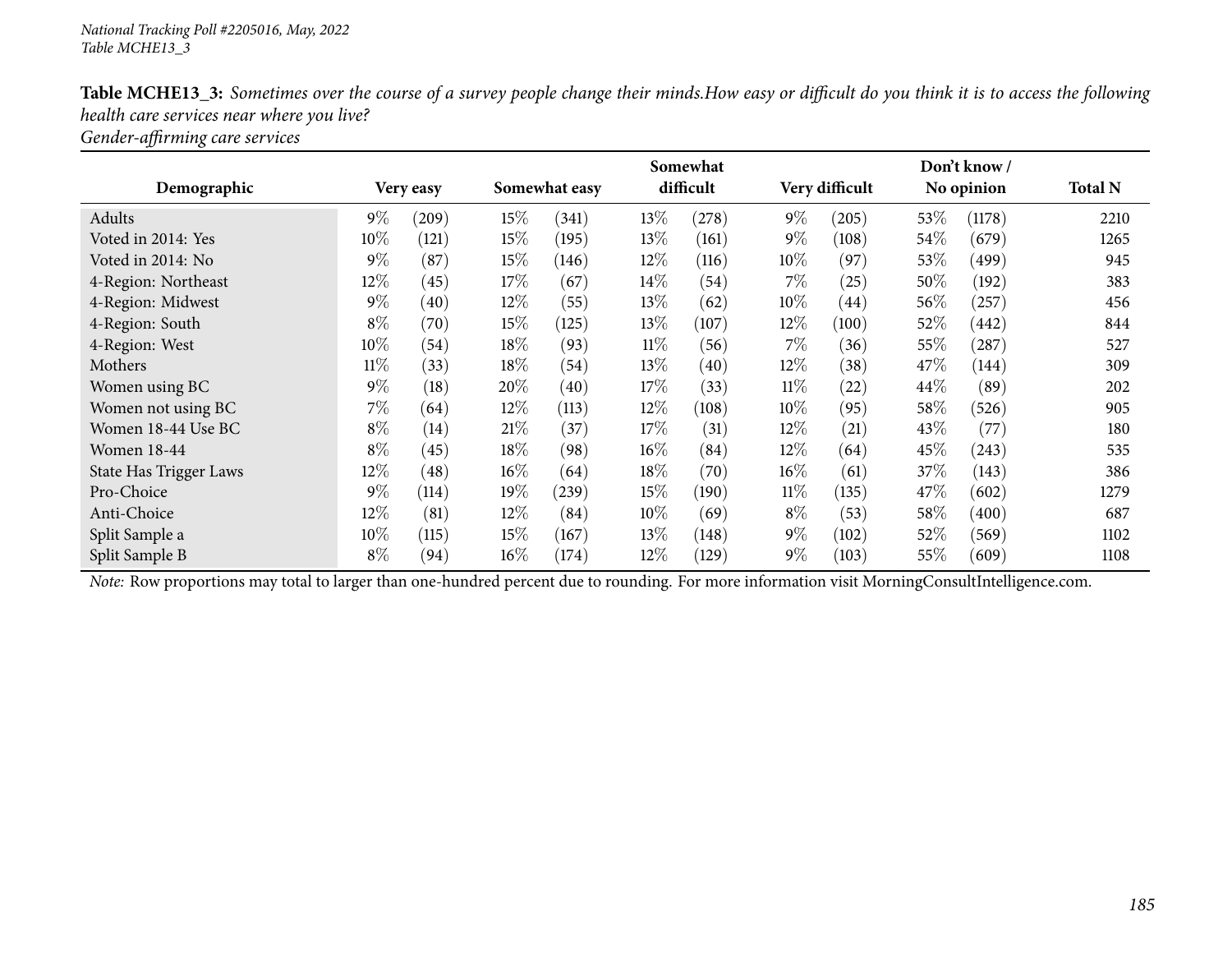**Table MCHE13_3:** *Sometimes over the course of a survey people change their minds.How easy or difficult do you think it is to access the following health care services near where you live?*
*Gender-affirming care services*

| Demographic | Very easy | | Somewhat easy | | Somewhat difficult | | Very difficult | | Don't know / No opinion | | Total N |
|---|---|---|---|---|---|---|---|---|---|---|---|
| Adults | 9% | (209) | 15% | (341) | 13% | (278) | 9% | (205) | 53% | (1178) | 2210 |
| Voted in 2014: Yes | 10% | (121) | 15% | (195) | 13% | (161) | 9% | (108) | 54% | (679) | 1265 |
| Voted in 2014: No | 9% | (87) | 15% | (146) | 12% | (116) | 10% | (97) | 53% | (499) | 945 |
| 4-Region: Northeast | 12% | (45) | 17% | (67) | 14% | (54) | 7% | (25) | 50% | (192) | 383 |
| 4-Region: Midwest | 9% | (40) | 12% | (55) | 13% | (62) | 10% | (44) | 56% | (257) | 456 |
| 4-Region: South | 8% | (70) | 15% | (125) | 13% | (107) | 12% | (100) | 52% | (442) | 844 |
| 4-Region: West | 10% | (54) | 18% | (93) | 11% | (56) | 7% | (36) | 55% | (287) | 527 |
| Mothers | 11% | (33) | 18% | (54) | 13% | (40) | 12% | (38) | 47% | (144) | 309 |
| Women using BC | 9% | (18) | 20% | (40) | 17% | (33) | 11% | (22) | 44% | (89) | 202 |
| Women not using BC | 7% | (64) | 12% | (113) | 12% | (108) | 10% | (95) | 58% | (526) | 905 |
| Women 18-44 Use BC | 8% | (14) | 21% | (37) | 17% | (31) | 12% | (21) | 43% | (77) | 180 |
| Women 18-44 | 8% | (45) | 18% | (98) | 16% | (84) | 12% | (64) | 45% | (243) | 535 |
| State Has Trigger Laws | 12% | (48) | 16% | (64) | 18% | (70) | 16% | (61) | 37% | (143) | 386 |
| Pro-Choice | 9% | (114) | 19% | (239) | 15% | (190) | 11% | (135) | 47% | (602) | 1279 |
| Anti-Choice | 12% | (81) | 12% | (84) | 10% | (69) | 8% | (53) | 58% | (400) | 687 |
| Split Sample a | 10% | (115) | 15% | (167) | 13% | (148) | 9% | (102) | 52% | (569) | 1102 |
| Split Sample B | 8% | (94) | 16% | (174) | 12% | (129) | 9% | (103) | 55% | (609) | 1108 |

*Note:* Row proportions may total to larger than one-hundred percent due to rounding. For more information visit MorningConsultIntelligence.com.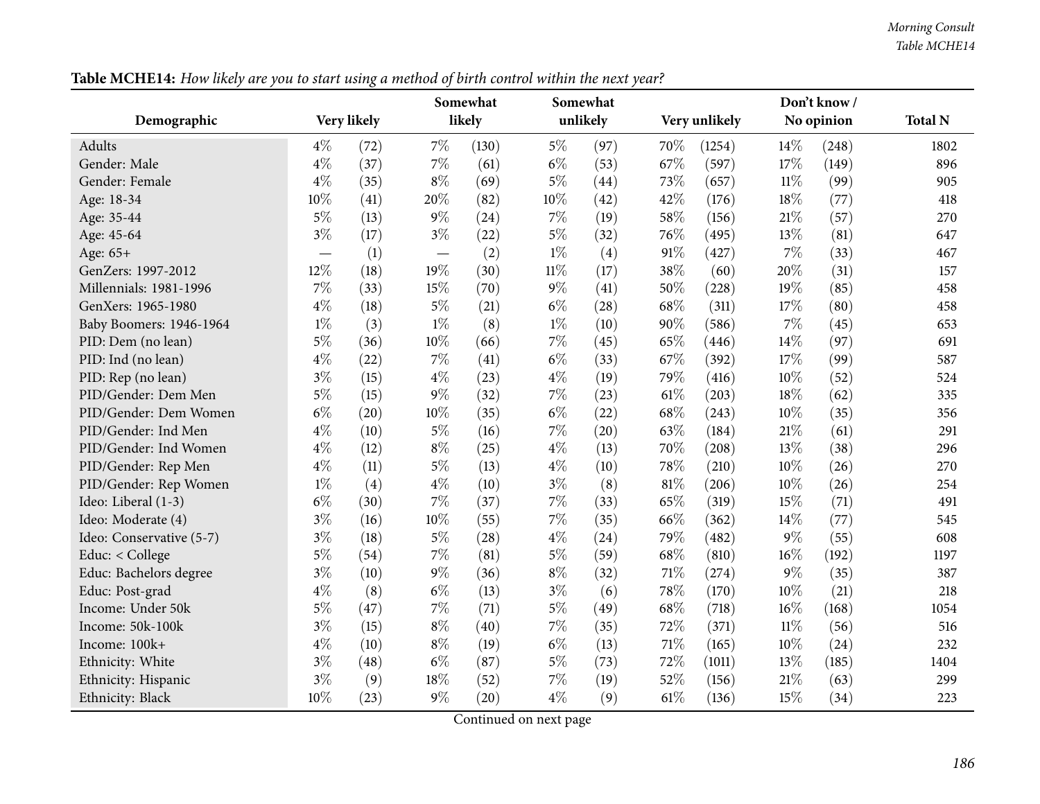**Table MCHE14:** *How likely are you to start using a method of birth control within the next year?*

| Demographic | Very likely | | Somewhat likely | | Somewhat unlikely | | Very unlikely | | Don't know / No opinion | | Total N |
|---|---|---|---|---|---|---|---|---|---|---|---|
| Adults | 4% | (72) | 7% | (130) | 5% | (97) | 70% | (1254) | 14% | (248) | 1802 |
| Gender: Male | 4% | (37) | 7% | (61) | 6% | (53) | 67% | (597) | 17% | (149) | 896 |
| Gender: Female | 4% | (35) | 8% | (69) | 5% | (44) | 73% | (657) | 11% | (99) | 905 |
| Age: 18-34 | 10% | (41) | 20% | (82) | 10% | (42) | 42% | (176) | 18% | (77) | 418 |
| Age: 35-44 | 5% | (13) | 9% | (24) | 7% | (19) | 58% | (156) | 21% | (57) | 270 |
| Age: 45-64 | 3% | (17) | 3% | (22) | 5% | (32) | 76% | (495) | 13% | (81) | 647 |
| Age: 65+ | — | (1) | — | (2) | 1% | (4) | 91% | (427) | 7% | (33) | 467 |
| GenZers: 1997-2012 | 12% | (18) | 19% | (30) | 11% | (17) | 38% | (60) | 20% | (31) | 157 |
| Millennials: 1981-1996 | 7% | (33) | 15% | (70) | 9% | (41) | 50% | (228) | 19% | (85) | 458 |
| GenXers: 1965-1980 | 4% | (18) | 5% | (21) | 6% | (28) | 68% | (311) | 17% | (80) | 458 |
| Baby Boomers: 1946-1964 | 1% | (3) | 1% | (8) | 1% | (10) | 90% | (586) | 7% | (45) | 653 |
| PID: Dem (no lean) | 5% | (36) | 10% | (66) | 7% | (45) | 65% | (446) | 14% | (97) | 691 |
| PID: Ind (no lean) | 4% | (22) | 7% | (41) | 6% | (33) | 67% | (392) | 17% | (99) | 587 |
| PID: Rep (no lean) | 3% | (15) | 4% | (23) | 4% | (19) | 79% | (416) | 10% | (52) | 524 |
| PID/Gender: Dem Men | 5% | (15) | 9% | (32) | 7% | (23) | 61% | (203) | 18% | (62) | 335 |
| PID/Gender: Dem Women | 6% | (20) | 10% | (35) | 6% | (22) | 68% | (243) | 10% | (35) | 356 |
| PID/Gender: Ind Men | 4% | (10) | 5% | (16) | 7% | (20) | 63% | (184) | 21% | (61) | 291 |
| PID/Gender: Ind Women | 4% | (12) | 8% | (25) | 4% | (13) | 70% | (208) | 13% | (38) | 296 |
| PID/Gender: Rep Men | 4% | (11) | 5% | (13) | 4% | (10) | 78% | (210) | 10% | (26) | 270 |
| PID/Gender: Rep Women | 1% | (4) | 4% | (10) | 3% | (8) | 81% | (206) | 10% | (26) | 254 |
| Ideo: Liberal (1-3) | 6% | (30) | 7% | (37) | 7% | (33) | 65% | (319) | 15% | (71) | 491 |
| Ideo: Moderate (4) | 3% | (16) | 10% | (55) | 7% | (35) | 66% | (362) | 14% | (77) | 545 |
| Ideo: Conservative (5-7) | 3% | (18) | 5% | (28) | 4% | (24) | 79% | (482) | 9% | (55) | 608 |
| Educ: < College | 5% | (54) | 7% | (81) | 5% | (59) | 68% | (810) | 16% | (192) | 1197 |
| Educ: Bachelors degree | 3% | (10) | 9% | (36) | 8% | (32) | 71% | (274) | 9% | (35) | 387 |
| Educ: Post-grad | 4% | (8) | 6% | (13) | 3% | (6) | 78% | (170) | 10% | (21) | 218 |
| Income: Under 50k | 5% | (47) | 7% | (71) | 5% | (49) | 68% | (718) | 16% | (168) | 1054 |
| Income: 50k-100k | 3% | (15) | 8% | (40) | 7% | (35) | 72% | (371) | 11% | (56) | 516 |
| Income: 100k+ | 4% | (10) | 8% | (19) | 6% | (13) | 71% | (165) | 10% | (24) | 232 |
| Ethnicity: White | 3% | (48) | 6% | (87) | 5% | (73) | 72% | (1011) | 13% | (185) | 1404 |
| Ethnicity: Hispanic | 3% | (9) | 18% | (52) | 7% | (19) | 52% | (156) | 21% | (63) | 299 |
| Ethnicity: Black | 10% | (23) | 9% | (20) | 4% | (9) | 61% | (136) | 15% | (34) | 223 |

Continued on next page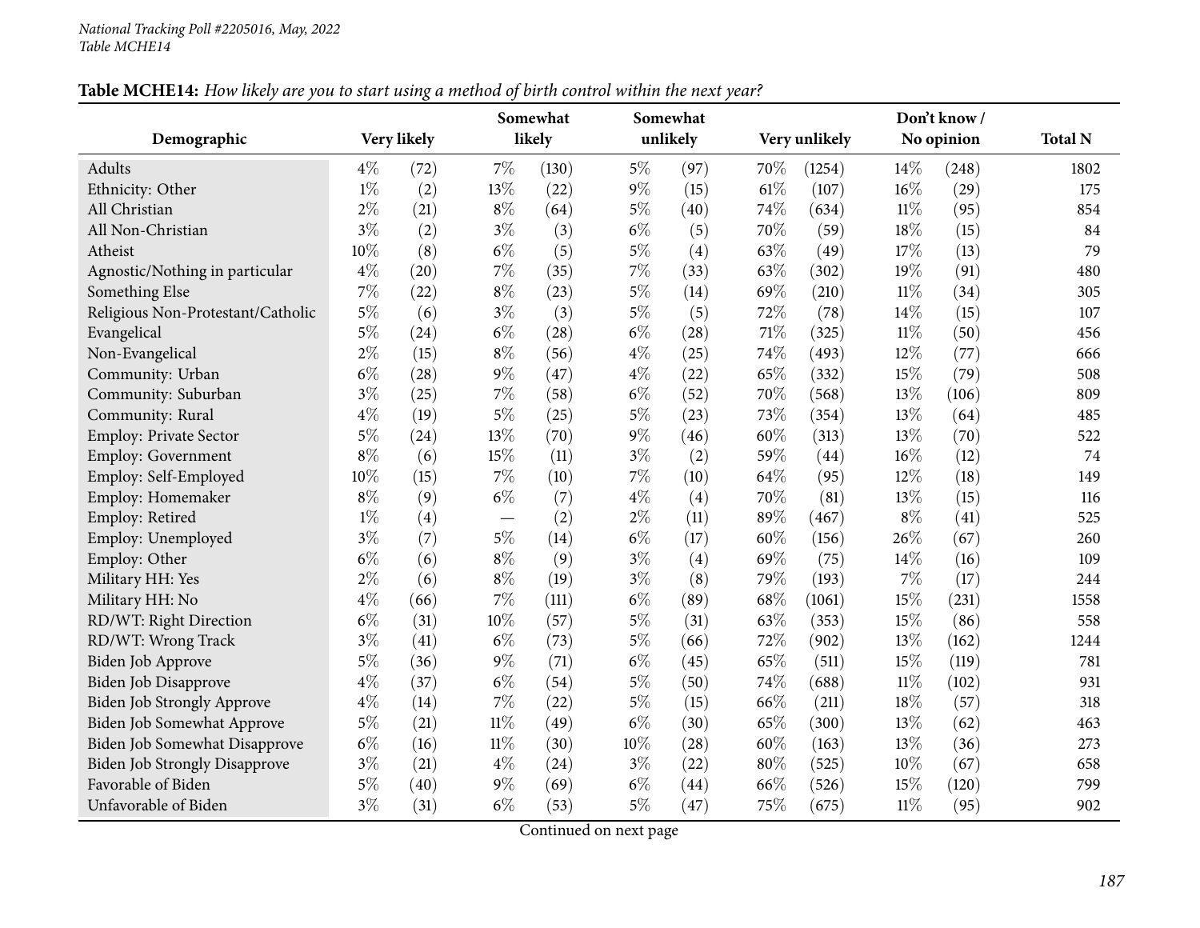National Tracking Poll #2205016, May, 2022
Table MCHE14

**Table MCHE14:** *How likely are you to start using a method of birth control within the next year?*

| Demographic | Very likely | | Somewhat likely | | Somewhat unlikely | | Very unlikely | | Don't know / No opinion | | Total N |
|---|---|---|---|---|---|---|---|---|---|---|---|
| Adults | 4% | (72) | 7% | (130) | 5% | (97) | 70% | (1254) | 14% | (248) | 1802 |
| Ethnicity: Other | 1% | (2) | 13% | (22) | 9% | (15) | 61% | (107) | 16% | (29) | 175 |
| All Christian | 2% | (21) | 8% | (64) | 5% | (40) | 74% | (634) | 11% | (95) | 854 |
| All Non-Christian | 3% | (2) | 3% | (3) | 6% | (5) | 70% | (59) | 18% | (15) | 84 |
| Atheist | 10% | (8) | 6% | (5) | 5% | (4) | 63% | (49) | 17% | (13) | 79 |
| Agnostic/Nothing in particular | 4% | (20) | 7% | (35) | 7% | (33) | 63% | (302) | 19% | (91) | 480 |
| Something Else | 7% | (22) | 8% | (23) | 5% | (14) | 69% | (210) | 11% | (34) | 305 |
| Religious Non-Protestant/Catholic | 5% | (6) | 3% | (3) | 5% | (5) | 72% | (78) | 14% | (15) | 107 |
| Evangelical | 5% | (24) | 6% | (28) | 6% | (28) | 71% | (325) | 11% | (50) | 456 |
| Non-Evangelical | 2% | (15) | 8% | (56) | 4% | (25) | 74% | (493) | 12% | (77) | 666 |
| Community: Urban | 6% | (28) | 9% | (47) | 4% | (22) | 65% | (332) | 15% | (79) | 508 |
| Community: Suburban | 3% | (25) | 7% | (58) | 6% | (52) | 70% | (568) | 13% | (106) | 809 |
| Community: Rural | 4% | (19) | 5% | (25) | 5% | (23) | 73% | (354) | 13% | (64) | 485 |
| Employ: Private Sector | 5% | (24) | 13% | (70) | 9% | (46) | 60% | (313) | 13% | (70) | 522 |
| Employ: Government | 8% | (6) | 15% | (11) | 3% | (2) | 59% | (44) | 16% | (12) | 74 |
| Employ: Self-Employed | 10% | (15) | 7% | (10) | 7% | (10) | 64% | (95) | 12% | (18) | 149 |
| Employ: Homemaker | 8% | (9) | 6% | (7) | 4% | (4) | 70% | (81) | 13% | (15) | 116 |
| Employ: Retired | 1% | (4) | — | (2) | 2% | (11) | 89% | (467) | 8% | (41) | 525 |
| Employ: Unemployed | 3% | (7) | 5% | (14) | 6% | (17) | 60% | (156) | 26% | (67) | 260 |
| Employ: Other | 6% | (6) | 8% | (9) | 3% | (4) | 69% | (75) | 14% | (16) | 109 |
| Military HH: Yes | 2% | (6) | 8% | (19) | 3% | (8) | 79% | (193) | 7% | (17) | 244 |
| Military HH: No | 4% | (66) | 7% | (111) | 6% | (89) | 68% | (1061) | 15% | (231) | 1558 |
| RD/WT: Right Direction | 6% | (31) | 10% | (57) | 5% | (31) | 63% | (353) | 15% | (86) | 558 |
| RD/WT: Wrong Track | 3% | (41) | 6% | (73) | 5% | (66) | 72% | (902) | 13% | (162) | 1244 |
| Biden Job Approve | 5% | (36) | 9% | (71) | 6% | (45) | 65% | (511) | 15% | (119) | 781 |
| Biden Job Disapprove | 4% | (37) | 6% | (54) | 5% | (50) | 74% | (688) | 11% | (102) | 931 |
| Biden Job Strongly Approve | 4% | (14) | 7% | (22) | 5% | (15) | 66% | (211) | 18% | (57) | 318 |
| Biden Job Somewhat Approve | 5% | (21) | 11% | (49) | 6% | (30) | 65% | (300) | 13% | (62) | 463 |
| Biden Job Somewhat Disapprove | 6% | (16) | 11% | (30) | 10% | (28) | 60% | (163) | 13% | (36) | 273 |
| Biden Job Strongly Disapprove | 3% | (21) | 4% | (24) | 3% | (22) | 80% | (525) | 10% | (67) | 658 |
| Favorable of Biden | 5% | (40) | 9% | (69) | 6% | (44) | 66% | (526) | 15% | (120) | 799 |
| Unfavorable of Biden | 3% | (31) | 6% | (53) | 5% | (47) | 75% | (675) | 11% | (95) | 902 |

Continued on next page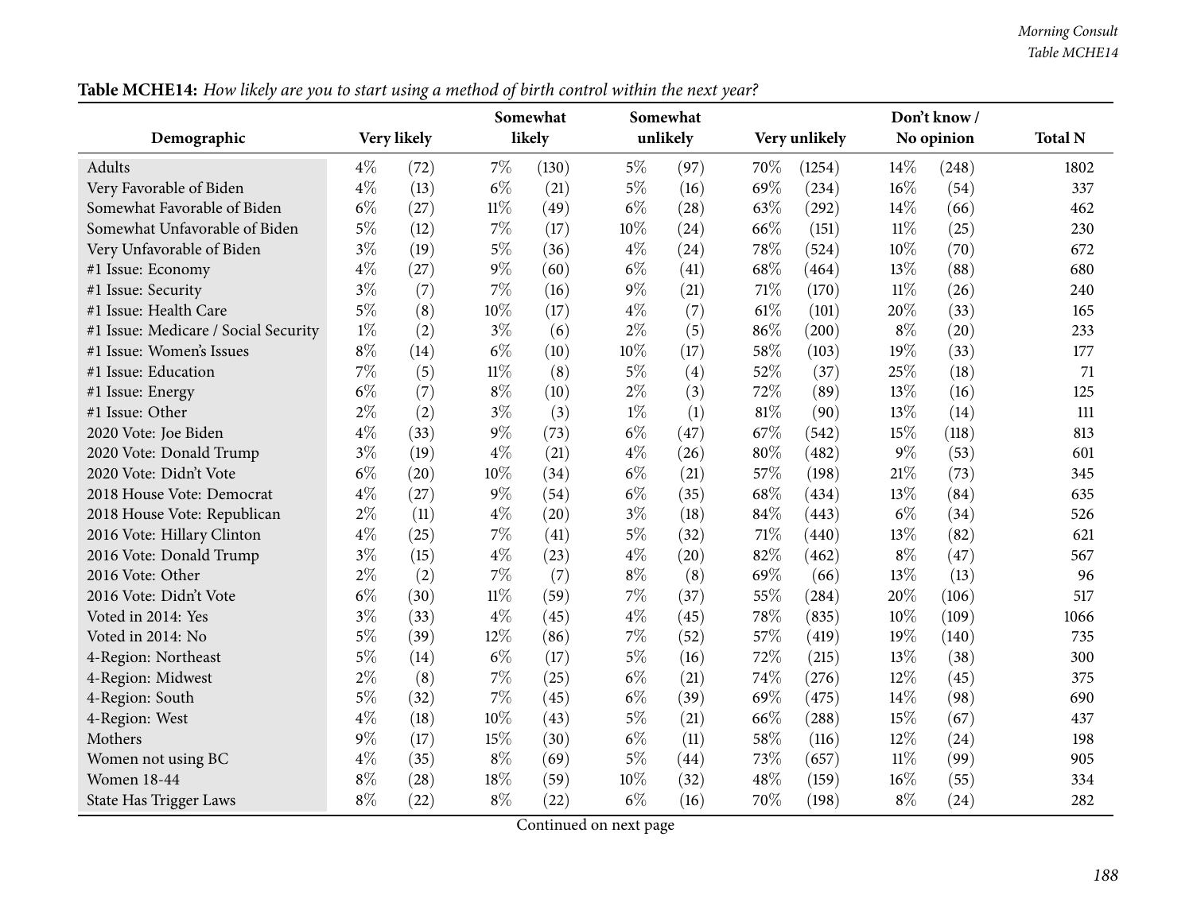**Table MCHE14:** *How likely are you to start using a method of birth control within the next year?*

| Demographic | Very likely | | Somewhat likely | | Somewhat unlikely | | Very unlikely | | Don't know / No opinion | | Total N |
|---|---|---|---|---|---|---|---|---|---|---|---|
| Adults | 4% | (72) | 7% | (130) | 5% | (97) | 70% | (1254) | 14% | (248) | 1802 |
| Very Favorable of Biden | 4% | (13) | 6% | (21) | 5% | (16) | 69% | (234) | 16% | (54) | 337 |
| Somewhat Favorable of Biden | 6% | (27) | 11% | (49) | 6% | (28) | 63% | (292) | 14% | (66) | 462 |
| Somewhat Unfavorable of Biden | 5% | (12) | 7% | (17) | 10% | (24) | 66% | (151) | 11% | (25) | 230 |
| Very Unfavorable of Biden | 3% | (19) | 5% | (36) | 4% | (24) | 78% | (524) | 10% | (70) | 672 |
| #1 Issue: Economy | 4% | (27) | 9% | (60) | 6% | (41) | 68% | (464) | 13% | (88) | 680 |
| #1 Issue: Security | 3% | (7) | 7% | (16) | 9% | (21) | 71% | (170) | 11% | (26) | 240 |
| #1 Issue: Health Care | 5% | (8) | 10% | (17) | 4% | (7) | 61% | (101) | 20% | (33) | 165 |
| #1 Issue: Medicare / Social Security | 1% | (2) | 3% | (6) | 2% | (5) | 86% | (200) | 8% | (20) | 233 |
| #1 Issue: Women's Issues | 8% | (14) | 6% | (10) | 10% | (17) | 58% | (103) | 19% | (33) | 177 |
| #1 Issue: Education | 7% | (5) | 11% | (8) | 5% | (4) | 52% | (37) | 25% | (18) | 71 |
| #1 Issue: Energy | 6% | (7) | 8% | (10) | 2% | (3) | 72% | (89) | 13% | (16) | 125 |
| #1 Issue: Other | 2% | (2) | 3% | (3) | 1% | (1) | 81% | (90) | 13% | (14) | 111 |
| 2020 Vote: Joe Biden | 4% | (33) | 9% | (73) | 6% | (47) | 67% | (542) | 15% | (118) | 813 |
| 2020 Vote: Donald Trump | 3% | (19) | 4% | (21) | 4% | (26) | 80% | (482) | 9% | (53) | 601 |
| 2020 Vote: Didn't Vote | 6% | (20) | 10% | (34) | 6% | (21) | 57% | (198) | 21% | (73) | 345 |
| 2018 House Vote: Democrat | 4% | (27) | 9% | (54) | 6% | (35) | 68% | (434) | 13% | (84) | 635 |
| 2018 House Vote: Republican | 2% | (11) | 4% | (20) | 3% | (18) | 84% | (443) | 6% | (34) | 526 |
| 2016 Vote: Hillary Clinton | 4% | (25) | 7% | (41) | 5% | (32) | 71% | (440) | 13% | (82) | 621 |
| 2016 Vote: Donald Trump | 3% | (15) | 4% | (23) | 4% | (20) | 82% | (462) | 8% | (47) | 567 |
| 2016 Vote: Other | 2% | (2) | 7% | (7) | 8% | (8) | 69% | (66) | 13% | (13) | 96 |
| 2016 Vote: Didn't Vote | 6% | (30) | 11% | (59) | 7% | (37) | 55% | (284) | 20% | (106) | 517 |
| Voted in 2014: Yes | 3% | (33) | 4% | (45) | 4% | (45) | 78% | (835) | 10% | (109) | 1066 |
| Voted in 2014: No | 5% | (39) | 12% | (86) | 7% | (52) | 57% | (419) | 19% | (140) | 735 |
| 4-Region: Northeast | 5% | (14) | 6% | (17) | 5% | (16) | 72% | (215) | 13% | (38) | 300 |
| 4-Region: Midwest | 2% | (8) | 7% | (25) | 6% | (21) | 74% | (276) | 12% | (45) | 375 |
| 4-Region: South | 5% | (32) | 7% | (45) | 6% | (39) | 69% | (475) | 14% | (98) | 690 |
| 4-Region: West | 4% | (18) | 10% | (43) | 5% | (21) | 66% | (288) | 15% | (67) | 437 |
| Mothers | 9% | (17) | 15% | (30) | 6% | (11) | 58% | (116) | 12% | (24) | 198 |
| Women not using BC | 4% | (35) | 8% | (69) | 5% | (44) | 73% | (657) | 11% | (99) | 905 |
| Women 18-44 | 8% | (28) | 18% | (59) | 10% | (32) | 48% | (159) | 16% | (55) | 334 |
| State Has Trigger Laws | 8% | (22) | 8% | (22) | 6% | (16) | 70% | (198) | 8% | (24) | 282 |

Continued on next page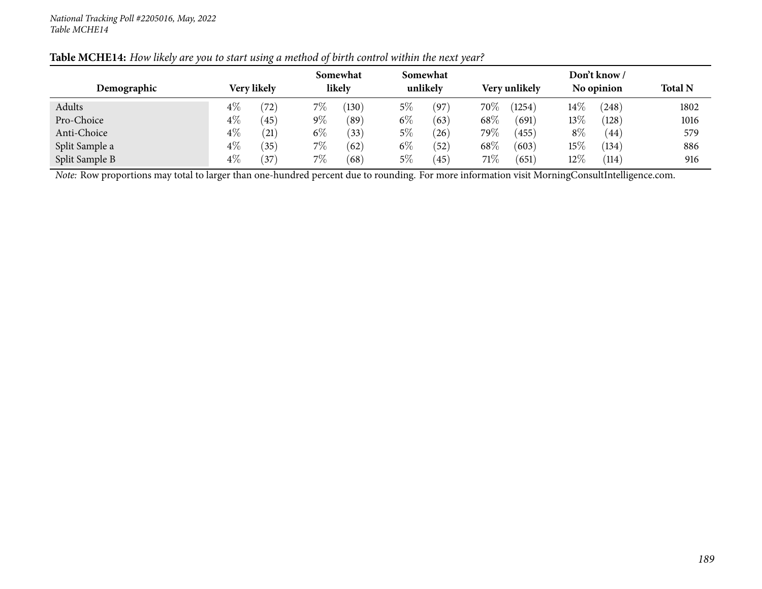**Table MCHE14:** *How likely are you to start using a method of birth control within the next year?*

| Demographic | Very likely | | Somewhat likely | | Somewhat unlikely | | Very unlikely | | Don't know / No opinion | | Total N |
|---|---|---|---|---|---|---|---|---|---|---|---|
| Adults | 4% | (72) | 7% | (130) | 5% | (97) | 70% | (1254) | 14% | (248) | 1802 |
| Pro-Choice | 4% | (45) | 9% | (89) | 6% | (63) | 68% | (691) | 13% | (128) | 1016 |
| Anti-Choice | 4% | (21) | 6% | (33) | 5% | (26) | 79% | (455) | 8% | (44) | 579 |
| Split Sample a | 4% | (35) | 7% | (62) | 6% | (52) | 68% | (603) | 15% | (134) | 886 |
| Split Sample B | 4% | (37) | 7% | (68) | 5% | (45) | 71% | (651) | 12% | (114) | 916 |

*Note:* Row proportions may total to larger than one-hundred percent due to rounding. For more information visit MorningConsultIntelligence.com.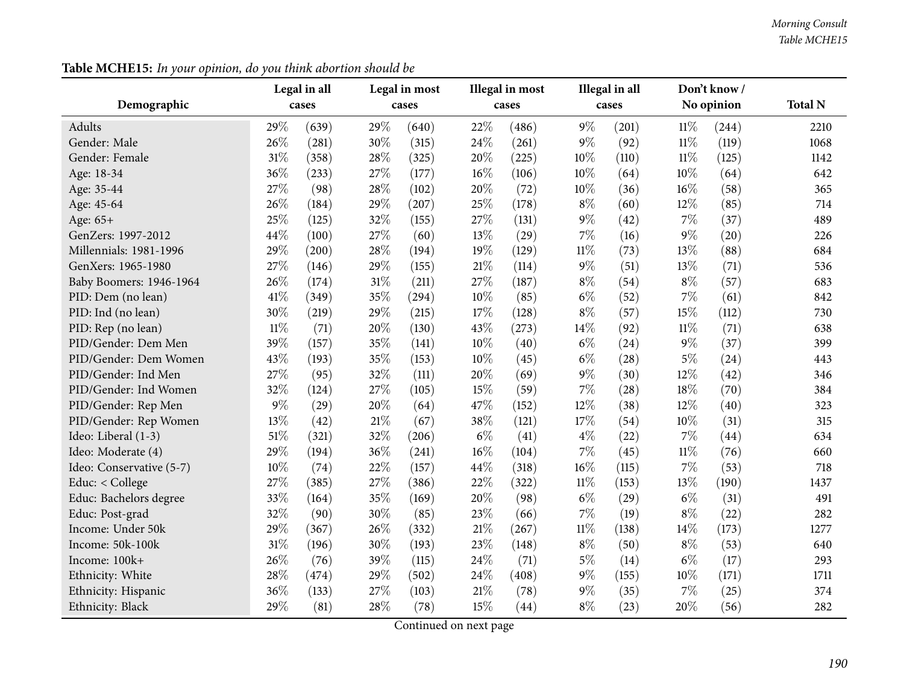**Table MCHE15:** *In your opinion, do you think abortion should be*

| Demographic | Legal in all cases | | Legal in most cases | | Illegal in most cases | | Illegal in all cases | | Don't know / No opinion | | Total N |
|---|---|---|---|---|---|---|---|---|---|---|---|
| Adults | 29% | (639) | 29% | (640) | 22% | (486) | 9% | (201) | 11% | (244) | 2210 |
| Gender: Male | 26% | (281) | 30% | (315) | 24% | (261) | 9% | (92) | 11% | (119) | 1068 |
| Gender: Female | 31% | (358) | 28% | (325) | 20% | (225) | 10% | (110) | 11% | (125) | 1142 |
| Age: 18-34 | 36% | (233) | 27% | (177) | 16% | (106) | 10% | (64) | 10% | (64) | 642 |
| Age: 35-44 | 27% | (98) | 28% | (102) | 20% | (72) | 10% | (36) | 16% | (58) | 365 |
| Age: 45-64 | 26% | (184) | 29% | (207) | 25% | (178) | 8% | (60) | 12% | (85) | 714 |
| Age: 65+ | 25% | (125) | 32% | (155) | 27% | (131) | 9% | (42) | 7% | (37) | 489 |
| GenZers: 1997-2012 | 44% | (100) | 27% | (60) | 13% | (29) | 7% | (16) | 9% | (20) | 226 |
| Millennials: 1981-1996 | 29% | (200) | 28% | (194) | 19% | (129) | 11% | (73) | 13% | (88) | 684 |
| GenXers: 1965-1980 | 27% | (146) | 29% | (155) | 21% | (114) | 9% | (51) | 13% | (71) | 536 |
| Baby Boomers: 1946-1964 | 26% | (174) | 31% | (211) | 27% | (187) | 8% | (54) | 8% | (57) | 683 |
| PID: Dem (no lean) | 41% | (349) | 35% | (294) | 10% | (85) | 6% | (52) | 7% | (61) | 842 |
| PID: Ind (no lean) | 30% | (219) | 29% | (215) | 17% | (128) | 8% | (57) | 15% | (112) | 730 |
| PID: Rep (no lean) | 11% | (71) | 20% | (130) | 43% | (273) | 14% | (92) | 11% | (71) | 638 |
| PID/Gender: Dem Men | 39% | (157) | 35% | (141) | 10% | (40) | 6% | (24) | 9% | (37) | 399 |
| PID/Gender: Dem Women | 43% | (193) | 35% | (153) | 10% | (45) | 6% | (28) | 5% | (24) | 443 |
| PID/Gender: Ind Men | 27% | (95) | 32% | (111) | 20% | (69) | 9% | (30) | 12% | (42) | 346 |
| PID/Gender: Ind Women | 32% | (124) | 27% | (105) | 15% | (59) | 7% | (28) | 18% | (70) | 384 |
| PID/Gender: Rep Men | 9% | (29) | 20% | (64) | 47% | (152) | 12% | (38) | 12% | (40) | 323 |
| PID/Gender: Rep Women | 13% | (42) | 21% | (67) | 38% | (121) | 17% | (54) | 10% | (31) | 315 |
| Ideo: Liberal (1-3) | 51% | (321) | 32% | (206) | 6% | (41) | 4% | (22) | 7% | (44) | 634 |
| Ideo: Moderate (4) | 29% | (194) | 36% | (241) | 16% | (104) | 7% | (45) | 11% | (76) | 660 |
| Ideo: Conservative (5-7) | 10% | (74) | 22% | (157) | 44% | (318) | 16% | (115) | 7% | (53) | 718 |
| Educ: < College | 27% | (385) | 27% | (386) | 22% | (322) | 11% | (153) | 13% | (190) | 1437 |
| Educ: Bachelors degree | 33% | (164) | 35% | (169) | 20% | (98) | 6% | (29) | 6% | (31) | 491 |
| Educ: Post-grad | 32% | (90) | 30% | (85) | 23% | (66) | 7% | (19) | 8% | (22) | 282 |
| Income: Under 50k | 29% | (367) | 26% | (332) | 21% | (267) | 11% | (138) | 14% | (173) | 1277 |
| Income: 50k-100k | 31% | (196) | 30% | (193) | 23% | (148) | 8% | (50) | 8% | (53) | 640 |
| Income: 100k+ | 26% | (76) | 39% | (115) | 24% | (71) | 5% | (14) | 6% | (17) | 293 |
| Ethnicity: White | 28% | (474) | 29% | (502) | 24% | (408) | 9% | (155) | 10% | (171) | 1711 |
| Ethnicity: Hispanic | 36% | (133) | 27% | (103) | 21% | (78) | 9% | (35) | 7% | (25) | 374 |
| Ethnicity: Black | 29% | (81) | 28% | (78) | 15% | (44) | 8% | (23) | 20% | (56) | 282 |

Continued on next page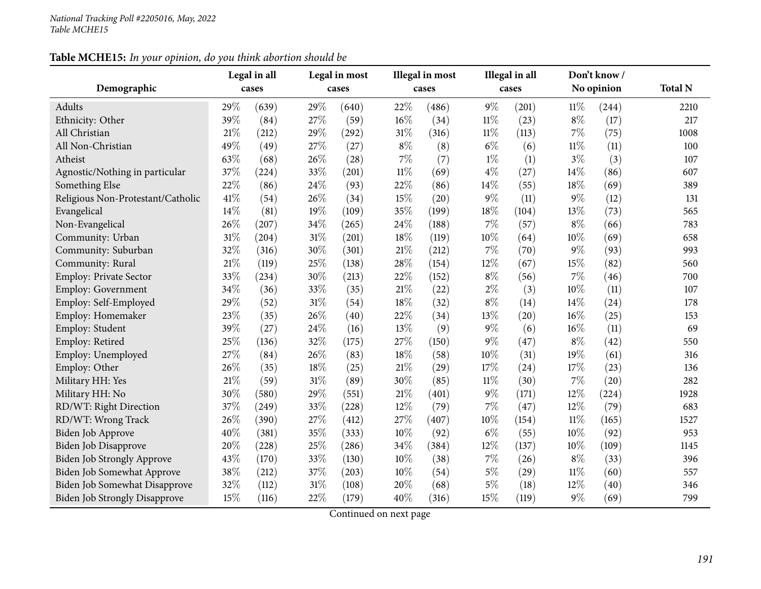**Table MCHE15:** *In your opinion, do you think abortion should be*

| Demographic | Legal in all cases | | Legal in most cases | | Illegal in most cases | | Illegal in all cases | | Don't know / No opinion | | Total N |
|---|---|---|---|---|---|---|---|---|---|---|---|
| Adults | 29% | (639) | 29% | (640) | 22% | (486) | 9% | (201) | 11% | (244) | 2210 |
| Ethnicity: Other | 39% | (84) | 27% | (59) | 16% | (34) | 11% | (23) | 8% | (17) | 217 |
| All Christian | 21% | (212) | 29% | (292) | 31% | (316) | 11% | (113) | 7% | (75) | 1008 |
| All Non-Christian | 49% | (49) | 27% | (27) | 8% | (8) | 6% | (6) | 11% | (11) | 100 |
| Atheist | 63% | (68) | 26% | (28) | 7% | (7) | 1% | (1) | 3% | (3) | 107 |
| Agnostic/Nothing in particular | 37% | (224) | 33% | (201) | 11% | (69) | 4% | (27) | 14% | (86) | 607 |
| Something Else | 22% | (86) | 24% | (93) | 22% | (86) | 14% | (55) | 18% | (69) | 389 |
| Religious Non-Protestant/Catholic | 41% | (54) | 26% | (34) | 15% | (20) | 9% | (11) | 9% | (12) | 131 |
| Evangelical | 14% | (81) | 19% | (109) | 35% | (199) | 18% | (104) | 13% | (73) | 565 |
| Non-Evangelical | 26% | (207) | 34% | (265) | 24% | (188) | 7% | (57) | 8% | (66) | 783 |
| Community: Urban | 31% | (204) | 31% | (201) | 18% | (119) | 10% | (64) | 10% | (69) | 658 |
| Community: Suburban | 32% | (316) | 30% | (301) | 21% | (212) | 7% | (70) | 9% | (93) | 993 |
| Community: Rural | 21% | (119) | 25% | (138) | 28% | (154) | 12% | (67) | 15% | (82) | 560 |
| Employ: Private Sector | 33% | (234) | 30% | (213) | 22% | (152) | 8% | (56) | 7% | (46) | 700 |
| Employ: Government | 34% | (36) | 33% | (35) | 21% | (22) | 2% | (3) | 10% | (11) | 107 |
| Employ: Self-Employed | 29% | (52) | 31% | (54) | 18% | (32) | 8% | (14) | 14% | (24) | 178 |
| Employ: Homemaker | 23% | (35) | 26% | (40) | 22% | (34) | 13% | (20) | 16% | (25) | 153 |
| Employ: Student | 39% | (27) | 24% | (16) | 13% | (9) | 9% | (6) | 16% | (11) | 69 |
| Employ: Retired | 25% | (136) | 32% | (175) | 27% | (150) | 9% | (47) | 8% | (42) | 550 |
| Employ: Unemployed | 27% | (84) | 26% | (83) | 18% | (58) | 10% | (31) | 19% | (61) | 316 |
| Employ: Other | 26% | (35) | 18% | (25) | 21% | (29) | 17% | (24) | 17% | (23) | 136 |
| Military HH: Yes | 21% | (59) | 31% | (89) | 30% | (85) | 11% | (30) | 7% | (20) | 282 |
| Military HH: No | 30% | (580) | 29% | (551) | 21% | (401) | 9% | (171) | 12% | (224) | 1928 |
| RD/WT: Right Direction | 37% | (249) | 33% | (228) | 12% | (79) | 7% | (47) | 12% | (79) | 683 |
| RD/WT: Wrong Track | 26% | (390) | 27% | (412) | 27% | (407) | 10% | (154) | 11% | (165) | 1527 |
| Biden Job Approve | 40% | (381) | 35% | (333) | 10% | (92) | 6% | (55) | 10% | (92) | 953 |
| Biden Job Disapprove | 20% | (228) | 25% | (286) | 34% | (384) | 12% | (137) | 10% | (109) | 1145 |
| Biden Job Strongly Approve | 43% | (170) | 33% | (130) | 10% | (38) | 7% | (26) | 8% | (33) | 396 |
| Biden Job Somewhat Approve | 38% | (212) | 37% | (203) | 10% | (54) | 5% | (29) | 11% | (60) | 557 |
| Biden Job Somewhat Disapprove | 32% | (112) | 31% | (108) | 20% | (68) | 5% | (18) | 12% | (40) | 346 |
| Biden Job Strongly Disapprove | 15% | (116) | 22% | (179) | 40% | (316) | 15% | (119) | 9% | (69) | 799 |

Continued on next page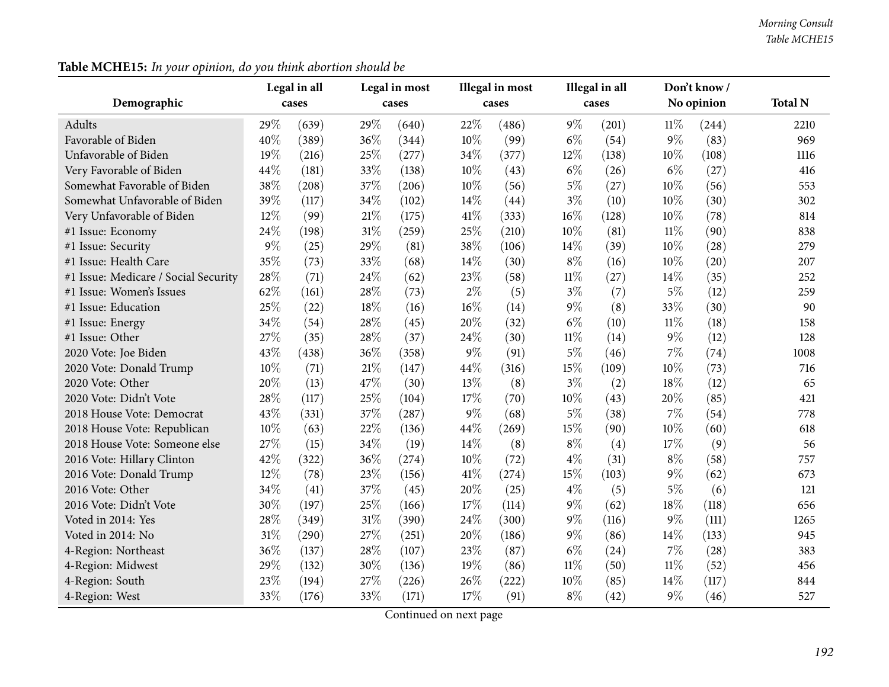**Table MCHE15:** *In your opinion, do you think abortion should be*

| Demographic | Legal in all cases | | Legal in most cases | | Illegal in most cases | | Illegal in all cases | | Don't know / No opinion | | Total N |
|---|---|---|---|---|---|---|---|---|---|---|---|
| Adults | 29% | (639) | 29% | (640) | 22% | (486) | 9% | (201) | 11% | (244) | 2210 |
| Favorable of Biden | 40% | (389) | 36% | (344) | 10% | (99) | 6% | (54) | 9% | (83) | 969 |
| Unfavorable of Biden | 19% | (216) | 25% | (277) | 34% | (377) | 12% | (138) | 10% | (108) | 1116 |
| Very Favorable of Biden | 44% | (181) | 33% | (138) | 10% | (43) | 6% | (26) | 6% | (27) | 416 |
| Somewhat Favorable of Biden | 38% | (208) | 37% | (206) | 10% | (56) | 5% | (27) | 10% | (56) | 553 |
| Somewhat Unfavorable of Biden | 39% | (117) | 34% | (102) | 14% | (44) | 3% | (10) | 10% | (30) | 302 |
| Very Unfavorable of Biden | 12% | (99) | 21% | (175) | 41% | (333) | 16% | (128) | 10% | (78) | 814 |
| #1 Issue: Economy | 24% | (198) | 31% | (259) | 25% | (210) | 10% | (81) | 11% | (90) | 838 |
| #1 Issue: Security | 9% | (25) | 29% | (81) | 38% | (106) | 14% | (39) | 10% | (28) | 279 |
| #1 Issue: Health Care | 35% | (73) | 33% | (68) | 14% | (30) | 8% | (16) | 10% | (20) | 207 |
| #1 Issue: Medicare / Social Security | 28% | (71) | 24% | (62) | 23% | (58) | 11% | (27) | 14% | (35) | 252 |
| #1 Issue: Women's Issues | 62% | (161) | 28% | (73) | 2% | (5) | 3% | (7) | 5% | (12) | 259 |
| #1 Issue: Education | 25% | (22) | 18% | (16) | 16% | (14) | 9% | (8) | 33% | (30) | 90 |
| #1 Issue: Energy | 34% | (54) | 28% | (45) | 20% | (32) | 6% | (10) | 11% | (18) | 158 |
| #1 Issue: Other | 27% | (35) | 28% | (37) | 24% | (30) | 11% | (14) | 9% | (12) | 128 |
| 2020 Vote: Joe Biden | 43% | (438) | 36% | (358) | 9% | (91) | 5% | (46) | 7% | (74) | 1008 |
| 2020 Vote: Donald Trump | 10% | (71) | 21% | (147) | 44% | (316) | 15% | (109) | 10% | (73) | 716 |
| 2020 Vote: Other | 20% | (13) | 47% | (30) | 13% | (8) | 3% | (2) | 18% | (12) | 65 |
| 2020 Vote: Didn't Vote | 28% | (117) | 25% | (104) | 17% | (70) | 10% | (43) | 20% | (85) | 421 |
| 2018 House Vote: Democrat | 43% | (331) | 37% | (287) | 9% | (68) | 5% | (38) | 7% | (54) | 778 |
| 2018 House Vote: Republican | 10% | (63) | 22% | (136) | 44% | (269) | 15% | (90) | 10% | (60) | 618 |
| 2018 House Vote: Someone else | 27% | (15) | 34% | (19) | 14% | (8) | 8% | (4) | 17% | (9) | 56 |
| 2016 Vote: Hillary Clinton | 42% | (322) | 36% | (274) | 10% | (72) | 4% | (31) | 8% | (58) | 757 |
| 2016 Vote: Donald Trump | 12% | (78) | 23% | (156) | 41% | (274) | 15% | (103) | 9% | (62) | 673 |
| 2016 Vote: Other | 34% | (41) | 37% | (45) | 20% | (25) | 4% | (5) | 5% | (6) | 121 |
| 2016 Vote: Didn't Vote | 30% | (197) | 25% | (166) | 17% | (114) | 9% | (62) | 18% | (118) | 656 |
| Voted in 2014: Yes | 28% | (349) | 31% | (390) | 24% | (300) | 9% | (116) | 9% | (111) | 1265 |
| Voted in 2014: No | 31% | (290) | 27% | (251) | 20% | (186) | 9% | (86) | 14% | (133) | 945 |
| 4-Region: Northeast | 36% | (137) | 28% | (107) | 23% | (87) | 6% | (24) | 7% | (28) | 383 |
| 4-Region: Midwest | 29% | (132) | 30% | (136) | 19% | (86) | 11% | (50) | 11% | (52) | 456 |
| 4-Region: South | 23% | (194) | 27% | (226) | 26% | (222) | 10% | (85) | 14% | (117) | 844 |
| 4-Region: West | 33% | (176) | 33% | (171) | 17% | (91) | 8% | (42) | 9% | (46) | 527 |

Continued on next page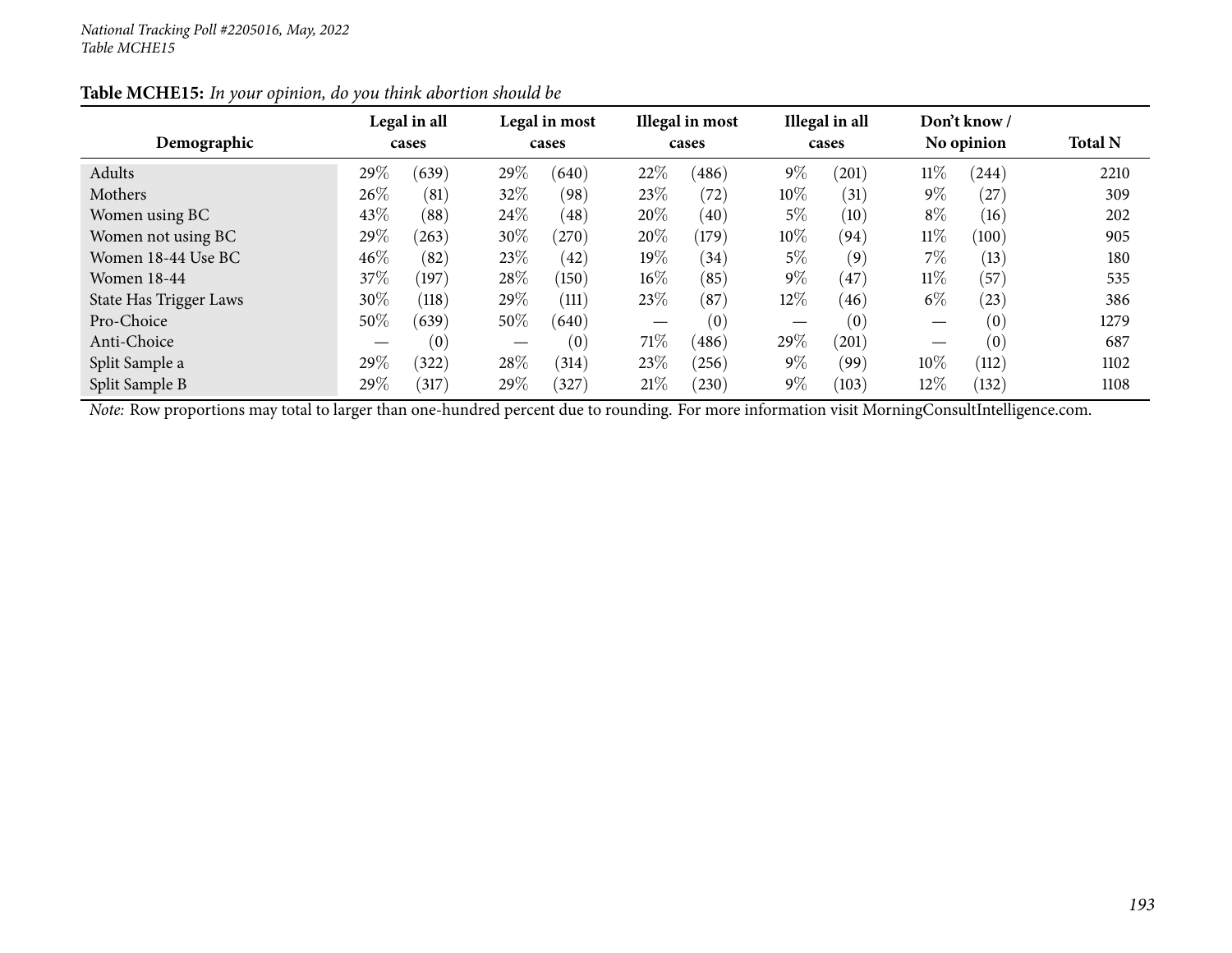*National Tracking Poll #2205016, May, 2022*
*Table MCHE15*

**Table MCHE15:** *In your opinion, do you think abortion should be*

| Demographic | Legal in all cases | | Legal in most cases | | Illegal in most cases | | Illegal in all cases | | Don't know / No opinion | | Total N |
|---|---|---|---|---|---|---|---|---|---|---|---|
| Adults | 29% | (639) | 29% | (640) | 22% | (486) | 9% | (201) | 11% | (244) | 2210 |
| Mothers | 26% | (81) | 32% | (98) | 23% | (72) | 10% | (31) | 9% | (27) | 309 |
| Women using BC | 43% | (88) | 24% | (48) | 20% | (40) | 5% | (10) | 8% | (16) | 202 |
| Women not using BC | 29% | (263) | 30% | (270) | 20% | (179) | 10% | (94) | 11% | (100) | 905 |
| Women 18-44 Use BC | 46% | (82) | 23% | (42) | 19% | (34) | 5% | (9) | 7% | (13) | 180 |
| Women 18-44 | 37% | (197) | 28% | (150) | 16% | (85) | 9% | (47) | 11% | (57) | 535 |
| State Has Trigger Laws | 30% | (118) | 29% | (111) | 23% | (87) | 12% | (46) | 6% | (23) | 386 |
| Pro-Choice | 50% | (639) | 50% | (640) | — | (0) | — | (0) | — | (0) | 1279 |
| Anti-Choice | — | (0) | — | (0) | 71% | (486) | 29% | (201) | — | (0) | 687 |
| Split Sample a | 29% | (322) | 28% | (314) | 23% | (256) | 9% | (99) | 10% | (112) | 1102 |
| Split Sample B | 29% | (317) | 29% | (327) | 21% | (230) | 9% | (103) | 12% | (132) | 1108 |

*Note:* Row proportions may total to larger than one-hundred percent due to rounding. For more information visit MorningConsultIntelligence.com.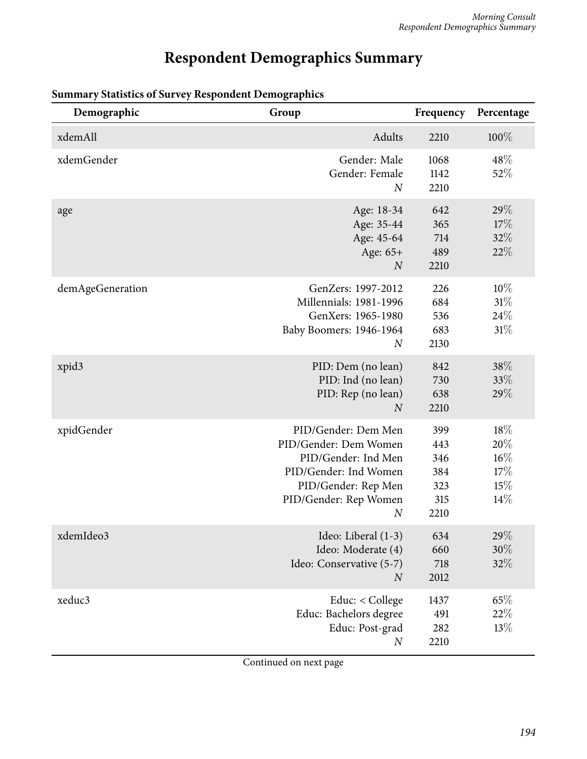# Respondent Demographics Summary

**Summary Statistics of Survey Respondent Demographics**

| Demographic | Group | Frequency | Percentage |
|---|---|---|---|
| xdemAll | Adults | 2210 | 100% |
| xdemGender | Gender: Male | 1068 | 48% |
| | Gender: Female | 1142 | 52% |
| | *N* | 2210 | |
| age | Age: 18-34 | 642 | 29% |
| | Age: 35-44 | 365 | 17% |
| | Age: 45-64 | 714 | 32% |
| | Age: 65+ | 489 | 22% |
| | *N* | 2210 | |
| demAgeGeneration | GenZers: 1997-2012 | 226 | 10% |
| | Millennials: 1981-1996 | 684 | 31% |
| | GenXers: 1965-1980 | 536 | 24% |
| | Baby Boomers: 1946-1964 | 683 | 31% |
| | *N* | 2130 | |
| xpid3 | PID: Dem (no lean) | 842 | 38% |
| | PID: Ind (no lean) | 730 | 33% |
| | PID: Rep (no lean) | 638 | 29% |
| | *N* | 2210 | |
| xpidGender | PID/Gender: Dem Men | 399 | 18% |
| | PID/Gender: Dem Women | 443 | 20% |
| | PID/Gender: Ind Men | 346 | 16% |
| | PID/Gender: Ind Women | 384 | 17% |
| | PID/Gender: Rep Men | 323 | 15% |
| | PID/Gender: Rep Women | 315 | 14% |
| | *N* | 2210 | |
| xdemIdeo3 | Ideo: Liberal (1-3) | 634 | 29% |
| | Ideo: Moderate (4) | 660 | 30% |
| | Ideo: Conservative (5-7) | 718 | 32% |
| | *N* | 2012 | |
| xeduc3 | Educ: < College | 1437 | 65% |
| | Educ: Bachelors degree | 491 | 22% |
| | Educ: Post-grad | 282 | 13% |
| | *N* | 2210 | |

Continued on next page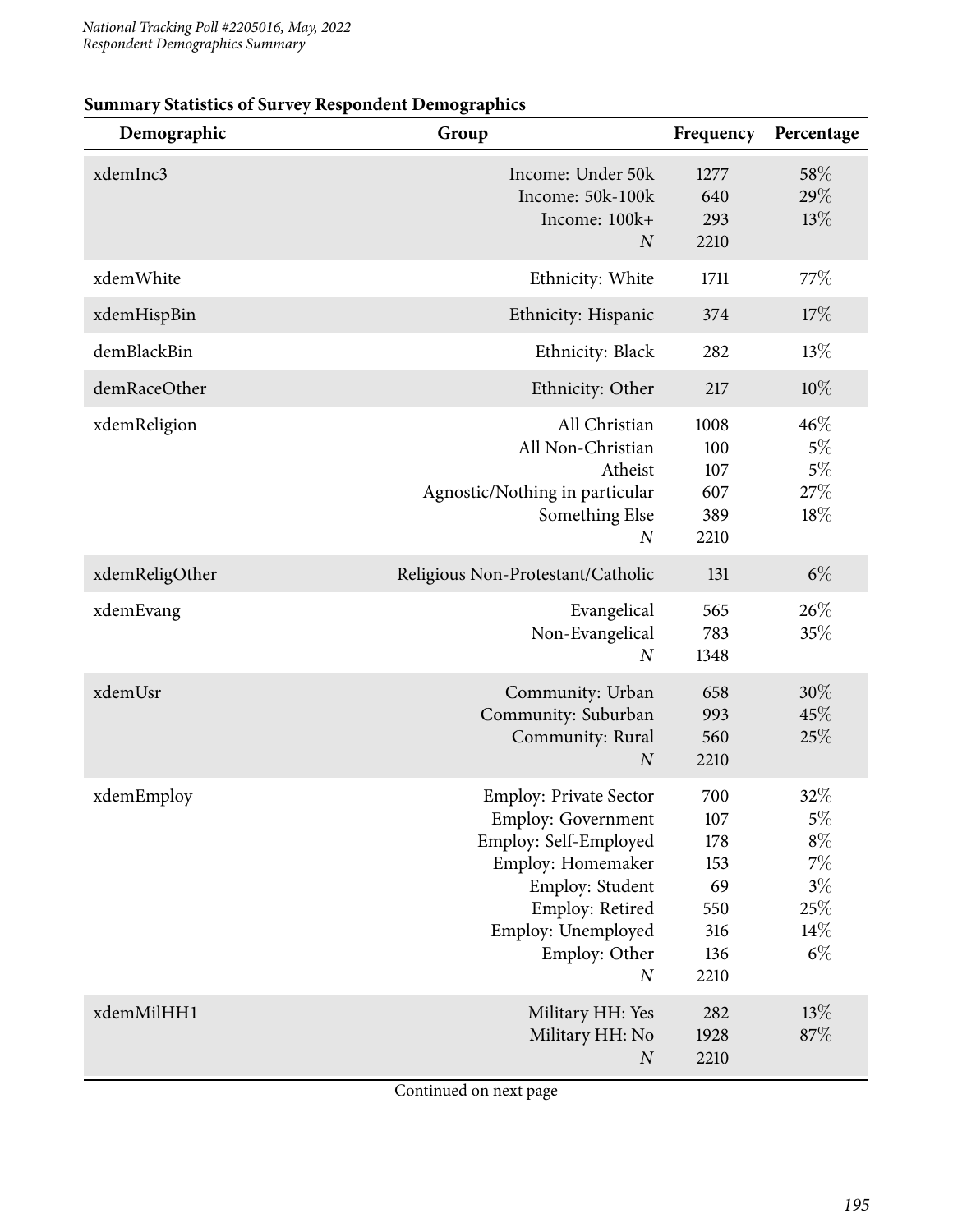**Summary Statistics of Survey Respondent Demographics**

| Demographic | Group | Frequency | Percentage |
|---|---|---|---|
| xdemInc3 | Income: Under 50k | 1277 | 58% |
| | Income: 50k-100k | 640 | 29% |
| | Income: 100k+ | 293 | 13% |
| | *N* | 2210 | |
| xdemWhite | Ethnicity: White | 1711 | 77% |
| xdemHispBin | Ethnicity: Hispanic | 374 | 17% |
| demBlackBin | Ethnicity: Black | 282 | 13% |
| demRaceOther | Ethnicity: Other | 217 | 10% |
| xdemReligion | All Christian | 1008 | 46% |
| | All Non-Christian | 100 | 5% |
| | Atheist | 107 | 5% |
| | Agnostic/Nothing in particular | 607 | 27% |
| | Something Else | 389 | 18% |
| | *N* | 2210 | |
| xdemReligOther | Religious Non-Protestant/Catholic | 131 | 6% |
| xdemEvang | Evangelical | 565 | 26% |
| | Non-Evangelical | 783 | 35% |
| | *N* | 1348 | |
| xdemUsr | Community: Urban | 658 | 30% |
| | Community: Suburban | 993 | 45% |
| | Community: Rural | 560 | 25% |
| | *N* | 2210 | |
| xdemEmploy | Employ: Private Sector | 700 | 32% |
| | Employ: Government | 107 | 5% |
| | Employ: Self-Employed | 178 | 8% |
| | Employ: Homemaker | 153 | 7% |
| | Employ: Student | 69 | 3% |
| | Employ: Retired | 550 | 25% |
| | Employ: Unemployed | 316 | 14% |
| | Employ: Other | 136 | 6% |
| | *N* | 2210 | |
| xdemMilHH1 | Military HH: Yes | 282 | 13% |
| | Military HH: No | 1928 | 87% |
| | *N* | 2210 | |

Continued on next page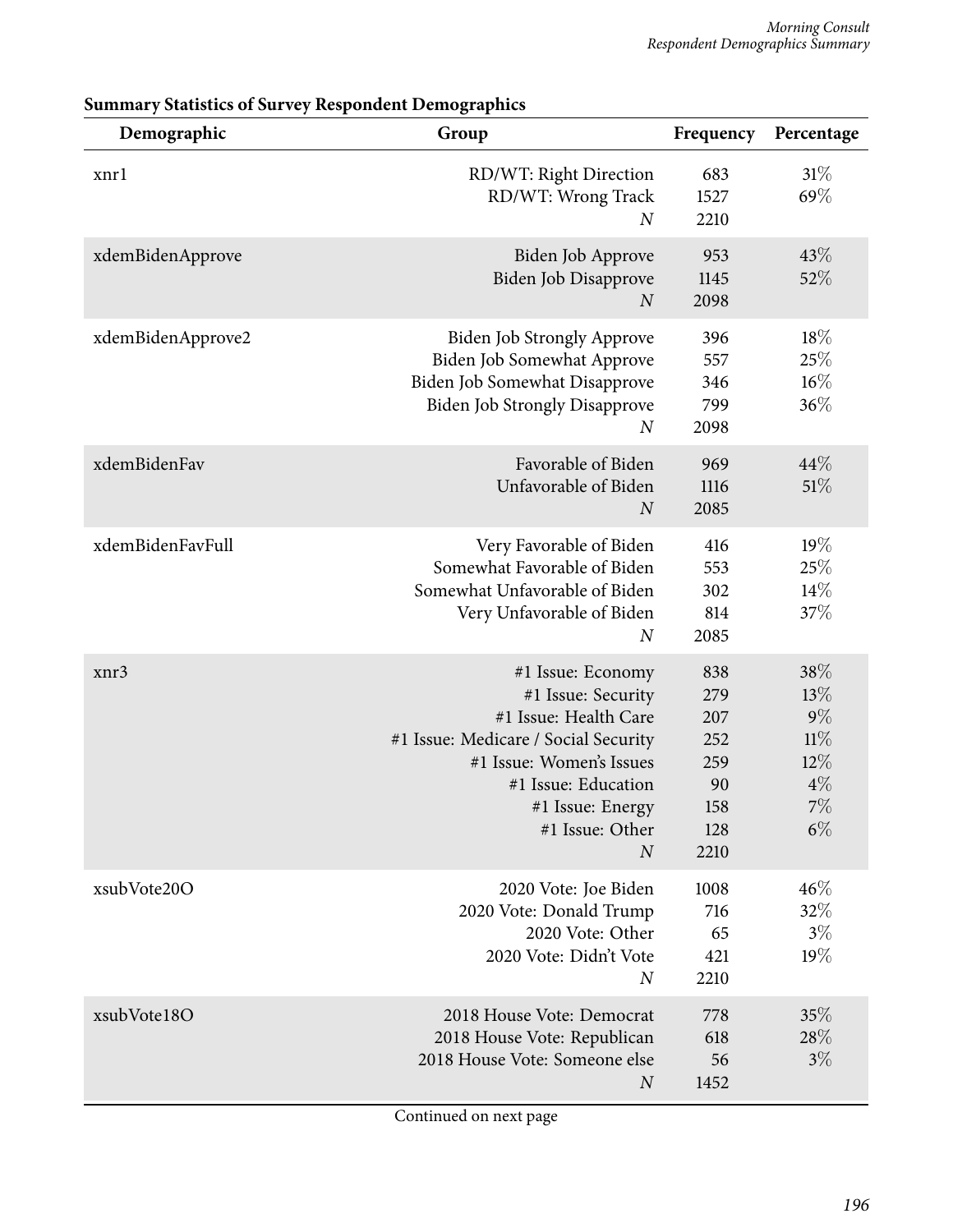**Summary Statistics of Survey Respondent Demographics**

| Demographic | Group | Frequency | Percentage |
|---|---|---|---|
| xnr1 | RD/WT: Right Direction | 683 | 31% |
| | RD/WT: Wrong Track | 1527 | 69% |
| | *N* | 2210 | |
| xdemBidenApprove | Biden Job Approve | 953 | 43% |
| | Biden Job Disapprove | 1145 | 52% |
| | *N* | 2098 | |
| xdemBidenApprove2 | Biden Job Strongly Approve | 396 | 18% |
| | Biden Job Somewhat Approve | 557 | 25% |
| | Biden Job Somewhat Disapprove | 346 | 16% |
| | Biden Job Strongly Disapprove | 799 | 36% |
| | *N* | 2098 | |
| xdemBidenFav | Favorable of Biden | 969 | 44% |
| | Unfavorable of Biden | 1116 | 51% |
| | *N* | 2085 | |
| xdemBidenFavFull | Very Favorable of Biden | 416 | 19% |
| | Somewhat Favorable of Biden | 553 | 25% |
| | Somewhat Unfavorable of Biden | 302 | 14% |
| | Very Unfavorable of Biden | 814 | 37% |
| | *N* | 2085 | |
| xnr3 | #1 Issue: Economy | 838 | 38% |
| | #1 Issue: Security | 279 | 13% |
| | #1 Issue: Health Care | 207 | 9% |
| | #1 Issue: Medicare / Social Security | 252 | 11% |
| | #1 Issue: Women's Issues | 259 | 12% |
| | #1 Issue: Education | 90 | 4% |
| | #1 Issue: Energy | 158 | 7% |
| | #1 Issue: Other | 128 | 6% |
| | *N* | 2210 | |
| xsubVote20O | 2020 Vote: Joe Biden | 1008 | 46% |
| | 2020 Vote: Donald Trump | 716 | 32% |
| | 2020 Vote: Other | 65 | 3% |
| | 2020 Vote: Didn't Vote | 421 | 19% |
| | *N* | 2210 | |
| xsubVote18O | 2018 House Vote: Democrat | 778 | 35% |
| | 2018 House Vote: Republican | 618 | 28% |
| | 2018 House Vote: Someone else | 56 | 3% |
| | *N* | 1452 | |

Continued on next page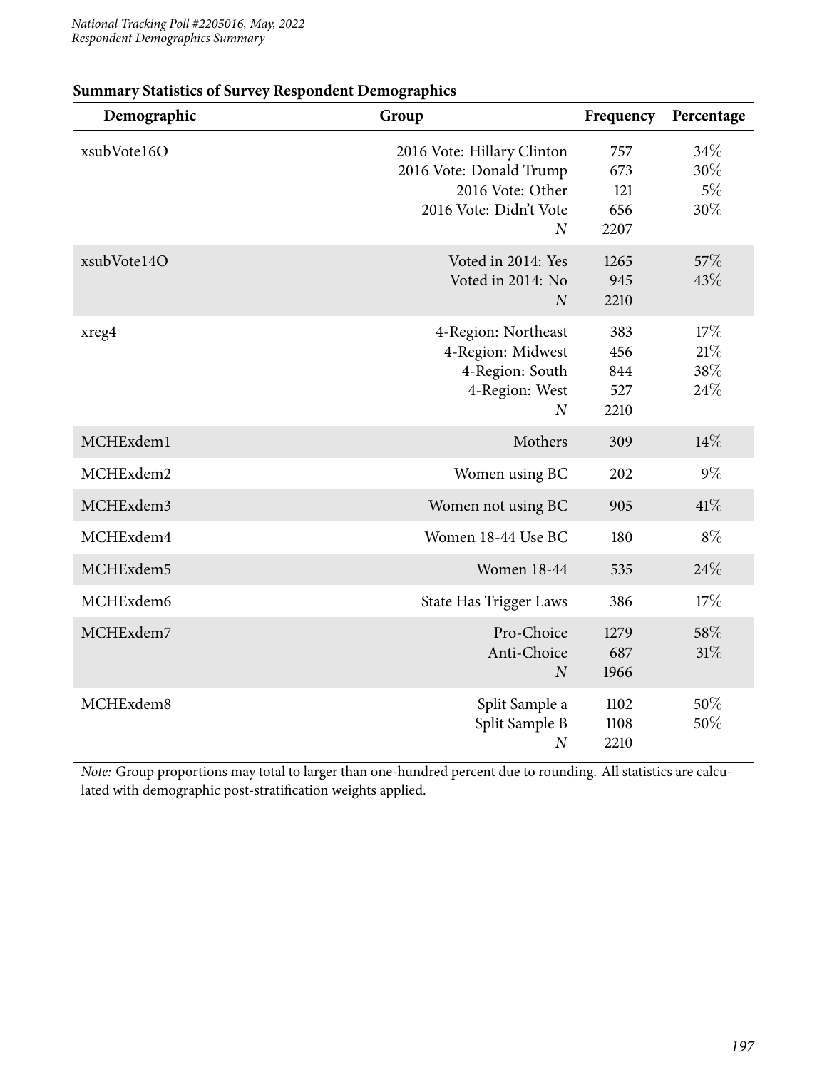**Summary Statistics of Survey Respondent Demographics**

| Demographic | Group | Frequency | Percentage |
|---|---|---|---|
| xsubVote16O | 2016 Vote: Hillary Clinton | 757 | 34% |
| | 2016 Vote: Donald Trump | 673 | 30% |
| | 2016 Vote: Other | 121 | 5% |
| | 2016 Vote: Didn't Vote | 656 | 30% |
| | *N* | 2207 | |
| xsubVote14O | Voted in 2014: Yes | 1265 | 57% |
| | Voted in 2014: No | 945 | 43% |
| | *N* | 2210 | |
| xreg4 | 4-Region: Northeast | 383 | 17% |
| | 4-Region: Midwest | 456 | 21% |
| | 4-Region: South | 844 | 38% |
| | 4-Region: West | 527 | 24% |
| | *N* | 2210 | |
| MCHExdem1 | Mothers | 309 | 14% |
| MCHExdem2 | Women using BC | 202 | 9% |
| MCHExdem3 | Women not using BC | 905 | 41% |
| MCHExdem4 | Women 18-44 Use BC | 180 | 8% |
| MCHExdem5 | Women 18-44 | 535 | 24% |
| MCHExdem6 | State Has Trigger Laws | 386 | 17% |
| MCHExdem7 | Pro-Choice | 1279 | 58% |
| | Anti-Choice | 687 | 31% |
| | *N* | 1966 | |
| MCHExdem8 | Split Sample a | 1102 | 50% |
| | Split Sample B | 1108 | 50% |
| | *N* | 2210 | |

*Note:* Group proportions may total to larger than one-hundred percent due to rounding. All statistics are calculated with demographic post-stratification weights applied.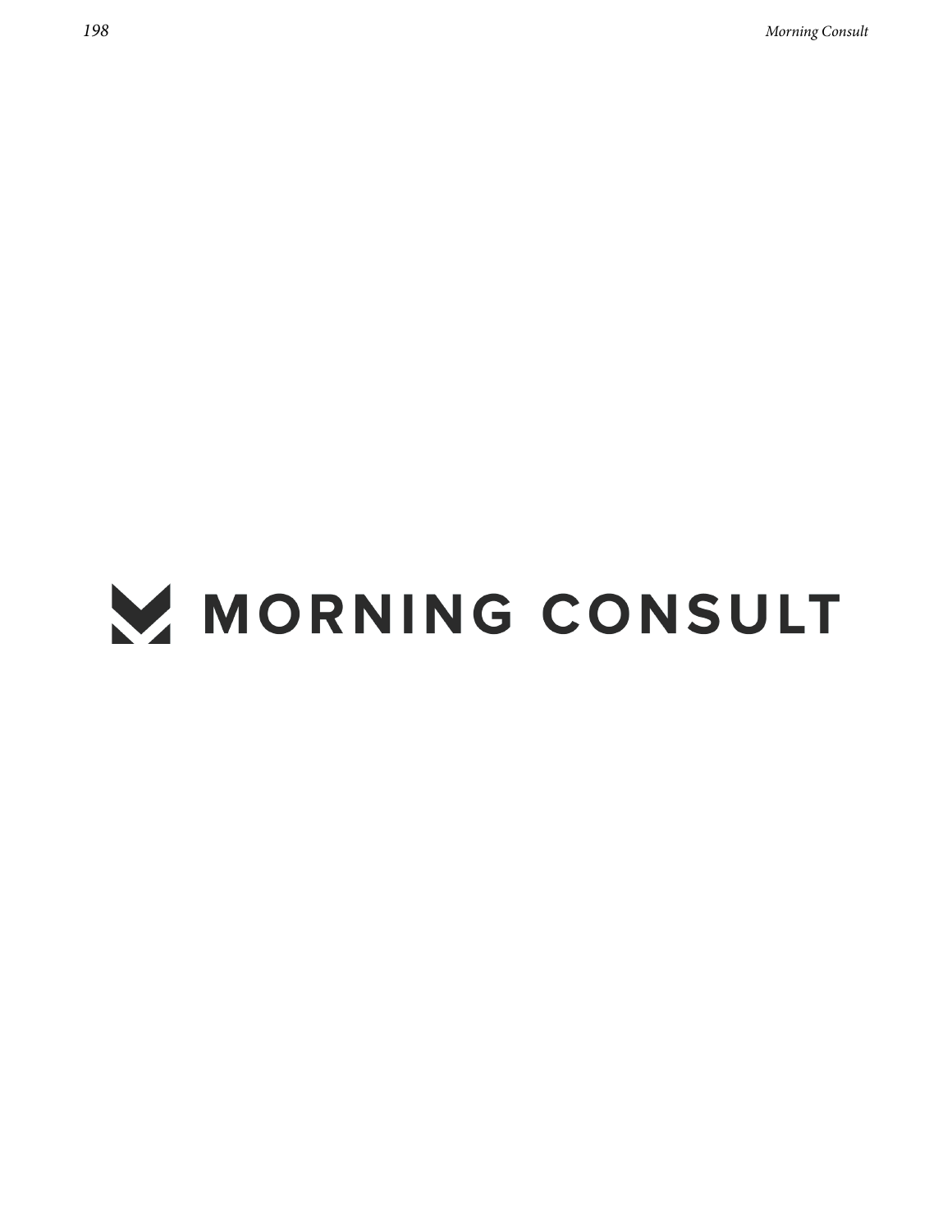MORNING CONSULT